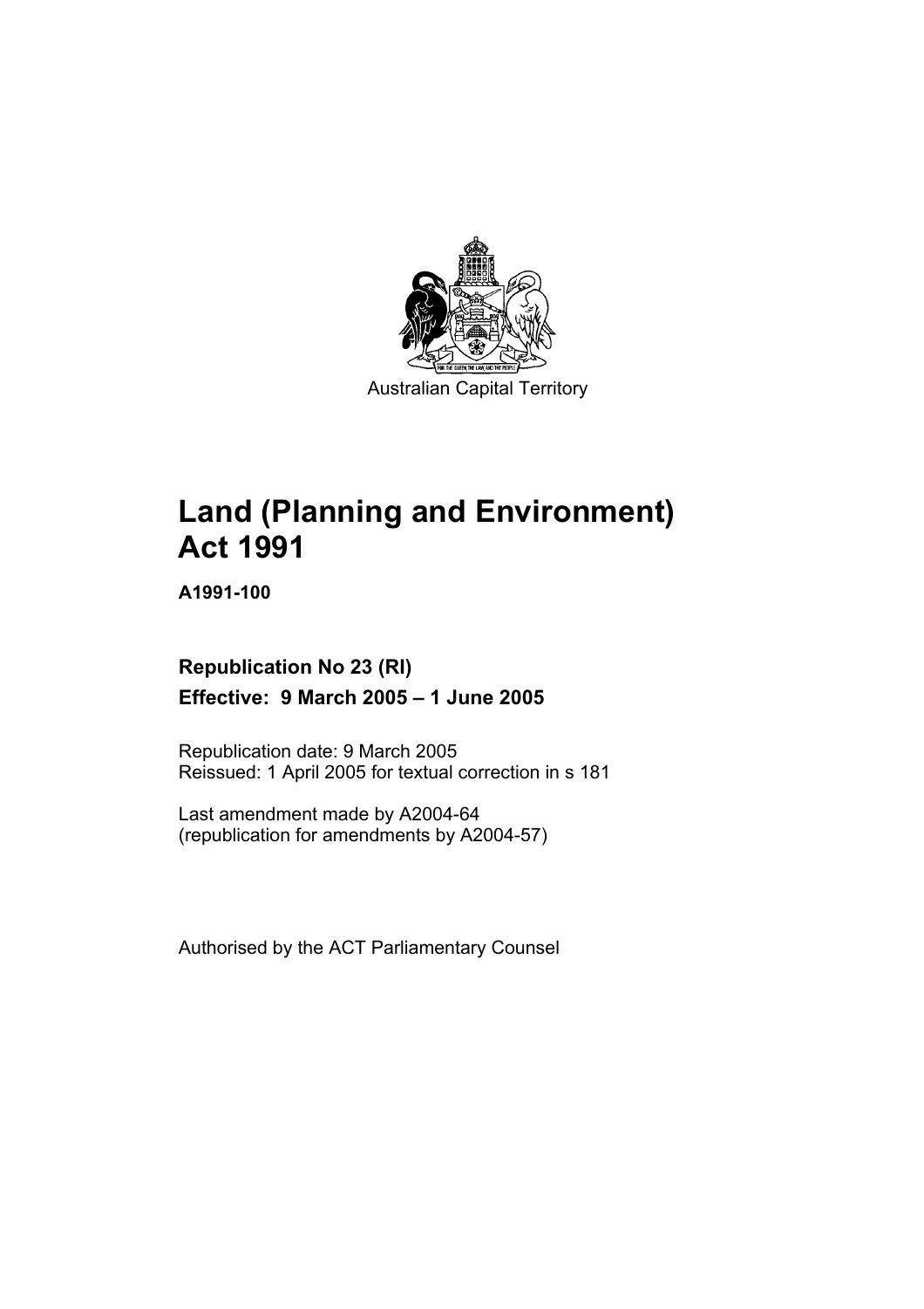Australian Capital Territory

# Land (Planning and Environment) Act 1991

**A1991-100**

**Republication No 23 (RI)**

**Effective: 9 March 2005 – 1 June 2005**

Republication date: 9 March 2005
Reissued: 1 April 2005 for textual correction in s 181

Last amendment made by A2004-64
(republication for amendments by A2004-57)

Authorised by the ACT Parliamentary Counsel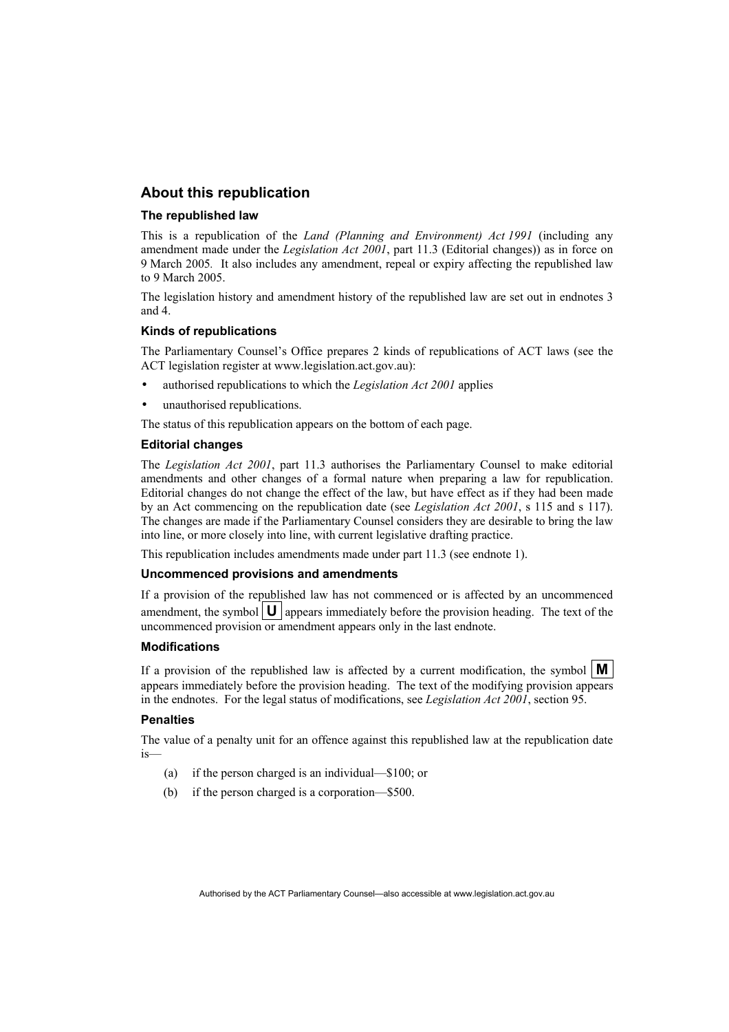## About this republication

### The republished law

This is a republication of the *Land (Planning and Environment) Act 1991* (including any amendment made under the *Legislation Act 2001*, part 11.3 (Editorial changes)) as in force on 9 March 2005. It also includes any amendment, repeal or expiry affecting the republished law to 9 March 2005.

The legislation history and amendment history of the republished law are set out in endnotes 3 and 4.

### Kinds of republications

The Parliamentary Counsel's Office prepares 2 kinds of republications of ACT laws (see the ACT legislation register at www.legislation.act.gov.au):

- authorised republications to which the *Legislation Act 2001* applies
- unauthorised republications.

The status of this republication appears on the bottom of each page.

### Editorial changes

The *Legislation Act 2001*, part 11.3 authorises the Parliamentary Counsel to make editorial amendments and other changes of a formal nature when preparing a law for republication. Editorial changes do not change the effect of the law, but have effect as if they had been made by an Act commencing on the republication date (see *Legislation Act 2001*, s 115 and s 117). The changes are made if the Parliamentary Counsel considers they are desirable to bring the law into line, or more closely into line, with current legislative drafting practice.

This republication includes amendments made under part 11.3 (see endnote 1).

### Uncommenced provisions and amendments

If a provision of the republished law has not commenced or is affected by an uncommenced amendment, the symbol **U** appears immediately before the provision heading. The text of the uncommenced provision or amendment appears only in the last endnote.

### Modifications

If a provision of the republished law is affected by a current modification, the symbol **M** appears immediately before the provision heading. The text of the modifying provision appears in the endnotes. For the legal status of modifications, see *Legislation Act 2001*, section 95.

### Penalties

The value of a penalty unit for an offence against this republished law at the republication date is—

(a) if the person charged is an individual—$100; or

(b) if the person charged is a corporation—$500.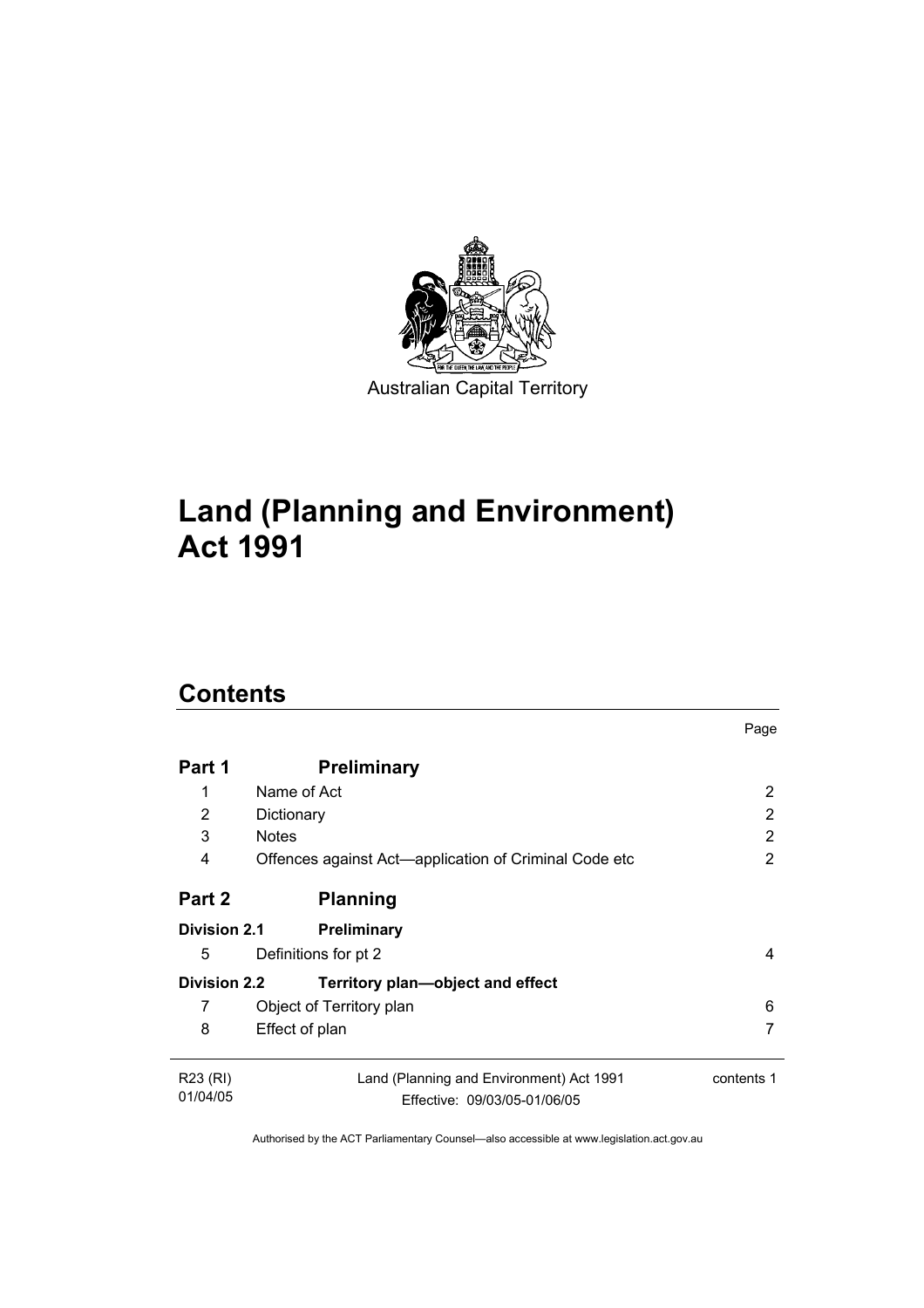Australian Capital Territory

# Land (Planning and Environment) Act 1991

## Contents

| | | Page |
|---|---|---|
| **Part 1** | **Preliminary** | |
| 1 | Name of Act | 2 |
| 2 | Dictionary | 2 |
| 3 | Notes | 2 |
| 4 | Offences against Act—application of Criminal Code etc | 2 |
| **Part 2** | **Planning** | |
| **Division 2.1** | **Preliminary** | |
| 5 | Definitions for pt 2 | 4 |
| **Division 2.2** | **Territory plan—object and effect** | |
| 7 | Object of Territory plan | 6 |
| 8 | Effect of plan | 7 |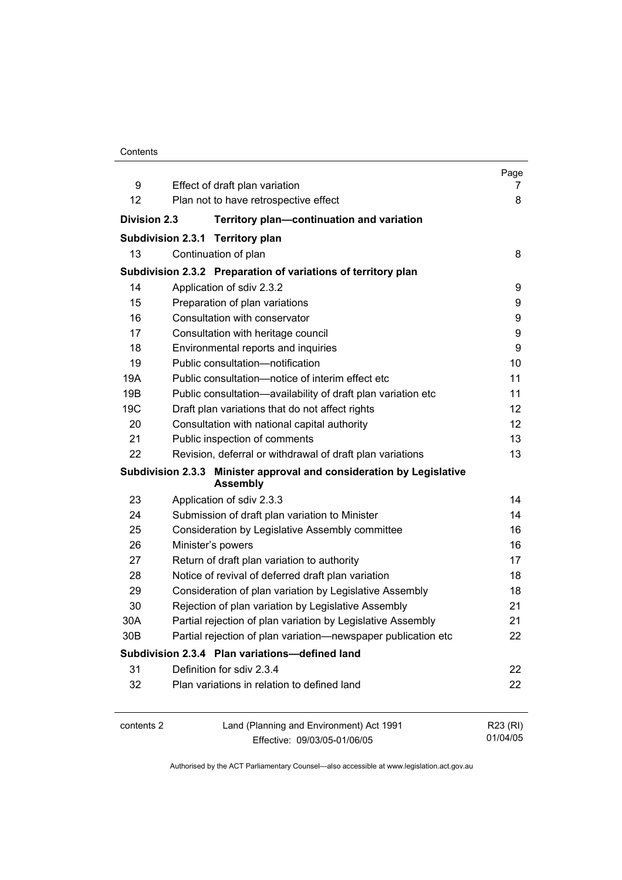| | | Page |
|---|---|---|
| 9 | Effect of draft plan variation | 7 |
| 12 | Plan not to have retrospective effect | 8 |
| **Division 2.3** | **Territory plan—continuation and variation** | |
| **Subdivision 2.3.1** | **Territory plan** | |
| 13 | Continuation of plan | 8 |
| **Subdivision 2.3.2** | **Preparation of variations of territory plan** | |
| 14 | Application of sdiv 2.3.2 | 9 |
| 15 | Preparation of plan variations | 9 |
| 16 | Consultation with conservator | 9 |
| 17 | Consultation with heritage council | 9 |
| 18 | Environmental reports and inquiries | 9 |
| 19 | Public consultation—notification | 10 |
| 19A | Public consultation—notice of interim effect etc | 11 |
| 19B | Public consultation—availability of draft plan variation etc | 11 |
| 19C | Draft plan variations that do not affect rights | 12 |
| 20 | Consultation with national capital authority | 12 |
| 21 | Public inspection of comments | 13 |
| 22 | Revision, deferral or withdrawal of draft plan variations | 13 |
| **Subdivision 2.3.3** | **Minister approval and consideration by Legislative Assembly** | |
| 23 | Application of sdiv 2.3.3 | 14 |
| 24 | Submission of draft plan variation to Minister | 14 |
| 25 | Consideration by Legislative Assembly committee | 16 |
| 26 | Minister's powers | 16 |
| 27 | Return of draft plan variation to authority | 17 |
| 28 | Notice of revival of deferred draft plan variation | 18 |
| 29 | Consideration of plan variation by Legislative Assembly | 18 |
| 30 | Rejection of plan variation by Legislative Assembly | 21 |
| 30A | Partial rejection of plan variation by Legislative Assembly | 21 |
| 30B | Partial rejection of plan variation—newspaper publication etc | 22 |
| **Subdivision 2.3.4** | **Plan variations—defined land** | |
| 31 | Definition for sdiv 2.3.4 | 22 |
| 32 | Plan variations in relation to defined land | 22 |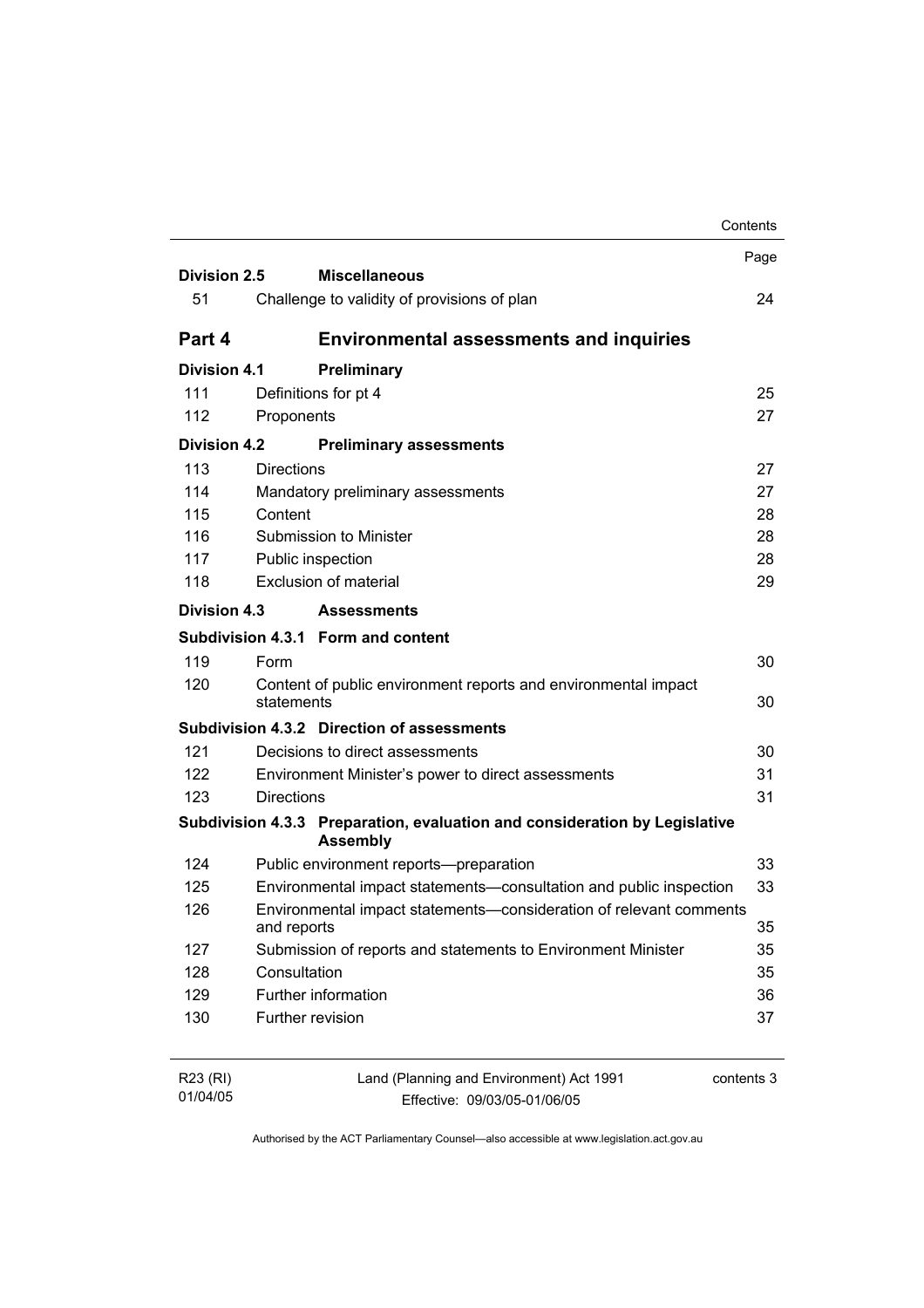| | | Page |
|---|---|---|
| **Division 2.5** | **Miscellaneous** | |
| 51 | Challenge to validity of provisions of plan | 24 |
| **Part 4** | **Environmental assessments and inquiries** | |
| **Division 4.1** | **Preliminary** | |
| 111 | Definitions for pt 4 | 25 |
| 112 | Proponents | 27 |
| **Division 4.2** | **Preliminary assessments** | |
| 113 | Directions | 27 |
| 114 | Mandatory preliminary assessments | 27 |
| 115 | Content | 28 |
| 116 | Submission to Minister | 28 |
| 117 | Public inspection | 28 |
| 118 | Exclusion of material | 29 |
| **Division 4.3** | **Assessments** | |
| **Subdivision 4.3.1** | **Form and content** | |
| 119 | Form | 30 |
| 120 | Content of public environment reports and environmental impact statements | 30 |
| **Subdivision 4.3.2** | **Direction of assessments** | |
| 121 | Decisions to direct assessments | 30 |
| 122 | Environment Minister's power to direct assessments | 31 |
| 123 | Directions | 31 |
| **Subdivision 4.3.3** | **Preparation, evaluation and consideration by Legislative Assembly** | |
| 124 | Public environment reports—preparation | 33 |
| 125 | Environmental impact statements—consultation and public inspection | 33 |
| 126 | Environmental impact statements—consideration of relevant comments and reports | 35 |
| 127 | Submission of reports and statements to Environment Minister | 35 |
| 128 | Consultation | 35 |
| 129 | Further information | 36 |
| 130 | Further revision | 37 |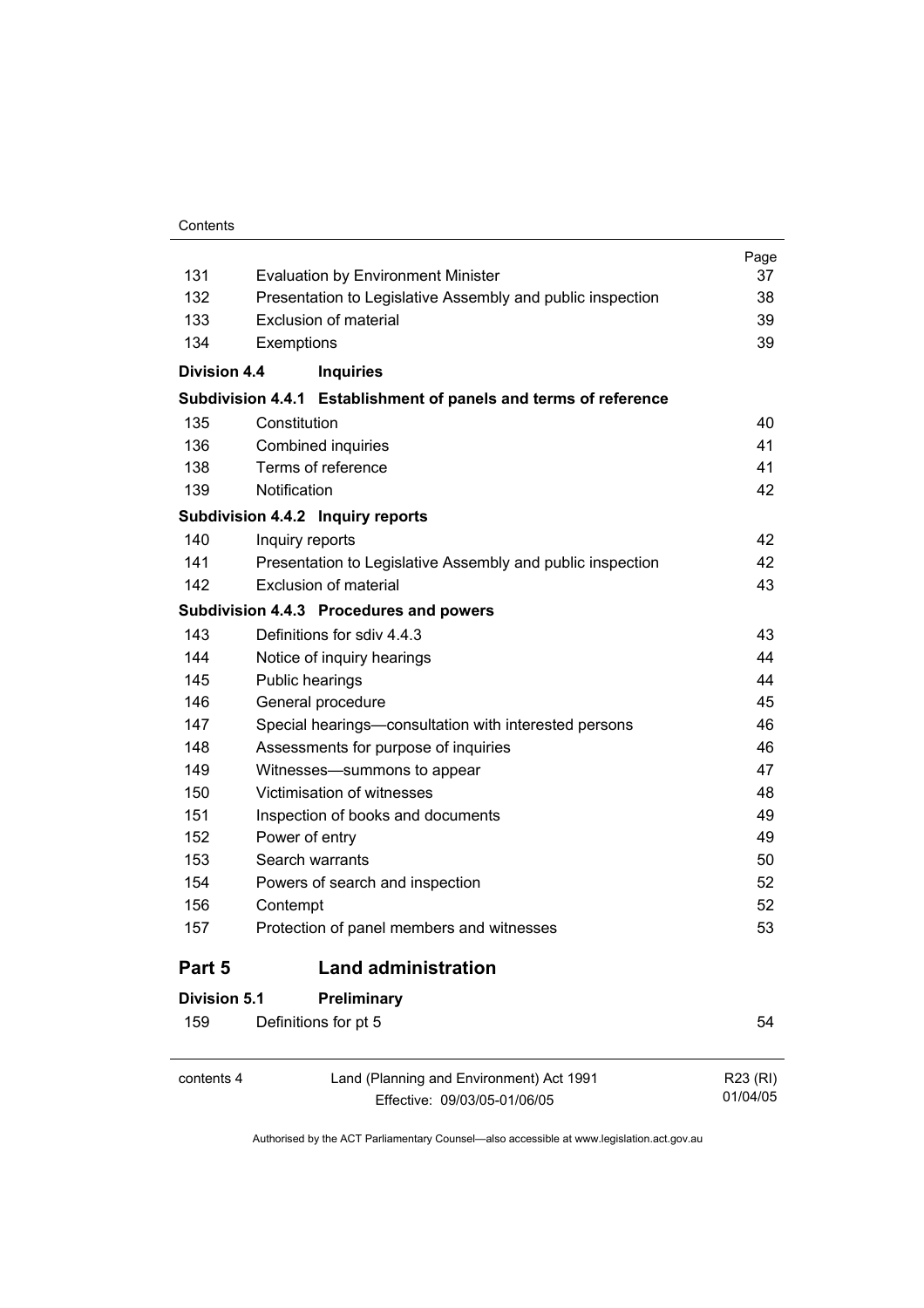| | | Page |
|---|---|---|
| 131 | Evaluation by Environment Minister | 37 |
| 132 | Presentation to Legislative Assembly and public inspection | 38 |
| 133 | Exclusion of material | 39 |
| 134 | Exemptions | 39 |
| **Division 4.4** | **Inquiries** | |
| **Subdivision 4.4.1** | **Establishment of panels and terms of reference** | |
| 135 | Constitution | 40 |
| 136 | Combined inquiries | 41 |
| 138 | Terms of reference | 41 |
| 139 | Notification | 42 |
| **Subdivision 4.4.2** | **Inquiry reports** | |
| 140 | Inquiry reports | 42 |
| 141 | Presentation to Legislative Assembly and public inspection | 42 |
| 142 | Exclusion of material | 43 |
| **Subdivision 4.4.3** | **Procedures and powers** | |
| 143 | Definitions for sdiv 4.4.3 | 43 |
| 144 | Notice of inquiry hearings | 44 |
| 145 | Public hearings | 44 |
| 146 | General procedure | 45 |
| 147 | Special hearings—consultation with interested persons | 46 |
| 148 | Assessments for purpose of inquiries | 46 |
| 149 | Witnesses—summons to appear | 47 |
| 150 | Victimisation of witnesses | 48 |
| 151 | Inspection of books and documents | 49 |
| 152 | Power of entry | 49 |
| 153 | Search warrants | 50 |
| 154 | Powers of search and inspection | 52 |
| 156 | Contempt | 52 |
| 157 | Protection of panel members and witnesses | 53 |
| **Part 5** | **Land administration** | |
| **Division 5.1** | **Preliminary** | |
| 159 | Definitions for pt 5 | 54 |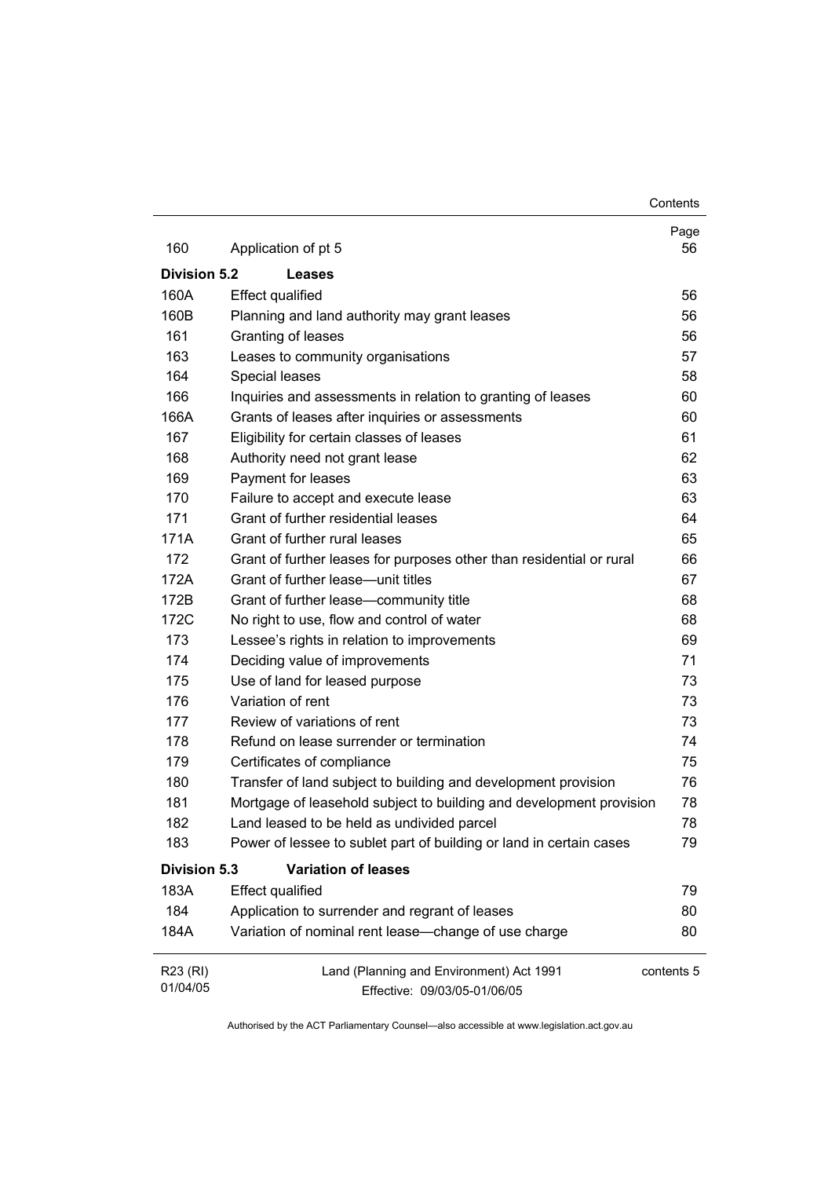| | | Page |
|---|---|---|
| 160 | Application of pt 5 | 56 |
| **Division 5.2** | **Leases** | |
| 160A | Effect qualified | 56 |
| 160B | Planning and land authority may grant leases | 56 |
| 161 | Granting of leases | 56 |
| 163 | Leases to community organisations | 57 |
| 164 | Special leases | 58 |
| 166 | Inquiries and assessments in relation to granting of leases | 60 |
| 166A | Grants of leases after inquiries or assessments | 60 |
| 167 | Eligibility for certain classes of leases | 61 |
| 168 | Authority need not grant lease | 62 |
| 169 | Payment for leases | 63 |
| 170 | Failure to accept and execute lease | 63 |
| 171 | Grant of further residential leases | 64 |
| 171A | Grant of further rural leases | 65 |
| 172 | Grant of further leases for purposes other than residential or rural | 66 |
| 172A | Grant of further lease—unit titles | 67 |
| 172B | Grant of further lease—community title | 68 |
| 172C | No right to use, flow and control of water | 68 |
| 173 | Lessee's rights in relation to improvements | 69 |
| 174 | Deciding value of improvements | 71 |
| 175 | Use of land for leased purpose | 73 |
| 176 | Variation of rent | 73 |
| 177 | Review of variations of rent | 73 |
| 178 | Refund on lease surrender or termination | 74 |
| 179 | Certificates of compliance | 75 |
| 180 | Transfer of land subject to building and development provision | 76 |
| 181 | Mortgage of leasehold subject to building and development provision | 78 |
| 182 | Land leased to be held as undivided parcel | 78 |
| 183 | Power of lessee to sublet part of building or land in certain cases | 79 |
| **Division 5.3** | **Variation of leases** | |
| 183A | Effect qualified | 79 |
| 184 | Application to surrender and regrant of leases | 80 |
| 184A | Variation of nominal rent lease—change of use charge | 80 |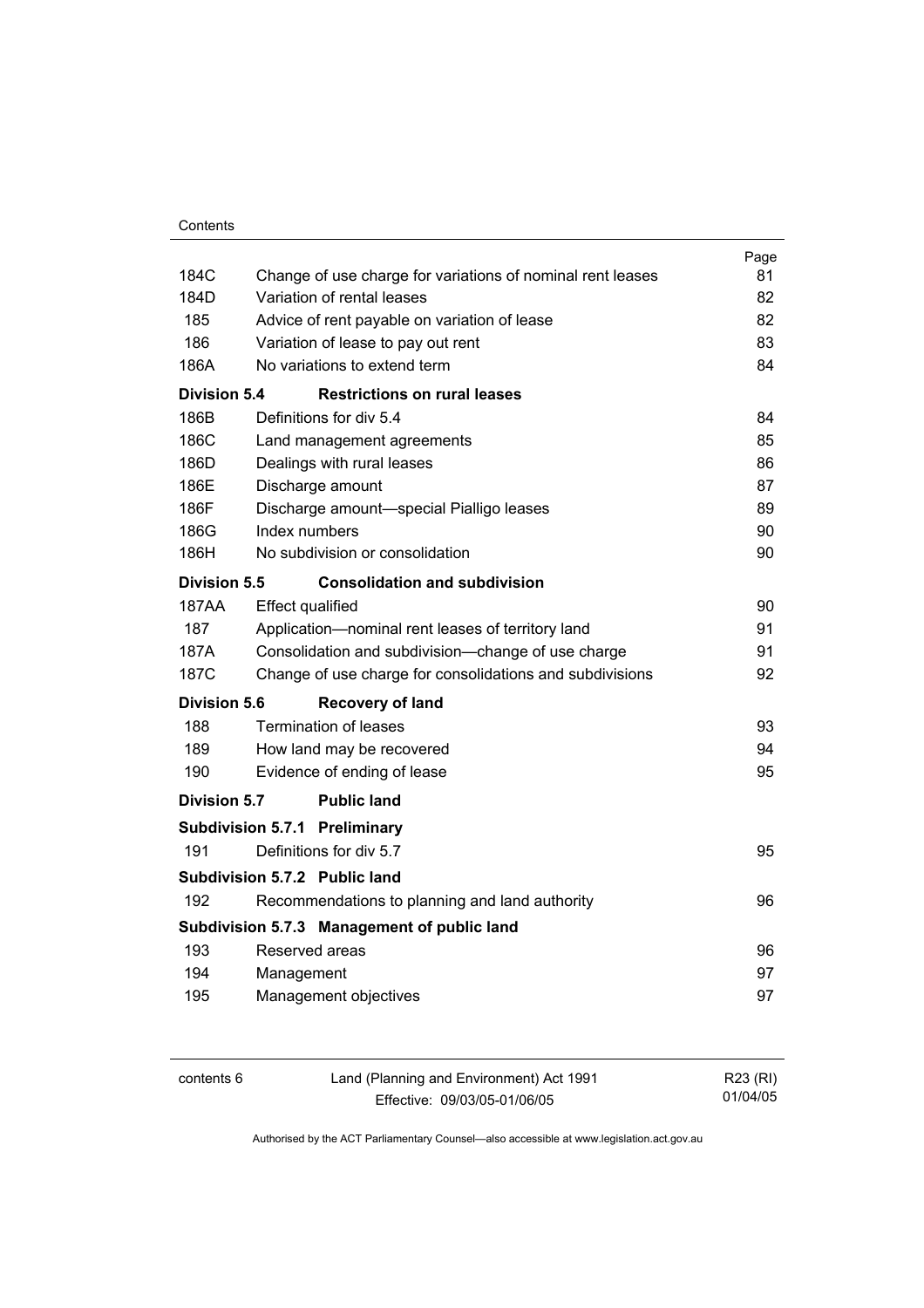| | | Page |
|---|---|---|
| 184C | Change of use charge for variations of nominal rent leases | 81 |
| 184D | Variation of rental leases | 82 |
| 185 | Advice of rent payable on variation of lease | 82 |
| 186 | Variation of lease to pay out rent | 83 |
| 186A | No variations to extend term | 84 |
| **Division 5.4** | **Restrictions on rural leases** | |
| 186B | Definitions for div 5.4 | 84 |
| 186C | Land management agreements | 85 |
| 186D | Dealings with rural leases | 86 |
| 186E | Discharge amount | 87 |
| 186F | Discharge amount—special Pialligo leases | 89 |
| 186G | Index numbers | 90 |
| 186H | No subdivision or consolidation | 90 |
| **Division 5.5** | **Consolidation and subdivision** | |
| 187AA | Effect qualified | 90 |
| 187 | Application—nominal rent leases of territory land | 91 |
| 187A | Consolidation and subdivision—change of use charge | 91 |
| 187C | Change of use charge for consolidations and subdivisions | 92 |
| **Division 5.6** | **Recovery of land** | |
| 188 | Termination of leases | 93 |
| 189 | How land may be recovered | 94 |
| 190 | Evidence of ending of lease | 95 |
| **Division 5.7** | **Public land** | |
| **Subdivision 5.7.1** | **Preliminary** | |
| 191 | Definitions for div 5.7 | 95 |
| **Subdivision 5.7.2** | **Public land** | |
| 192 | Recommendations to planning and land authority | 96 |
| **Subdivision 5.7.3** | **Management of public land** | |
| 193 | Reserved areas | 96 |
| 194 | Management | 97 |
| 195 | Management objectives | 97 |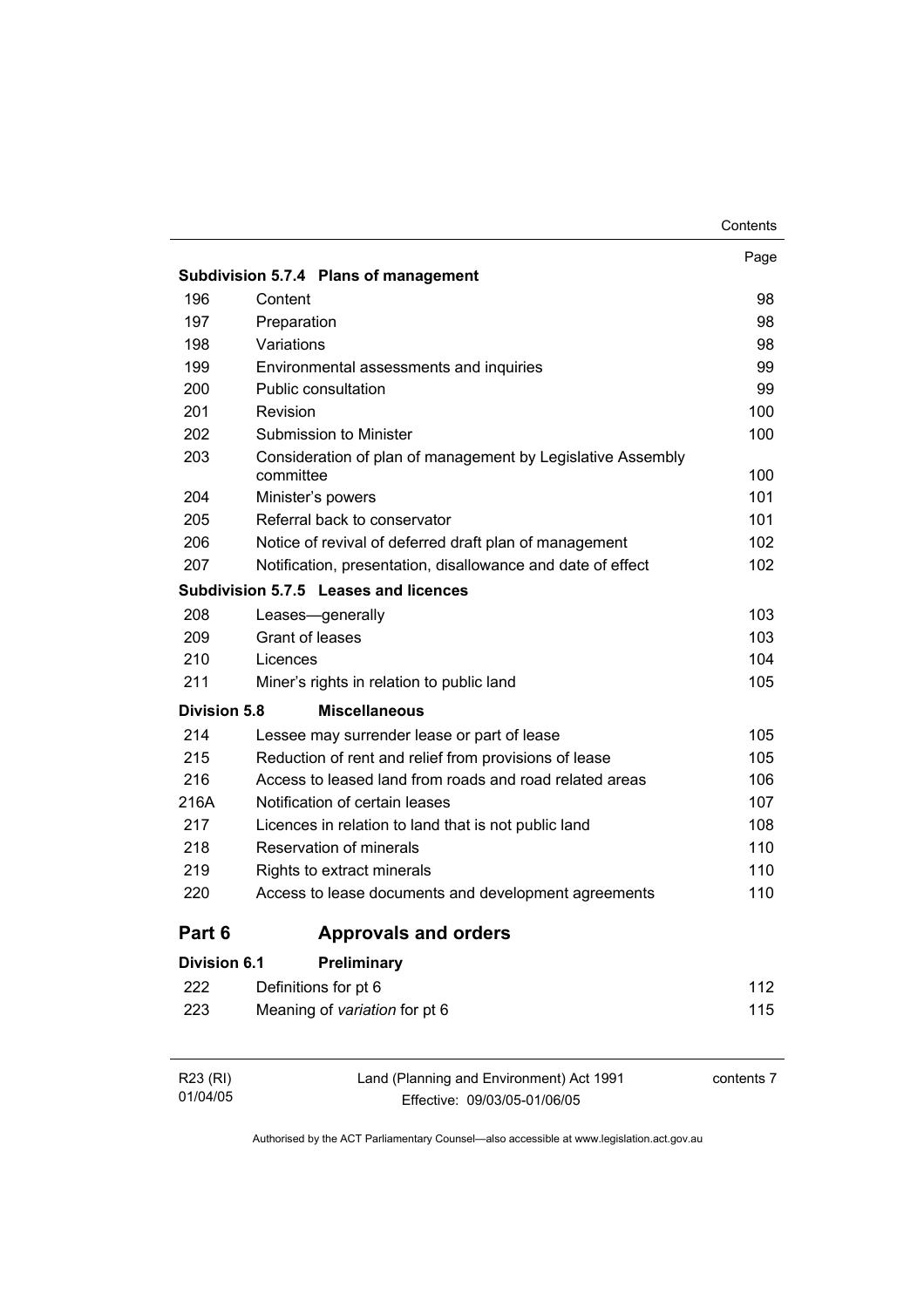| | | Page |
|---|---|---|
| **Subdivision 5.7.4** | **Plans of management** | |
| 196 | Content | 98 |
| 197 | Preparation | 98 |
| 198 | Variations | 98 |
| 199 | Environmental assessments and inquiries | 99 |
| 200 | Public consultation | 99 |
| 201 | Revision | 100 |
| 202 | Submission to Minister | 100 |
| 203 | Consideration of plan of management by Legislative Assembly committee | 100 |
| 204 | Minister's powers | 101 |
| 205 | Referral back to conservator | 101 |
| 206 | Notice of revival of deferred draft plan of management | 102 |
| 207 | Notification, presentation, disallowance and date of effect | 102 |
| **Subdivision 5.7.5** | **Leases and licences** | |
| 208 | Leases—generally | 103 |
| 209 | Grant of leases | 103 |
| 210 | Licences | 104 |
| 211 | Miner's rights in relation to public land | 105 |
| **Division 5.8** | **Miscellaneous** | |
| 214 | Lessee may surrender lease or part of lease | 105 |
| 215 | Reduction of rent and relief from provisions of lease | 105 |
| 216 | Access to leased land from roads and road related areas | 106 |
| 216A | Notification of certain leases | 107 |
| 217 | Licences in relation to land that is not public land | 108 |
| 218 | Reservation of minerals | 110 |
| 219 | Rights to extract minerals | 110 |
| 220 | Access to lease documents and development agreements | 110 |

## Part 6 Approvals and orders

| | | |
|---|---|---|
| **Division 6.1** | **Preliminary** | |
| 222 | Definitions for pt 6 | 112 |
| 223 | Meaning of *variation* for pt 6 | 115 |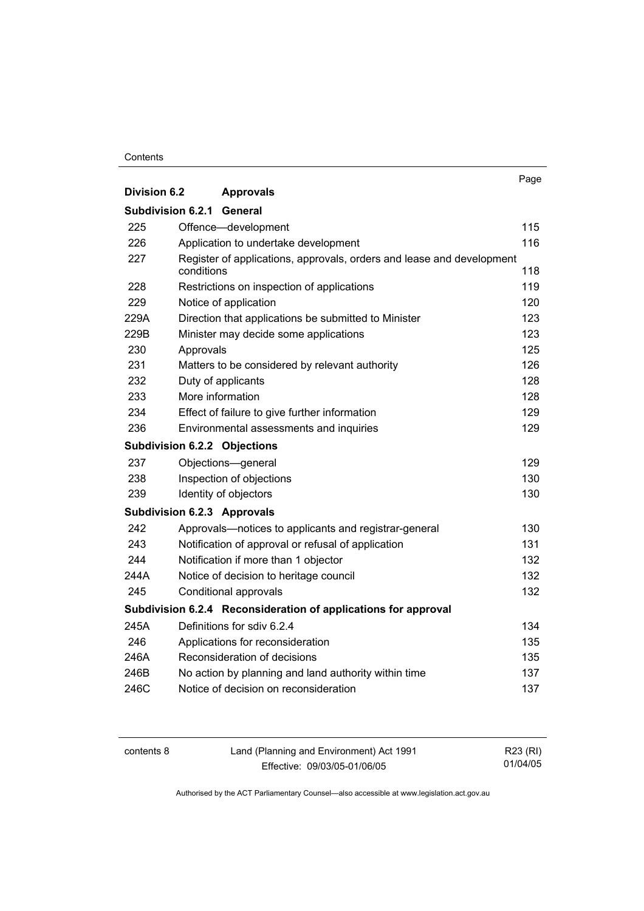| | | Page |
|---|---|---|
| **Division 6.2** | **Approvals** | |
| **Subdivision 6.2.1** | **General** | |
| 225 | Offence—development | 115 |
| 226 | Application to undertake development | 116 |
| 227 | Register of applications, approvals, orders and lease and development conditions | 118 |
| 228 | Restrictions on inspection of applications | 119 |
| 229 | Notice of application | 120 |
| 229A | Direction that applications be submitted to Minister | 123 |
| 229B | Minister may decide some applications | 123 |
| 230 | Approvals | 125 |
| 231 | Matters to be considered by relevant authority | 126 |
| 232 | Duty of applicants | 128 |
| 233 | More information | 128 |
| 234 | Effect of failure to give further information | 129 |
| 236 | Environmental assessments and inquiries | 129 |
| **Subdivision 6.2.2** | **Objections** | |
| 237 | Objections—general | 129 |
| 238 | Inspection of objections | 130 |
| 239 | Identity of objectors | 130 |
| **Subdivision 6.2.3** | **Approvals** | |
| 242 | Approvals—notices to applicants and registrar-general | 130 |
| 243 | Notification of approval or refusal of application | 131 |
| 244 | Notification if more than 1 objector | 132 |
| 244A | Notice of decision to heritage council | 132 |
| 245 | Conditional approvals | 132 |
| **Subdivision 6.2.4** | **Reconsideration of applications for approval** | |
| 245A | Definitions for sdiv 6.2.4 | 134 |
| 246 | Applications for reconsideration | 135 |
| 246A | Reconsideration of decisions | 135 |
| 246B | No action by planning and land authority within time | 137 |
| 246C | Notice of decision on reconsideration | 137 |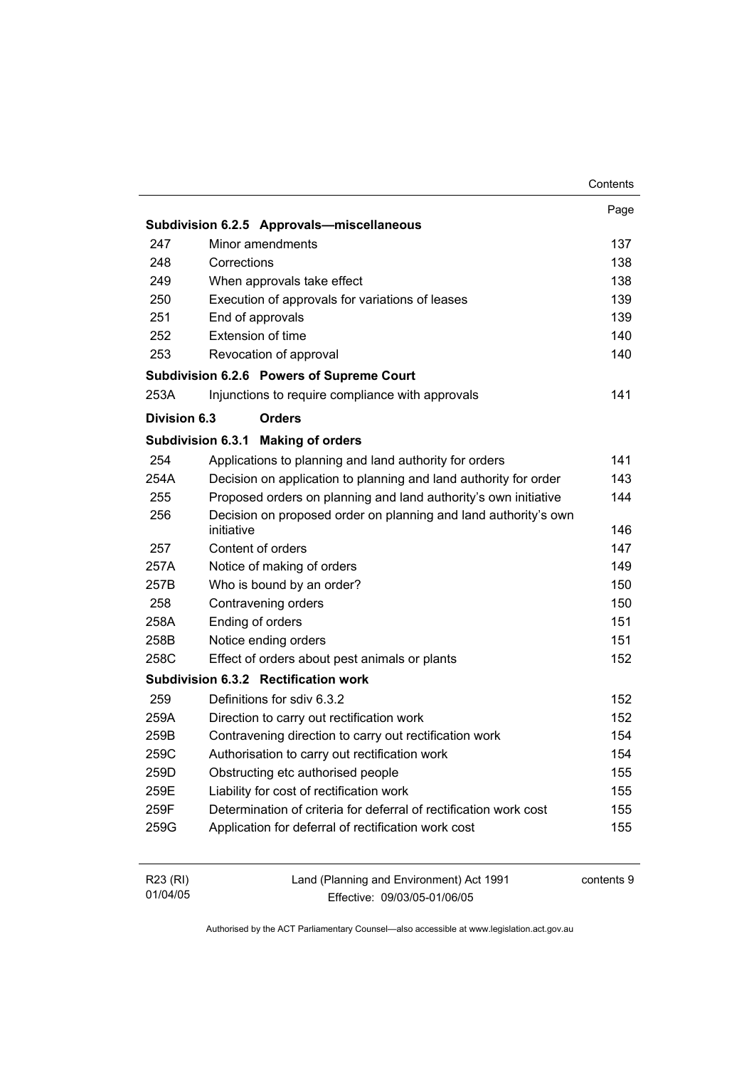| | | Page |
|---|---|---|
| **Subdivision 6.2.5** | **Approvals—miscellaneous** | |
| 247 | Minor amendments | 137 |
| 248 | Corrections | 138 |
| 249 | When approvals take effect | 138 |
| 250 | Execution of approvals for variations of leases | 139 |
| 251 | End of approvals | 139 |
| 252 | Extension of time | 140 |
| 253 | Revocation of approval | 140 |
| **Subdivision 6.2.6** | **Powers of Supreme Court** | |
| 253A | Injunctions to require compliance with approvals | 141 |
| **Division 6.3** | **Orders** | |
| **Subdivision 6.3.1** | **Making of orders** | |
| 254 | Applications to planning and land authority for orders | 141 |
| 254A | Decision on application to planning and land authority for order | 143 |
| 255 | Proposed orders on planning and land authority's own initiative | 144 |
| 256 | Decision on proposed order on planning and land authority's own initiative | 146 |
| 257 | Content of orders | 147 |
| 257A | Notice of making of orders | 149 |
| 257B | Who is bound by an order? | 150 |
| 258 | Contravening orders | 150 |
| 258A | Ending of orders | 151 |
| 258B | Notice ending orders | 151 |
| 258C | Effect of orders about pest animals or plants | 152 |
| **Subdivision 6.3.2** | **Rectification work** | |
| 259 | Definitions for sdiv 6.3.2 | 152 |
| 259A | Direction to carry out rectification work | 152 |
| 259B | Contravening direction to carry out rectification work | 154 |
| 259C | Authorisation to carry out rectification work | 154 |
| 259D | Obstructing etc authorised people | 155 |
| 259E | Liability for cost of rectification work | 155 |
| 259F | Determination of criteria for deferral of rectification work cost | 155 |
| 259G | Application for deferral of rectification work cost | 155 |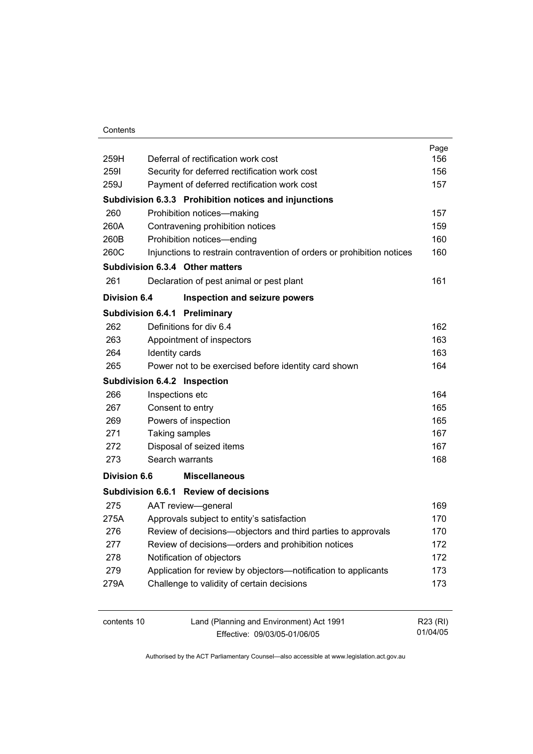| | | Page |
|---|---|---|
| 259H | Deferral of rectification work cost | 156 |
| 259I | Security for deferred rectification work cost | 156 |
| 259J | Payment of deferred rectification work cost | 157 |
| **Subdivision 6.3.3** | **Prohibition notices and injunctions** | |
| 260 | Prohibition notices—making | 157 |
| 260A | Contravening prohibition notices | 159 |
| 260B | Prohibition notices—ending | 160 |
| 260C | Injunctions to restrain contravention of orders or prohibition notices | 160 |
| **Subdivision 6.3.4** | **Other matters** | |
| 261 | Declaration of pest animal or pest plant | 161 |
| **Division 6.4** | **Inspection and seizure powers** | |
| **Subdivision 6.4.1** | **Preliminary** | |
| 262 | Definitions for div 6.4 | 162 |
| 263 | Appointment of inspectors | 163 |
| 264 | Identity cards | 163 |
| 265 | Power not to be exercised before identity card shown | 164 |
| **Subdivision 6.4.2** | **Inspection** | |
| 266 | Inspections etc | 164 |
| 267 | Consent to entry | 165 |
| 269 | Powers of inspection | 165 |
| 271 | Taking samples | 167 |
| 272 | Disposal of seized items | 167 |
| 273 | Search warrants | 168 |
| **Division 6.6** | **Miscellaneous** | |
| **Subdivision 6.6.1** | **Review of decisions** | |
| 275 | AAT review—general | 169 |
| 275A | Approvals subject to entity's satisfaction | 170 |
| 276 | Review of decisions—objectors and third parties to approvals | 170 |
| 277 | Review of decisions—orders and prohibition notices | 172 |
| 278 | Notification of objectors | 172 |
| 279 | Application for review by objectors—notification to applicants | 173 |
| 279A | Challenge to validity of certain decisions | 173 |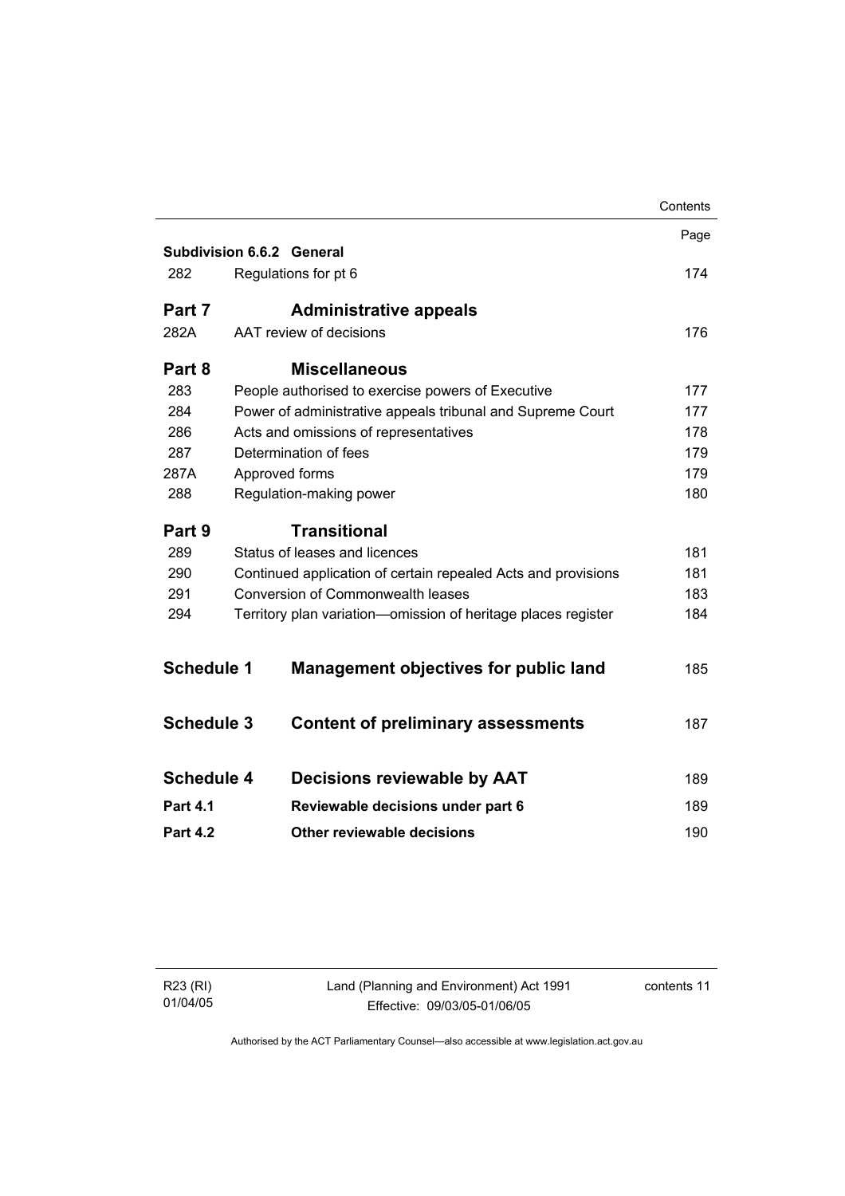| | | Page |
|---|---|---|
| **Subdivision 6.6.2** | **General** | |
| 282 | Regulations for pt 6 | 174 |
| **Part 7** | **Administrative appeals** | |
| 282A | AAT review of decisions | 176 |
| **Part 8** | **Miscellaneous** | |
| 283 | People authorised to exercise powers of Executive | 177 |
| 284 | Power of administrative appeals tribunal and Supreme Court | 177 |
| 286 | Acts and omissions of representatives | 178 |
| 287 | Determination of fees | 179 |
| 287A | Approved forms | 179 |
| 288 | Regulation-making power | 180 |
| **Part 9** | **Transitional** | |
| 289 | Status of leases and licences | 181 |
| 290 | Continued application of certain repealed Acts and provisions | 181 |
| 291 | Conversion of Commonwealth leases | 183 |
| 294 | Territory plan variation—omission of heritage places register | 184 |
| **Schedule 1** | **Management objectives for public land** | 185 |
| **Schedule 3** | **Content of preliminary assessments** | 187 |
| **Schedule 4** | **Decisions reviewable by AAT** | 189 |
| **Part 4.1** | **Reviewable decisions under part 6** | 189 |
| **Part 4.2** | **Other reviewable decisions** | 190 |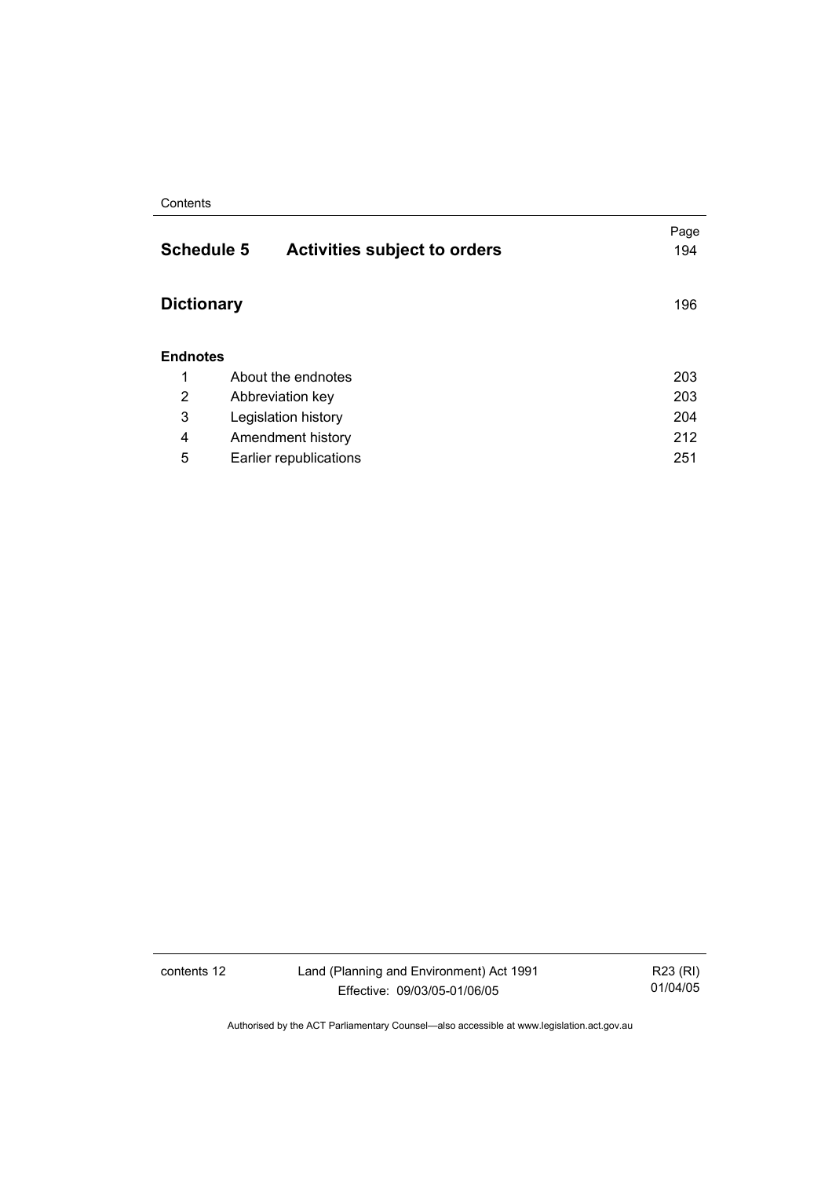| | | Page |
|---|---|---|
| **Schedule 5** | **Activities subject to orders** | 194 |
| **Dictionary** | | 196 |
| **Endnotes** | | |
| 1 | About the endnotes | 203 |
| 2 | Abbreviation key | 203 |
| 3 | Legislation history | 204 |
| 4 | Amendment history | 212 |
| 5 | Earlier republications | 251 |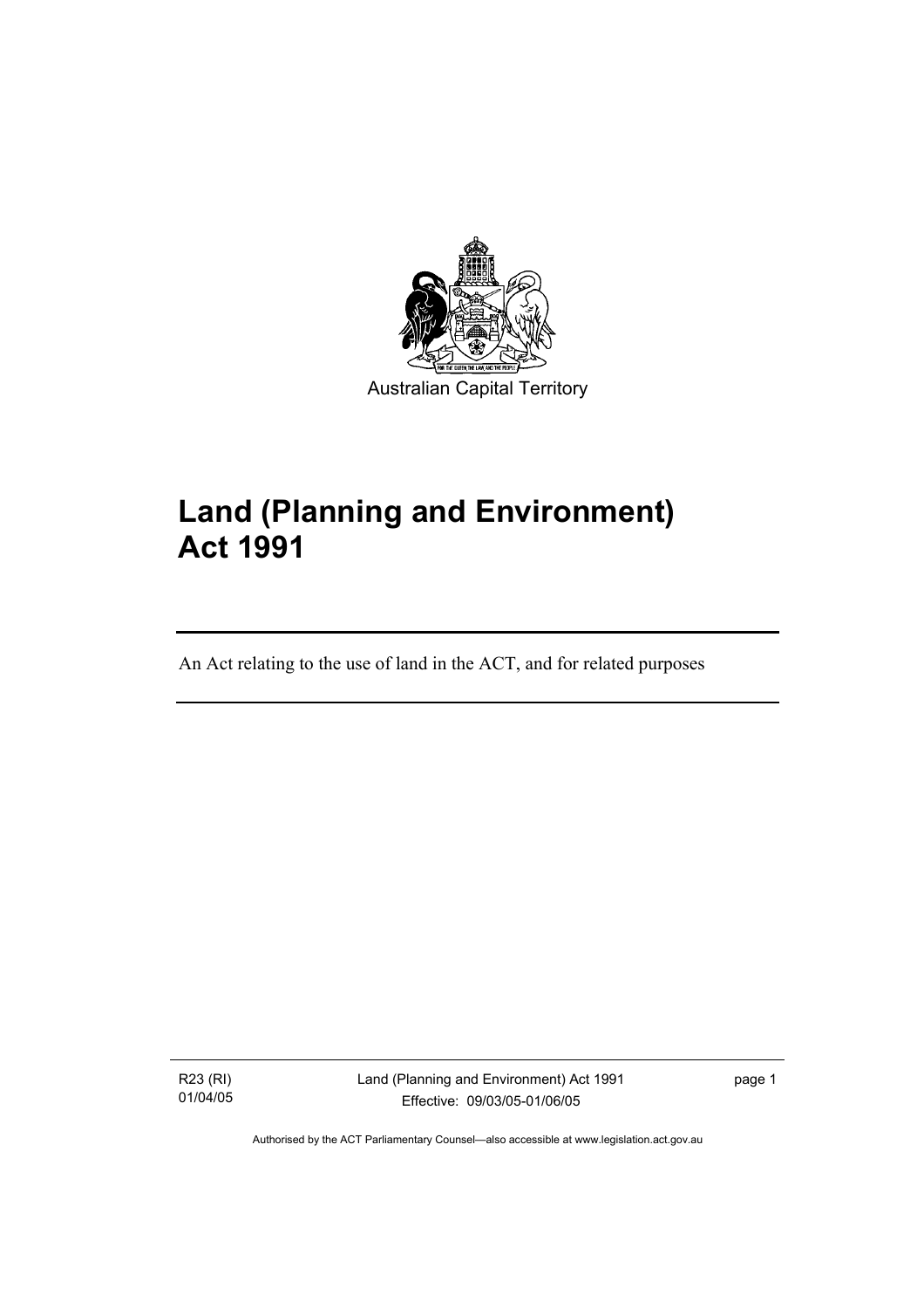Australian Capital Territory

# Land (Planning and Environment) Act 1991

An Act relating to the use of land in the ACT, and for related purposes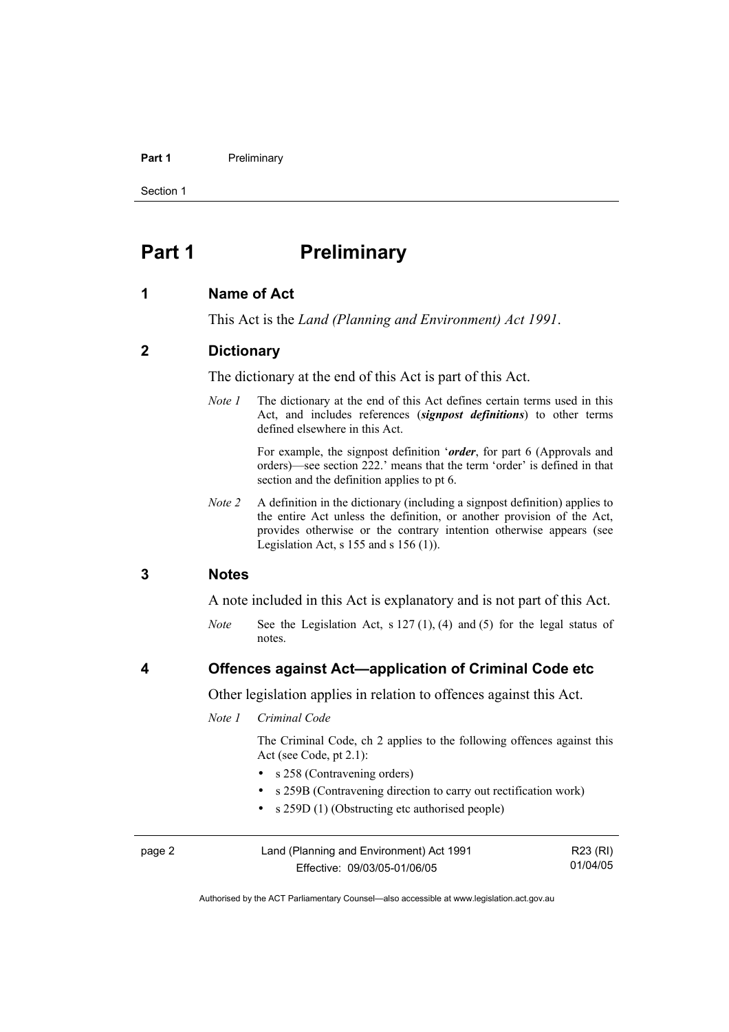# Part 1 Preliminary

## 1 Name of Act

This Act is the *Land (Planning and Environment) Act 1991*.

## 2 Dictionary

The dictionary at the end of this Act is part of this Act.

*Note 1* The dictionary at the end of this Act defines certain terms used in this Act, and includes references (***signpost definitions***) to other terms defined elsewhere in this Act.

For example, the signpost definition '***order***, for part 6 (Approvals and orders)—see section 222.' means that the term 'order' is defined in that section and the definition applies to pt 6.

*Note 2* A definition in the dictionary (including a signpost definition) applies to the entire Act unless the definition, or another provision of the Act, provides otherwise or the contrary intention otherwise appears (see Legislation Act, s 155 and s 156 (1)).

## 3 Notes

A note included in this Act is explanatory and is not part of this Act.

*Note* See the Legislation Act, s 127 (1), (4) and (5) for the legal status of notes.

## 4 Offences against Act—application of Criminal Code etc

Other legislation applies in relation to offences against this Act.

*Note 1* *Criminal Code*

The Criminal Code, ch 2 applies to the following offences against this Act (see Code, pt 2.1):

- s 258 (Contravening orders)
- s 259B (Contravening direction to carry out rectification work)
- s 259D (1) (Obstructing etc authorised people)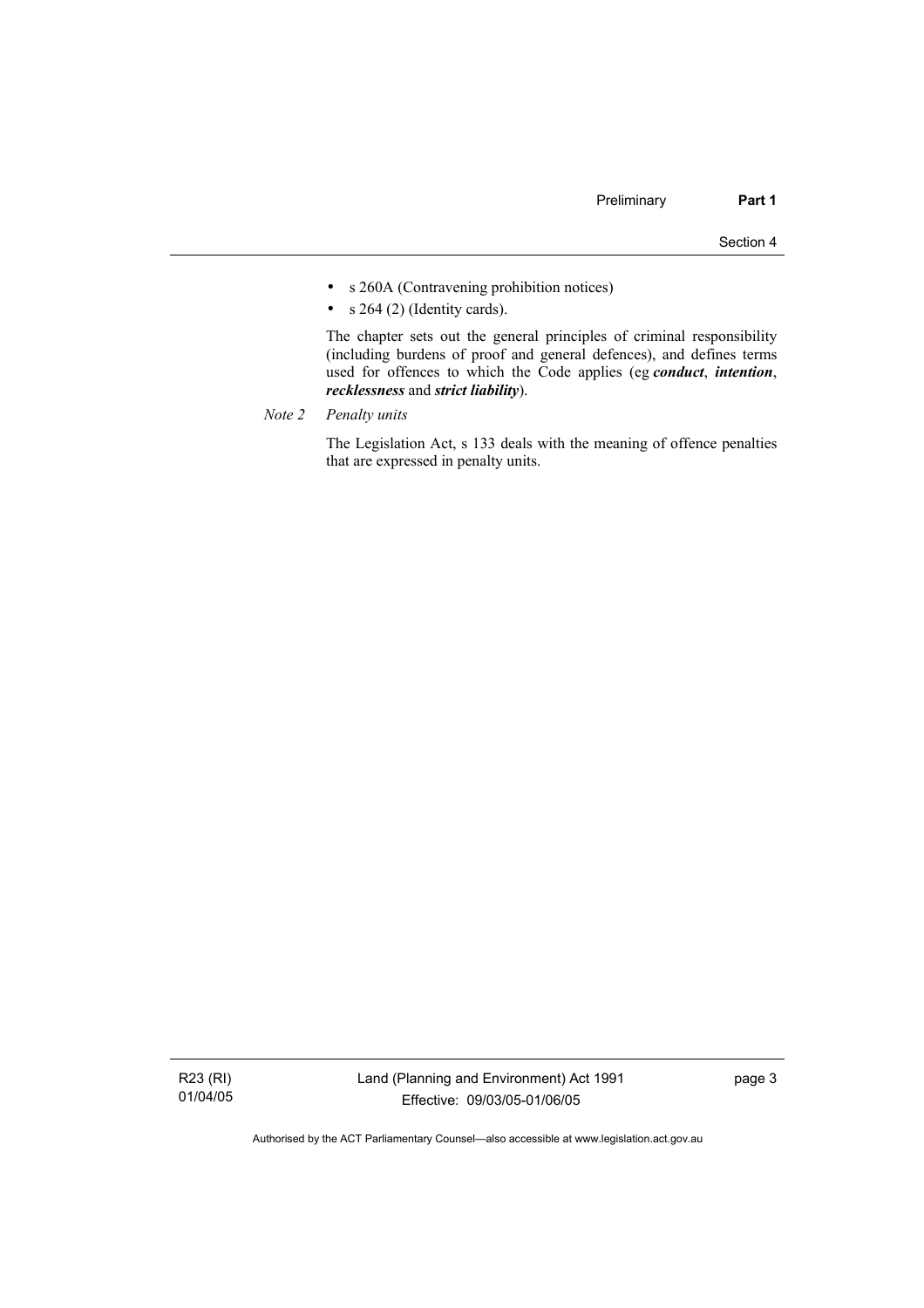- s 260A (Contravening prohibition notices)
- s 264 (2) (Identity cards).

The chapter sets out the general principles of criminal responsibility (including burdens of proof and general defences), and defines terms used for offences to which the Code applies (eg ***conduct***, ***intention***, ***recklessness*** and ***strict liability***).

*Note 2* *Penalty units*

The Legislation Act, s 133 deals with the meaning of offence penalties that are expressed in penalty units.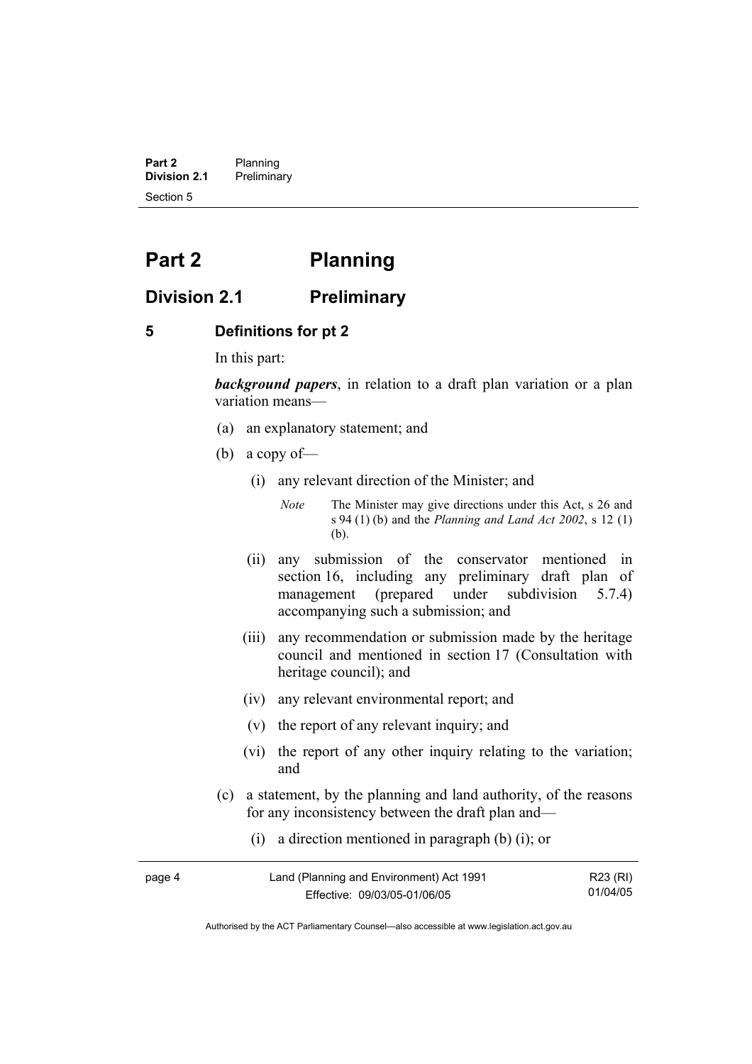# Part 2 Planning

## Division 2.1 Preliminary

### 5 Definitions for pt 2

In this part:

***background papers***, in relation to a draft plan variation or a plan variation means—

(a) an explanatory statement; and

(b) a copy of—

(i) any relevant direction of the Minister; and

*Note* The Minister may give directions under this Act, s 26 and s 94 (1) (b) and the *Planning and Land Act 2002*, s 12 (1) (b).

(ii) any submission of the conservator mentioned in section 16, including any preliminary draft plan of management (prepared under subdivision 5.7.4) accompanying such a submission; and

(iii) any recommendation or submission made by the heritage council and mentioned in section 17 (Consultation with heritage council); and

(iv) any relevant environmental report; and

(v) the report of any relevant inquiry; and

(vi) the report of any other inquiry relating to the variation; and

(c) a statement, by the planning and land authority, of the reasons for any inconsistency between the draft plan and—

(i) a direction mentioned in paragraph (b) (i); or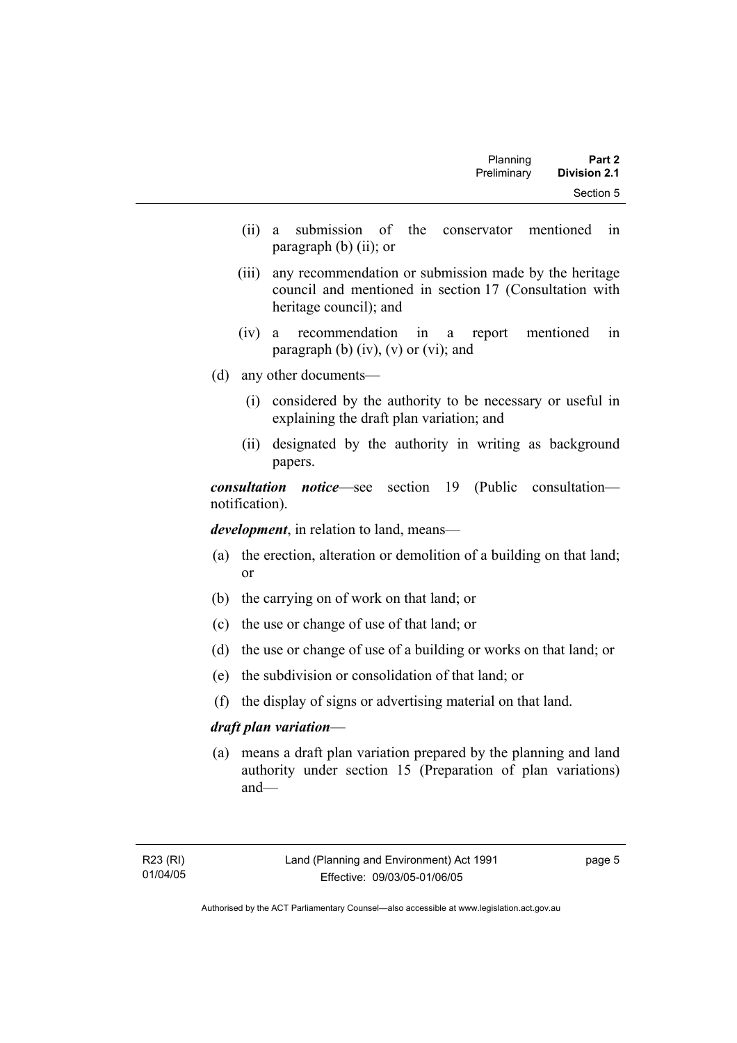(ii) a submission of the conservator mentioned in paragraph (b) (ii); or

(iii) any recommendation or submission made by the heritage council and mentioned in section 17 (Consultation with heritage council); and

(iv) a recommendation in a report mentioned in paragraph (b) (iv), (v) or (vi); and

(d) any other documents—

(i) considered by the authority to be necessary or useful in explaining the draft plan variation; and

(ii) designated by the authority in writing as background papers.

***consultation notice***—see section 19 (Public consultation—notification).

***development***, in relation to land, means—

(a) the erection, alteration or demolition of a building on that land; or

(b) the carrying on of work on that land; or

(c) the use or change of use of that land; or

(d) the use or change of use of a building or works on that land; or

(e) the subdivision or consolidation of that land; or

(f) the display of signs or advertising material on that land.

***draft plan variation***—

(a) means a draft plan variation prepared by the planning and land authority under section 15 (Preparation of plan variations) and—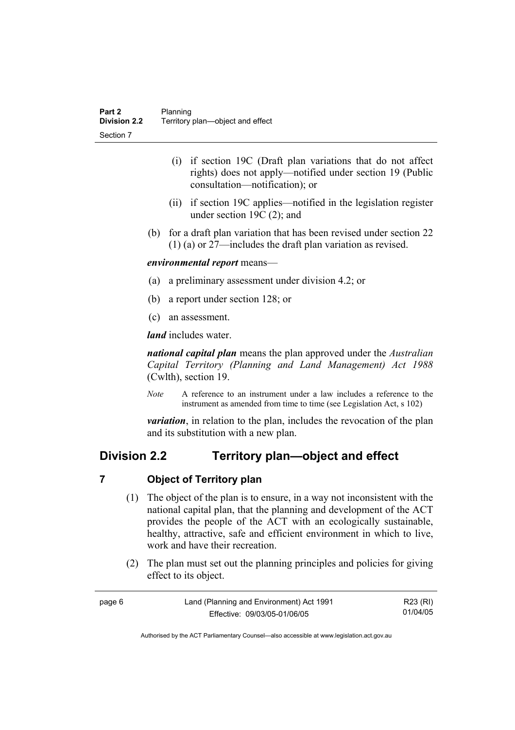(i) if section 19C (Draft plan variations that do not affect rights) does not apply—notified under section 19 (Public consultation—notification); or

(ii) if section 19C applies—notified in the legislation register under section 19C (2); and

(b) for a draft plan variation that has been revised under section 22 (1) (a) or 27—includes the draft plan variation as revised.

***environmental report*** means—

(a) a preliminary assessment under division 4.2; or

(b) a report under section 128; or

(c) an assessment.

***land*** includes water.

***national capital plan*** means the plan approved under the *Australian Capital Territory (Planning and Land Management) Act 1988* (Cwlth), section 19.

*Note* A reference to an instrument under a law includes a reference to the instrument as amended from time to time (see Legislation Act, s 102)

***variation***, in relation to the plan, includes the revocation of the plan and its substitution with a new plan.

## Division 2.2 Territory plan—object and effect

### 7 Object of Territory plan

(1) The object of the plan is to ensure, in a way not inconsistent with the national capital plan, that the planning and development of the ACT provides the people of the ACT with an ecologically sustainable, healthy, attractive, safe and efficient environment in which to live, work and have their recreation.

(2) The plan must set out the planning principles and policies for giving effect to its object.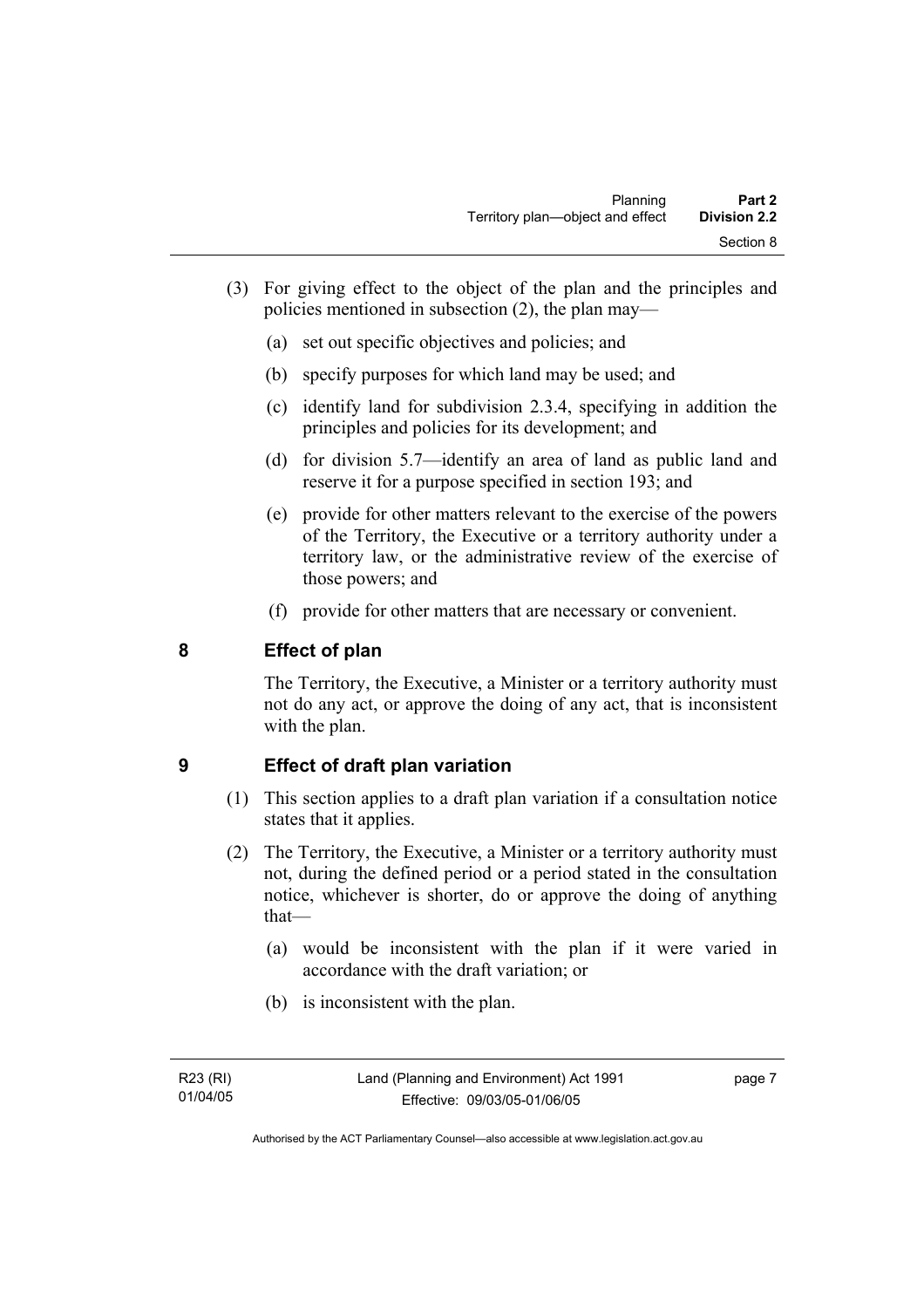(3) For giving effect to the object of the plan and the principles and policies mentioned in subsection (2), the plan may—

(a) set out specific objectives and policies; and

(b) specify purposes for which land may be used; and

(c) identify land for subdivision 2.3.4, specifying in addition the principles and policies for its development; and

(d) for division 5.7—identify an area of land as public land and reserve it for a purpose specified in section 193; and

(e) provide for other matters relevant to the exercise of the powers of the Territory, the Executive or a territory authority under a territory law, or the administrative review of the exercise of those powers; and

(f) provide for other matters that are necessary or convenient.

## 8 Effect of plan

The Territory, the Executive, a Minister or a territory authority must not do any act, or approve the doing of any act, that is inconsistent with the plan.

## 9 Effect of draft plan variation

(1) This section applies to a draft plan variation if a consultation notice states that it applies.

(2) The Territory, the Executive, a Minister or a territory authority must not, during the defined period or a period stated in the consultation notice, whichever is shorter, do or approve the doing of anything that—

(a) would be inconsistent with the plan if it were varied in accordance with the draft variation; or

(b) is inconsistent with the plan.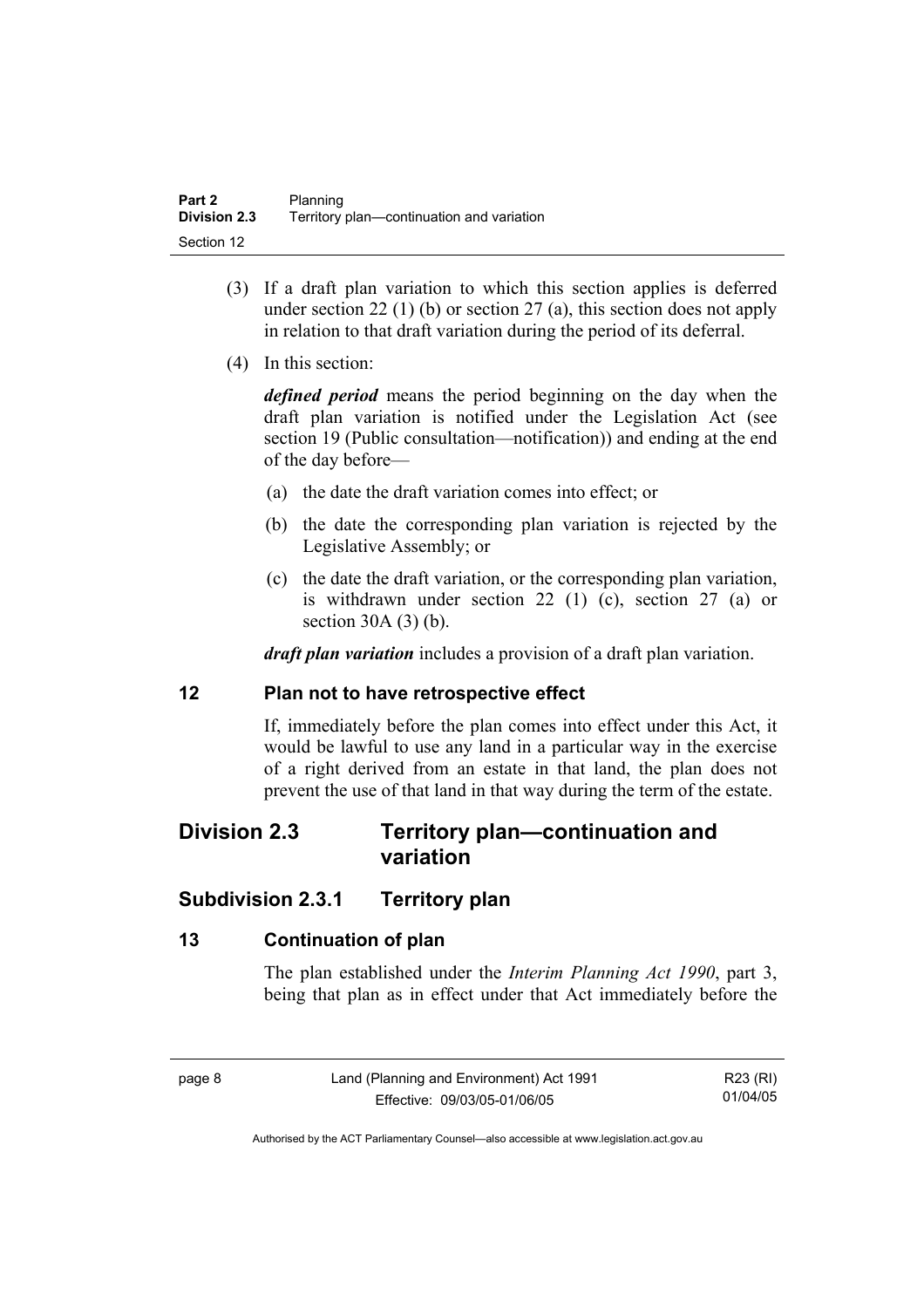(3) If a draft plan variation to which this section applies is deferred under section 22 (1) (b) or section 27 (a), this section does not apply in relation to that draft variation during the period of its deferral.

(4) In this section:

***defined period*** means the period beginning on the day when the draft plan variation is notified under the Legislation Act (see section 19 (Public consultation—notification)) and ending at the end of the day before—

(a) the date the draft variation comes into effect; or

(b) the date the corresponding plan variation is rejected by the Legislative Assembly; or

(c) the date the draft variation, or the corresponding plan variation, is withdrawn under section 22 (1) (c), section 27 (a) or section 30A (3) (b).

***draft plan variation*** includes a provision of a draft plan variation.

### 12 Plan not to have retrospective effect

If, immediately before the plan comes into effect under this Act, it would be lawful to use any land in a particular way in the exercise of a right derived from an estate in that land, the plan does not prevent the use of that land in that way during the term of the estate.

## Division 2.3 Territory plan—continuation and variation

## Subdivision 2.3.1 Territory plan

### 13 Continuation of plan

The plan established under the *Interim Planning Act 1990*, part 3, being that plan as in effect under that Act immediately before the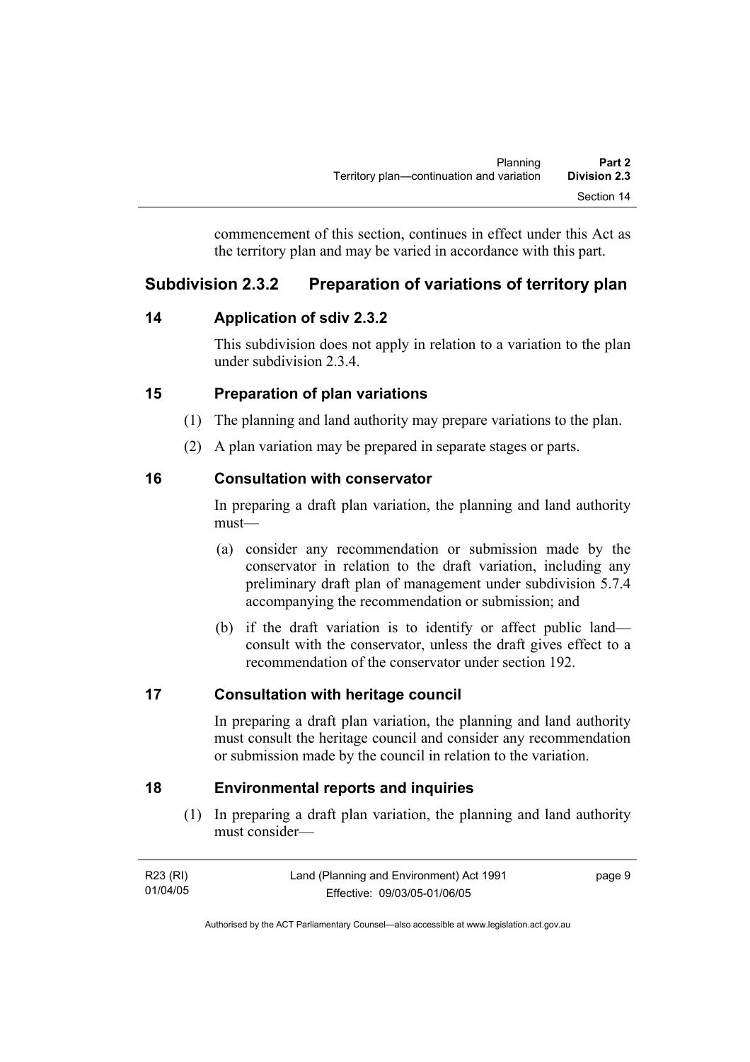commencement of this section, continues in effect under this Act as the territory plan and may be varied in accordance with this part.

## Subdivision 2.3.2 Preparation of variations of territory plan

### 14 Application of sdiv 2.3.2

This subdivision does not apply in relation to a variation to the plan under subdivision 2.3.4.

### 15 Preparation of plan variations

(1) The planning and land authority may prepare variations to the plan.

(2) A plan variation may be prepared in separate stages or parts.

### 16 Consultation with conservator

In preparing a draft plan variation, the planning and land authority must—

(a) consider any recommendation or submission made by the conservator in relation to the draft variation, including any preliminary draft plan of management under subdivision 5.7.4 accompanying the recommendation or submission; and

(b) if the draft variation is to identify or affect public land—consult with the conservator, unless the draft gives effect to a recommendation of the conservator under section 192.

### 17 Consultation with heritage council

In preparing a draft plan variation, the planning and land authority must consult the heritage council and consider any recommendation or submission made by the council in relation to the variation.

### 18 Environmental reports and inquiries

(1) In preparing a draft plan variation, the planning and land authority must consider—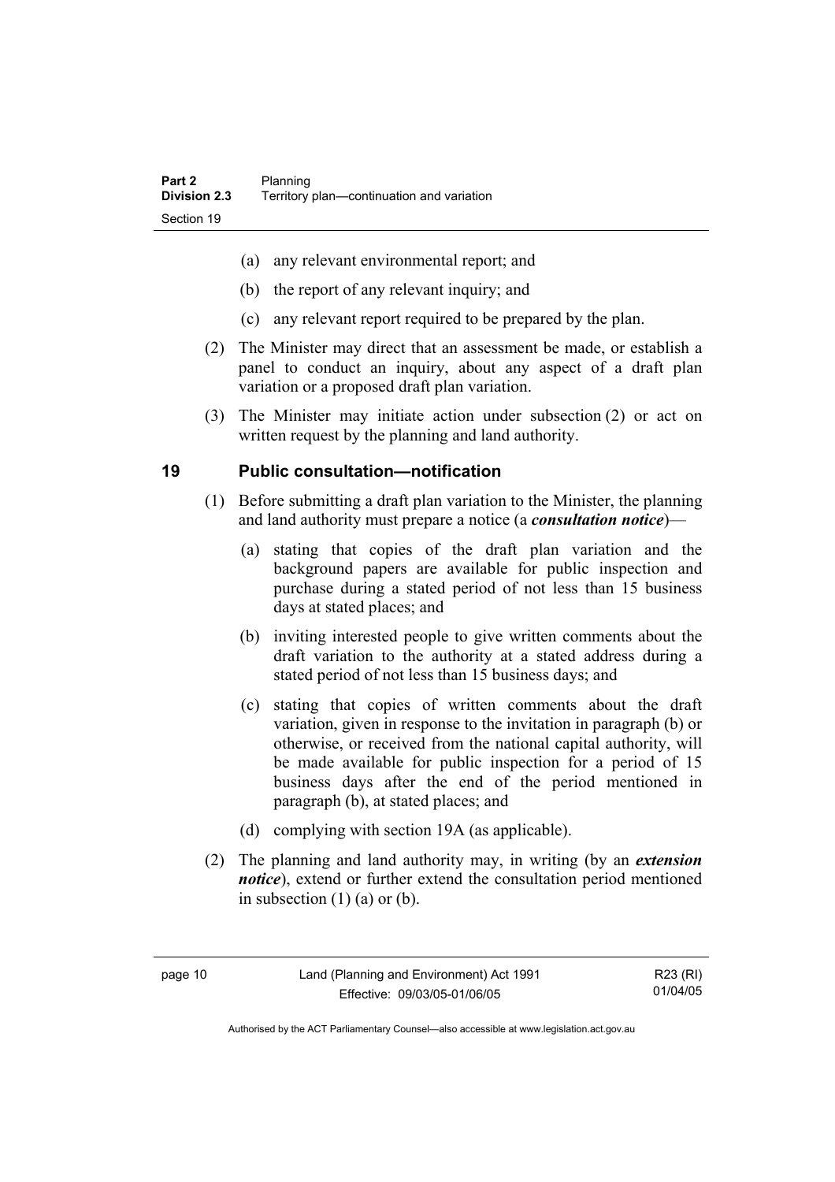(a) any relevant environmental report; and

(b) the report of any relevant inquiry; and

(c) any relevant report required to be prepared by the plan.

(2) The Minister may direct that an assessment be made, or establish a panel to conduct an inquiry, about any aspect of a draft plan variation or a proposed draft plan variation.

(3) The Minister may initiate action under subsection (2) or act on written request by the planning and land authority.

## 19 Public consultation—notification

(1) Before submitting a draft plan variation to the Minister, the planning and land authority must prepare a notice (a ***consultation notice***)—

(a) stating that copies of the draft plan variation and the background papers are available for public inspection and purchase during a stated period of not less than 15 business days at stated places; and

(b) inviting interested people to give written comments about the draft variation to the authority at a stated address during a stated period of not less than 15 business days; and

(c) stating that copies of written comments about the draft variation, given in response to the invitation in paragraph (b) or otherwise, or received from the national capital authority, will be made available for public inspection for a period of 15 business days after the end of the period mentioned in paragraph (b), at stated places; and

(d) complying with section 19A (as applicable).

(2) The planning and land authority may, in writing (by an ***extension notice***), extend or further extend the consultation period mentioned in subsection (1) (a) or (b).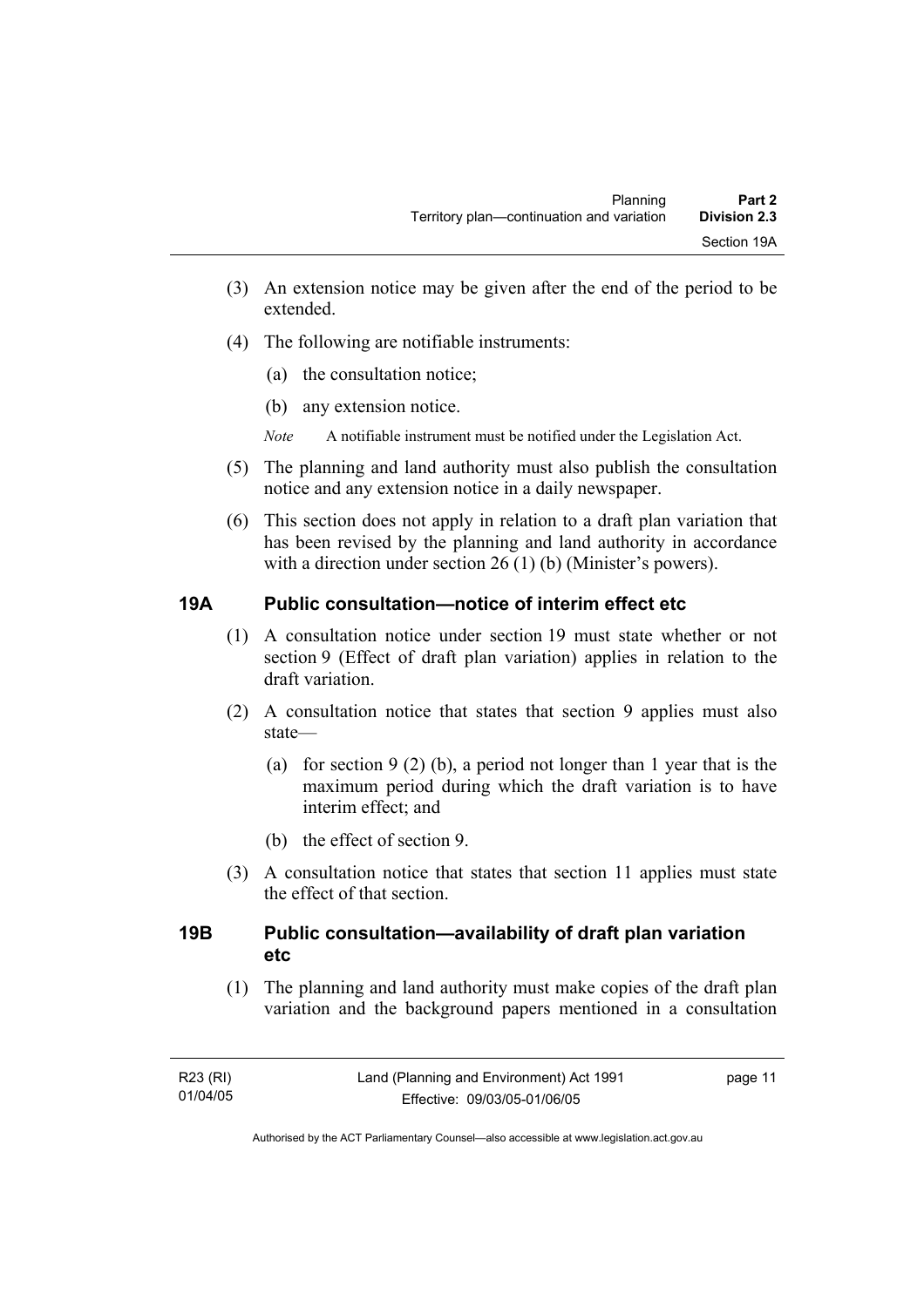(3) An extension notice may be given after the end of the period to be extended.

(4) The following are notifiable instruments:

  (a) the consultation notice;

  (b) any extension notice.

*Note* A notifiable instrument must be notified under the Legislation Act.

(5) The planning and land authority must also publish the consultation notice and any extension notice in a daily newspaper.

(6) This section does not apply in relation to a draft plan variation that has been revised by the planning and land authority in accordance with a direction under section 26 (1) (b) (Minister's powers).

### 19A Public consultation—notice of interim effect etc

(1) A consultation notice under section 19 must state whether or not section 9 (Effect of draft plan variation) applies in relation to the draft variation.

(2) A consultation notice that states that section 9 applies must also state—

  (a) for section 9 (2) (b), a period not longer than 1 year that is the maximum period during which the draft variation is to have interim effect; and

  (b) the effect of section 9.

(3) A consultation notice that states that section 11 applies must state the effect of that section.

### 19B Public consultation—availability of draft plan variation etc

(1) The planning and land authority must make copies of the draft plan variation and the background papers mentioned in a consultation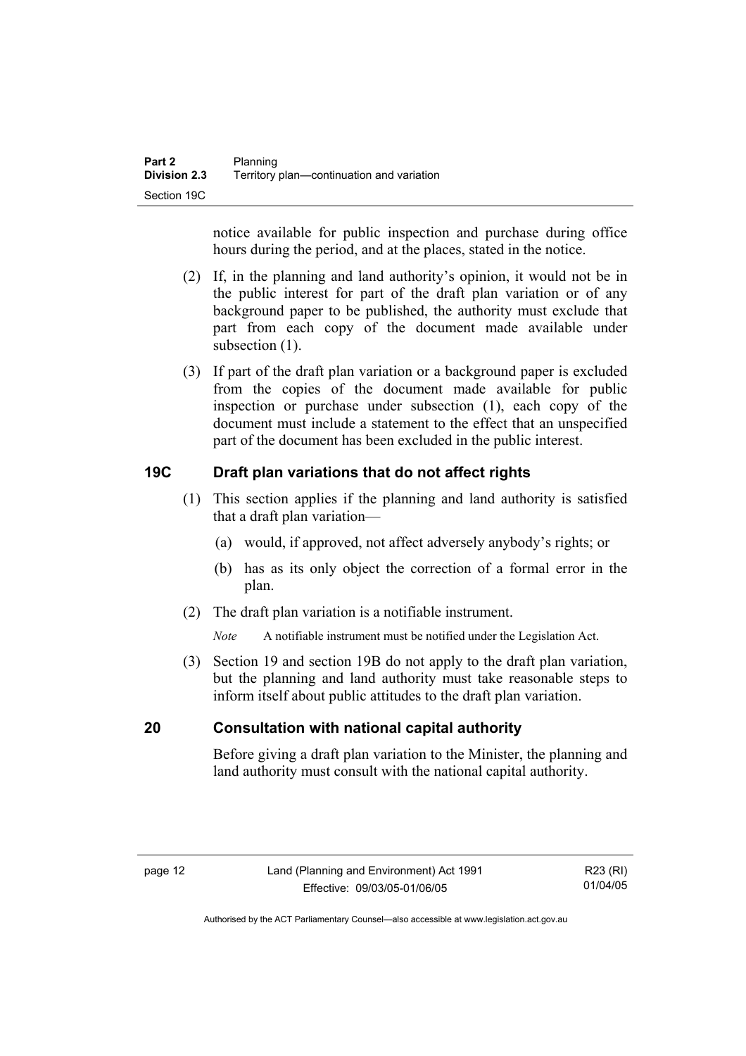notice available for public inspection and purchase during office hours during the period, and at the places, stated in the notice.

(2) If, in the planning and land authority's opinion, it would not be in the public interest for part of the draft plan variation or of any background paper to be published, the authority must exclude that part from each copy of the document made available under subsection (1).

(3) If part of the draft plan variation or a background paper is excluded from the copies of the document made available for public inspection or purchase under subsection (1), each copy of the document must include a statement to the effect that an unspecified part of the document has been excluded in the public interest.

## 19C Draft plan variations that do not affect rights

(1) This section applies if the planning and land authority is satisfied that a draft plan variation—

(a) would, if approved, not affect adversely anybody's rights; or

(b) has as its only object the correction of a formal error in the plan.

(2) The draft plan variation is a notifiable instrument.

*Note* A notifiable instrument must be notified under the Legislation Act.

(3) Section 19 and section 19B do not apply to the draft plan variation, but the planning and land authority must take reasonable steps to inform itself about public attitudes to the draft plan variation.

## 20 Consultation with national capital authority

Before giving a draft plan variation to the Minister, the planning and land authority must consult with the national capital authority.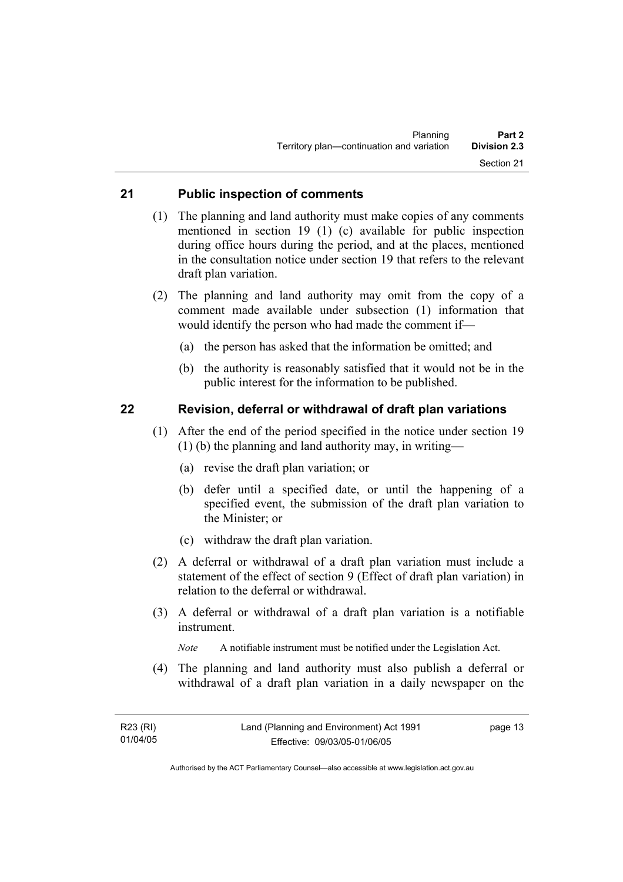## 21 Public inspection of comments

(1) The planning and land authority must make copies of any comments mentioned in section 19 (1) (c) available for public inspection during office hours during the period, and at the places, mentioned in the consultation notice under section 19 that refers to the relevant draft plan variation.

(2) The planning and land authority may omit from the copy of a comment made available under subsection (1) information that would identify the person who had made the comment if—

- (a) the person has asked that the information be omitted; and
- (b) the authority is reasonably satisfied that it would not be in the public interest for the information to be published.

## 22 Revision, deferral or withdrawal of draft plan variations

(1) After the end of the period specified in the notice under section 19 (1) (b) the planning and land authority may, in writing—

- (a) revise the draft plan variation; or
- (b) defer until a specified date, or until the happening of a specified event, the submission of the draft plan variation to the Minister; or
- (c) withdraw the draft plan variation.

(2) A deferral or withdrawal of a draft plan variation must include a statement of the effect of section 9 (Effect of draft plan variation) in relation to the deferral or withdrawal.

(3) A deferral or withdrawal of a draft plan variation is a notifiable instrument.

*Note* A notifiable instrument must be notified under the Legislation Act.

(4) The planning and land authority must also publish a deferral or withdrawal of a draft plan variation in a daily newspaper on the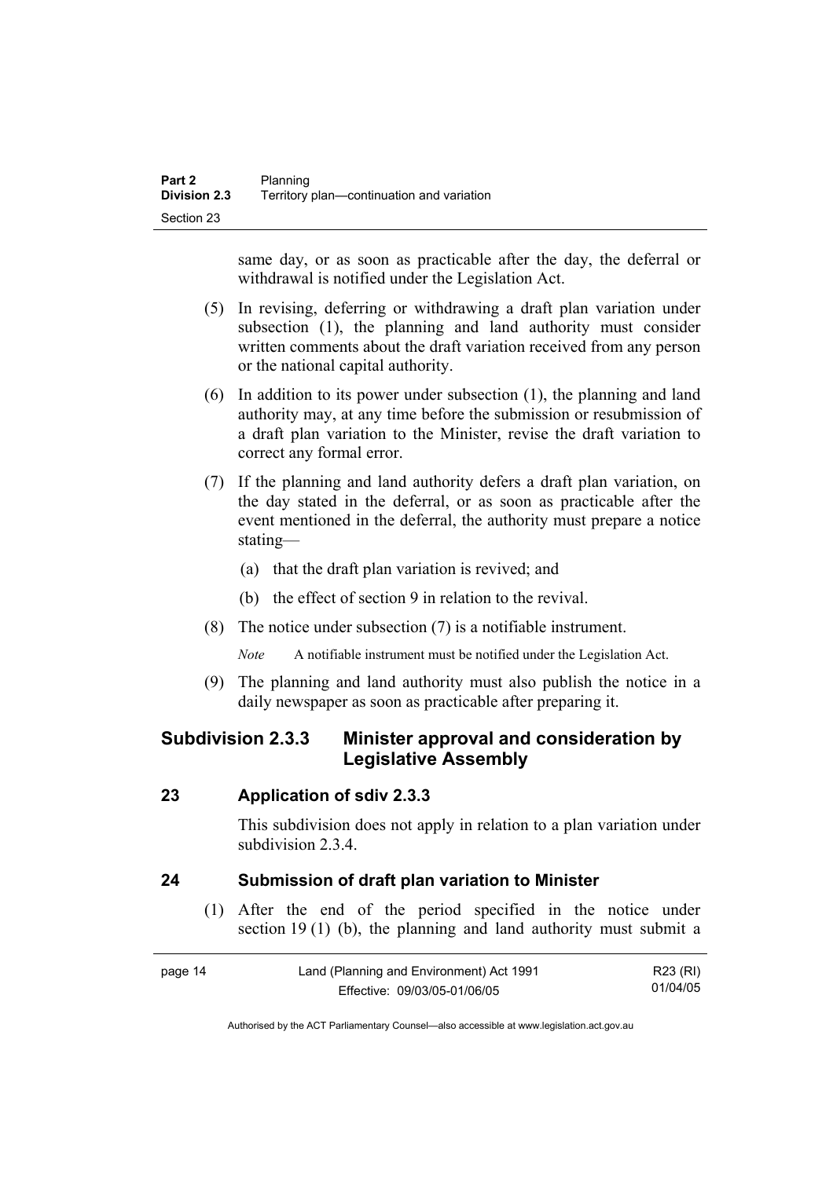same day, or as soon as practicable after the day, the deferral or withdrawal is notified under the Legislation Act.

(5) In revising, deferring or withdrawing a draft plan variation under subsection (1), the planning and land authority must consider written comments about the draft variation received from any person or the national capital authority.

(6) In addition to its power under subsection (1), the planning and land authority may, at any time before the submission or resubmission of a draft plan variation to the Minister, revise the draft variation to correct any formal error.

(7) If the planning and land authority defers a draft plan variation, on the day stated in the deferral, or as soon as practicable after the event mentioned in the deferral, the authority must prepare a notice stating—

(a) that the draft plan variation is revived; and

(b) the effect of section 9 in relation to the revival.

(8) The notice under subsection (7) is a notifiable instrument.

*Note* A notifiable instrument must be notified under the Legislation Act.

(9) The planning and land authority must also publish the notice in a daily newspaper as soon as practicable after preparing it.

### Subdivision 2.3.3 Minister approval and consideration by Legislative Assembly

#### 23 Application of sdiv 2.3.3

This subdivision does not apply in relation to a plan variation under subdivision 2.3.4.

#### 24 Submission of draft plan variation to Minister

(1) After the end of the period specified in the notice under section 19 (1) (b), the planning and land authority must submit a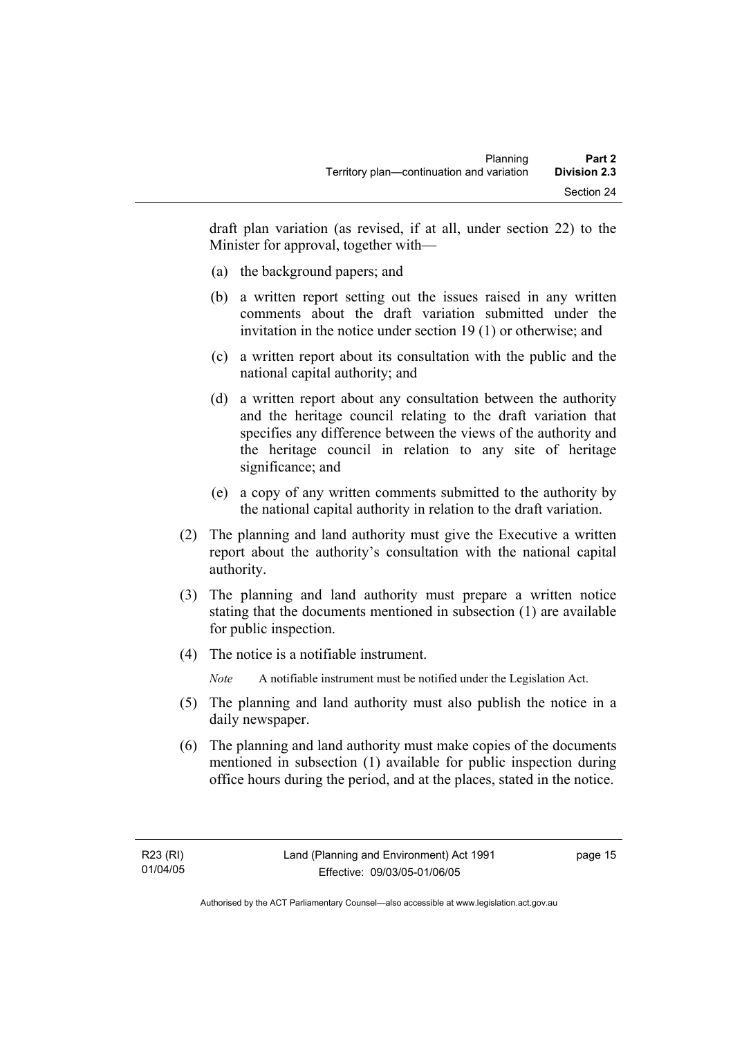draft plan variation (as revised, if at all, under section 22) to the Minister for approval, together with—

(a) the background papers; and

(b) a written report setting out the issues raised in any written comments about the draft variation submitted under the invitation in the notice under section 19 (1) or otherwise; and

(c) a written report about its consultation with the public and the national capital authority; and

(d) a written report about any consultation between the authority and the heritage council relating to the draft variation that specifies any difference between the views of the authority and the heritage council in relation to any site of heritage significance; and

(e) a copy of any written comments submitted to the authority by the national capital authority in relation to the draft variation.

(2) The planning and land authority must give the Executive a written report about the authority's consultation with the national capital authority.

(3) The planning and land authority must prepare a written notice stating that the documents mentioned in subsection (1) are available for public inspection.

(4) The notice is a notifiable instrument.

*Note* A notifiable instrument must be notified under the Legislation Act.

(5) The planning and land authority must also publish the notice in a daily newspaper.

(6) The planning and land authority must make copies of the documents mentioned in subsection (1) available for public inspection during office hours during the period, and at the places, stated in the notice.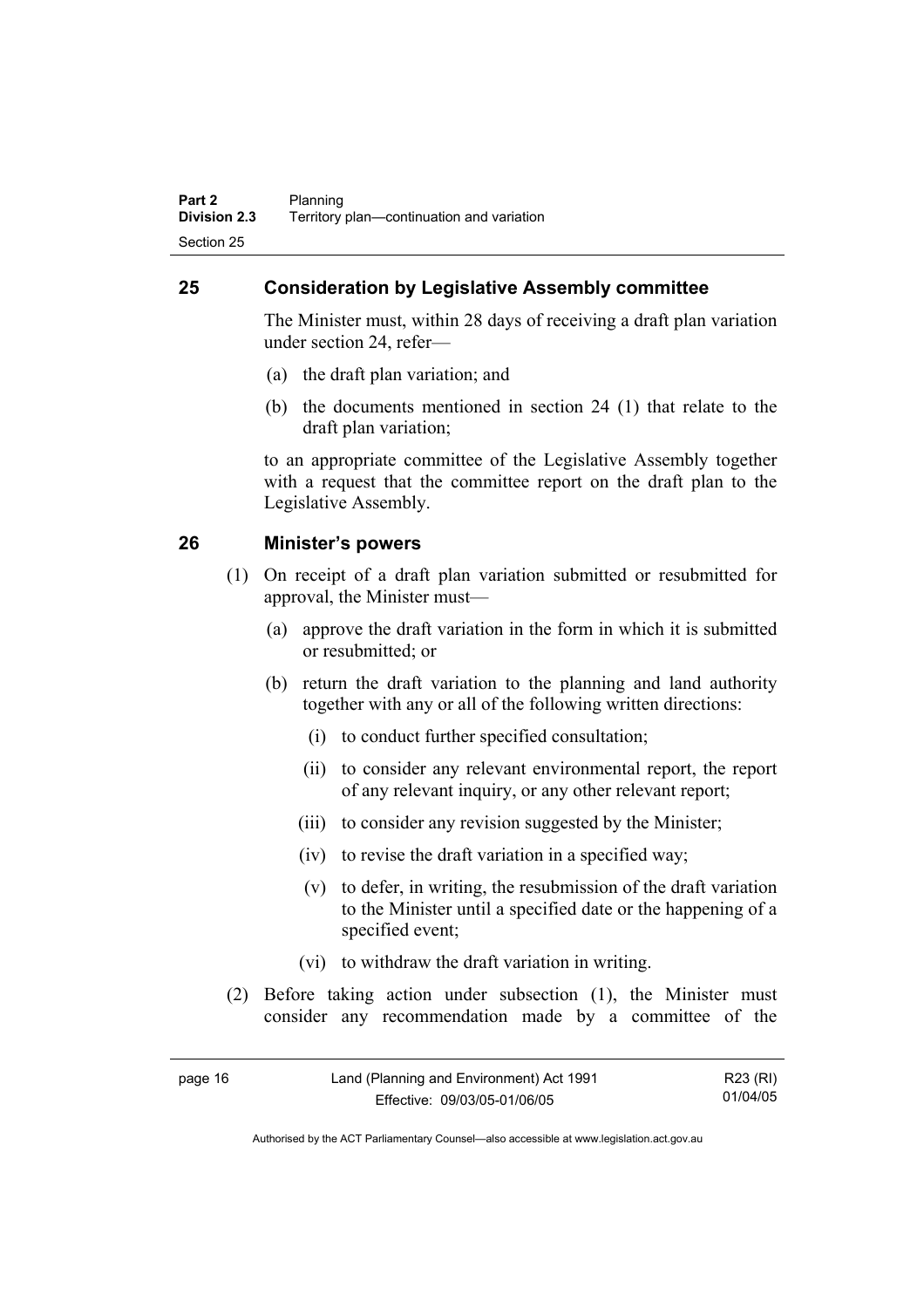## 25 Consideration by Legislative Assembly committee

The Minister must, within 28 days of receiving a draft plan variation under section 24, refer—

(a) the draft plan variation; and

(b) the documents mentioned in section 24 (1) that relate to the draft plan variation;

to an appropriate committee of the Legislative Assembly together with a request that the committee report on the draft plan to the Legislative Assembly.

## 26 Minister's powers

(1) On receipt of a draft plan variation submitted or resubmitted for approval, the Minister must—

(a) approve the draft variation in the form in which it is submitted or resubmitted; or

(b) return the draft variation to the planning and land authority together with any or all of the following written directions:

(i) to conduct further specified consultation;

(ii) to consider any relevant environmental report, the report of any relevant inquiry, or any other relevant report;

(iii) to consider any revision suggested by the Minister;

(iv) to revise the draft variation in a specified way;

(v) to defer, in writing, the resubmission of the draft variation to the Minister until a specified date or the happening of a specified event;

(vi) to withdraw the draft variation in writing.

(2) Before taking action under subsection (1), the Minister must consider any recommendation made by a committee of the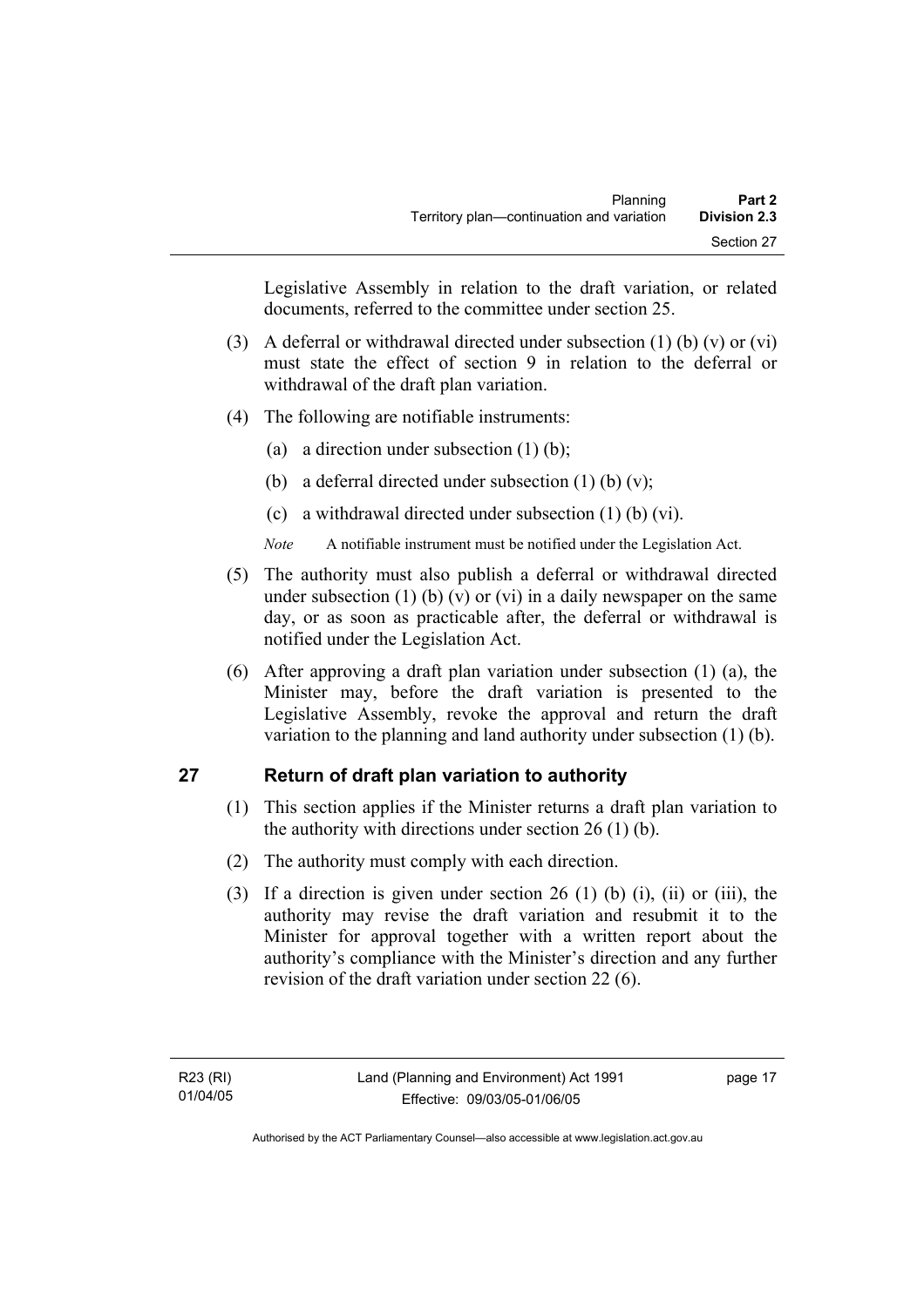Legislative Assembly in relation to the draft variation, or related documents, referred to the committee under section 25.

(3) A deferral or withdrawal directed under subsection (1) (b) (v) or (vi) must state the effect of section 9 in relation to the deferral or withdrawal of the draft plan variation.

(4) The following are notifiable instruments:

(a) a direction under subsection (1) (b);

(b) a deferral directed under subsection (1) (b) (v);

(c) a withdrawal directed under subsection (1) (b) (vi).

*Note* A notifiable instrument must be notified under the Legislation Act.

(5) The authority must also publish a deferral or withdrawal directed under subsection (1) (b) (v) or (vi) in a daily newspaper on the same day, or as soon as practicable after, the deferral or withdrawal is notified under the Legislation Act.

(6) After approving a draft plan variation under subsection (1) (a), the Minister may, before the draft variation is presented to the Legislative Assembly, revoke the approval and return the draft variation to the planning and land authority under subsection (1) (b).

## 27 Return of draft plan variation to authority

(1) This section applies if the Minister returns a draft plan variation to the authority with directions under section 26 (1) (b).

(2) The authority must comply with each direction.

(3) If a direction is given under section 26 (1) (b) (i), (ii) or (iii), the authority may revise the draft variation and resubmit it to the Minister for approval together with a written report about the authority's compliance with the Minister's direction and any further revision of the draft variation under section 22 (6).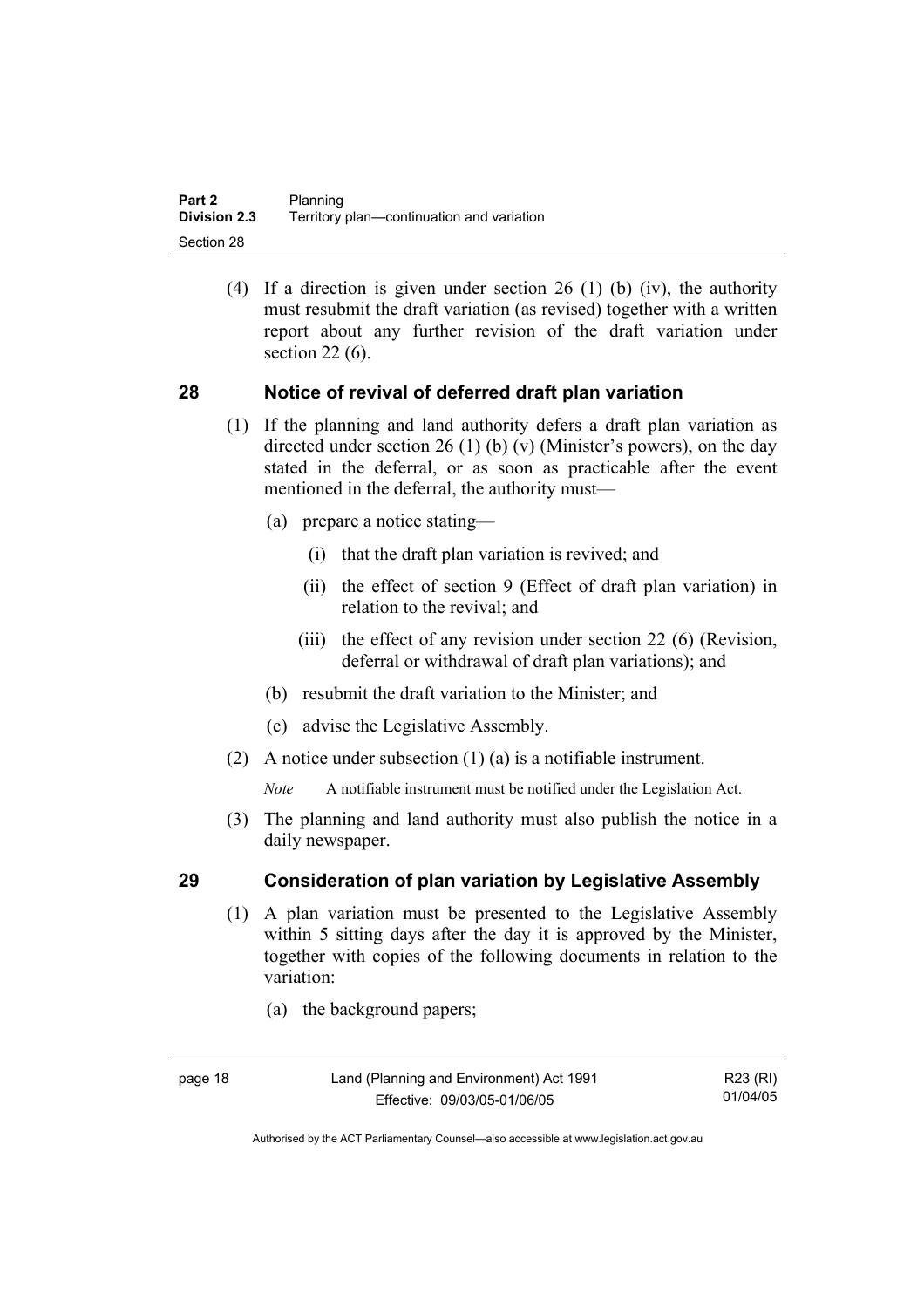(4) If a direction is given under section 26 (1) (b) (iv), the authority must resubmit the draft variation (as revised) together with a written report about any further revision of the draft variation under section 22 (6).

## 28 Notice of revival of deferred draft plan variation

(1) If the planning and land authority defers a draft plan variation as directed under section 26 (1) (b) (v) (Minister's powers), on the day stated in the deferral, or as soon as practicable after the event mentioned in the deferral, the authority must—

(a) prepare a notice stating—

(i) that the draft plan variation is revived; and

(ii) the effect of section 9 (Effect of draft plan variation) in relation to the revival; and

(iii) the effect of any revision under section 22 (6) (Revision, deferral or withdrawal of draft plan variations); and

(b) resubmit the draft variation to the Minister; and

(c) advise the Legislative Assembly.

(2) A notice under subsection (1) (a) is a notifiable instrument.

*Note* A notifiable instrument must be notified under the Legislation Act.

(3) The planning and land authority must also publish the notice in a daily newspaper.

## 29 Consideration of plan variation by Legislative Assembly

(1) A plan variation must be presented to the Legislative Assembly within 5 sitting days after the day it is approved by the Minister, together with copies of the following documents in relation to the variation:

(a) the background papers;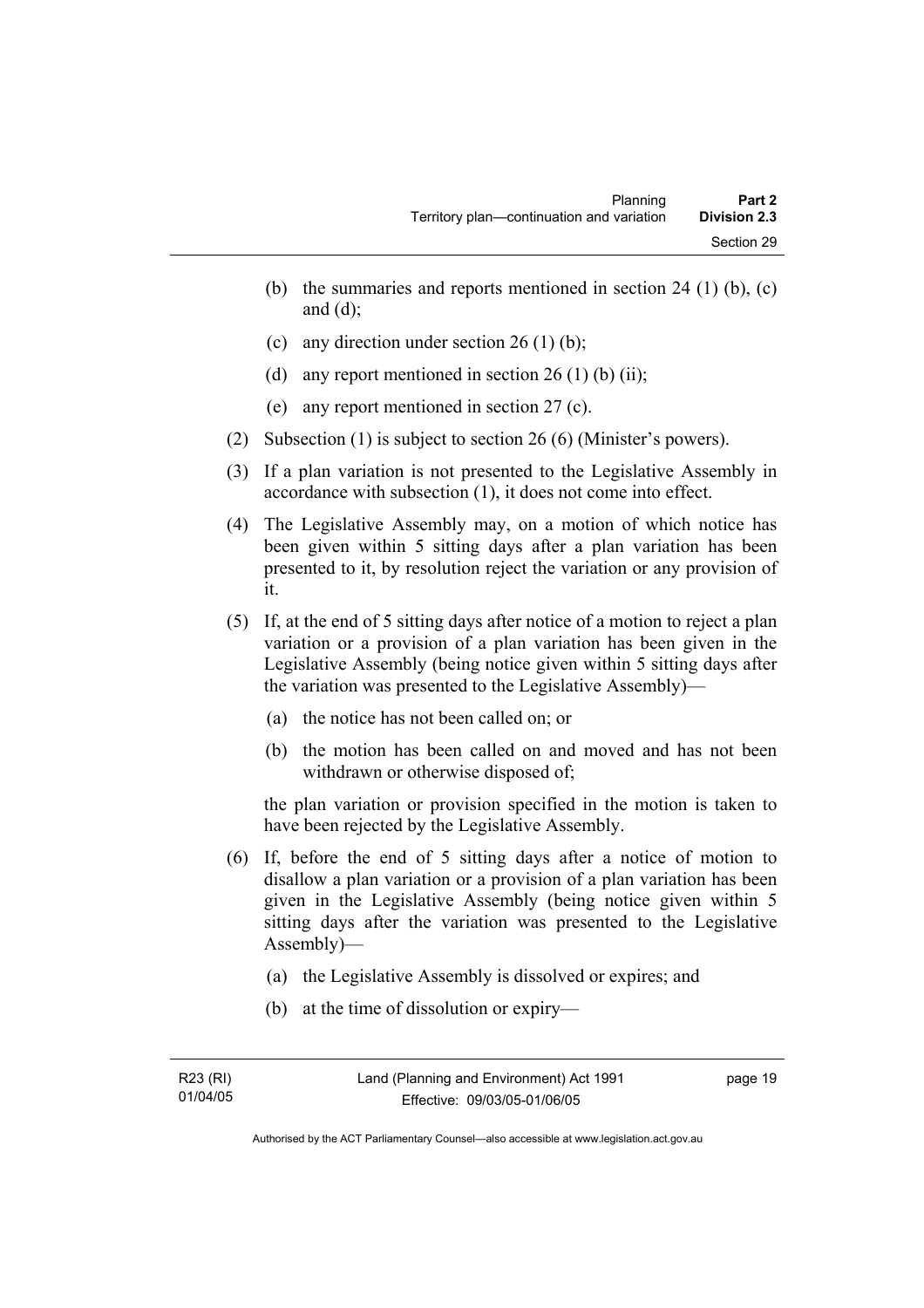(b) the summaries and reports mentioned in section 24 (1) (b), (c) and (d);

(c) any direction under section 26 (1) (b);

(d) any report mentioned in section 26 (1) (b) (ii);

(e) any report mentioned in section 27 (c).

(2) Subsection (1) is subject to section 26 (6) (Minister's powers).

(3) If a plan variation is not presented to the Legislative Assembly in accordance with subsection (1), it does not come into effect.

(4) The Legislative Assembly may, on a motion of which notice has been given within 5 sitting days after a plan variation has been presented to it, by resolution reject the variation or any provision of it.

(5) If, at the end of 5 sitting days after notice of a motion to reject a plan variation or a provision of a plan variation has been given in the Legislative Assembly (being notice given within 5 sitting days after the variation was presented to the Legislative Assembly)—

(a) the notice has not been called on; or

(b) the motion has been called on and moved and has not been withdrawn or otherwise disposed of;

the plan variation or provision specified in the motion is taken to have been rejected by the Legislative Assembly.

(6) If, before the end of 5 sitting days after a notice of motion to disallow a plan variation or a provision of a plan variation has been given in the Legislative Assembly (being notice given within 5 sitting days after the variation was presented to the Legislative Assembly)—

(a) the Legislative Assembly is dissolved or expires; and

(b) at the time of dissolution or expiry—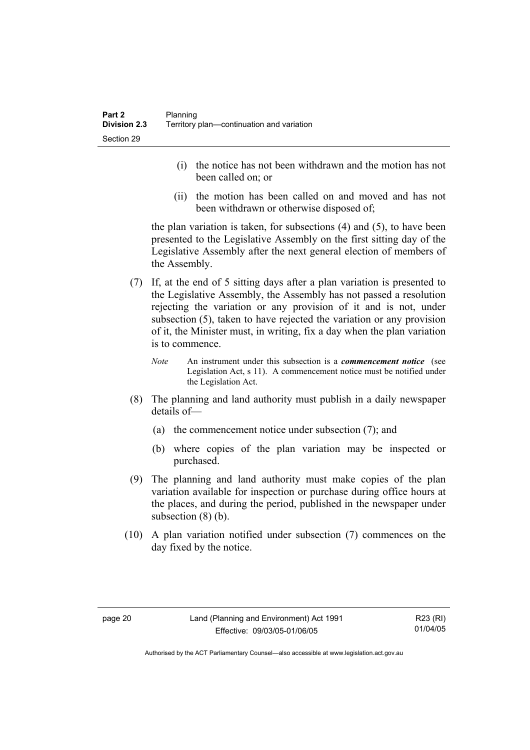(i) the notice has not been withdrawn and the motion has not been called on; or

(ii) the motion has been called on and moved and has not been withdrawn or otherwise disposed of;

the plan variation is taken, for subsections (4) and (5), to have been presented to the Legislative Assembly on the first sitting day of the Legislative Assembly after the next general election of members of the Assembly.

(7) If, at the end of 5 sitting days after a plan variation is presented to the Legislative Assembly, the Assembly has not passed a resolution rejecting the variation or any provision of it and is not, under subsection (5), taken to have rejected the variation or any provision of it, the Minister must, in writing, fix a day when the plan variation is to commence.

*Note* An instrument under this subsection is a ***commencement notice*** (see Legislation Act, s 11). A commencement notice must be notified under the Legislation Act.

(8) The planning and land authority must publish in a daily newspaper details of—

(a) the commencement notice under subsection (7); and

(b) where copies of the plan variation may be inspected or purchased.

(9) The planning and land authority must make copies of the plan variation available for inspection or purchase during office hours at the places, and during the period, published in the newspaper under subsection (8) (b).

(10) A plan variation notified under subsection (7) commences on the day fixed by the notice.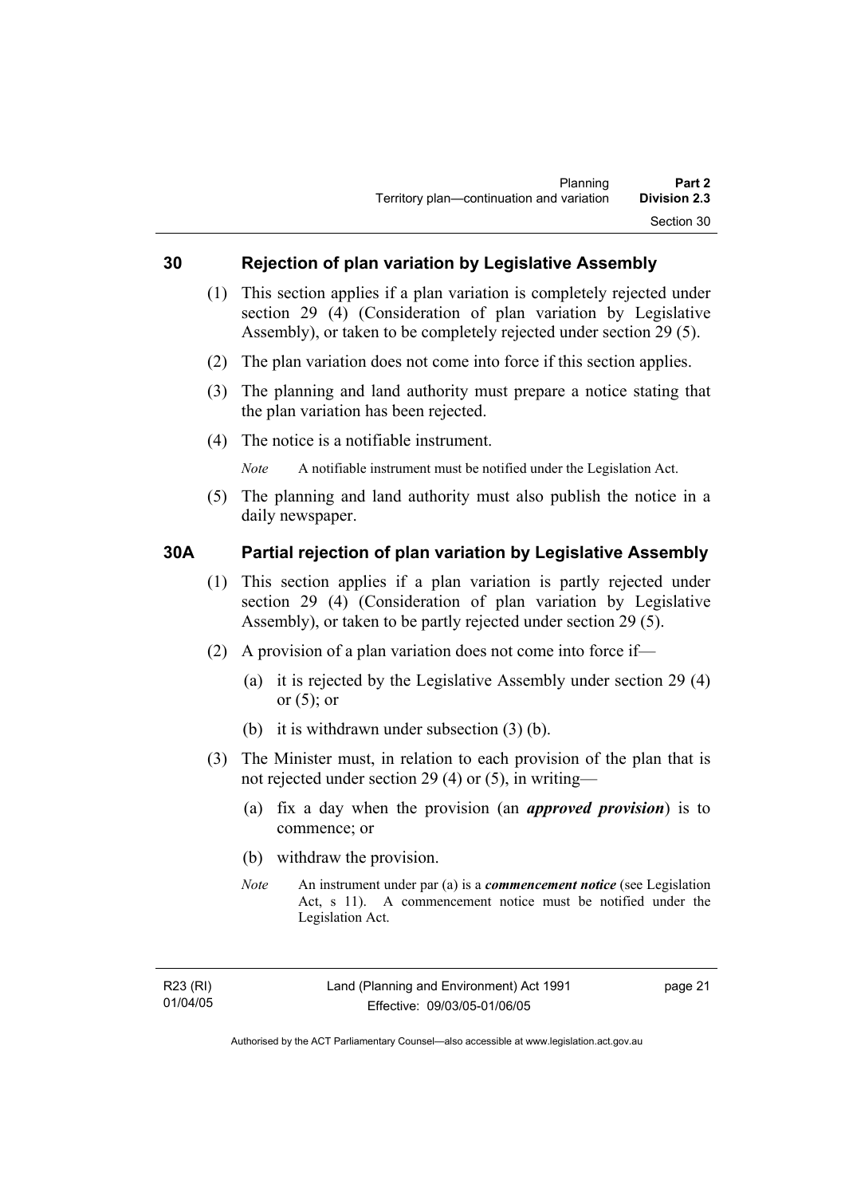## 30 Rejection of plan variation by Legislative Assembly

(1) This section applies if a plan variation is completely rejected under section 29 (4) (Consideration of plan variation by Legislative Assembly), or taken to be completely rejected under section 29 (5).

(2) The plan variation does not come into force if this section applies.

(3) The planning and land authority must prepare a notice stating that the plan variation has been rejected.

(4) The notice is a notifiable instrument.

*Note* A notifiable instrument must be notified under the Legislation Act.

(5) The planning and land authority must also publish the notice in a daily newspaper.

## 30A Partial rejection of plan variation by Legislative Assembly

(1) This section applies if a plan variation is partly rejected under section 29 (4) (Consideration of plan variation by Legislative Assembly), or taken to be partly rejected under section 29 (5).

(2) A provision of a plan variation does not come into force if—

(a) it is rejected by the Legislative Assembly under section 29 (4) or (5); or

(b) it is withdrawn under subsection (3) (b).

(3) The Minister must, in relation to each provision of the plan that is not rejected under section 29 (4) or (5), in writing—

(a) fix a day when the provision (an ***approved provision***) is to commence; or

(b) withdraw the provision.

*Note* An instrument under par (a) is a ***commencement notice*** (see Legislation Act, s 11). A commencement notice must be notified under the Legislation Act.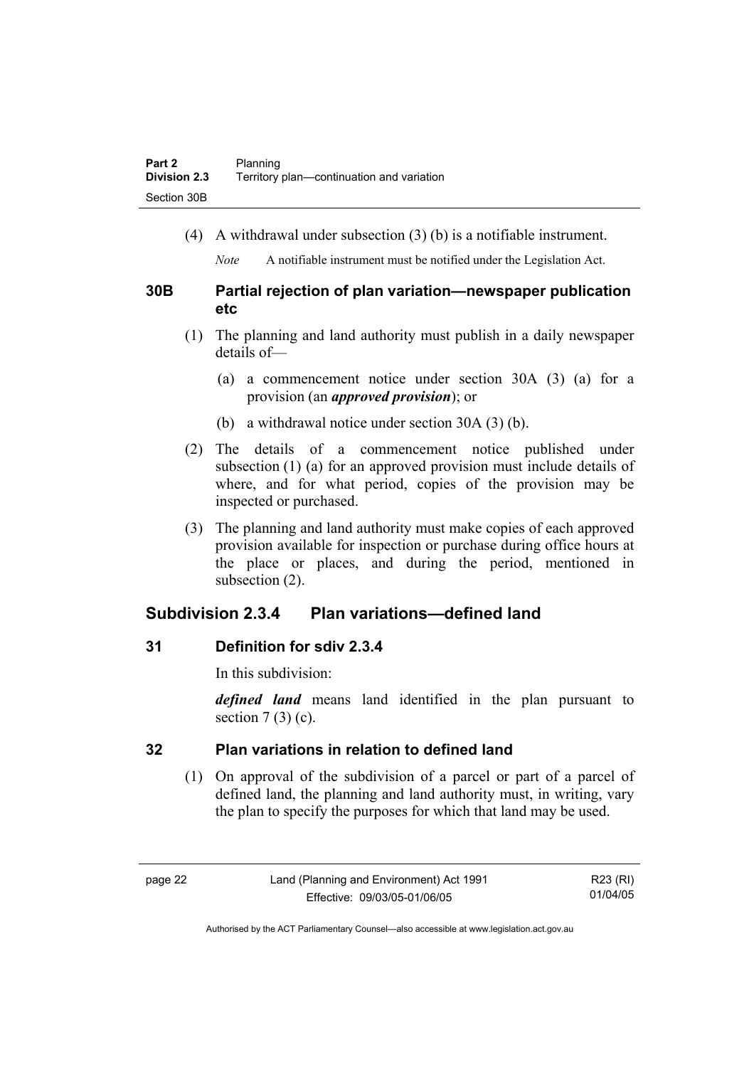(4) A withdrawal under subsection (3) (b) is a notifiable instrument.

*Note* A notifiable instrument must be notified under the Legislation Act.

### 30B Partial rejection of plan variation—newspaper publication etc

(1) The planning and land authority must publish in a daily newspaper details of—

(a) a commencement notice under section 30A (3) (a) for a provision (an ***approved provision***); or

(b) a withdrawal notice under section 30A (3) (b).

(2) The details of a commencement notice published under subsection (1) (a) for an approved provision must include details of where, and for what period, copies of the provision may be inspected or purchased.

(3) The planning and land authority must make copies of each approved provision available for inspection or purchase during office hours at the place or places, and during the period, mentioned in subsection (2).

## Subdivision 2.3.4 Plan variations—defined land

### 31 Definition for sdiv 2.3.4

In this subdivision:

***defined land*** means land identified in the plan pursuant to section 7 (3) (c).

### 32 Plan variations in relation to defined land

(1) On approval of the subdivision of a parcel or part of a parcel of defined land, the planning and land authority must, in writing, vary the plan to specify the purposes for which that land may be used.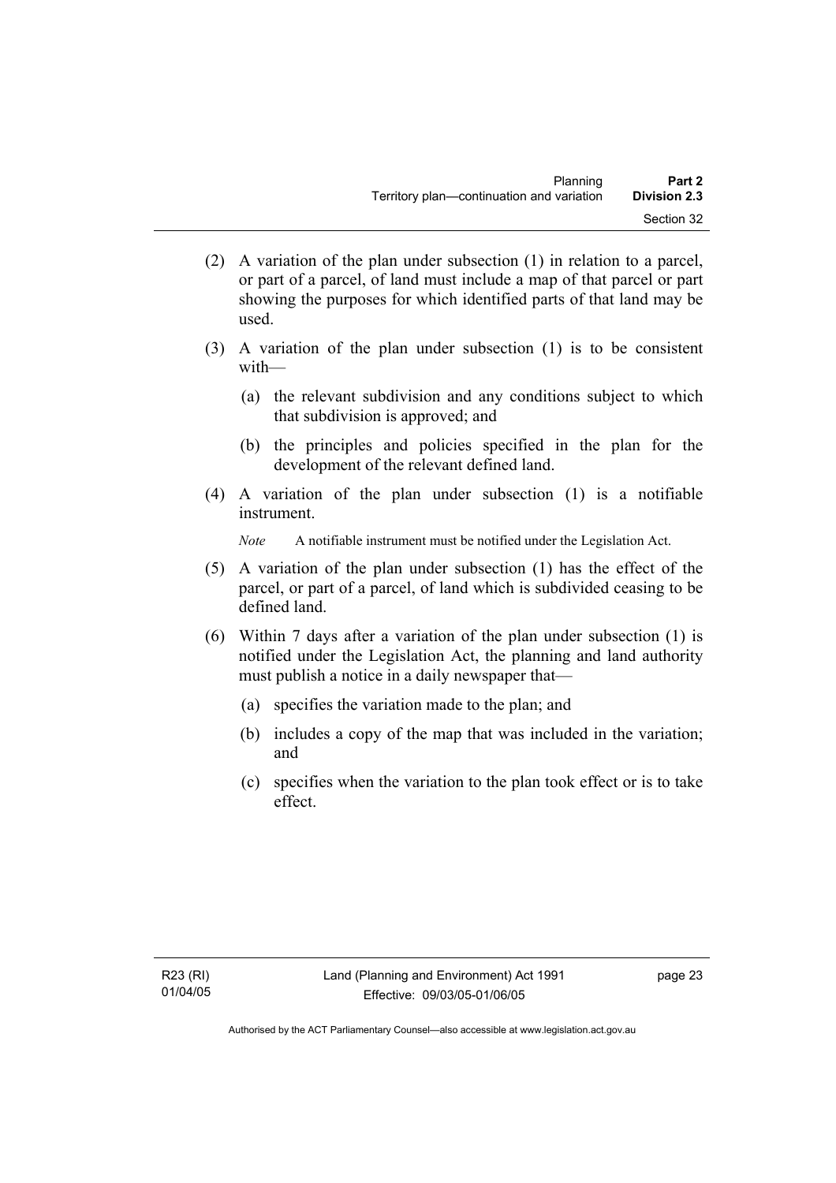(2) A variation of the plan under subsection (1) in relation to a parcel, or part of a parcel, of land must include a map of that parcel or part showing the purposes for which identified parts of that land may be used.

(3) A variation of the plan under subsection (1) is to be consistent with—

   (a) the relevant subdivision and any conditions subject to which that subdivision is approved; and

   (b) the principles and policies specified in the plan for the development of the relevant defined land.

(4) A variation of the plan under subsection (1) is a notifiable instrument.

   *Note* A notifiable instrument must be notified under the Legislation Act.

(5) A variation of the plan under subsection (1) has the effect of the parcel, or part of a parcel, of land which is subdivided ceasing to be defined land.

(6) Within 7 days after a variation of the plan under subsection (1) is notified under the Legislation Act, the planning and land authority must publish a notice in a daily newspaper that—

   (a) specifies the variation made to the plan; and

   (b) includes a copy of the map that was included in the variation; and

   (c) specifies when the variation to the plan took effect or is to take effect.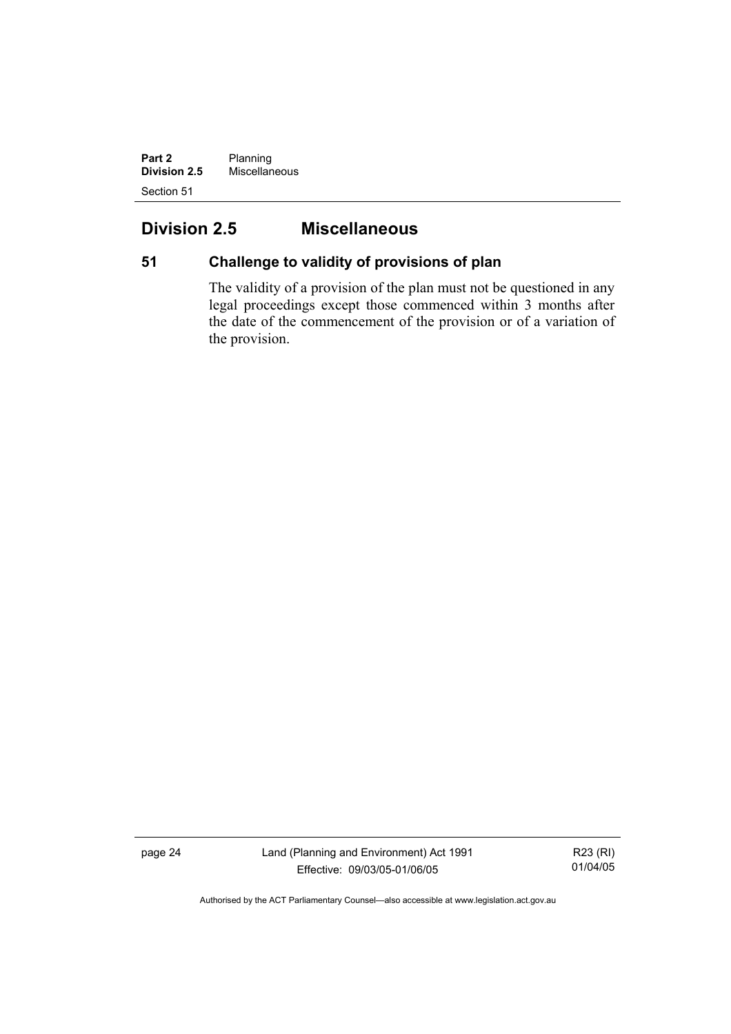## Division 2.5 Miscellaneous

### 51 Challenge to validity of provisions of plan

The validity of a provision of the plan must not be questioned in any legal proceedings except those commenced within 3 months after the date of the commencement of the provision or of a variation of the provision.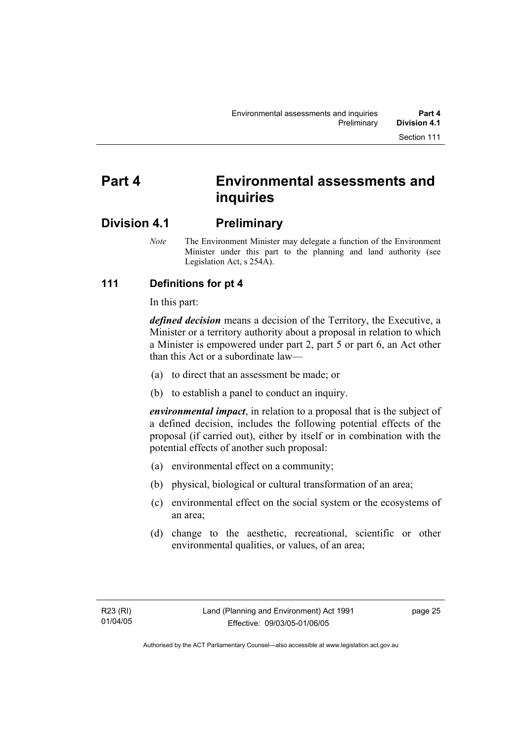# Part 4 Environmental assessments and inquiries

## Division 4.1 Preliminary

*Note* The Environment Minister may delegate a function of the Environment Minister under this part to the planning and land authority (see Legislation Act, s 254A).

### 111 Definitions for pt 4

In this part:

***defined decision*** means a decision of the Territory, the Executive, a Minister or a territory authority about a proposal in relation to which a Minister is empowered under part 2, part 5 or part 6, an Act other than this Act or a subordinate law—

(a) to direct that an assessment be made; or

(b) to establish a panel to conduct an inquiry.

***environmental impact***, in relation to a proposal that is the subject of a defined decision, includes the following potential effects of the proposal (if carried out), either by itself or in combination with the potential effects of another such proposal:

(a) environmental effect on a community;

(b) physical, biological or cultural transformation of an area;

(c) environmental effect on the social system or the ecosystems of an area;

(d) change to the aesthetic, recreational, scientific or other environmental qualities, or values, of an area;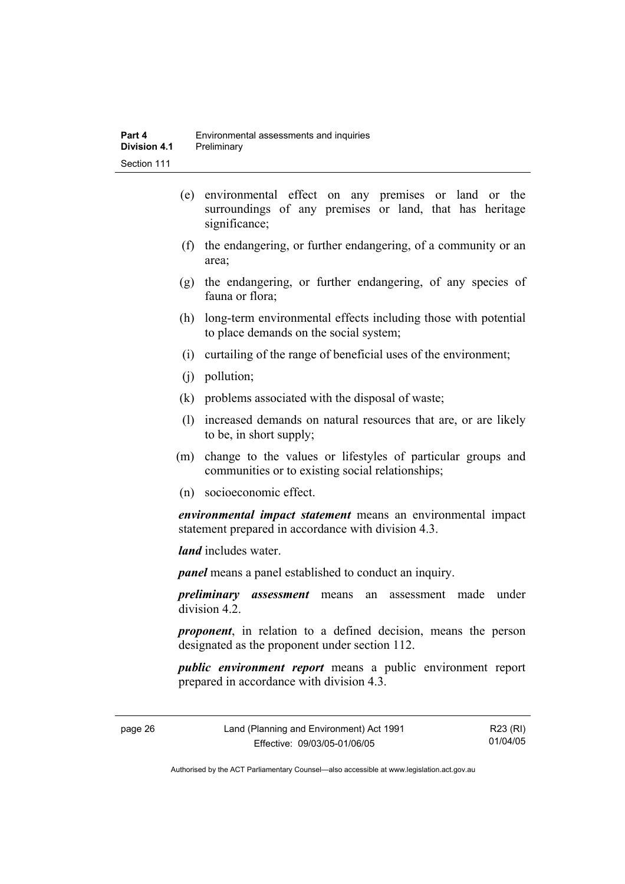(e) environmental effect on any premises or land or the surroundings of any premises or land, that has heritage significance;

(f) the endangering, or further endangering, of a community or an area;

(g) the endangering, or further endangering, of any species of fauna or flora;

(h) long-term environmental effects including those with potential to place demands on the social system;

(i) curtailing of the range of beneficial uses of the environment;

(j) pollution;

(k) problems associated with the disposal of waste;

(l) increased demands on natural resources that are, or are likely to be, in short supply;

(m) change to the values or lifestyles of particular groups and communities or to existing social relationships;

(n) socioeconomic effect.

***environmental impact statement*** means an environmental impact statement prepared in accordance with division 4.3.

***land*** includes water.

***panel*** means a panel established to conduct an inquiry.

***preliminary assessment*** means an assessment made under division 4.2.

***proponent***, in relation to a defined decision, means the person designated as the proponent under section 112.

***public environment report*** means a public environment report prepared in accordance with division 4.3.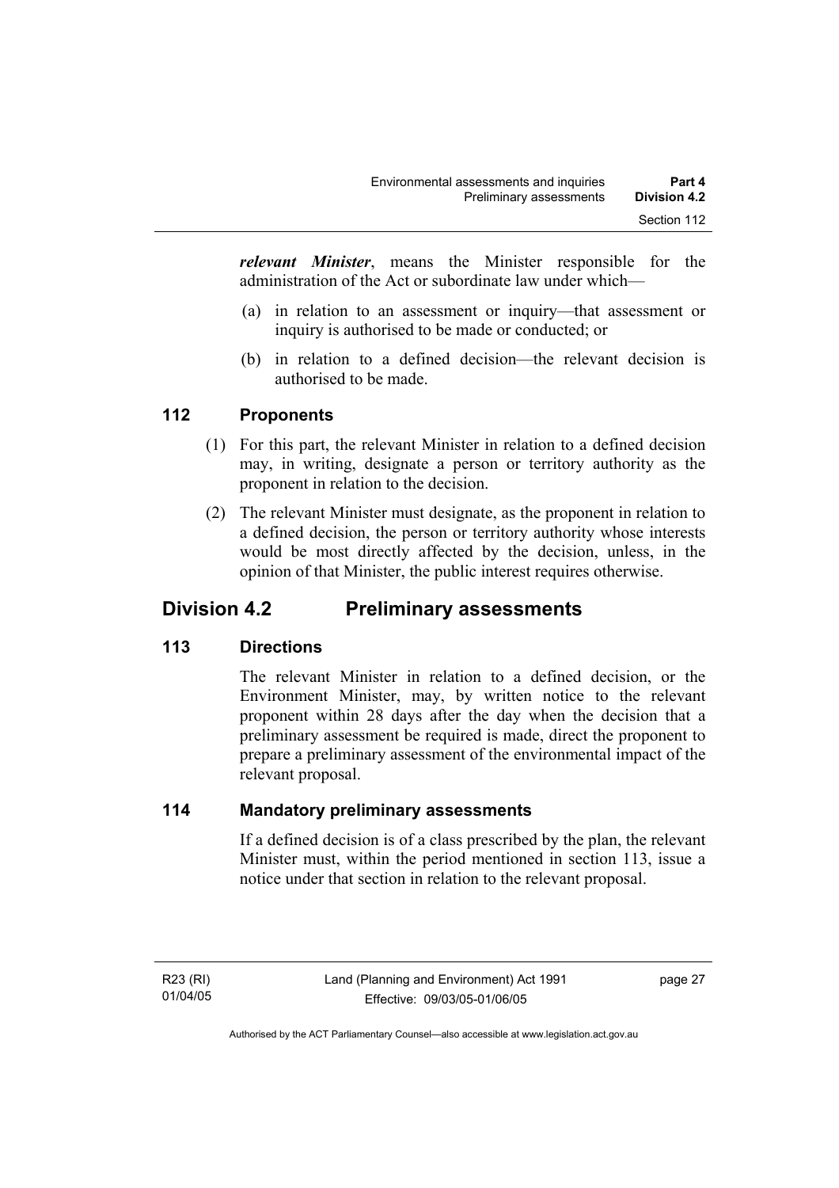***relevant Minister***, means the Minister responsible for the administration of the Act or subordinate law under which—

(a) in relation to an assessment or inquiry—that assessment or inquiry is authorised to be made or conducted; or

(b) in relation to a defined decision—the relevant decision is authorised to be made.

### 112 Proponents

(1) For this part, the relevant Minister in relation to a defined decision may, in writing, designate a person or territory authority as the proponent in relation to the decision.

(2) The relevant Minister must designate, as the proponent in relation to a defined decision, the person or territory authority whose interests would be most directly affected by the decision, unless, in the opinion of that Minister, the public interest requires otherwise.

## Division 4.2 Preliminary assessments

### 113 Directions

The relevant Minister in relation to a defined decision, or the Environment Minister, may, by written notice to the relevant proponent within 28 days after the day when the decision that a preliminary assessment be required is made, direct the proponent to prepare a preliminary assessment of the environmental impact of the relevant proposal.

### 114 Mandatory preliminary assessments

If a defined decision is of a class prescribed by the plan, the relevant Minister must, within the period mentioned in section 113, issue a notice under that section in relation to the relevant proposal.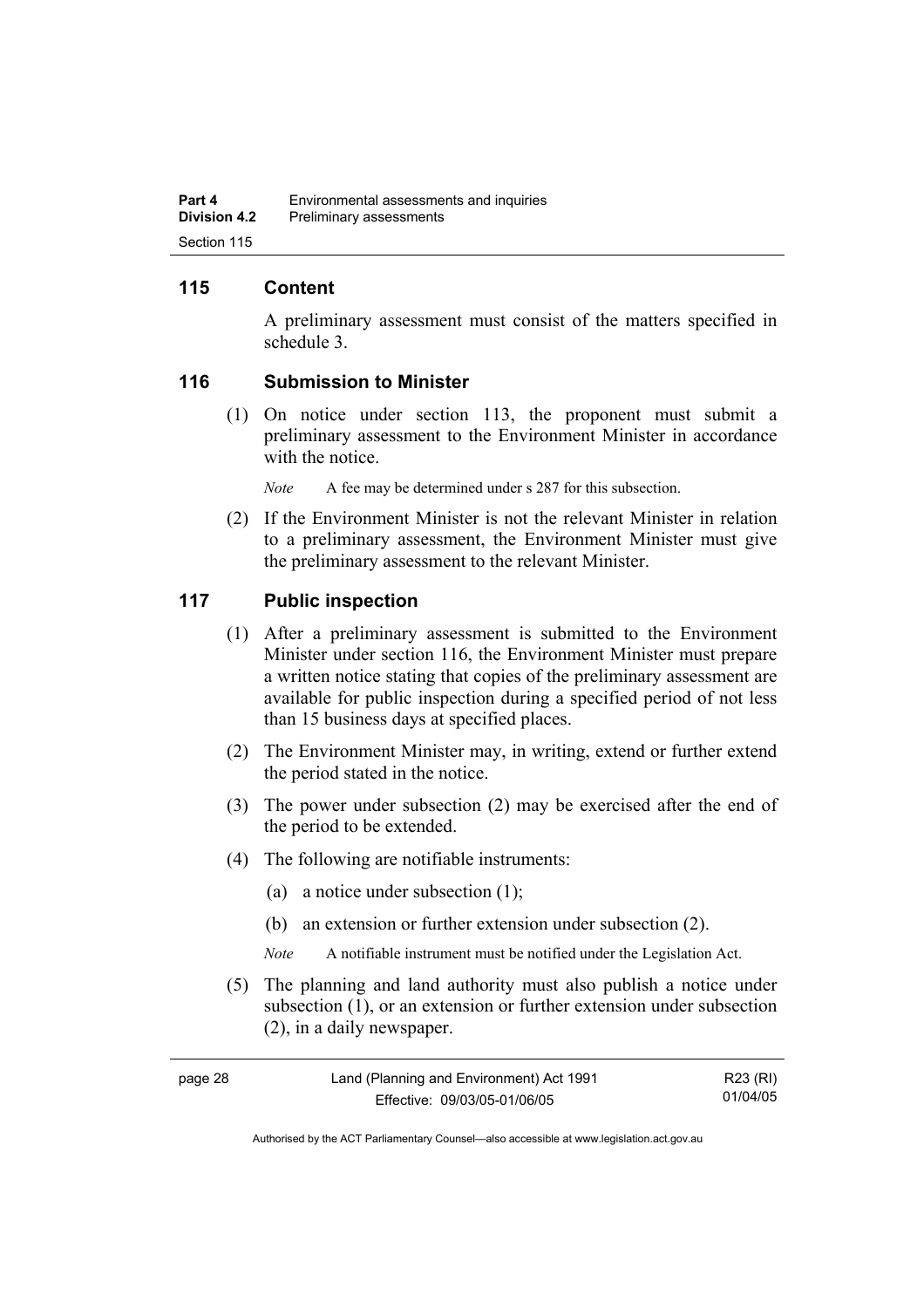## 115 Content

A preliminary assessment must consist of the matters specified in schedule 3.

## 116 Submission to Minister

(1) On notice under section 113, the proponent must submit a preliminary assessment to the Environment Minister in accordance with the notice.

*Note* A fee may be determined under s 287 for this subsection.

(2) If the Environment Minister is not the relevant Minister in relation to a preliminary assessment, the Environment Minister must give the preliminary assessment to the relevant Minister.

## 117 Public inspection

(1) After a preliminary assessment is submitted to the Environment Minister under section 116, the Environment Minister must prepare a written notice stating that copies of the preliminary assessment are available for public inspection during a specified period of not less than 15 business days at specified places.

(2) The Environment Minister may, in writing, extend or further extend the period stated in the notice.

(3) The power under subsection (2) may be exercised after the end of the period to be extended.

(4) The following are notifiable instruments:

(a) a notice under subsection (1);

(b) an extension or further extension under subsection (2).

*Note* A notifiable instrument must be notified under the Legislation Act.

(5) The planning and land authority must also publish a notice under subsection (1), or an extension or further extension under subsection (2), in a daily newspaper.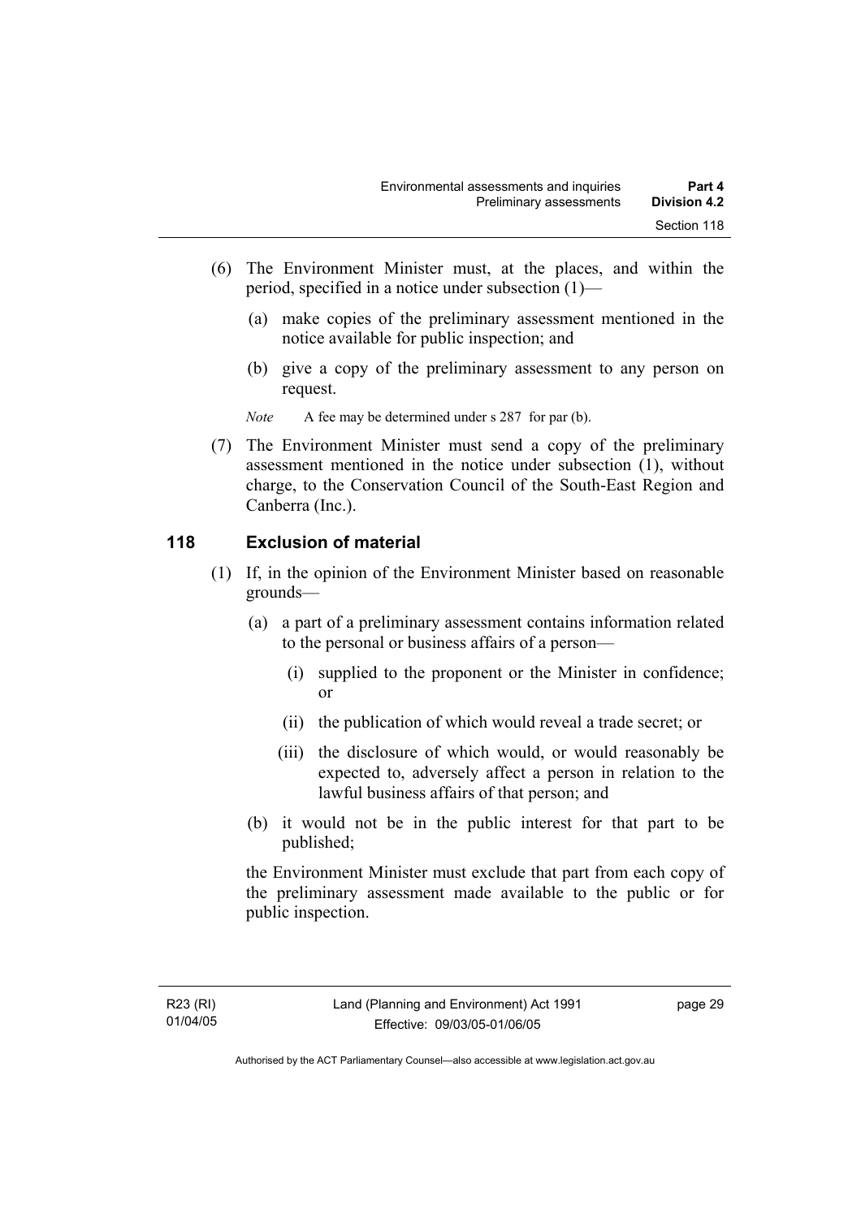(6) The Environment Minister must, at the places, and within the period, specified in a notice under subsection (1)—

  (a) make copies of the preliminary assessment mentioned in the notice available for public inspection; and

  (b) give a copy of the preliminary assessment to any person on request.

*Note* A fee may be determined under s 287 for par (b).

(7) The Environment Minister must send a copy of the preliminary assessment mentioned in the notice under subsection (1), without charge, to the Conservation Council of the South-East Region and Canberra (Inc.).

## 118 Exclusion of material

(1) If, in the opinion of the Environment Minister based on reasonable grounds—

  (a) a part of a preliminary assessment contains information related to the personal or business affairs of a person—

    (i) supplied to the proponent or the Minister in confidence; or

    (ii) the publication of which would reveal a trade secret; or

    (iii) the disclosure of which would, or would reasonably be expected to, adversely affect a person in relation to the lawful business affairs of that person; and

  (b) it would not be in the public interest for that part to be published;

the Environment Minister must exclude that part from each copy of the preliminary assessment made available to the public or for public inspection.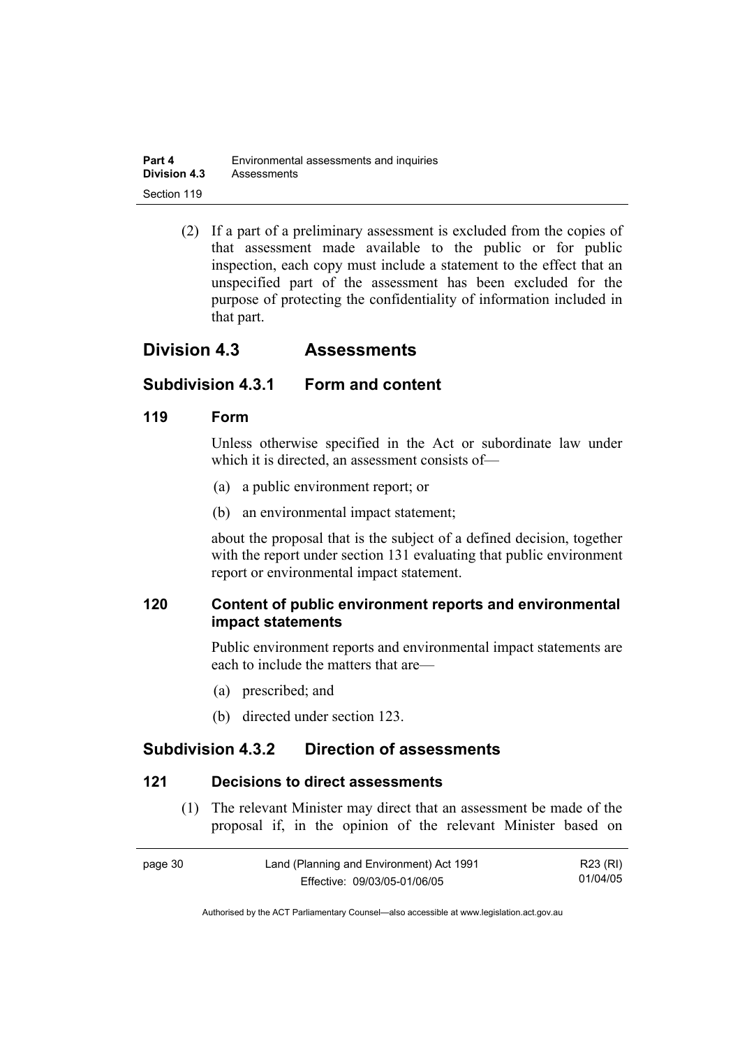(2) If a part of a preliminary assessment is excluded from the copies of that assessment made available to the public or for public inspection, each copy must include a statement to the effect that an unspecified part of the assessment has been excluded for the purpose of protecting the confidentiality of information included in that part.

## Division 4.3 Assessments

### Subdivision 4.3.1 Form and content

#### 119 Form

Unless otherwise specified in the Act or subordinate law under which it is directed, an assessment consists of—

(a) a public environment report; or

(b) an environmental impact statement;

about the proposal that is the subject of a defined decision, together with the report under section 131 evaluating that public environment report or environmental impact statement.

#### 120 Content of public environment reports and environmental impact statements

Public environment reports and environmental impact statements are each to include the matters that are—

(a) prescribed; and

(b) directed under section 123.

### Subdivision 4.3.2 Direction of assessments

#### 121 Decisions to direct assessments

(1) The relevant Minister may direct that an assessment be made of the proposal if, in the opinion of the relevant Minister based on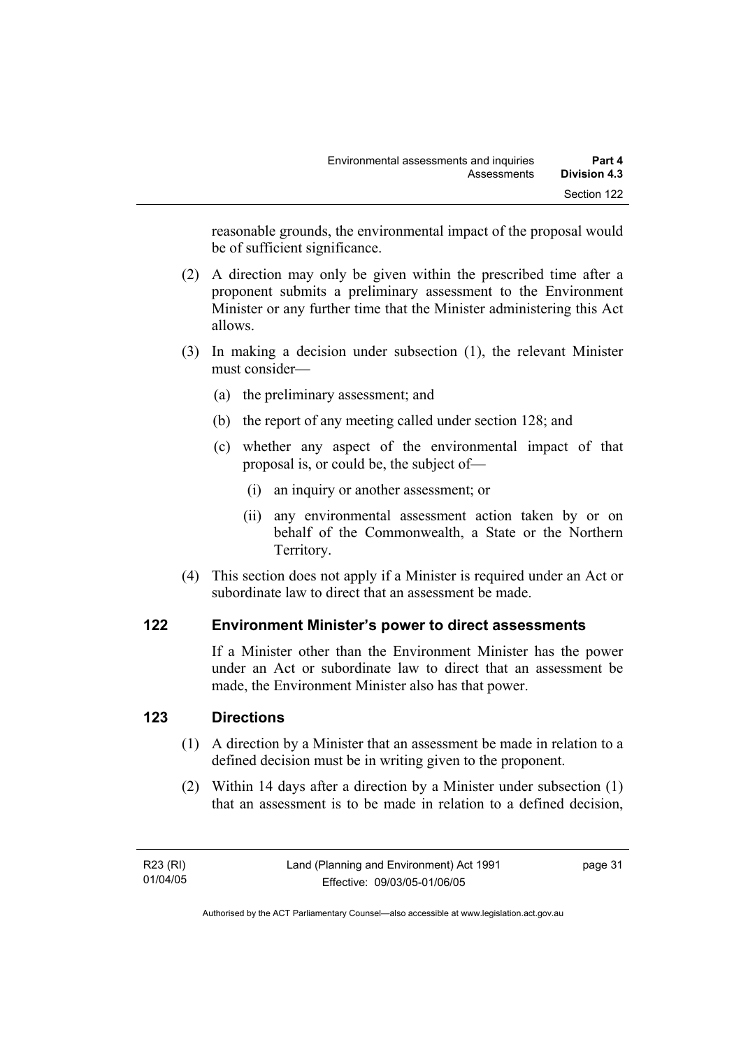reasonable grounds, the environmental impact of the proposal would be of sufficient significance.

(2) A direction may only be given within the prescribed time after a proponent submits a preliminary assessment to the Environment Minister or any further time that the Minister administering this Act allows.

(3) In making a decision under subsection (1), the relevant Minister must consider—

(a) the preliminary assessment; and

(b) the report of any meeting called under section 128; and

(c) whether any aspect of the environmental impact of that proposal is, or could be, the subject of—

(i) an inquiry or another assessment; or

(ii) any environmental assessment action taken by or on behalf of the Commonwealth, a State or the Northern Territory.

(4) This section does not apply if a Minister is required under an Act or subordinate law to direct that an assessment be made.

## 122 Environment Minister's power to direct assessments

If a Minister other than the Environment Minister has the power under an Act or subordinate law to direct that an assessment be made, the Environment Minister also has that power.

## 123 Directions

(1) A direction by a Minister that an assessment be made in relation to a defined decision must be in writing given to the proponent.

(2) Within 14 days after a direction by a Minister under subsection (1) that an assessment is to be made in relation to a defined decision,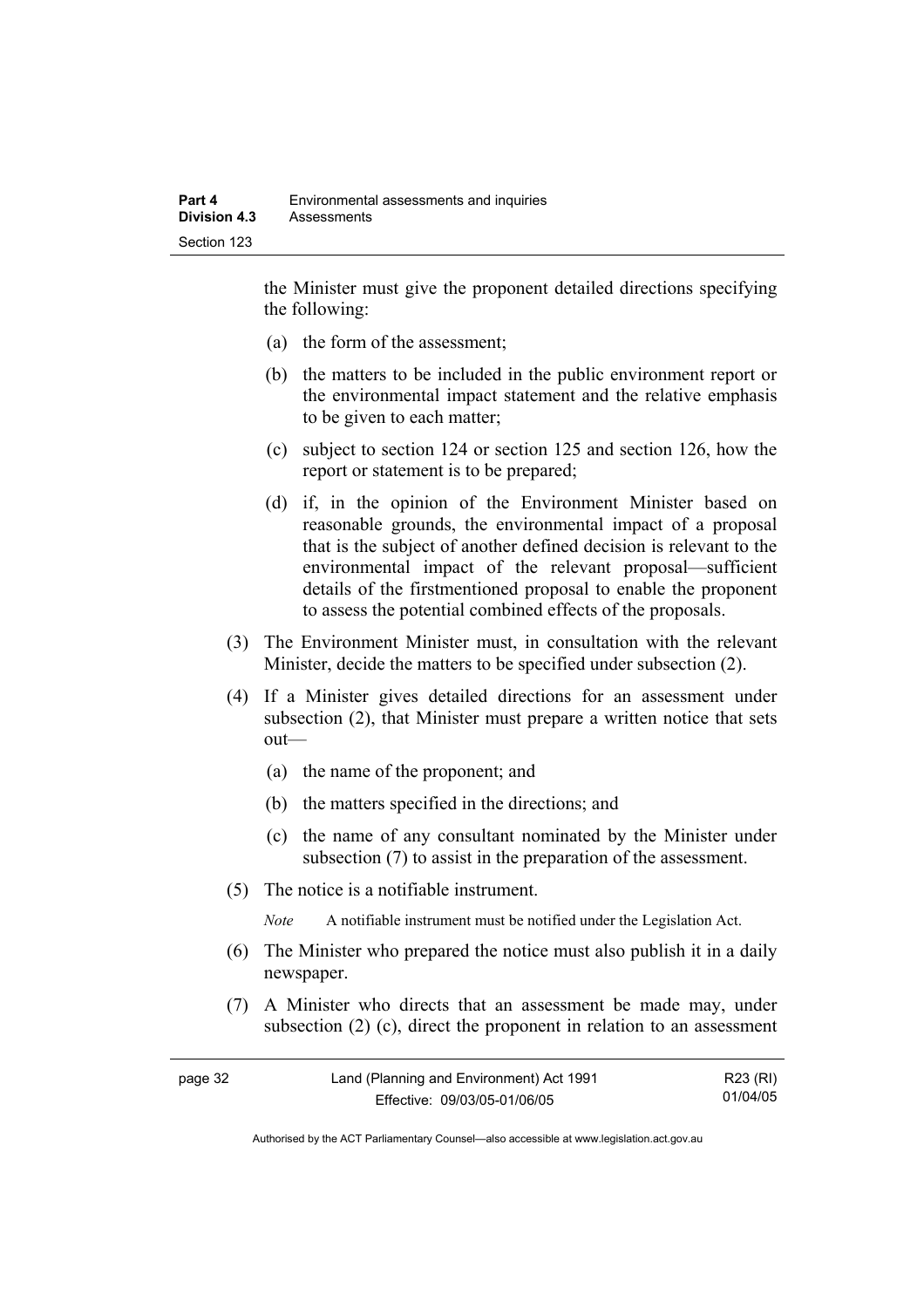the Minister must give the proponent detailed directions specifying the following:

(a) the form of the assessment;

(b) the matters to be included in the public environment report or the environmental impact statement and the relative emphasis to be given to each matter;

(c) subject to section 124 or section 125 and section 126, how the report or statement is to be prepared;

(d) if, in the opinion of the Environment Minister based on reasonable grounds, the environmental impact of a proposal that is the subject of another defined decision is relevant to the environmental impact of the relevant proposal—sufficient details of the firstmentioned proposal to enable the proponent to assess the potential combined effects of the proposals.

(3) The Environment Minister must, in consultation with the relevant Minister, decide the matters to be specified under subsection (2).

(4) If a Minister gives detailed directions for an assessment under subsection (2), that Minister must prepare a written notice that sets out—

(a) the name of the proponent; and

(b) the matters specified in the directions; and

(c) the name of any consultant nominated by the Minister under subsection (7) to assist in the preparation of the assessment.

(5) The notice is a notifiable instrument.

*Note* A notifiable instrument must be notified under the Legislation Act.

(6) The Minister who prepared the notice must also publish it in a daily newspaper.

(7) A Minister who directs that an assessment be made may, under subsection (2) (c), direct the proponent in relation to an assessment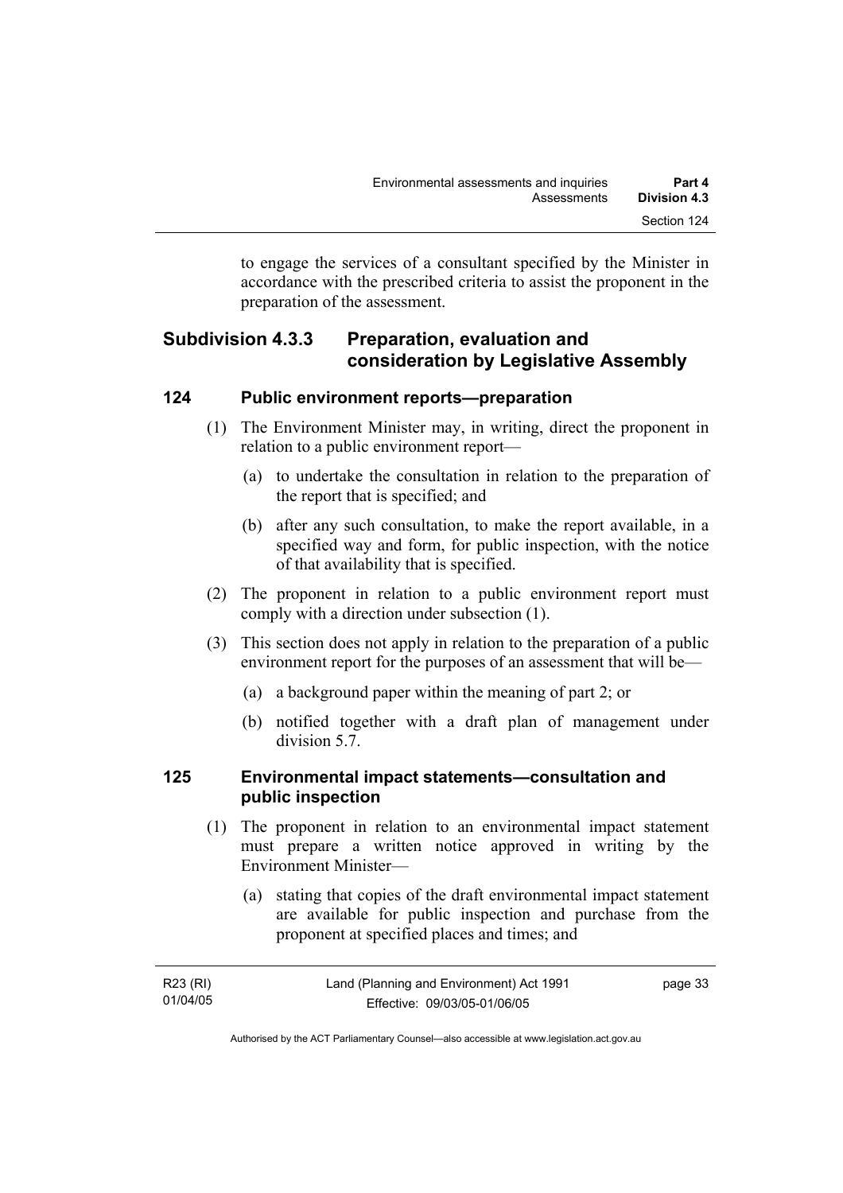to engage the services of a consultant specified by the Minister in accordance with the prescribed criteria to assist the proponent in the preparation of the assessment.

## Subdivision 4.3.3 Preparation, evaluation and consideration by Legislative Assembly

### 124 Public environment reports—preparation

(1) The Environment Minister may, in writing, direct the proponent in relation to a public environment report—

(a) to undertake the consultation in relation to the preparation of the report that is specified; and

(b) after any such consultation, to make the report available, in a specified way and form, for public inspection, with the notice of that availability that is specified.

(2) The proponent in relation to a public environment report must comply with a direction under subsection (1).

(3) This section does not apply in relation to the preparation of a public environment report for the purposes of an assessment that will be—

(a) a background paper within the meaning of part 2; or

(b) notified together with a draft plan of management under division 5.7.

### 125 Environmental impact statements—consultation and public inspection

(1) The proponent in relation to an environmental impact statement must prepare a written notice approved in writing by the Environment Minister—

(a) stating that copies of the draft environmental impact statement are available for public inspection and purchase from the proponent at specified places and times; and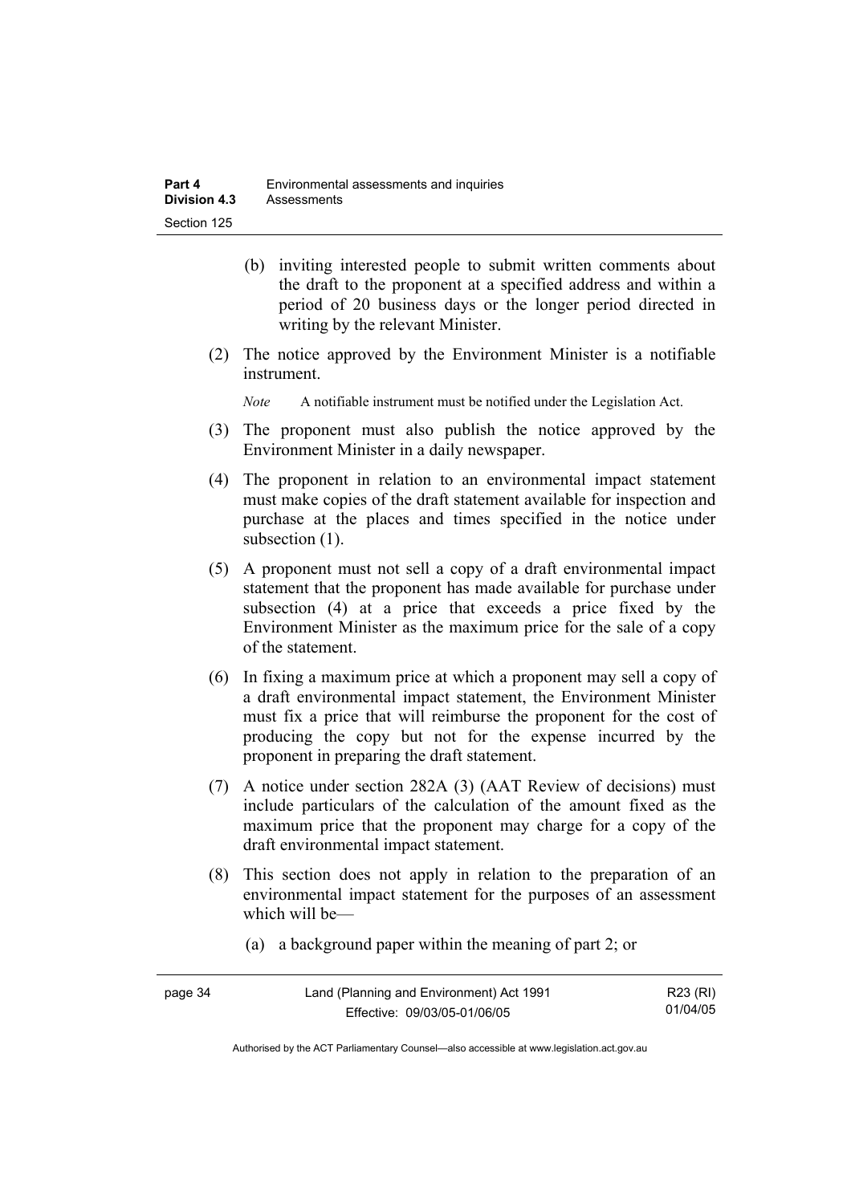(b) inviting interested people to submit written comments about the draft to the proponent at a specified address and within a period of 20 business days or the longer period directed in writing by the relevant Minister.

(2) The notice approved by the Environment Minister is a notifiable instrument.

*Note* A notifiable instrument must be notified under the Legislation Act.

(3) The proponent must also publish the notice approved by the Environment Minister in a daily newspaper.

(4) The proponent in relation to an environmental impact statement must make copies of the draft statement available for inspection and purchase at the places and times specified in the notice under subsection (1).

(5) A proponent must not sell a copy of a draft environmental impact statement that the proponent has made available for purchase under subsection (4) at a price that exceeds a price fixed by the Environment Minister as the maximum price for the sale of a copy of the statement.

(6) In fixing a maximum price at which a proponent may sell a copy of a draft environmental impact statement, the Environment Minister must fix a price that will reimburse the proponent for the cost of producing the copy but not for the expense incurred by the proponent in preparing the draft statement.

(7) A notice under section 282A (3) (AAT Review of decisions) must include particulars of the calculation of the amount fixed as the maximum price that the proponent may charge for a copy of the draft environmental impact statement.

(8) This section does not apply in relation to the preparation of an environmental impact statement for the purposes of an assessment which will be—

(a) a background paper within the meaning of part 2; or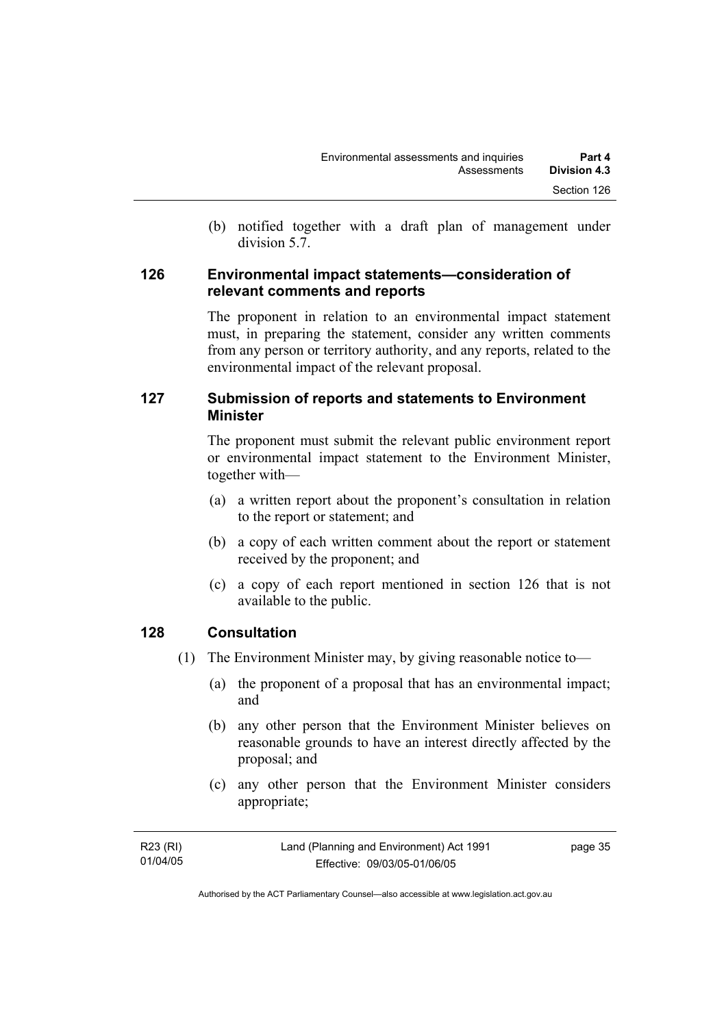(b) notified together with a draft plan of management under division 5.7.

### 126 Environmental impact statements—consideration of relevant comments and reports

The proponent in relation to an environmental impact statement must, in preparing the statement, consider any written comments from any person or territory authority, and any reports, related to the environmental impact of the relevant proposal.

### 127 Submission of reports and statements to Environment Minister

The proponent must submit the relevant public environment report or environmental impact statement to the Environment Minister, together with—

(a) a written report about the proponent's consultation in relation to the report or statement; and

(b) a copy of each written comment about the report or statement received by the proponent; and

(c) a copy of each report mentioned in section 126 that is not available to the public.

### 128 Consultation

(1) The Environment Minister may, by giving reasonable notice to—

(a) the proponent of a proposal that has an environmental impact; and

(b) any other person that the Environment Minister believes on reasonable grounds to have an interest directly affected by the proposal; and

(c) any other person that the Environment Minister considers appropriate;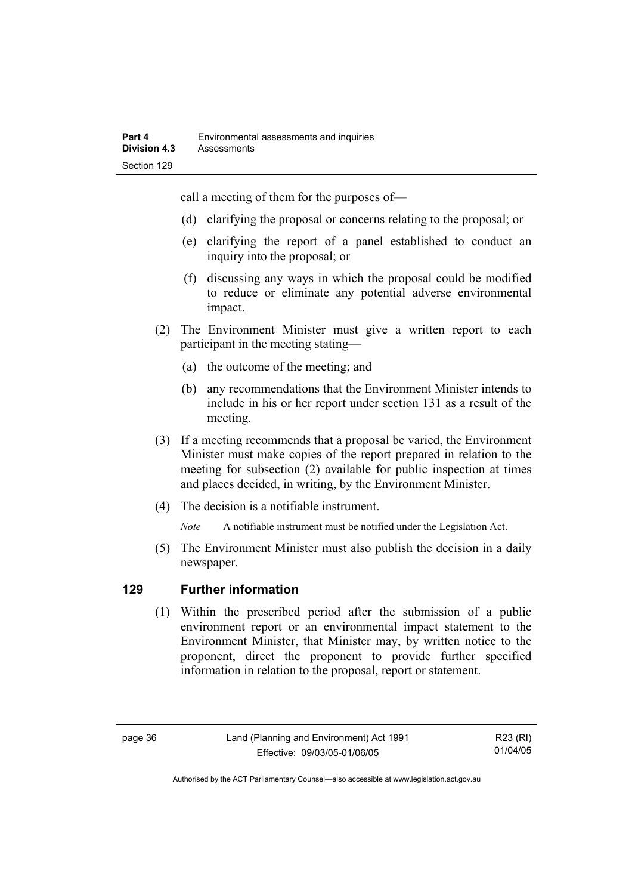call a meeting of them for the purposes of—

(d) clarifying the proposal or concerns relating to the proposal; or

(e) clarifying the report of a panel established to conduct an inquiry into the proposal; or

(f) discussing any ways in which the proposal could be modified to reduce or eliminate any potential adverse environmental impact.

(2) The Environment Minister must give a written report to each participant in the meeting stating—

(a) the outcome of the meeting; and

(b) any recommendations that the Environment Minister intends to include in his or her report under section 131 as a result of the meeting.

(3) If a meeting recommends that a proposal be varied, the Environment Minister must make copies of the report prepared in relation to the meeting for subsection (2) available for public inspection at times and places decided, in writing, by the Environment Minister.

(4) The decision is a notifiable instrument.

*Note* A notifiable instrument must be notified under the Legislation Act.

(5) The Environment Minister must also publish the decision in a daily newspaper.

## 129 Further information

(1) Within the prescribed period after the submission of a public environment report or an environmental impact statement to the Environment Minister, that Minister may, by written notice to the proponent, direct the proponent to provide further specified information in relation to the proposal, report or statement.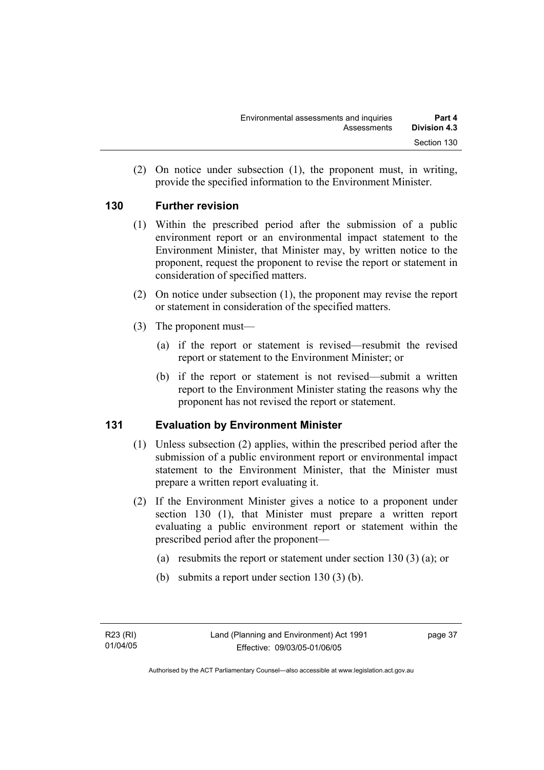(2) On notice under subsection (1), the proponent must, in writing, provide the specified information to the Environment Minister.

## 130 Further revision

(1) Within the prescribed period after the submission of a public environment report or an environmental impact statement to the Environment Minister, that Minister may, by written notice to the proponent, request the proponent to revise the report or statement in consideration of specified matters.

(2) On notice under subsection (1), the proponent may revise the report or statement in consideration of the specified matters.

(3) The proponent must—

(a) if the report or statement is revised—resubmit the revised report or statement to the Environment Minister; or

(b) if the report or statement is not revised—submit a written report to the Environment Minister stating the reasons why the proponent has not revised the report or statement.

## 131 Evaluation by Environment Minister

(1) Unless subsection (2) applies, within the prescribed period after the submission of a public environment report or environmental impact statement to the Environment Minister, that the Minister must prepare a written report evaluating it.

(2) If the Environment Minister gives a notice to a proponent under section 130 (1), that Minister must prepare a written report evaluating a public environment report or statement within the prescribed period after the proponent—

(a) resubmits the report or statement under section 130 (3) (a); or

(b) submits a report under section 130 (3) (b).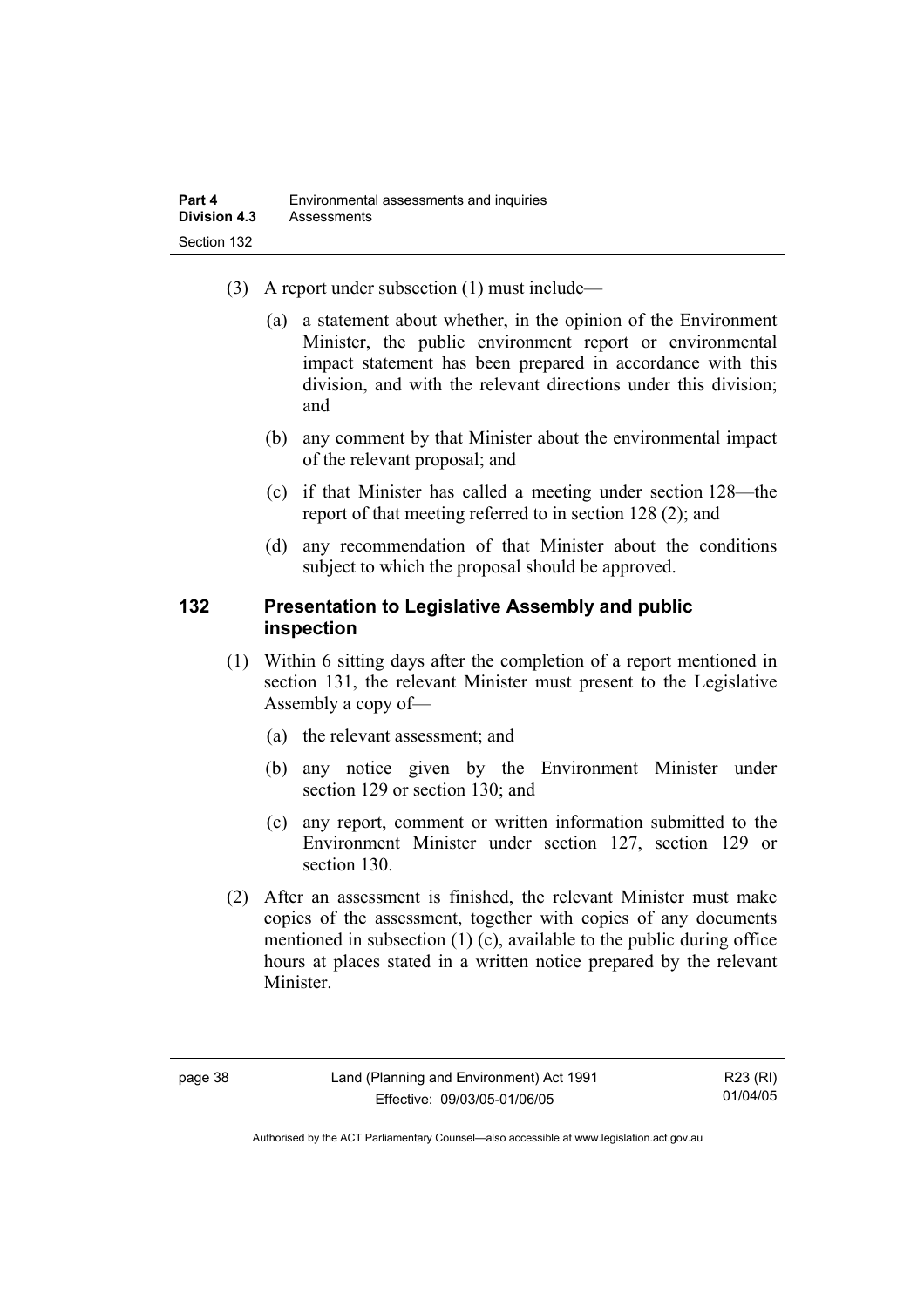(3) A report under subsection (1) must include—

(a) a statement about whether, in the opinion of the Environment Minister, the public environment report or environmental impact statement has been prepared in accordance with this division, and with the relevant directions under this division; and

(b) any comment by that Minister about the environmental impact of the relevant proposal; and

(c) if that Minister has called a meeting under section 128—the report of that meeting referred to in section 128 (2); and

(d) any recommendation of that Minister about the conditions subject to which the proposal should be approved.

### 132 Presentation to Legislative Assembly and public inspection

(1) Within 6 sitting days after the completion of a report mentioned in section 131, the relevant Minister must present to the Legislative Assembly a copy of—

(a) the relevant assessment; and

(b) any notice given by the Environment Minister under section 129 or section 130; and

(c) any report, comment or written information submitted to the Environment Minister under section 127, section 129 or section 130.

(2) After an assessment is finished, the relevant Minister must make copies of the assessment, together with copies of any documents mentioned in subsection (1) (c), available to the public during office hours at places stated in a written notice prepared by the relevant Minister.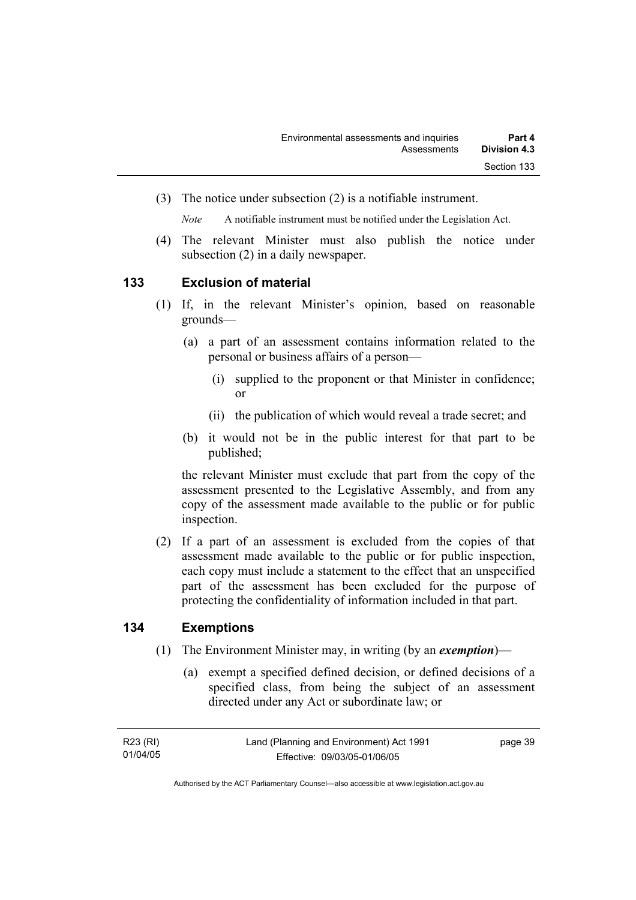(3) The notice under subsection (2) is a notifiable instrument.

*Note* A notifiable instrument must be notified under the Legislation Act.

(4) The relevant Minister must also publish the notice under subsection (2) in a daily newspaper.

## 133 Exclusion of material

(1) If, in the relevant Minister's opinion, based on reasonable grounds—

(a) a part of an assessment contains information related to the personal or business affairs of a person—

(i) supplied to the proponent or that Minister in confidence; or

(ii) the publication of which would reveal a trade secret; and

(b) it would not be in the public interest for that part to be published;

the relevant Minister must exclude that part from the copy of the assessment presented to the Legislative Assembly, and from any copy of the assessment made available to the public or for public inspection.

(2) If a part of an assessment is excluded from the copies of that assessment made available to the public or for public inspection, each copy must include a statement to the effect that an unspecified part of the assessment has been excluded for the purpose of protecting the confidentiality of information included in that part.

## 134 Exemptions

(1) The Environment Minister may, in writing (by an ***exemption***)—

(a) exempt a specified defined decision, or defined decisions of a specified class, from being the subject of an assessment directed under any Act or subordinate law; or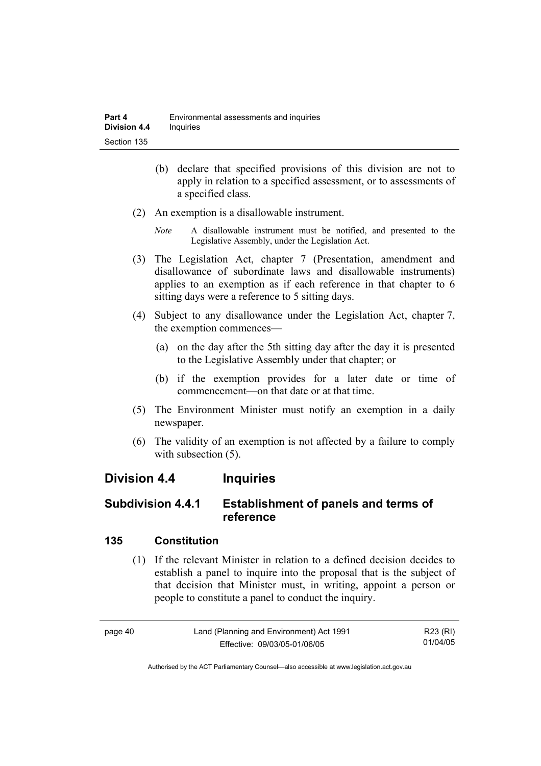(b) declare that specified provisions of this division are not to apply in relation to a specified assessment, or to assessments of a specified class.

(2) An exemption is a disallowable instrument.

*Note* A disallowable instrument must be notified, and presented to the Legislative Assembly, under the Legislation Act.

(3) The Legislation Act, chapter 7 (Presentation, amendment and disallowance of subordinate laws and disallowable instruments) applies to an exemption as if each reference in that chapter to 6 sitting days were a reference to 5 sitting days.

(4) Subject to any disallowance under the Legislation Act, chapter 7, the exemption commences—

(a) on the day after the 5th sitting day after the day it is presented to the Legislative Assembly under that chapter; or

(b) if the exemption provides for a later date or time of commencement—on that date or at that time.

(5) The Environment Minister must notify an exemption in a daily newspaper.

(6) The validity of an exemption is not affected by a failure to comply with subsection (5).

## Division 4.4 Inquiries

### Subdivision 4.4.1 Establishment of panels and terms of reference

#### 135 Constitution

(1) If the relevant Minister in relation to a defined decision decides to establish a panel to inquire into the proposal that is the subject of that decision that Minister must, in writing, appoint a person or people to constitute a panel to conduct the inquiry.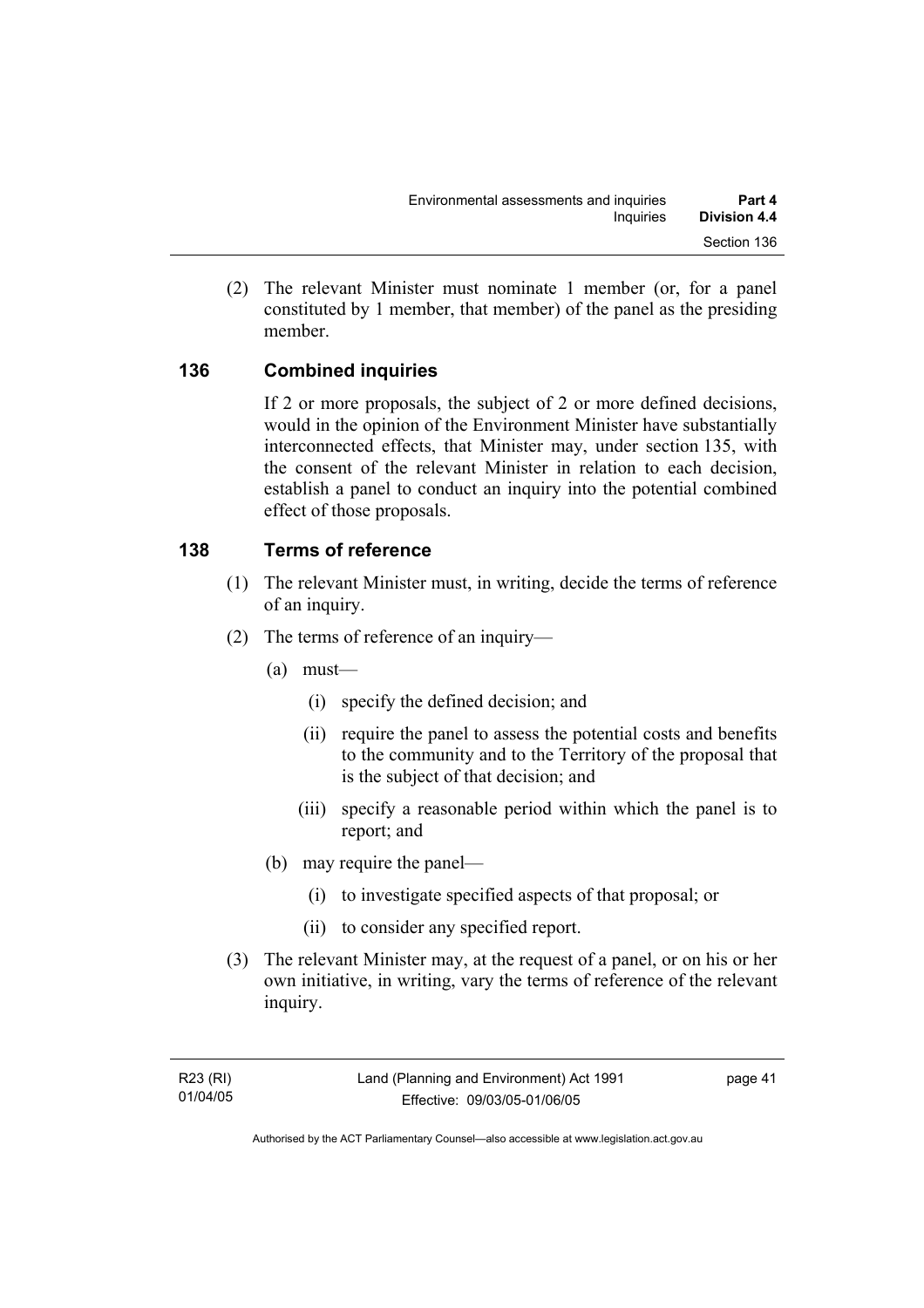(2) The relevant Minister must nominate 1 member (or, for a panel constituted by 1 member, that member) of the panel as the presiding member.

### 136 Combined inquiries

If 2 or more proposals, the subject of 2 or more defined decisions, would in the opinion of the Environment Minister have substantially interconnected effects, that Minister may, under section 135, with the consent of the relevant Minister in relation to each decision, establish a panel to conduct an inquiry into the potential combined effect of those proposals.

### 138 Terms of reference

(1) The relevant Minister must, in writing, decide the terms of reference of an inquiry.

(2) The terms of reference of an inquiry—

- (a) must—
  - (i) specify the defined decision; and
  - (ii) require the panel to assess the potential costs and benefits to the community and to the Territory of the proposal that is the subject of that decision; and
  - (iii) specify a reasonable period within which the panel is to report; and
- (b) may require the panel—
  - (i) to investigate specified aspects of that proposal; or
  - (ii) to consider any specified report.

(3) The relevant Minister may, at the request of a panel, or on his or her own initiative, in writing, vary the terms of reference of the relevant inquiry.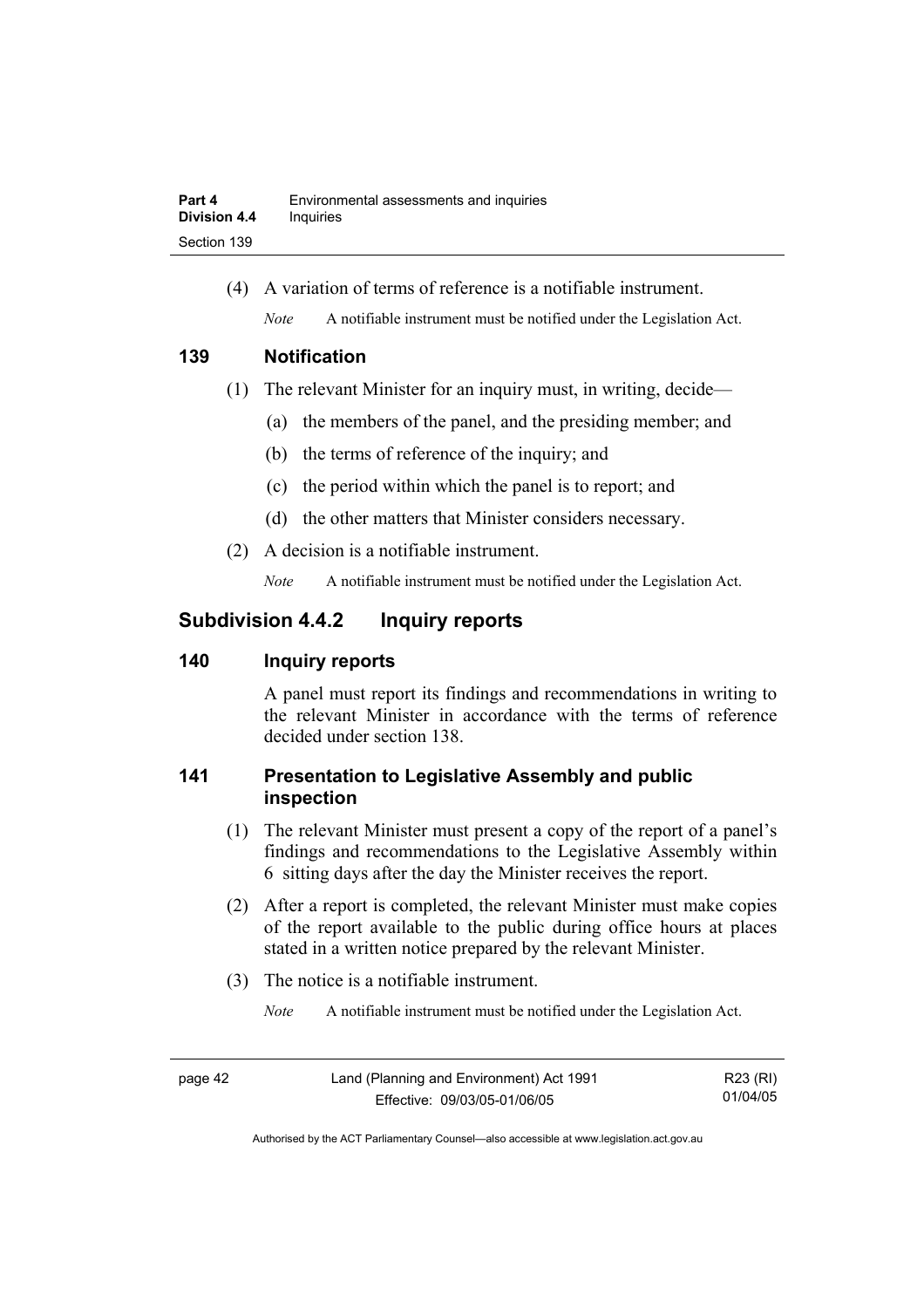(4) A variation of terms of reference is a notifiable instrument.

*Note* A notifiable instrument must be notified under the Legislation Act.

### 139 Notification

(1) The relevant Minister for an inquiry must, in writing, decide—

(a) the members of the panel, and the presiding member; and

(b) the terms of reference of the inquiry; and

(c) the period within which the panel is to report; and

(d) the other matters that Minister considers necessary.

(2) A decision is a notifiable instrument.

*Note* A notifiable instrument must be notified under the Legislation Act.

## Subdivision 4.4.2 Inquiry reports

### 140 Inquiry reports

A panel must report its findings and recommendations in writing to the relevant Minister in accordance with the terms of reference decided under section 138.

### 141 Presentation to Legislative Assembly and public inspection

(1) The relevant Minister must present a copy of the report of a panel's findings and recommendations to the Legislative Assembly within 6 sitting days after the day the Minister receives the report.

(2) After a report is completed, the relevant Minister must make copies of the report available to the public during office hours at places stated in a written notice prepared by the relevant Minister.

(3) The notice is a notifiable instrument.

*Note* A notifiable instrument must be notified under the Legislation Act.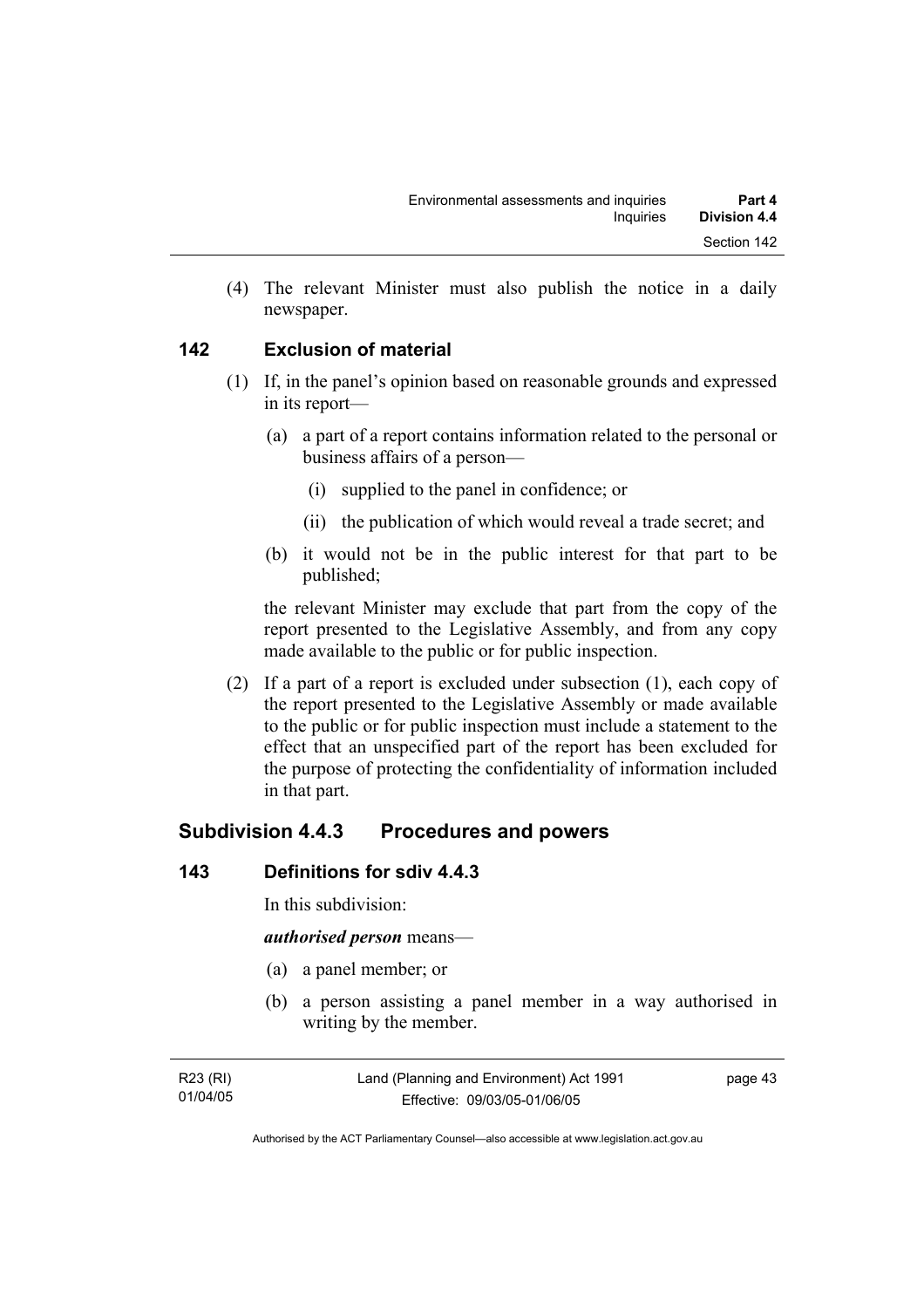(4) The relevant Minister must also publish the notice in a daily newspaper.

### 142 Exclusion of material

(1) If, in the panel's opinion based on reasonable grounds and expressed in its report—

  (a) a part of a report contains information related to the personal or business affairs of a person—

    (i) supplied to the panel in confidence; or

    (ii) the publication of which would reveal a trade secret; and

  (b) it would not be in the public interest for that part to be published;

the relevant Minister may exclude that part from the copy of the report presented to the Legislative Assembly, and from any copy made available to the public or for public inspection.

(2) If a part of a report is excluded under subsection (1), each copy of the report presented to the Legislative Assembly or made available to the public or for public inspection must include a statement to the effect that an unspecified part of the report has been excluded for the purpose of protecting the confidentiality of information included in that part.

## Subdivision 4.4.3 Procedures and powers

### 143 Definitions for sdiv 4.4.3

In this subdivision:

***authorised person*** means—

  (a) a panel member; or

  (b) a person assisting a panel member in a way authorised in writing by the member.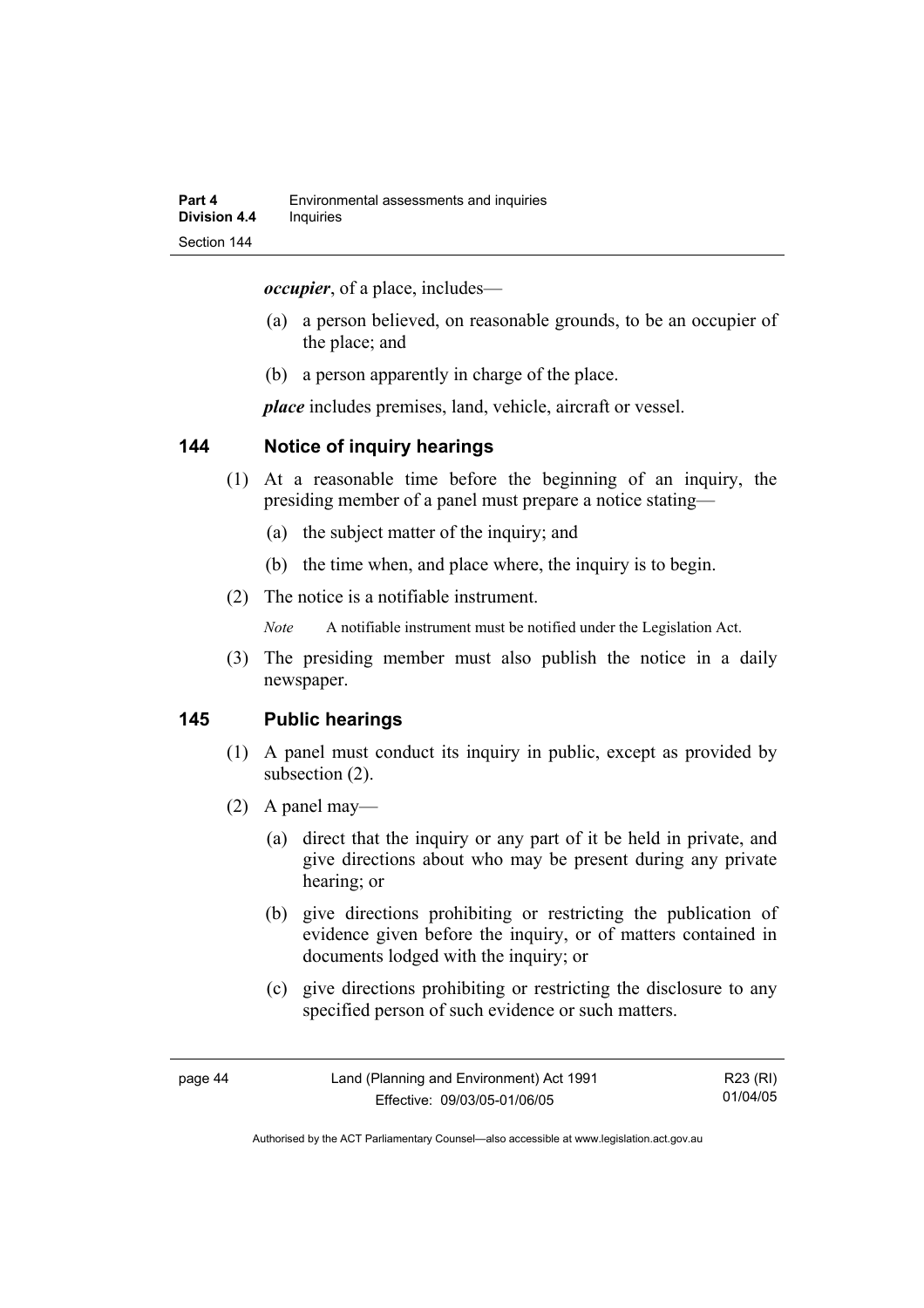***occupier***, of a place, includes—

(a) a person believed, on reasonable grounds, to be an occupier of the place; and

(b) a person apparently in charge of the place.

***place*** includes premises, land, vehicle, aircraft or vessel.

## 144 Notice of inquiry hearings

(1) At a reasonable time before the beginning of an inquiry, the presiding member of a panel must prepare a notice stating—

(a) the subject matter of the inquiry; and

(b) the time when, and place where, the inquiry is to begin.

(2) The notice is a notifiable instrument.

*Note* A notifiable instrument must be notified under the Legislation Act.

(3) The presiding member must also publish the notice in a daily newspaper.

## 145 Public hearings

(1) A panel must conduct its inquiry in public, except as provided by subsection (2).

(2) A panel may—

(a) direct that the inquiry or any part of it be held in private, and give directions about who may be present during any private hearing; or

(b) give directions prohibiting or restricting the publication of evidence given before the inquiry, or of matters contained in documents lodged with the inquiry; or

(c) give directions prohibiting or restricting the disclosure to any specified person of such evidence or such matters.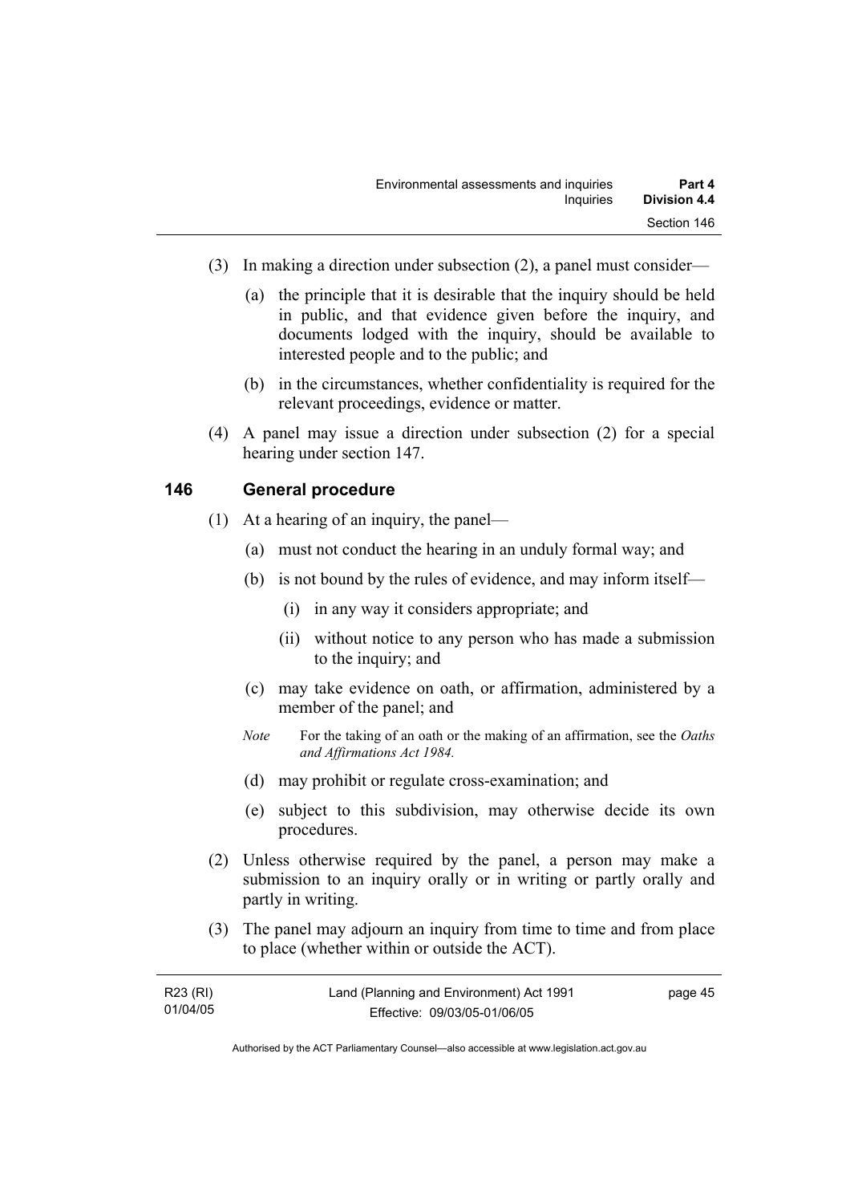(3) In making a direction under subsection (2), a panel must consider—

(a) the principle that it is desirable that the inquiry should be held in public, and that evidence given before the inquiry, and documents lodged with the inquiry, should be available to interested people and to the public; and

(b) in the circumstances, whether confidentiality is required for the relevant proceedings, evidence or matter.

(4) A panel may issue a direction under subsection (2) for a special hearing under section 147.

### 146 General procedure

(1) At a hearing of an inquiry, the panel—

(a) must not conduct the hearing in an unduly formal way; and

(b) is not bound by the rules of evidence, and may inform itself—

(i) in any way it considers appropriate; and

(ii) without notice to any person who has made a submission to the inquiry; and

(c) may take evidence on oath, or affirmation, administered by a member of the panel; and

*Note* For the taking of an oath or the making of an affirmation, see the *Oaths and Affirmations Act 1984.*

(d) may prohibit or regulate cross-examination; and

(e) subject to this subdivision, may otherwise decide its own procedures.

(2) Unless otherwise required by the panel, a person may make a submission to an inquiry orally or in writing or partly orally and partly in writing.

(3) The panel may adjourn an inquiry from time to time and from place to place (whether within or outside the ACT).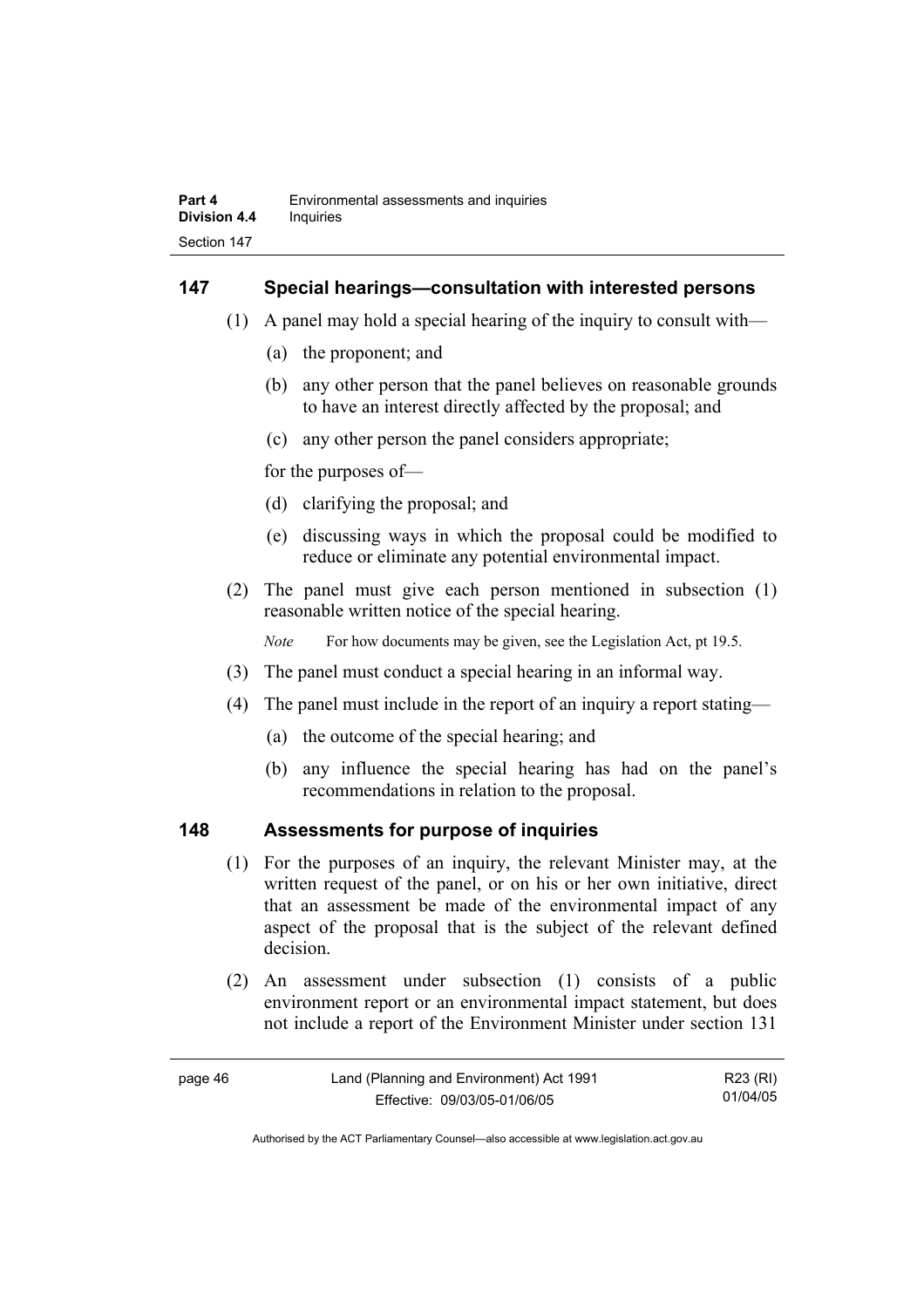## 147 Special hearings—consultation with interested persons

(1) A panel may hold a special hearing of the inquiry to consult with—

(a) the proponent; and

(b) any other person that the panel believes on reasonable grounds to have an interest directly affected by the proposal; and

(c) any other person the panel considers appropriate;

for the purposes of—

(d) clarifying the proposal; and

(e) discussing ways in which the proposal could be modified to reduce or eliminate any potential environmental impact.

(2) The panel must give each person mentioned in subsection (1) reasonable written notice of the special hearing.

*Note* For how documents may be given, see the Legislation Act, pt 19.5.

(3) The panel must conduct a special hearing in an informal way.

(4) The panel must include in the report of an inquiry a report stating—

(a) the outcome of the special hearing; and

(b) any influence the special hearing has had on the panel's recommendations in relation to the proposal.

## 148 Assessments for purpose of inquiries

(1) For the purposes of an inquiry, the relevant Minister may, at the written request of the panel, or on his or her own initiative, direct that an assessment be made of the environmental impact of any aspect of the proposal that is the subject of the relevant defined decision.

(2) An assessment under subsection (1) consists of a public environment report or an environmental impact statement, but does not include a report of the Environment Minister under section 131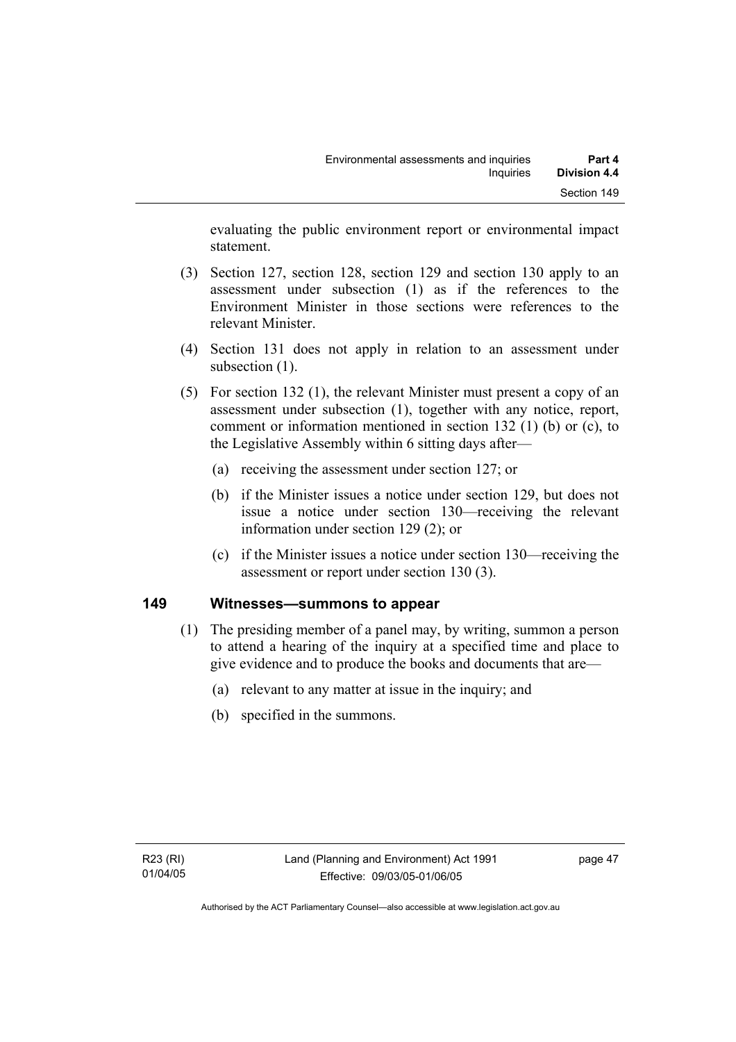evaluating the public environment report or environmental impact statement.

(3) Section 127, section 128, section 129 and section 130 apply to an assessment under subsection (1) as if the references to the Environment Minister in those sections were references to the relevant Minister.

(4) Section 131 does not apply in relation to an assessment under subsection (1).

(5) For section 132 (1), the relevant Minister must present a copy of an assessment under subsection (1), together with any notice, report, comment or information mentioned in section 132 (1) (b) or (c), to the Legislative Assembly within 6 sitting days after—

(a) receiving the assessment under section 127; or

(b) if the Minister issues a notice under section 129, but does not issue a notice under section 130—receiving the relevant information under section 129 (2); or

(c) if the Minister issues a notice under section 130—receiving the assessment or report under section 130 (3).

## 149 Witnesses—summons to appear

(1) The presiding member of a panel may, by writing, summon a person to attend a hearing of the inquiry at a specified time and place to give evidence and to produce the books and documents that are—

(a) relevant to any matter at issue in the inquiry; and

(b) specified in the summons.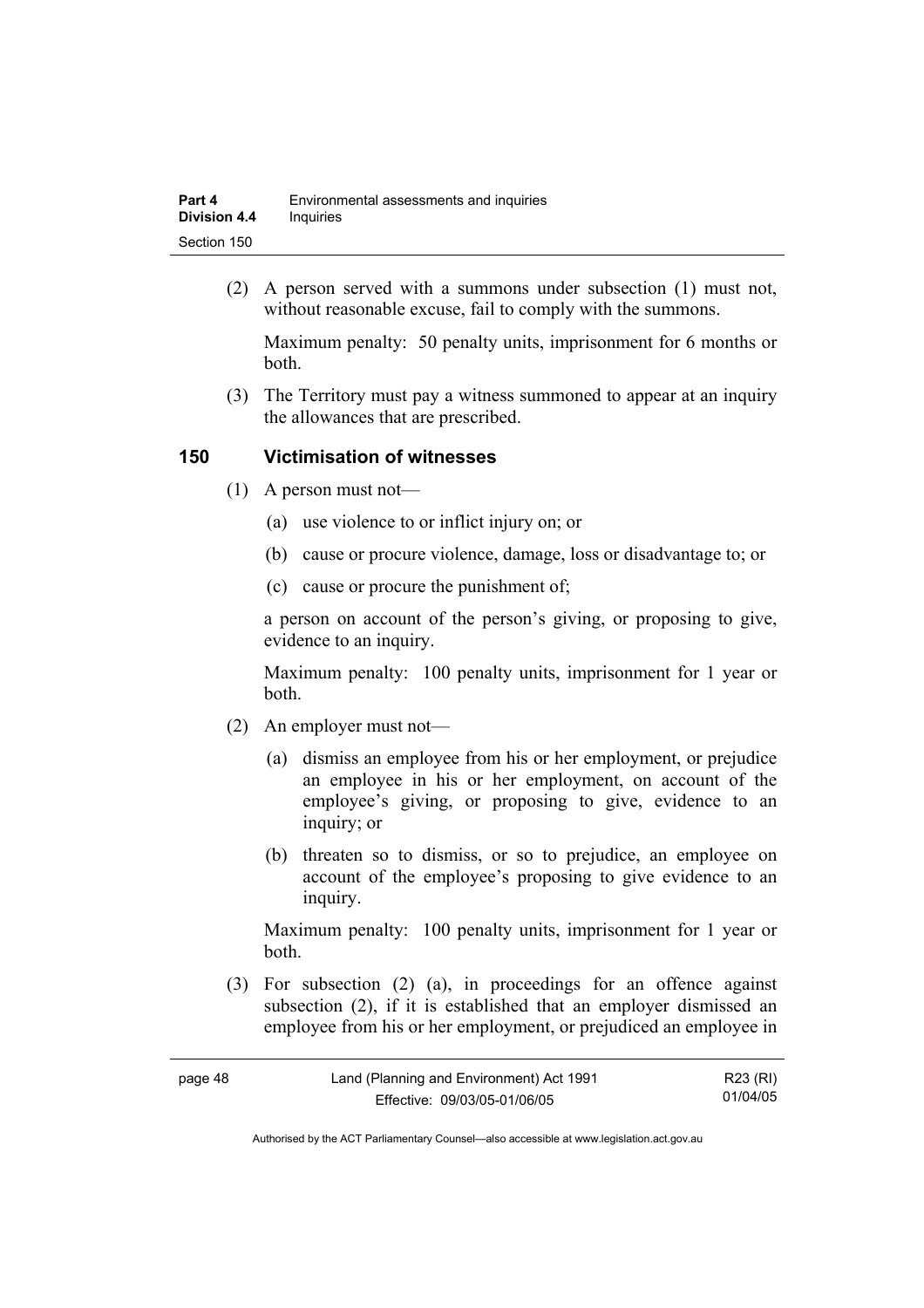(2) A person served with a summons under subsection (1) must not, without reasonable excuse, fail to comply with the summons.

Maximum penalty: 50 penalty units, imprisonment for 6 months or both.

(3) The Territory must pay a witness summoned to appear at an inquiry the allowances that are prescribed.

## 150 Victimisation of witnesses

(1) A person must not—

(a) use violence to or inflict injury on; or

(b) cause or procure violence, damage, loss or disadvantage to; or

(c) cause or procure the punishment of;

a person on account of the person's giving, or proposing to give, evidence to an inquiry.

Maximum penalty: 100 penalty units, imprisonment for 1 year or both.

(2) An employer must not—

(a) dismiss an employee from his or her employment, or prejudice an employee in his or her employment, on account of the employee's giving, or proposing to give, evidence to an inquiry; or

(b) threaten so to dismiss, or so to prejudice, an employee on account of the employee's proposing to give evidence to an inquiry.

Maximum penalty: 100 penalty units, imprisonment for 1 year or both.

(3) For subsection (2) (a), in proceedings for an offence against subsection (2), if it is established that an employer dismissed an employee from his or her employment, or prejudiced an employee in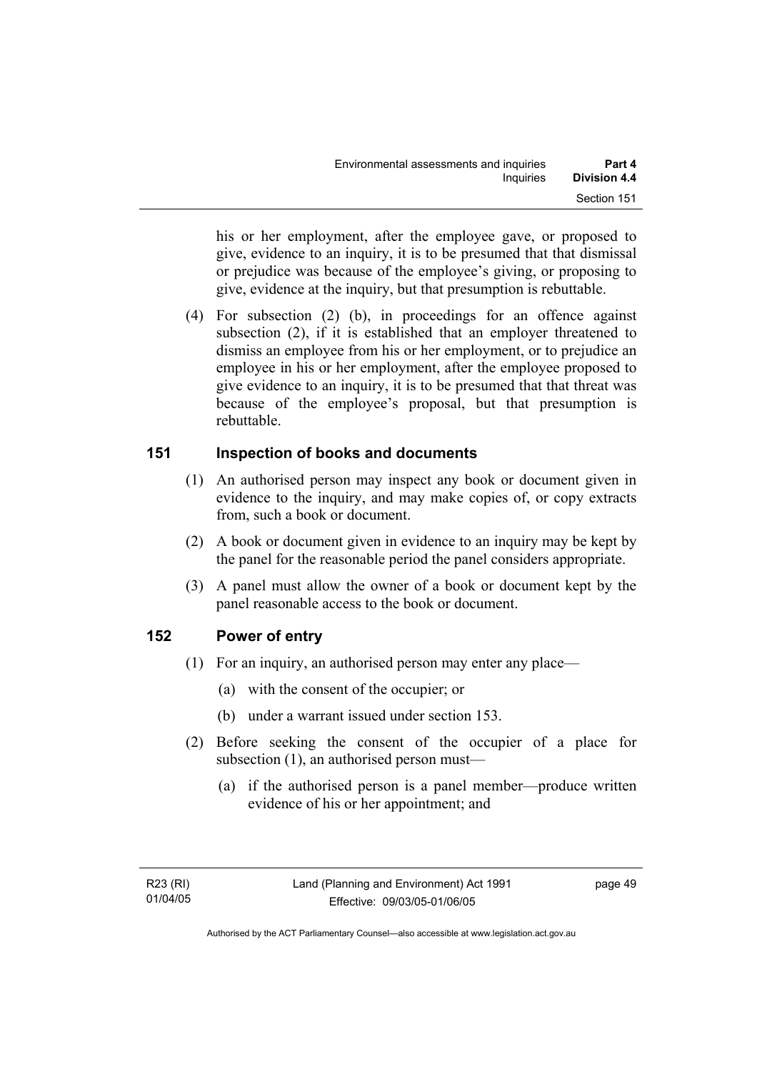his or her employment, after the employee gave, or proposed to give, evidence to an inquiry, it is to be presumed that that dismissal or prejudice was because of the employee's giving, or proposing to give, evidence at the inquiry, but that presumption is rebuttable.

(4) For subsection (2) (b), in proceedings for an offence against subsection (2), if it is established that an employer threatened to dismiss an employee from his or her employment, or to prejudice an employee in his or her employment, after the employee proposed to give evidence to an inquiry, it is to be presumed that that threat was because of the employee's proposal, but that presumption is rebuttable.

## 151 Inspection of books and documents

(1) An authorised person may inspect any book or document given in evidence to the inquiry, and may make copies of, or copy extracts from, such a book or document.

(2) A book or document given in evidence to an inquiry may be kept by the panel for the reasonable period the panel considers appropriate.

(3) A panel must allow the owner of a book or document kept by the panel reasonable access to the book or document.

## 152 Power of entry

(1) For an inquiry, an authorised person may enter any place—

(a) with the consent of the occupier; or

(b) under a warrant issued under section 153.

(2) Before seeking the consent of the occupier of a place for subsection (1), an authorised person must—

(a) if the authorised person is a panel member—produce written evidence of his or her appointment; and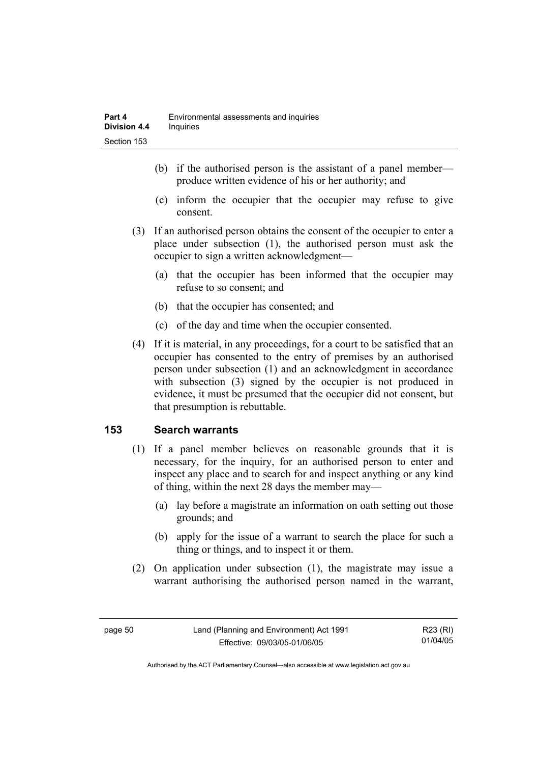(b) if the authorised person is the assistant of a panel member—produce written evidence of his or her authority; and

(c) inform the occupier that the occupier may refuse to give consent.

(3) If an authorised person obtains the consent of the occupier to enter a place under subsection (1), the authorised person must ask the occupier to sign a written acknowledgment—

(a) that the occupier has been informed that the occupier may refuse to so consent; and

(b) that the occupier has consented; and

(c) of the day and time when the occupier consented.

(4) If it is material, in any proceedings, for a court to be satisfied that an occupier has consented to the entry of premises by an authorised person under subsection (1) and an acknowledgment in accordance with subsection (3) signed by the occupier is not produced in evidence, it must be presumed that the occupier did not consent, but that presumption is rebuttable.

## 153 Search warrants

(1) If a panel member believes on reasonable grounds that it is necessary, for the inquiry, for an authorised person to enter and inspect any place and to search for and inspect anything or any kind of thing, within the next 28 days the member may—

(a) lay before a magistrate an information on oath setting out those grounds; and

(b) apply for the issue of a warrant to search the place for such a thing or things, and to inspect it or them.

(2) On application under subsection (1), the magistrate may issue a warrant authorising the authorised person named in the warrant,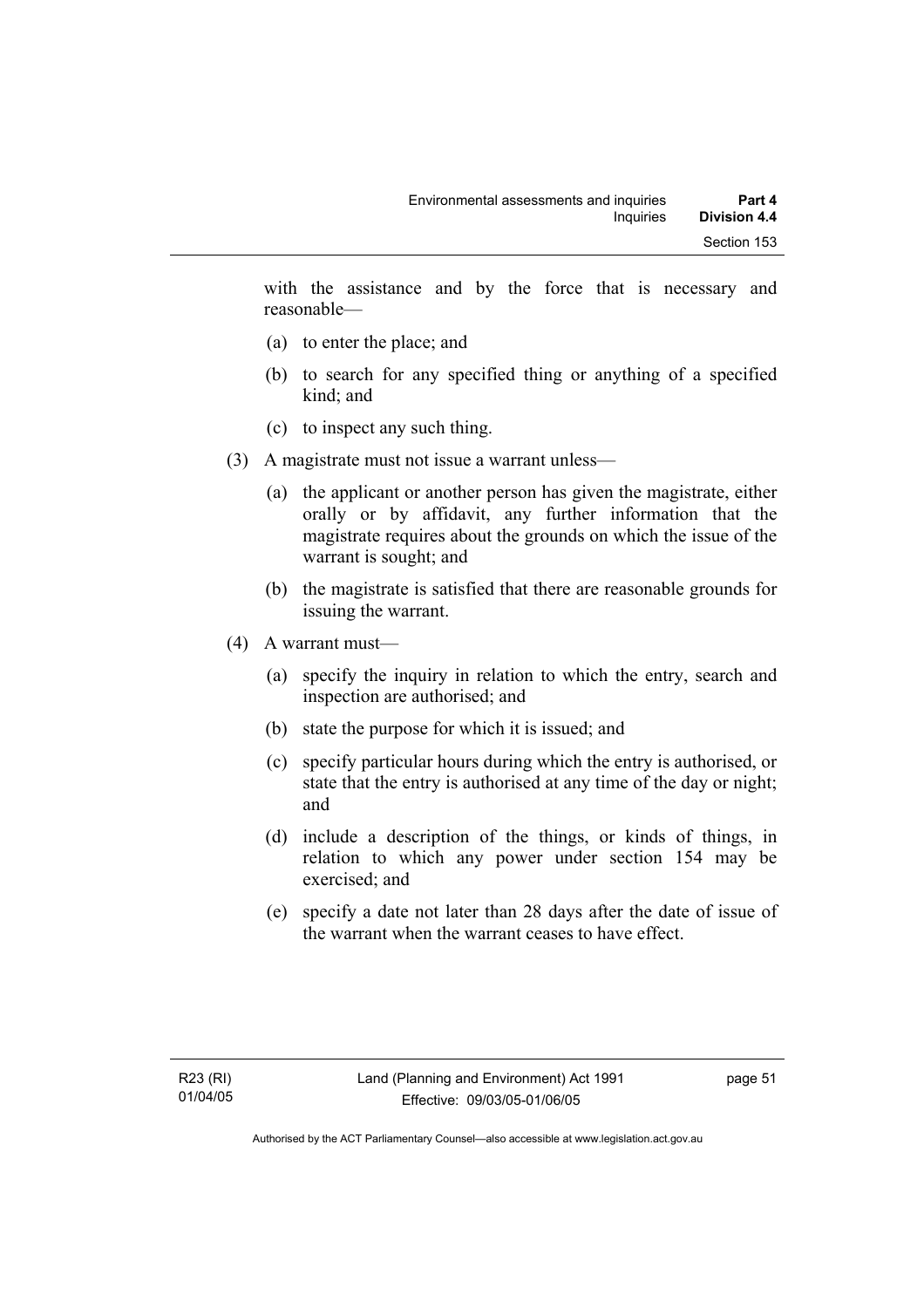with the assistance and by the force that is necessary and reasonable—

(a) to enter the place; and

(b) to search for any specified thing or anything of a specified kind; and

(c) to inspect any such thing.

(3) A magistrate must not issue a warrant unless—

(a) the applicant or another person has given the magistrate, either orally or by affidavit, any further information that the magistrate requires about the grounds on which the issue of the warrant is sought; and

(b) the magistrate is satisfied that there are reasonable grounds for issuing the warrant.

(4) A warrant must—

(a) specify the inquiry in relation to which the entry, search and inspection are authorised; and

(b) state the purpose for which it is issued; and

(c) specify particular hours during which the entry is authorised, or state that the entry is authorised at any time of the day or night; and

(d) include a description of the things, or kinds of things, in relation to which any power under section 154 may be exercised; and

(e) specify a date not later than 28 days after the date of issue of the warrant when the warrant ceases to have effect.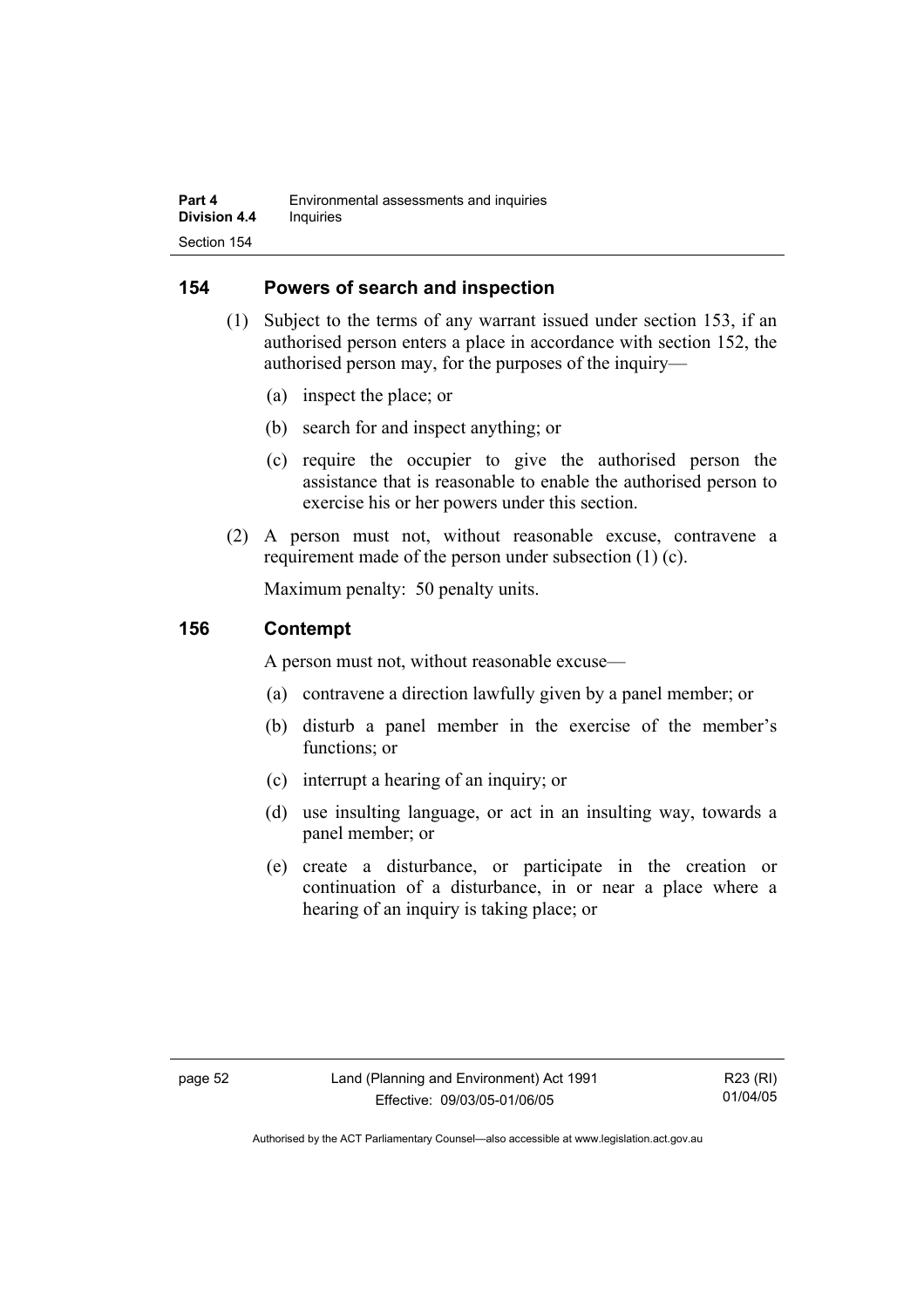## 154 Powers of search and inspection

(1) Subject to the terms of any warrant issued under section 153, if an authorised person enters a place in accordance with section 152, the authorised person may, for the purposes of the inquiry—

(a) inspect the place; or

(b) search for and inspect anything; or

(c) require the occupier to give the authorised person the assistance that is reasonable to enable the authorised person to exercise his or her powers under this section.

(2) A person must not, without reasonable excuse, contravene a requirement made of the person under subsection (1) (c).

Maximum penalty: 50 penalty units.

## 156 Contempt

A person must not, without reasonable excuse—

(a) contravene a direction lawfully given by a panel member; or

(b) disturb a panel member in the exercise of the member's functions; or

(c) interrupt a hearing of an inquiry; or

(d) use insulting language, or act in an insulting way, towards a panel member; or

(e) create a disturbance, or participate in the creation or continuation of a disturbance, in or near a place where a hearing of an inquiry is taking place; or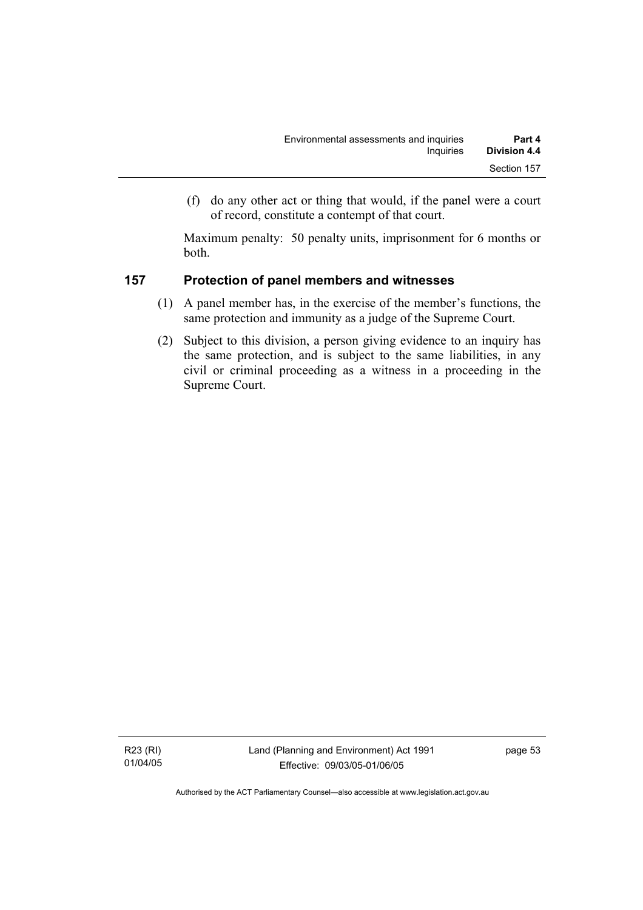(f) do any other act or thing that would, if the panel were a court of record, constitute a contempt of that court.

Maximum penalty: 50 penalty units, imprisonment for 6 months or both.

### 157 Protection of panel members and witnesses

(1) A panel member has, in the exercise of the member's functions, the same protection and immunity as a judge of the Supreme Court.

(2) Subject to this division, a person giving evidence to an inquiry has the same protection, and is subject to the same liabilities, in any civil or criminal proceeding as a witness in a proceeding in the Supreme Court.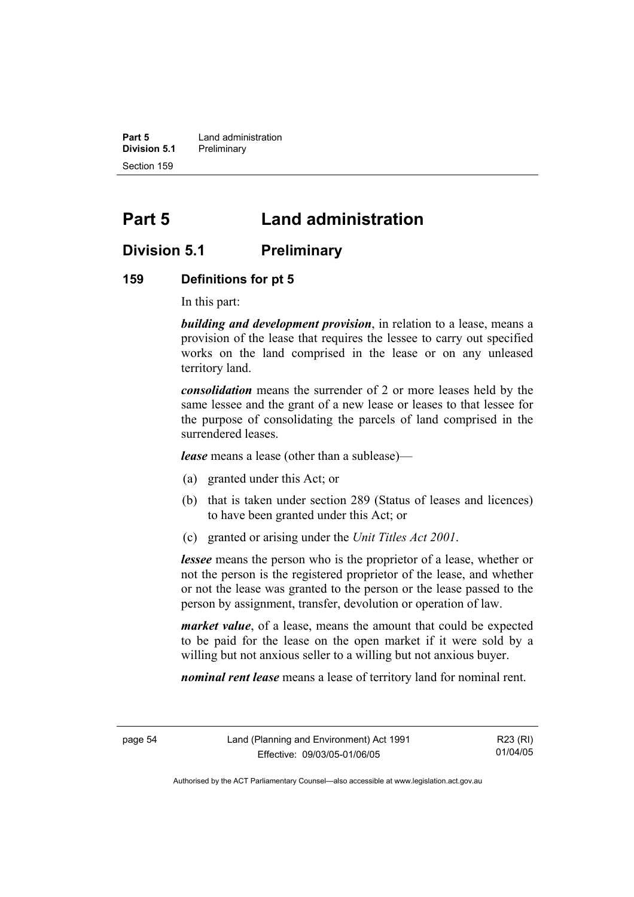# Part 5 Land administration

## Division 5.1 Preliminary

### 159 Definitions for pt 5

In this part:

***building and development provision***, in relation to a lease, means a provision of the lease that requires the lessee to carry out specified works on the land comprised in the lease or on any unleased territory land.

***consolidation*** means the surrender of 2 or more leases held by the same lessee and the grant of a new lease or leases to that lessee for the purpose of consolidating the parcels of land comprised in the surrendered leases.

***lease*** means a lease (other than a sublease)—

(a) granted under this Act; or

(b) that is taken under section 289 (Status of leases and licences) to have been granted under this Act; or

(c) granted or arising under the *Unit Titles Act 2001*.

***lessee*** means the person who is the proprietor of a lease, whether or not the person is the registered proprietor of the lease, and whether or not the lease was granted to the person or the lease passed to the person by assignment, transfer, devolution or operation of law.

***market value***, of a lease, means the amount that could be expected to be paid for the lease on the open market if it were sold by a willing but not anxious seller to a willing but not anxious buyer.

***nominal rent lease*** means a lease of territory land for nominal rent.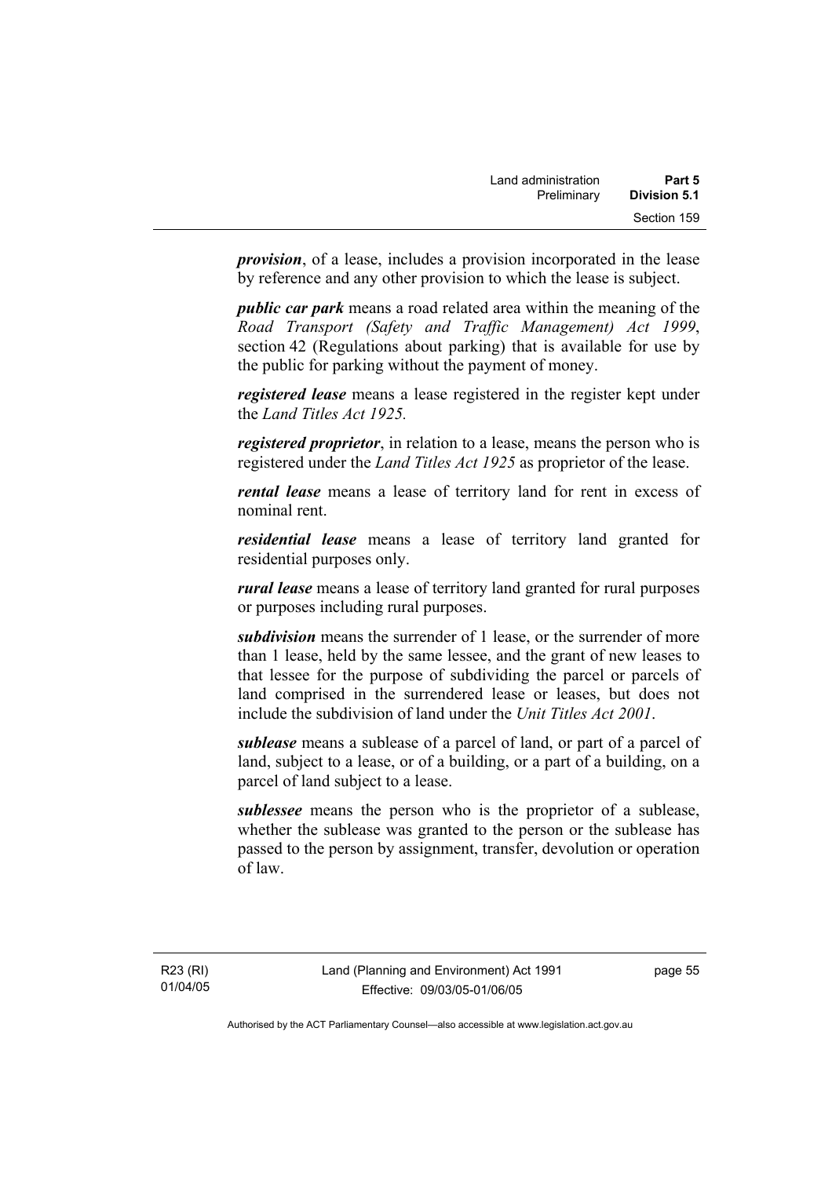***provision***, of a lease, includes a provision incorporated in the lease by reference and any other provision to which the lease is subject.

***public car park*** means a road related area within the meaning of the *Road Transport (Safety and Traffic Management) Act 1999*, section 42 (Regulations about parking) that is available for use by the public for parking without the payment of money.

***registered lease*** means a lease registered in the register kept under the *Land Titles Act 1925.*

***registered proprietor***, in relation to a lease, means the person who is registered under the *Land Titles Act 1925* as proprietor of the lease.

***rental lease*** means a lease of territory land for rent in excess of nominal rent.

***residential lease*** means a lease of territory land granted for residential purposes only.

***rural lease*** means a lease of territory land granted for rural purposes or purposes including rural purposes.

***subdivision*** means the surrender of 1 lease, or the surrender of more than 1 lease, held by the same lessee, and the grant of new leases to that lessee for the purpose of subdividing the parcel or parcels of land comprised in the surrendered lease or leases, but does not include the subdivision of land under the *Unit Titles Act 2001*.

***sublease*** means a sublease of a parcel of land, or part of a parcel of land, subject to a lease, or of a building, or a part of a building, on a parcel of land subject to a lease.

***sublessee*** means the person who is the proprietor of a sublease, whether the sublease was granted to the person or the sublease has passed to the person by assignment, transfer, devolution or operation of law.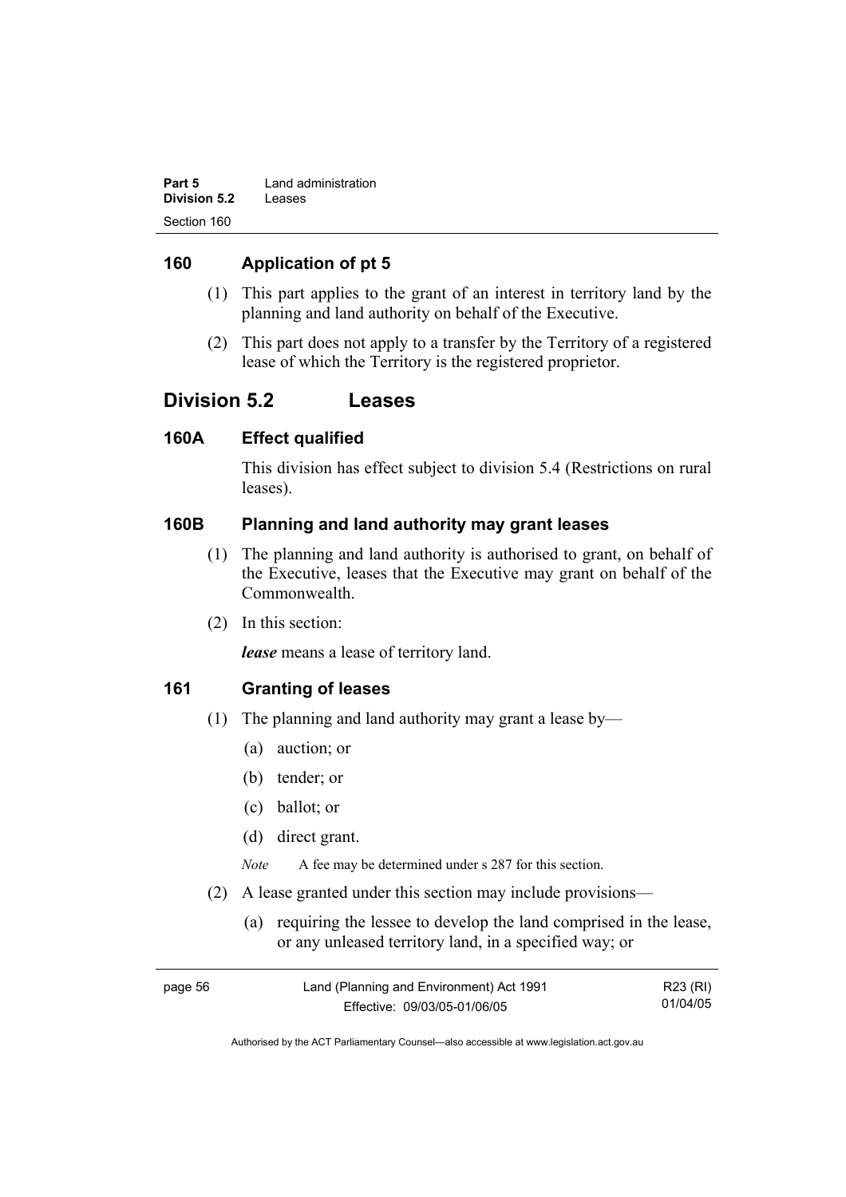## 160 Application of pt 5

(1) This part applies to the grant of an interest in territory land by the planning and land authority on behalf of the Executive.

(2) This part does not apply to a transfer by the Territory of a registered lease of which the Territory is the registered proprietor.

# Division 5.2 Leases

## 160A Effect qualified

This division has effect subject to division 5.4 (Restrictions on rural leases).

## 160B Planning and land authority may grant leases

(1) The planning and land authority is authorised to grant, on behalf of the Executive, leases that the Executive may grant on behalf of the Commonwealth.

(2) In this section:

***lease*** means a lease of territory land.

## 161 Granting of leases

(1) The planning and land authority may grant a lease by—

(a) auction; or

(b) tender; or

(c) ballot; or

(d) direct grant.

*Note* A fee may be determined under s 287 for this section.

(2) A lease granted under this section may include provisions—

(a) requiring the lessee to develop the land comprised in the lease, or any unleased territory land, in a specified way; or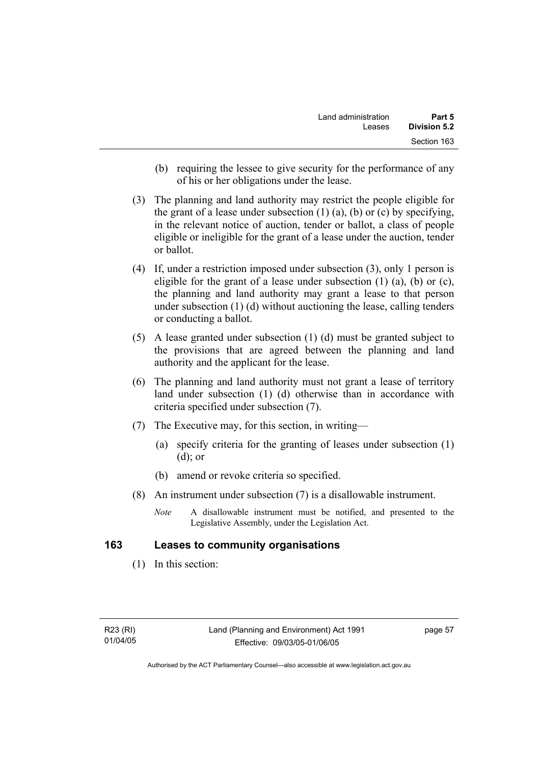(b) requiring the lessee to give security for the performance of any of his or her obligations under the lease.

(3) The planning and land authority may restrict the people eligible for the grant of a lease under subsection (1) (a), (b) or (c) by specifying, in the relevant notice of auction, tender or ballot, a class of people eligible or ineligible for the grant of a lease under the auction, tender or ballot.

(4) If, under a restriction imposed under subsection (3), only 1 person is eligible for the grant of a lease under subsection (1) (a), (b) or (c), the planning and land authority may grant a lease to that person under subsection (1) (d) without auctioning the lease, calling tenders or conducting a ballot.

(5) A lease granted under subsection (1) (d) must be granted subject to the provisions that are agreed between the planning and land authority and the applicant for the lease.

(6) The planning and land authority must not grant a lease of territory land under subsection (1) (d) otherwise than in accordance with criteria specified under subsection (7).

(7) The Executive may, for this section, in writing—

(a) specify criteria for the granting of leases under subsection (1) (d); or

(b) amend or revoke criteria so specified.

(8) An instrument under subsection (7) is a disallowable instrument.

*Note* A disallowable instrument must be notified, and presented to the Legislative Assembly, under the Legislation Act.

## 163 Leases to community organisations

(1) In this section: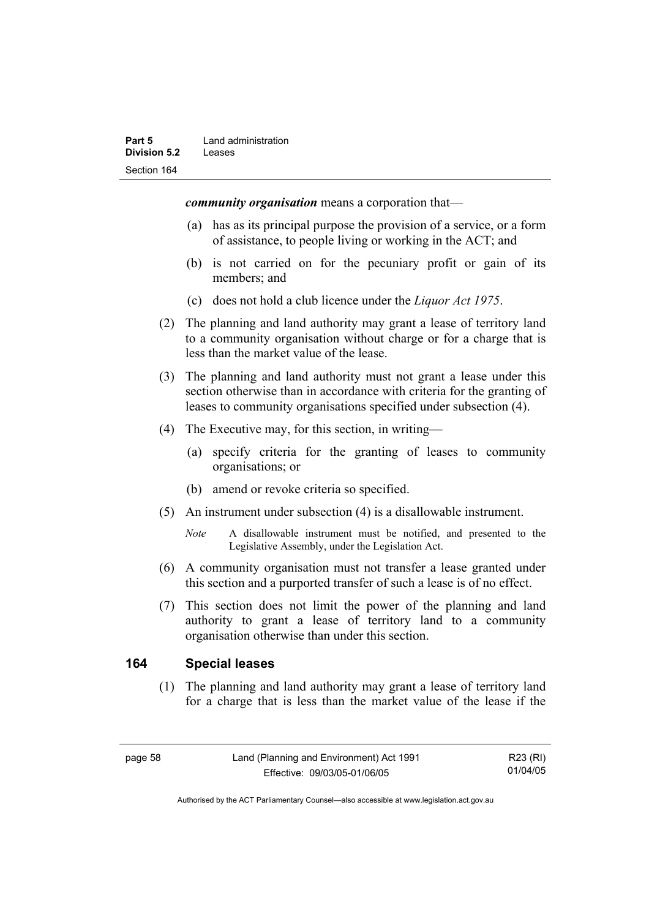***community organisation*** means a corporation that—

(a) has as its principal purpose the provision of a service, or a form of assistance, to people living or working in the ACT; and

(b) is not carried on for the pecuniary profit or gain of its members; and

(c) does not hold a club licence under the *Liquor Act 1975*.

(2) The planning and land authority may grant a lease of territory land to a community organisation without charge or for a charge that is less than the market value of the lease.

(3) The planning and land authority must not grant a lease under this section otherwise than in accordance with criteria for the granting of leases to community organisations specified under subsection (4).

(4) The Executive may, for this section, in writing—

(a) specify criteria for the granting of leases to community organisations; or

(b) amend or revoke criteria so specified.

(5) An instrument under subsection (4) is a disallowable instrument.

*Note* A disallowable instrument must be notified, and presented to the Legislative Assembly, under the Legislation Act.

(6) A community organisation must not transfer a lease granted under this section and a purported transfer of such a lease is of no effect.

(7) This section does not limit the power of the planning and land authority to grant a lease of territory land to a community organisation otherwise than under this section.

## 164 Special leases

(1) The planning and land authority may grant a lease of territory land for a charge that is less than the market value of the lease if the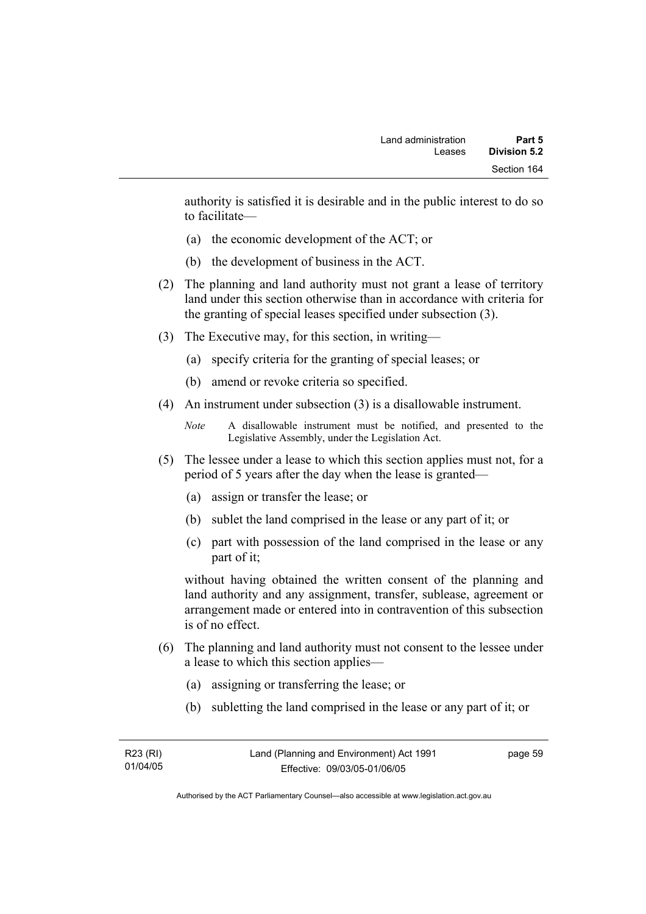authority is satisfied it is desirable and in the public interest to do so to facilitate—

(a) the economic development of the ACT; or

(b) the development of business in the ACT.

(2) The planning and land authority must not grant a lease of territory land under this section otherwise than in accordance with criteria for the granting of special leases specified under subsection (3).

(3) The Executive may, for this section, in writing—

(a) specify criteria for the granting of special leases; or

(b) amend or revoke criteria so specified.

(4) An instrument under subsection (3) is a disallowable instrument.

*Note* A disallowable instrument must be notified, and presented to the Legislative Assembly, under the Legislation Act.

(5) The lessee under a lease to which this section applies must not, for a period of 5 years after the day when the lease is granted—

(a) assign or transfer the lease; or

(b) sublet the land comprised in the lease or any part of it; or

(c) part with possession of the land comprised in the lease or any part of it;

without having obtained the written consent of the planning and land authority and any assignment, transfer, sublease, agreement or arrangement made or entered into in contravention of this subsection is of no effect.

(6) The planning and land authority must not consent to the lessee under a lease to which this section applies—

(a) assigning or transferring the lease; or

(b) subletting the land comprised in the lease or any part of it; or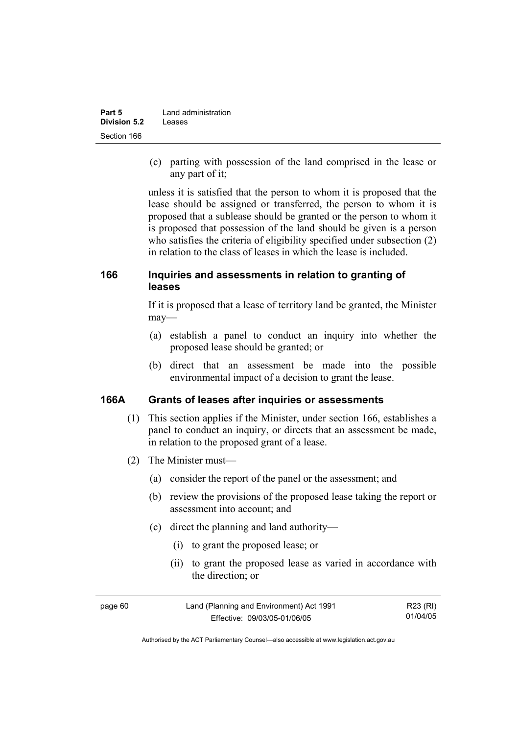(c) parting with possession of the land comprised in the lease or any part of it;

unless it is satisfied that the person to whom it is proposed that the lease should be assigned or transferred, the person to whom it is proposed that a sublease should be granted or the person to whom it is proposed that possession of the land should be given is a person who satisfies the criteria of eligibility specified under subsection (2) in relation to the class of leases in which the lease is included.

### 166 Inquiries and assessments in relation to granting of leases

If it is proposed that a lease of territory land be granted, the Minister may—

(a) establish a panel to conduct an inquiry into whether the proposed lease should be granted; or

(b) direct that an assessment be made into the possible environmental impact of a decision to grant the lease.

### 166A Grants of leases after inquiries or assessments

(1) This section applies if the Minister, under section 166, establishes a panel to conduct an inquiry, or directs that an assessment be made, in relation to the proposed grant of a lease.

(2) The Minister must—

(a) consider the report of the panel or the assessment; and

(b) review the provisions of the proposed lease taking the report or assessment into account; and

(c) direct the planning and land authority—

(i) to grant the proposed lease; or

(ii) to grant the proposed lease as varied in accordance with the direction; or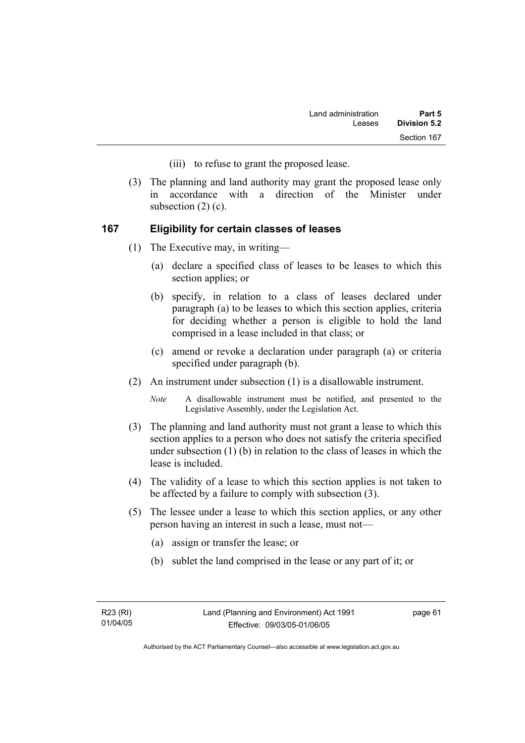(iii) to refuse to grant the proposed lease.

(3) The planning and land authority may grant the proposed lease only in accordance with a direction of the Minister under subsection (2) (c).

## 167 Eligibility for certain classes of leases

(1) The Executive may, in writing—

(a) declare a specified class of leases to be leases to which this section applies; or

(b) specify, in relation to a class of leases declared under paragraph (a) to be leases to which this section applies, criteria for deciding whether a person is eligible to hold the land comprised in a lease included in that class; or

(c) amend or revoke a declaration under paragraph (a) or criteria specified under paragraph (b).

(2) An instrument under subsection (1) is a disallowable instrument.

*Note* A disallowable instrument must be notified, and presented to the Legislative Assembly, under the Legislation Act.

(3) The planning and land authority must not grant a lease to which this section applies to a person who does not satisfy the criteria specified under subsection (1) (b) in relation to the class of leases in which the lease is included.

(4) The validity of a lease to which this section applies is not taken to be affected by a failure to comply with subsection (3).

(5) The lessee under a lease to which this section applies, or any other person having an interest in such a lease, must not—

(a) assign or transfer the lease; or

(b) sublet the land comprised in the lease or any part of it; or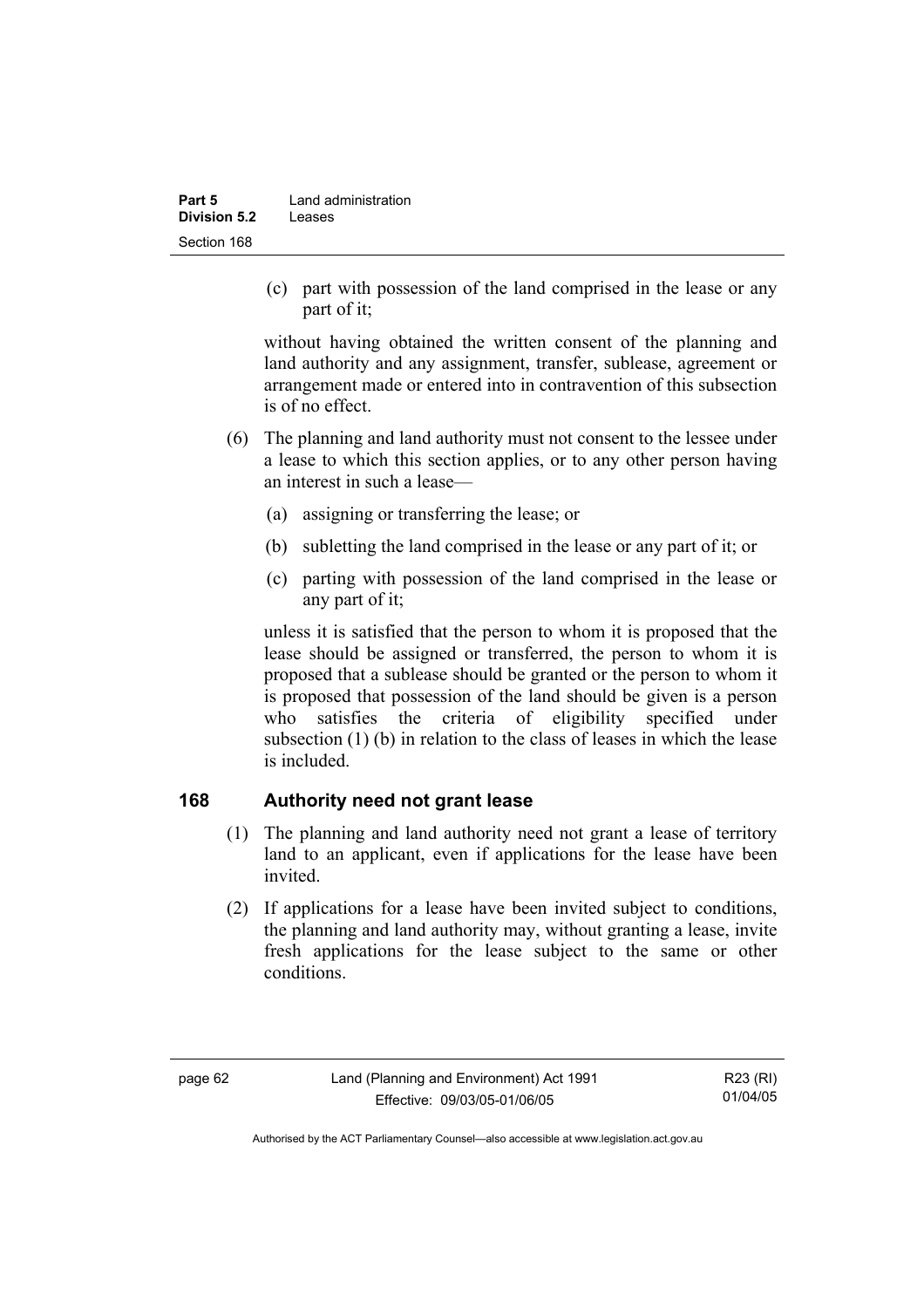(c) part with possession of the land comprised in the lease or any part of it;

without having obtained the written consent of the planning and land authority and any assignment, transfer, sublease, agreement or arrangement made or entered into in contravention of this subsection is of no effect.

(6) The planning and land authority must not consent to the lessee under a lease to which this section applies, or to any other person having an interest in such a lease—

(a) assigning or transferring the lease; or

(b) subletting the land comprised in the lease or any part of it; or

(c) parting with possession of the land comprised in the lease or any part of it;

unless it is satisfied that the person to whom it is proposed that the lease should be assigned or transferred, the person to whom it is proposed that a sublease should be granted or the person to whom it is proposed that possession of the land should be given is a person who satisfies the criteria of eligibility specified under subsection (1) (b) in relation to the class of leases in which the lease is included.

## 168 Authority need not grant lease

(1) The planning and land authority need not grant a lease of territory land to an applicant, even if applications for the lease have been invited.

(2) If applications for a lease have been invited subject to conditions, the planning and land authority may, without granting a lease, invite fresh applications for the lease subject to the same or other conditions.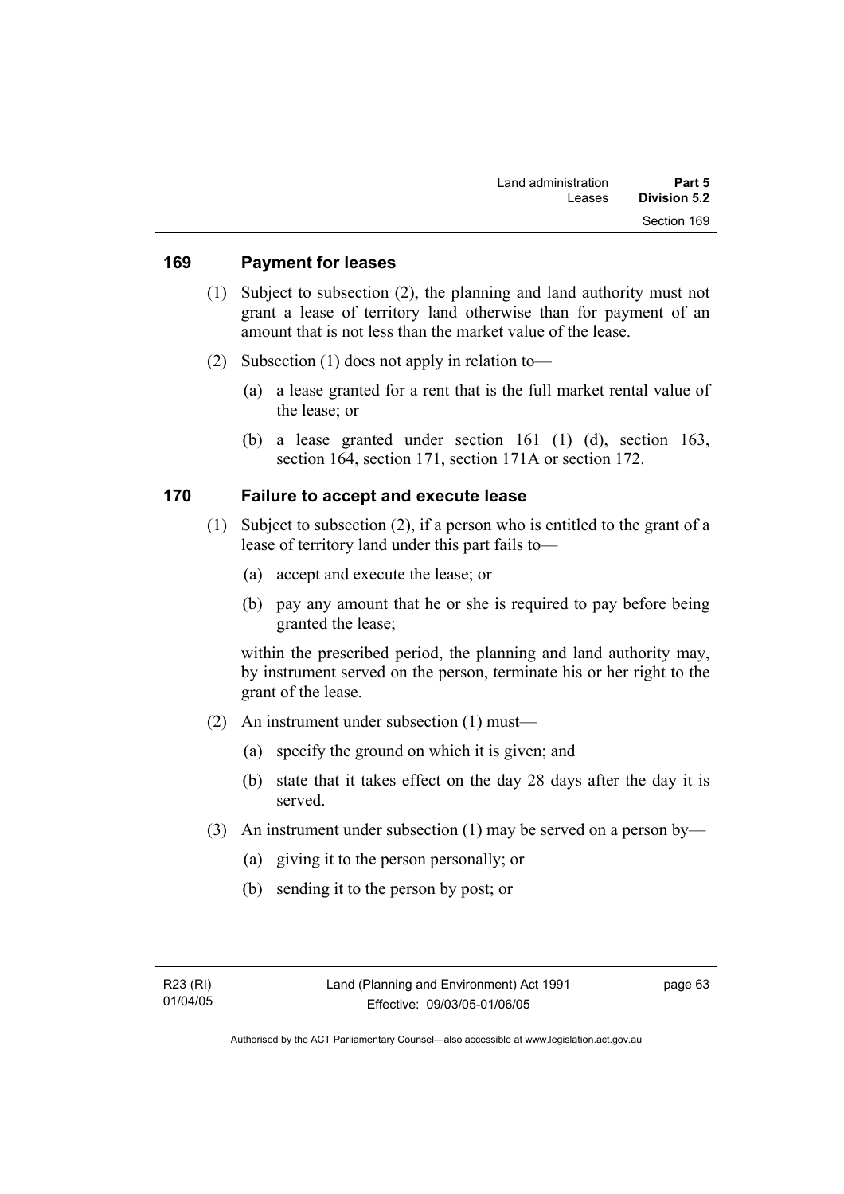## 169 Payment for leases

(1) Subject to subsection (2), the planning and land authority must not grant a lease of territory land otherwise than for payment of an amount that is not less than the market value of the lease.

(2) Subsection (1) does not apply in relation to—

(a) a lease granted for a rent that is the full market rental value of the lease; or

(b) a lease granted under section 161 (1) (d), section 163, section 164, section 171, section 171A or section 172.

## 170 Failure to accept and execute lease

(1) Subject to subsection (2), if a person who is entitled to the grant of a lease of territory land under this part fails to—

(a) accept and execute the lease; or

(b) pay any amount that he or she is required to pay before being granted the lease;

within the prescribed period, the planning and land authority may, by instrument served on the person, terminate his or her right to the grant of the lease.

(2) An instrument under subsection (1) must—

(a) specify the ground on which it is given; and

(b) state that it takes effect on the day 28 days after the day it is served.

(3) An instrument under subsection (1) may be served on a person by—

(a) giving it to the person personally; or

(b) sending it to the person by post; or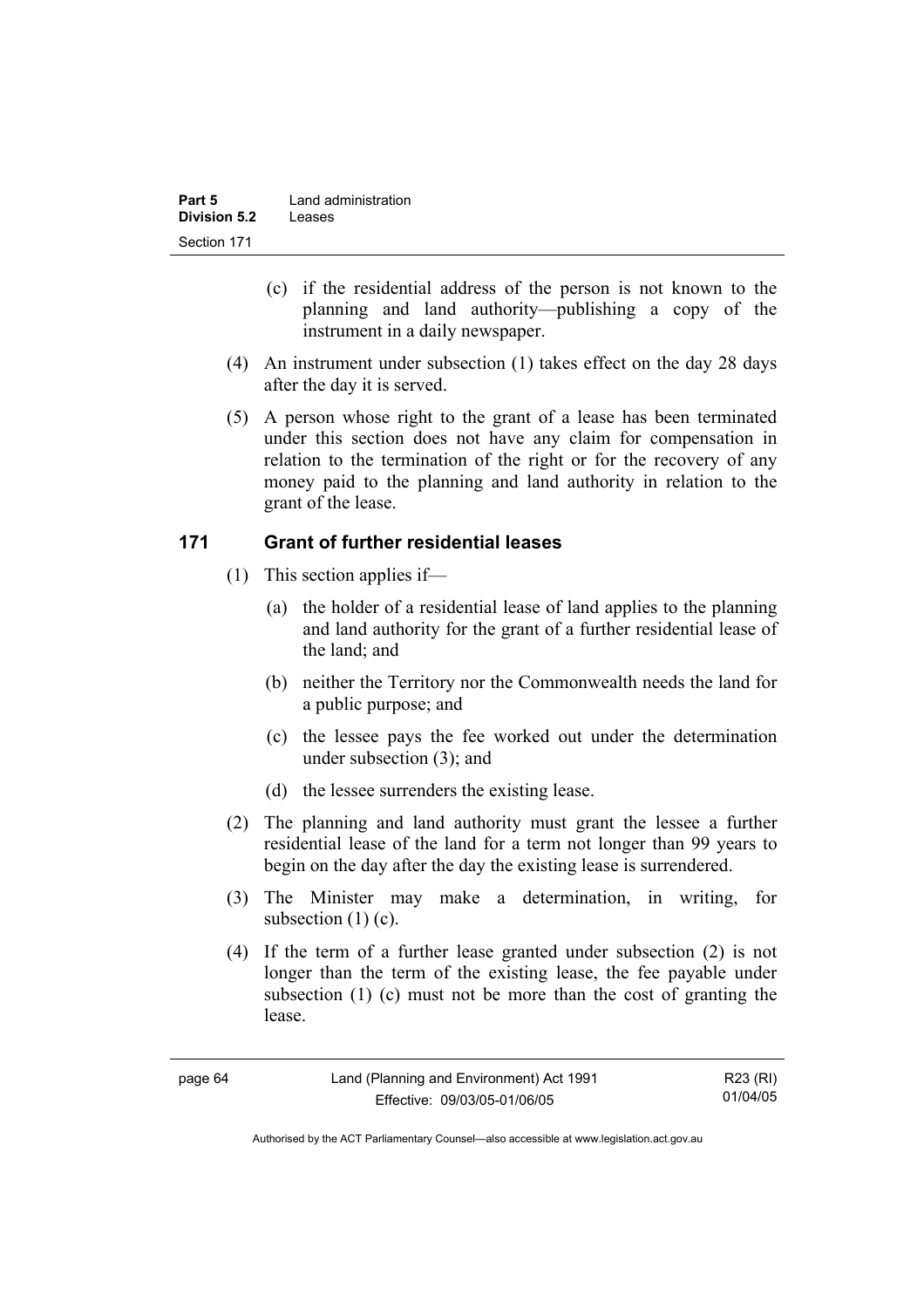(c) if the residential address of the person is not known to the planning and land authority—publishing a copy of the instrument in a daily newspaper.

(4) An instrument under subsection (1) takes effect on the day 28 days after the day it is served.

(5) A person whose right to the grant of a lease has been terminated under this section does not have any claim for compensation in relation to the termination of the right or for the recovery of any money paid to the planning and land authority in relation to the grant of the lease.

## 171 Grant of further residential leases

(1) This section applies if—

(a) the holder of a residential lease of land applies to the planning and land authority for the grant of a further residential lease of the land; and

(b) neither the Territory nor the Commonwealth needs the land for a public purpose; and

(c) the lessee pays the fee worked out under the determination under subsection (3); and

(d) the lessee surrenders the existing lease.

(2) The planning and land authority must grant the lessee a further residential lease of the land for a term not longer than 99 years to begin on the day after the day the existing lease is surrendered.

(3) The Minister may make a determination, in writing, for subsection (1) (c).

(4) If the term of a further lease granted under subsection (2) is not longer than the term of the existing lease, the fee payable under subsection (1) (c) must not be more than the cost of granting the lease.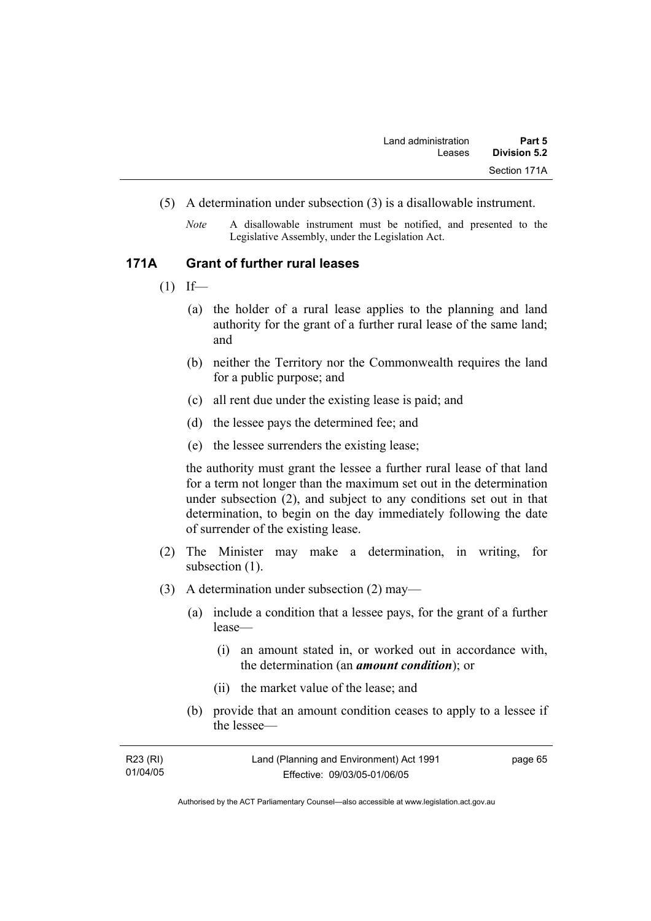(5) A determination under subsection (3) is a disallowable instrument.

*Note* A disallowable instrument must be notified, and presented to the Legislative Assembly, under the Legislation Act.

### 171A Grant of further rural leases

(1) If—

(a) the holder of a rural lease applies to the planning and land authority for the grant of a further rural lease of the same land; and

(b) neither the Territory nor the Commonwealth requires the land for a public purpose; and

(c) all rent due under the existing lease is paid; and

(d) the lessee pays the determined fee; and

(e) the lessee surrenders the existing lease;

the authority must grant the lessee a further rural lease of that land for a term not longer than the maximum set out in the determination under subsection (2), and subject to any conditions set out in that determination, to begin on the day immediately following the date of surrender of the existing lease.

(2) The Minister may make a determination, in writing, for subsection (1).

(3) A determination under subsection (2) may—

(a) include a condition that a lessee pays, for the grant of a further lease—

(i) an amount stated in, or worked out in accordance with, the determination (an ***amount condition***); or

(ii) the market value of the lease; and

(b) provide that an amount condition ceases to apply to a lessee if the lessee—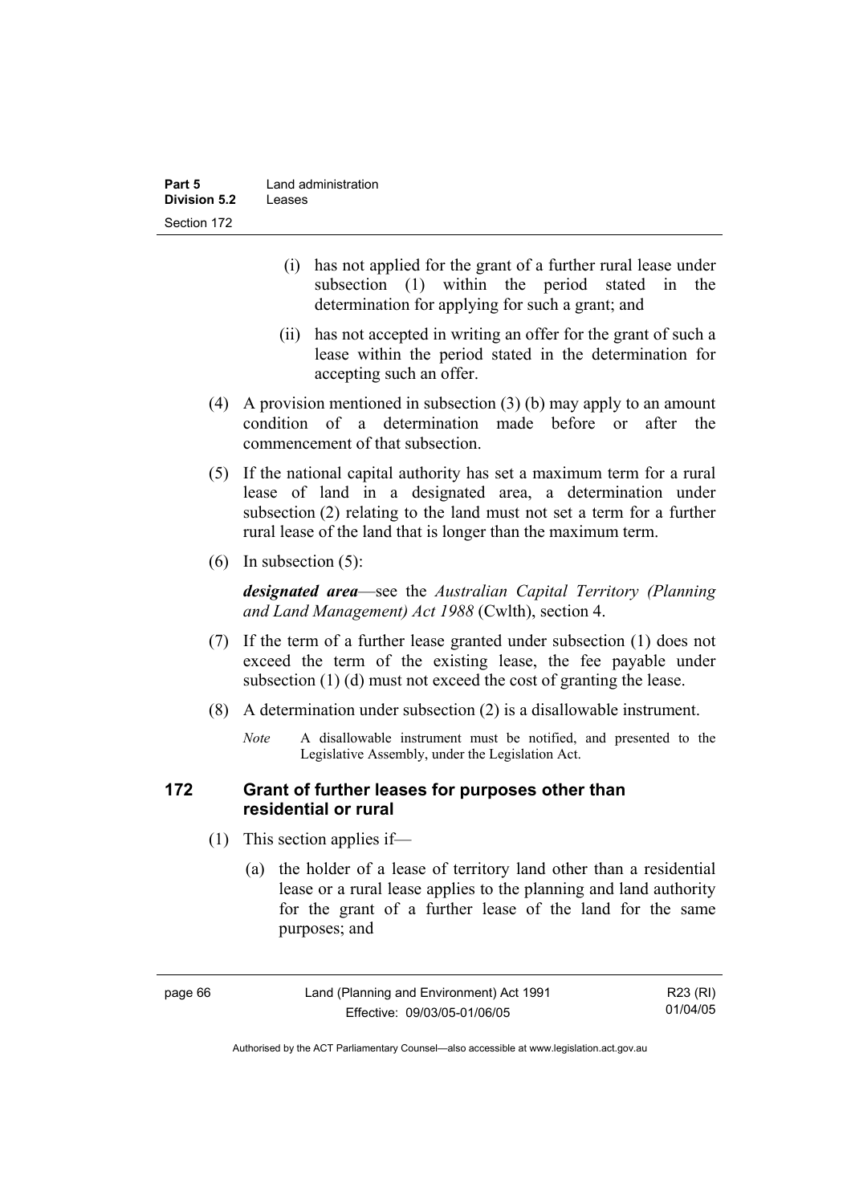(i) has not applied for the grant of a further rural lease under subsection (1) within the period stated in the determination for applying for such a grant; and

(ii) has not accepted in writing an offer for the grant of such a lease within the period stated in the determination for accepting such an offer.

(4) A provision mentioned in subsection (3) (b) may apply to an amount condition of a determination made before or after the commencement of that subsection.

(5) If the national capital authority has set a maximum term for a rural lease of land in a designated area, a determination under subsection (2) relating to the land must not set a term for a further rural lease of the land that is longer than the maximum term.

(6) In subsection (5):

***designated area***—see the *Australian Capital Territory (Planning and Land Management) Act 1988* (Cwlth), section 4.

(7) If the term of a further lease granted under subsection (1) does not exceed the term of the existing lease, the fee payable under subsection (1) (d) must not exceed the cost of granting the lease.

(8) A determination under subsection (2) is a disallowable instrument.

*Note* A disallowable instrument must be notified, and presented to the Legislative Assembly, under the Legislation Act.

## 172 Grant of further leases for purposes other than residential or rural

(1) This section applies if—

(a) the holder of a lease of territory land other than a residential lease or a rural lease applies to the planning and land authority for the grant of a further lease of the land for the same purposes; and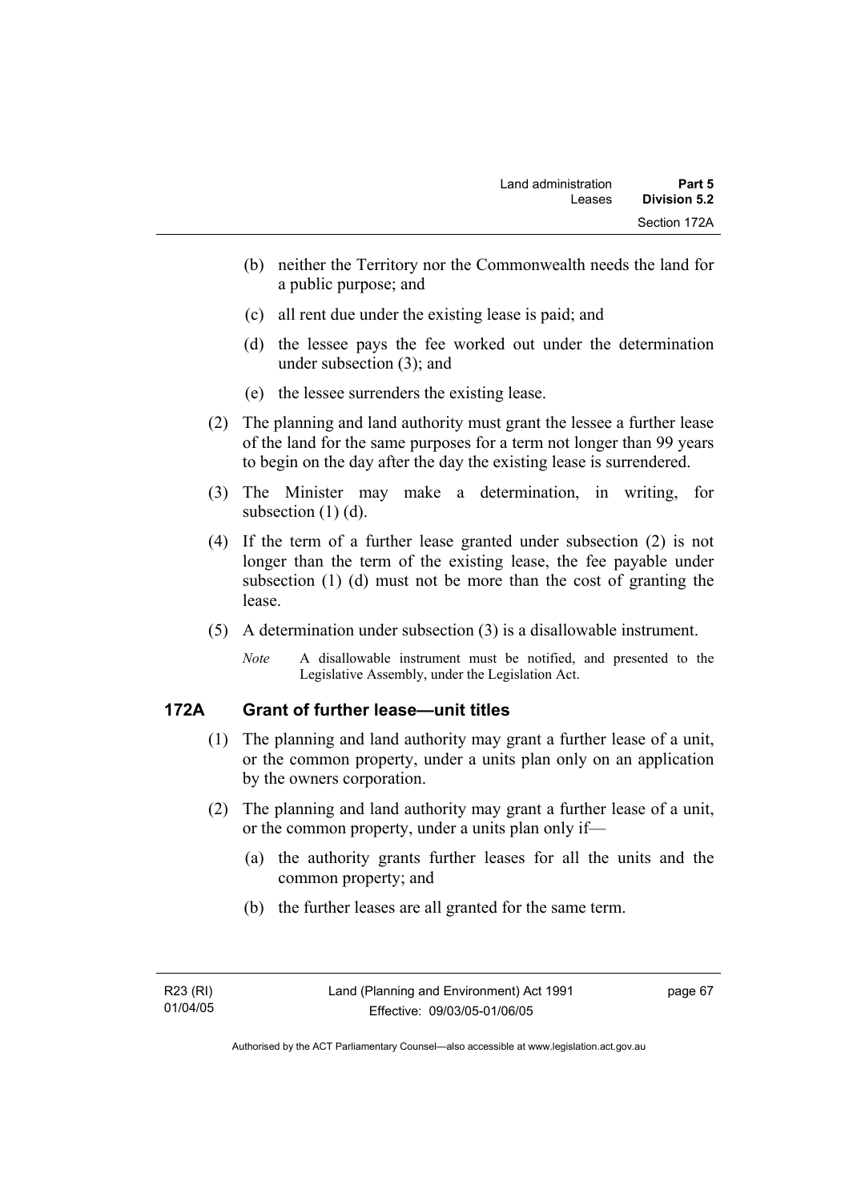(b) neither the Territory nor the Commonwealth needs the land for a public purpose; and

(c) all rent due under the existing lease is paid; and

(d) the lessee pays the fee worked out under the determination under subsection (3); and

(e) the lessee surrenders the existing lease.

(2) The planning and land authority must grant the lessee a further lease of the land for the same purposes for a term not longer than 99 years to begin on the day after the day the existing lease is surrendered.

(3) The Minister may make a determination, in writing, for subsection (1) (d).

(4) If the term of a further lease granted under subsection (2) is not longer than the term of the existing lease, the fee payable under subsection (1) (d) must not be more than the cost of granting the lease.

(5) A determination under subsection (3) is a disallowable instrument.

*Note* A disallowable instrument must be notified, and presented to the Legislative Assembly, under the Legislation Act.

## 172A Grant of further lease—unit titles

(1) The planning and land authority may grant a further lease of a unit, or the common property, under a units plan only on an application by the owners corporation.

(2) The planning and land authority may grant a further lease of a unit, or the common property, under a units plan only if—

(a) the authority grants further leases for all the units and the common property; and

(b) the further leases are all granted for the same term.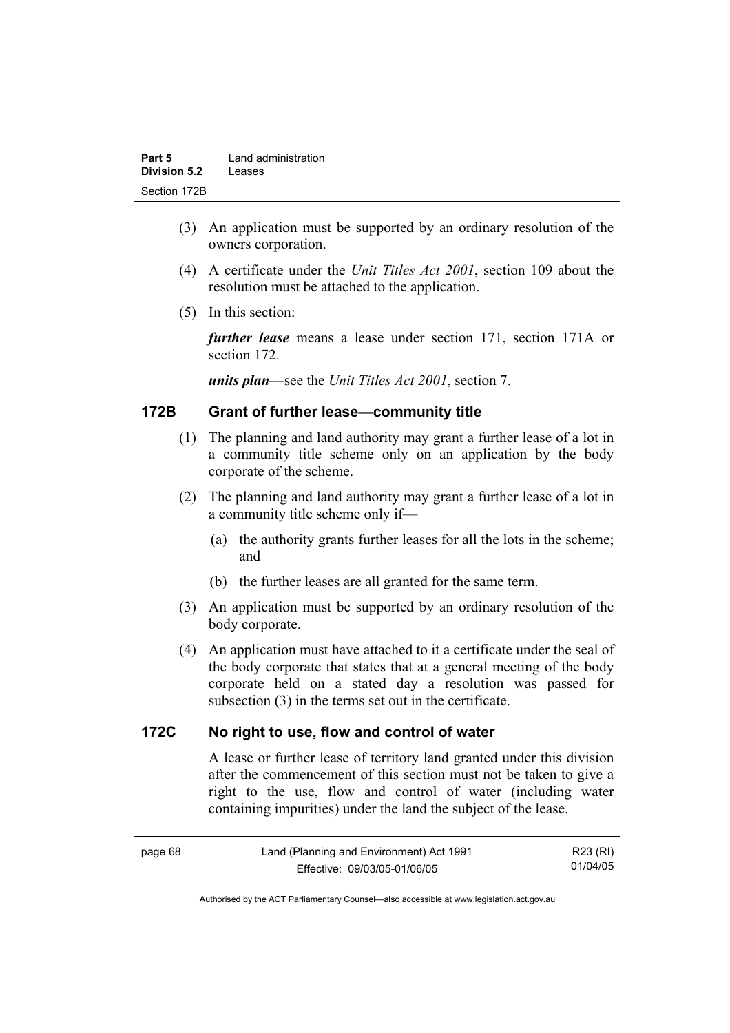(3) An application must be supported by an ordinary resolution of the owners corporation.

(4) A certificate under the *Unit Titles Act 2001*, section 109 about the resolution must be attached to the application.

(5) In this section:

***further lease*** means a lease under section 171, section 171A or section 172.

***units plan***—see the *Unit Titles Act 2001*, section 7.

### 172B Grant of further lease—community title

(1) The planning and land authority may grant a further lease of a lot in a community title scheme only on an application by the body corporate of the scheme.

(2) The planning and land authority may grant a further lease of a lot in a community title scheme only if—

(a) the authority grants further leases for all the lots in the scheme; and

(b) the further leases are all granted for the same term.

(3) An application must be supported by an ordinary resolution of the body corporate.

(4) An application must have attached to it a certificate under the seal of the body corporate that states that at a general meeting of the body corporate held on a stated day a resolution was passed for subsection (3) in the terms set out in the certificate.

### 172C No right to use, flow and control of water

A lease or further lease of territory land granted under this division after the commencement of this section must not be taken to give a right to the use, flow and control of water (including water containing impurities) under the land the subject of the lease.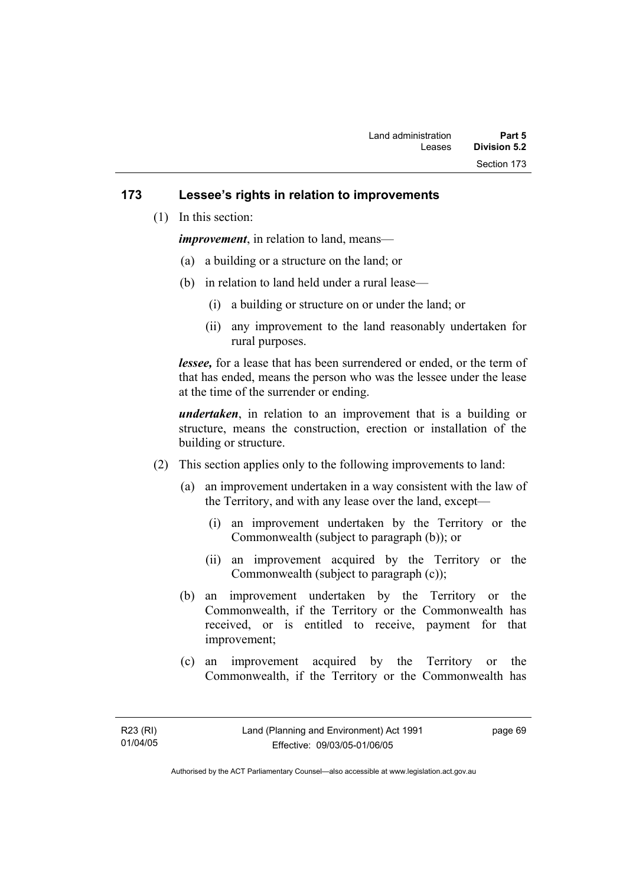## 173 Lessee's rights in relation to improvements

(1) In this section:

***improvement***, in relation to land, means—

(a) a building or a structure on the land; or

(b) in relation to land held under a rural lease—

(i) a building or structure on or under the land; or

(ii) any improvement to the land reasonably undertaken for rural purposes.

***lessee,*** for a lease that has been surrendered or ended, or the term of that has ended, means the person who was the lessee under the lease at the time of the surrender or ending.

***undertaken***, in relation to an improvement that is a building or structure, means the construction, erection or installation of the building or structure.

(2) This section applies only to the following improvements to land:

(a) an improvement undertaken in a way consistent with the law of the Territory, and with any lease over the land, except—

(i) an improvement undertaken by the Territory or the Commonwealth (subject to paragraph (b)); or

(ii) an improvement acquired by the Territory or the Commonwealth (subject to paragraph (c));

(b) an improvement undertaken by the Territory or the Commonwealth, if the Territory or the Commonwealth has received, or is entitled to receive, payment for that improvement;

(c) an improvement acquired by the Territory or the Commonwealth, if the Territory or the Commonwealth has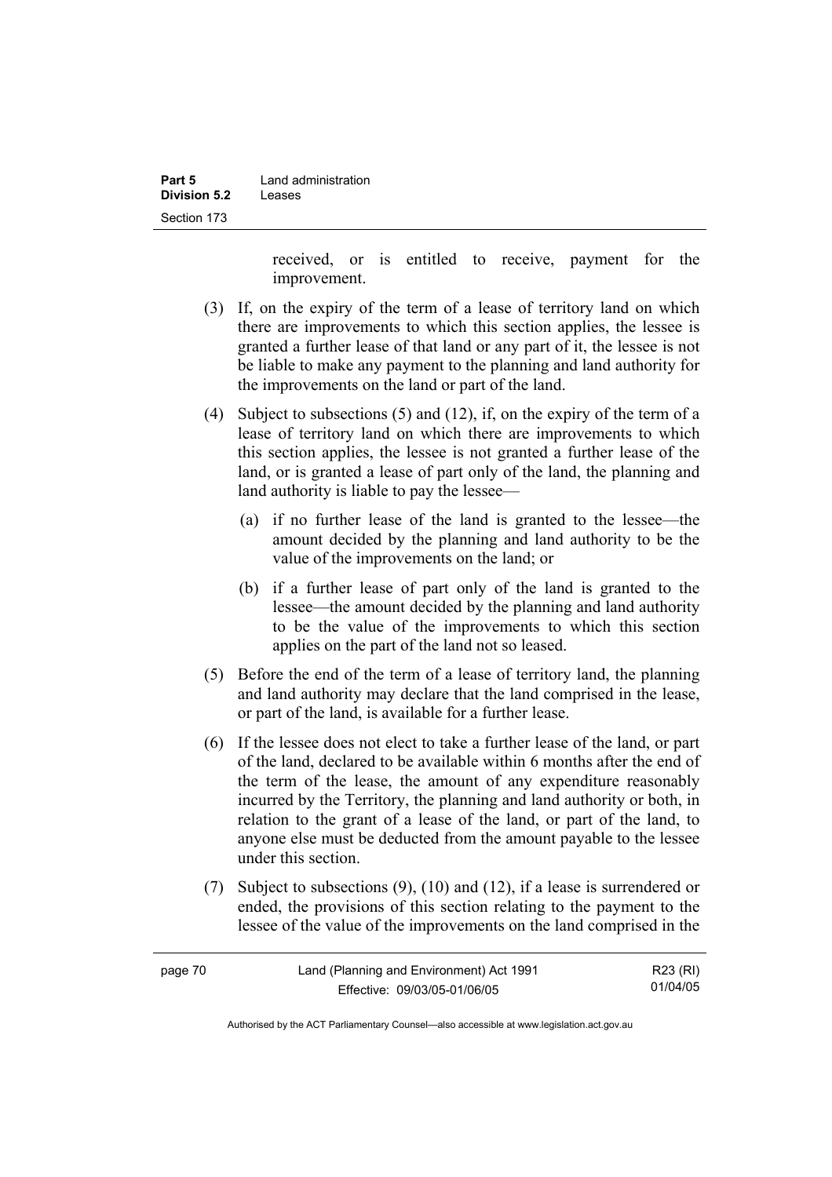received, or is entitled to receive, payment for the improvement.

(3) If, on the expiry of the term of a lease of territory land on which there are improvements to which this section applies, the lessee is granted a further lease of that land or any part of it, the lessee is not be liable to make any payment to the planning and land authority for the improvements on the land or part of the land.

(4) Subject to subsections (5) and (12), if, on the expiry of the term of a lease of territory land on which there are improvements to which this section applies, the lessee is not granted a further lease of the land, or is granted a lease of part only of the land, the planning and land authority is liable to pay the lessee—

(a) if no further lease of the land is granted to the lessee—the amount decided by the planning and land authority to be the value of the improvements on the land; or

(b) if a further lease of part only of the land is granted to the lessee—the amount decided by the planning and land authority to be the value of the improvements to which this section applies on the part of the land not so leased.

(5) Before the end of the term of a lease of territory land, the planning and land authority may declare that the land comprised in the lease, or part of the land, is available for a further lease.

(6) If the lessee does not elect to take a further lease of the land, or part of the land, declared to be available within 6 months after the end of the term of the lease, the amount of any expenditure reasonably incurred by the Territory, the planning and land authority or both, in relation to the grant of a lease of the land, or part of the land, to anyone else must be deducted from the amount payable to the lessee under this section.

(7) Subject to subsections (9), (10) and (12), if a lease is surrendered or ended, the provisions of this section relating to the payment to the lessee of the value of the improvements on the land comprised in the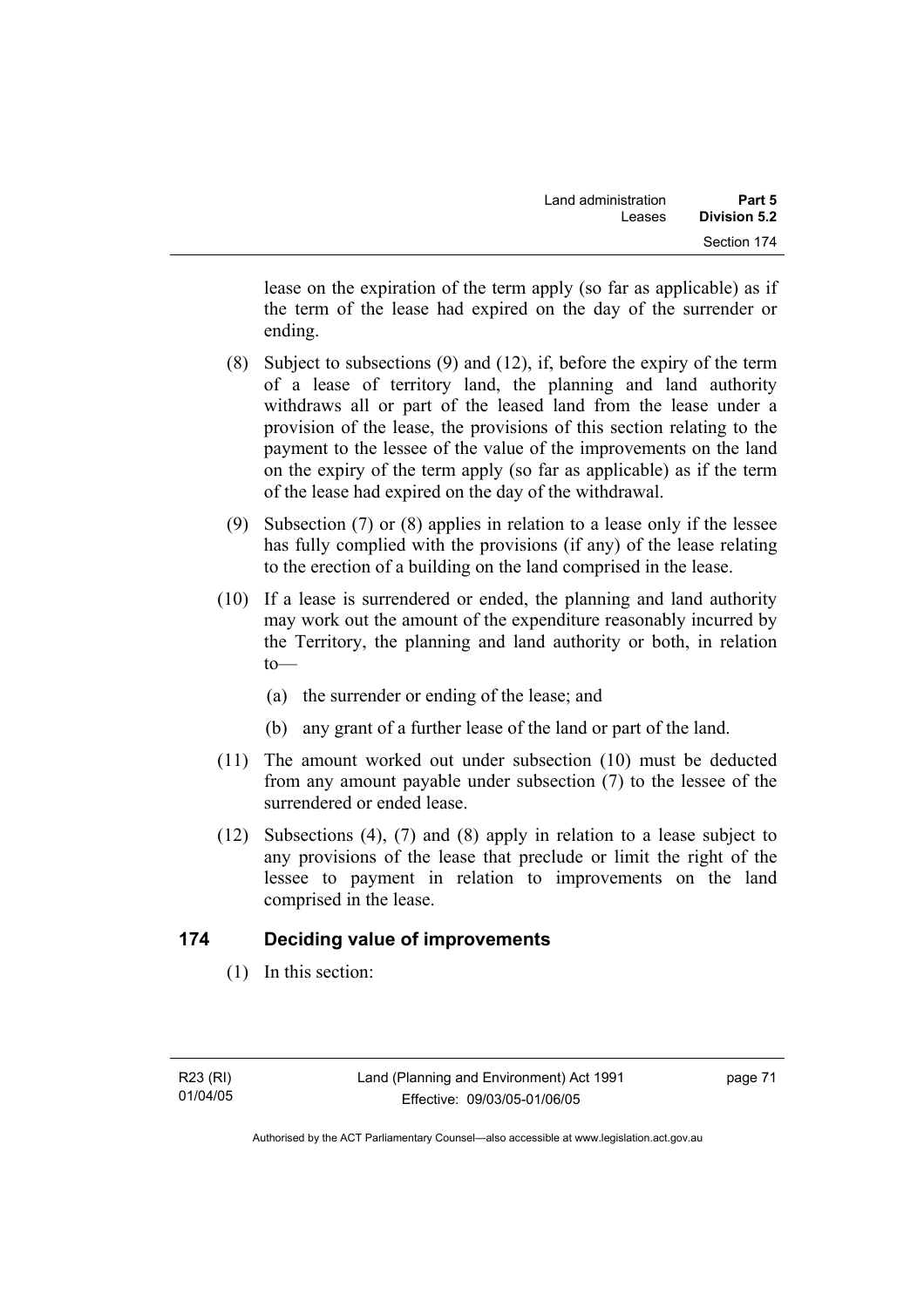lease on the expiration of the term apply (so far as applicable) as if the term of the lease had expired on the day of the surrender or ending.

(8) Subject to subsections (9) and (12), if, before the expiry of the term of a lease of territory land, the planning and land authority withdraws all or part of the leased land from the lease under a provision of the lease, the provisions of this section relating to the payment to the lessee of the value of the improvements on the land on the expiry of the term apply (so far as applicable) as if the term of the lease had expired on the day of the withdrawal.

(9) Subsection (7) or (8) applies in relation to a lease only if the lessee has fully complied with the provisions (if any) of the lease relating to the erection of a building on the land comprised in the lease.

(10) If a lease is surrendered or ended, the planning and land authority may work out the amount of the expenditure reasonably incurred by the Territory, the planning and land authority or both, in relation to—

(a) the surrender or ending of the lease; and

(b) any grant of a further lease of the land or part of the land.

(11) The amount worked out under subsection (10) must be deducted from any amount payable under subsection (7) to the lessee of the surrendered or ended lease.

(12) Subsections (4), (7) and (8) apply in relation to a lease subject to any provisions of the lease that preclude or limit the right of the lessee to payment in relation to improvements on the land comprised in the lease.

## 174 Deciding value of improvements

(1) In this section: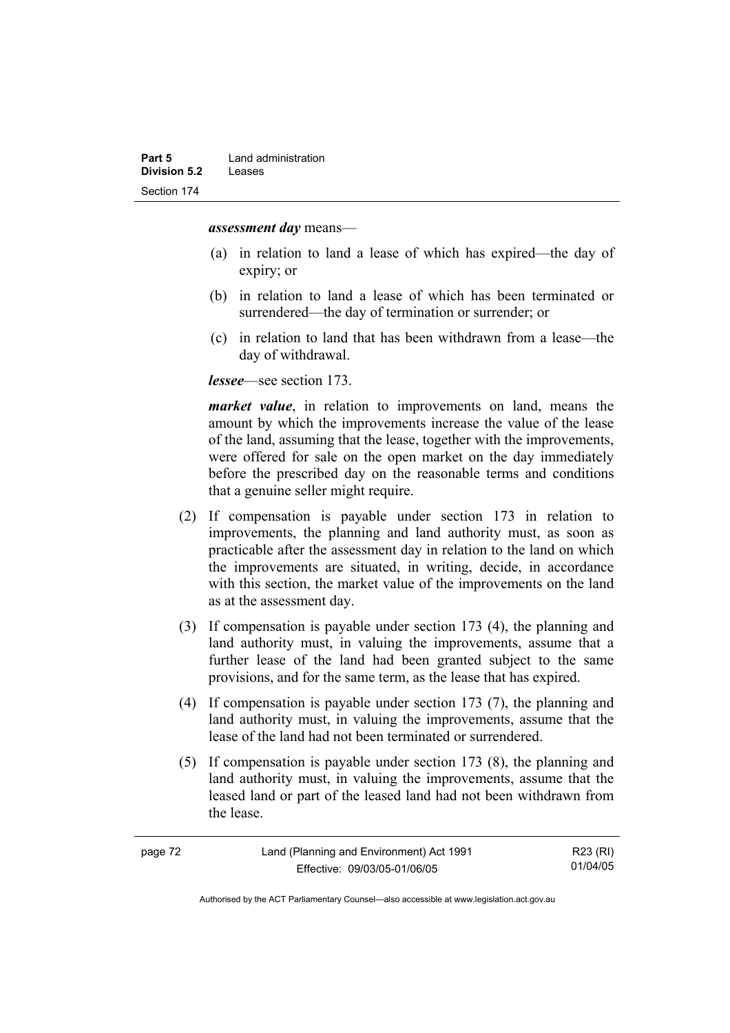***assessment day*** means—

(a) in relation to land a lease of which has expired—the day of expiry; or

(b) in relation to land a lease of which has been terminated or surrendered—the day of termination or surrender; or

(c) in relation to land that has been withdrawn from a lease—the day of withdrawal.

***lessee***—see section 173.

***market value***, in relation to improvements on land, means the amount by which the improvements increase the value of the lease of the land, assuming that the lease, together with the improvements, were offered for sale on the open market on the day immediately before the prescribed day on the reasonable terms and conditions that a genuine seller might require.

(2) If compensation is payable under section 173 in relation to improvements, the planning and land authority must, as soon as practicable after the assessment day in relation to the land on which the improvements are situated, in writing, decide, in accordance with this section, the market value of the improvements on the land as at the assessment day.

(3) If compensation is payable under section 173 (4), the planning and land authority must, in valuing the improvements, assume that a further lease of the land had been granted subject to the same provisions, and for the same term, as the lease that has expired.

(4) If compensation is payable under section 173 (7), the planning and land authority must, in valuing the improvements, assume that the lease of the land had not been terminated or surrendered.

(5) If compensation is payable under section 173 (8), the planning and land authority must, in valuing the improvements, assume that the leased land or part of the leased land had not been withdrawn from the lease.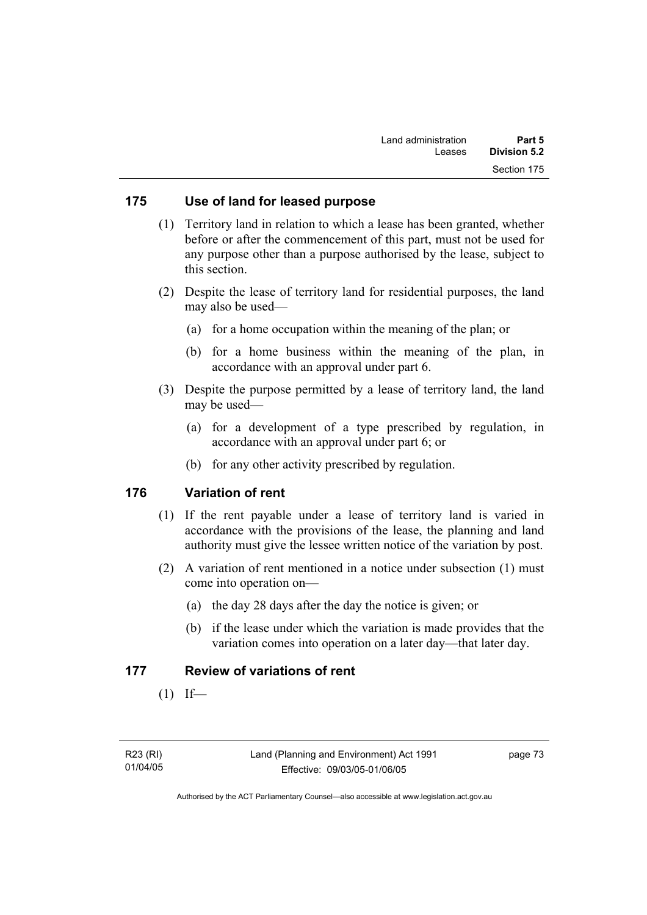## 175 Use of land for leased purpose

(1) Territory land in relation to which a lease has been granted, whether before or after the commencement of this part, must not be used for any purpose other than a purpose authorised by the lease, subject to this section.

(2) Despite the lease of territory land for residential purposes, the land may also be used—

(a) for a home occupation within the meaning of the plan; or

(b) for a home business within the meaning of the plan, in accordance with an approval under part 6.

(3) Despite the purpose permitted by a lease of territory land, the land may be used—

(a) for a development of a type prescribed by regulation, in accordance with an approval under part 6; or

(b) for any other activity prescribed by regulation.

## 176 Variation of rent

(1) If the rent payable under a lease of territory land is varied in accordance with the provisions of the lease, the planning and land authority must give the lessee written notice of the variation by post.

(2) A variation of rent mentioned in a notice under subsection (1) must come into operation on—

(a) the day 28 days after the day the notice is given; or

(b) if the lease under which the variation is made provides that the variation comes into operation on a later day—that later day.

## 177 Review of variations of rent

(1) If—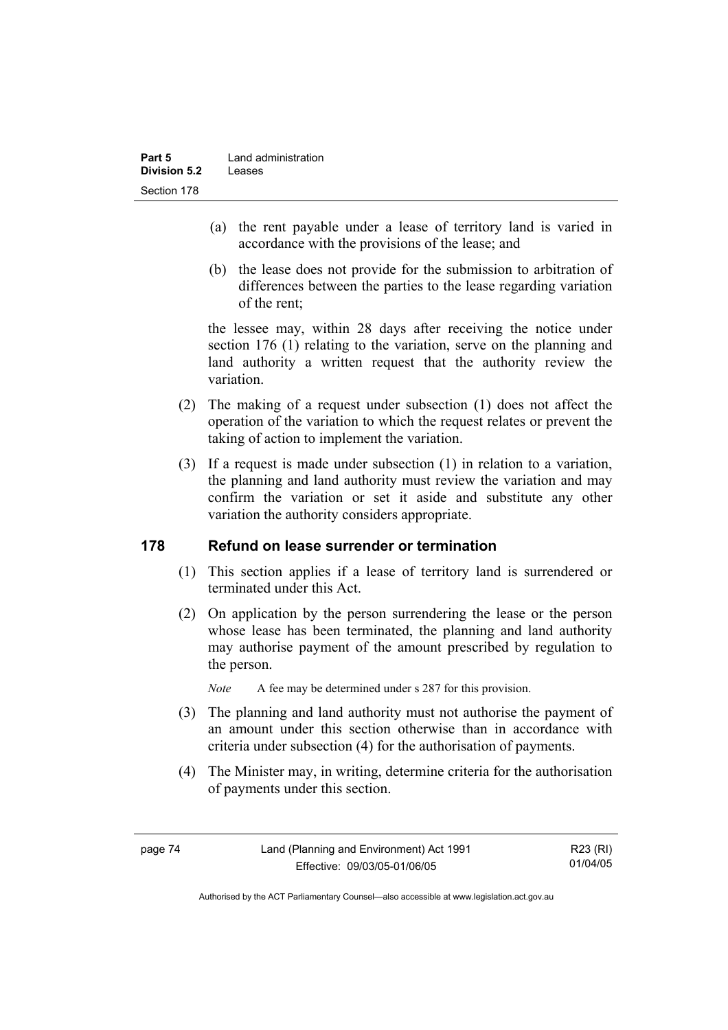(a) the rent payable under a lease of territory land is varied in accordance with the provisions of the lease; and

(b) the lease does not provide for the submission to arbitration of differences between the parties to the lease regarding variation of the rent;

the lessee may, within 28 days after receiving the notice under section 176 (1) relating to the variation, serve on the planning and land authority a written request that the authority review the variation.

(2) The making of a request under subsection (1) does not affect the operation of the variation to which the request relates or prevent the taking of action to implement the variation.

(3) If a request is made under subsection (1) in relation to a variation, the planning and land authority must review the variation and may confirm the variation or set it aside and substitute any other variation the authority considers appropriate.

## 178 Refund on lease surrender or termination

(1) This section applies if a lease of territory land is surrendered or terminated under this Act.

(2) On application by the person surrendering the lease or the person whose lease has been terminated, the planning and land authority may authorise payment of the amount prescribed by regulation to the person.

*Note* A fee may be determined under s 287 for this provision.

(3) The planning and land authority must not authorise the payment of an amount under this section otherwise than in accordance with criteria under subsection (4) for the authorisation of payments.

(4) The Minister may, in writing, determine criteria for the authorisation of payments under this section.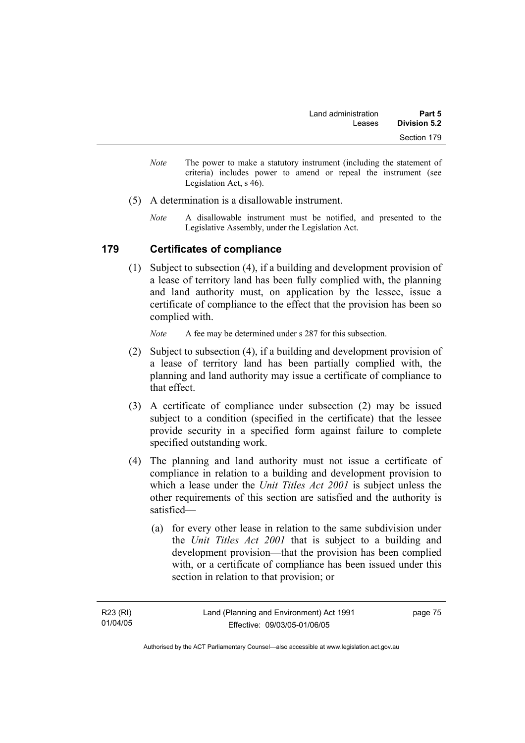*Note* The power to make a statutory instrument (including the statement of criteria) includes power to amend or repeal the instrument (see Legislation Act, s 46).

(5) A determination is a disallowable instrument.

*Note* A disallowable instrument must be notified, and presented to the Legislative Assembly, under the Legislation Act.

## 179 Certificates of compliance

(1) Subject to subsection (4), if a building and development provision of a lease of territory land has been fully complied with, the planning and land authority must, on application by the lessee, issue a certificate of compliance to the effect that the provision has been so complied with.

*Note* A fee may be determined under s 287 for this subsection.

(2) Subject to subsection (4), if a building and development provision of a lease of territory land has been partially complied with, the planning and land authority may issue a certificate of compliance to that effect.

(3) A certificate of compliance under subsection (2) may be issued subject to a condition (specified in the certificate) that the lessee provide security in a specified form against failure to complete specified outstanding work.

(4) The planning and land authority must not issue a certificate of compliance in relation to a building and development provision to which a lease under the *Unit Titles Act 2001* is subject unless the other requirements of this section are satisfied and the authority is satisfied—

(a) for every other lease in relation to the same subdivision under the *Unit Titles Act 2001* that is subject to a building and development provision—that the provision has been complied with, or a certificate of compliance has been issued under this section in relation to that provision; or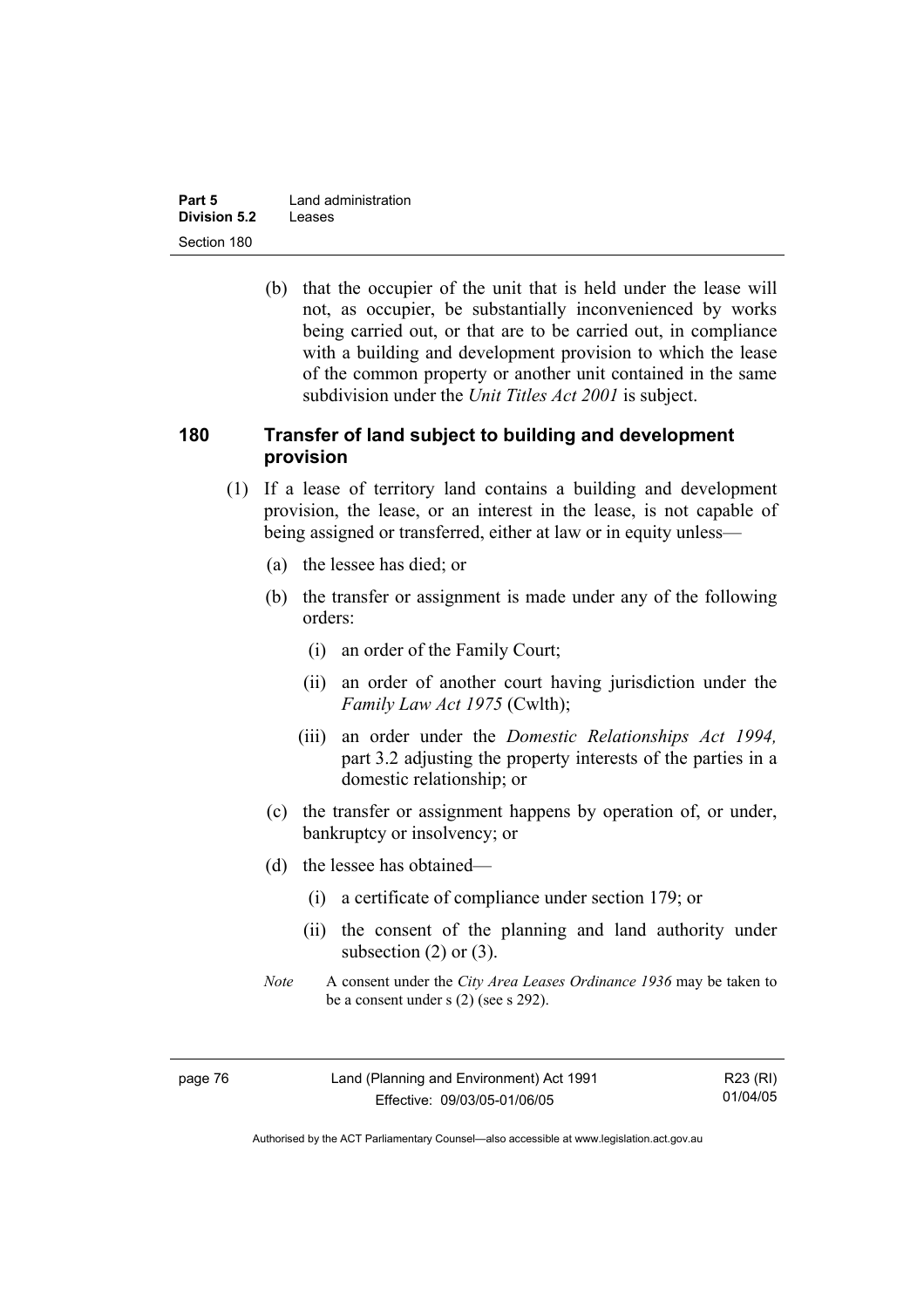(b) that the occupier of the unit that is held under the lease will not, as occupier, be substantially inconvenienced by works being carried out, or that are to be carried out, in compliance with a building and development provision to which the lease of the common property or another unit contained in the same subdivision under the *Unit Titles Act 2001* is subject.

### 180 Transfer of land subject to building and development provision

(1) If a lease of territory land contains a building and development provision, the lease, or an interest in the lease, is not capable of being assigned or transferred, either at law or in equity unless—

(a) the lessee has died; or

(b) the transfer or assignment is made under any of the following orders:

(i) an order of the Family Court;

(ii) an order of another court having jurisdiction under the *Family Law Act 1975* (Cwlth);

(iii) an order under the *Domestic Relationships Act 1994,* part 3.2 adjusting the property interests of the parties in a domestic relationship; or

(c) the transfer or assignment happens by operation of, or under, bankruptcy or insolvency; or

(d) the lessee has obtained—

(i) a certificate of compliance under section 179; or

(ii) the consent of the planning and land authority under subsection (2) or (3).

*Note* A consent under the *City Area Leases Ordinance 1936* may be taken to be a consent under s (2) (see s 292).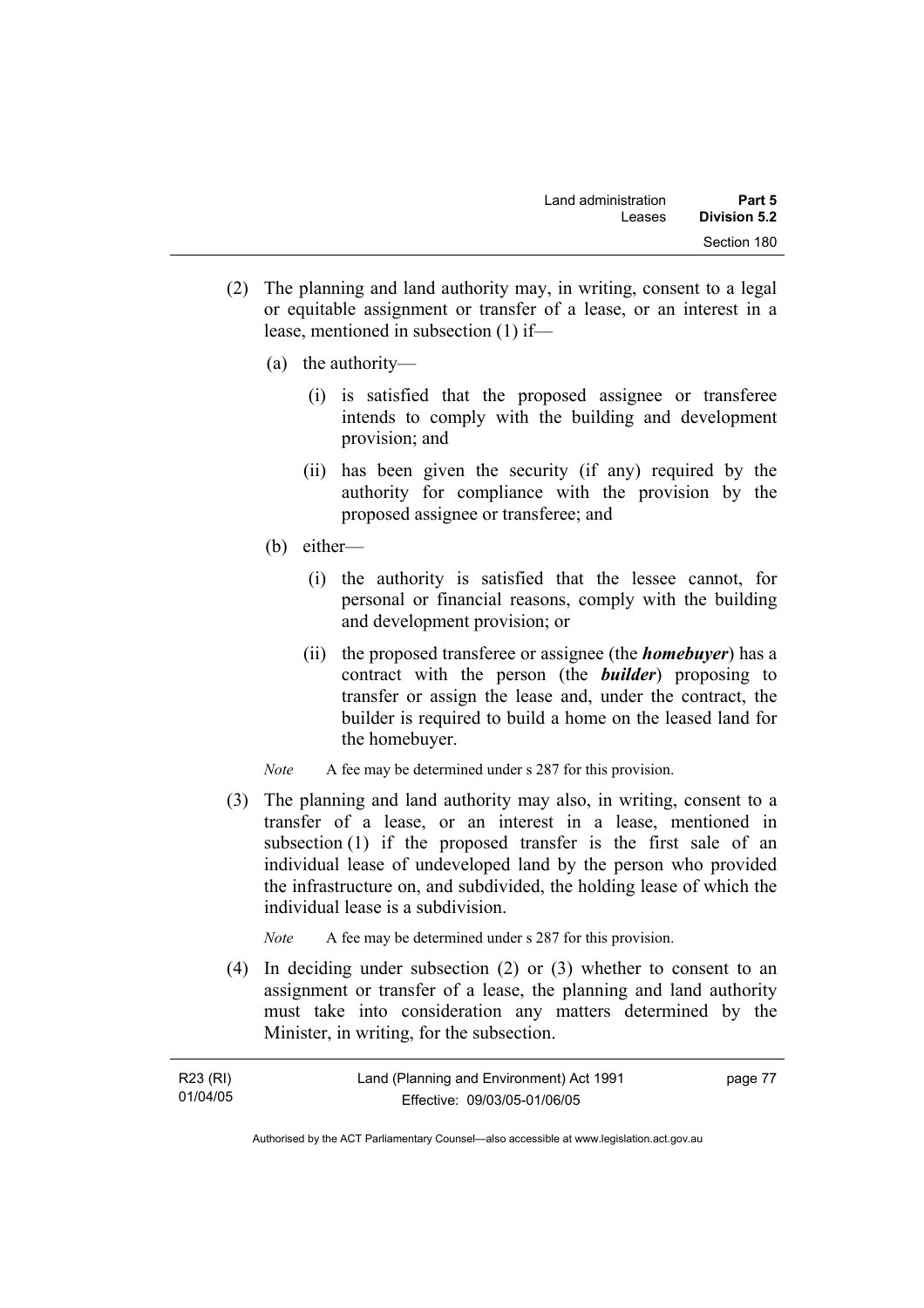(2) The planning and land authority may, in writing, consent to a legal or equitable assignment or transfer of a lease, or an interest in a lease, mentioned in subsection (1) if—

  (a) the authority—

    (i) is satisfied that the proposed assignee or transferee intends to comply with the building and development provision; and

    (ii) has been given the security (if any) required by the authority for compliance with the provision by the proposed assignee or transferee; and

  (b) either—

    (i) the authority is satisfied that the lessee cannot, for personal or financial reasons, comply with the building and development provision; or

    (ii) the proposed transferee or assignee (the ***homebuyer***) has a contract with the person (the ***builder***) proposing to transfer or assign the lease and, under the contract, the builder is required to build a home on the leased land for the homebuyer.

  *Note* A fee may be determined under s 287 for this provision.

(3) The planning and land authority may also, in writing, consent to a transfer of a lease, or an interest in a lease, mentioned in subsection (1) if the proposed transfer is the first sale of an individual lease of undeveloped land by the person who provided the infrastructure on, and subdivided, the holding lease of which the individual lease is a subdivision.

  *Note* A fee may be determined under s 287 for this provision.

(4) In deciding under subsection (2) or (3) whether to consent to an assignment or transfer of a lease, the planning and land authority must take into consideration any matters determined by the Minister, in writing, for the subsection.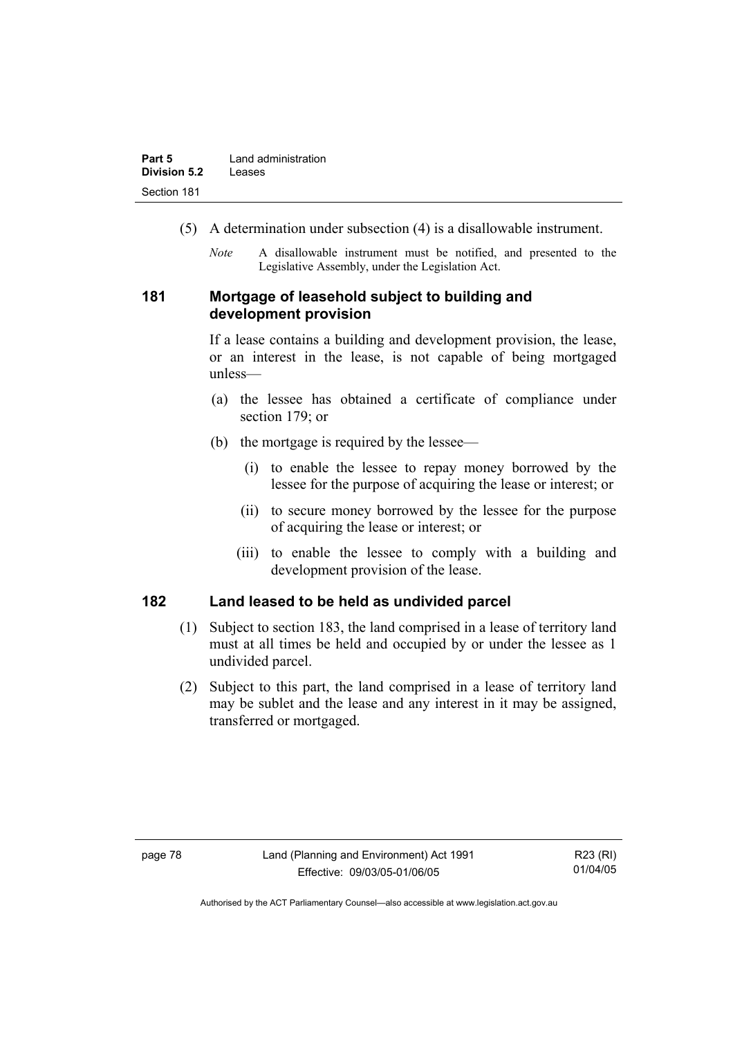(5) A determination under subsection (4) is a disallowable instrument.

*Note* A disallowable instrument must be notified, and presented to the Legislative Assembly, under the Legislation Act.

## 181 Mortgage of leasehold subject to building and development provision

If a lease contains a building and development provision, the lease, or an interest in the lease, is not capable of being mortgaged unless—

(a) the lessee has obtained a certificate of compliance under section 179; or

(b) the mortgage is required by the lessee—

(i) to enable the lessee to repay money borrowed by the lessee for the purpose of acquiring the lease or interest; or

(ii) to secure money borrowed by the lessee for the purpose of acquiring the lease or interest; or

(iii) to enable the lessee to comply with a building and development provision of the lease.

## 182 Land leased to be held as undivided parcel

(1) Subject to section 183, the land comprised in a lease of territory land must at all times be held and occupied by or under the lessee as 1 undivided parcel.

(2) Subject to this part, the land comprised in a lease of territory land may be sublet and the lease and any interest in it may be assigned, transferred or mortgaged.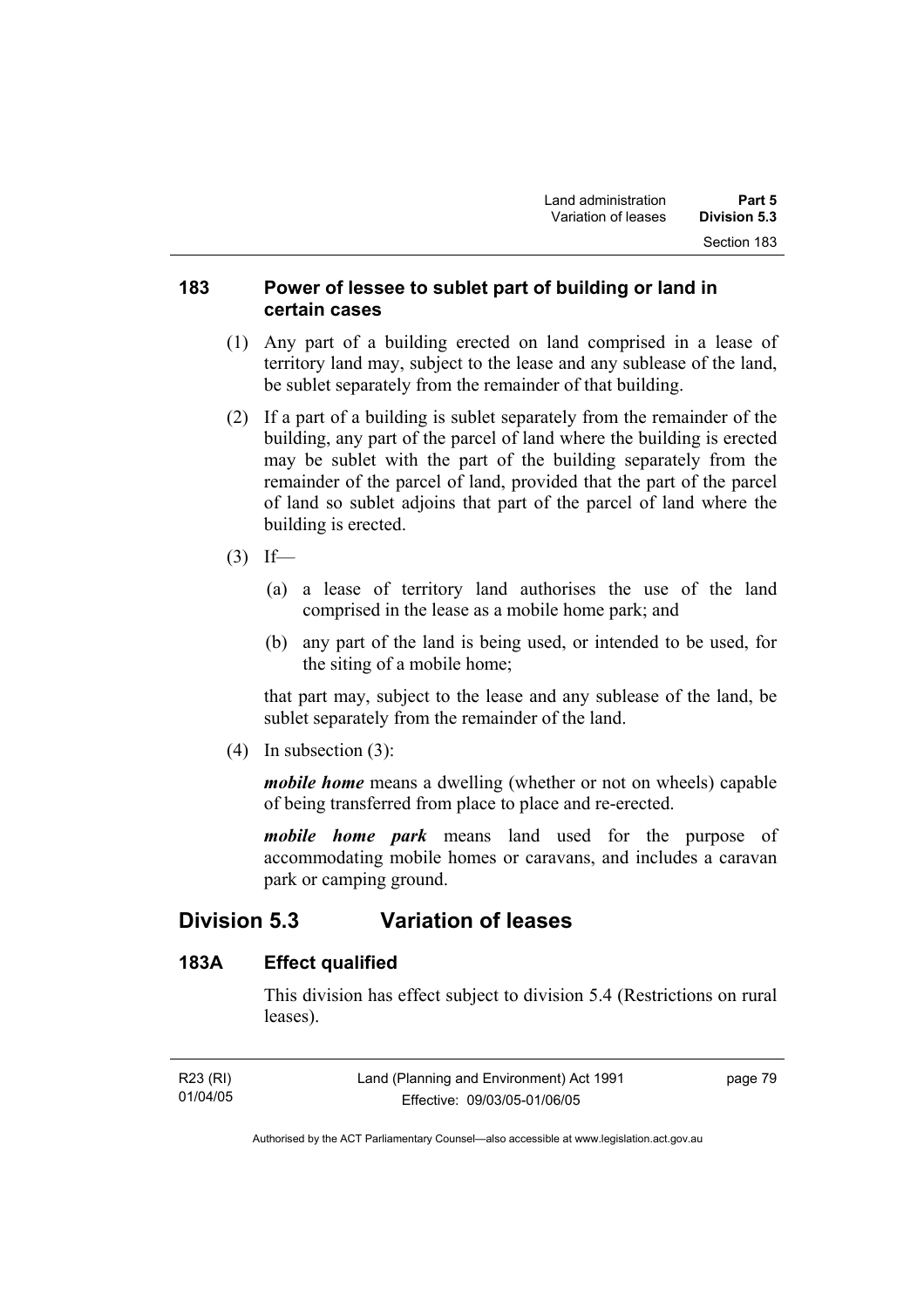### 183 Power of lessee to sublet part of building or land in certain cases

(1) Any part of a building erected on land comprised in a lease of territory land may, subject to the lease and any sublease of the land, be sublet separately from the remainder of that building.

(2) If a part of a building is sublet separately from the remainder of the building, any part of the parcel of land where the building is erected may be sublet with the part of the building separately from the remainder of the parcel of land, provided that the part of the parcel of land so sublet adjoins that part of the parcel of land where the building is erected.

(3) If—

(a) a lease of territory land authorises the use of the land comprised in the lease as a mobile home park; and

(b) any part of the land is being used, or intended to be used, for the siting of a mobile home;

that part may, subject to the lease and any sublease of the land, be sublet separately from the remainder of the land.

(4) In subsection (3):

***mobile home*** means a dwelling (whether or not on wheels) capable of being transferred from place to place and re-erected.

***mobile home park*** means land used for the purpose of accommodating mobile homes or caravans, and includes a caravan park or camping ground.

## Division 5.3 Variation of leases

### 183A Effect qualified

This division has effect subject to division 5.4 (Restrictions on rural leases).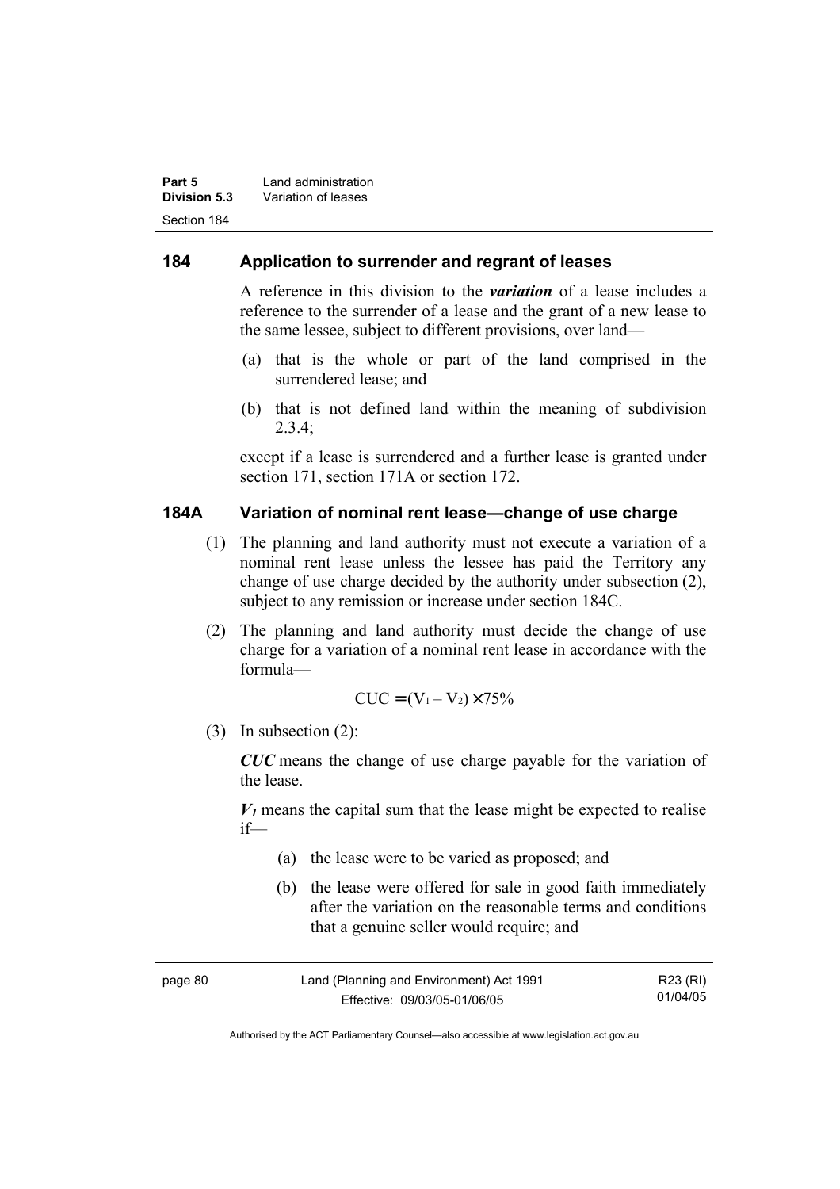## 184 Application to surrender and regrant of leases

A reference in this division to the ***variation*** of a lease includes a reference to the surrender of a lease and the grant of a new lease to the same lessee, subject to different provisions, over land—

(a) that is the whole or part of the land comprised in the surrendered lease; and

(b) that is not defined land within the meaning of subdivision 2.3.4;

except if a lease is surrendered and a further lease is granted under section 171, section 171A or section 172.

## 184A Variation of nominal rent lease—change of use charge

(1) The planning and land authority must not execute a variation of a nominal rent lease unless the lessee has paid the Territory any change of use charge decided by the authority under subsection (2), subject to any remission or increase under section 184C.

(2) The planning and land authority must decide the change of use charge for a variation of a nominal rent lease in accordance with the formula—

$$CUC = (V_1 - V_2) \times 75\%$$

(3) In subsection (2):

***CUC*** means the change of use charge payable for the variation of the lease.

$V_1$ means the capital sum that the lease might be expected to realise if—

(a) the lease were to be varied as proposed; and

(b) the lease were offered for sale in good faith immediately after the variation on the reasonable terms and conditions that a genuine seller would require; and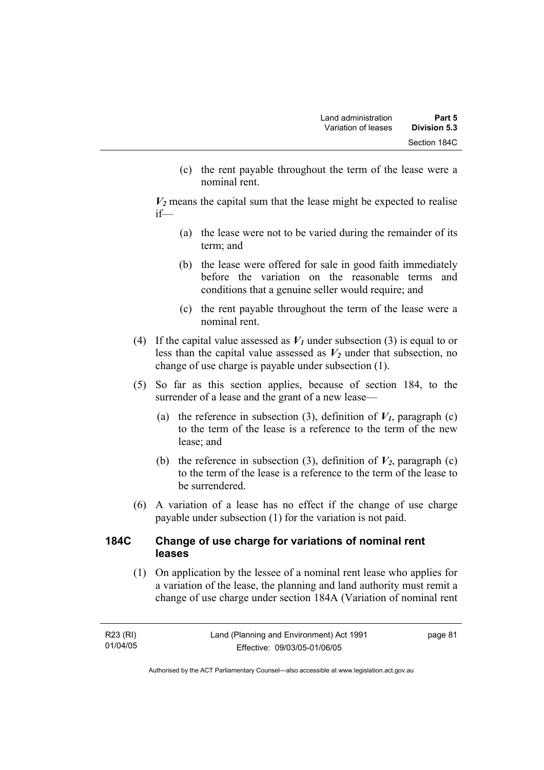(c) the rent payable throughout the term of the lease were a nominal rent.

***$V_2$*** means the capital sum that the lease might be expected to realise if—

(a) the lease were not to be varied during the remainder of its term; and

(b) the lease were offered for sale in good faith immediately before the variation on the reasonable terms and conditions that a genuine seller would require; and

(c) the rent payable throughout the term of the lease were a nominal rent.

(4) If the capital value assessed as $V_1$ under subsection (3) is equal to or less than the capital value assessed as $V_2$ under that subsection, no change of use charge is payable under subsection (1).

(5) So far as this section applies, because of section 184, to the surrender of a lease and the grant of a new lease—

(a) the reference in subsection (3), definition of $V_1$, paragraph (c) to the term of the lease is a reference to the term of the new lease; and

(b) the reference in subsection (3), definition of $V_2$, paragraph (c) to the term of the lease is a reference to the term of the lease to be surrendered.

(6) A variation of a lease has no effect if the change of use charge payable under subsection (1) for the variation is not paid.

### 184C Change of use charge for variations of nominal rent leases

(1) On application by the lessee of a nominal rent lease who applies for a variation of the lease, the planning and land authority must remit a change of use charge under section 184A (Variation of nominal rent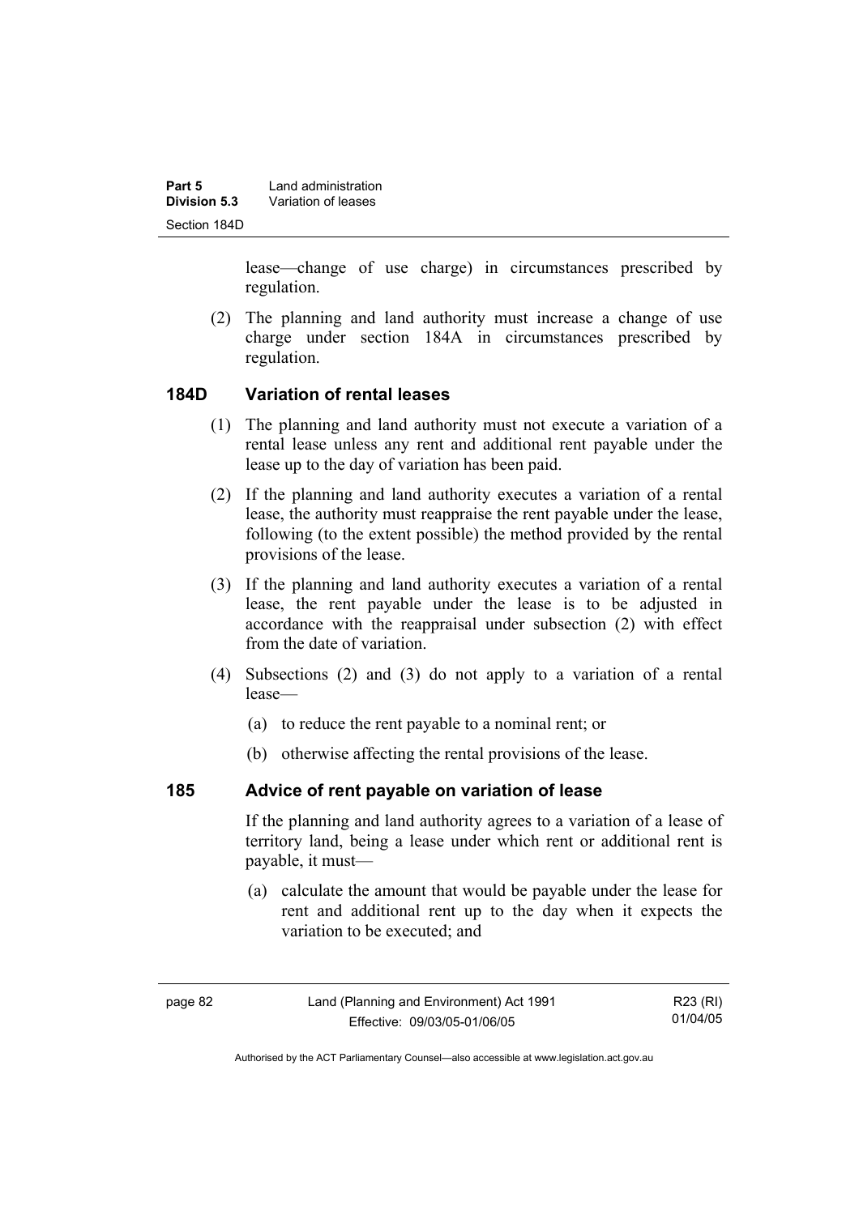lease—change of use charge) in circumstances prescribed by regulation.

(2) The planning and land authority must increase a change of use charge under section 184A in circumstances prescribed by regulation.

### 184D Variation of rental leases

(1) The planning and land authority must not execute a variation of a rental lease unless any rent and additional rent payable under the lease up to the day of variation has been paid.

(2) If the planning and land authority executes a variation of a rental lease, the authority must reappraise the rent payable under the lease, following (to the extent possible) the method provided by the rental provisions of the lease.

(3) If the planning and land authority executes a variation of a rental lease, the rent payable under the lease is to be adjusted in accordance with the reappraisal under subsection (2) with effect from the date of variation.

(4) Subsections (2) and (3) do not apply to a variation of a rental lease—

(a) to reduce the rent payable to a nominal rent; or

(b) otherwise affecting the rental provisions of the lease.

### 185 Advice of rent payable on variation of lease

If the planning and land authority agrees to a variation of a lease of territory land, being a lease under which rent or additional rent is payable, it must—

(a) calculate the amount that would be payable under the lease for rent and additional rent up to the day when it expects the variation to be executed; and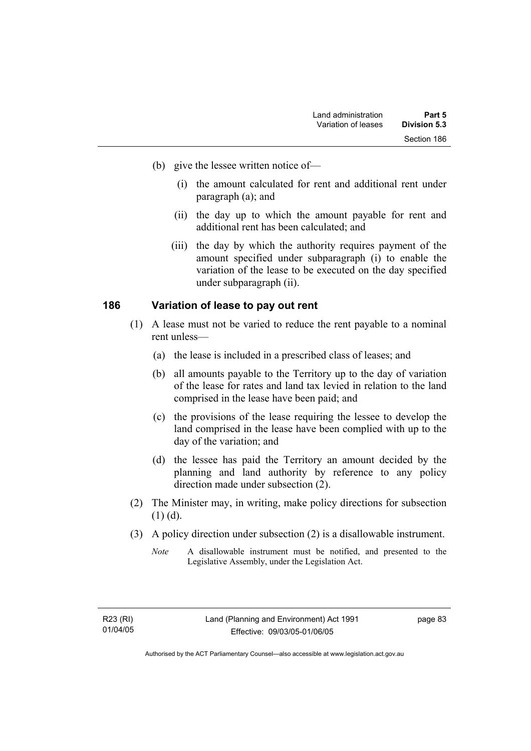(b) give the lessee written notice of—

   (i) the amount calculated for rent and additional rent under paragraph (a); and

   (ii) the day up to which the amount payable for rent and additional rent has been calculated; and

   (iii) the day by which the authority requires payment of the amount specified under subparagraph (i) to enable the variation of the lease to be executed on the day specified under subparagraph (ii).

## 186 Variation of lease to pay out rent

(1) A lease must not be varied to reduce the rent payable to a nominal rent unless—

   (a) the lease is included in a prescribed class of leases; and

   (b) all amounts payable to the Territory up to the day of variation of the lease for rates and land tax levied in relation to the land comprised in the lease have been paid; and

   (c) the provisions of the lease requiring the lessee to develop the land comprised in the lease have been complied with up to the day of the variation; and

   (d) the lessee has paid the Territory an amount decided by the planning and land authority by reference to any policy direction made under subsection (2).

(2) The Minister may, in writing, make policy directions for subsection (1) (d).

(3) A policy direction under subsection (2) is a disallowable instrument.

*Note* A disallowable instrument must be notified, and presented to the Legislative Assembly, under the Legislation Act.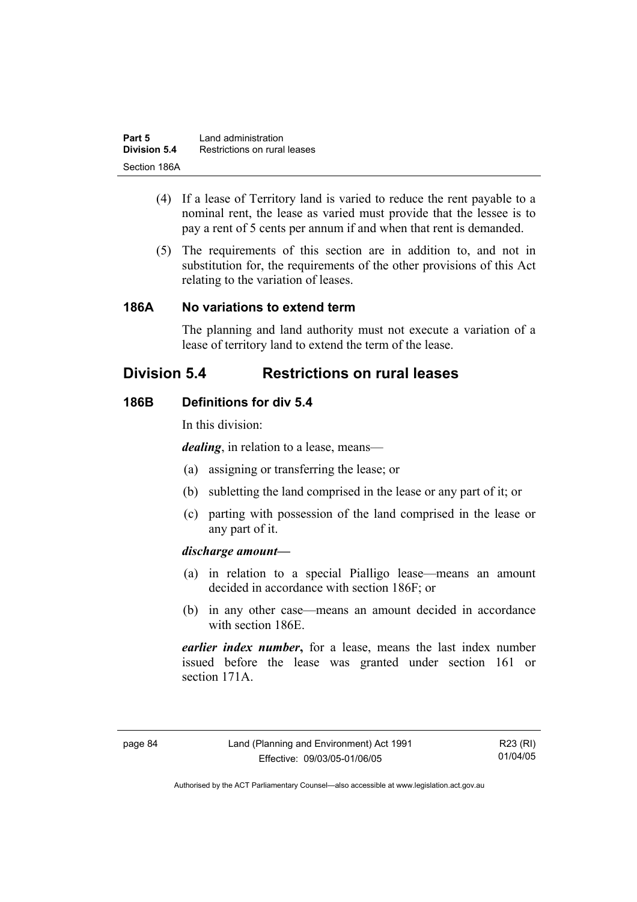(4) If a lease of Territory land is varied to reduce the rent payable to a nominal rent, the lease as varied must provide that the lessee is to pay a rent of 5 cents per annum if and when that rent is demanded.

(5) The requirements of this section are in addition to, and not in substitution for, the requirements of the other provisions of this Act relating to the variation of leases.

### 186A No variations to extend term

The planning and land authority must not execute a variation of a lease of territory land to extend the term of the lease.

## Division 5.4 Restrictions on rural leases

### 186B Definitions for div 5.4

In this division:

***dealing***, in relation to a lease, means—

(a) assigning or transferring the lease; or

(b) subletting the land comprised in the lease or any part of it; or

(c) parting with possession of the land comprised in the lease or any part of it.

***discharge amount***—

(a) in relation to a special Pialligo lease—means an amount decided in accordance with section 186F; or

(b) in any other case—means an amount decided in accordance with section 186E.

***earlier index number*****,** for a lease, means the last index number issued before the lease was granted under section 161 or section 171A.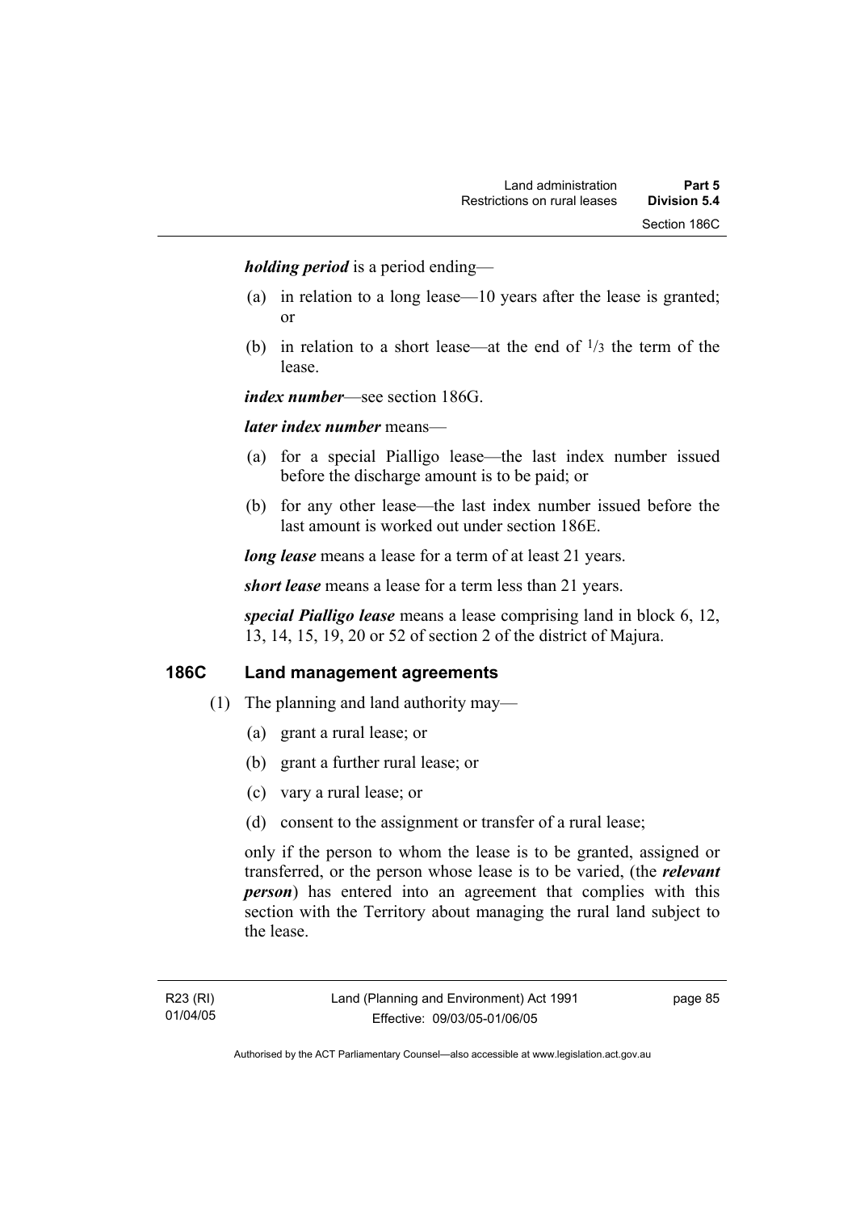***holding period*** is a period ending—

(a) in relation to a long lease—10 years after the lease is granted; or

(b) in relation to a short lease—at the end of $^1/_3$ the term of the lease.

***index number***—see section 186G.

***later index number*** means—

(a) for a special Pialligo lease—the last index number issued before the discharge amount is to be paid; or

(b) for any other lease—the last index number issued before the last amount is worked out under section 186E.

***long lease*** means a lease for a term of at least 21 years.

***short lease*** means a lease for a term less than 21 years.

***special Pialligo lease*** means a lease comprising land in block 6, 12, 13, 14, 15, 19, 20 or 52 of section 2 of the district of Majura.

## 186C Land management agreements

(1) The planning and land authority may—

(a) grant a rural lease; or

(b) grant a further rural lease; or

(c) vary a rural lease; or

(d) consent to the assignment or transfer of a rural lease;

only if the person to whom the lease is to be granted, assigned or transferred, or the person whose lease is to be varied, (the ***relevant person***) has entered into an agreement that complies with this section with the Territory about managing the rural land subject to the lease.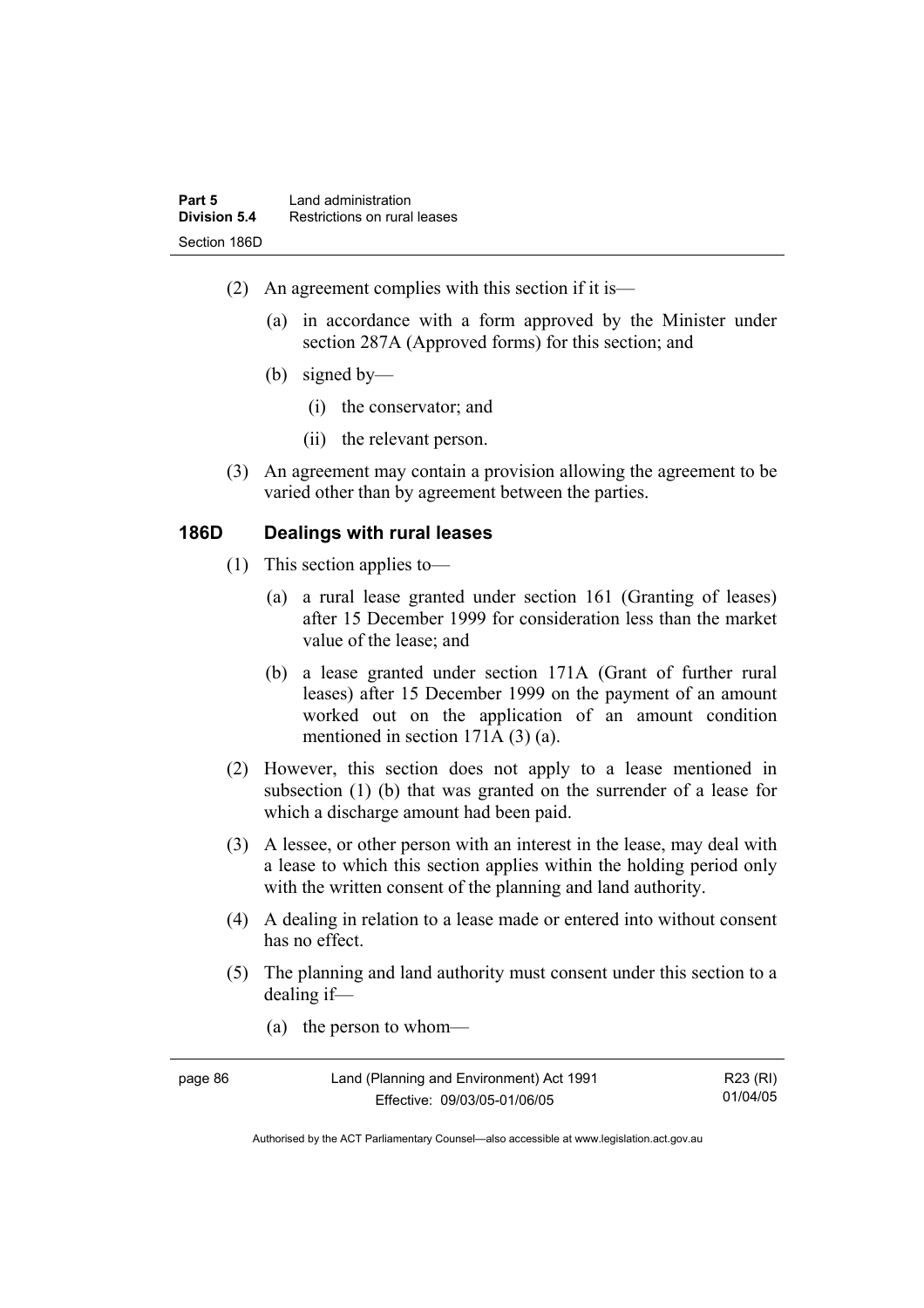(2) An agreement complies with this section if it is—

  (a) in accordance with a form approved by the Minister under section 287A (Approved forms) for this section; and

  (b) signed by—

    (i) the conservator; and

    (ii) the relevant person.

(3) An agreement may contain a provision allowing the agreement to be varied other than by agreement between the parties.

### 186D Dealings with rural leases

(1) This section applies to—

  (a) a rural lease granted under section 161 (Granting of leases) after 15 December 1999 for consideration less than the market value of the lease; and

  (b) a lease granted under section 171A (Grant of further rural leases) after 15 December 1999 on the payment of an amount worked out on the application of an amount condition mentioned in section 171A (3) (a).

(2) However, this section does not apply to a lease mentioned in subsection (1) (b) that was granted on the surrender of a lease for which a discharge amount had been paid.

(3) A lessee, or other person with an interest in the lease, may deal with a lease to which this section applies within the holding period only with the written consent of the planning and land authority.

(4) A dealing in relation to a lease made or entered into without consent has no effect.

(5) The planning and land authority must consent under this section to a dealing if—

  (a) the person to whom—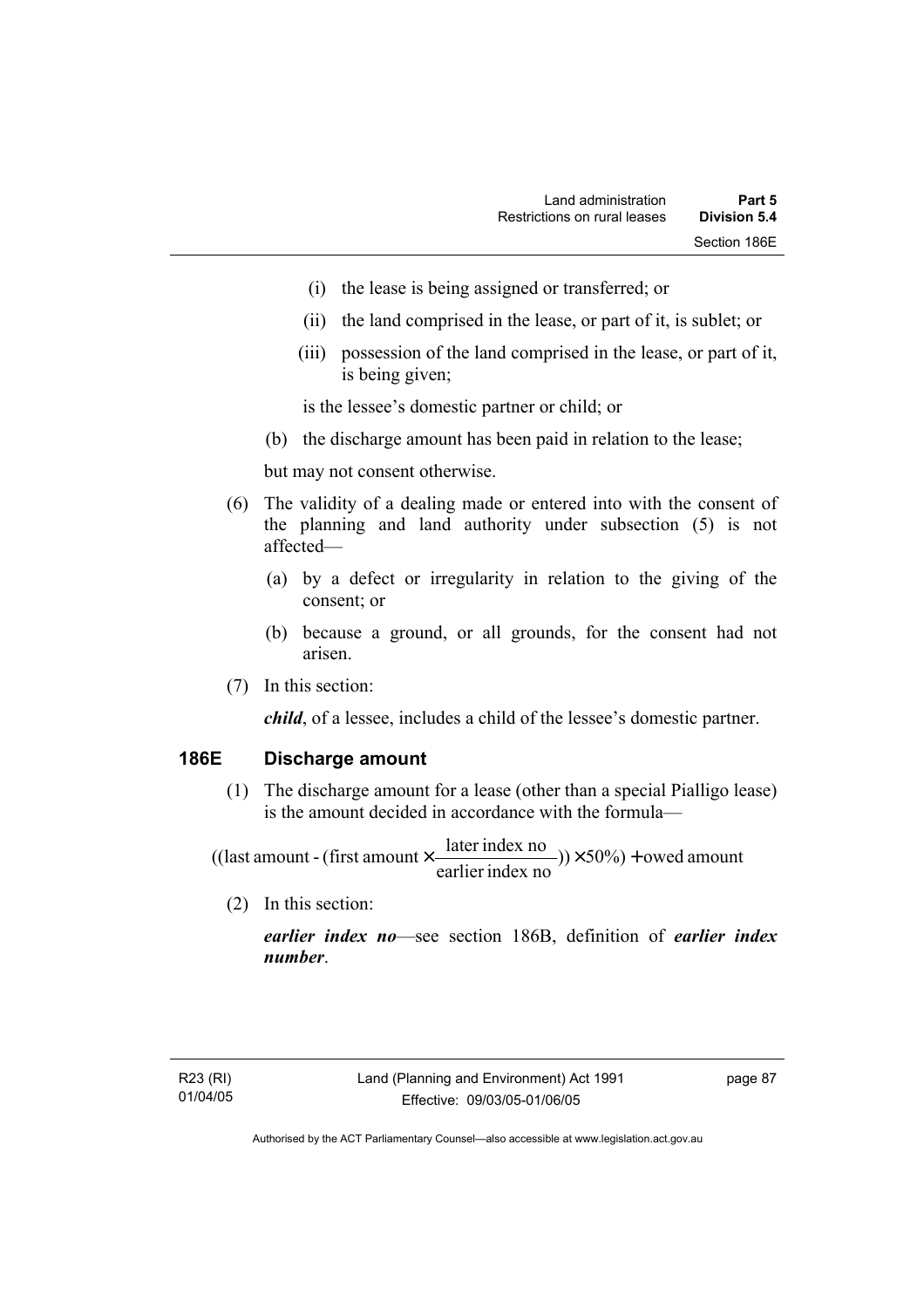(i) the lease is being assigned or transferred; or

(ii) the land comprised in the lease, or part of it, is sublet; or

(iii) possession of the land comprised in the lease, or part of it, is being given;

is the lessee's domestic partner or child; or

(b) the discharge amount has been paid in relation to the lease;

but may not consent otherwise.

(6) The validity of a dealing made or entered into with the consent of the planning and land authority under subsection (5) is not affected—

(a) by a defect or irregularity in relation to the giving of the consent; or

(b) because a ground, or all grounds, for the consent had not arisen.

(7) In this section:

***child***, of a lessee, includes a child of the lessee's domestic partner.

## 186E Discharge amount

(1) The discharge amount for a lease (other than a special Pialligo lease) is the amount decided in accordance with the formula—

$$((\text{last amount - (first amount} \times \frac{\text{later index no}}{\text{earlier index no}})) \times 50\%) + \text{owed amount}$$

(2) In this section:

***earlier index no***—see section 186B, definition of ***earlier index number***.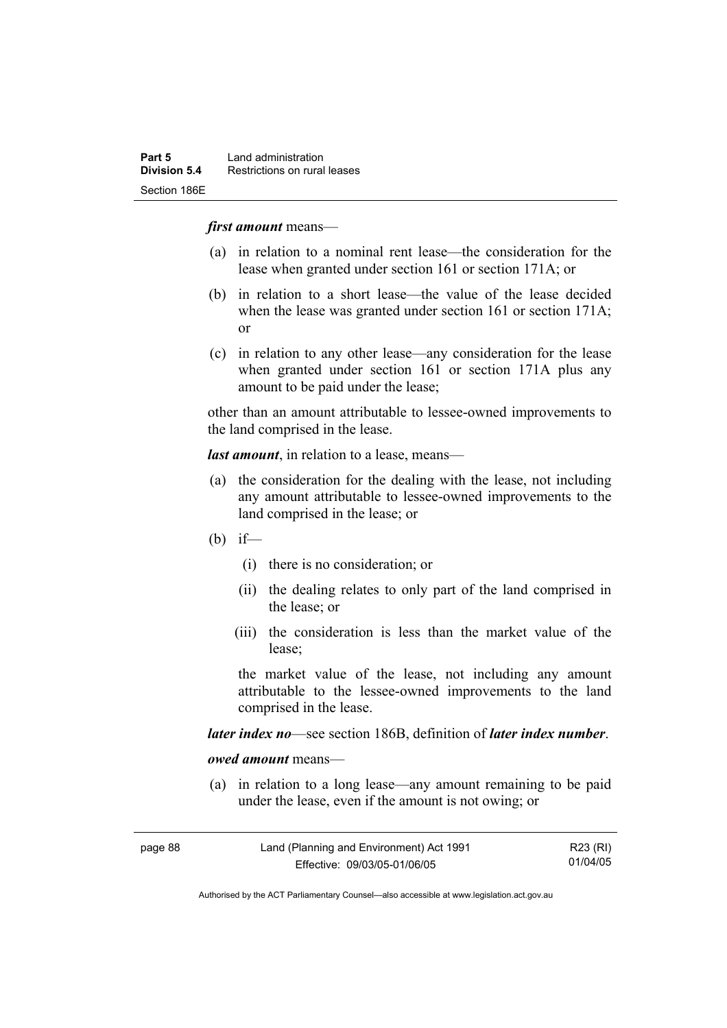***first amount*** means—

(a) in relation to a nominal rent lease—the consideration for the lease when granted under section 161 or section 171A; or

(b) in relation to a short lease—the value of the lease decided when the lease was granted under section 161 or section 171A; or

(c) in relation to any other lease—any consideration for the lease when granted under section 161 or section 171A plus any amount to be paid under the lease;

other than an amount attributable to lessee-owned improvements to the land comprised in the lease.

***last amount***, in relation to a lease, means—

(a) the consideration for the dealing with the lease, not including any amount attributable to lessee-owned improvements to the land comprised in the lease; or

(b) if—

  (i) there is no consideration; or

  (ii) the dealing relates to only part of the land comprised in the lease; or

  (iii) the consideration is less than the market value of the lease;

  the market value of the lease, not including any amount attributable to the lessee-owned improvements to the land comprised in the lease.

***later index no***—see section 186B, definition of ***later index number***.

***owed amount*** means—

(a) in relation to a long lease—any amount remaining to be paid under the lease, even if the amount is not owing; or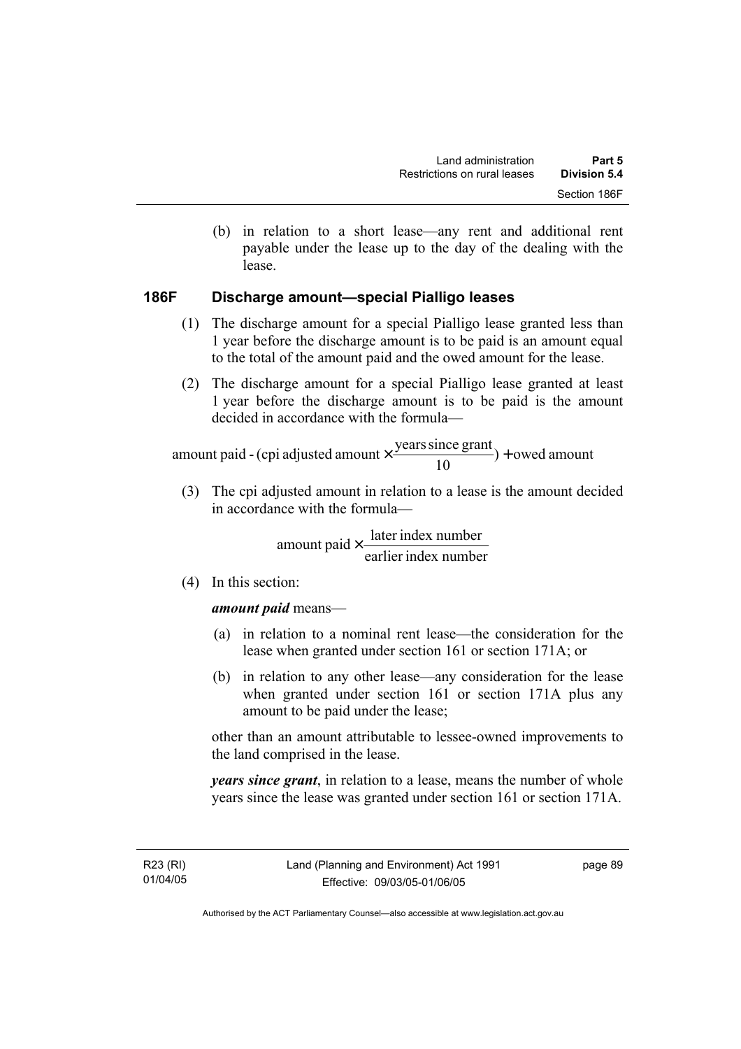(b) in relation to a short lease—any rent and additional rent payable under the lease up to the day of the dealing with the lease.

### 186F Discharge amount—special Pialligo leases

(1) The discharge amount for a special Pialligo lease granted less than 1 year before the discharge amount is to be paid is an amount equal to the total of the amount paid and the owed amount for the lease.

(2) The discharge amount for a special Pialligo lease granted at least 1 year before the discharge amount is to be paid is the amount decided in accordance with the formula—

$$\text{amount paid - (cpi adjusted amount} \times \frac{\text{years since grant}}{10}) + \text{owed amount}$$

(3) The cpi adjusted amount in relation to a lease is the amount decided in accordance with the formula—

$$\text{amount paid} \times \frac{\text{later index number}}{\text{earlier index number}}$$

(4) In this section:

***amount paid*** means—

(a) in relation to a nominal rent lease—the consideration for the lease when granted under section 161 or section 171A; or

(b) in relation to any other lease—any consideration for the lease when granted under section 161 or section 171A plus any amount to be paid under the lease;

other than an amount attributable to lessee-owned improvements to the land comprised in the lease.

***years since grant***, in relation to a lease, means the number of whole years since the lease was granted under section 161 or section 171A.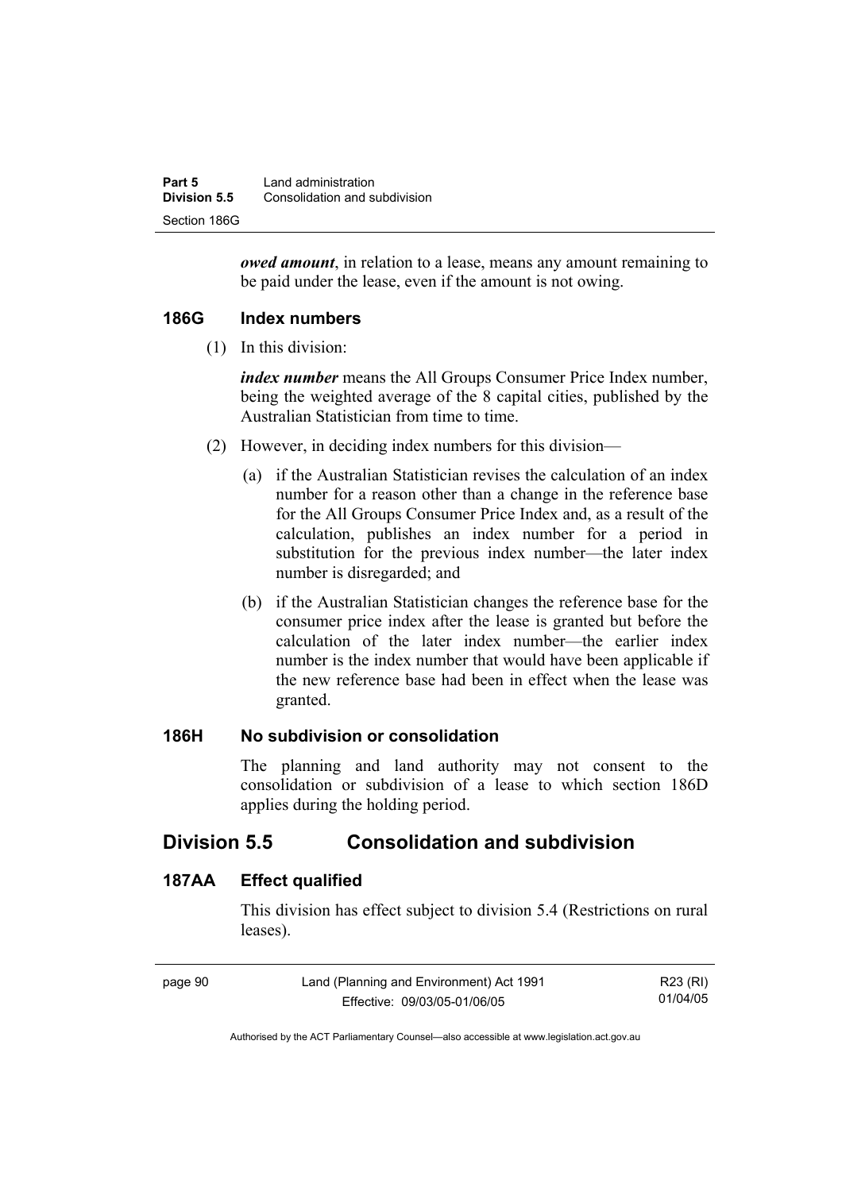***owed amount***, in relation to a lease, means any amount remaining to be paid under the lease, even if the amount is not owing.

### 186G Index numbers

(1) In this division:

***index number*** means the All Groups Consumer Price Index number, being the weighted average of the 8 capital cities, published by the Australian Statistician from time to time.

(2) However, in deciding index numbers for this division—

(a) if the Australian Statistician revises the calculation of an index number for a reason other than a change in the reference base for the All Groups Consumer Price Index and, as a result of the calculation, publishes an index number for a period in substitution for the previous index number—the later index number is disregarded; and

(b) if the Australian Statistician changes the reference base for the consumer price index after the lease is granted but before the calculation of the later index number—the earlier index number is the index number that would have been applicable if the new reference base had been in effect when the lease was granted.

### 186H No subdivision or consolidation

The planning and land authority may not consent to the consolidation or subdivision of a lease to which section 186D applies during the holding period.

## Division 5.5 Consolidation and subdivision

### 187AA Effect qualified

This division has effect subject to division 5.4 (Restrictions on rural leases).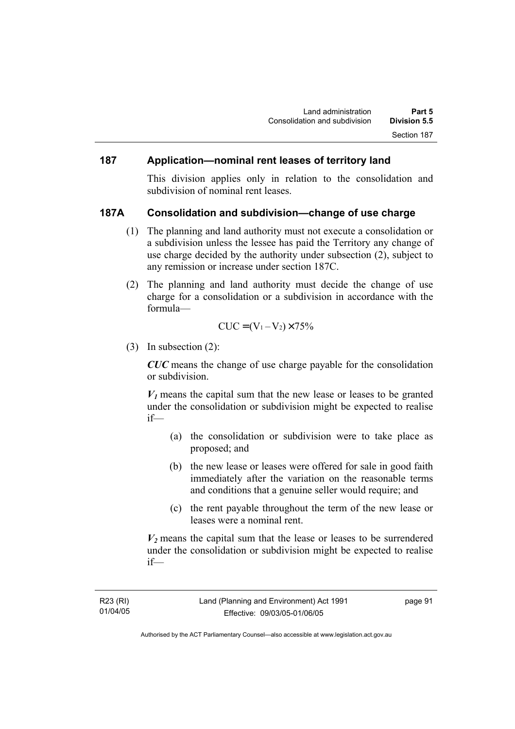## 187 Application—nominal rent leases of territory land

This division applies only in relation to the consolidation and subdivision of nominal rent leases.

## 187A Consolidation and subdivision—change of use charge

(1) The planning and land authority must not execute a consolidation or a subdivision unless the lessee has paid the Territory any change of use charge decided by the authority under subsection (2), subject to any remission or increase under section 187C.

(2) The planning and land authority must decide the change of use charge for a consolidation or a subdivision in accordance with the formula—

$$CUC = (V_1 - V_2) \times 75\%$$

(3) In subsection (2):

***CUC*** means the change of use charge payable for the consolidation or subdivision.

***$V_1$*** means the capital sum that the new lease or leases to be granted under the consolidation or subdivision might be expected to realise if—

(a) the consolidation or subdivision were to take place as proposed; and

(b) the new lease or leases were offered for sale in good faith immediately after the variation on the reasonable terms and conditions that a genuine seller would require; and

(c) the rent payable throughout the term of the new lease or leases were a nominal rent.

***$V_2$*** means the capital sum that the lease or leases to be surrendered under the consolidation or subdivision might be expected to realise if—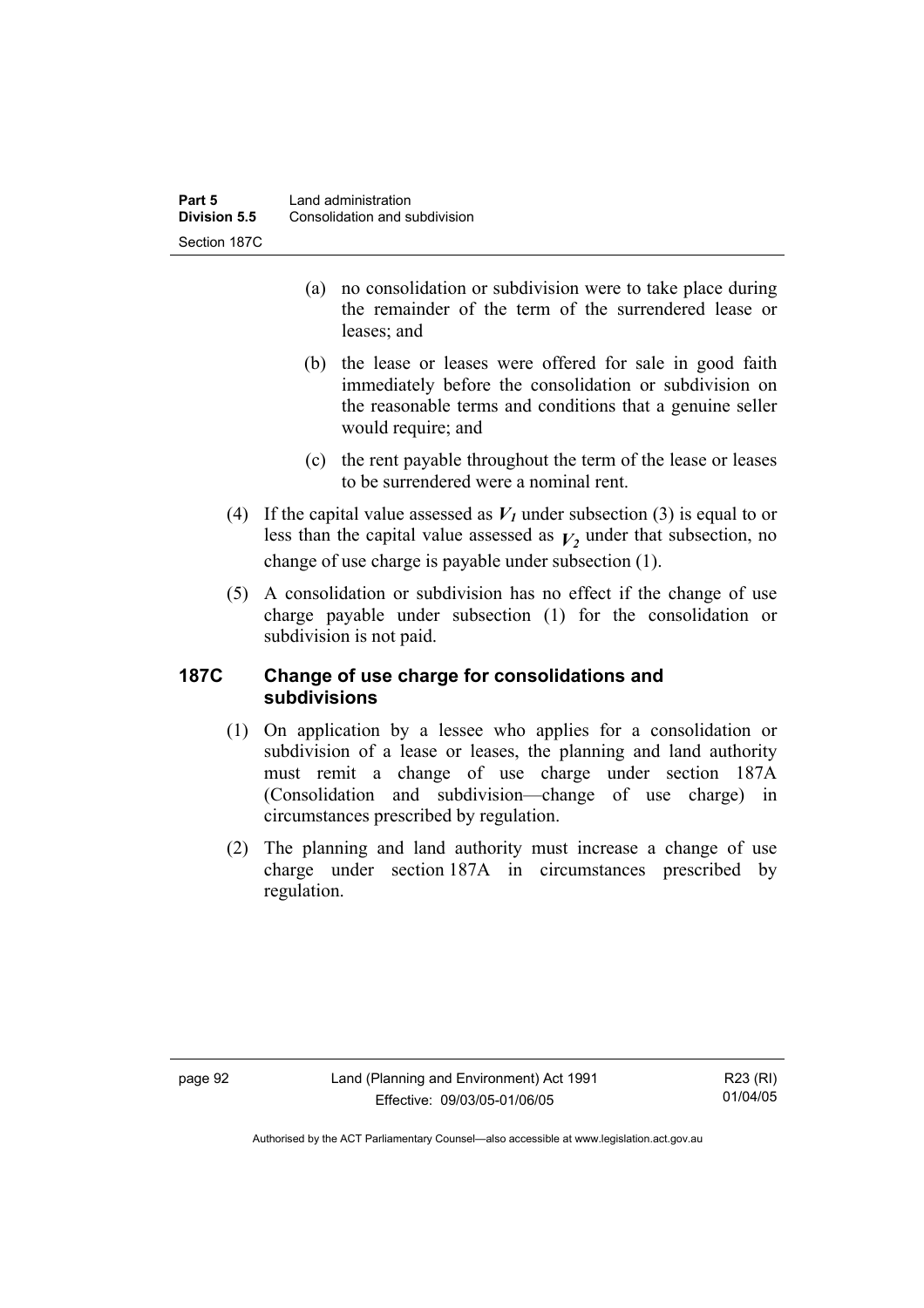(a) no consolidation or subdivision were to take place during the remainder of the term of the surrendered lease or leases; and

(b) the lease or leases were offered for sale in good faith immediately before the consolidation or subdivision on the reasonable terms and conditions that a genuine seller would require; and

(c) the rent payable throughout the term of the lease or leases to be surrendered were a nominal rent.

(4) If the capital value assessed as $V_1$ under subsection (3) is equal to or less than the capital value assessed as $V_2$ under that subsection, no change of use charge is payable under subsection (1).

(5) A consolidation or subdivision has no effect if the change of use charge payable under subsection (1) for the consolidation or subdivision is not paid.

### 187C Change of use charge for consolidations and subdivisions

(1) On application by a lessee who applies for a consolidation or subdivision of a lease or leases, the planning and land authority must remit a change of use charge under section 187A (Consolidation and subdivision—change of use charge) in circumstances prescribed by regulation.

(2) The planning and land authority must increase a change of use charge under section 187A in circumstances prescribed by regulation.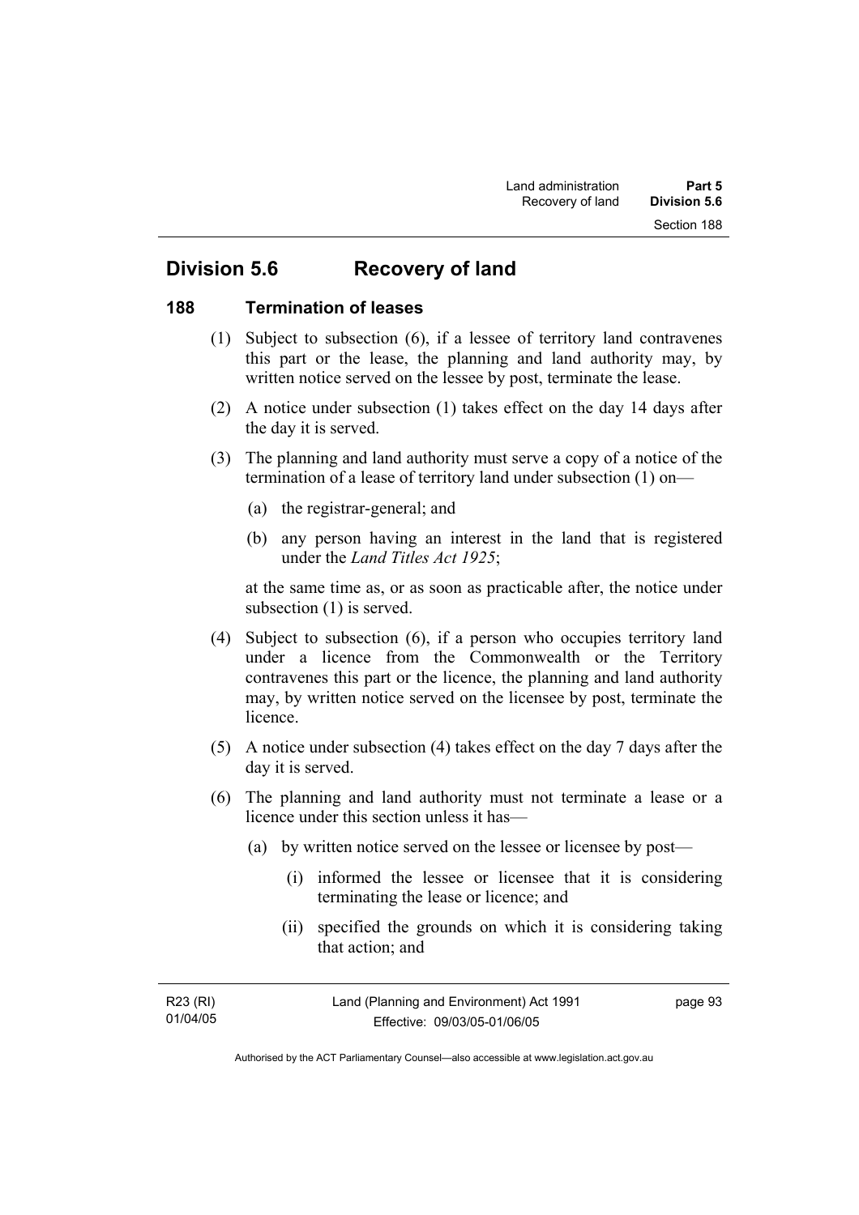## Division 5.6 Recovery of land

### 188 Termination of leases

(1) Subject to subsection (6), if a lessee of territory land contravenes this part or the lease, the planning and land authority may, by written notice served on the lessee by post, terminate the lease.

(2) A notice under subsection (1) takes effect on the day 14 days after the day it is served.

(3) The planning and land authority must serve a copy of a notice of the termination of a lease of territory land under subsection (1) on—

- (a) the registrar-general; and
- (b) any person having an interest in the land that is registered under the *Land Titles Act 1925*;

at the same time as, or as soon as practicable after, the notice under subsection (1) is served.

(4) Subject to subsection (6), if a person who occupies territory land under a licence from the Commonwealth or the Territory contravenes this part or the licence, the planning and land authority may, by written notice served on the licensee by post, terminate the licence.

(5) A notice under subsection (4) takes effect on the day 7 days after the day it is served.

(6) The planning and land authority must not terminate a lease or a licence under this section unless it has—

- (a) by written notice served on the lessee or licensee by post—
  - (i) informed the lessee or licensee that it is considering terminating the lease or licence; and
  - (ii) specified the grounds on which it is considering taking that action; and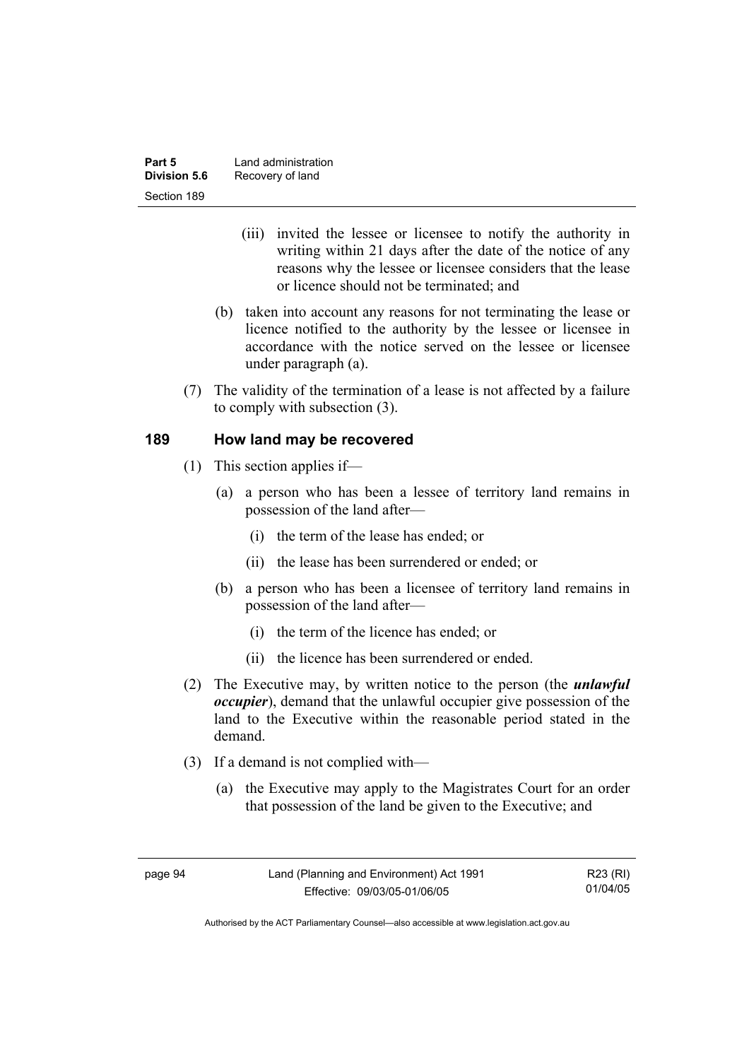(iii) invited the lessee or licensee to notify the authority in writing within 21 days after the date of the notice of any reasons why the lessee or licensee considers that the lease or licence should not be terminated; and

(b) taken into account any reasons for not terminating the lease or licence notified to the authority by the lessee or licensee in accordance with the notice served on the lessee or licensee under paragraph (a).

(7) The validity of the termination of a lease is not affected by a failure to comply with subsection (3).

## 189 How land may be recovered

(1) This section applies if—

(a) a person who has been a lessee of territory land remains in possession of the land after—

(i) the term of the lease has ended; or

(ii) the lease has been surrendered or ended; or

(b) a person who has been a licensee of territory land remains in possession of the land after—

(i) the term of the licence has ended; or

(ii) the licence has been surrendered or ended.

(2) The Executive may, by written notice to the person (the ***unlawful occupier***), demand that the unlawful occupier give possession of the land to the Executive within the reasonable period stated in the demand.

(3) If a demand is not complied with—

(a) the Executive may apply to the Magistrates Court for an order that possession of the land be given to the Executive; and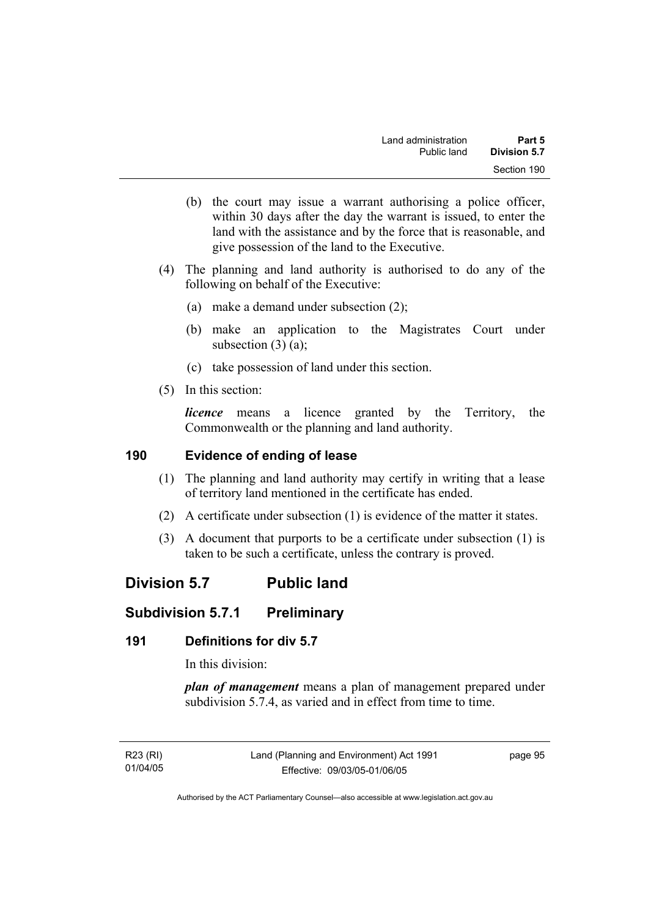(b) the court may issue a warrant authorising a police officer, within 30 days after the day the warrant is issued, to enter the land with the assistance and by the force that is reasonable, and give possession of the land to the Executive.

(4) The planning and land authority is authorised to do any of the following on behalf of the Executive:

(a) make a demand under subsection (2);

(b) make an application to the Magistrates Court under subsection (3) (a);

(c) take possession of land under this section.

(5) In this section:

***licence*** means a licence granted by the Territory, the Commonwealth or the planning and land authority.

### 190 Evidence of ending of lease

(1) The planning and land authority may certify in writing that a lease of territory land mentioned in the certificate has ended.

(2) A certificate under subsection (1) is evidence of the matter it states.

(3) A document that purports to be a certificate under subsection (1) is taken to be such a certificate, unless the contrary is proved.

# Division 5.7 Public land

## Subdivision 5.7.1 Preliminary

### 191 Definitions for div 5.7

In this division:

***plan of management*** means a plan of management prepared under subdivision 5.7.4, as varied and in effect from time to time.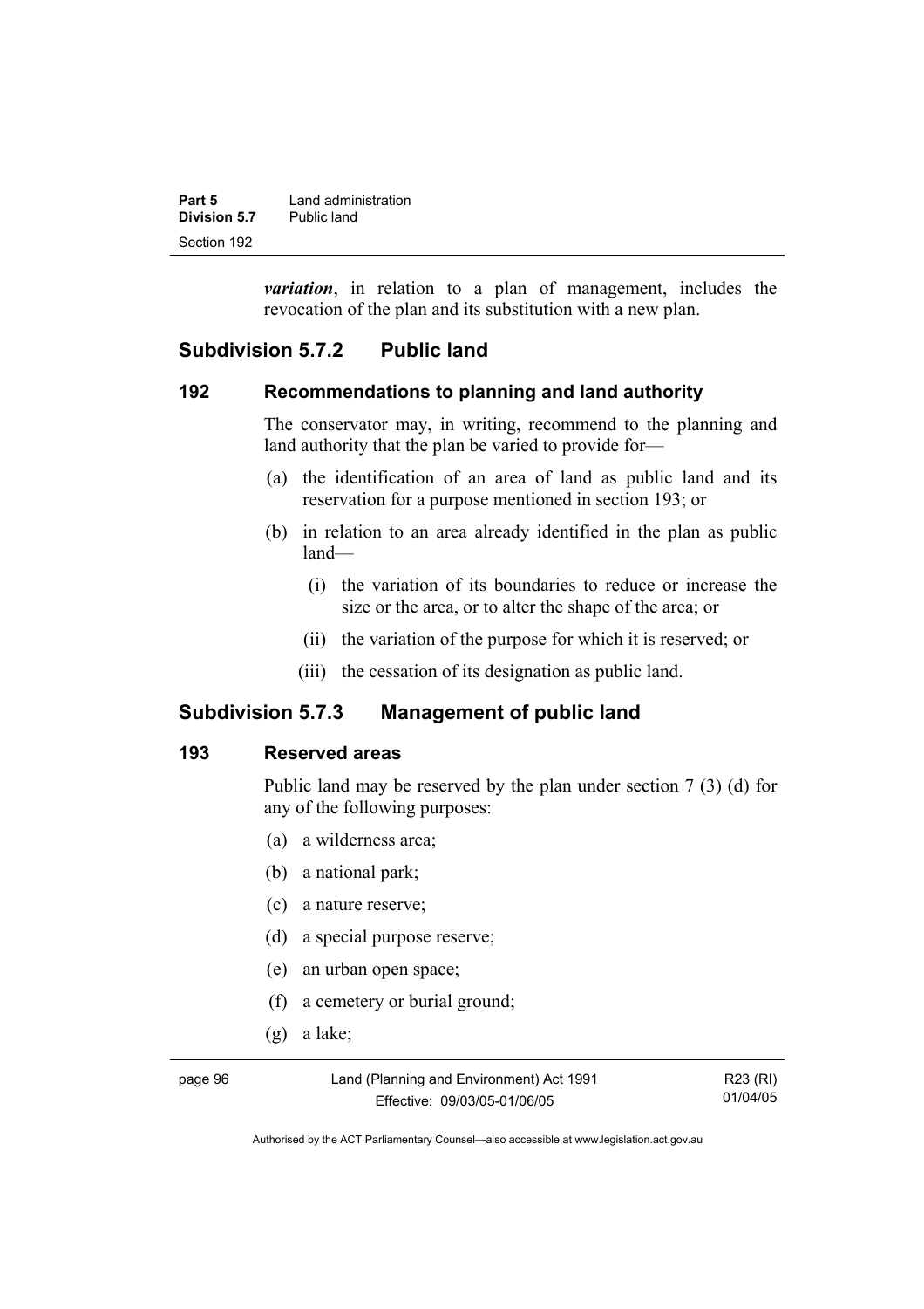***variation***, in relation to a plan of management, includes the revocation of the plan and its substitution with a new plan.

## Subdivision 5.7.2 Public land

### 192 Recommendations to planning and land authority

The conservator may, in writing, recommend to the planning and land authority that the plan be varied to provide for—

(a) the identification of an area of land as public land and its reservation for a purpose mentioned in section 193; or

(b) in relation to an area already identified in the plan as public land—

(i) the variation of its boundaries to reduce or increase the size or the area, or to alter the shape of the area; or

(ii) the variation of the purpose for which it is reserved; or

(iii) the cessation of its designation as public land.

## Subdivision 5.7.3 Management of public land

### 193 Reserved areas

Public land may be reserved by the plan under section 7 (3) (d) for any of the following purposes:

(a) a wilderness area;

(b) a national park;

(c) a nature reserve;

(d) a special purpose reserve;

(e) an urban open space;

(f) a cemetery or burial ground;

(g) a lake;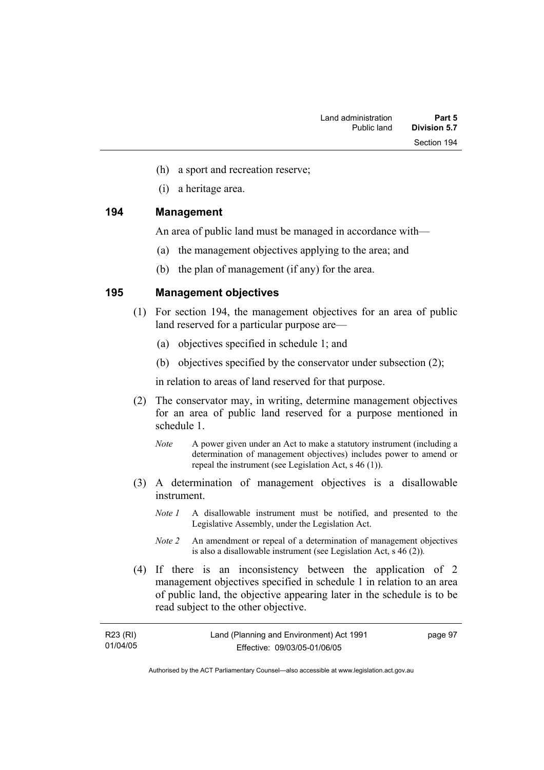(h) a sport and recreation reserve;

(i) a heritage area.

## 194 Management

An area of public land must be managed in accordance with—

(a) the management objectives applying to the area; and

(b) the plan of management (if any) for the area.

## 195 Management objectives

(1) For section 194, the management objectives for an area of public land reserved for a particular purpose are—

(a) objectives specified in schedule 1; and

(b) objectives specified by the conservator under subsection (2);

in relation to areas of land reserved for that purpose.

(2) The conservator may, in writing, determine management objectives for an area of public land reserved for a purpose mentioned in schedule 1.

*Note* A power given under an Act to make a statutory instrument (including a determination of management objectives) includes power to amend or repeal the instrument (see Legislation Act, s 46 (1)).

(3) A determination of management objectives is a disallowable instrument.

*Note 1* A disallowable instrument must be notified, and presented to the Legislative Assembly, under the Legislation Act.

*Note 2* An amendment or repeal of a determination of management objectives is also a disallowable instrument (see Legislation Act, s 46 (2)).

(4) If there is an inconsistency between the application of 2 management objectives specified in schedule 1 in relation to an area of public land, the objective appearing later in the schedule is to be read subject to the other objective.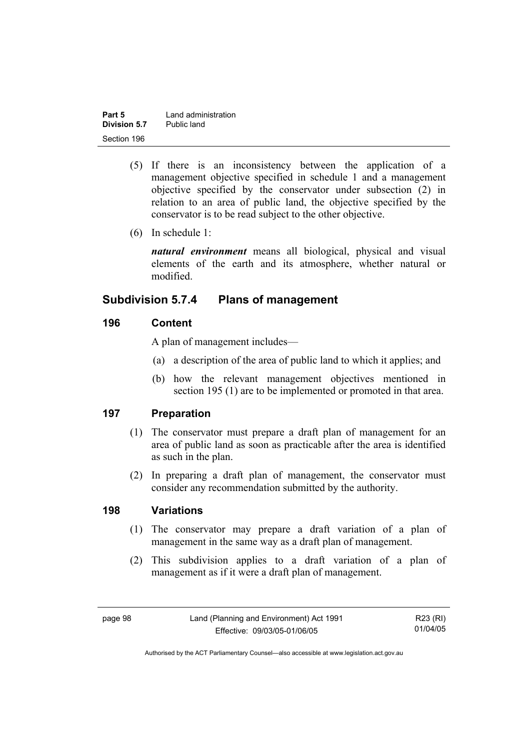(5) If there is an inconsistency between the application of a management objective specified in schedule 1 and a management objective specified by the conservator under subsection (2) in relation to an area of public land, the objective specified by the conservator is to be read subject to the other objective.

(6) In schedule 1:

***natural environment*** means all biological, physical and visual elements of the earth and its atmosphere, whether natural or modified.

## Subdivision 5.7.4 Plans of management

### 196 Content

A plan of management includes—

(a) a description of the area of public land to which it applies; and

(b) how the relevant management objectives mentioned in section 195 (1) are to be implemented or promoted in that area.

### 197 Preparation

(1) The conservator must prepare a draft plan of management for an area of public land as soon as practicable after the area is identified as such in the plan.

(2) In preparing a draft plan of management, the conservator must consider any recommendation submitted by the authority.

### 198 Variations

(1) The conservator may prepare a draft variation of a plan of management in the same way as a draft plan of management.

(2) This subdivision applies to a draft variation of a plan of management as if it were a draft plan of management.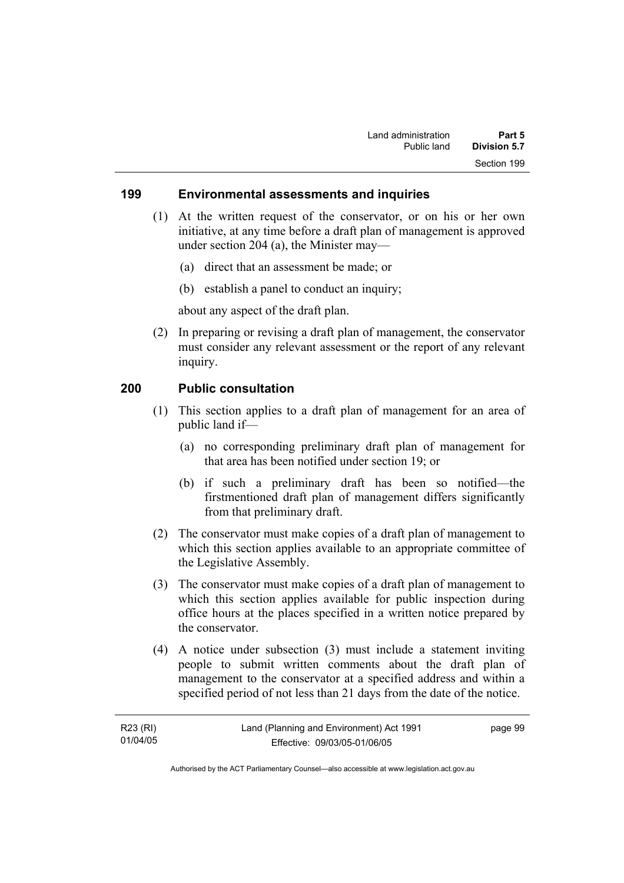## 199 Environmental assessments and inquiries

(1) At the written request of the conservator, or on his or her own initiative, at any time before a draft plan of management is approved under section 204 (a), the Minister may—

   (a) direct that an assessment be made; or

   (b) establish a panel to conduct an inquiry;

   about any aspect of the draft plan.

(2) In preparing or revising a draft plan of management, the conservator must consider any relevant assessment or the report of any relevant inquiry.

## 200 Public consultation

(1) This section applies to a draft plan of management for an area of public land if—

   (a) no corresponding preliminary draft plan of management for that area has been notified under section 19; or

   (b) if such a preliminary draft has been so notified—the firstmentioned draft plan of management differs significantly from that preliminary draft.

(2) The conservator must make copies of a draft plan of management to which this section applies available to an appropriate committee of the Legislative Assembly.

(3) The conservator must make copies of a draft plan of management to which this section applies available for public inspection during office hours at the places specified in a written notice prepared by the conservator.

(4) A notice under subsection (3) must include a statement inviting people to submit written comments about the draft plan of management to the conservator at a specified address and within a specified period of not less than 21 days from the date of the notice.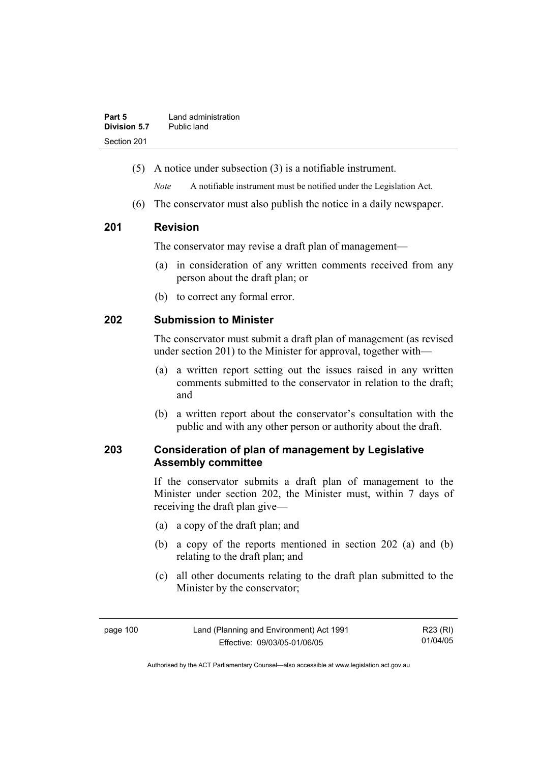(5) A notice under subsection (3) is a notifiable instrument.

*Note* A notifiable instrument must be notified under the Legislation Act.

(6) The conservator must also publish the notice in a daily newspaper.

## 201 Revision

The conservator may revise a draft plan of management—

(a) in consideration of any written comments received from any person about the draft plan; or

(b) to correct any formal error.

## 202 Submission to Minister

The conservator must submit a draft plan of management (as revised under section 201) to the Minister for approval, together with—

(a) a written report setting out the issues raised in any written comments submitted to the conservator in relation to the draft; and

(b) a written report about the conservator's consultation with the public and with any other person or authority about the draft.

## 203 Consideration of plan of management by Legislative Assembly committee

If the conservator submits a draft plan of management to the Minister under section 202, the Minister must, within 7 days of receiving the draft plan give—

(a) a copy of the draft plan; and

(b) a copy of the reports mentioned in section 202 (a) and (b) relating to the draft plan; and

(c) all other documents relating to the draft plan submitted to the Minister by the conservator;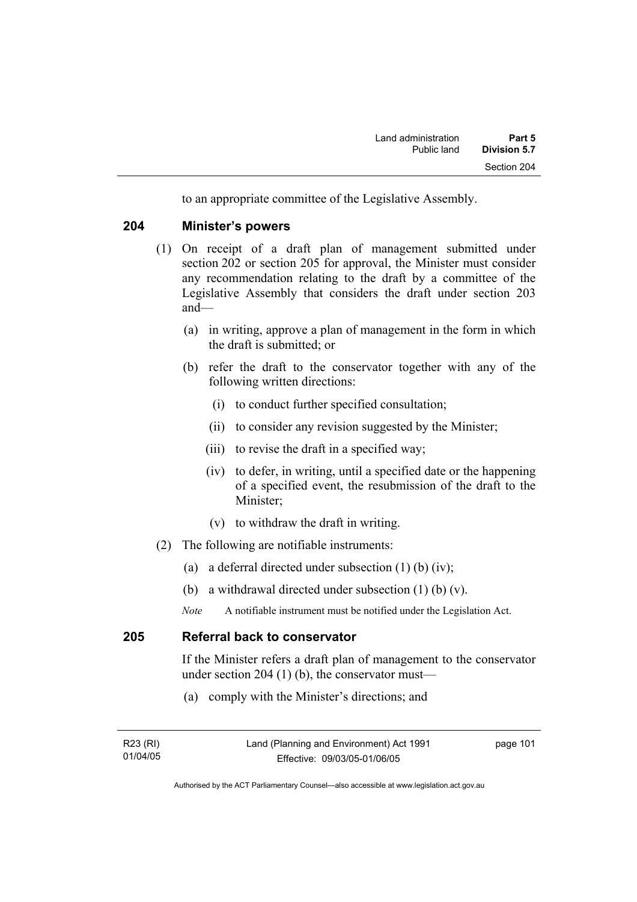to an appropriate committee of the Legislative Assembly.

### 204 Minister's powers

(1) On receipt of a draft plan of management submitted under section 202 or section 205 for approval, the Minister must consider any recommendation relating to the draft by a committee of the Legislative Assembly that considers the draft under section 203 and—

(a) in writing, approve a plan of management in the form in which the draft is submitted; or

(b) refer the draft to the conservator together with any of the following written directions:

(i) to conduct further specified consultation;

(ii) to consider any revision suggested by the Minister;

(iii) to revise the draft in a specified way;

(iv) to defer, in writing, until a specified date or the happening of a specified event, the resubmission of the draft to the Minister;

(v) to withdraw the draft in writing.

(2) The following are notifiable instruments:

(a) a deferral directed under subsection (1) (b) (iv);

(b) a withdrawal directed under subsection (1) (b) (v).

*Note* A notifiable instrument must be notified under the Legislation Act.

### 205 Referral back to conservator

If the Minister refers a draft plan of management to the conservator under section 204 (1) (b), the conservator must—

(a) comply with the Minister's directions; and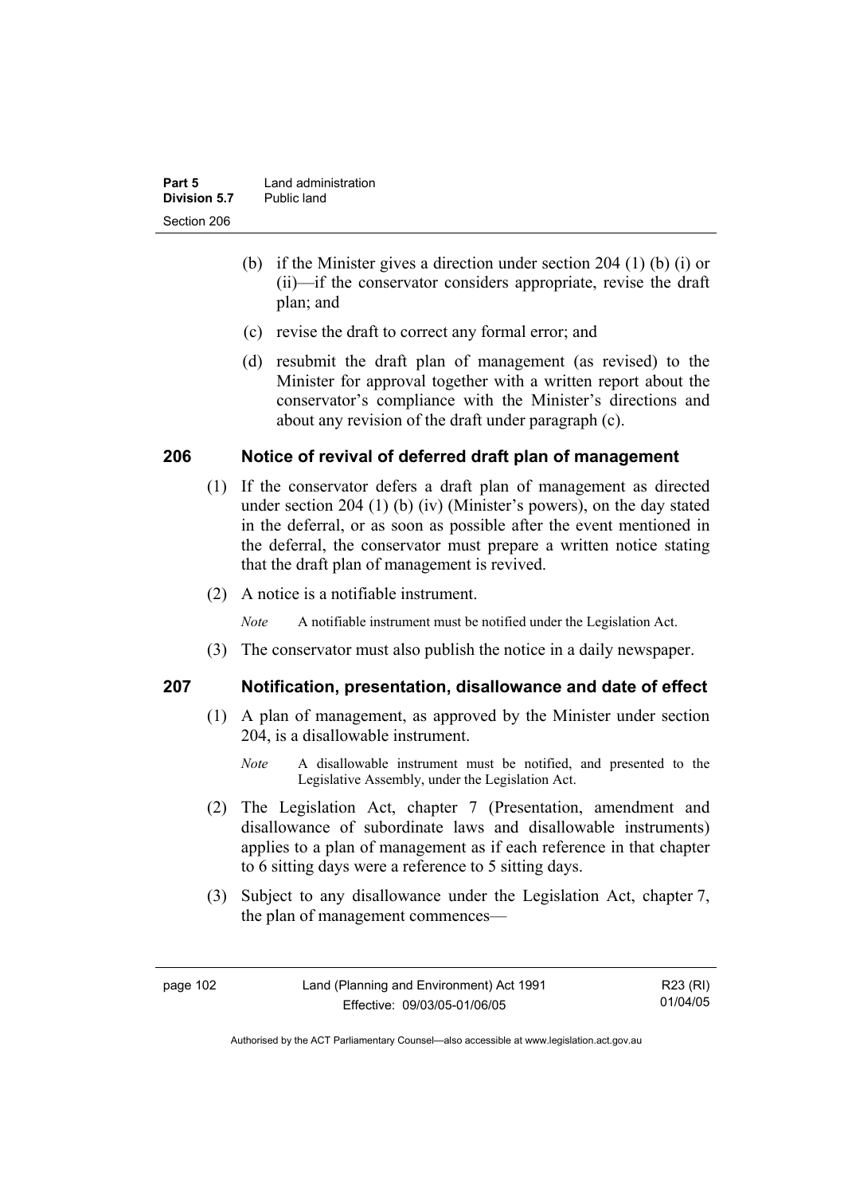(b) if the Minister gives a direction under section 204 (1) (b) (i) or (ii)—if the conservator considers appropriate, revise the draft plan; and

(c) revise the draft to correct any formal error; and

(d) resubmit the draft plan of management (as revised) to the Minister for approval together with a written report about the conservator's compliance with the Minister's directions and about any revision of the draft under paragraph (c).

## 206 Notice of revival of deferred draft plan of management

(1) If the conservator defers a draft plan of management as directed under section 204 (1) (b) (iv) (Minister's powers), on the day stated in the deferral, or as soon as possible after the event mentioned in the deferral, the conservator must prepare a written notice stating that the draft plan of management is revived.

(2) A notice is a notifiable instrument.

*Note* A notifiable instrument must be notified under the Legislation Act.

(3) The conservator must also publish the notice in a daily newspaper.

## 207 Notification, presentation, disallowance and date of effect

(1) A plan of management, as approved by the Minister under section 204, is a disallowable instrument.

*Note* A disallowable instrument must be notified, and presented to the Legislative Assembly, under the Legislation Act.

(2) The Legislation Act, chapter 7 (Presentation, amendment and disallowance of subordinate laws and disallowable instruments) applies to a plan of management as if each reference in that chapter to 6 sitting days were a reference to 5 sitting days.

(3) Subject to any disallowance under the Legislation Act, chapter 7, the plan of management commences—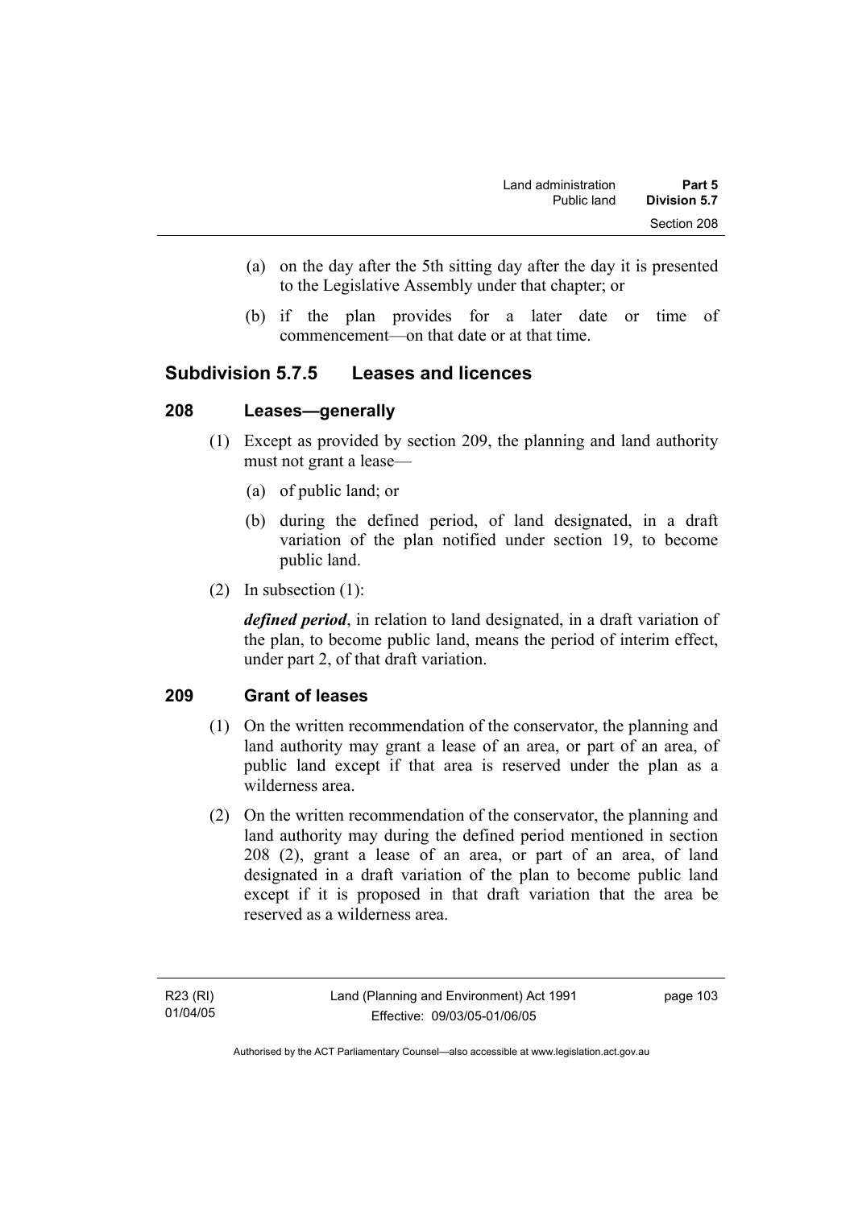(a) on the day after the 5th sitting day after the day it is presented to the Legislative Assembly under that chapter; or

(b) if the plan provides for a later date or time of commencement—on that date or at that time.

## Subdivision 5.7.5 Leases and licences

### 208 Leases—generally

(1) Except as provided by section 209, the planning and land authority must not grant a lease—

(a) of public land; or

(b) during the defined period, of land designated, in a draft variation of the plan notified under section 19, to become public land.

(2) In subsection (1):

***defined period***, in relation to land designated, in a draft variation of the plan, to become public land, means the period of interim effect, under part 2, of that draft variation.

### 209 Grant of leases

(1) On the written recommendation of the conservator, the planning and land authority may grant a lease of an area, or part of an area, of public land except if that area is reserved under the plan as a wilderness area.

(2) On the written recommendation of the conservator, the planning and land authority may during the defined period mentioned in section 208 (2), grant a lease of an area, or part of an area, of land designated in a draft variation of the plan to become public land except if it is proposed in that draft variation that the area be reserved as a wilderness area.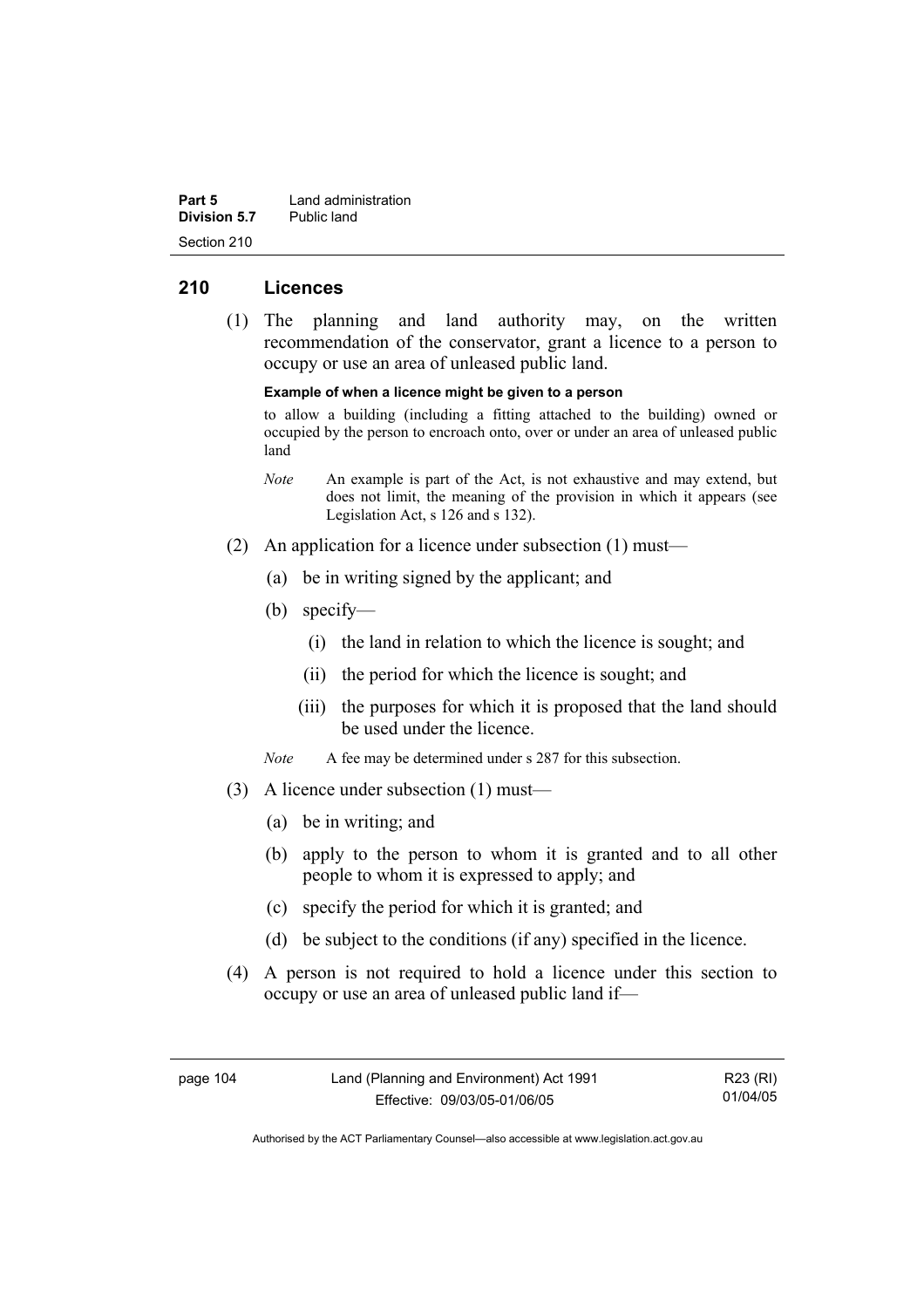## 210 Licences

(1) The planning and land authority may, on the written recommendation of the conservator, grant a licence to a person to occupy or use an area of unleased public land.

**Example of when a licence might be given to a person**

to allow a building (including a fitting attached to the building) owned or occupied by the person to encroach onto, over or under an area of unleased public land

*Note* An example is part of the Act, is not exhaustive and may extend, but does not limit, the meaning of the provision in which it appears (see Legislation Act, s 126 and s 132).

(2) An application for a licence under subsection (1) must—

(a) be in writing signed by the applicant; and

(b) specify—

(i) the land in relation to which the licence is sought; and

(ii) the period for which the licence is sought; and

(iii) the purposes for which it is proposed that the land should be used under the licence.

*Note* A fee may be determined under s 287 for this subsection.

(3) A licence under subsection (1) must—

(a) be in writing; and

(b) apply to the person to whom it is granted and to all other people to whom it is expressed to apply; and

(c) specify the period for which it is granted; and

(d) be subject to the conditions (if any) specified in the licence.

(4) A person is not required to hold a licence under this section to occupy or use an area of unleased public land if—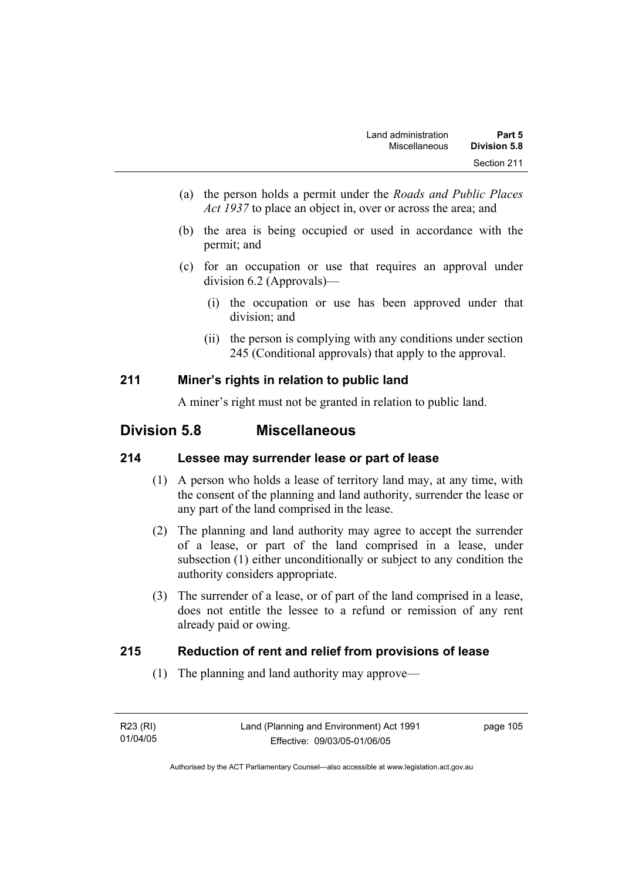(a) the person holds a permit under the *Roads and Public Places Act 1937* to place an object in, over or across the area; and

(b) the area is being occupied or used in accordance with the permit; and

(c) for an occupation or use that requires an approval under division 6.2 (Approvals)—

   (i) the occupation or use has been approved under that division; and

   (ii) the person is complying with any conditions under section 245 (Conditional approvals) that apply to the approval.

### 211 Miner's rights in relation to public land

A miner's right must not be granted in relation to public land.

## Division 5.8 Miscellaneous

### 214 Lessee may surrender lease or part of lease

(1) A person who holds a lease of territory land may, at any time, with the consent of the planning and land authority, surrender the lease or any part of the land comprised in the lease.

(2) The planning and land authority may agree to accept the surrender of a lease, or part of the land comprised in a lease, under subsection (1) either unconditionally or subject to any condition the authority considers appropriate.

(3) The surrender of a lease, or of part of the land comprised in a lease, does not entitle the lessee to a refund or remission of any rent already paid or owing.

### 215 Reduction of rent and relief from provisions of lease

(1) The planning and land authority may approve—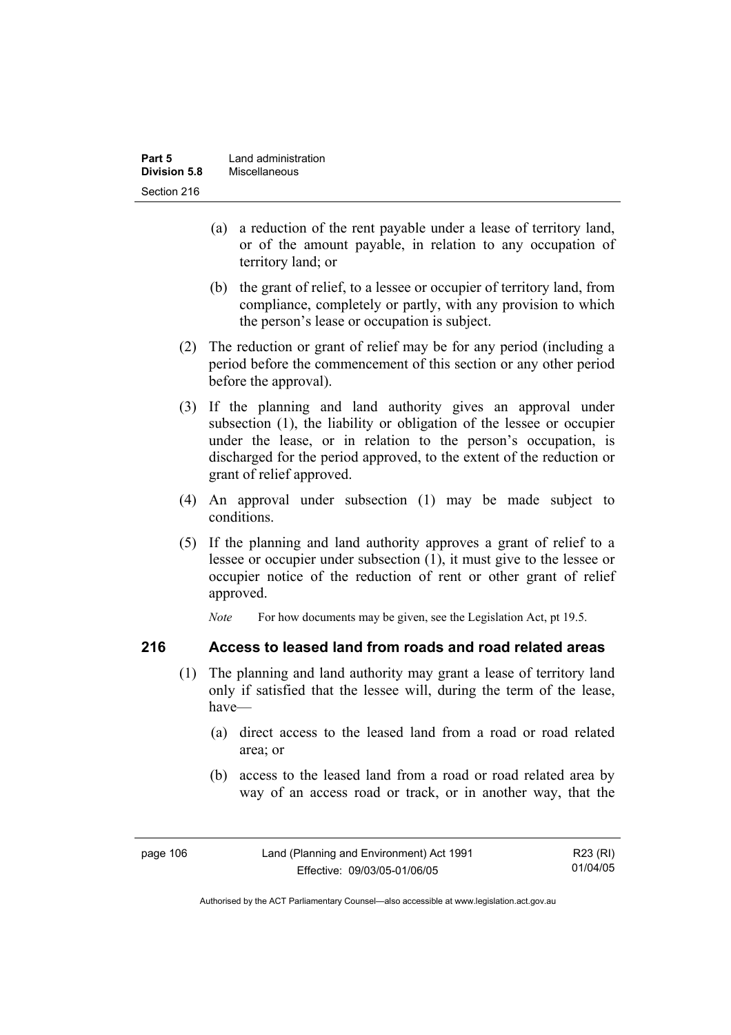(a) a reduction of the rent payable under a lease of territory land, or of the amount payable, in relation to any occupation of territory land; or

(b) the grant of relief, to a lessee or occupier of territory land, from compliance, completely or partly, with any provision to which the person's lease or occupation is subject.

(2) The reduction or grant of relief may be for any period (including a period before the commencement of this section or any other period before the approval).

(3) If the planning and land authority gives an approval under subsection (1), the liability or obligation of the lessee or occupier under the lease, or in relation to the person's occupation, is discharged for the period approved, to the extent of the reduction or grant of relief approved.

(4) An approval under subsection (1) may be made subject to conditions.

(5) If the planning and land authority approves a grant of relief to a lessee or occupier under subsection (1), it must give to the lessee or occupier notice of the reduction of rent or other grant of relief approved.

*Note* For how documents may be given, see the Legislation Act, pt 19.5.

### 216 Access to leased land from roads and road related areas

(1) The planning and land authority may grant a lease of territory land only if satisfied that the lessee will, during the term of the lease, have—

(a) direct access to the leased land from a road or road related area; or

(b) access to the leased land from a road or road related area by way of an access road or track, or in another way, that the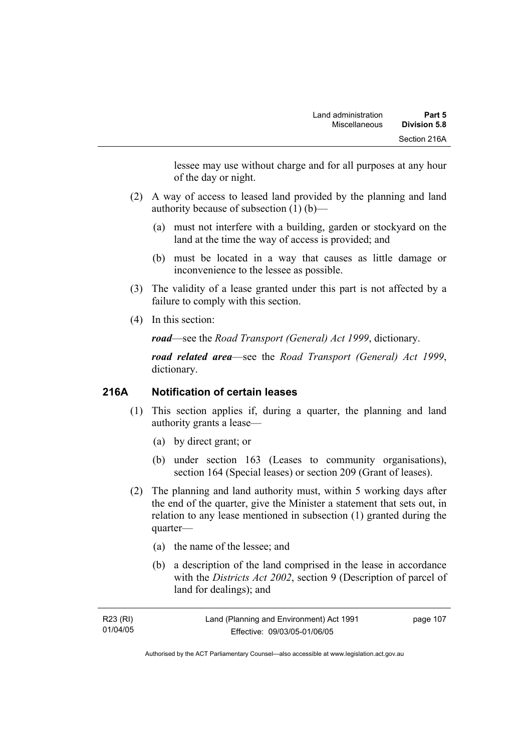lessee may use without charge and for all purposes at any hour of the day or night.

(2) A way of access to leased land provided by the planning and land authority because of subsection (1) (b)—

(a) must not interfere with a building, garden or stockyard on the land at the time the way of access is provided; and

(b) must be located in a way that causes as little damage or inconvenience to the lessee as possible.

(3) The validity of a lease granted under this part is not affected by a failure to comply with this section.

(4) In this section:

***road***—see the *Road Transport (General) Act 1999*, dictionary.

***road related area***—see the *Road Transport (General) Act 1999*, dictionary.

## 216A Notification of certain leases

(1) This section applies if, during a quarter, the planning and land authority grants a lease—

(a) by direct grant; or

(b) under section 163 (Leases to community organisations), section 164 (Special leases) or section 209 (Grant of leases).

(2) The planning and land authority must, within 5 working days after the end of the quarter, give the Minister a statement that sets out, in relation to any lease mentioned in subsection (1) granted during the quarter—

(a) the name of the lessee; and

(b) a description of the land comprised in the lease in accordance with the *Districts Act 2002*, section 9 (Description of parcel of land for dealings); and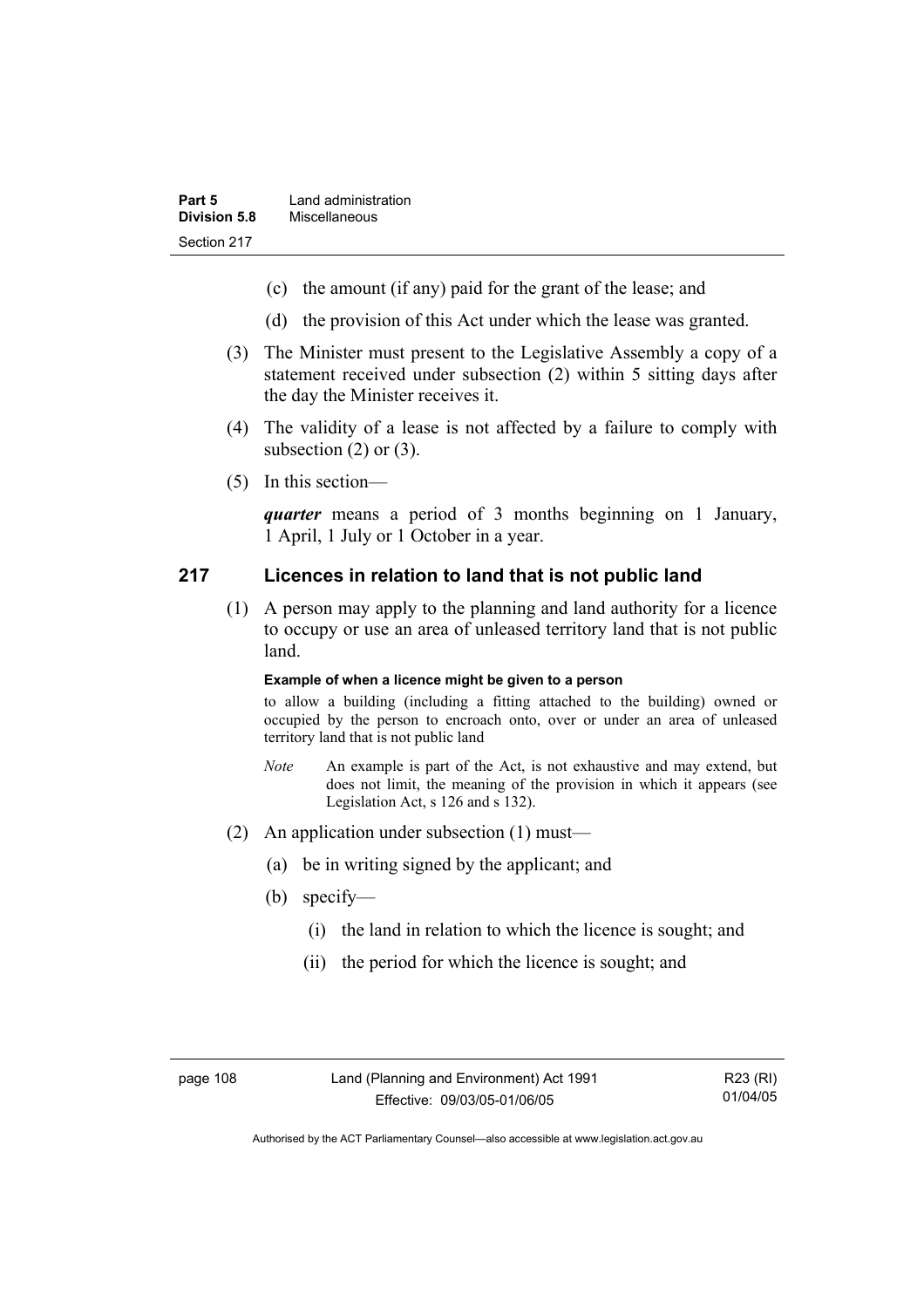- (c) the amount (if any) paid for the grant of the lease; and
- (d) the provision of this Act under which the lease was granted.

(3) The Minister must present to the Legislative Assembly a copy of a statement received under subsection (2) within 5 sitting days after the day the Minister receives it.

(4) The validity of a lease is not affected by a failure to comply with subsection (2) or (3).

(5) In this section—

***quarter*** means a period of 3 months beginning on 1 January, 1 April, 1 July or 1 October in a year.

## 217 Licences in relation to land that is not public land

(1) A person may apply to the planning and land authority for a licence to occupy or use an area of unleased territory land that is not public land.

**Example of when a licence might be given to a person**

to allow a building (including a fitting attached to the building) owned or occupied by the person to encroach onto, over or under an area of unleased territory land that is not public land

*Note* An example is part of the Act, is not exhaustive and may extend, but does not limit, the meaning of the provision in which it appears (see Legislation Act, s 126 and s 132).

(2) An application under subsection (1) must—

- (a) be in writing signed by the applicant; and
- (b) specify—
  - (i) the land in relation to which the licence is sought; and
  - (ii) the period for which the licence is sought; and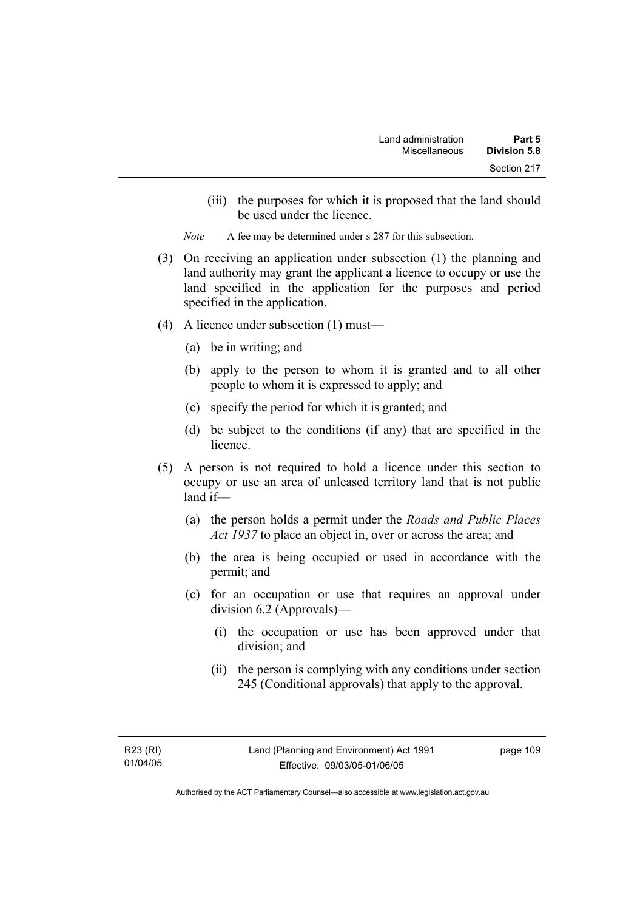(iii) the purposes for which it is proposed that the land should be used under the licence.

*Note* A fee may be determined under s 287 for this subsection.

(3) On receiving an application under subsection (1) the planning and land authority may grant the applicant a licence to occupy or use the land specified in the application for the purposes and period specified in the application.

(4) A licence under subsection (1) must—

(a) be in writing; and

(b) apply to the person to whom it is granted and to all other people to whom it is expressed to apply; and

(c) specify the period for which it is granted; and

(d) be subject to the conditions (if any) that are specified in the licence.

(5) A person is not required to hold a licence under this section to occupy or use an area of unleased territory land that is not public land if—

(a) the person holds a permit under the *Roads and Public Places Act 1937* to place an object in, over or across the area; and

(b) the area is being occupied or used in accordance with the permit; and

(c) for an occupation or use that requires an approval under division 6.2 (Approvals)—

(i) the occupation or use has been approved under that division; and

(ii) the person is complying with any conditions under section 245 (Conditional approvals) that apply to the approval.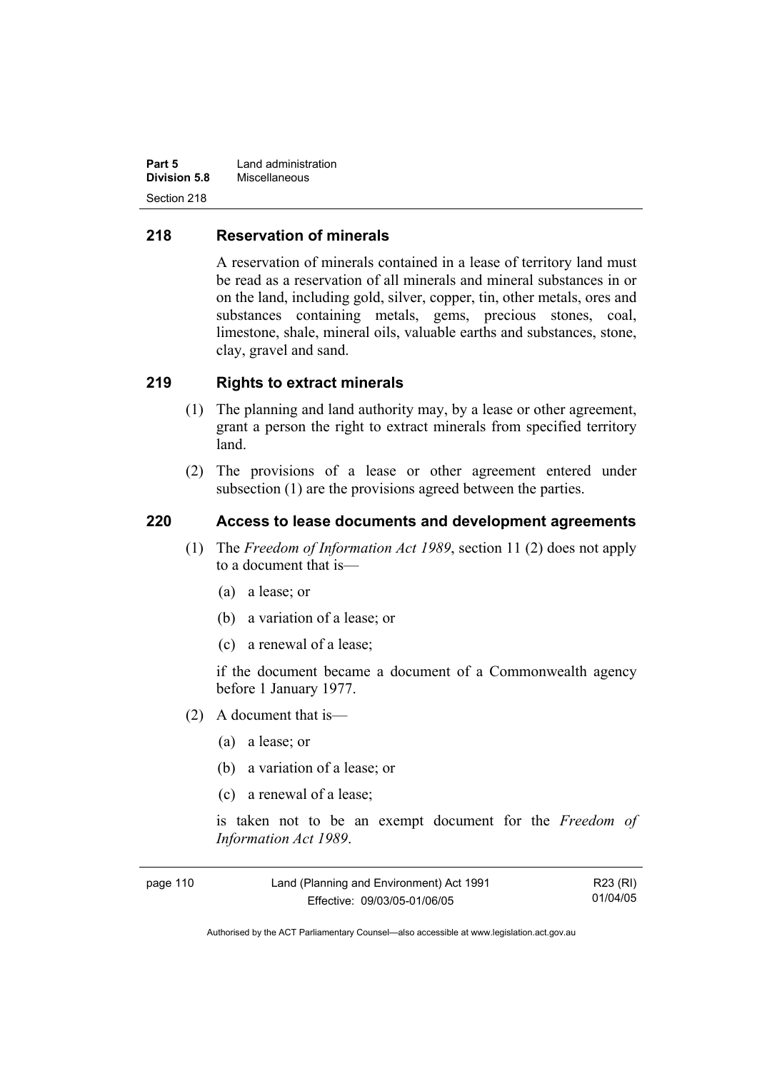## 218 Reservation of minerals

A reservation of minerals contained in a lease of territory land must be read as a reservation of all minerals and mineral substances in or on the land, including gold, silver, copper, tin, other metals, ores and substances containing metals, gems, precious stones, coal, limestone, shale, mineral oils, valuable earths and substances, stone, clay, gravel and sand.

## 219 Rights to extract minerals

(1) The planning and land authority may, by a lease or other agreement, grant a person the right to extract minerals from specified territory land.

(2) The provisions of a lease or other agreement entered under subsection (1) are the provisions agreed between the parties.

## 220 Access to lease documents and development agreements

(1) The *Freedom of Information Act 1989*, section 11 (2) does not apply to a document that is—

(a) a lease; or

(b) a variation of a lease; or

(c) a renewal of a lease;

if the document became a document of a Commonwealth agency before 1 January 1977.

(2) A document that is—

(a) a lease; or

(b) a variation of a lease; or

(c) a renewal of a lease;

is taken not to be an exempt document for the *Freedom of Information Act 1989*.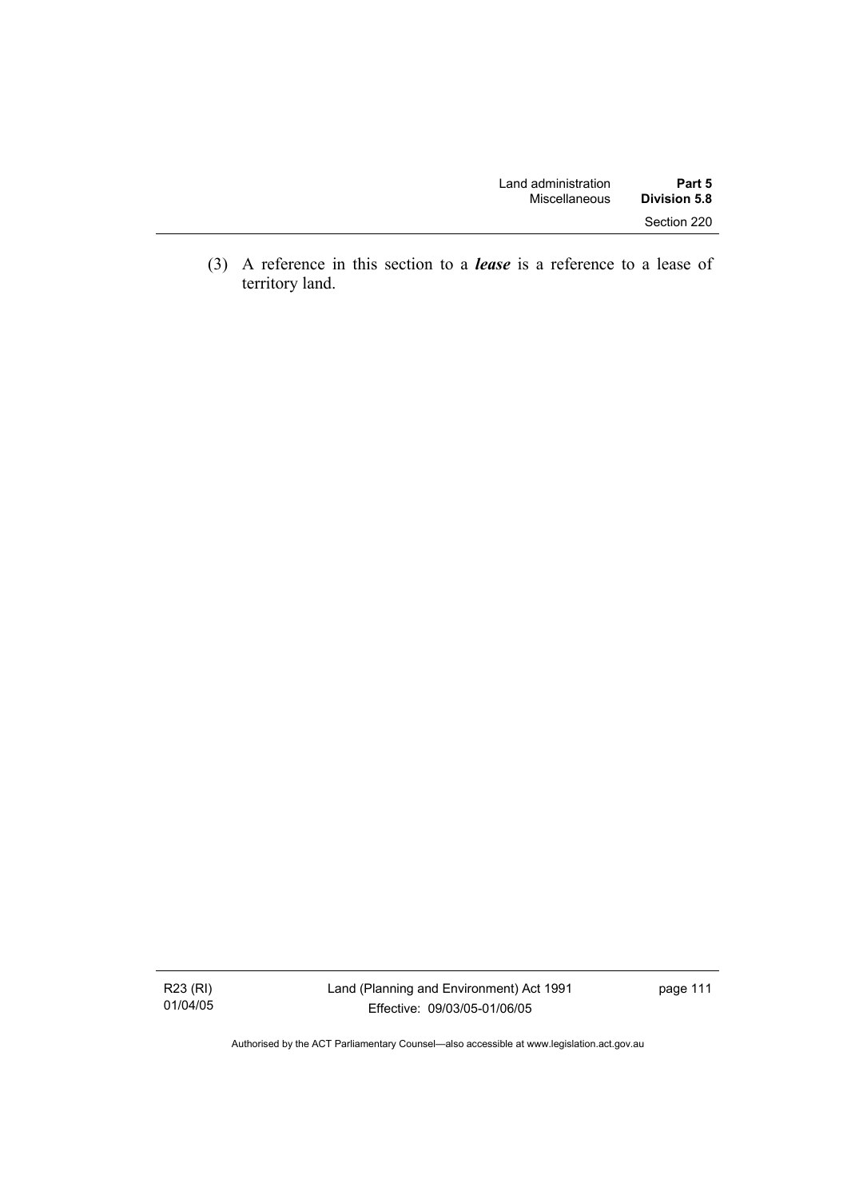(3) A reference in this section to a ***lease*** is a reference to a lease of territory land.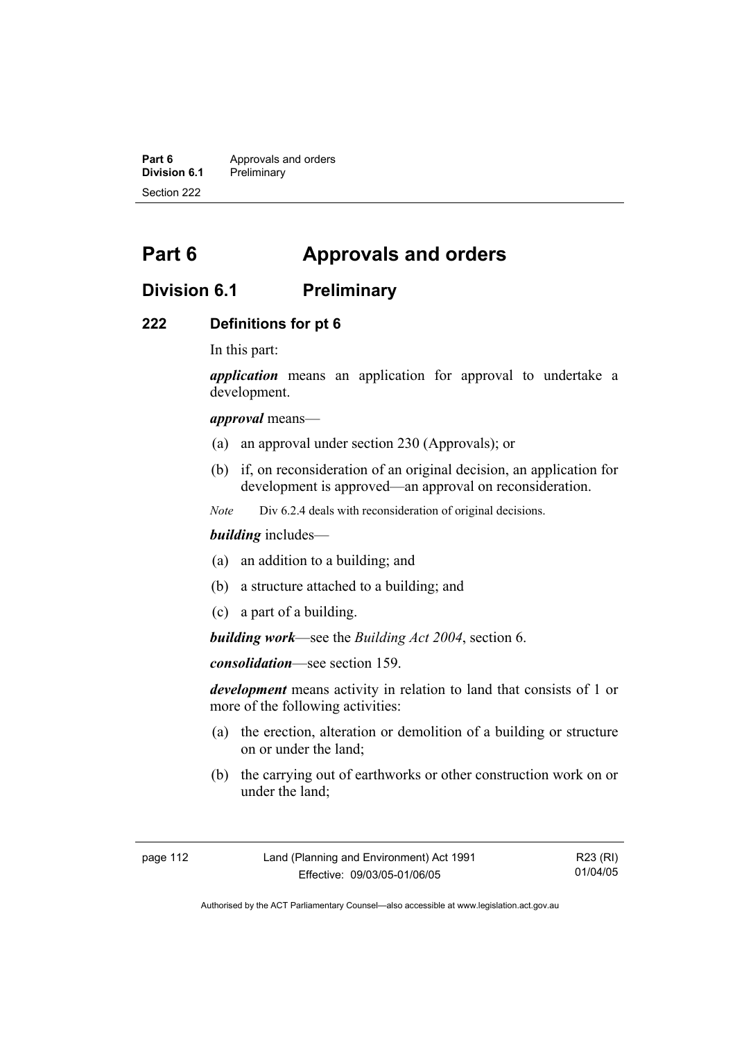# Part 6 Approvals and orders

## Division 6.1 Preliminary

### 222 Definitions for pt 6

In this part:

***application*** means an application for approval to undertake a development.

***approval*** means—

(a) an approval under section 230 (Approvals); or

(b) if, on reconsideration of an original decision, an application for development is approved—an approval on reconsideration.

*Note* Div 6.2.4 deals with reconsideration of original decisions.

***building*** includes—

(a) an addition to a building; and

(b) a structure attached to a building; and

(c) a part of a building.

***building work***—see the *Building Act 2004*, section 6.

***consolidation***—see section 159.

***development*** means activity in relation to land that consists of 1 or more of the following activities:

(a) the erection, alteration or demolition of a building or structure on or under the land;

(b) the carrying out of earthworks or other construction work on or under the land;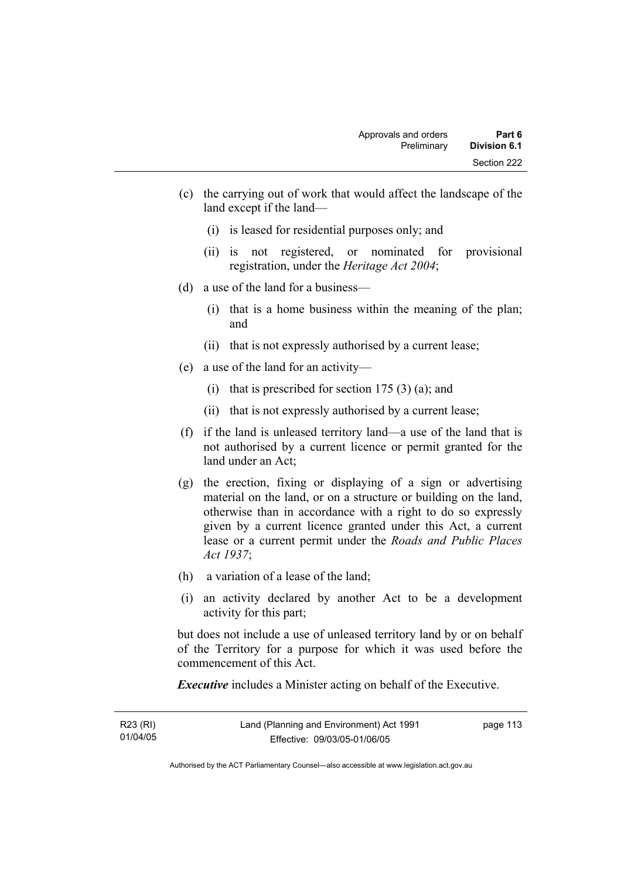(c) the carrying out of work that would affect the landscape of the land except if the land—

    (i) is leased for residential purposes only; and

    (ii) is not registered, or nominated for provisional registration, under the *Heritage Act 2004*;

(d) a use of the land for a business—

    (i) that is a home business within the meaning of the plan; and

    (ii) that is not expressly authorised by a current lease;

(e) a use of the land for an activity—

    (i) that is prescribed for section 175 (3) (a); and

    (ii) that is not expressly authorised by a current lease;

(f) if the land is unleased territory land—a use of the land that is not authorised by a current licence or permit granted for the land under an Act;

(g) the erection, fixing or displaying of a sign or advertising material on the land, or on a structure or building on the land, otherwise than in accordance with a right to do so expressly given by a current licence granted under this Act, a current lease or a current permit under the *Roads and Public Places Act 1937*;

(h) a variation of a lease of the land;

(i) an activity declared by another Act to be a development activity for this part;

but does not include a use of unleased territory land by or on behalf of the Territory for a purpose for which it was used before the commencement of this Act.

***Executive*** includes a Minister acting on behalf of the Executive.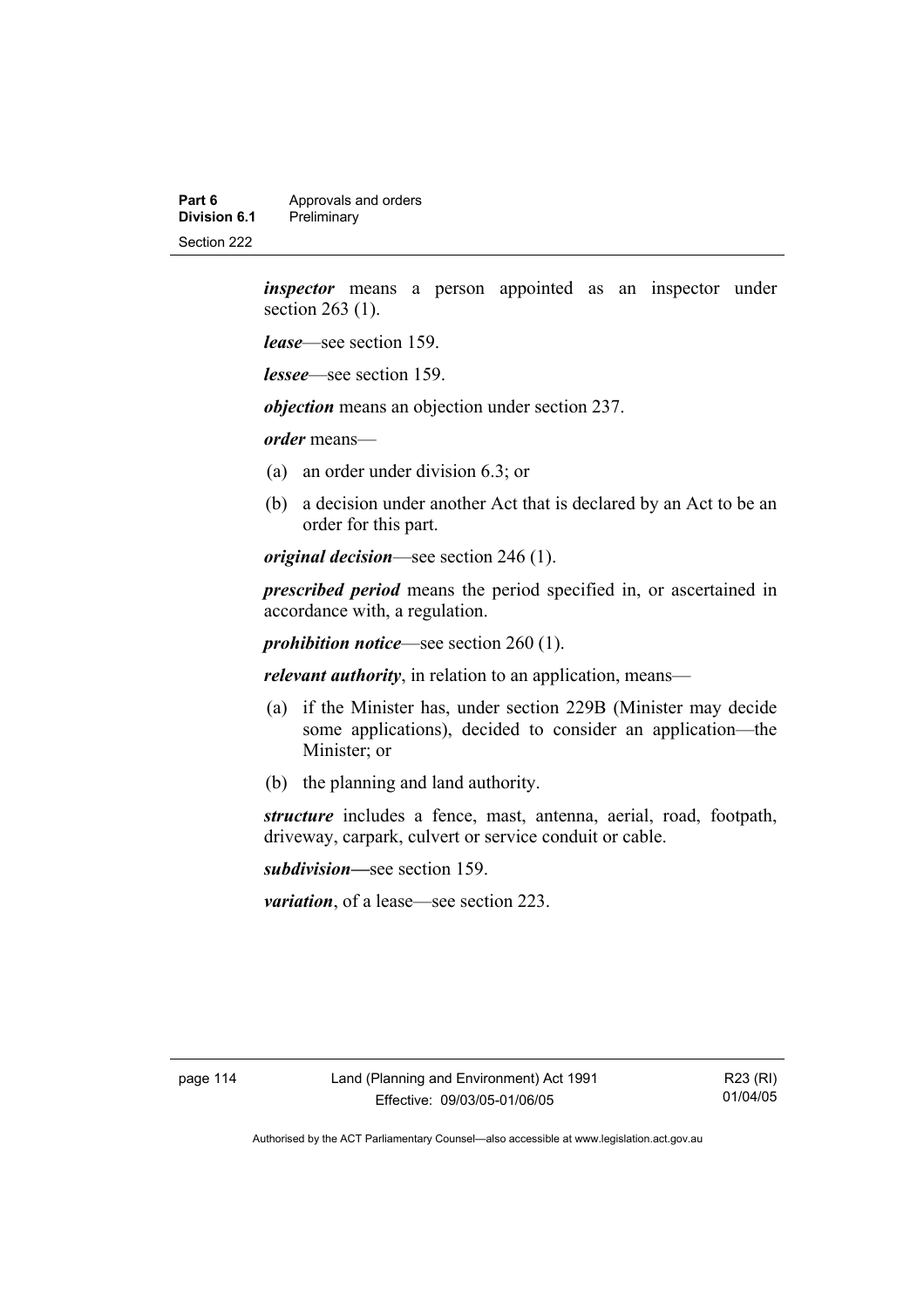***inspector*** means a person appointed as an inspector under section 263 (1).

***lease***—see section 159.

***lessee***—see section 159.

***objection*** means an objection under section 237.

***order*** means—

(a) an order under division 6.3; or

(b) a decision under another Act that is declared by an Act to be an order for this part.

***original decision***—see section 246 (1).

***prescribed period*** means the period specified in, or ascertained in accordance with, a regulation.

***prohibition notice***—see section 260 (1).

***relevant authority***, in relation to an application, means—

(a) if the Minister has, under section 229B (Minister may decide some applications), decided to consider an application—the Minister; or

(b) the planning and land authority.

***structure*** includes a fence, mast, antenna, aerial, road, footpath, driveway, carpark, culvert or service conduit or cable.

***subdivision***—see section 159.

***variation***, of a lease—see section 223.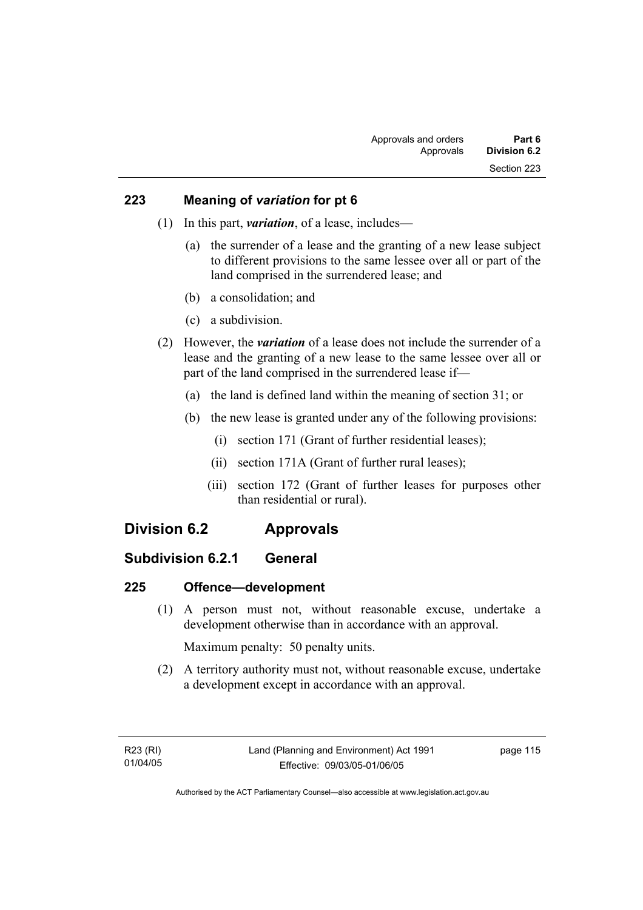### 223 Meaning of *variation* for pt 6

(1) In this part, ***variation***, of a lease, includes—

(a) the surrender of a lease and the granting of a new lease subject to different provisions to the same lessee over all or part of the land comprised in the surrendered lease; and

(b) a consolidation; and

(c) a subdivision.

(2) However, the ***variation*** of a lease does not include the surrender of a lease and the granting of a new lease to the same lessee over all or part of the land comprised in the surrendered lease if—

(a) the land is defined land within the meaning of section 31; or

(b) the new lease is granted under any of the following provisions:

(i) section 171 (Grant of further residential leases);

(ii) section 171A (Grant of further rural leases);

(iii) section 172 (Grant of further leases for purposes other than residential or rural).

## Division 6.2 Approvals

## Subdivision 6.2.1 General

### 225 Offence—development

(1) A person must not, without reasonable excuse, undertake a development otherwise than in accordance with an approval.

Maximum penalty: 50 penalty units.

(2) A territory authority must not, without reasonable excuse, undertake a development except in accordance with an approval.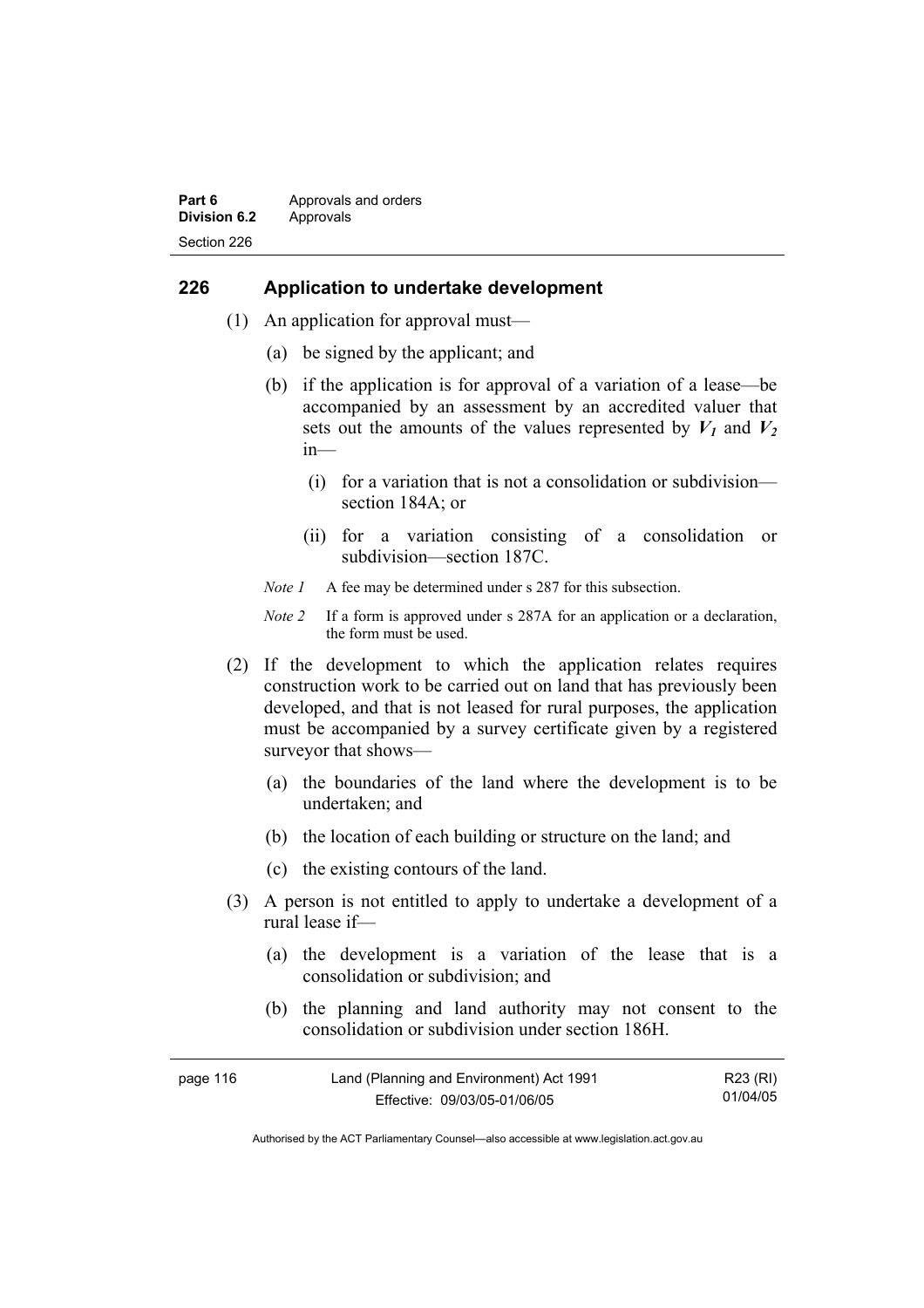## 226 Application to undertake development

(1) An application for approval must—

(a) be signed by the applicant; and

(b) if the application is for approval of a variation of a lease—be accompanied by an assessment by an accredited valuer that sets out the amounts of the values represented by $V_1$ and $V_2$ in—

(i) for a variation that is not a consolidation or subdivision—section 184A; or

(ii) for a variation consisting of a consolidation or subdivision—section 187C.

*Note 1* A fee may be determined under s 287 for this subsection.

*Note 2* If a form is approved under s 287A for an application or a declaration, the form must be used.

(2) If the development to which the application relates requires construction work to be carried out on land that has previously been developed, and that is not leased for rural purposes, the application must be accompanied by a survey certificate given by a registered surveyor that shows—

(a) the boundaries of the land where the development is to be undertaken; and

(b) the location of each building or structure on the land; and

(c) the existing contours of the land.

(3) A person is not entitled to apply to undertake a development of a rural lease if—

(a) the development is a variation of the lease that is a consolidation or subdivision; and

(b) the planning and land authority may not consent to the consolidation or subdivision under section 186H.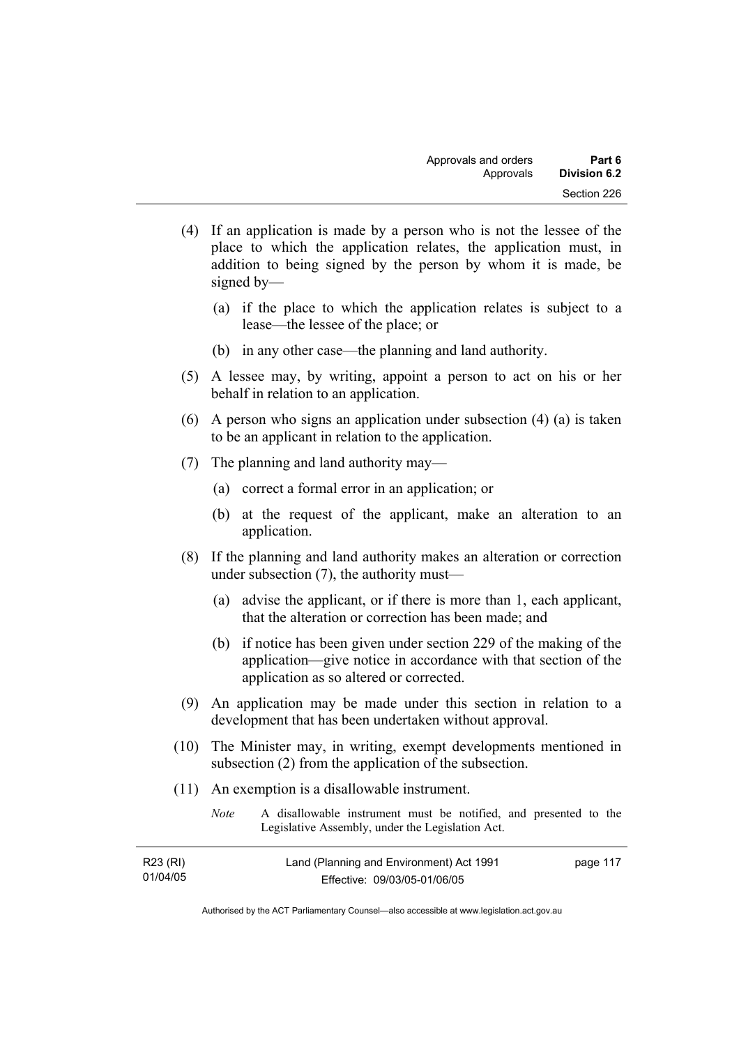(4) If an application is made by a person who is not the lessee of the place to which the application relates, the application must, in addition to being signed by the person by whom it is made, be signed by—

 (a) if the place to which the application relates is subject to a lease—the lessee of the place; or

 (b) in any other case—the planning and land authority.

(5) A lessee may, by writing, appoint a person to act on his or her behalf in relation to an application.

(6) A person who signs an application under subsection (4) (a) is taken to be an applicant in relation to the application.

(7) The planning and land authority may—

 (a) correct a formal error in an application; or

 (b) at the request of the applicant, make an alteration to an application.

(8) If the planning and land authority makes an alteration or correction under subsection (7), the authority must—

 (a) advise the applicant, or if there is more than 1, each applicant, that the alteration or correction has been made; and

 (b) if notice has been given under section 229 of the making of the application—give notice in accordance with that section of the application as so altered or corrected.

(9) An application may be made under this section in relation to a development that has been undertaken without approval.

(10) The Minister may, in writing, exempt developments mentioned in subsection (2) from the application of the subsection.

(11) An exemption is a disallowable instrument.

*Note* A disallowable instrument must be notified, and presented to the Legislative Assembly, under the Legislation Act.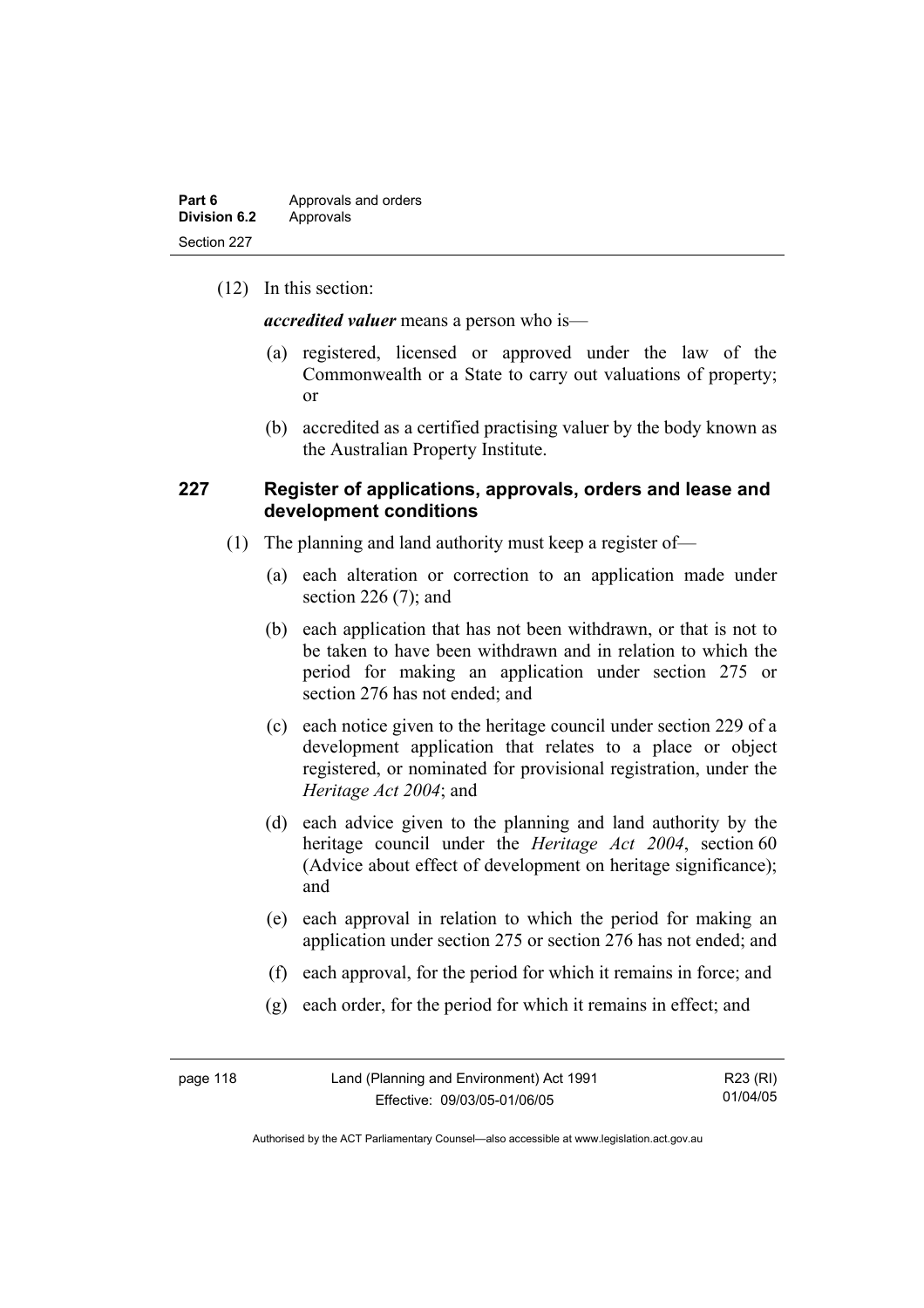(12) In this section:

***accredited valuer*** means a person who is—

(a) registered, licensed or approved under the law of the Commonwealth or a State to carry out valuations of property; or

(b) accredited as a certified practising valuer by the body known as the Australian Property Institute.

### 227 Register of applications, approvals, orders and lease and development conditions

(1) The planning and land authority must keep a register of—

(a) each alteration or correction to an application made under section 226 (7); and

(b) each application that has not been withdrawn, or that is not to be taken to have been withdrawn and in relation to which the period for making an application under section 275 or section 276 has not ended; and

(c) each notice given to the heritage council under section 229 of a development application that relates to a place or object registered, or nominated for provisional registration, under the *Heritage Act 2004*; and

(d) each advice given to the planning and land authority by the heritage council under the *Heritage Act 2004*, section 60 (Advice about effect of development on heritage significance); and

(e) each approval in relation to which the period for making an application under section 275 or section 276 has not ended; and

(f) each approval, for the period for which it remains in force; and

(g) each order, for the period for which it remains in effect; and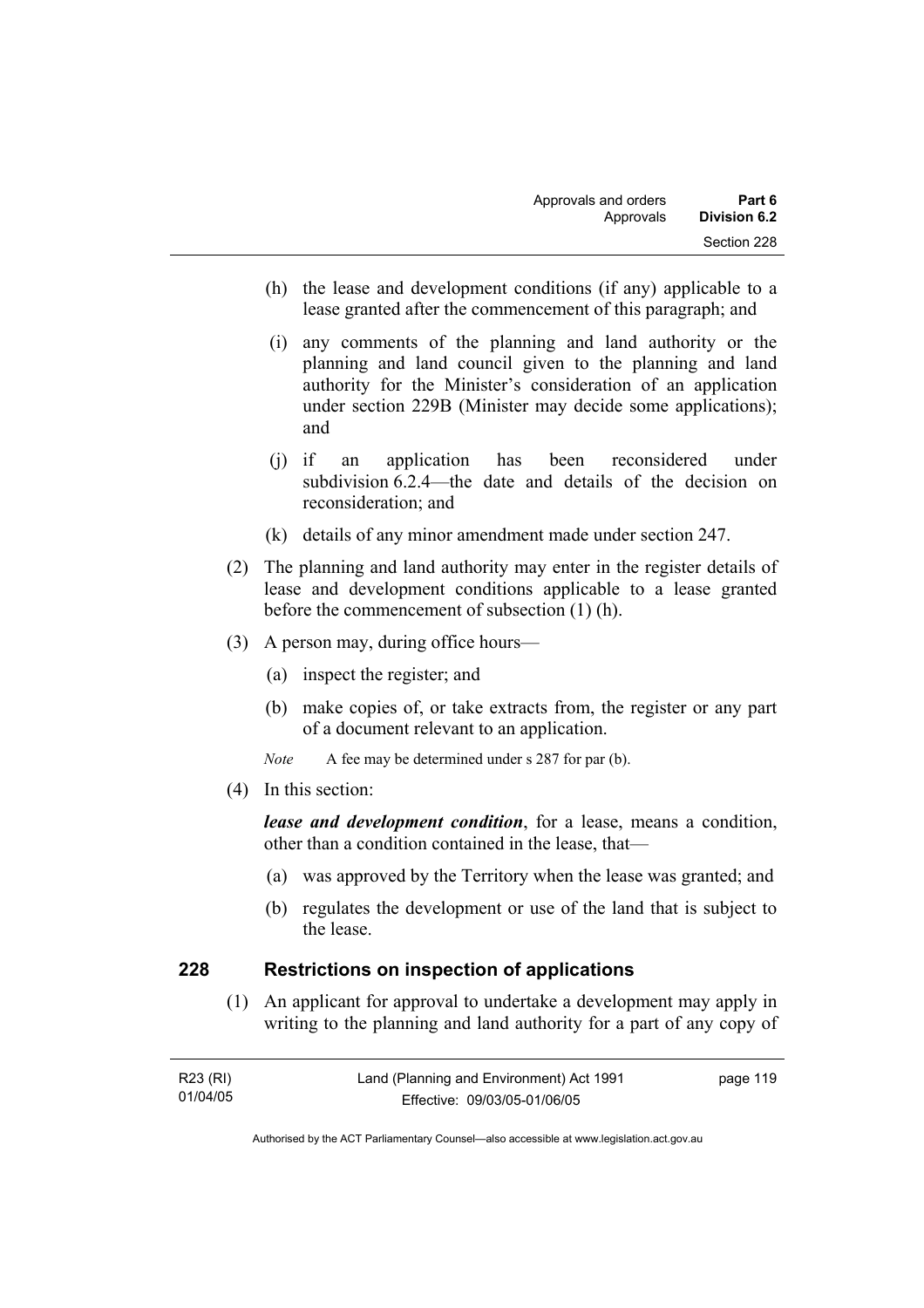(h) the lease and development conditions (if any) applicable to a lease granted after the commencement of this paragraph; and

(i) any comments of the planning and land authority or the planning and land council given to the planning and land authority for the Minister's consideration of an application under section 229B (Minister may decide some applications); and

(j) if an application has been reconsidered under subdivision 6.2.4—the date and details of the decision on reconsideration; and

(k) details of any minor amendment made under section 247.

(2) The planning and land authority may enter in the register details of lease and development conditions applicable to a lease granted before the commencement of subsection (1) (h).

(3) A person may, during office hours—

(a) inspect the register; and

(b) make copies of, or take extracts from, the register or any part of a document relevant to an application.

*Note* A fee may be determined under s 287 for par (b).

(4) In this section:

***lease and development condition***, for a lease, means a condition, other than a condition contained in the lease, that—

(a) was approved by the Territory when the lease was granted; and

(b) regulates the development or use of the land that is subject to the lease.

## 228 Restrictions on inspection of applications

(1) An applicant for approval to undertake a development may apply in writing to the planning and land authority for a part of any copy of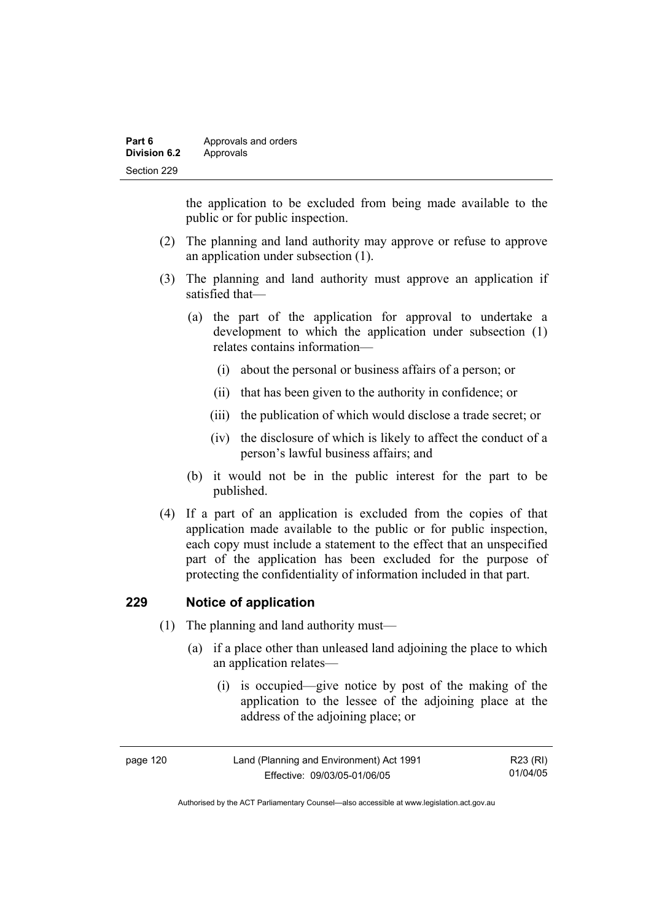the application to be excluded from being made available to the public or for public inspection.

(2) The planning and land authority may approve or refuse to approve an application under subsection (1).

(3) The planning and land authority must approve an application if satisfied that—

(a) the part of the application for approval to undertake a development to which the application under subsection (1) relates contains information—

(i) about the personal or business affairs of a person; or

(ii) that has been given to the authority in confidence; or

(iii) the publication of which would disclose a trade secret; or

(iv) the disclosure of which is likely to affect the conduct of a person's lawful business affairs; and

(b) it would not be in the public interest for the part to be published.

(4) If a part of an application is excluded from the copies of that application made available to the public or for public inspection, each copy must include a statement to the effect that an unspecified part of the application has been excluded for the purpose of protecting the confidentiality of information included in that part.

### 229 Notice of application

(1) The planning and land authority must—

(a) if a place other than unleased land adjoining the place to which an application relates—

(i) is occupied—give notice by post of the making of the application to the lessee of the adjoining place at the address of the adjoining place; or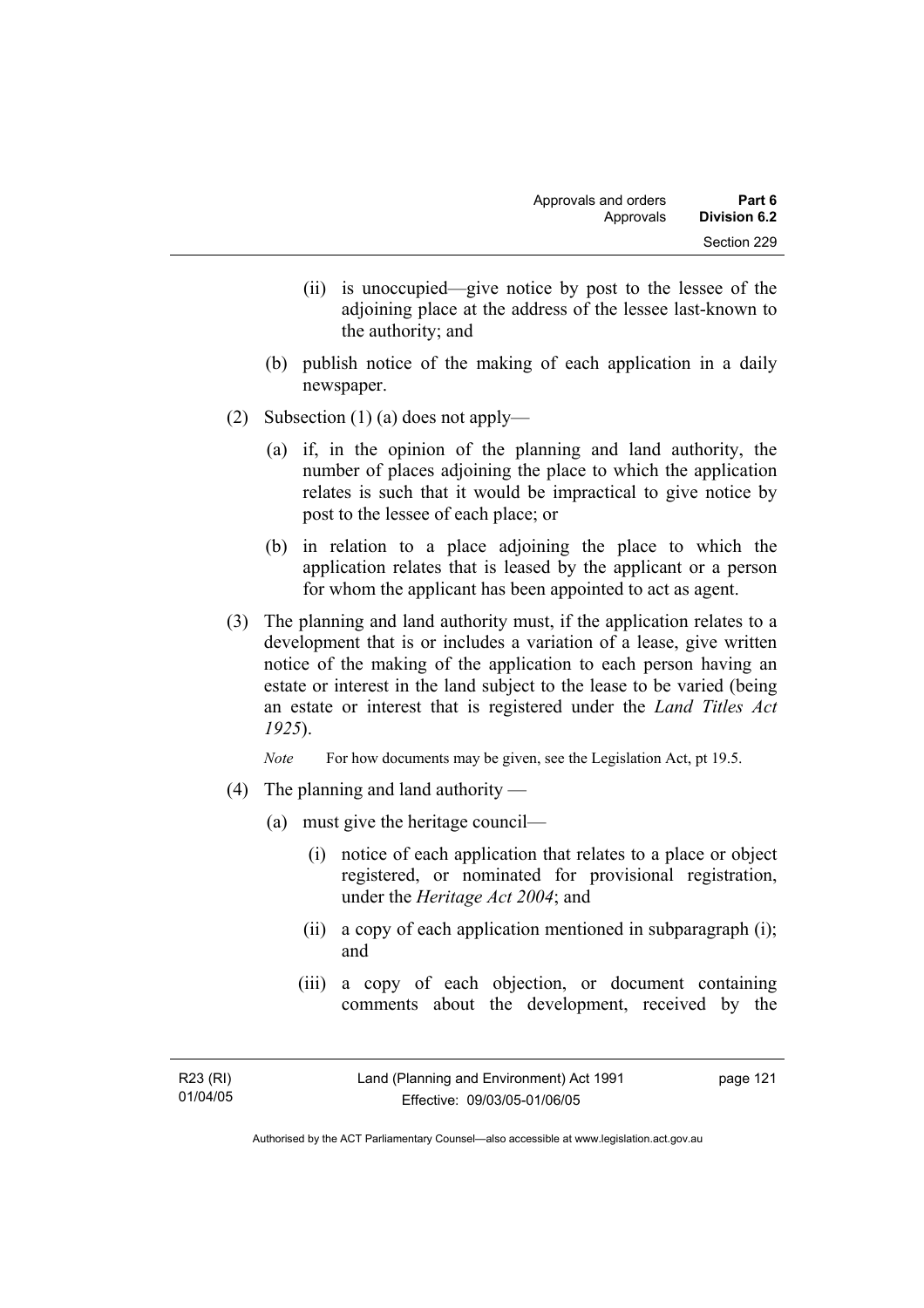(ii) is unoccupied—give notice by post to the lessee of the adjoining place at the address of the lessee last-known to the authority; and

(b) publish notice of the making of each application in a daily newspaper.

(2) Subsection (1) (a) does not apply—

(a) if, in the opinion of the planning and land authority, the number of places adjoining the place to which the application relates is such that it would be impractical to give notice by post to the lessee of each place; or

(b) in relation to a place adjoining the place to which the application relates that is leased by the applicant or a person for whom the applicant has been appointed to act as agent.

(3) The planning and land authority must, if the application relates to a development that is or includes a variation of a lease, give written notice of the making of the application to each person having an estate or interest in the land subject to the lease to be varied (being an estate or interest that is registered under the *Land Titles Act 1925*).

*Note* For how documents may be given, see the Legislation Act, pt 19.5.

(4) The planning and land authority —

(a) must give the heritage council—

(i) notice of each application that relates to a place or object registered, or nominated for provisional registration, under the *Heritage Act 2004*; and

(ii) a copy of each application mentioned in subparagraph (i); and

(iii) a copy of each objection, or document containing comments about the development, received by the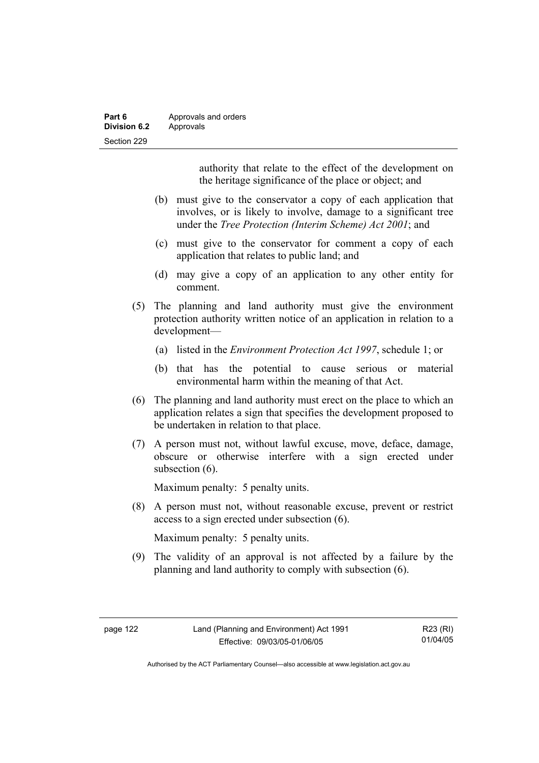authority that relate to the effect of the development on the heritage significance of the place or object; and

(b) must give to the conservator a copy of each application that involves, or is likely to involve, damage to a significant tree under the *Tree Protection (Interim Scheme) Act 2001*; and

(c) must give to the conservator for comment a copy of each application that relates to public land; and

(d) may give a copy of an application to any other entity for comment.

(5) The planning and land authority must give the environment protection authority written notice of an application in relation to a development—

(a) listed in the *Environment Protection Act 1997*, schedule 1; or

(b) that has the potential to cause serious or material environmental harm within the meaning of that Act.

(6) The planning and land authority must erect on the place to which an application relates a sign that specifies the development proposed to be undertaken in relation to that place.

(7) A person must not, without lawful excuse, move, deface, damage, obscure or otherwise interfere with a sign erected under subsection (6).

Maximum penalty: 5 penalty units.

(8) A person must not, without reasonable excuse, prevent or restrict access to a sign erected under subsection (6).

Maximum penalty: 5 penalty units.

(9) The validity of an approval is not affected by a failure by the planning and land authority to comply with subsection (6).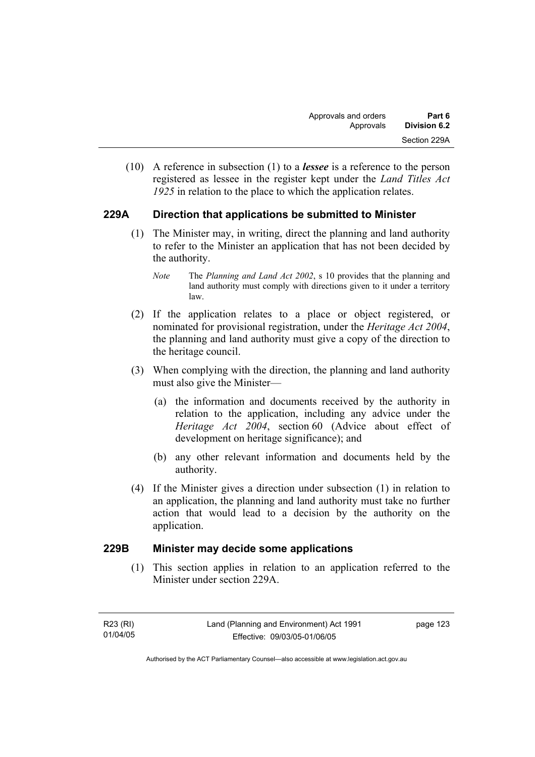(10) A reference in subsection (1) to a ***lessee*** is a reference to the person registered as lessee in the register kept under the *Land Titles Act 1925* in relation to the place to which the application relates.

## 229A Direction that applications be submitted to Minister

(1) The Minister may, in writing, direct the planning and land authority to refer to the Minister an application that has not been decided by the authority.

*Note* The *Planning and Land Act 2002*, s 10 provides that the planning and land authority must comply with directions given to it under a territory law.

(2) If the application relates to a place or object registered, or nominated for provisional registration, under the *Heritage Act 2004*, the planning and land authority must give a copy of the direction to the heritage council.

(3) When complying with the direction, the planning and land authority must also give the Minister—

(a) the information and documents received by the authority in relation to the application, including any advice under the *Heritage Act 2004*, section 60 (Advice about effect of development on heritage significance); and

(b) any other relevant information and documents held by the authority.

(4) If the Minister gives a direction under subsection (1) in relation to an application, the planning and land authority must take no further action that would lead to a decision by the authority on the application.

## 229B Minister may decide some applications

(1) This section applies in relation to an application referred to the Minister under section 229A.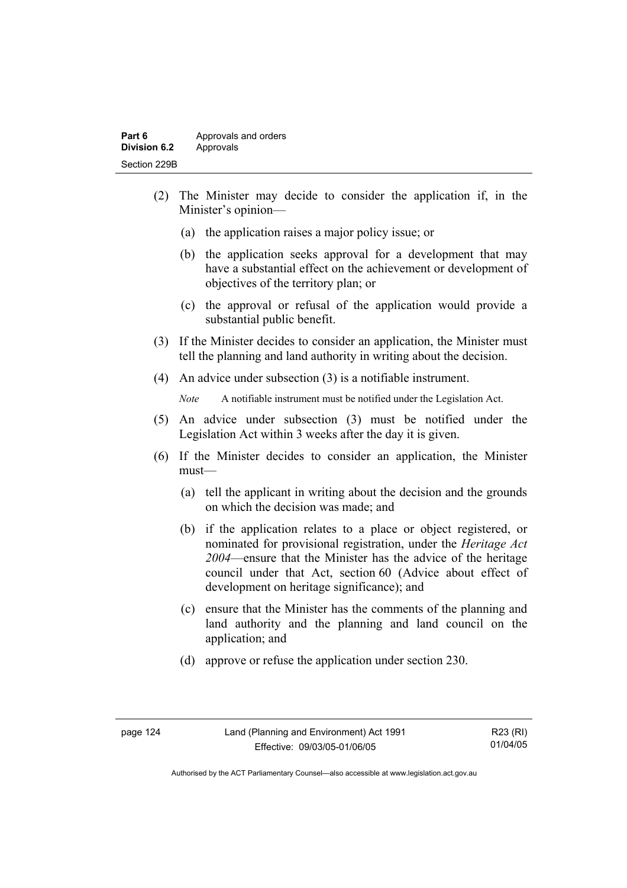(2) The Minister may decide to consider the application if, in the Minister's opinion—

  (a) the application raises a major policy issue; or

  (b) the application seeks approval for a development that may have a substantial effect on the achievement or development of objectives of the territory plan; or

  (c) the approval or refusal of the application would provide a substantial public benefit.

(3) If the Minister decides to consider an application, the Minister must tell the planning and land authority in writing about the decision.

(4) An advice under subsection (3) is a notifiable instrument.

*Note* A notifiable instrument must be notified under the Legislation Act.

(5) An advice under subsection (3) must be notified under the Legislation Act within 3 weeks after the day it is given.

(6) If the Minister decides to consider an application, the Minister must—

  (a) tell the applicant in writing about the decision and the grounds on which the decision was made; and

  (b) if the application relates to a place or object registered, or nominated for provisional registration, under the *Heritage Act 2004*—ensure that the Minister has the advice of the heritage council under that Act, section 60 (Advice about effect of development on heritage significance); and

  (c) ensure that the Minister has the comments of the planning and land authority and the planning and land council on the application; and

  (d) approve or refuse the application under section 230.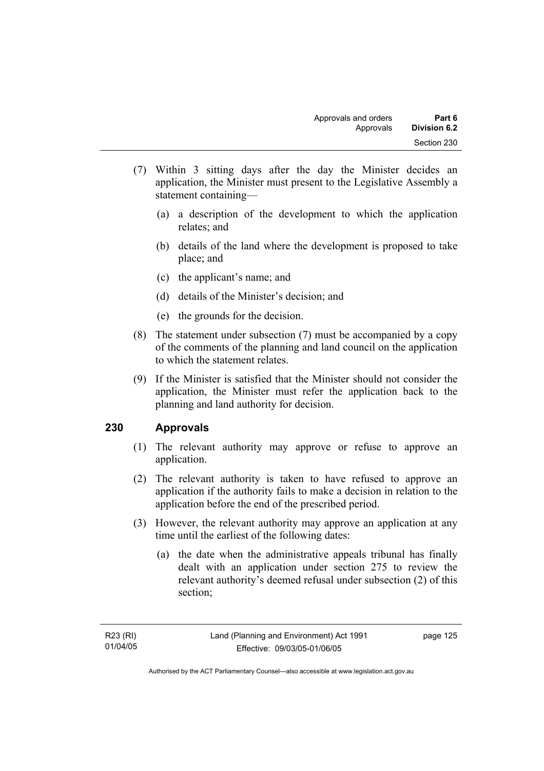(7) Within 3 sitting days after the day the Minister decides an application, the Minister must present to the Legislative Assembly a statement containing—

(a) a description of the development to which the application relates; and

(b) details of the land where the development is proposed to take place; and

(c) the applicant's name; and

(d) details of the Minister's decision; and

(e) the grounds for the decision.

(8) The statement under subsection (7) must be accompanied by a copy of the comments of the planning and land council on the application to which the statement relates.

(9) If the Minister is satisfied that the Minister should not consider the application, the Minister must refer the application back to the planning and land authority for decision.

## 230 Approvals

(1) The relevant authority may approve or refuse to approve an application.

(2) The relevant authority is taken to have refused to approve an application if the authority fails to make a decision in relation to the application before the end of the prescribed period.

(3) However, the relevant authority may approve an application at any time until the earliest of the following dates:

(a) the date when the administrative appeals tribunal has finally dealt with an application under section 275 to review the relevant authority's deemed refusal under subsection (2) of this section;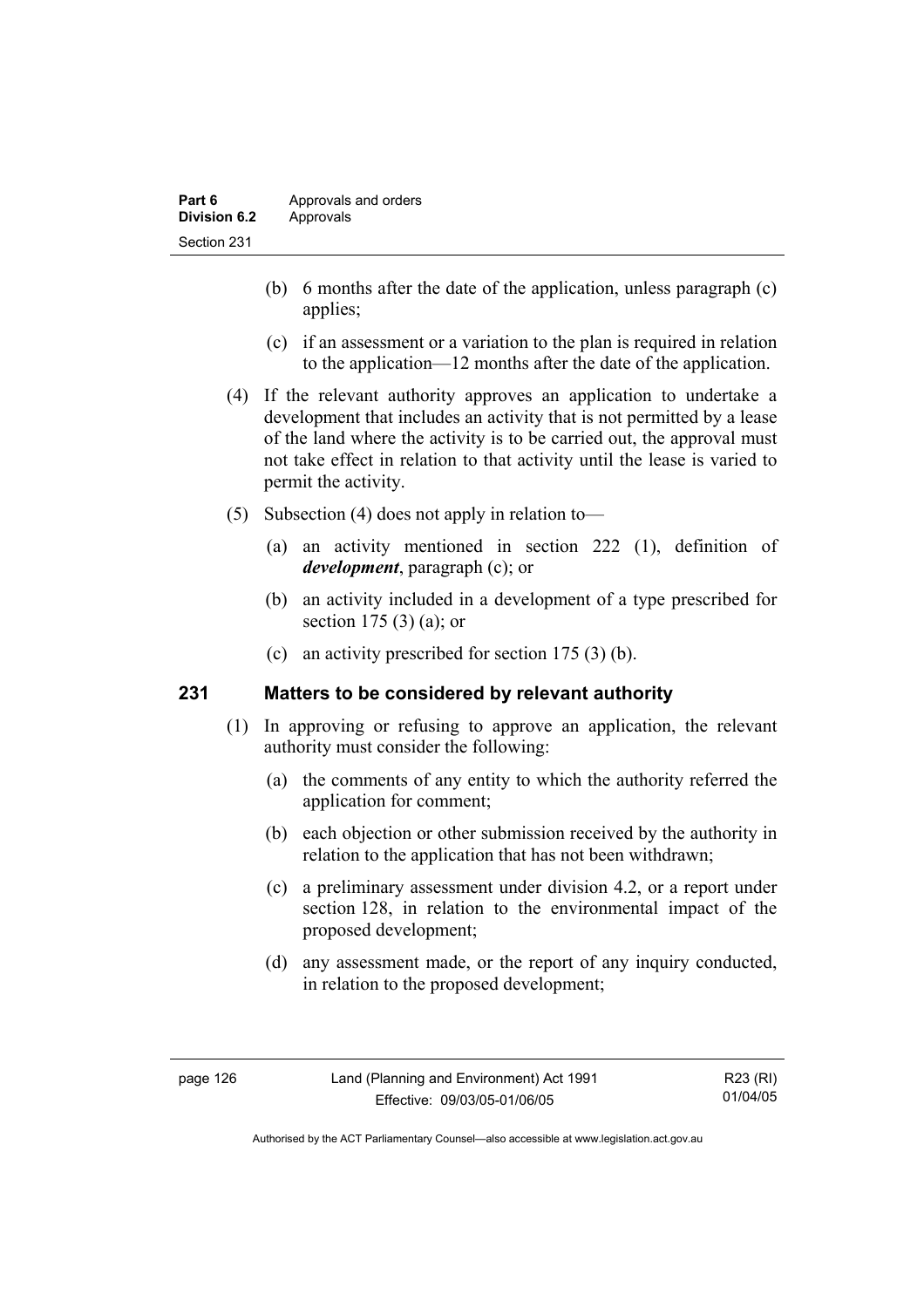(b) 6 months after the date of the application, unless paragraph (c) applies;

(c) if an assessment or a variation to the plan is required in relation to the application—12 months after the date of the application.

(4) If the relevant authority approves an application to undertake a development that includes an activity that is not permitted by a lease of the land where the activity is to be carried out, the approval must not take effect in relation to that activity until the lease is varied to permit the activity.

(5) Subsection (4) does not apply in relation to—

(a) an activity mentioned in section 222 (1), definition of ***development***, paragraph (c); or

(b) an activity included in a development of a type prescribed for section 175 (3) (a); or

(c) an activity prescribed for section 175 (3) (b).

## 231 Matters to be considered by relevant authority

(1) In approving or refusing to approve an application, the relevant authority must consider the following:

(a) the comments of any entity to which the authority referred the application for comment;

(b) each objection or other submission received by the authority in relation to the application that has not been withdrawn;

(c) a preliminary assessment under division 4.2, or a report under section 128, in relation to the environmental impact of the proposed development;

(d) any assessment made, or the report of any inquiry conducted, in relation to the proposed development;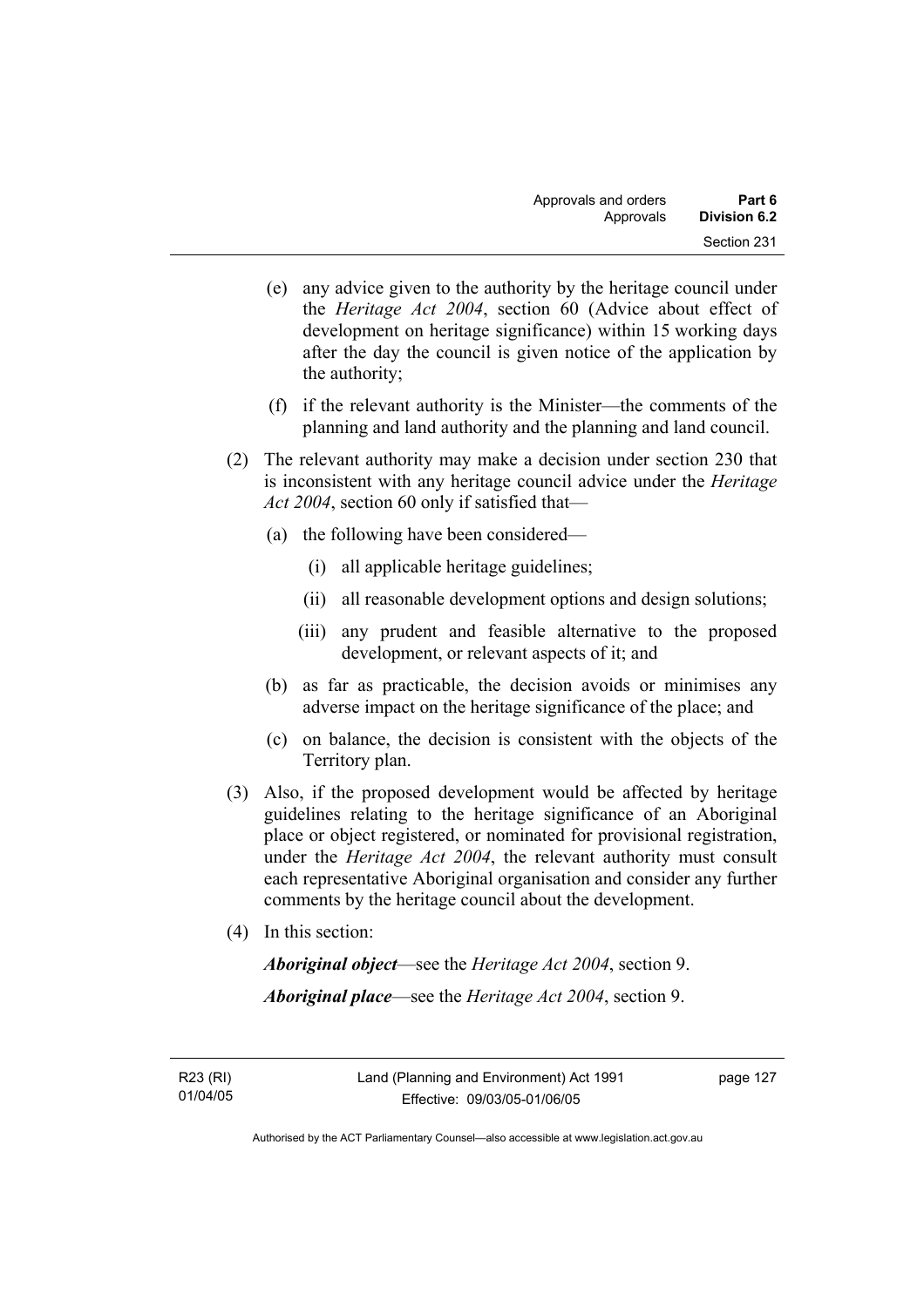(e) any advice given to the authority by the heritage council under the *Heritage Act 2004*, section 60 (Advice about effect of development on heritage significance) within 15 working days after the day the council is given notice of the application by the authority;

(f) if the relevant authority is the Minister—the comments of the planning and land authority and the planning and land council.

(2) The relevant authority may make a decision under section 230 that is inconsistent with any heritage council advice under the *Heritage Act 2004*, section 60 only if satisfied that—

(a) the following have been considered—

(i) all applicable heritage guidelines;

(ii) all reasonable development options and design solutions;

(iii) any prudent and feasible alternative to the proposed development, or relevant aspects of it; and

(b) as far as practicable, the decision avoids or minimises any adverse impact on the heritage significance of the place; and

(c) on balance, the decision is consistent with the objects of the Territory plan.

(3) Also, if the proposed development would be affected by heritage guidelines relating to the heritage significance of an Aboriginal place or object registered, or nominated for provisional registration, under the *Heritage Act 2004*, the relevant authority must consult each representative Aboriginal organisation and consider any further comments by the heritage council about the development.

(4) In this section:

***Aboriginal object***—see the *Heritage Act 2004*, section 9.

***Aboriginal place***—see the *Heritage Act 2004*, section 9.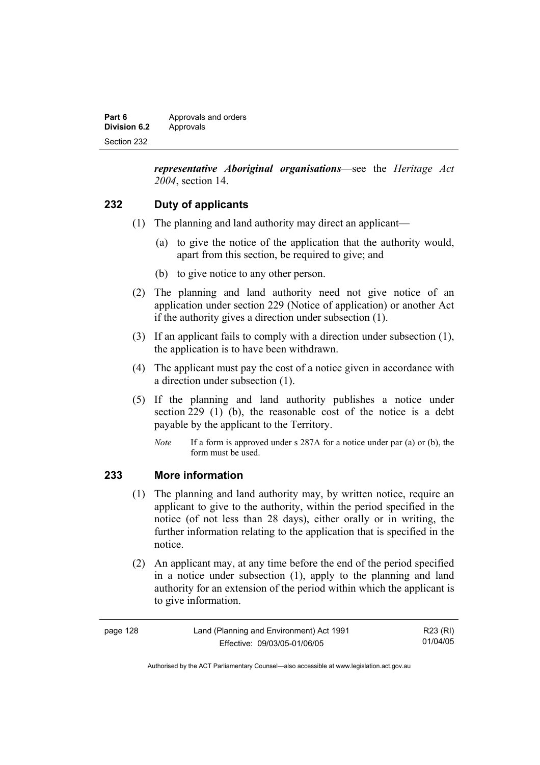***representative Aboriginal organisations***—see the *Heritage Act 2004*, section 14.

## 232 Duty of applicants

(1) The planning and land authority may direct an applicant—

(a) to give the notice of the application that the authority would, apart from this section, be required to give; and

(b) to give notice to any other person.

(2) The planning and land authority need not give notice of an application under section 229 (Notice of application) or another Act if the authority gives a direction under subsection (1).

(3) If an applicant fails to comply with a direction under subsection (1), the application is to have been withdrawn.

(4) The applicant must pay the cost of a notice given in accordance with a direction under subsection (1).

(5) If the planning and land authority publishes a notice under section 229 (1) (b), the reasonable cost of the notice is a debt payable by the applicant to the Territory.

*Note* If a form is approved under s 287A for a notice under par (a) or (b), the form must be used.

## 233 More information

(1) The planning and land authority may, by written notice, require an applicant to give to the authority, within the period specified in the notice (of not less than 28 days), either orally or in writing, the further information relating to the application that is specified in the notice.

(2) An applicant may, at any time before the end of the period specified in a notice under subsection (1), apply to the planning and land authority for an extension of the period within which the applicant is to give information.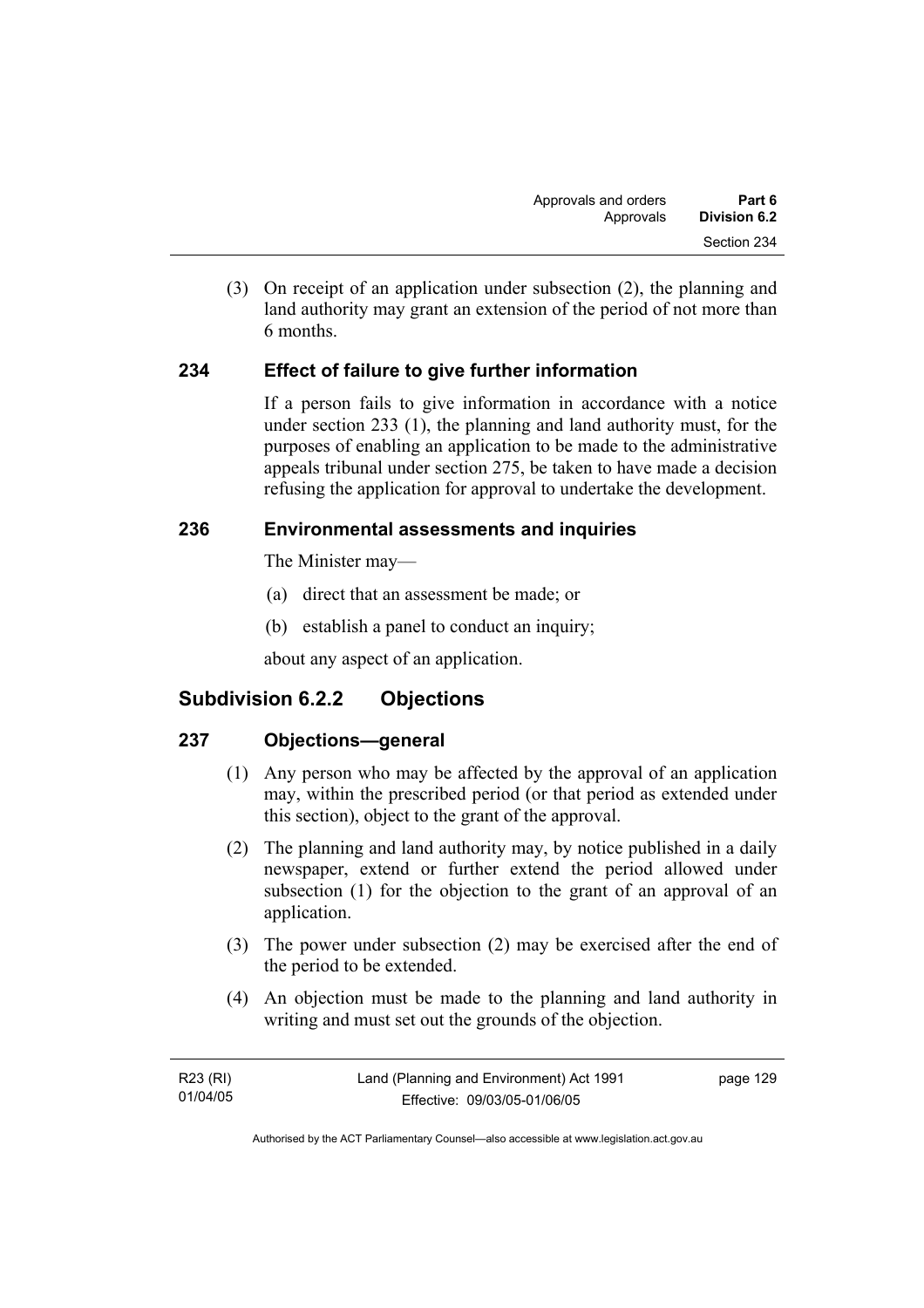(3) On receipt of an application under subsection (2), the planning and land authority may grant an extension of the period of not more than 6 months.

### 234 Effect of failure to give further information

If a person fails to give information in accordance with a notice under section 233 (1), the planning and land authority must, for the purposes of enabling an application to be made to the administrative appeals tribunal under section 275, be taken to have made a decision refusing the application for approval to undertake the development.

### 236 Environmental assessments and inquiries

The Minister may—

(a) direct that an assessment be made; or

(b) establish a panel to conduct an inquiry;

about any aspect of an application.

## Subdivision 6.2.2 Objections

### 237 Objections—general

(1) Any person who may be affected by the approval of an application may, within the prescribed period (or that period as extended under this section), object to the grant of the approval.

(2) The planning and land authority may, by notice published in a daily newspaper, extend or further extend the period allowed under subsection (1) for the objection to the grant of an approval of an application.

(3) The power under subsection (2) may be exercised after the end of the period to be extended.

(4) An objection must be made to the planning and land authority in writing and must set out the grounds of the objection.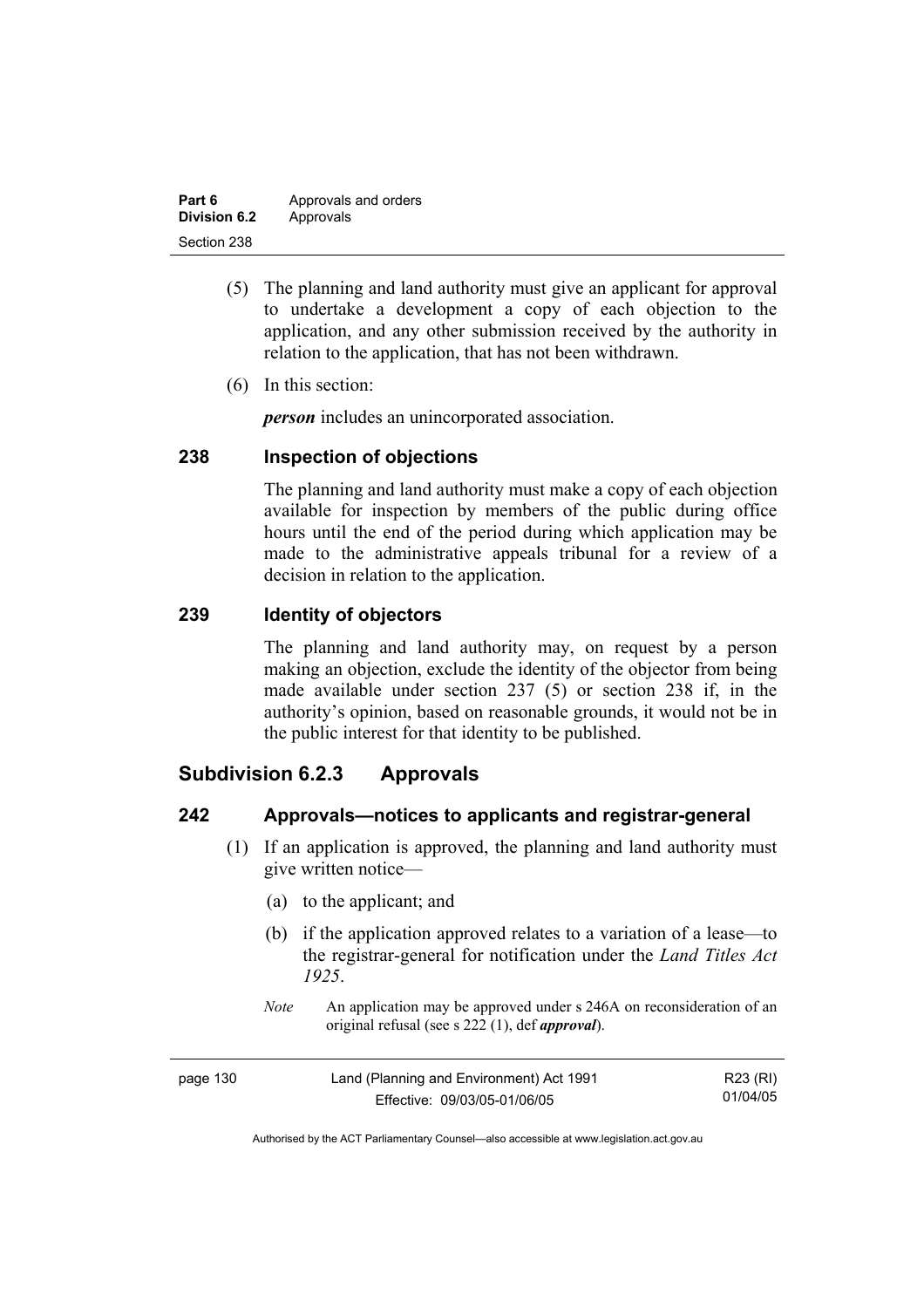(5) The planning and land authority must give an applicant for approval to undertake a development a copy of each objection to the application, and any other submission received by the authority in relation to the application, that has not been withdrawn.

(6) In this section:

***person*** includes an unincorporated association.

### 238 Inspection of objections

The planning and land authority must make a copy of each objection available for inspection by members of the public during office hours until the end of the period during which application may be made to the administrative appeals tribunal for a review of a decision in relation to the application.

### 239 Identity of objectors

The planning and land authority may, on request by a person making an objection, exclude the identity of the objector from being made available under section 237 (5) or section 238 if, in the authority's opinion, based on reasonable grounds, it would not be in the public interest for that identity to be published.

## Subdivision 6.2.3 Approvals

### 242 Approvals—notices to applicants and registrar-general

(1) If an application is approved, the planning and land authority must give written notice—

(a) to the applicant; and

(b) if the application approved relates to a variation of a lease—to the registrar-general for notification under the *Land Titles Act 1925*.

*Note* An application may be approved under s 246A on reconsideration of an original refusal (see s 222 (1), def ***approval***).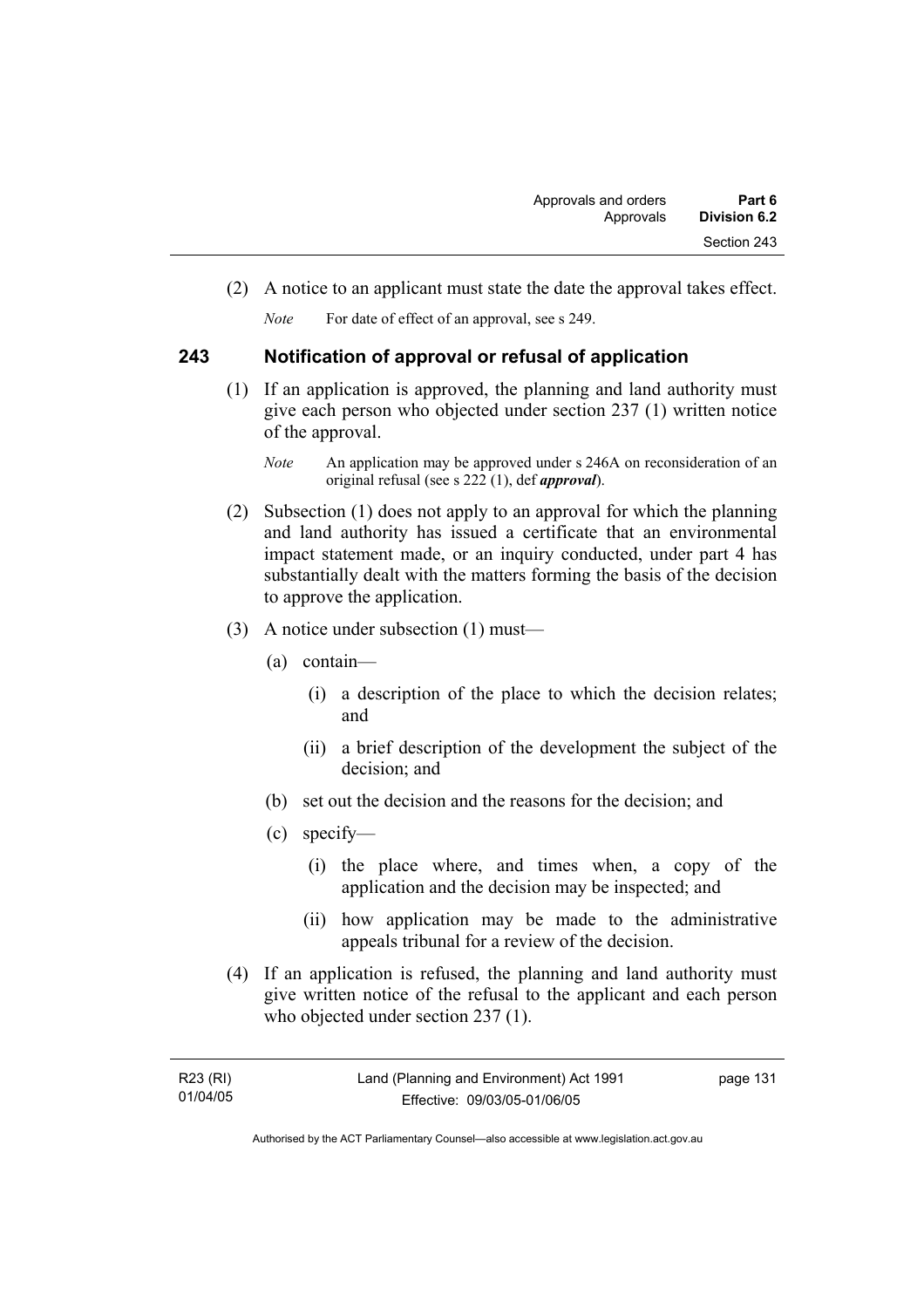(2) A notice to an applicant must state the date the approval takes effect.

*Note* For date of effect of an approval, see s 249.

## 243 Notification of approval or refusal of application

(1) If an application is approved, the planning and land authority must give each person who objected under section 237 (1) written notice of the approval.

*Note* An application may be approved under s 246A on reconsideration of an original refusal (see s 222 (1), def ***approval***).

(2) Subsection (1) does not apply to an approval for which the planning and land authority has issued a certificate that an environmental impact statement made, or an inquiry conducted, under part 4 has substantially dealt with the matters forming the basis of the decision to approve the application.

(3) A notice under subsection (1) must—

(a) contain—

(i) a description of the place to which the decision relates; and

(ii) a brief description of the development the subject of the decision; and

(b) set out the decision and the reasons for the decision; and

(c) specify—

(i) the place where, and times when, a copy of the application and the decision may be inspected; and

(ii) how application may be made to the administrative appeals tribunal for a review of the decision.

(4) If an application is refused, the planning and land authority must give written notice of the refusal to the applicant and each person who objected under section 237 (1).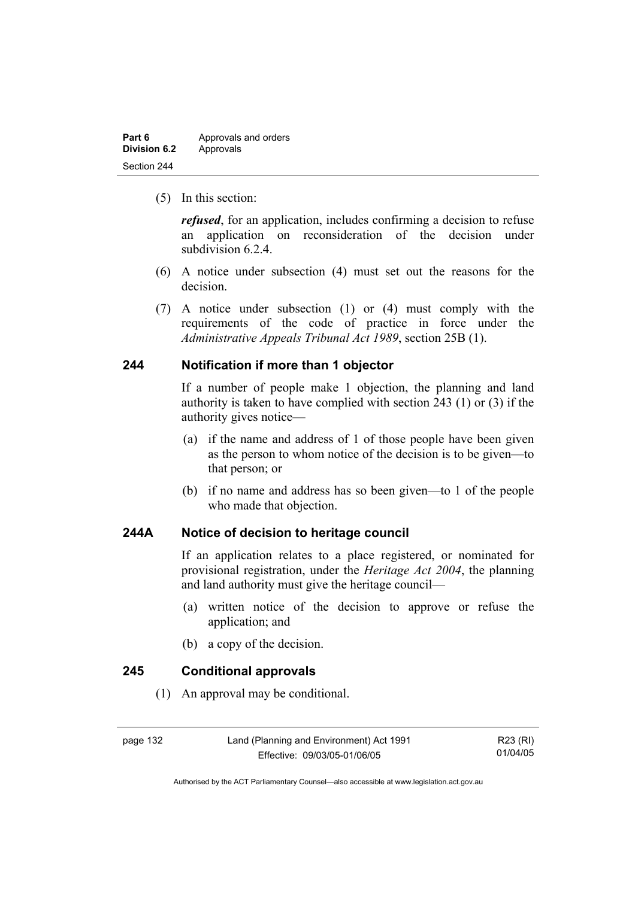(5) In this section:

***refused***, for an application, includes confirming a decision to refuse an application on reconsideration of the decision under subdivision 6.2.4.

(6) A notice under subsection (4) must set out the reasons for the decision.

(7) A notice under subsection (1) or (4) must comply with the requirements of the code of practice in force under the *Administrative Appeals Tribunal Act 1989*, section 25B (1).

## 244 Notification if more than 1 objector

If a number of people make 1 objection, the planning and land authority is taken to have complied with section 243 (1) or (3) if the authority gives notice—

(a) if the name and address of 1 of those people have been given as the person to whom notice of the decision is to be given—to that person; or

(b) if no name and address has so been given—to 1 of the people who made that objection.

## 244A Notice of decision to heritage council

If an application relates to a place registered, or nominated for provisional registration, under the *Heritage Act 2004*, the planning and land authority must give the heritage council—

(a) written notice of the decision to approve or refuse the application; and

(b) a copy of the decision.

## 245 Conditional approvals

(1) An approval may be conditional.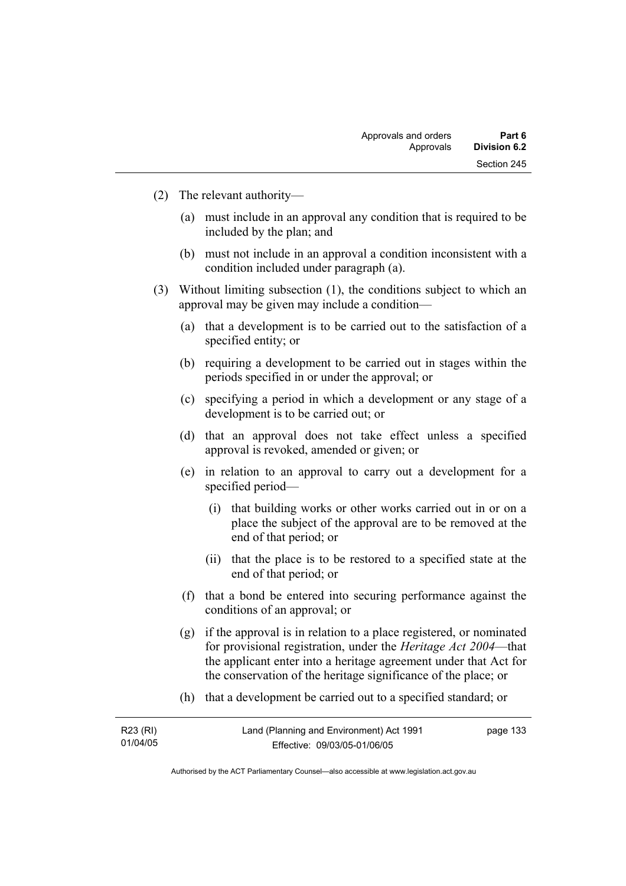(2) The relevant authority—

(a) must include in an approval any condition that is required to be included by the plan; and

(b) must not include in an approval a condition inconsistent with a condition included under paragraph (a).

(3) Without limiting subsection (1), the conditions subject to which an approval may be given may include a condition—

(a) that a development is to be carried out to the satisfaction of a specified entity; or

(b) requiring a development to be carried out in stages within the periods specified in or under the approval; or

(c) specifying a period in which a development or any stage of a development is to be carried out; or

(d) that an approval does not take effect unless a specified approval is revoked, amended or given; or

(e) in relation to an approval to carry out a development for a specified period—

(i) that building works or other works carried out in or on a place the subject of the approval are to be removed at the end of that period; or

(ii) that the place is to be restored to a specified state at the end of that period; or

(f) that a bond be entered into securing performance against the conditions of an approval; or

(g) if the approval is in relation to a place registered, or nominated for provisional registration, under the *Heritage Act 2004*—that the applicant enter into a heritage agreement under that Act for the conservation of the heritage significance of the place; or

(h) that a development be carried out to a specified standard; or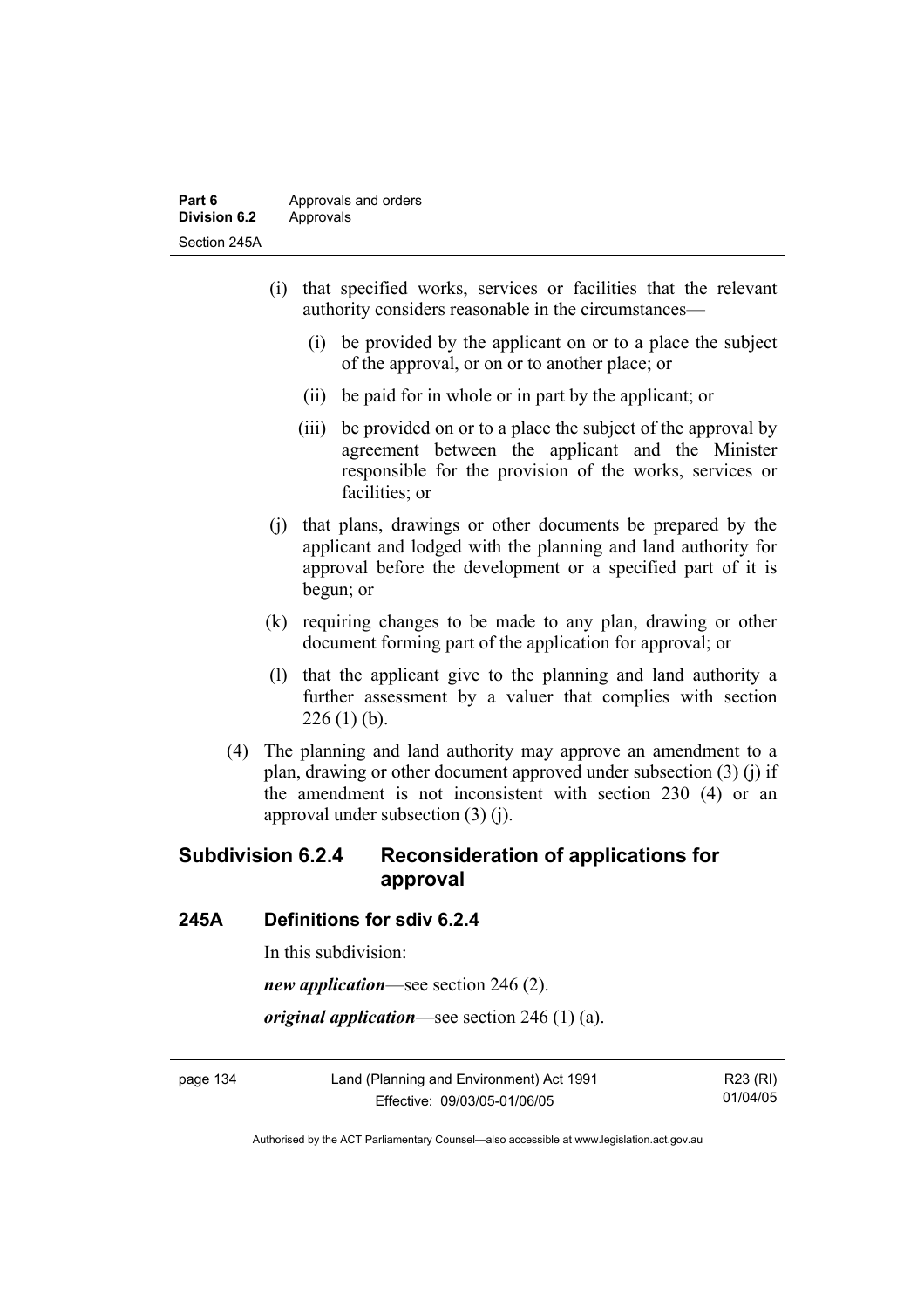(i) that specified works, services or facilities that the relevant authority considers reasonable in the circumstances—

   (i) be provided by the applicant on or to a place the subject of the approval, or on or to another place; or

   (ii) be paid for in whole or in part by the applicant; or

   (iii) be provided on or to a place the subject of the approval by agreement between the applicant and the Minister responsible for the provision of the works, services or facilities; or

(j) that plans, drawings or other documents be prepared by the applicant and lodged with the planning and land authority for approval before the development or a specified part of it is begun; or

(k) requiring changes to be made to any plan, drawing or other document forming part of the application for approval; or

(l) that the applicant give to the planning and land authority a further assessment by a valuer that complies with section 226 (1) (b).

(4) The planning and land authority may approve an amendment to a plan, drawing or other document approved under subsection (3) (j) if the amendment is not inconsistent with section 230 (4) or an approval under subsection (3) (j).

## Subdivision 6.2.4 Reconsideration of applications for approval

### 245A Definitions for sdiv 6.2.4

In this subdivision:

***new application***—see section 246 (2).

***original application***—see section 246 (1) (a).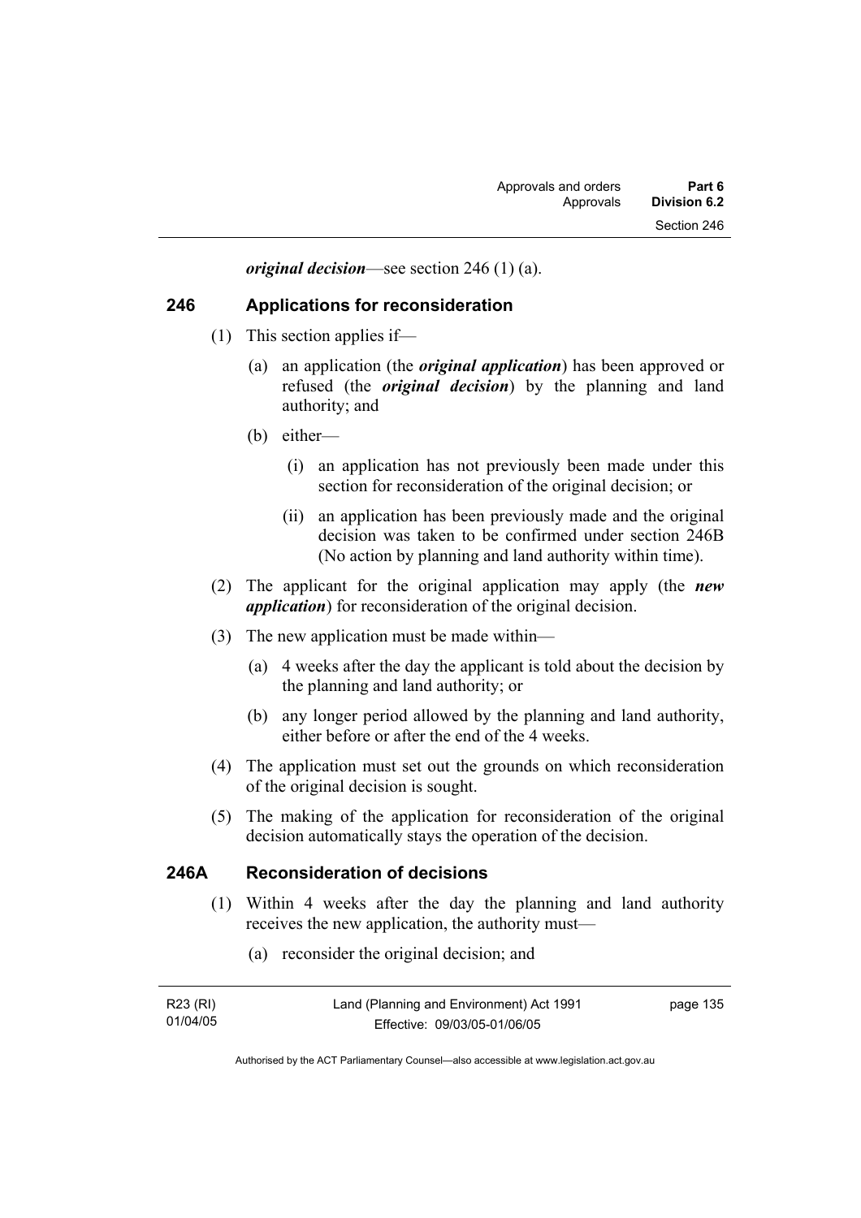***original decision***—see section 246 (1) (a).

## 246 Applications for reconsideration

(1) This section applies if—

(a) an application (the ***original application***) has been approved or refused (the ***original decision***) by the planning and land authority; and

(b) either—

(i) an application has not previously been made under this section for reconsideration of the original decision; or

(ii) an application has been previously made and the original decision was taken to be confirmed under section 246B (No action by planning and land authority within time).

(2) The applicant for the original application may apply (the ***new application***) for reconsideration of the original decision.

(3) The new application must be made within—

(a) 4 weeks after the day the applicant is told about the decision by the planning and land authority; or

(b) any longer period allowed by the planning and land authority, either before or after the end of the 4 weeks.

(4) The application must set out the grounds on which reconsideration of the original decision is sought.

(5) The making of the application for reconsideration of the original decision automatically stays the operation of the decision.

## 246A Reconsideration of decisions

(1) Within 4 weeks after the day the planning and land authority receives the new application, the authority must—

(a) reconsider the original decision; and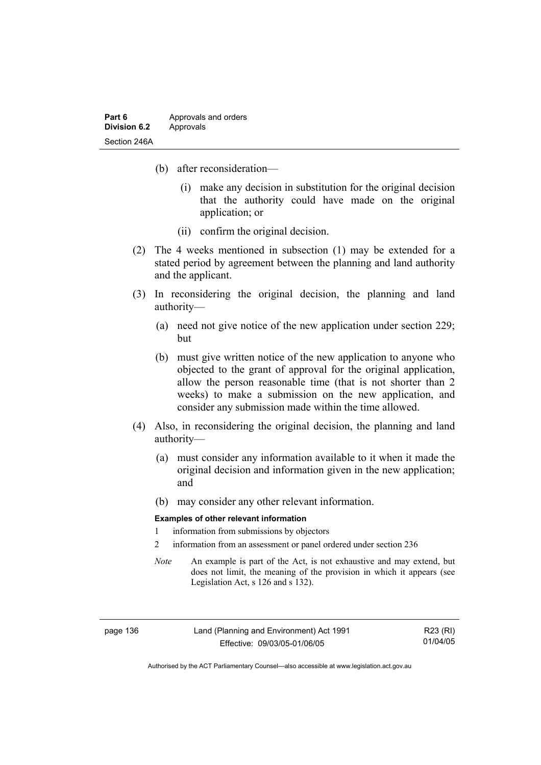(b) after reconsideration—

   (i) make any decision in substitution for the original decision that the authority could have made on the original application; or

   (ii) confirm the original decision.

(2) The 4 weeks mentioned in subsection (1) may be extended for a stated period by agreement between the planning and land authority and the applicant.

(3) In reconsidering the original decision, the planning and land authority—

   (a) need not give notice of the new application under section 229; but

   (b) must give written notice of the new application to anyone who objected to the grant of approval for the original application, allow the person reasonable time (that is not shorter than 2 weeks) to make a submission on the new application, and consider any submission made within the time allowed.

(4) Also, in reconsidering the original decision, the planning and land authority—

   (a) must consider any information available to it when it made the original decision and information given in the new application; and

   (b) may consider any other relevant information.

**Examples of other relevant information**

1 information from submissions by objectors

2 information from an assessment or panel ordered under section 236

*Note* An example is part of the Act, is not exhaustive and may extend, but does not limit, the meaning of the provision in which it appears (see Legislation Act, s 126 and s 132).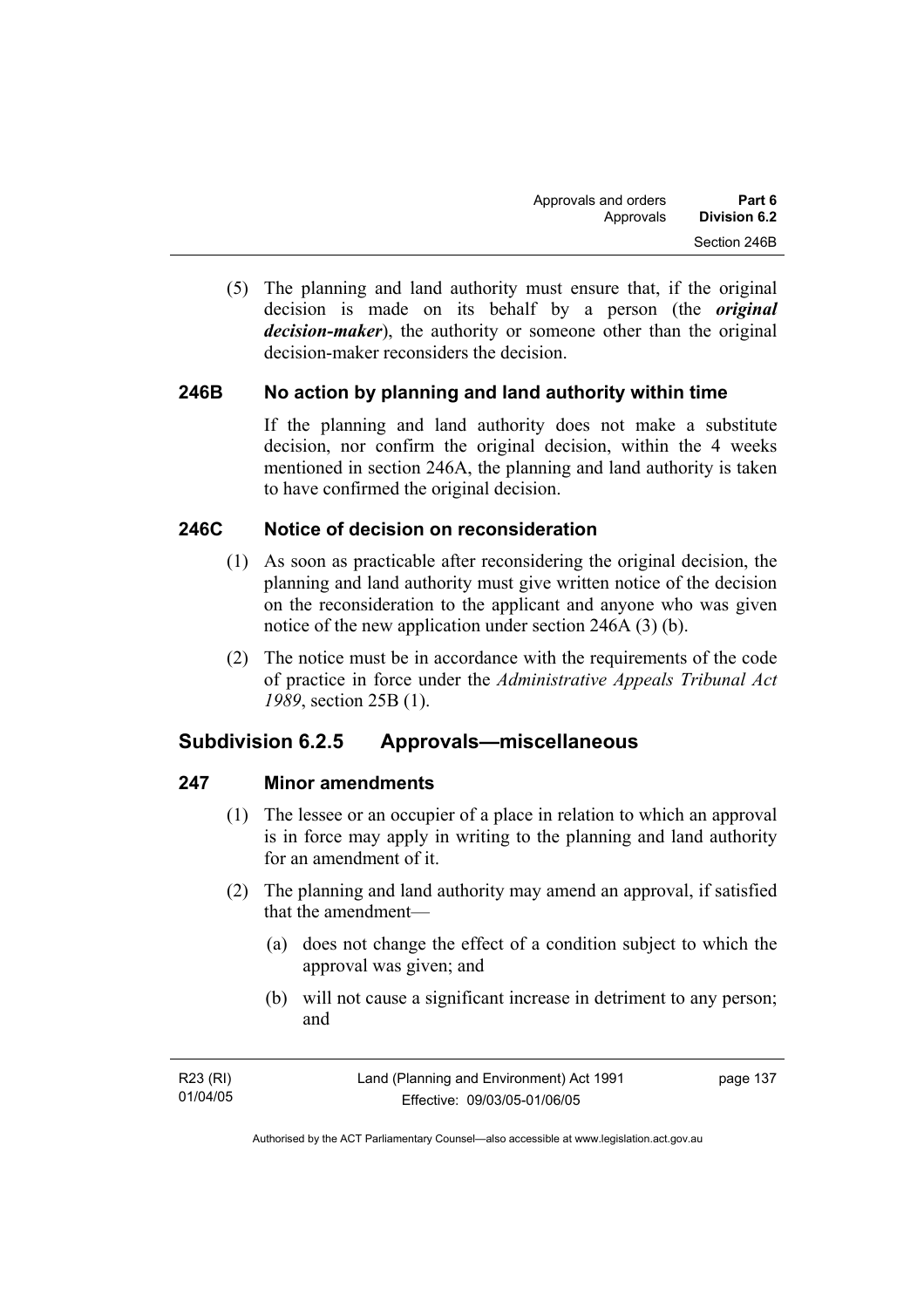(5) The planning and land authority must ensure that, if the original decision is made on its behalf by a person (the ***original decision-maker***), the authority or someone other than the original decision-maker reconsiders the decision.

### 246B No action by planning and land authority within time

If the planning and land authority does not make a substitute decision, nor confirm the original decision, within the 4 weeks mentioned in section 246A, the planning and land authority is taken to have confirmed the original decision.

### 246C Notice of decision on reconsideration

(1) As soon as practicable after reconsidering the original decision, the planning and land authority must give written notice of the decision on the reconsideration to the applicant and anyone who was given notice of the new application under section 246A (3) (b).

(2) The notice must be in accordance with the requirements of the code of practice in force under the *Administrative Appeals Tribunal Act 1989*, section 25B (1).

## Subdivision 6.2.5 Approvals—miscellaneous

### 247 Minor amendments

(1) The lessee or an occupier of a place in relation to which an approval is in force may apply in writing to the planning and land authority for an amendment of it.

(2) The planning and land authority may amend an approval, if satisfied that the amendment—

(a) does not change the effect of a condition subject to which the approval was given; and

(b) will not cause a significant increase in detriment to any person; and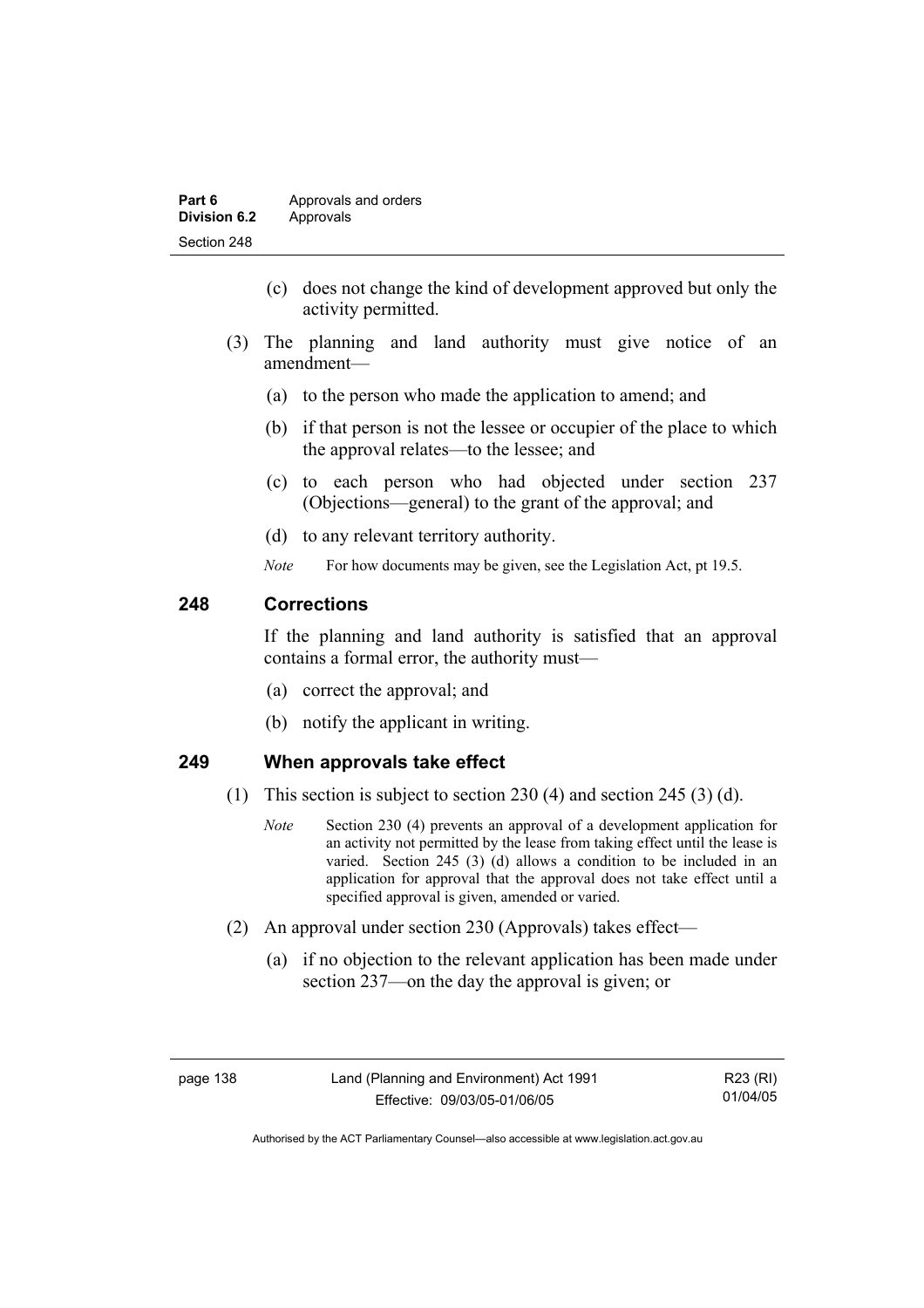(c) does not change the kind of development approved but only the activity permitted.

(3) The planning and land authority must give notice of an amendment—

(a) to the person who made the application to amend; and

(b) if that person is not the lessee or occupier of the place to which the approval relates—to the lessee; and

(c) to each person who had objected under section 237 (Objections—general) to the grant of the approval; and

(d) to any relevant territory authority.

*Note* For how documents may be given, see the Legislation Act, pt 19.5.

## 248 Corrections

If the planning and land authority is satisfied that an approval contains a formal error, the authority must—

(a) correct the approval; and

(b) notify the applicant in writing.

## 249 When approvals take effect

(1) This section is subject to section 230 (4) and section 245 (3) (d).

*Note* Section 230 (4) prevents an approval of a development application for an activity not permitted by the lease from taking effect until the lease is varied. Section 245 (3) (d) allows a condition to be included in an application for approval that the approval does not take effect until a specified approval is given, amended or varied.

(2) An approval under section 230 (Approvals) takes effect—

(a) if no objection to the relevant application has been made under section 237—on the day the approval is given; or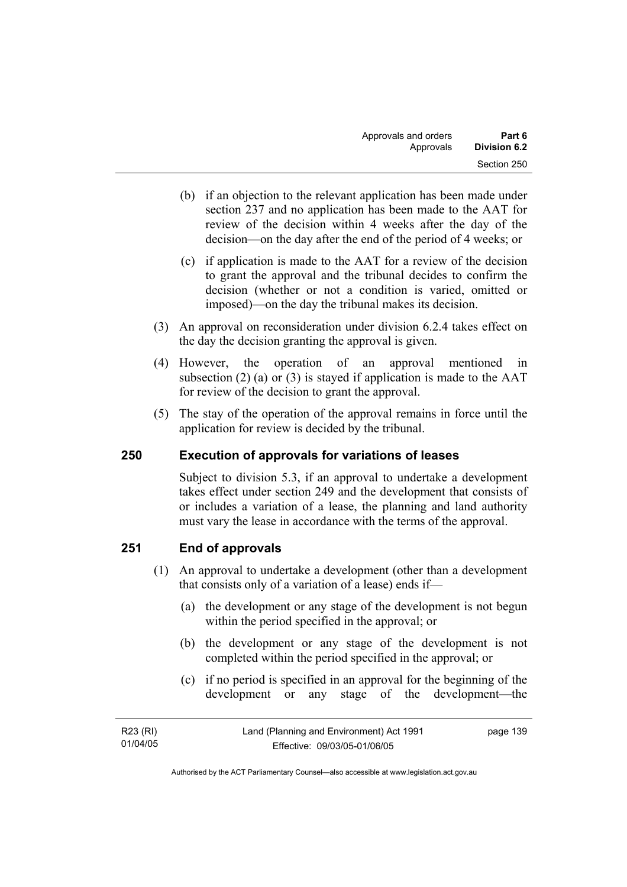(b) if an objection to the relevant application has been made under section 237 and no application has been made to the AAT for review of the decision within 4 weeks after the day of the decision—on the day after the end of the period of 4 weeks; or

(c) if application is made to the AAT for a review of the decision to grant the approval and the tribunal decides to confirm the decision (whether or not a condition is varied, omitted or imposed)—on the day the tribunal makes its decision.

(3) An approval on reconsideration under division 6.2.4 takes effect on the day the decision granting the approval is given.

(4) However, the operation of an approval mentioned in subsection (2) (a) or (3) is stayed if application is made to the AAT for review of the decision to grant the approval.

(5) The stay of the operation of the approval remains in force until the application for review is decided by the tribunal.

## 250 Execution of approvals for variations of leases

Subject to division 5.3, if an approval to undertake a development takes effect under section 249 and the development that consists of or includes a variation of a lease, the planning and land authority must vary the lease in accordance with the terms of the approval.

## 251 End of approvals

(1) An approval to undertake a development (other than a development that consists only of a variation of a lease) ends if—

(a) the development or any stage of the development is not begun within the period specified in the approval; or

(b) the development or any stage of the development is not completed within the period specified in the approval; or

(c) if no period is specified in an approval for the beginning of the development or any stage of the development—the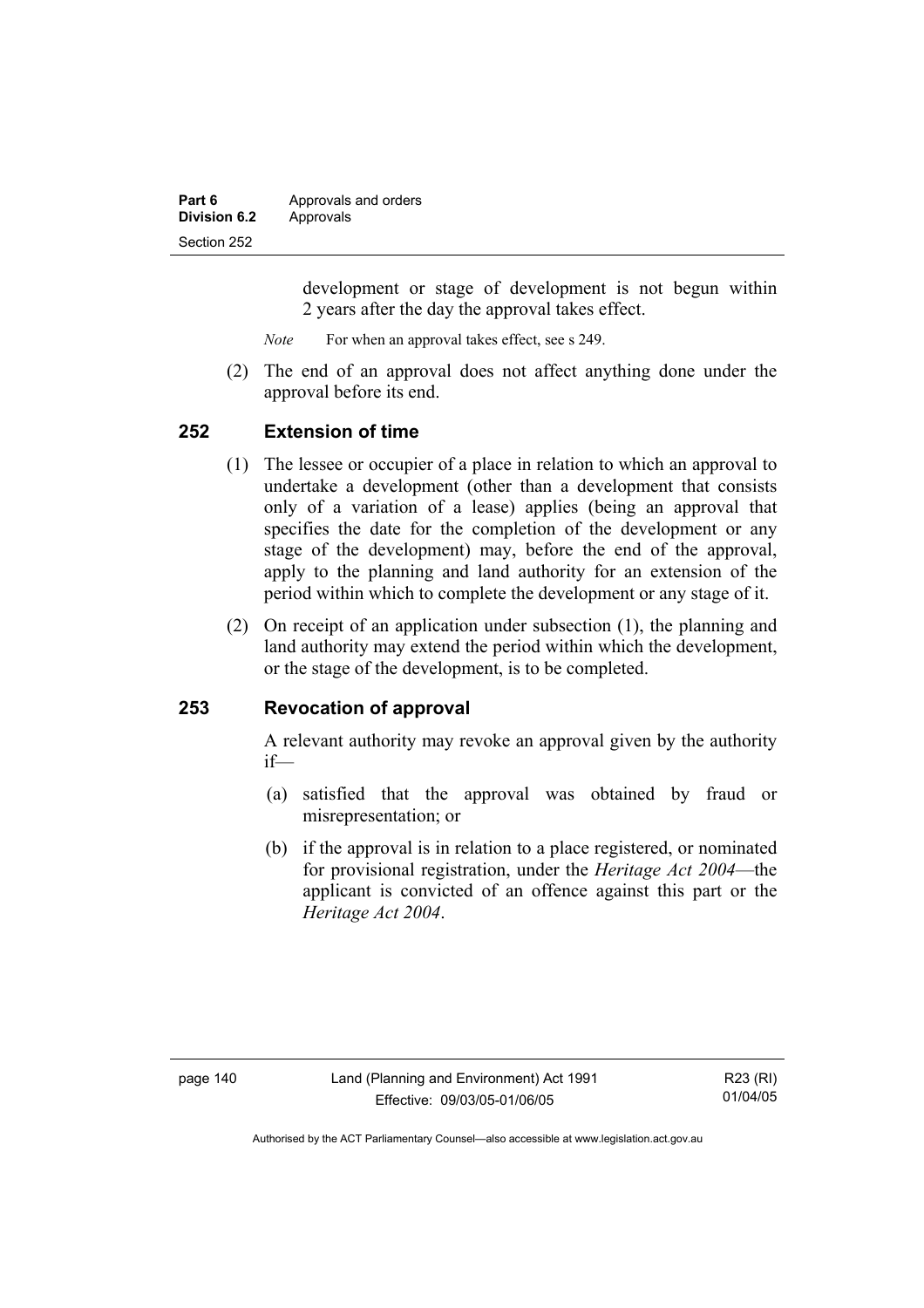development or stage of development is not begun within 2 years after the day the approval takes effect.

*Note* For when an approval takes effect, see s 249.

(2) The end of an approval does not affect anything done under the approval before its end.

## 252 Extension of time

(1) The lessee or occupier of a place in relation to which an approval to undertake a development (other than a development that consists only of a variation of a lease) applies (being an approval that specifies the date for the completion of the development or any stage of the development) may, before the end of the approval, apply to the planning and land authority for an extension of the period within which to complete the development or any stage of it.

(2) On receipt of an application under subsection (1), the planning and land authority may extend the period within which the development, or the stage of the development, is to be completed.

## 253 Revocation of approval

A relevant authority may revoke an approval given by the authority if—

(a) satisfied that the approval was obtained by fraud or misrepresentation; or

(b) if the approval is in relation to a place registered, or nominated for provisional registration, under the *Heritage Act 2004*—the applicant is convicted of an offence against this part or the *Heritage Act 2004*.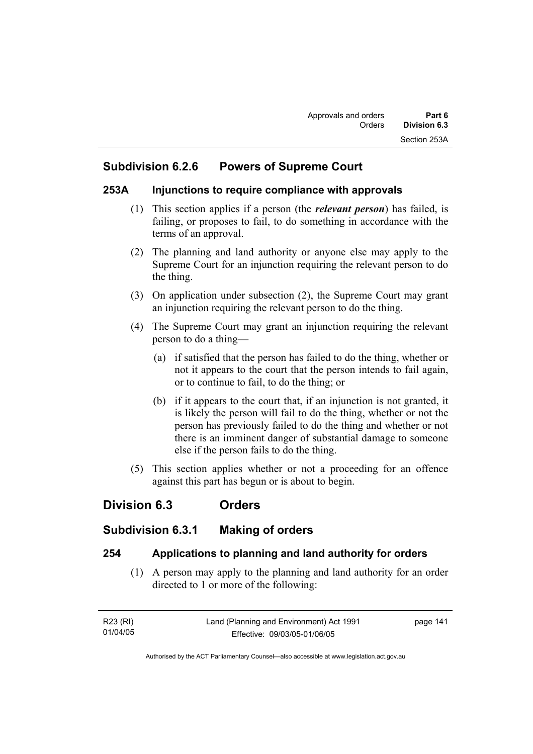## Subdivision 6.2.6 Powers of Supreme Court

### 253A Injunctions to require compliance with approvals

(1) This section applies if a person (the ***relevant person***) has failed, is failing, or proposes to fail, to do something in accordance with the terms of an approval.

(2) The planning and land authority or anyone else may apply to the Supreme Court for an injunction requiring the relevant person to do the thing.

(3) On application under subsection (2), the Supreme Court may grant an injunction requiring the relevant person to do the thing.

(4) The Supreme Court may grant an injunction requiring the relevant person to do a thing—

(a) if satisfied that the person has failed to do the thing, whether or not it appears to the court that the person intends to fail again, or to continue to fail, to do the thing; or

(b) if it appears to the court that, if an injunction is not granted, it is likely the person will fail to do the thing, whether or not the person has previously failed to do the thing and whether or not there is an imminent danger of substantial damage to someone else if the person fails to do the thing.

(5) This section applies whether or not a proceeding for an offence against this part has begun or is about to begin.

# Division 6.3 Orders

## Subdivision 6.3.1 Making of orders

### 254 Applications to planning and land authority for orders

(1) A person may apply to the planning and land authority for an order directed to 1 or more of the following: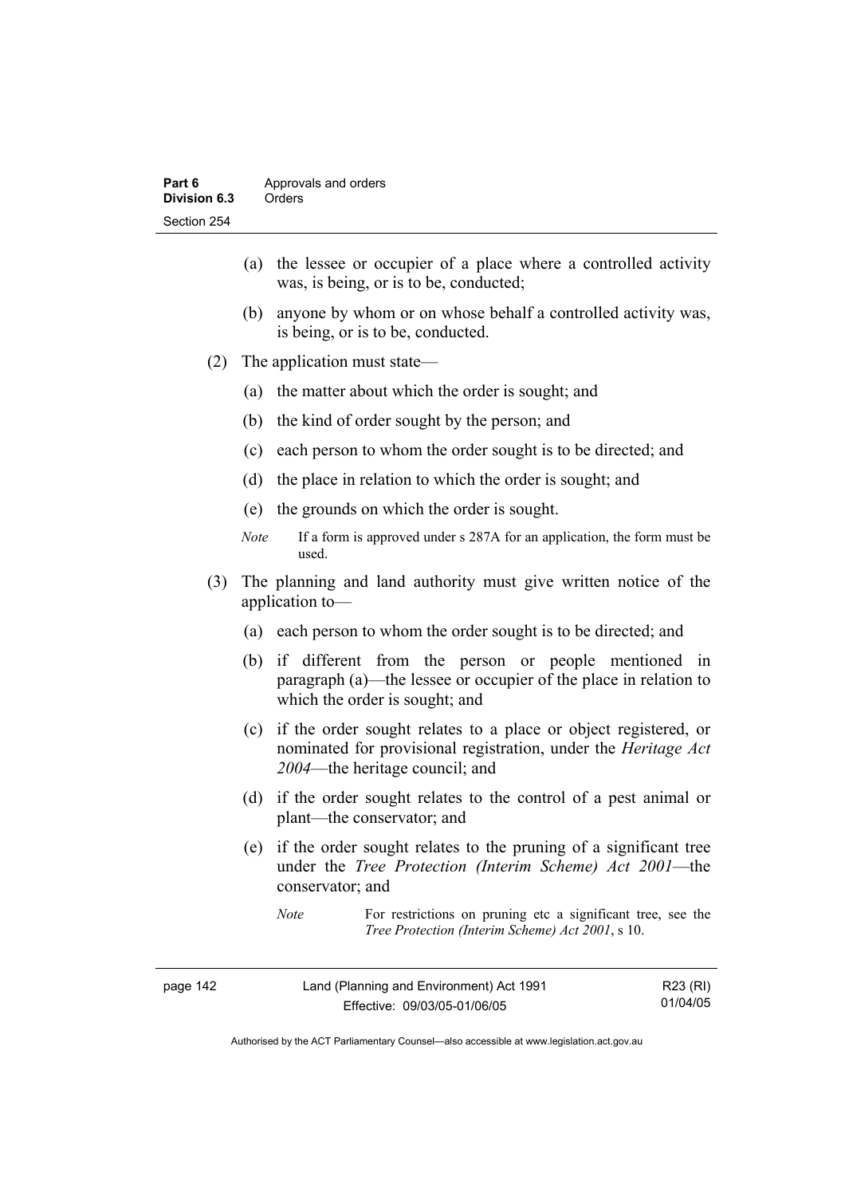(a) the lessee or occupier of a place where a controlled activity was, is being, or is to be, conducted;

(b) anyone by whom or on whose behalf a controlled activity was, is being, or is to be, conducted.

(2) The application must state—

(a) the matter about which the order is sought; and

(b) the kind of order sought by the person; and

(c) each person to whom the order sought is to be directed; and

(d) the place in relation to which the order is sought; and

(e) the grounds on which the order is sought.

*Note* If a form is approved under s 287A for an application, the form must be used.

(3) The planning and land authority must give written notice of the application to—

(a) each person to whom the order sought is to be directed; and

(b) if different from the person or people mentioned in paragraph (a)—the lessee or occupier of the place in relation to which the order is sought; and

(c) if the order sought relates to a place or object registered, or nominated for provisional registration, under the *Heritage Act 2004*—the heritage council; and

(d) if the order sought relates to the control of a pest animal or plant—the conservator; and

(e) if the order sought relates to the pruning of a significant tree under the *Tree Protection (Interim Scheme) Act 2001*—the conservator; and

*Note* For restrictions on pruning etc a significant tree, see the *Tree Protection (Interim Scheme) Act 2001*, s 10.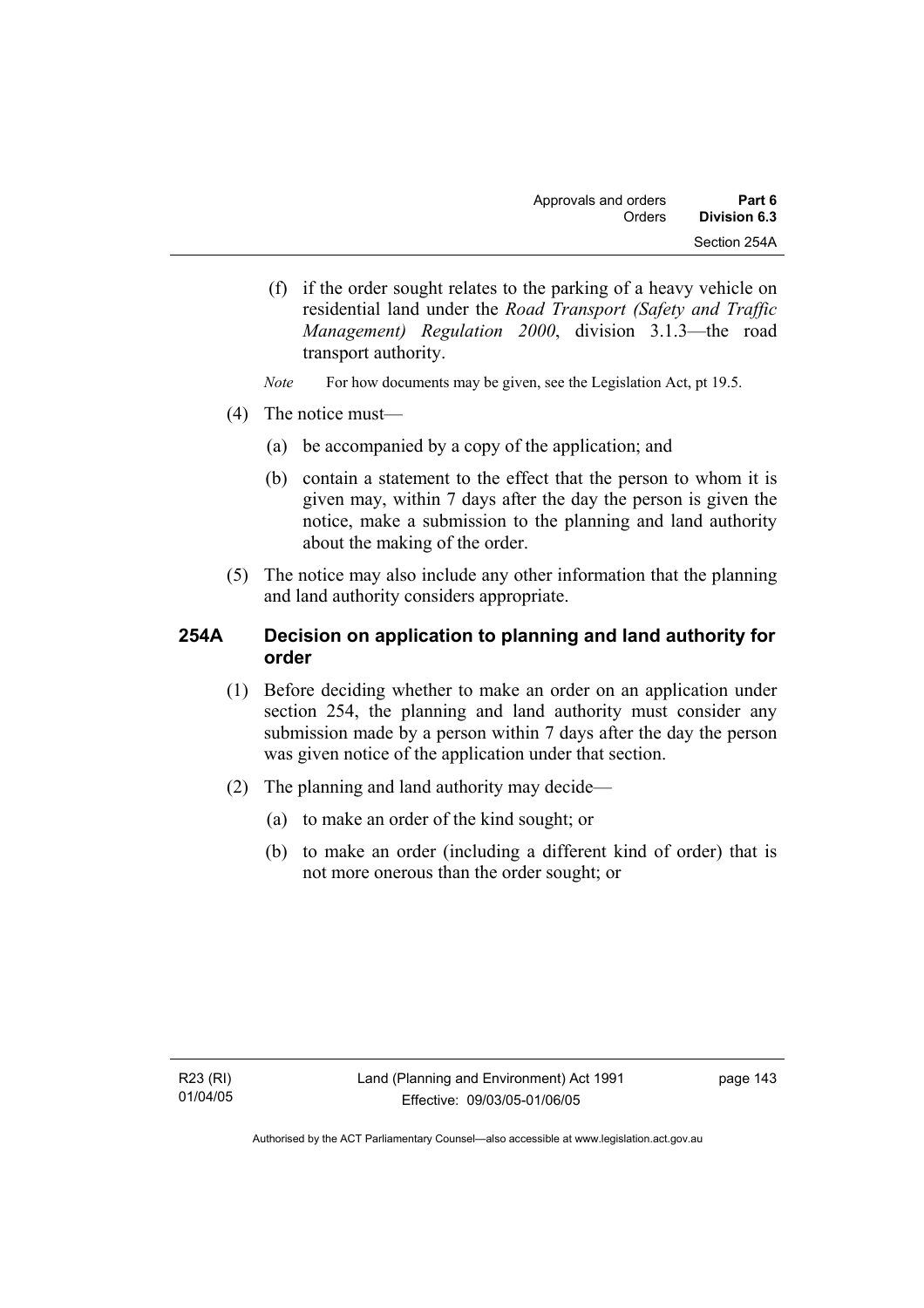(f) if the order sought relates to the parking of a heavy vehicle on residential land under the *Road Transport (Safety and Traffic Management) Regulation 2000*, division 3.1.3—the road transport authority.

*Note* For how documents may be given, see the Legislation Act, pt 19.5.

(4) The notice must—

(a) be accompanied by a copy of the application; and

(b) contain a statement to the effect that the person to whom it is given may, within 7 days after the day the person is given the notice, make a submission to the planning and land authority about the making of the order.

(5) The notice may also include any other information that the planning and land authority considers appropriate.

## 254A Decision on application to planning and land authority for order

(1) Before deciding whether to make an order on an application under section 254, the planning and land authority must consider any submission made by a person within 7 days after the day the person was given notice of the application under that section.

(2) The planning and land authority may decide—

(a) to make an order of the kind sought; or

(b) to make an order (including a different kind of order) that is not more onerous than the order sought; or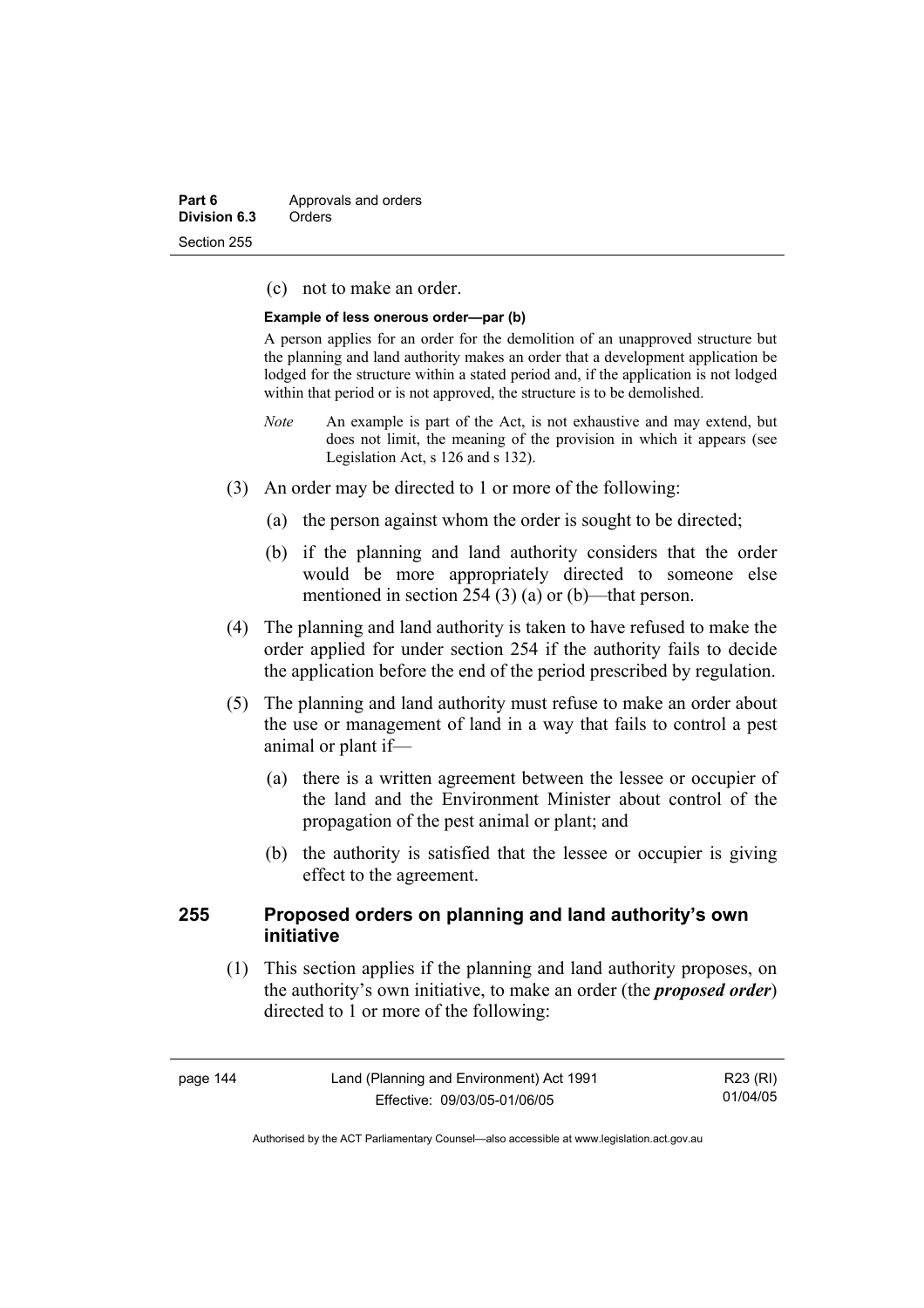(c) not to make an order.

**Example of less onerous order—par (b)**

A person applies for an order for the demolition of an unapproved structure but the planning and land authority makes an order that a development application be lodged for the structure within a stated period and, if the application is not lodged within that period or is not approved, the structure is to be demolished.

*Note* An example is part of the Act, is not exhaustive and may extend, but does not limit, the meaning of the provision in which it appears (see Legislation Act, s 126 and s 132).

(3) An order may be directed to 1 or more of the following:

(a) the person against whom the order is sought to be directed;

(b) if the planning and land authority considers that the order would be more appropriately directed to someone else mentioned in section 254 (3) (a) or (b)—that person.

(4) The planning and land authority is taken to have refused to make the order applied for under section 254 if the authority fails to decide the application before the end of the period prescribed by regulation.

(5) The planning and land authority must refuse to make an order about the use or management of land in a way that fails to control a pest animal or plant if—

(a) there is a written agreement between the lessee or occupier of the land and the Environment Minister about control of the propagation of the pest animal or plant; and

(b) the authority is satisfied that the lessee or occupier is giving effect to the agreement.

### 255 Proposed orders on planning and land authority's own initiative

(1) This section applies if the planning and land authority proposes, on the authority's own initiative, to make an order (the ***proposed order***) directed to 1 or more of the following: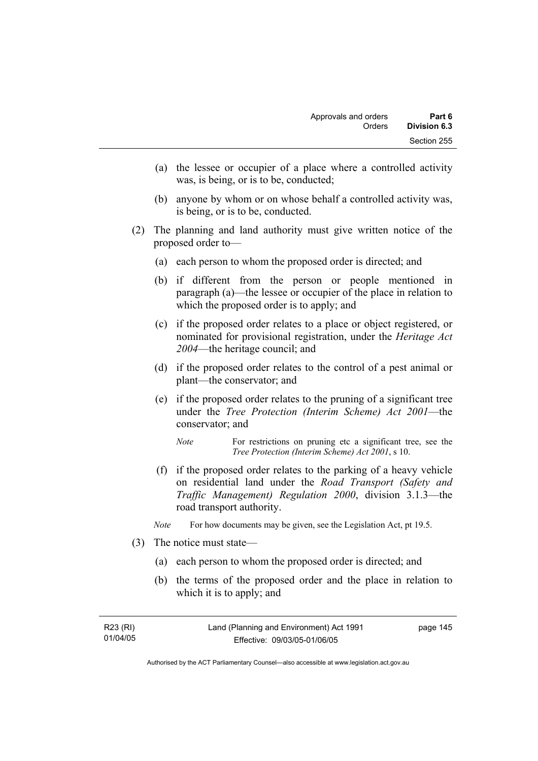(a) the lessee or occupier of a place where a controlled activity was, is being, or is to be, conducted;

(b) anyone by whom or on whose behalf a controlled activity was, is being, or is to be, conducted.

(2) The planning and land authority must give written notice of the proposed order to—

(a) each person to whom the proposed order is directed; and

(b) if different from the person or people mentioned in paragraph (a)—the lessee or occupier of the place in relation to which the proposed order is to apply; and

(c) if the proposed order relates to a place or object registered, or nominated for provisional registration, under the *Heritage Act 2004*—the heritage council; and

(d) if the proposed order relates to the control of a pest animal or plant—the conservator; and

(e) if the proposed order relates to the pruning of a significant tree under the *Tree Protection (Interim Scheme) Act 2001*—the conservator; and

*Note* For restrictions on pruning etc a significant tree, see the *Tree Protection (Interim Scheme) Act 2001*, s 10.

(f) if the proposed order relates to the parking of a heavy vehicle on residential land under the *Road Transport (Safety and Traffic Management) Regulation 2000*, division 3.1.3—the road transport authority.

*Note* For how documents may be given, see the Legislation Act, pt 19.5.

(3) The notice must state—

(a) each person to whom the proposed order is directed; and

(b) the terms of the proposed order and the place in relation to which it is to apply; and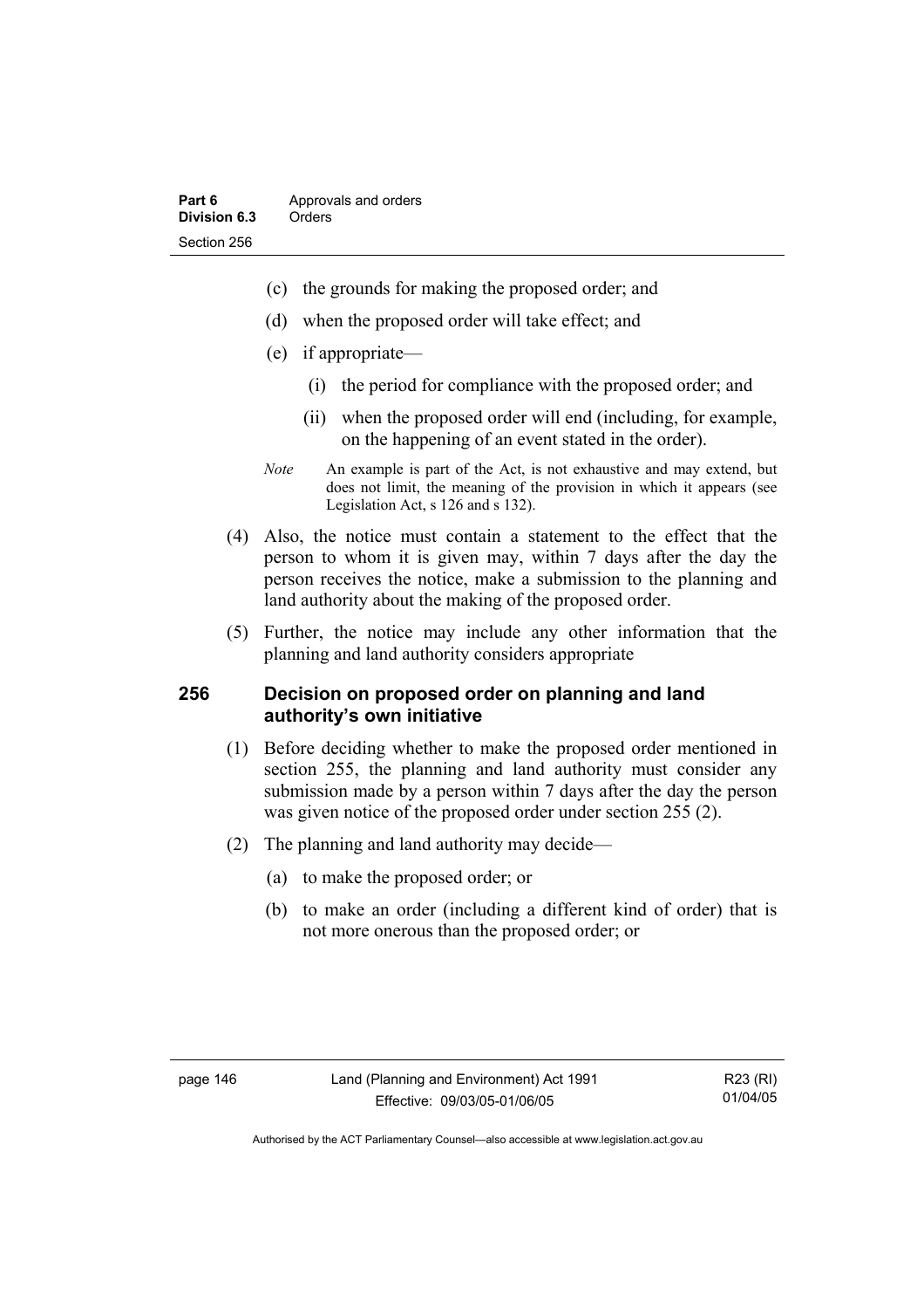(c) the grounds for making the proposed order; and

(d) when the proposed order will take effect; and

(e) if appropriate—

(i) the period for compliance with the proposed order; and

(ii) when the proposed order will end (including, for example, on the happening of an event stated in the order).

*Note* An example is part of the Act, is not exhaustive and may extend, but does not limit, the meaning of the provision in which it appears (see Legislation Act, s 126 and s 132).

(4) Also, the notice must contain a statement to the effect that the person to whom it is given may, within 7 days after the day the person receives the notice, make a submission to the planning and land authority about the making of the proposed order.

(5) Further, the notice may include any other information that the planning and land authority considers appropriate

## 256 Decision on proposed order on planning and land authority's own initiative

(1) Before deciding whether to make the proposed order mentioned in section 255, the planning and land authority must consider any submission made by a person within 7 days after the day the person was given notice of the proposed order under section 255 (2).

(2) The planning and land authority may decide—

(a) to make the proposed order; or

(b) to make an order (including a different kind of order) that is not more onerous than the proposed order; or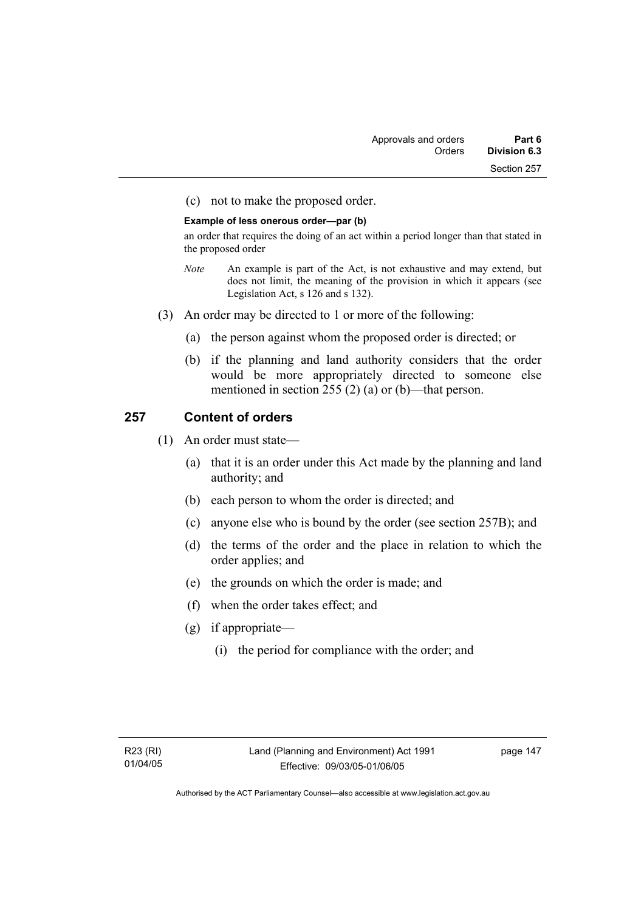(c) not to make the proposed order.

**Example of less onerous order—par (b)**

an order that requires the doing of an act within a period longer than that stated in the proposed order

*Note* An example is part of the Act, is not exhaustive and may extend, but does not limit, the meaning of the provision in which it appears (see Legislation Act, s 126 and s 132).

(3) An order may be directed to 1 or more of the following:

(a) the person against whom the proposed order is directed; or

(b) if the planning and land authority considers that the order would be more appropriately directed to someone else mentioned in section 255 (2) (a) or (b)—that person.

## 257 Content of orders

(1) An order must state—

(a) that it is an order under this Act made by the planning and land authority; and

(b) each person to whom the order is directed; and

(c) anyone else who is bound by the order (see section 257B); and

(d) the terms of the order and the place in relation to which the order applies; and

(e) the grounds on which the order is made; and

(f) when the order takes effect; and

(g) if appropriate—

(i) the period for compliance with the order; and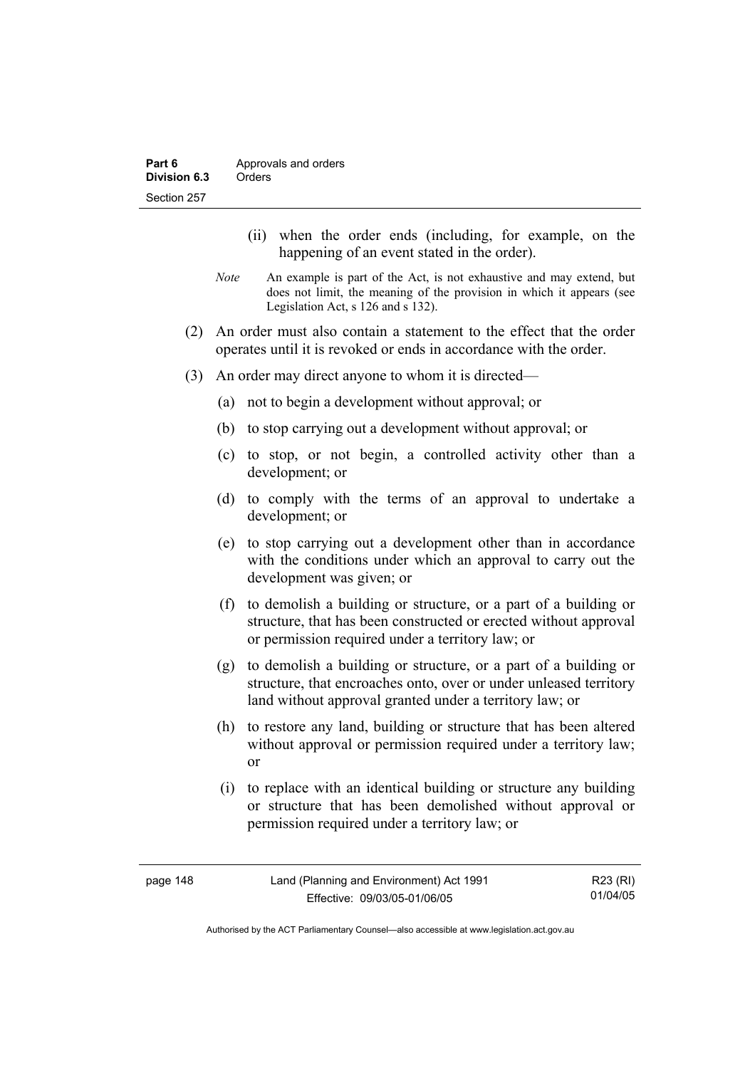(ii) when the order ends (including, for example, on the happening of an event stated in the order).

*Note* An example is part of the Act, is not exhaustive and may extend, but does not limit, the meaning of the provision in which it appears (see Legislation Act, s 126 and s 132).

(2) An order must also contain a statement to the effect that the order operates until it is revoked or ends in accordance with the order.

(3) An order may direct anyone to whom it is directed—

(a) not to begin a development without approval; or

(b) to stop carrying out a development without approval; or

(c) to stop, or not begin, a controlled activity other than a development; or

(d) to comply with the terms of an approval to undertake a development; or

(e) to stop carrying out a development other than in accordance with the conditions under which an approval to carry out the development was given; or

(f) to demolish a building or structure, or a part of a building or structure, that has been constructed or erected without approval or permission required under a territory law; or

(g) to demolish a building or structure, or a part of a building or structure, that encroaches onto, over or under unleased territory land without approval granted under a territory law; or

(h) to restore any land, building or structure that has been altered without approval or permission required under a territory law; or

(i) to replace with an identical building or structure any building or structure that has been demolished without approval or permission required under a territory law; or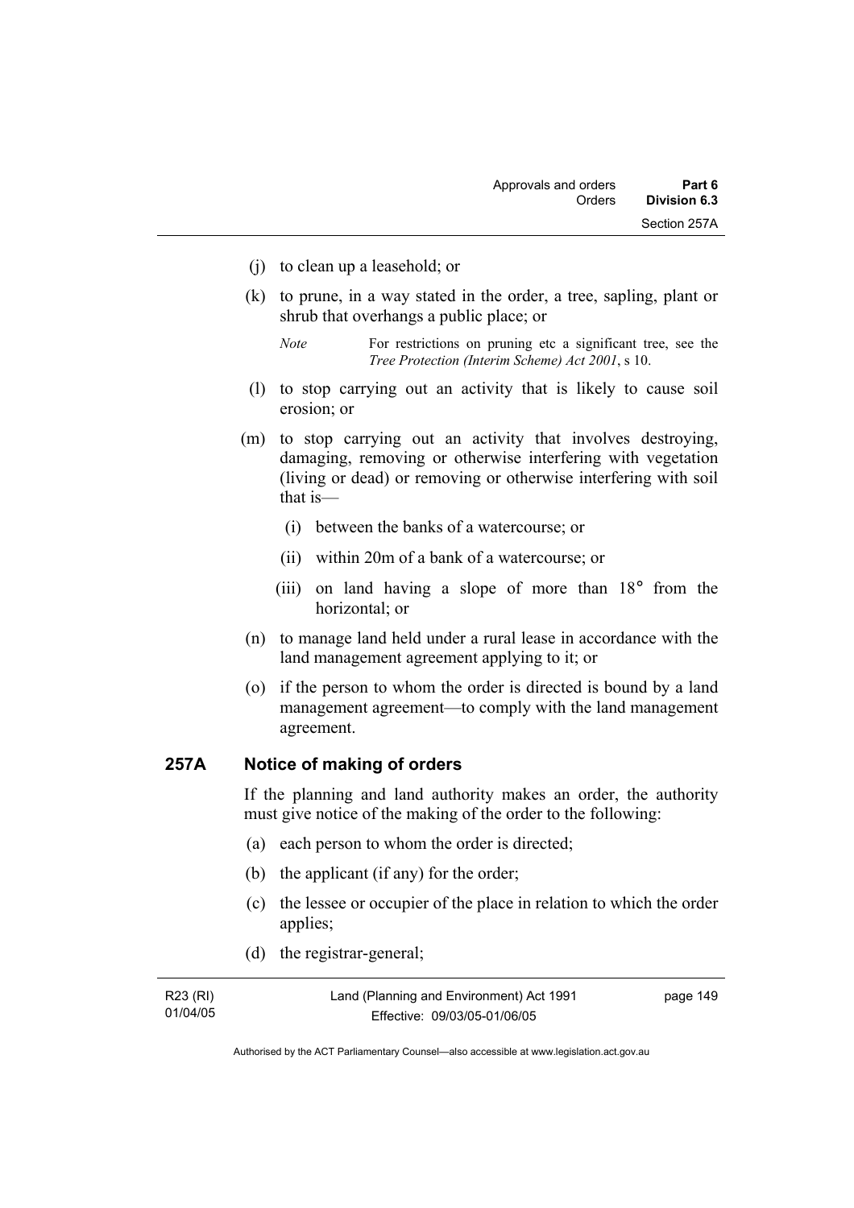(j) to clean up a leasehold; or

(k) to prune, in a way stated in the order, a tree, sapling, plant or shrub that overhangs a public place; or

*Note* For restrictions on pruning etc a significant tree, see the *Tree Protection (Interim Scheme) Act 2001*, s 10.

(l) to stop carrying out an activity that is likely to cause soil erosion; or

(m) to stop carrying out an activity that involves destroying, damaging, removing or otherwise interfering with vegetation (living or dead) or removing or otherwise interfering with soil that is—

(i) between the banks of a watercourse; or

(ii) within 20m of a bank of a watercourse; or

(iii) on land having a slope of more than 18° from the horizontal; or

(n) to manage land held under a rural lease in accordance with the land management agreement applying to it; or

(o) if the person to whom the order is directed is bound by a land management agreement—to comply with the land management agreement.

## 257A Notice of making of orders

If the planning and land authority makes an order, the authority must give notice of the making of the order to the following:

(a) each person to whom the order is directed;

(b) the applicant (if any) for the order;

(c) the lessee or occupier of the place in relation to which the order applies;

(d) the registrar-general;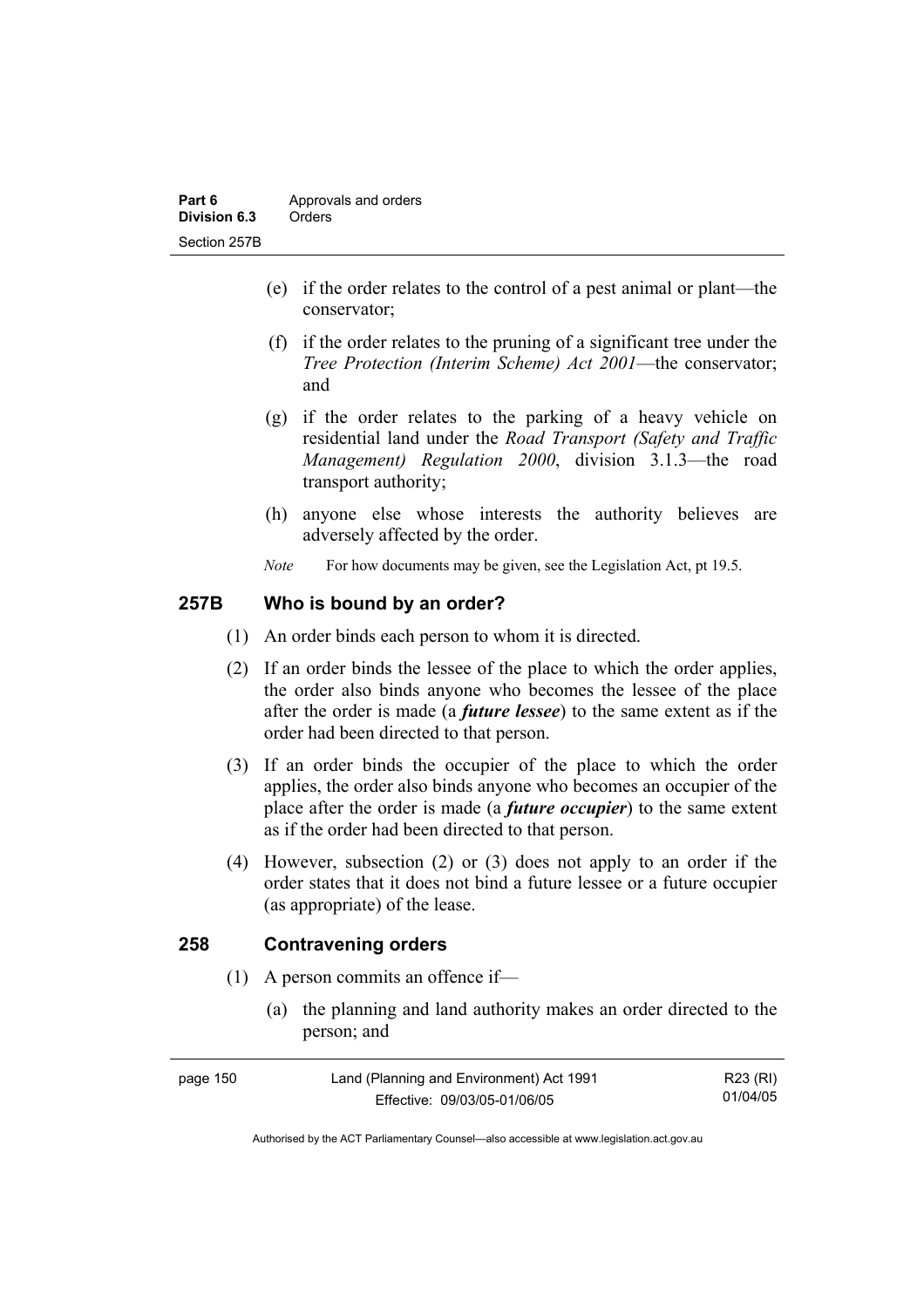(e) if the order relates to the control of a pest animal or plant—the conservator;

(f) if the order relates to the pruning of a significant tree under the *Tree Protection (Interim Scheme) Act 2001*—the conservator; and

(g) if the order relates to the parking of a heavy vehicle on residential land under the *Road Transport (Safety and Traffic Management) Regulation 2000*, division 3.1.3—the road transport authority;

(h) anyone else whose interests the authority believes are adversely affected by the order.

*Note* For how documents may be given, see the Legislation Act, pt 19.5.

### 257B Who is bound by an order?

(1) An order binds each person to whom it is directed.

(2) If an order binds the lessee of the place to which the order applies, the order also binds anyone who becomes the lessee of the place after the order is made (a ***future lessee***) to the same extent as if the order had been directed to that person.

(3) If an order binds the occupier of the place to which the order applies, the order also binds anyone who becomes an occupier of the place after the order is made (a ***future occupier***) to the same extent as if the order had been directed to that person.

(4) However, subsection (2) or (3) does not apply to an order if the order states that it does not bind a future lessee or a future occupier (as appropriate) of the lease.

### 258 Contravening orders

(1) A person commits an offence if—

(a) the planning and land authority makes an order directed to the person; and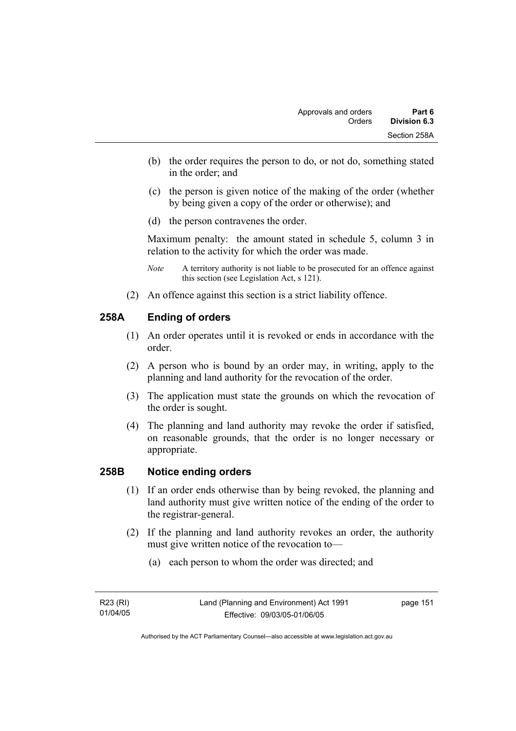(b) the order requires the person to do, or not do, something stated in the order; and

(c) the person is given notice of the making of the order (whether by being given a copy of the order or otherwise); and

(d) the person contravenes the order.

Maximum penalty: the amount stated in schedule 5, column 3 in relation to the activity for which the order was made.

*Note* A territory authority is not liable to be prosecuted for an offence against this section (see Legislation Act, s 121).

(2) An offence against this section is a strict liability offence.

## 258A Ending of orders

(1) An order operates until it is revoked or ends in accordance with the order.

(2) A person who is bound by an order may, in writing, apply to the planning and land authority for the revocation of the order.

(3) The application must state the grounds on which the revocation of the order is sought.

(4) The planning and land authority may revoke the order if satisfied, on reasonable grounds, that the order is no longer necessary or appropriate.

## 258B Notice ending orders

(1) If an order ends otherwise than by being revoked, the planning and land authority must give written notice of the ending of the order to the registrar-general.

(2) If the planning and land authority revokes an order, the authority must give written notice of the revocation to—

(a) each person to whom the order was directed; and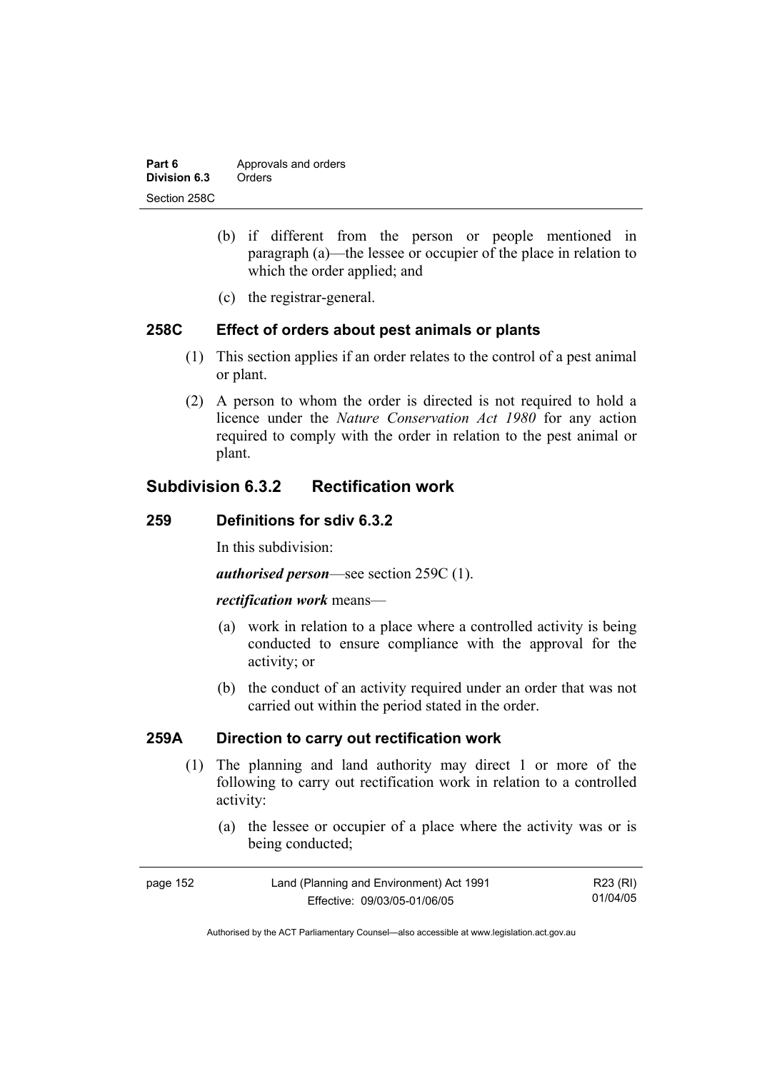(b) if different from the person or people mentioned in paragraph (a)—the lessee or occupier of the place in relation to which the order applied; and

(c) the registrar-general.

### 258C Effect of orders about pest animals or plants

(1) This section applies if an order relates to the control of a pest animal or plant.

(2) A person to whom the order is directed is not required to hold a licence under the *Nature Conservation Act 1980* for any action required to comply with the order in relation to the pest animal or plant.

## Subdivision 6.3.2 Rectification work

### 259 Definitions for sdiv 6.3.2

In this subdivision:

***authorised person***—see section 259C (1).

***rectification work*** means—

(a) work in relation to a place where a controlled activity is being conducted to ensure compliance with the approval for the activity; or

(b) the conduct of an activity required under an order that was not carried out within the period stated in the order.

### 259A Direction to carry out rectification work

(1) The planning and land authority may direct 1 or more of the following to carry out rectification work in relation to a controlled activity:

(a) the lessee or occupier of a place where the activity was or is being conducted;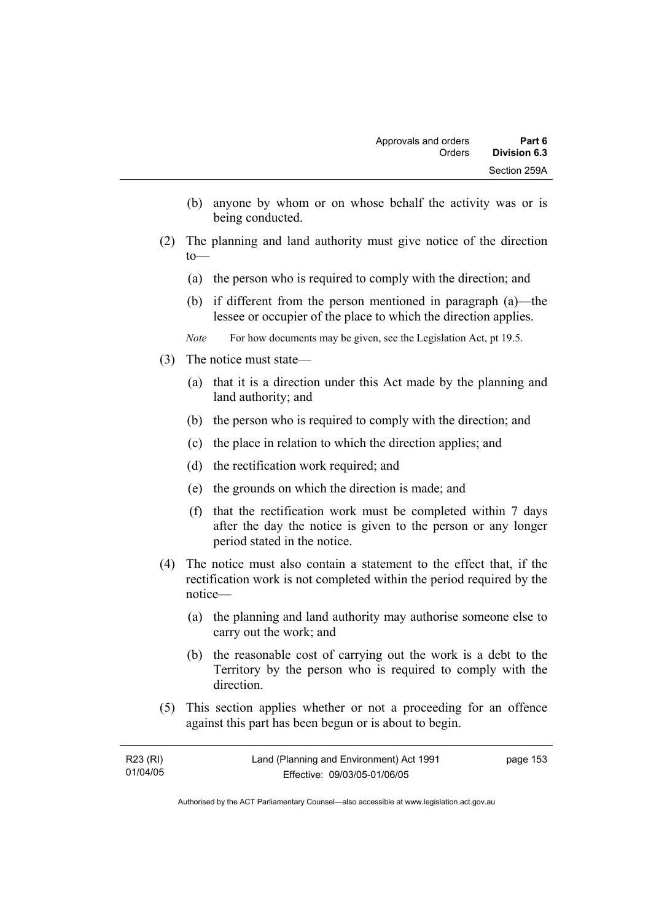(b) anyone by whom or on whose behalf the activity was or is being conducted.

(2) The planning and land authority must give notice of the direction to—

   (a) the person who is required to comply with the direction; and

   (b) if different from the person mentioned in paragraph (a)—the lessee or occupier of the place to which the direction applies.

   *Note* For how documents may be given, see the Legislation Act, pt 19.5.

(3) The notice must state—

   (a) that it is a direction under this Act made by the planning and land authority; and

   (b) the person who is required to comply with the direction; and

   (c) the place in relation to which the direction applies; and

   (d) the rectification work required; and

   (e) the grounds on which the direction is made; and

   (f) that the rectification work must be completed within 7 days after the day the notice is given to the person or any longer period stated in the notice.

(4) The notice must also contain a statement to the effect that, if the rectification work is not completed within the period required by the notice—

   (a) the planning and land authority may authorise someone else to carry out the work; and

   (b) the reasonable cost of carrying out the work is a debt to the Territory by the person who is required to comply with the direction.

(5) This section applies whether or not a proceeding for an offence against this part has been begun or is about to begin.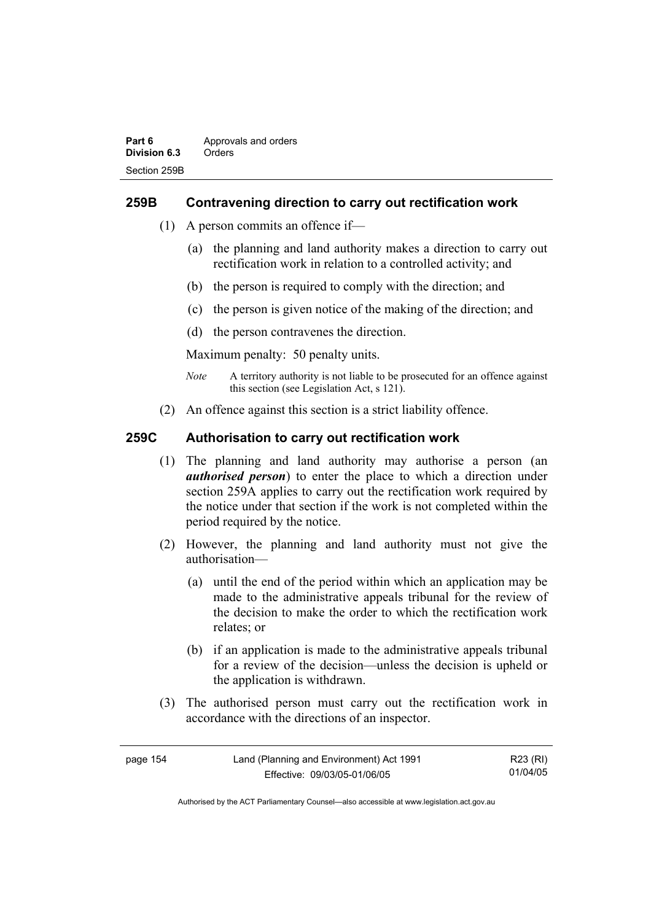## 259B Contravening direction to carry out rectification work

(1) A person commits an offence if—

(a) the planning and land authority makes a direction to carry out rectification work in relation to a controlled activity; and

(b) the person is required to comply with the direction; and

(c) the person is given notice of the making of the direction; and

(d) the person contravenes the direction.

Maximum penalty: 50 penalty units.

*Note* A territory authority is not liable to be prosecuted for an offence against this section (see Legislation Act, s 121).

(2) An offence against this section is a strict liability offence.

## 259C Authorisation to carry out rectification work

(1) The planning and land authority may authorise a person (an ***authorised person***) to enter the place to which a direction under section 259A applies to carry out the rectification work required by the notice under that section if the work is not completed within the period required by the notice.

(2) However, the planning and land authority must not give the authorisation—

(a) until the end of the period within which an application may be made to the administrative appeals tribunal for the review of the decision to make the order to which the rectification work relates; or

(b) if an application is made to the administrative appeals tribunal for a review of the decision—unless the decision is upheld or the application is withdrawn.

(3) The authorised person must carry out the rectification work in accordance with the directions of an inspector.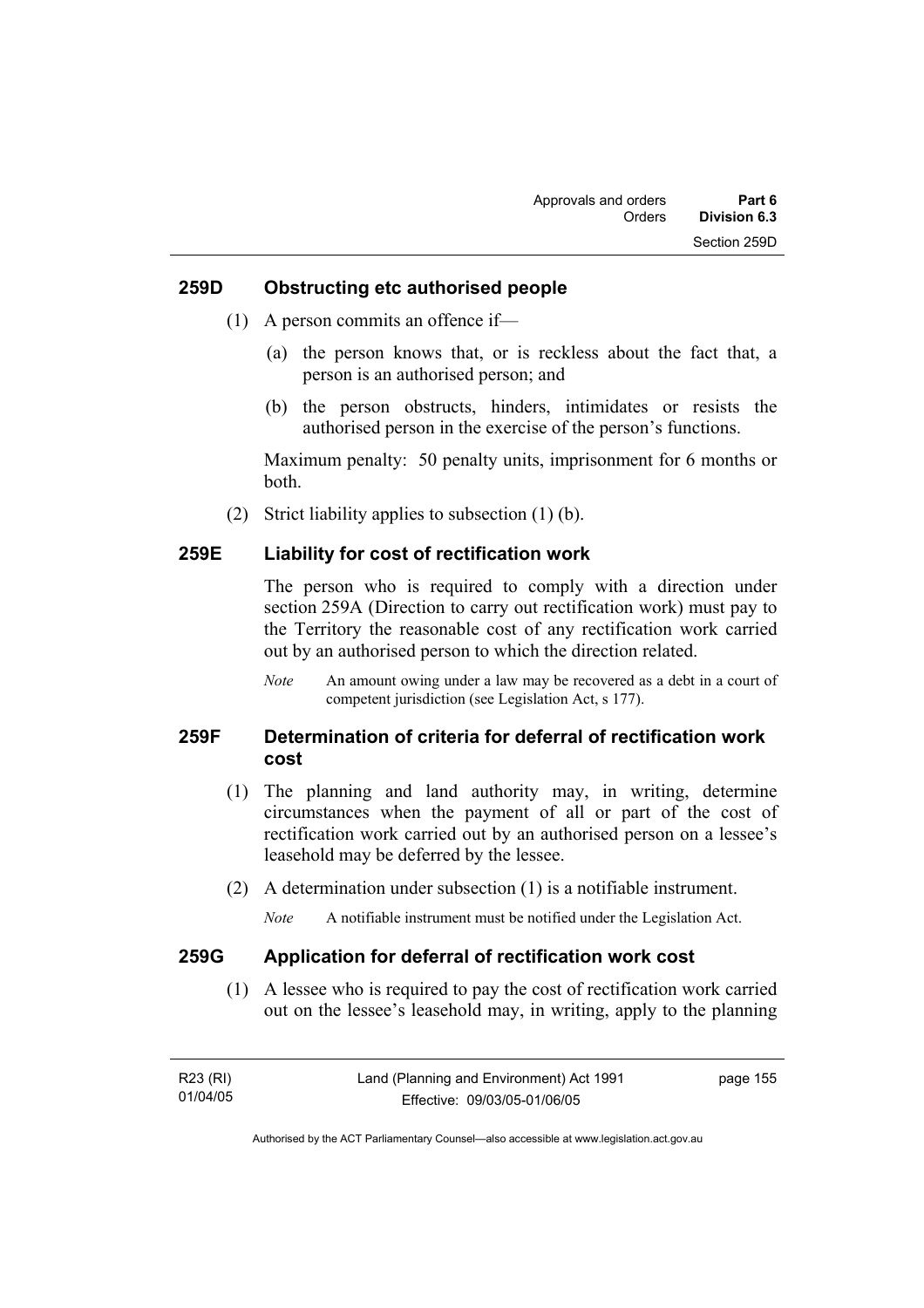## 259D Obstructing etc authorised people

(1) A person commits an offence if—

(a) the person knows that, or is reckless about the fact that, a person is an authorised person; and

(b) the person obstructs, hinders, intimidates or resists the authorised person in the exercise of the person's functions.

Maximum penalty: 50 penalty units, imprisonment for 6 months or both.

(2) Strict liability applies to subsection (1) (b).

## 259E Liability for cost of rectification work

The person who is required to comply with a direction under section 259A (Direction to carry out rectification work) must pay to the Territory the reasonable cost of any rectification work carried out by an authorised person to which the direction related.

*Note* An amount owing under a law may be recovered as a debt in a court of competent jurisdiction (see Legislation Act, s 177).

## 259F Determination of criteria for deferral of rectification work cost

(1) The planning and land authority may, in writing, determine circumstances when the payment of all or part of the cost of rectification work carried out by an authorised person on a lessee's leasehold may be deferred by the lessee.

(2) A determination under subsection (1) is a notifiable instrument.

*Note* A notifiable instrument must be notified under the Legislation Act.

## 259G Application for deferral of rectification work cost

(1) A lessee who is required to pay the cost of rectification work carried out on the lessee's leasehold may, in writing, apply to the planning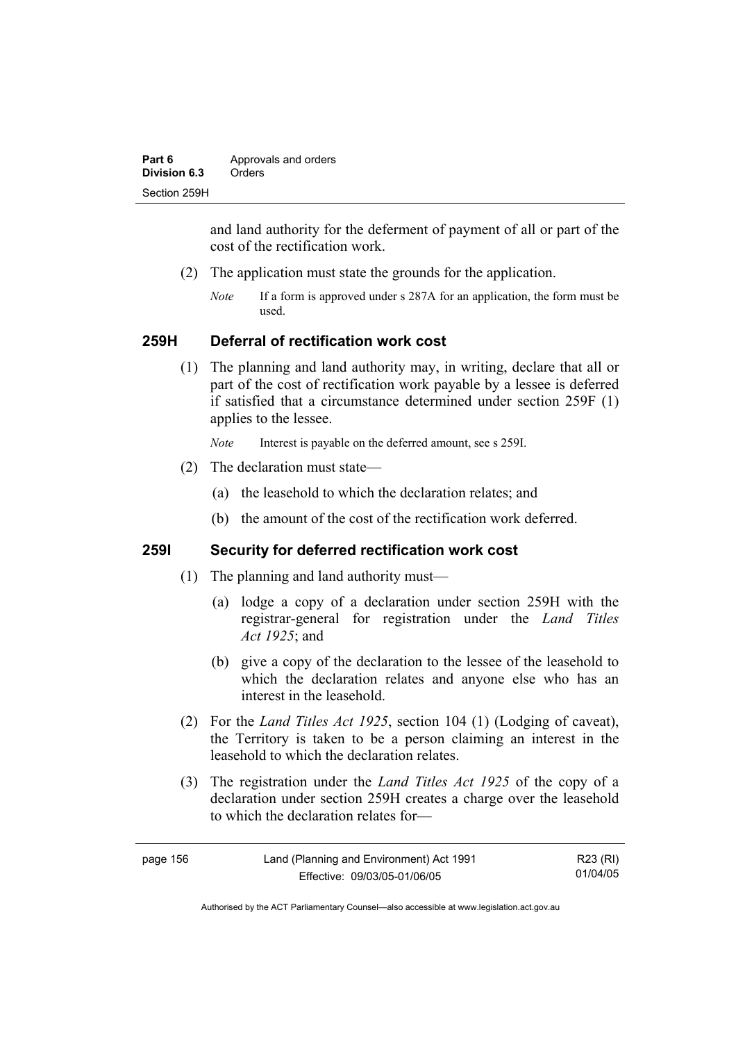and land authority for the deferment of payment of all or part of the cost of the rectification work.

(2) The application must state the grounds for the application.

*Note* If a form is approved under s 287A for an application, the form must be used.

### 259H Deferral of rectification work cost

(1) The planning and land authority may, in writing, declare that all or part of the cost of rectification work payable by a lessee is deferred if satisfied that a circumstance determined under section 259F (1) applies to the lessee.

*Note* Interest is payable on the deferred amount, see s 259I.

(2) The declaration must state—

(a) the leasehold to which the declaration relates; and

(b) the amount of the cost of the rectification work deferred.

### 259I Security for deferred rectification work cost

(1) The planning and land authority must—

(a) lodge a copy of a declaration under section 259H with the registrar-general for registration under the *Land Titles Act 1925*; and

(b) give a copy of the declaration to the lessee of the leasehold to which the declaration relates and anyone else who has an interest in the leasehold.

(2) For the *Land Titles Act 1925*, section 104 (1) (Lodging of caveat), the Territory is taken to be a person claiming an interest in the leasehold to which the declaration relates.

(3) The registration under the *Land Titles Act 1925* of the copy of a declaration under section 259H creates a charge over the leasehold to which the declaration relates for—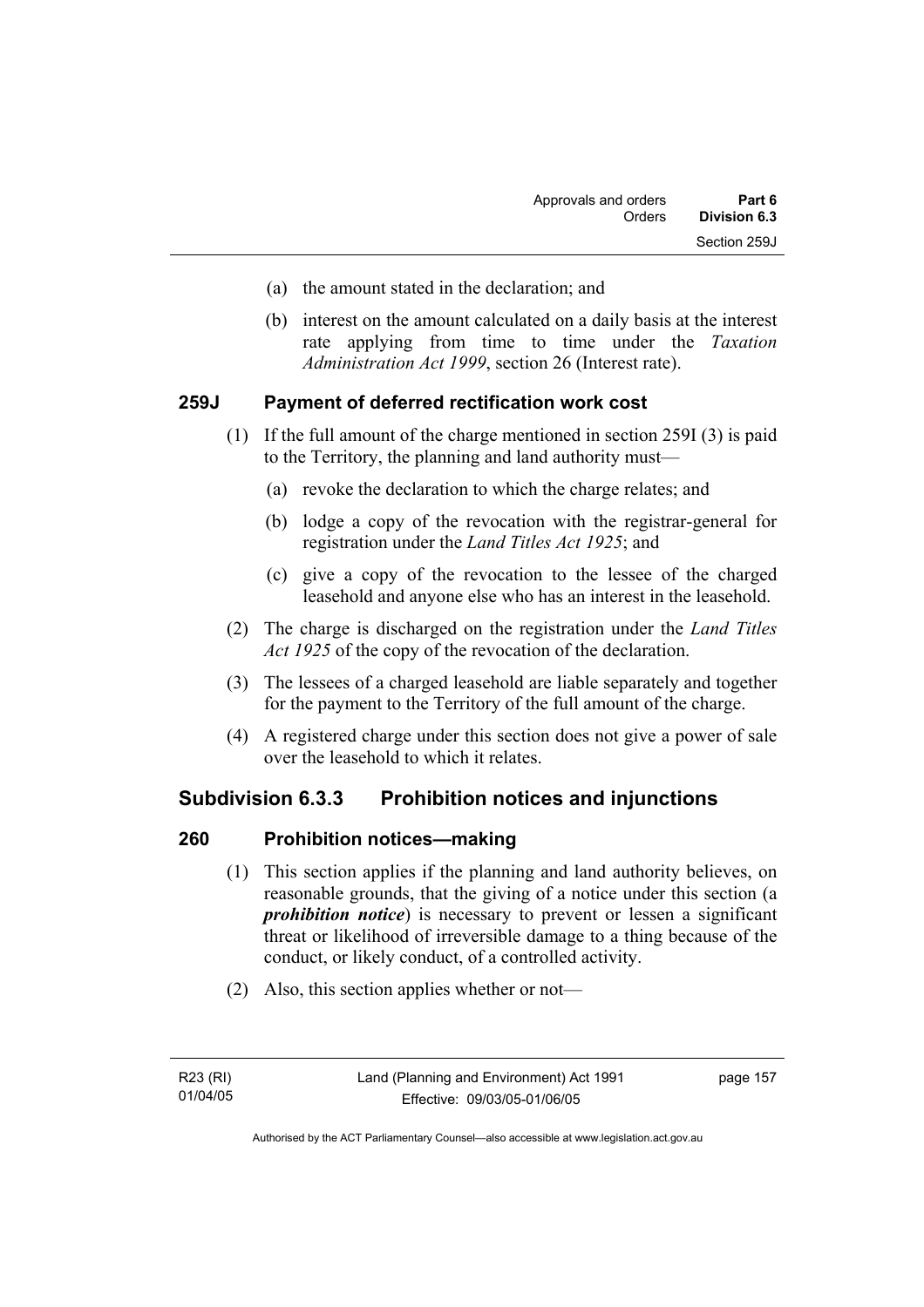(a) the amount stated in the declaration; and

(b) interest on the amount calculated on a daily basis at the interest rate applying from time to time under the *Taxation Administration Act 1999*, section 26 (Interest rate).

### 259J Payment of deferred rectification work cost

(1) If the full amount of the charge mentioned in section 259I (3) is paid to the Territory, the planning and land authority must—

(a) revoke the declaration to which the charge relates; and

(b) lodge a copy of the revocation with the registrar-general for registration under the *Land Titles Act 1925*; and

(c) give a copy of the revocation to the lessee of the charged leasehold and anyone else who has an interest in the leasehold.

(2) The charge is discharged on the registration under the *Land Titles Act 1925* of the copy of the revocation of the declaration.

(3) The lessees of a charged leasehold are liable separately and together for the payment to the Territory of the full amount of the charge.

(4) A registered charge under this section does not give a power of sale over the leasehold to which it relates.

## Subdivision 6.3.3 Prohibition notices and injunctions

### 260 Prohibition notices—making

(1) This section applies if the planning and land authority believes, on reasonable grounds, that the giving of a notice under this section (a ***prohibition notice***) is necessary to prevent or lessen a significant threat or likelihood of irreversible damage to a thing because of the conduct, or likely conduct, of a controlled activity.

(2) Also, this section applies whether or not—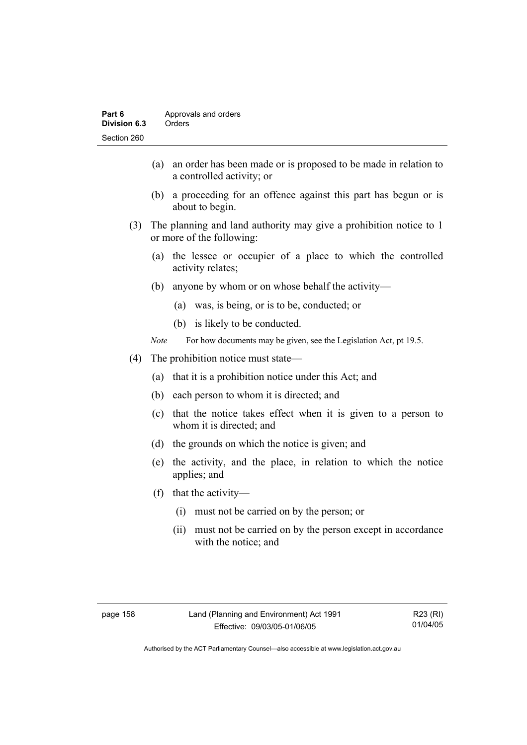(a) an order has been made or is proposed to be made in relation to a controlled activity; or

(b) a proceeding for an offence against this part has begun or is about to begin.

(3) The planning and land authority may give a prohibition notice to 1 or more of the following:

(a) the lessee or occupier of a place to which the controlled activity relates;

(b) anyone by whom or on whose behalf the activity—

(a) was, is being, or is to be, conducted; or

(b) is likely to be conducted.

*Note* For how documents may be given, see the Legislation Act, pt 19.5.

(4) The prohibition notice must state—

(a) that it is a prohibition notice under this Act; and

(b) each person to whom it is directed; and

(c) that the notice takes effect when it is given to a person to whom it is directed; and

(d) the grounds on which the notice is given; and

(e) the activity, and the place, in relation to which the notice applies; and

(f) that the activity—

(i) must not be carried on by the person; or

(ii) must not be carried on by the person except in accordance with the notice; and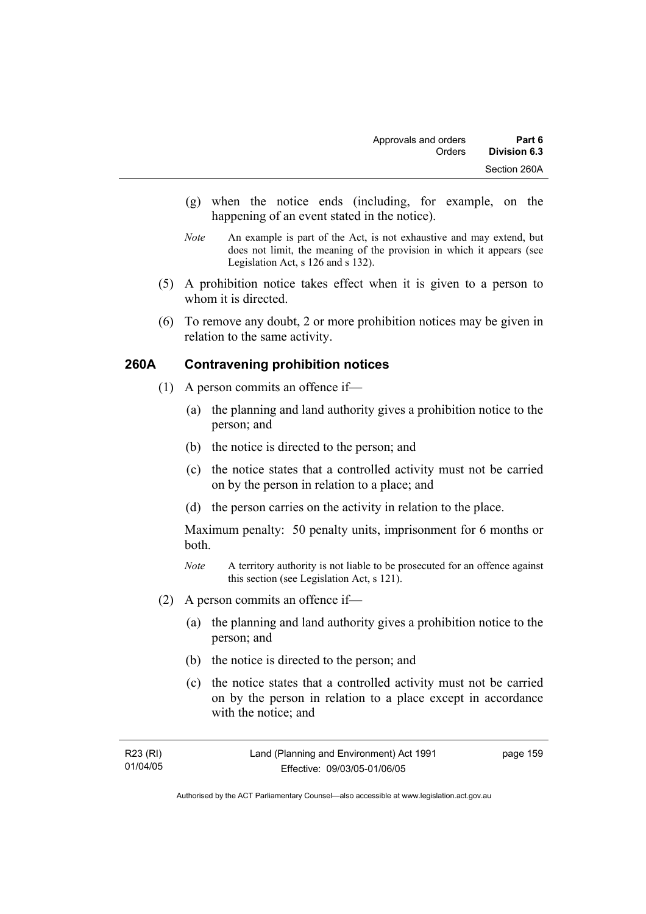(g) when the notice ends (including, for example, on the happening of an event stated in the notice).

*Note* An example is part of the Act, is not exhaustive and may extend, but does not limit, the meaning of the provision in which it appears (see Legislation Act, s 126 and s 132).

(5) A prohibition notice takes effect when it is given to a person to whom it is directed.

(6) To remove any doubt, 2 or more prohibition notices may be given in relation to the same activity.

## 260A Contravening prohibition notices

(1) A person commits an offence if—

(a) the planning and land authority gives a prohibition notice to the person; and

(b) the notice is directed to the person; and

(c) the notice states that a controlled activity must not be carried on by the person in relation to a place; and

(d) the person carries on the activity in relation to the place.

Maximum penalty: 50 penalty units, imprisonment for 6 months or both.

*Note* A territory authority is not liable to be prosecuted for an offence against this section (see Legislation Act, s 121).

(2) A person commits an offence if—

(a) the planning and land authority gives a prohibition notice to the person; and

(b) the notice is directed to the person; and

(c) the notice states that a controlled activity must not be carried on by the person in relation to a place except in accordance with the notice; and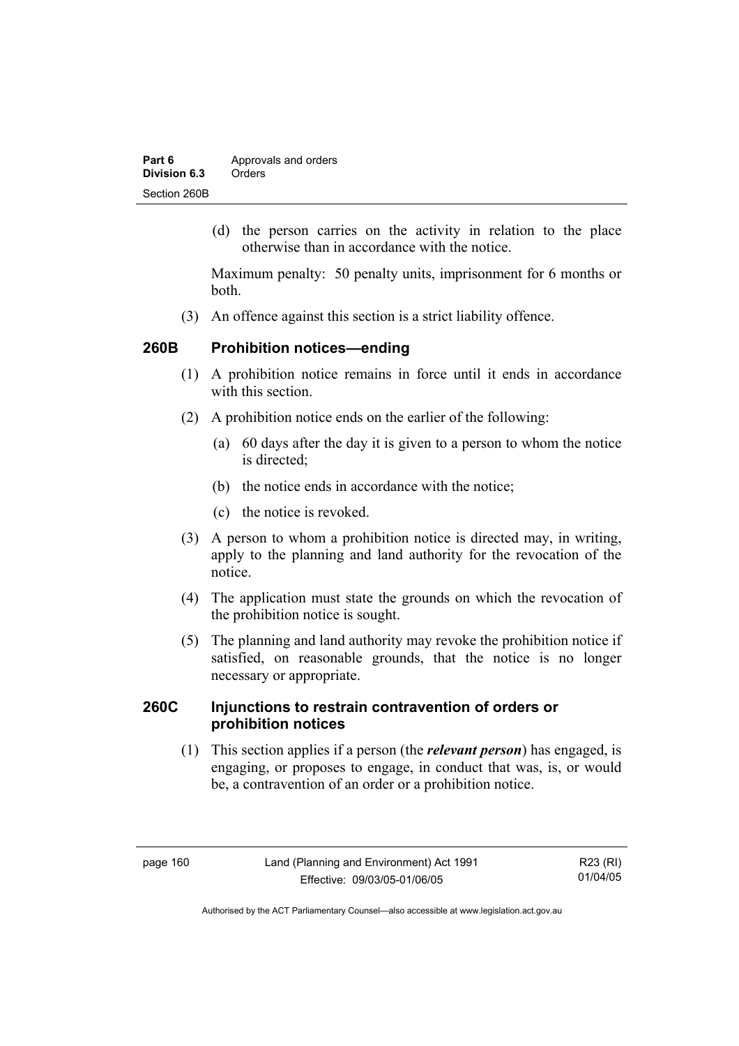(d) the person carries on the activity in relation to the place otherwise than in accordance with the notice.

Maximum penalty: 50 penalty units, imprisonment for 6 months or both.

(3) An offence against this section is a strict liability offence.

### 260B Prohibition notices—ending

(1) A prohibition notice remains in force until it ends in accordance with this section.

(2) A prohibition notice ends on the earlier of the following:

(a) 60 days after the day it is given to a person to whom the notice is directed;

(b) the notice ends in accordance with the notice;

(c) the notice is revoked.

(3) A person to whom a prohibition notice is directed may, in writing, apply to the planning and land authority for the revocation of the notice.

(4) The application must state the grounds on which the revocation of the prohibition notice is sought.

(5) The planning and land authority may revoke the prohibition notice if satisfied, on reasonable grounds, that the notice is no longer necessary or appropriate.

### 260C Injunctions to restrain contravention of orders or prohibition notices

(1) This section applies if a person (the ***relevant person***) has engaged, is engaging, or proposes to engage, in conduct that was, is, or would be, a contravention of an order or a prohibition notice.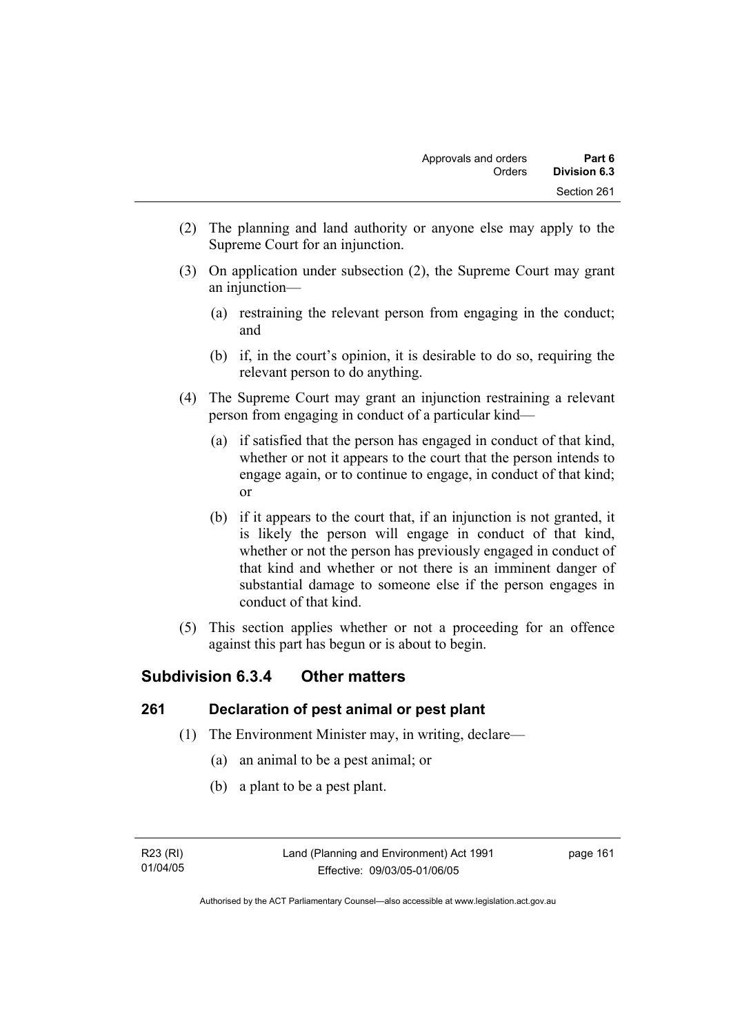(2) The planning and land authority or anyone else may apply to the Supreme Court for an injunction.

(3) On application under subsection (2), the Supreme Court may grant an injunction—

 (a) restraining the relevant person from engaging in the conduct; and

 (b) if, in the court's opinion, it is desirable to do so, requiring the relevant person to do anything.

(4) The Supreme Court may grant an injunction restraining a relevant person from engaging in conduct of a particular kind—

 (a) if satisfied that the person has engaged in conduct of that kind, whether or not it appears to the court that the person intends to engage again, or to continue to engage, in conduct of that kind; or

 (b) if it appears to the court that, if an injunction is not granted, it is likely the person will engage in conduct of that kind, whether or not the person has previously engaged in conduct of that kind and whether or not there is an imminent danger of substantial damage to someone else if the person engages in conduct of that kind.

(5) This section applies whether or not a proceeding for an offence against this part has begun or is about to begin.

## Subdivision 6.3.4 Other matters

### 261 Declaration of pest animal or pest plant

(1) The Environment Minister may, in writing, declare—

 (a) an animal to be a pest animal; or

 (b) a plant to be a pest plant.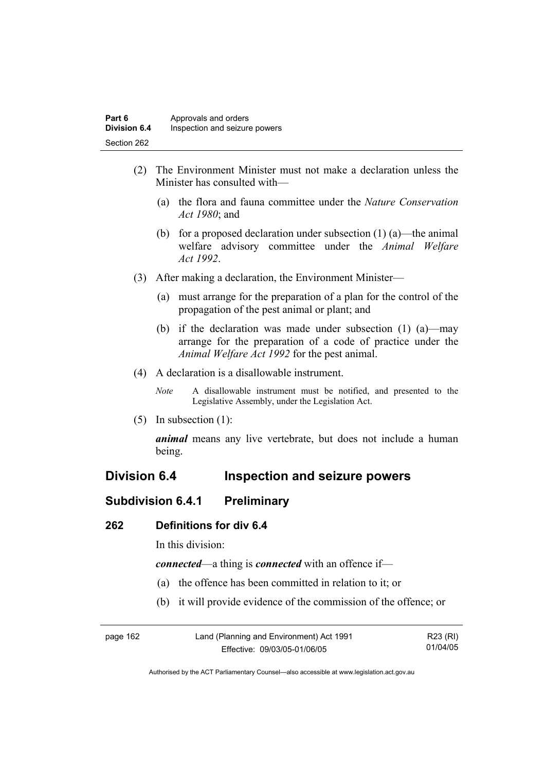(2) The Environment Minister must not make a declaration unless the Minister has consulted with—

(a) the flora and fauna committee under the *Nature Conservation Act 1980*; and

(b) for a proposed declaration under subsection (1) (a)—the animal welfare advisory committee under the *Animal Welfare Act 1992*.

(3) After making a declaration, the Environment Minister—

(a) must arrange for the preparation of a plan for the control of the propagation of the pest animal or plant; and

(b) if the declaration was made under subsection (1) (a)—may arrange for the preparation of a code of practice under the *Animal Welfare Act 1992* for the pest animal.

(4) A declaration is a disallowable instrument.

*Note* A disallowable instrument must be notified, and presented to the Legislative Assembly, under the Legislation Act.

(5) In subsection (1):

***animal*** means any live vertebrate, but does not include a human being.

## Division 6.4 Inspection and seizure powers

### Subdivision 6.4.1 Preliminary

#### 262 Definitions for div 6.4

In this division:

***connected***—a thing is ***connected*** with an offence if—

(a) the offence has been committed in relation to it; or

(b) it will provide evidence of the commission of the offence; or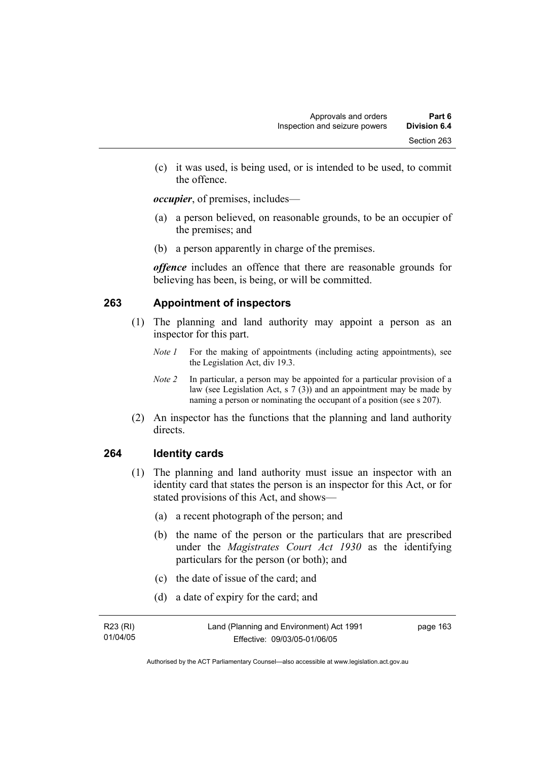(c) it was used, is being used, or is intended to be used, to commit the offence.

***occupier***, of premises, includes—

(a) a person believed, on reasonable grounds, to be an occupier of the premises; and

(b) a person apparently in charge of the premises.

***offence*** includes an offence that there are reasonable grounds for believing has been, is being, or will be committed.

## 263 Appointment of inspectors

(1) The planning and land authority may appoint a person as an inspector for this part.

*Note 1* For the making of appointments (including acting appointments), see the Legislation Act, div 19.3.

*Note 2* In particular, a person may be appointed for a particular provision of a law (see Legislation Act, s 7 (3)) and an appointment may be made by naming a person or nominating the occupant of a position (see s 207).

(2) An inspector has the functions that the planning and land authority directs.

## 264 Identity cards

(1) The planning and land authority must issue an inspector with an identity card that states the person is an inspector for this Act, or for stated provisions of this Act, and shows—

(a) a recent photograph of the person; and

(b) the name of the person or the particulars that are prescribed under the *Magistrates Court Act 1930* as the identifying particulars for the person (or both); and

(c) the date of issue of the card; and

(d) a date of expiry for the card; and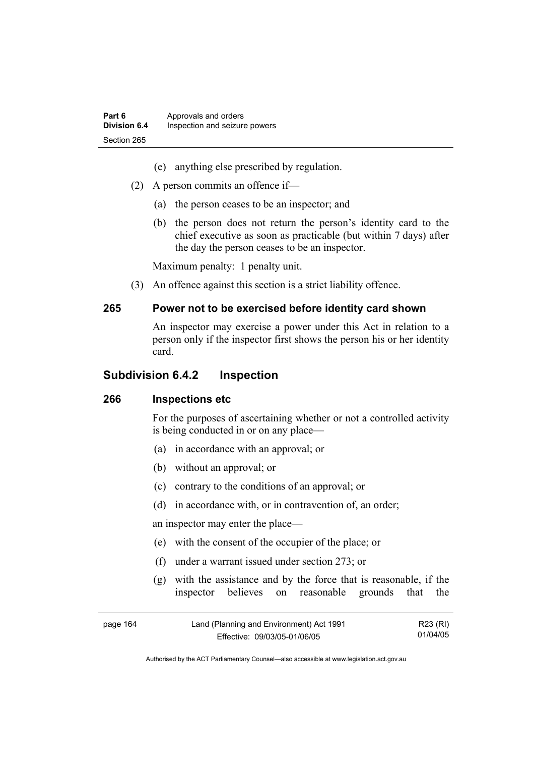(e) anything else prescribed by regulation.

(2) A person commits an offence if—

(a) the person ceases to be an inspector; and

(b) the person does not return the person's identity card to the chief executive as soon as practicable (but within 7 days) after the day the person ceases to be an inspector.

Maximum penalty: 1 penalty unit.

(3) An offence against this section is a strict liability offence.

### 265 Power not to be exercised before identity card shown

An inspector may exercise a power under this Act in relation to a person only if the inspector first shows the person his or her identity card.

## Subdivision 6.4.2 Inspection

### 266 Inspections etc

For the purposes of ascertaining whether or not a controlled activity is being conducted in or on any place—

(a) in accordance with an approval; or

(b) without an approval; or

(c) contrary to the conditions of an approval; or

(d) in accordance with, or in contravention of, an order;

an inspector may enter the place—

(e) with the consent of the occupier of the place; or

(f) under a warrant issued under section 273; or

(g) with the assistance and by the force that is reasonable, if the inspector believes on reasonable grounds that the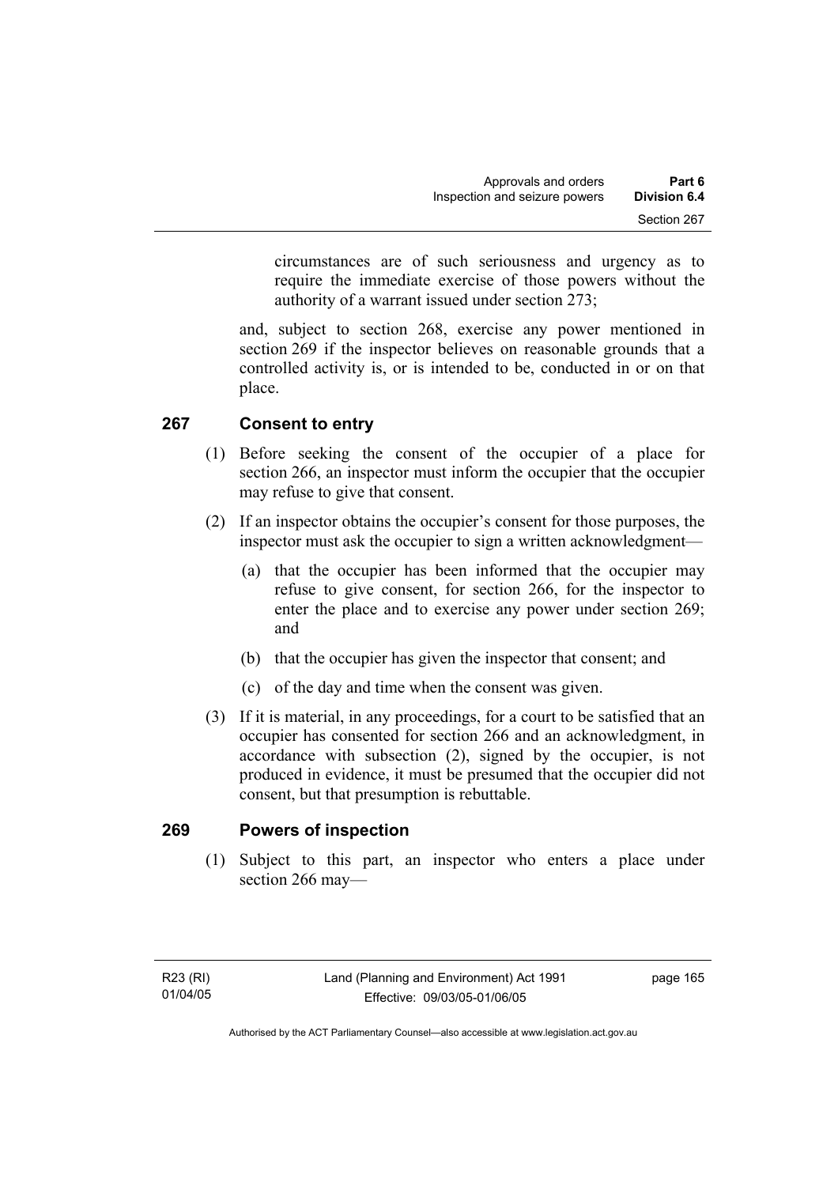circumstances are of such seriousness and urgency as to require the immediate exercise of those powers without the authority of a warrant issued under section 273;

and, subject to section 268, exercise any power mentioned in section 269 if the inspector believes on reasonable grounds that a controlled activity is, or is intended to be, conducted in or on that place.

## 267 Consent to entry

(1) Before seeking the consent of the occupier of a place for section 266, an inspector must inform the occupier that the occupier may refuse to give that consent.

(2) If an inspector obtains the occupier's consent for those purposes, the inspector must ask the occupier to sign a written acknowledgment—

- (a) that the occupier has been informed that the occupier may refuse to give consent, for section 266, for the inspector to enter the place and to exercise any power under section 269; and
- (b) that the occupier has given the inspector that consent; and
- (c) of the day and time when the consent was given.

(3) If it is material, in any proceedings, for a court to be satisfied that an occupier has consented for section 266 and an acknowledgment, in accordance with subsection (2), signed by the occupier, is not produced in evidence, it must be presumed that the occupier did not consent, but that presumption is rebuttable.

## 269 Powers of inspection

(1) Subject to this part, an inspector who enters a place under section 266 may—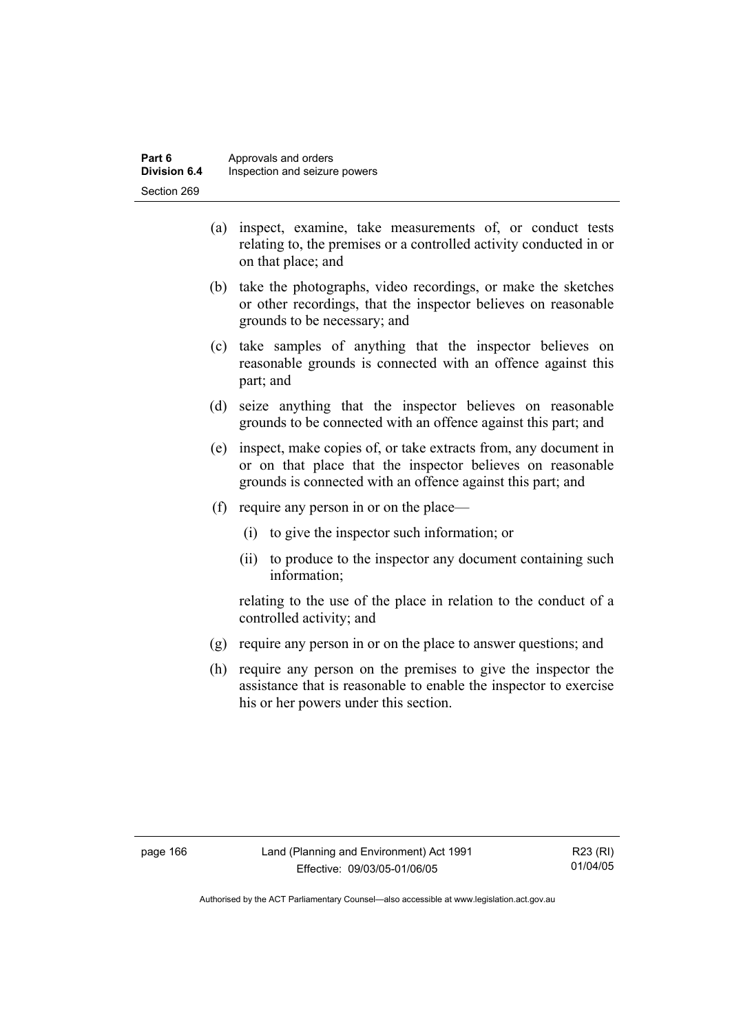(a) inspect, examine, take measurements of, or conduct tests relating to, the premises or a controlled activity conducted in or on that place; and

(b) take the photographs, video recordings, or make the sketches or other recordings, that the inspector believes on reasonable grounds to be necessary; and

(c) take samples of anything that the inspector believes on reasonable grounds is connected with an offence against this part; and

(d) seize anything that the inspector believes on reasonable grounds to be connected with an offence against this part; and

(e) inspect, make copies of, or take extracts from, any document in or on that place that the inspector believes on reasonable grounds is connected with an offence against this part; and

(f) require any person in or on the place—

   (i) to give the inspector such information; or

   (ii) to produce to the inspector any document containing such information;

   relating to the use of the place in relation to the conduct of a controlled activity; and

(g) require any person in or on the place to answer questions; and

(h) require any person on the premises to give the inspector the assistance that is reasonable to enable the inspector to exercise his or her powers under this section.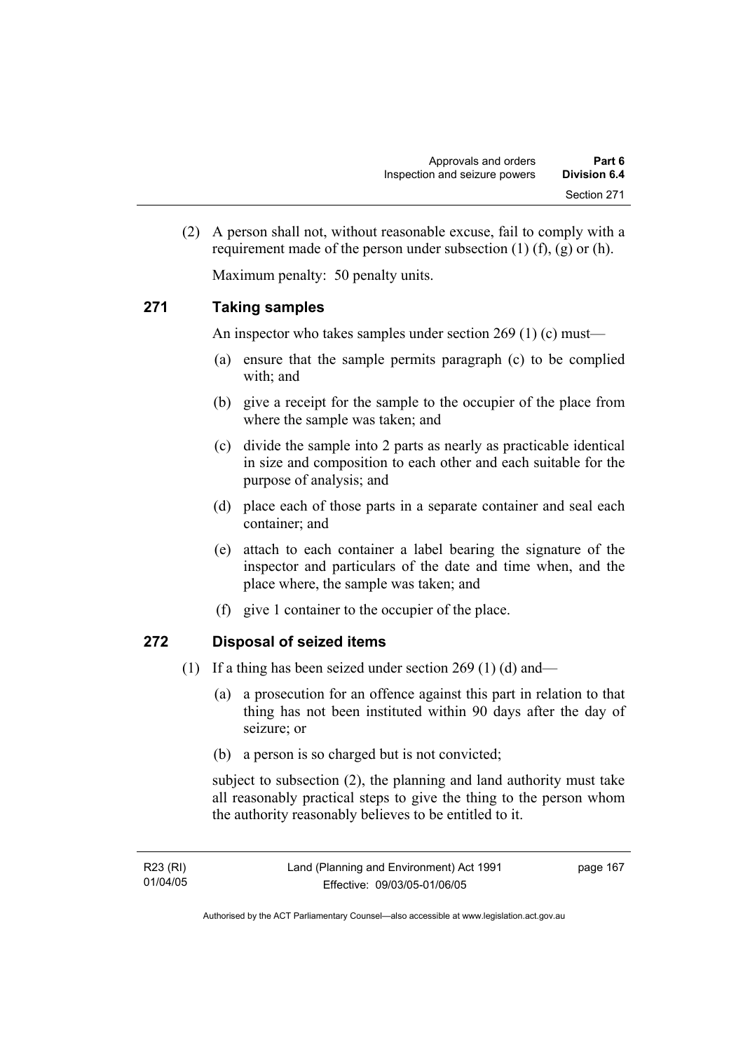(2) A person shall not, without reasonable excuse, fail to comply with a requirement made of the person under subsection (1) (f), (g) or (h).

Maximum penalty: 50 penalty units.

## 271 Taking samples

An inspector who takes samples under section 269 (1) (c) must—

(a) ensure that the sample permits paragraph (c) to be complied with; and

(b) give a receipt for the sample to the occupier of the place from where the sample was taken; and

(c) divide the sample into 2 parts as nearly as practicable identical in size and composition to each other and each suitable for the purpose of analysis; and

(d) place each of those parts in a separate container and seal each container; and

(e) attach to each container a label bearing the signature of the inspector and particulars of the date and time when, and the place where, the sample was taken; and

(f) give 1 container to the occupier of the place.

## 272 Disposal of seized items

(1) If a thing has been seized under section 269 (1) (d) and—

(a) a prosecution for an offence against this part in relation to that thing has not been instituted within 90 days after the day of seizure; or

(b) a person is so charged but is not convicted;

subject to subsection (2), the planning and land authority must take all reasonably practical steps to give the thing to the person whom the authority reasonably believes to be entitled to it.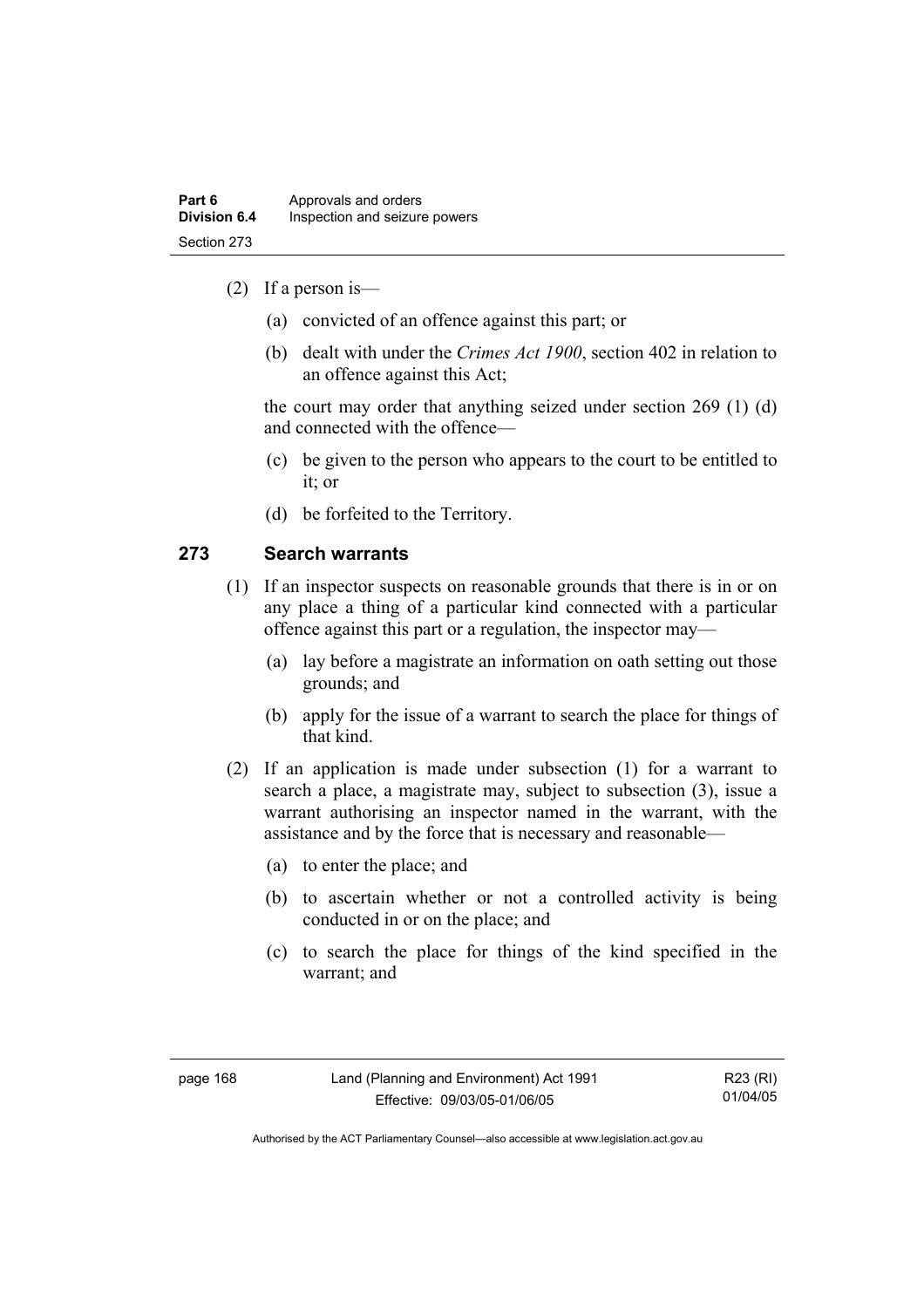(2) If a person is—

(a) convicted of an offence against this part; or

(b) dealt with under the *Crimes Act 1900*, section 402 in relation to an offence against this Act;

the court may order that anything seized under section 269 (1) (d) and connected with the offence—

(c) be given to the person who appears to the court to be entitled to it; or

(d) be forfeited to the Territory.

## 273 Search warrants

(1) If an inspector suspects on reasonable grounds that there is in or on any place a thing of a particular kind connected with a particular offence against this part or a regulation, the inspector may—

(a) lay before a magistrate an information on oath setting out those grounds; and

(b) apply for the issue of a warrant to search the place for things of that kind.

(2) If an application is made under subsection (1) for a warrant to search a place, a magistrate may, subject to subsection (3), issue a warrant authorising an inspector named in the warrant, with the assistance and by the force that is necessary and reasonable—

(a) to enter the place; and

(b) to ascertain whether or not a controlled activity is being conducted in or on the place; and

(c) to search the place for things of the kind specified in the warrant; and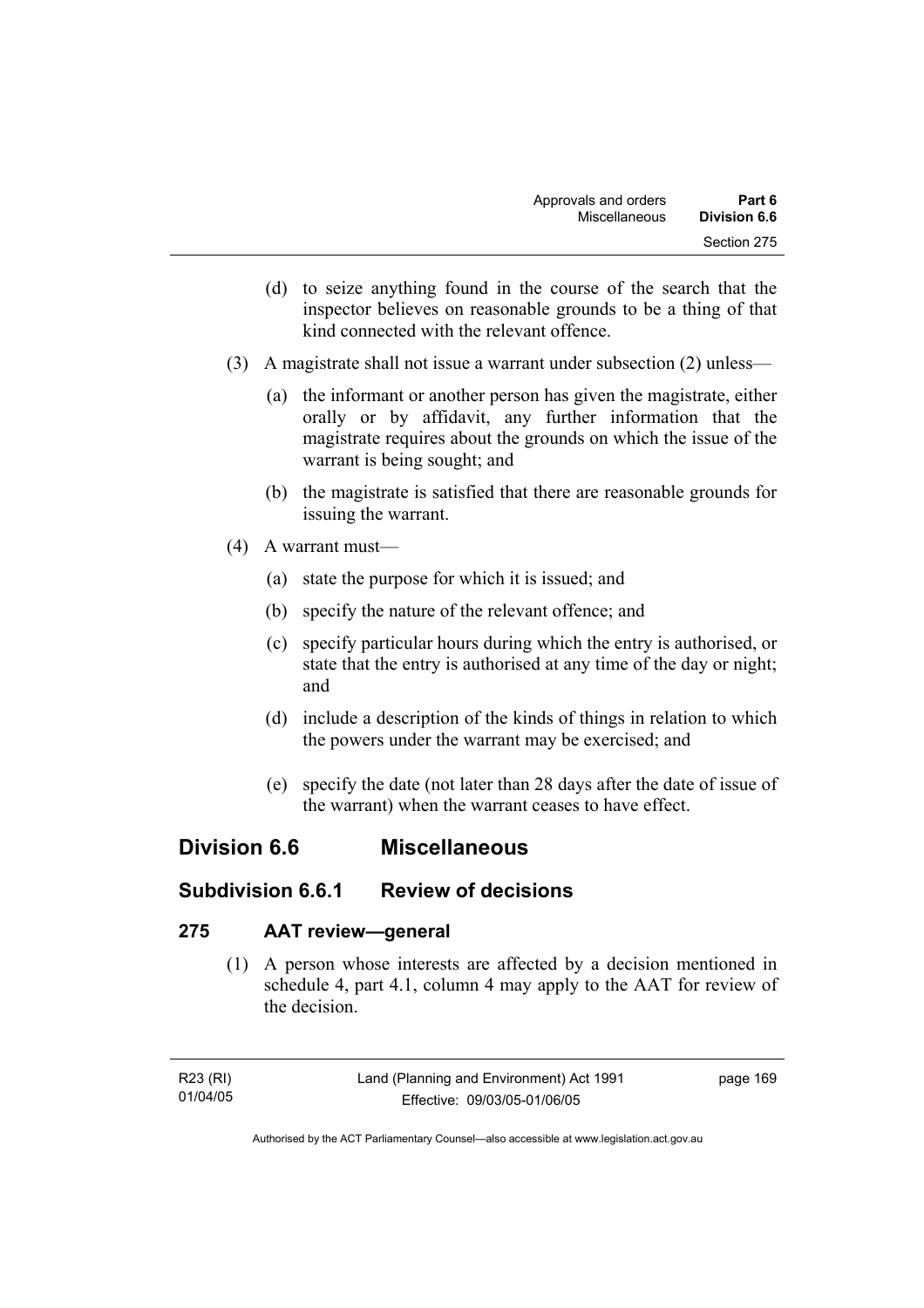(d) to seize anything found in the course of the search that the inspector believes on reasonable grounds to be a thing of that kind connected with the relevant offence.

(3) A magistrate shall not issue a warrant under subsection (2) unless—

(a) the informant or another person has given the magistrate, either orally or by affidavit, any further information that the magistrate requires about the grounds on which the issue of the warrant is being sought; and

(b) the magistrate is satisfied that there are reasonable grounds for issuing the warrant.

(4) A warrant must—

(a) state the purpose for which it is issued; and

(b) specify the nature of the relevant offence; and

(c) specify particular hours during which the entry is authorised, or state that the entry is authorised at any time of the day or night; and

(d) include a description of the kinds of things in relation to which the powers under the warrant may be exercised; and

(e) specify the date (not later than 28 days after the date of issue of the warrant) when the warrant ceases to have effect.

# Division 6.6 Miscellaneous

## Subdivision 6.6.1 Review of decisions

### 275 AAT review—general

(1) A person whose interests are affected by a decision mentioned in schedule 4, part 4.1, column 4 may apply to the AAT for review of the decision.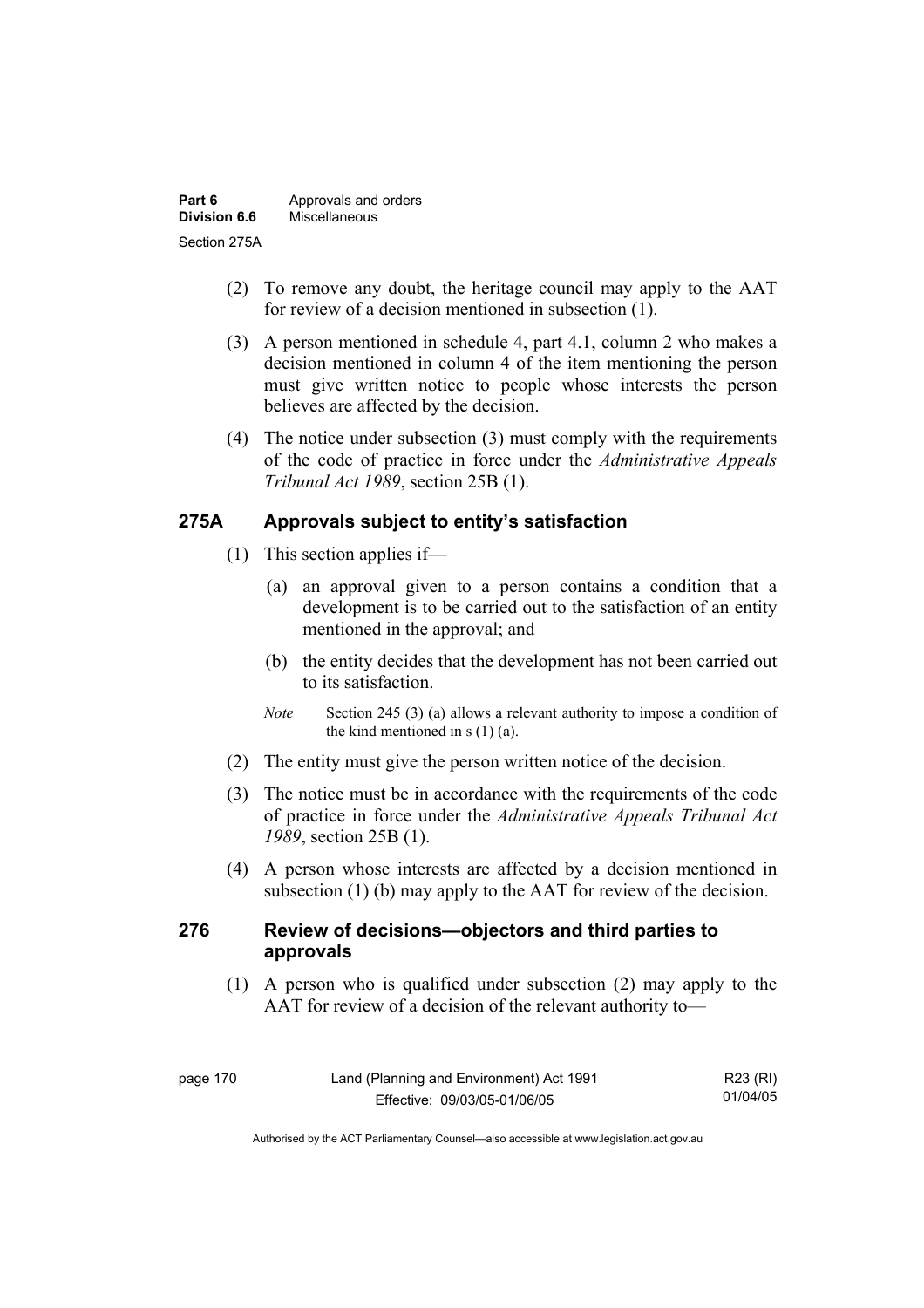(2) To remove any doubt, the heritage council may apply to the AAT for review of a decision mentioned in subsection (1).

(3) A person mentioned in schedule 4, part 4.1, column 2 who makes a decision mentioned in column 4 of the item mentioning the person must give written notice to people whose interests the person believes are affected by the decision.

(4) The notice under subsection (3) must comply with the requirements of the code of practice in force under the *Administrative Appeals Tribunal Act 1989*, section 25B (1).

## 275A Approvals subject to entity's satisfaction

(1) This section applies if—

(a) an approval given to a person contains a condition that a development is to be carried out to the satisfaction of an entity mentioned in the approval; and

(b) the entity decides that the development has not been carried out to its satisfaction.

*Note* Section 245 (3) (a) allows a relevant authority to impose a condition of the kind mentioned in s (1) (a).

(2) The entity must give the person written notice of the decision.

(3) The notice must be in accordance with the requirements of the code of practice in force under the *Administrative Appeals Tribunal Act 1989*, section 25B (1).

(4) A person whose interests are affected by a decision mentioned in subsection (1) (b) may apply to the AAT for review of the decision.

## 276 Review of decisions—objectors and third parties to approvals

(1) A person who is qualified under subsection (2) may apply to the AAT for review of a decision of the relevant authority to—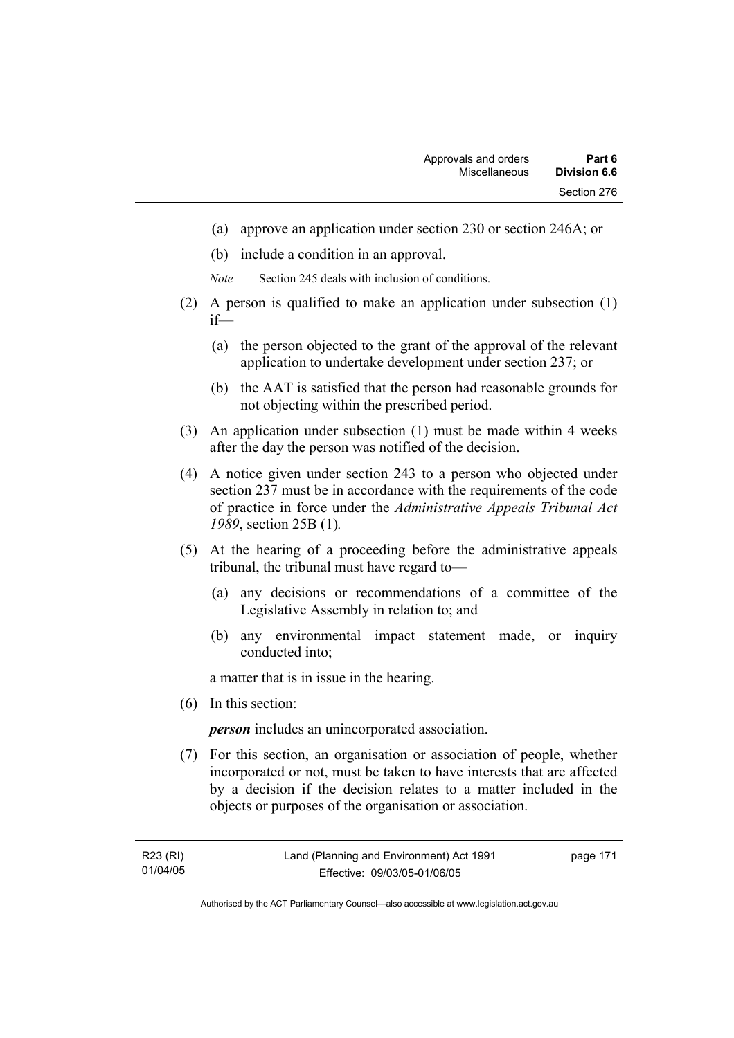(a) approve an application under section 230 or section 246A; or

(b) include a condition in an approval.

*Note* Section 245 deals with inclusion of conditions.

(2) A person is qualified to make an application under subsection (1) if—

(a) the person objected to the grant of the approval of the relevant application to undertake development under section 237; or

(b) the AAT is satisfied that the person had reasonable grounds for not objecting within the prescribed period.

(3) An application under subsection (1) must be made within 4 weeks after the day the person was notified of the decision.

(4) A notice given under section 243 to a person who objected under section 237 must be in accordance with the requirements of the code of practice in force under the *Administrative Appeals Tribunal Act 1989*, section 25B (1).

(5) At the hearing of a proceeding before the administrative appeals tribunal, the tribunal must have regard to—

(a) any decisions or recommendations of a committee of the Legislative Assembly in relation to; and

(b) any environmental impact statement made, or inquiry conducted into;

a matter that is in issue in the hearing.

(6) In this section:

***person*** includes an unincorporated association.

(7) For this section, an organisation or association of people, whether incorporated or not, must be taken to have interests that are affected by a decision if the decision relates to a matter included in the objects or purposes of the organisation or association.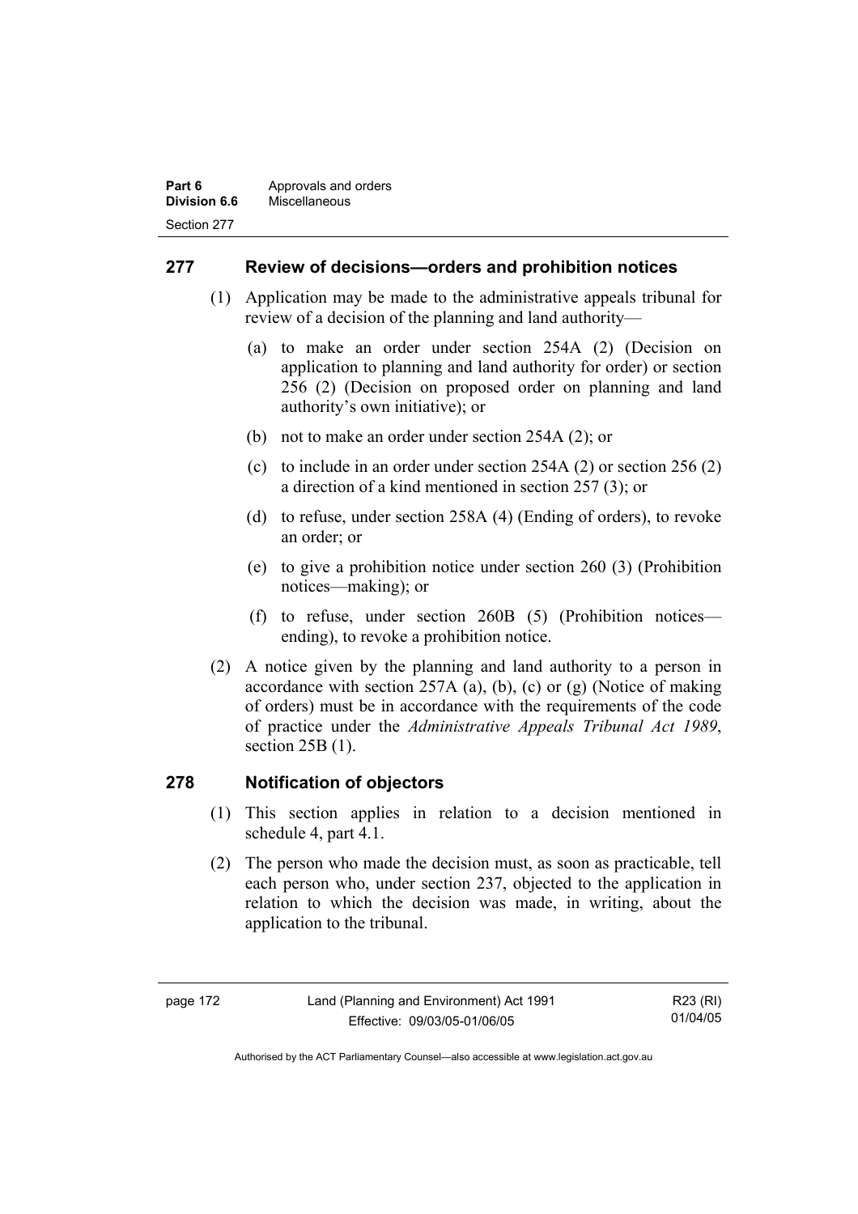## 277 Review of decisions—orders and prohibition notices

(1) Application may be made to the administrative appeals tribunal for review of a decision of the planning and land authority—

(a) to make an order under section 254A (2) (Decision on application to planning and land authority for order) or section 256 (2) (Decision on proposed order on planning and land authority's own initiative); or

(b) not to make an order under section 254A (2); or

(c) to include in an order under section 254A (2) or section 256 (2) a direction of a kind mentioned in section 257 (3); or

(d) to refuse, under section 258A (4) (Ending of orders), to revoke an order; or

(e) to give a prohibition notice under section 260 (3) (Prohibition notices—making); or

(f) to refuse, under section 260B (5) (Prohibition notices—ending), to revoke a prohibition notice.

(2) A notice given by the planning and land authority to a person in accordance with section 257A (a), (b), (c) or (g) (Notice of making of orders) must be in accordance with the requirements of the code of practice under the *Administrative Appeals Tribunal Act 1989*, section 25B (1).

## 278 Notification of objectors

(1) This section applies in relation to a decision mentioned in schedule 4, part 4.1.

(2) The person who made the decision must, as soon as practicable, tell each person who, under section 237, objected to the application in relation to which the decision was made, in writing, about the application to the tribunal.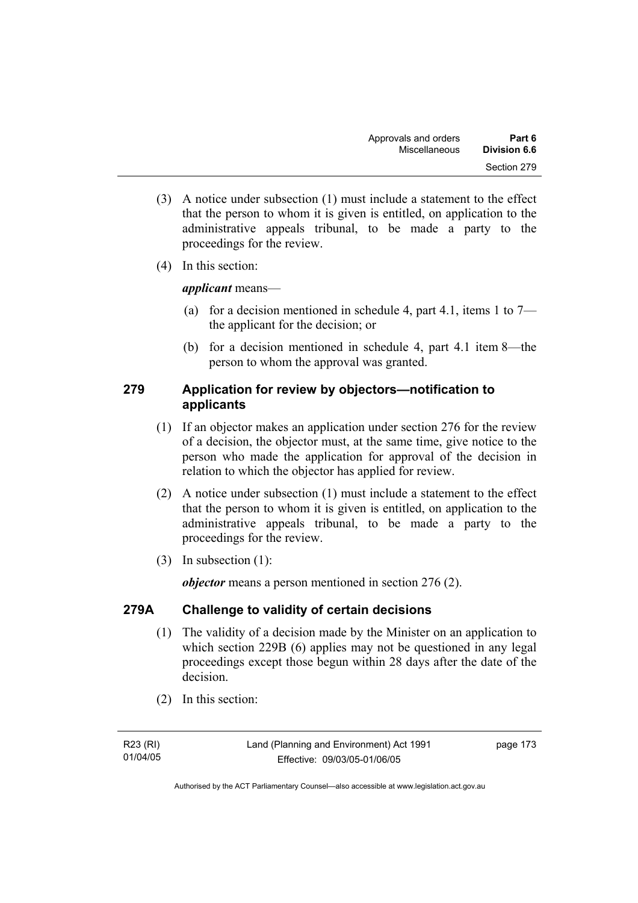(3) A notice under subsection (1) must include a statement to the effect that the person to whom it is given is entitled, on application to the administrative appeals tribunal, to be made a party to the proceedings for the review.

(4) In this section:

***applicant*** means—

(a) for a decision mentioned in schedule 4, part 4.1, items 1 to 7—the applicant for the decision; or

(b) for a decision mentioned in schedule 4, part 4.1 item 8—the person to whom the approval was granted.

## 279 Application for review by objectors—notification to applicants

(1) If an objector makes an application under section 276 for the review of a decision, the objector must, at the same time, give notice to the person who made the application for approval of the decision in relation to which the objector has applied for review.

(2) A notice under subsection (1) must include a statement to the effect that the person to whom it is given is entitled, on application to the administrative appeals tribunal, to be made a party to the proceedings for the review.

(3) In subsection (1):

***objector*** means a person mentioned in section 276 (2).

## 279A Challenge to validity of certain decisions

(1) The validity of a decision made by the Minister on an application to which section 229B (6) applies may not be questioned in any legal proceedings except those begun within 28 days after the date of the decision.

(2) In this section: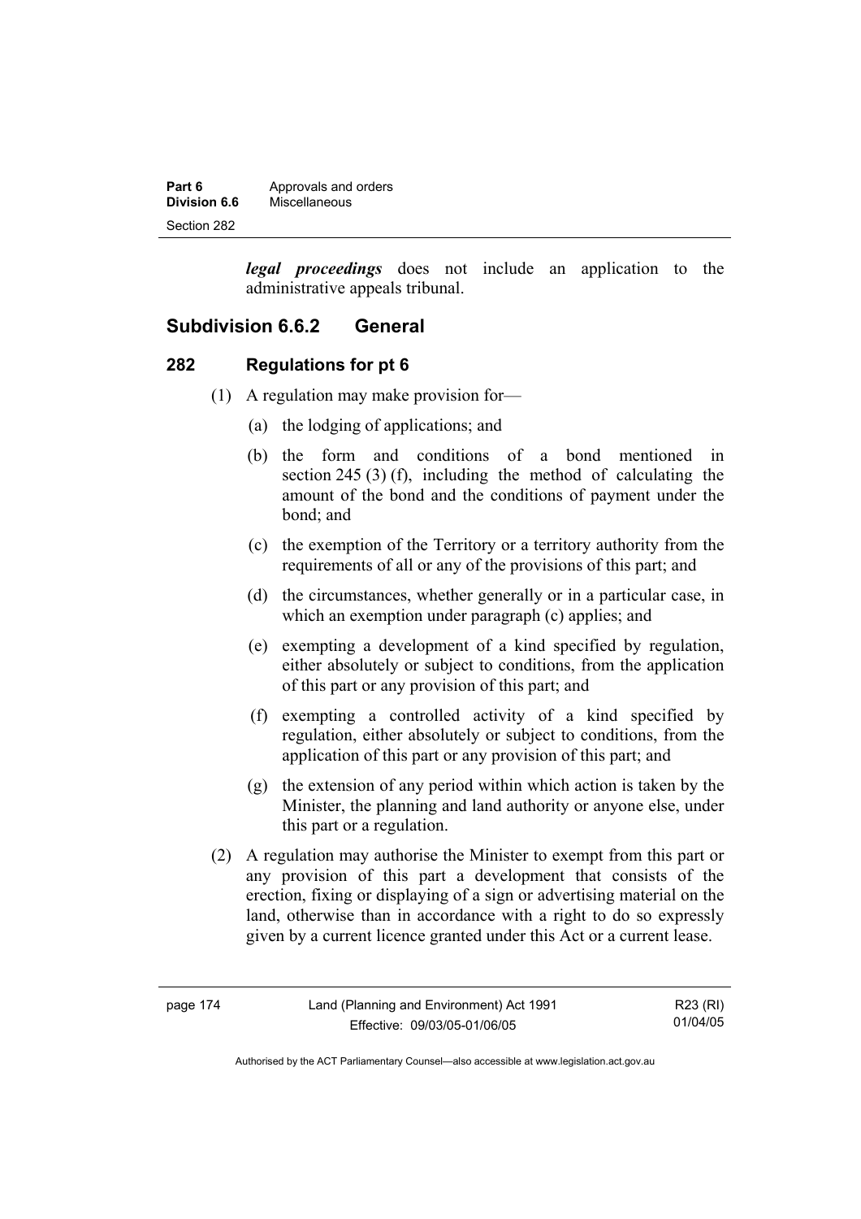***legal proceedings*** does not include an application to the administrative appeals tribunal.

## Subdivision 6.6.2 General

### 282 Regulations for pt 6

(1) A regulation may make provision for—

(a) the lodging of applications; and

(b) the form and conditions of a bond mentioned in section 245 (3) (f), including the method of calculating the amount of the bond and the conditions of payment under the bond; and

(c) the exemption of the Territory or a territory authority from the requirements of all or any of the provisions of this part; and

(d) the circumstances, whether generally or in a particular case, in which an exemption under paragraph (c) applies; and

(e) exempting a development of a kind specified by regulation, either absolutely or subject to conditions, from the application of this part or any provision of this part; and

(f) exempting a controlled activity of a kind specified by regulation, either absolutely or subject to conditions, from the application of this part or any provision of this part; and

(g) the extension of any period within which action is taken by the Minister, the planning and land authority or anyone else, under this part or a regulation.

(2) A regulation may authorise the Minister to exempt from this part or any provision of this part a development that consists of the erection, fixing or displaying of a sign or advertising material on the land, otherwise than in accordance with a right to do so expressly given by a current licence granted under this Act or a current lease.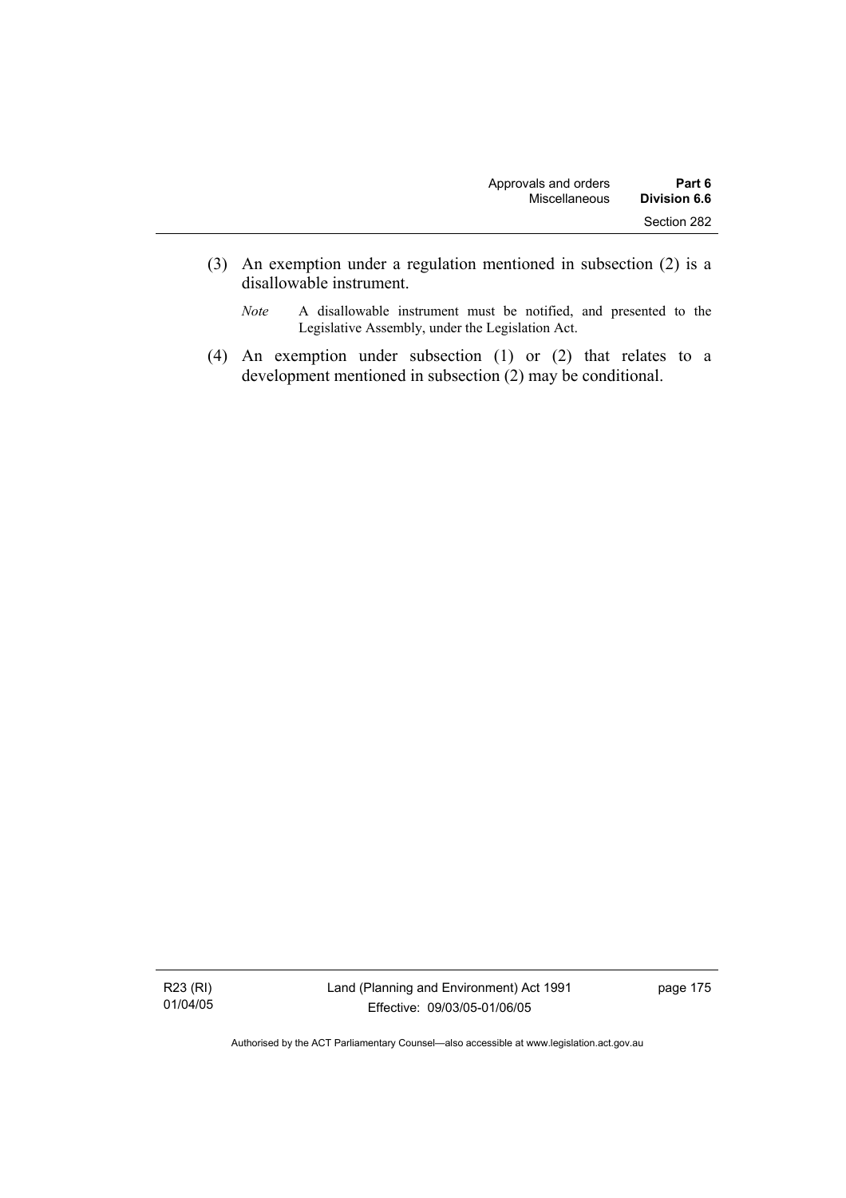(3) An exemption under a regulation mentioned in subsection (2) is a disallowable instrument.

*Note* A disallowable instrument must be notified, and presented to the Legislative Assembly, under the Legislation Act.

(4) An exemption under subsection (1) or (2) that relates to a development mentioned in subsection (2) may be conditional.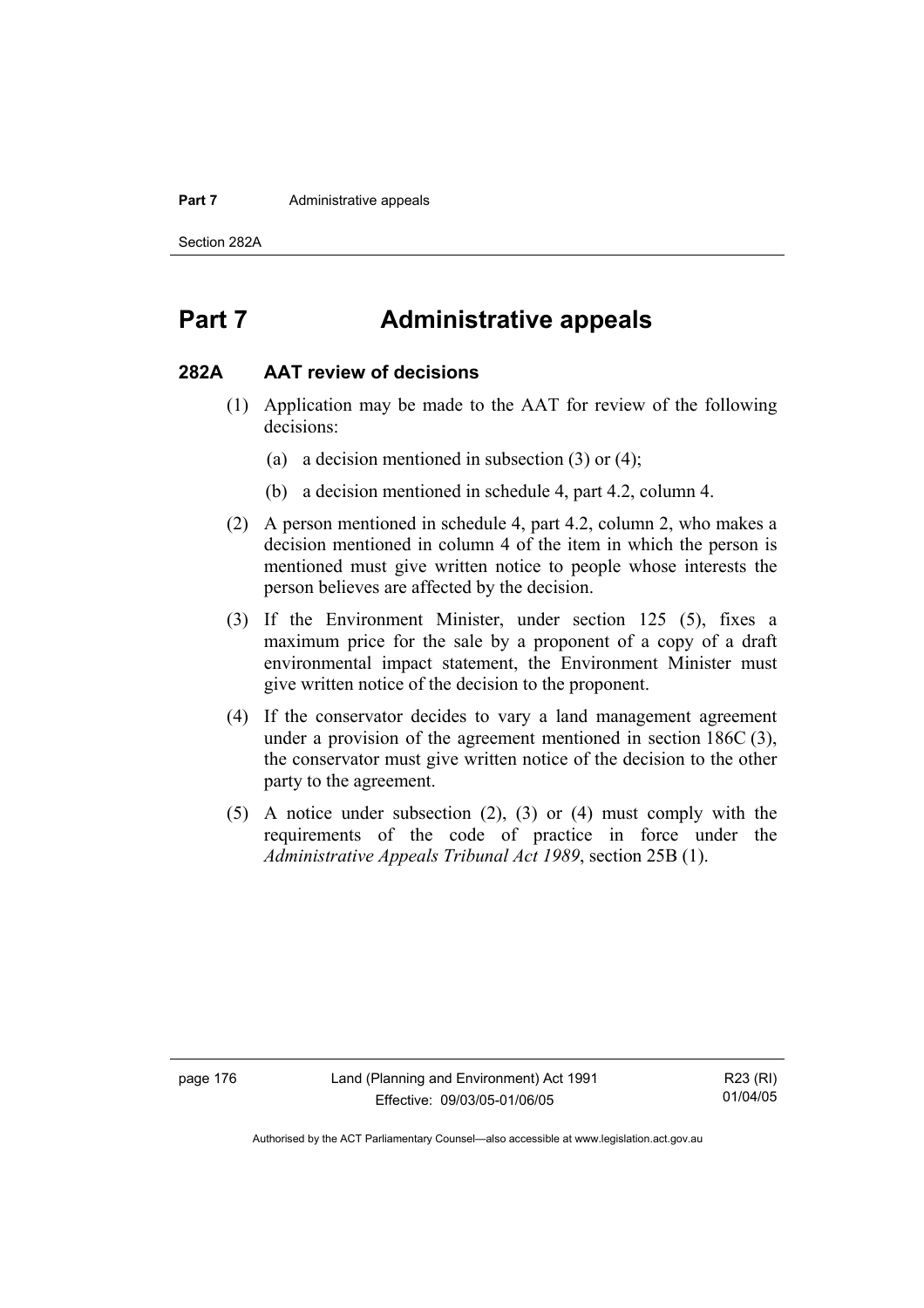# Part 7 Administrative appeals

## 282A AAT review of decisions

(1) Application may be made to the AAT for review of the following decisions:

(a) a decision mentioned in subsection (3) or (4);

(b) a decision mentioned in schedule 4, part 4.2, column 4.

(2) A person mentioned in schedule 4, part 4.2, column 2, who makes a decision mentioned in column 4 of the item in which the person is mentioned must give written notice to people whose interests the person believes are affected by the decision.

(3) If the Environment Minister, under section 125 (5), fixes a maximum price for the sale by a proponent of a copy of a draft environmental impact statement, the Environment Minister must give written notice of the decision to the proponent.

(4) If the conservator decides to vary a land management agreement under a provision of the agreement mentioned in section 186C (3), the conservator must give written notice of the decision to the other party to the agreement.

(5) A notice under subsection (2), (3) or (4) must comply with the requirements of the code of practice in force under the *Administrative Appeals Tribunal Act 1989*, section 25B (1).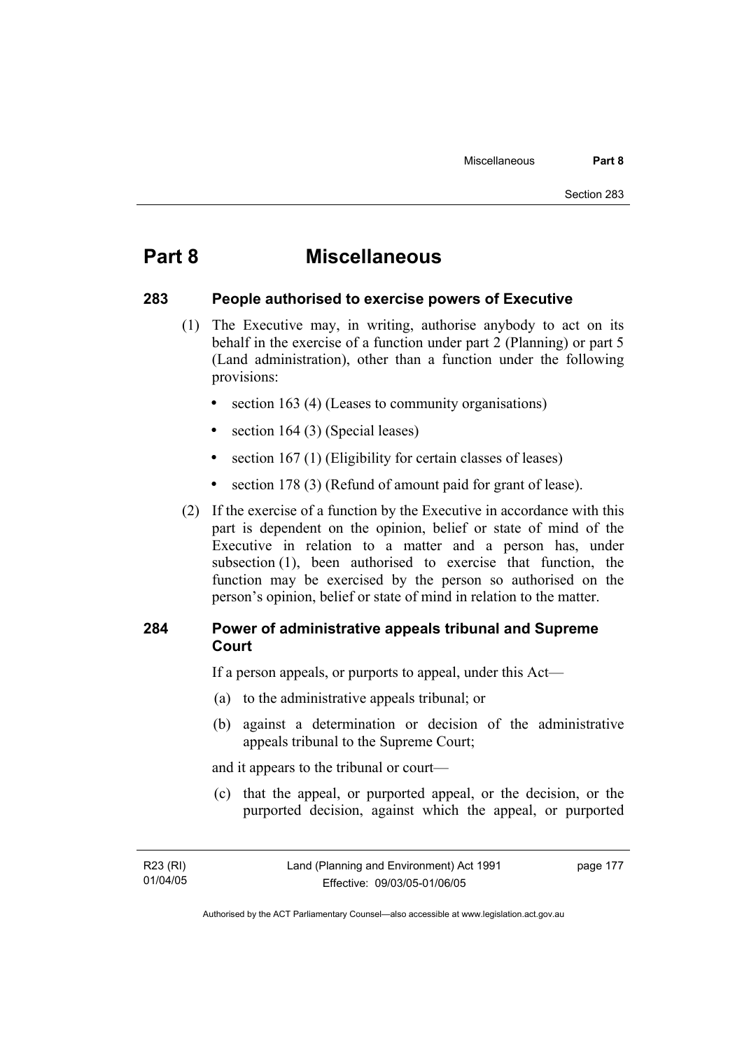# Part 8 Miscellaneous

## 283 People authorised to exercise powers of Executive

(1) The Executive may, in writing, authorise anybody to act on its behalf in the exercise of a function under part 2 (Planning) or part 5 (Land administration), other than a function under the following provisions:

- section 163 (4) (Leases to community organisations)
- section 164 (3) (Special leases)
- section 167 (1) (Eligibility for certain classes of leases)
- section 178 (3) (Refund of amount paid for grant of lease).

(2) If the exercise of a function by the Executive in accordance with this part is dependent on the opinion, belief or state of mind of the Executive in relation to a matter and a person has, under subsection (1), been authorised to exercise that function, the function may be exercised by the person so authorised on the person's opinion, belief or state of mind in relation to the matter.

## 284 Power of administrative appeals tribunal and Supreme Court

If a person appeals, or purports to appeal, under this Act—

(a) to the administrative appeals tribunal; or

(b) against a determination or decision of the administrative appeals tribunal to the Supreme Court;

and it appears to the tribunal or court—

(c) that the appeal, or purported appeal, or the decision, or the purported decision, against which the appeal, or purported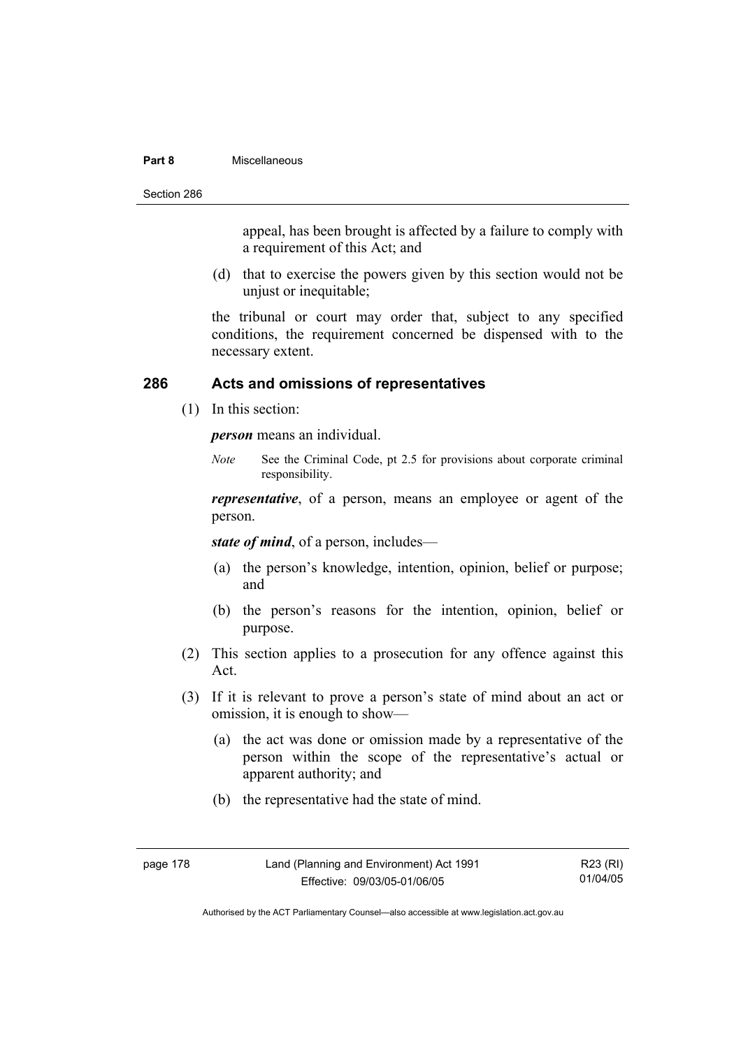appeal, has been brought is affected by a failure to comply with a requirement of this Act; and

(d) that to exercise the powers given by this section would not be unjust or inequitable;

the tribunal or court may order that, subject to any specified conditions, the requirement concerned be dispensed with to the necessary extent.

## 286 Acts and omissions of representatives

(1) In this section:

***person*** means an individual.

*Note* See the Criminal Code, pt 2.5 for provisions about corporate criminal responsibility.

***representative***, of a person, means an employee or agent of the person.

***state of mind***, of a person, includes—

(a) the person's knowledge, intention, opinion, belief or purpose; and

(b) the person's reasons for the intention, opinion, belief or purpose.

(2) This section applies to a prosecution for any offence against this Act.

(3) If it is relevant to prove a person's state of mind about an act or omission, it is enough to show—

(a) the act was done or omission made by a representative of the person within the scope of the representative's actual or apparent authority; and

(b) the representative had the state of mind.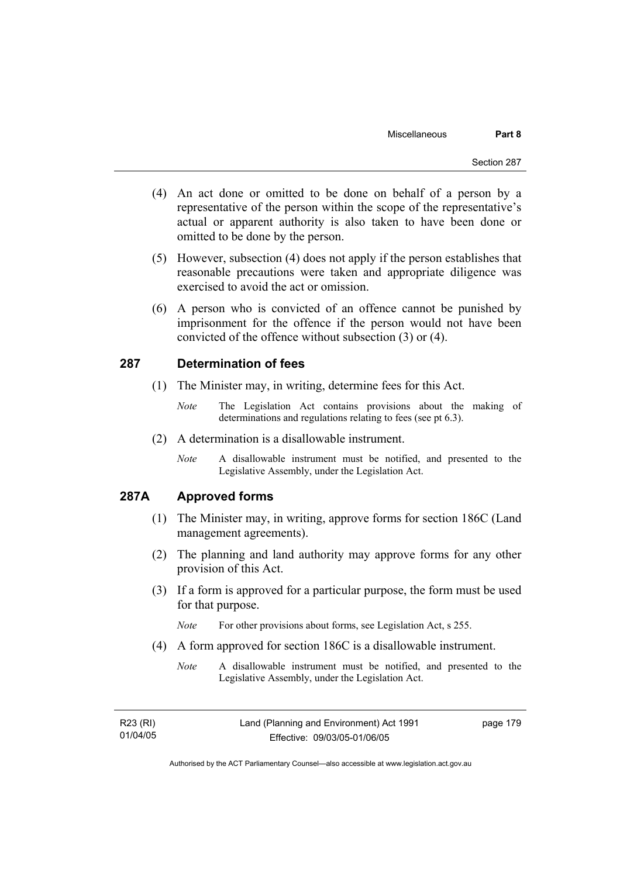(4) An act done or omitted to be done on behalf of a person by a representative of the person within the scope of the representative's actual or apparent authority is also taken to have been done or omitted to be done by the person.

(5) However, subsection (4) does not apply if the person establishes that reasonable precautions were taken and appropriate diligence was exercised to avoid the act or omission.

(6) A person who is convicted of an offence cannot be punished by imprisonment for the offence if the person would not have been convicted of the offence without subsection (3) or (4).

## 287 Determination of fees

(1) The Minister may, in writing, determine fees for this Act.

*Note* The Legislation Act contains provisions about the making of determinations and regulations relating to fees (see pt 6.3).

(2) A determination is a disallowable instrument.

*Note* A disallowable instrument must be notified, and presented to the Legislative Assembly, under the Legislation Act.

## 287A Approved forms

(1) The Minister may, in writing, approve forms for section 186C (Land management agreements).

(2) The planning and land authority may approve forms for any other provision of this Act.

(3) If a form is approved for a particular purpose, the form must be used for that purpose.

*Note* For other provisions about forms, see Legislation Act, s 255.

(4) A form approved for section 186C is a disallowable instrument.

*Note* A disallowable instrument must be notified, and presented to the Legislative Assembly, under the Legislation Act.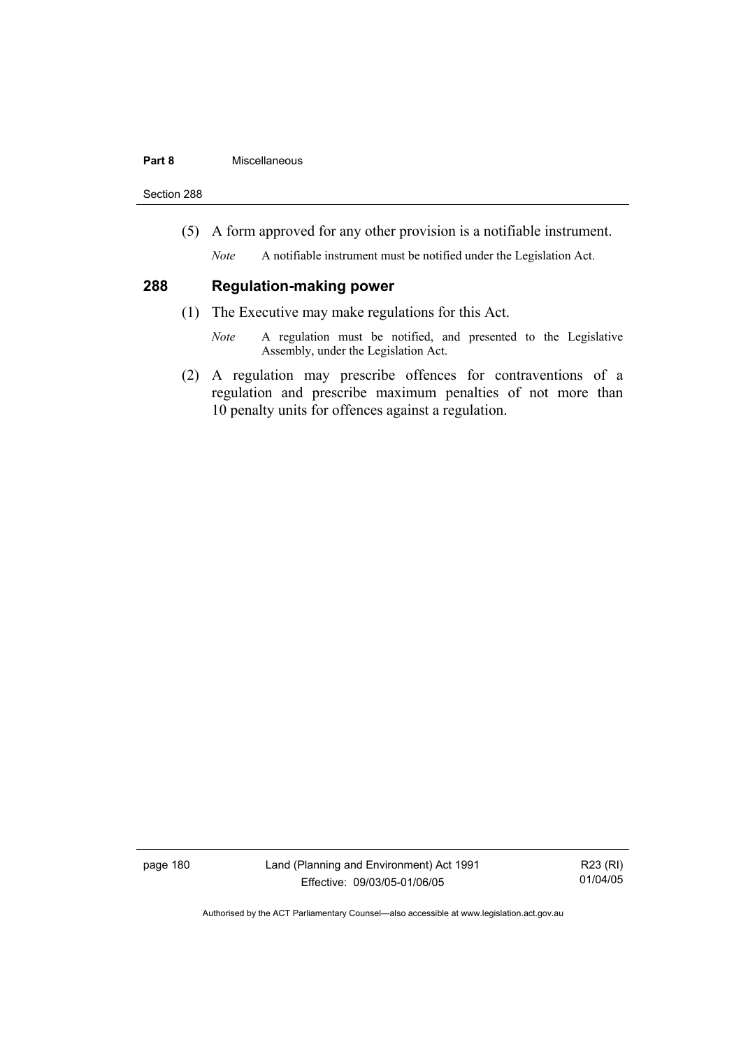(5) A form approved for any other provision is a notifiable instrument.

*Note* A notifiable instrument must be notified under the Legislation Act.

## 288 Regulation-making power

(1) The Executive may make regulations for this Act.

*Note* A regulation must be notified, and presented to the Legislative Assembly, under the Legislation Act.

(2) A regulation may prescribe offences for contraventions of a regulation and prescribe maximum penalties of not more than 10 penalty units for offences against a regulation.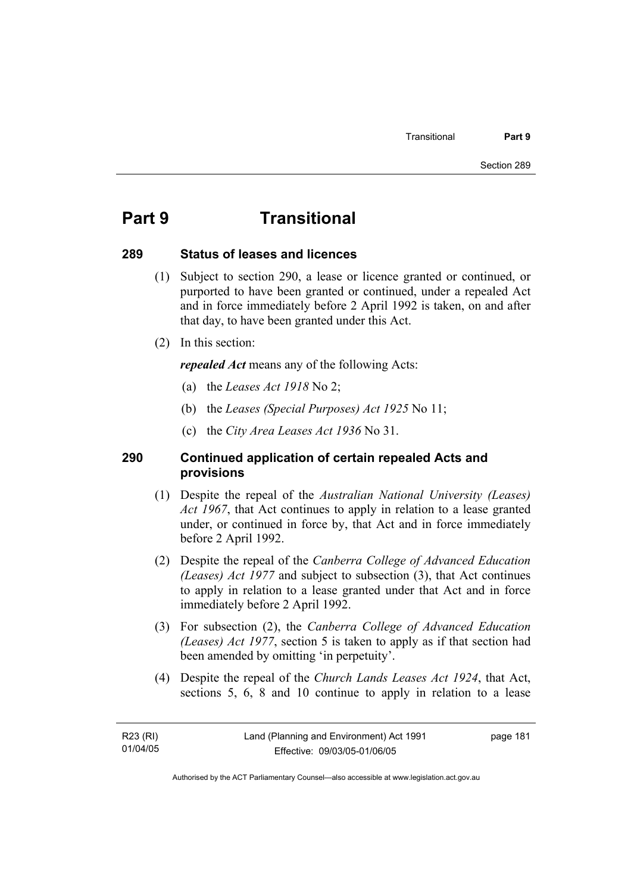# Part 9 Transitional

## 289 Status of leases and licences

(1) Subject to section 290, a lease or licence granted or continued, or purported to have been granted or continued, under a repealed Act and in force immediately before 2 April 1992 is taken, on and after that day, to have been granted under this Act.

(2) In this section:

***repealed Act*** means any of the following Acts:

(a) the *Leases Act 1918* No 2;

(b) the *Leases (Special Purposes) Act 1925* No 11;

(c) the *City Area Leases Act 1936* No 31.

## 290 Continued application of certain repealed Acts and provisions

(1) Despite the repeal of the *Australian National University (Leases) Act 1967*, that Act continues to apply in relation to a lease granted under, or continued in force by, that Act and in force immediately before 2 April 1992.

(2) Despite the repeal of the *Canberra College of Advanced Education (Leases) Act 1977* and subject to subsection (3), that Act continues to apply in relation to a lease granted under that Act and in force immediately before 2 April 1992.

(3) For subsection (2), the *Canberra College of Advanced Education (Leases) Act 1977*, section 5 is taken to apply as if that section had been amended by omitting 'in perpetuity'.

(4) Despite the repeal of the *Church Lands Leases Act 1924*, that Act, sections 5, 6, 8 and 10 continue to apply in relation to a lease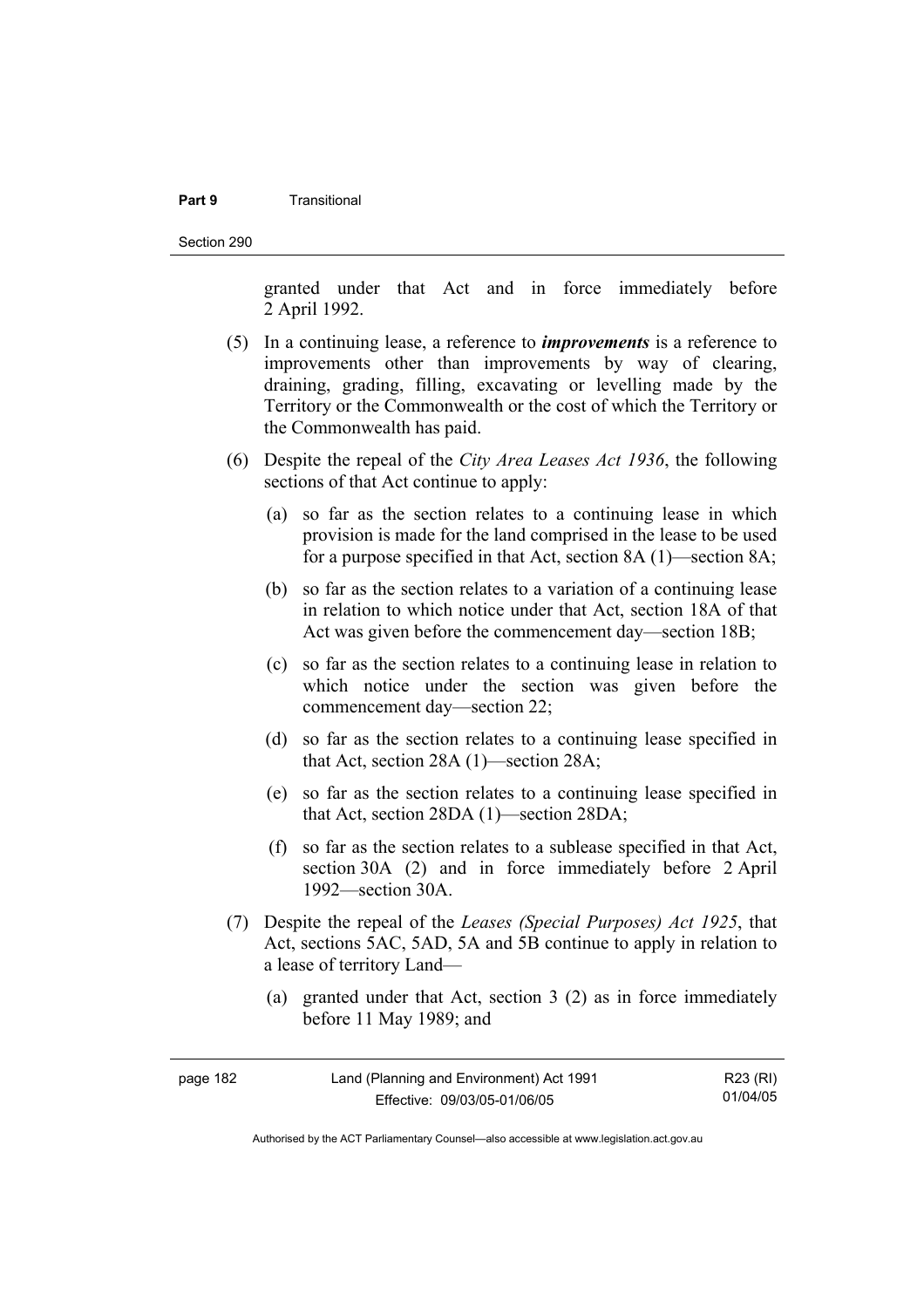granted under that Act and in force immediately before 2 April 1992.

(5) In a continuing lease, a reference to ***improvements*** is a reference to improvements other than improvements by way of clearing, draining, grading, filling, excavating or levelling made by the Territory or the Commonwealth or the cost of which the Territory or the Commonwealth has paid.

(6) Despite the repeal of the *City Area Leases Act 1936*, the following sections of that Act continue to apply:

(a) so far as the section relates to a continuing lease in which provision is made for the land comprised in the lease to be used for a purpose specified in that Act, section 8A (1)—section 8A;

(b) so far as the section relates to a variation of a continuing lease in relation to which notice under that Act, section 18A of that Act was given before the commencement day—section 18B;

(c) so far as the section relates to a continuing lease in relation to which notice under the section was given before the commencement day—section 22;

(d) so far as the section relates to a continuing lease specified in that Act, section 28A (1)—section 28A;

(e) so far as the section relates to a continuing lease specified in that Act, section 28DA (1)—section 28DA;

(f) so far as the section relates to a sublease specified in that Act, section 30A (2) and in force immediately before 2 April 1992—section 30A.

(7) Despite the repeal of the *Leases (Special Purposes) Act 1925*, that Act, sections 5AC, 5AD, 5A and 5B continue to apply in relation to a lease of territory Land—

(a) granted under that Act, section 3 (2) as in force immediately before 11 May 1989; and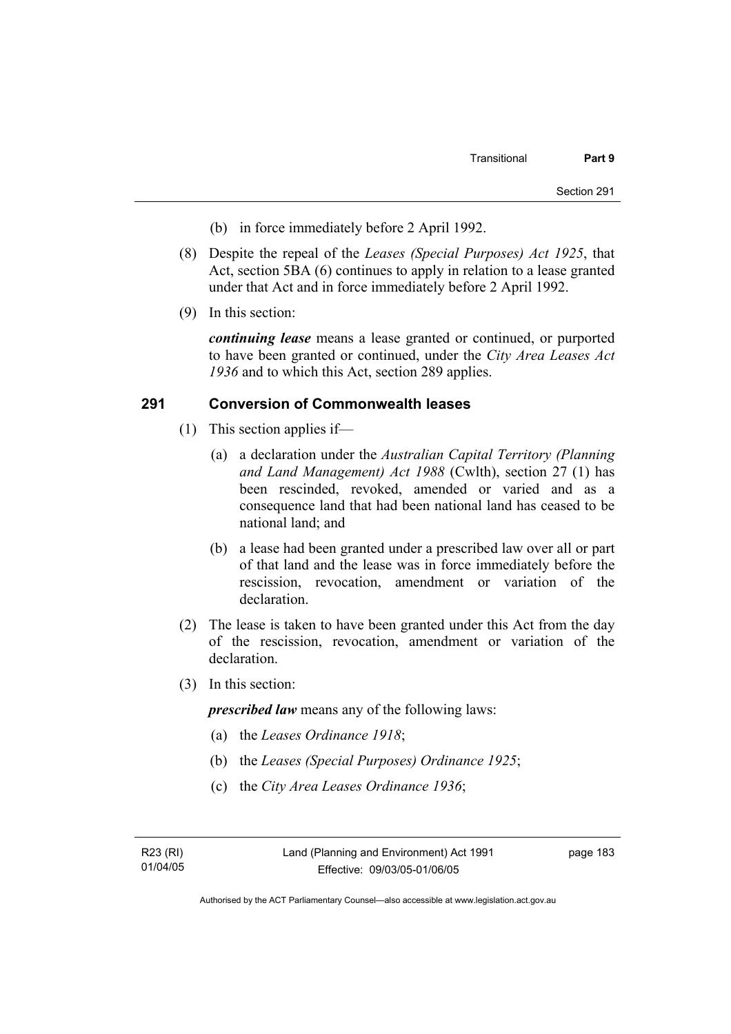(b) in force immediately before 2 April 1992.

(8) Despite the repeal of the *Leases (Special Purposes) Act 1925*, that Act, section 5BA (6) continues to apply in relation to a lease granted under that Act and in force immediately before 2 April 1992.

(9) In this section:

***continuing lease*** means a lease granted or continued, or purported to have been granted or continued, under the *City Area Leases Act 1936* and to which this Act, section 289 applies.

## 291 Conversion of Commonwealth leases

(1) This section applies if—

(a) a declaration under the *Australian Capital Territory (Planning and Land Management) Act 1988* (Cwlth), section 27 (1) has been rescinded, revoked, amended or varied and as a consequence land that had been national land has ceased to be national land; and

(b) a lease had been granted under a prescribed law over all or part of that land and the lease was in force immediately before the rescission, revocation, amendment or variation of the declaration.

(2) The lease is taken to have been granted under this Act from the day of the rescission, revocation, amendment or variation of the declaration.

(3) In this section:

***prescribed law*** means any of the following laws:

(a) the *Leases Ordinance 1918*;

(b) the *Leases (Special Purposes) Ordinance 1925*;

(c) the *City Area Leases Ordinance 1936*;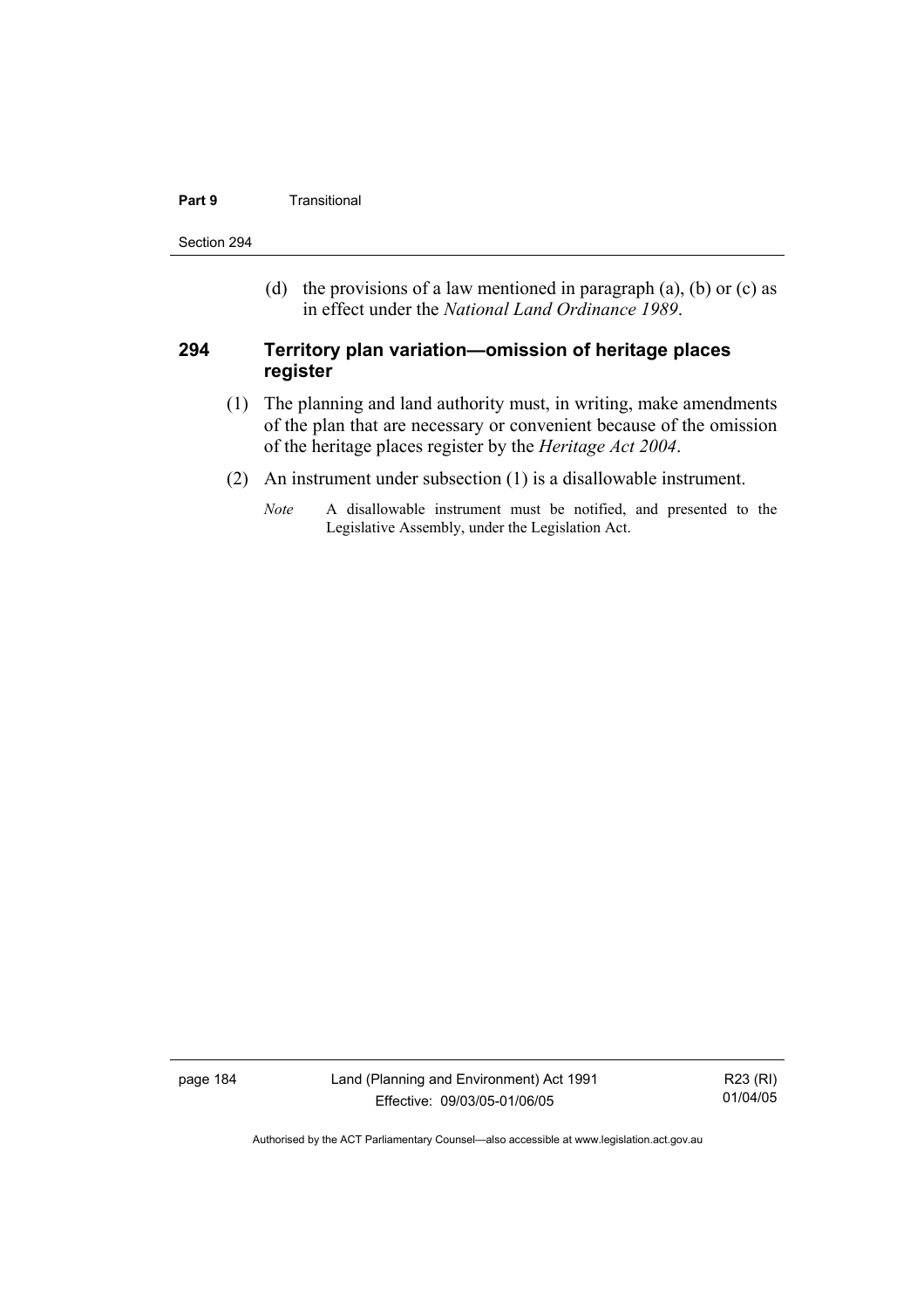(d) the provisions of a law mentioned in paragraph (a), (b) or (c) as in effect under the *National Land Ordinance 1989*.

### 294 Territory plan variation—omission of heritage places register

(1) The planning and land authority must, in writing, make amendments of the plan that are necessary or convenient because of the omission of the heritage places register by the *Heritage Act 2004*.

(2) An instrument under subsection (1) is a disallowable instrument.

*Note* A disallowable instrument must be notified, and presented to the Legislative Assembly, under the Legislation Act.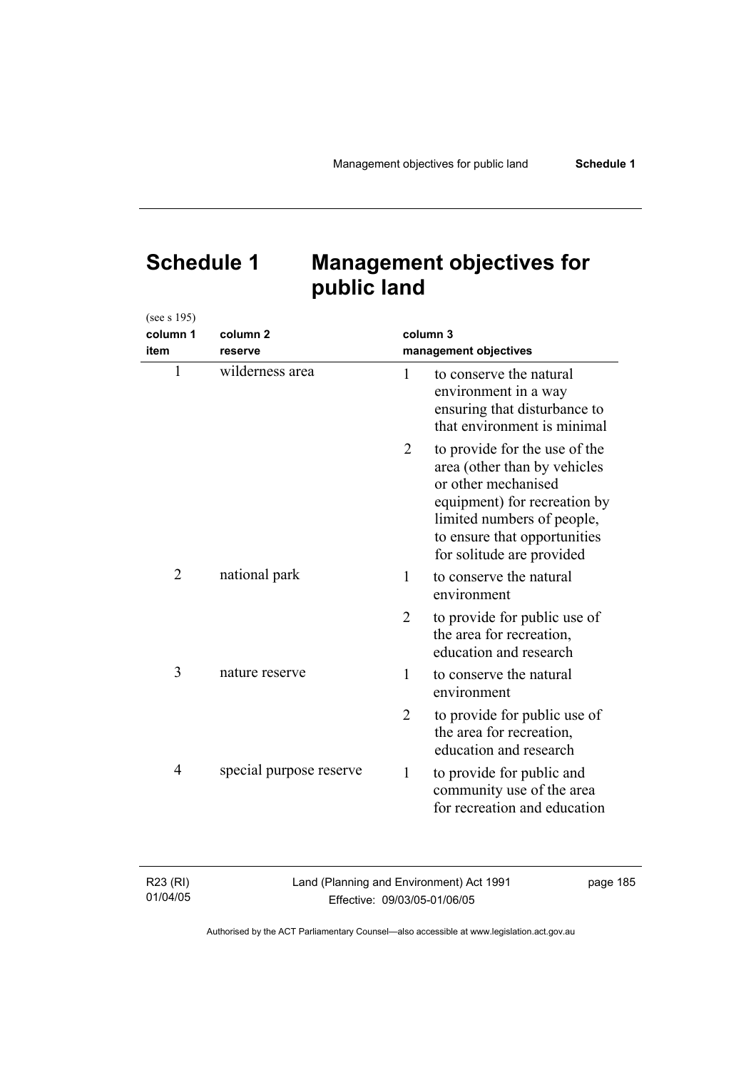# Schedule 1 Management objectives for public land

(see s 195)

| column 1 item | column 2 reserve | column 3 management objectives |
|---|---|---|
| 1 | wilderness area | 1 to conserve the natural environment in a way ensuring that disturbance to that environment is minimal |
| | | 2 to provide for the use of the area (other than by vehicles or other mechanised equipment) for recreation by limited numbers of people, to ensure that opportunities for solitude are provided |
| 2 | national park | 1 to conserve the natural environment |
| | | 2 to provide for public use of the area for recreation, education and research |
| 3 | nature reserve | 1 to conserve the natural environment |
| | | 2 to provide for public use of the area for recreation, education and research |
| 4 | special purpose reserve | 1 to provide for public and community use of the area for recreation and education |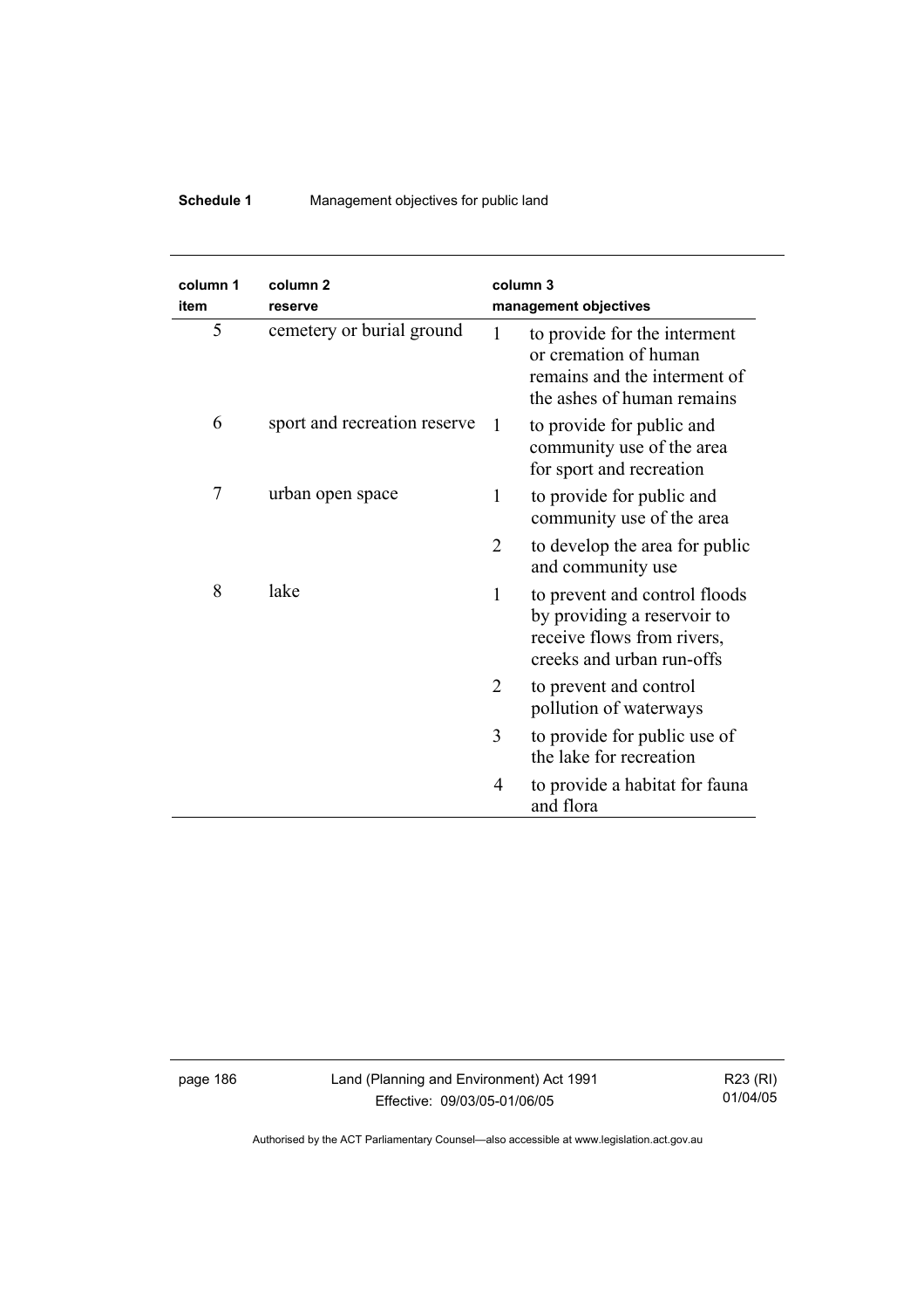| column 1 item | column 2 reserve | column 3 management objectives | |
|---|---|---|---|
| 5 | cemetery or burial ground | 1 | to provide for the interment or cremation of human remains and the interment of the ashes of human remains |
| 6 | sport and recreation reserve | 1 | to provide for public and community use of the area for sport and recreation |
| 7 | urban open space | 1 | to provide for public and community use of the area |
| | | 2 | to develop the area for public and community use |
| 8 | lake | 1 | to prevent and control floods by providing a reservoir to receive flows from rivers, creeks and urban run-offs |
| | | 2 | to prevent and control pollution of waterways |
| | | 3 | to provide for public use of the lake for recreation |
| | | 4 | to provide a habitat for fauna and flora |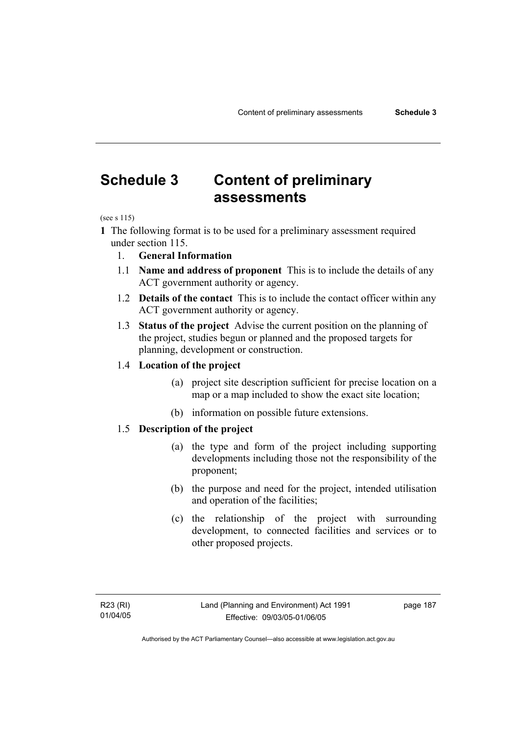# Schedule 3 Content of preliminary assessments

(see s 115)

**1** The following format is to be used for a preliminary assessment required under section 115.

1. **General Information**

1.1 **Name and address of proponent** This is to include the details of any ACT government authority or agency.

1.2 **Details of the contact** This is to include the contact officer within any ACT government authority or agency.

1.3 **Status of the project** Advise the current position on the planning of the project, studies begun or planned and the proposed targets for planning, development or construction.

1.4 **Location of the project**

(a) project site description sufficient for precise location on a map or a map included to show the exact site location;

(b) information on possible future extensions.

1.5 **Description of the project**

(a) the type and form of the project including supporting developments including those not the responsibility of the proponent;

(b) the purpose and need for the project, intended utilisation and operation of the facilities;

(c) the relationship of the project with surrounding development, to connected facilities and services or to other proposed projects.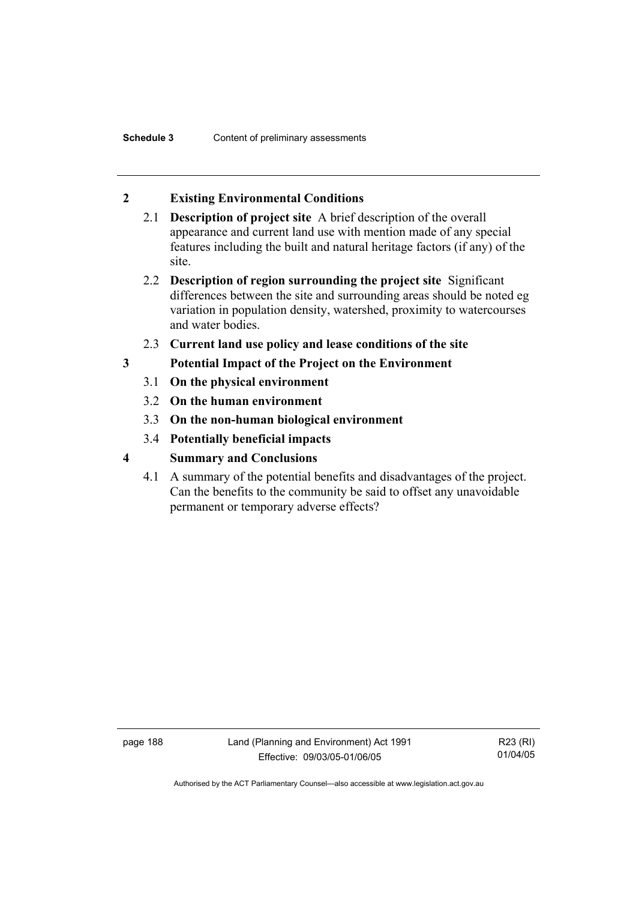## 2 Existing Environmental Conditions

2.1 **Description of project site** A brief description of the overall appearance and current land use with mention made of any special features including the built and natural heritage factors (if any) of the site.

2.2 **Description of region surrounding the project site** Significant differences between the site and surrounding areas should be noted eg variation in population density, watershed, proximity to watercourses and water bodies.

2.3 **Current land use policy and lease conditions of the site**

## 3 Potential Impact of the Project on the Environment

3.1 **On the physical environment**

3.2 **On the human environment**

3.3 **On the non-human biological environment**

3.4 **Potentially beneficial impacts**

## 4 Summary and Conclusions

4.1 A summary of the potential benefits and disadvantages of the project. Can the benefits to the community be said to offset any unavoidable permanent or temporary adverse effects?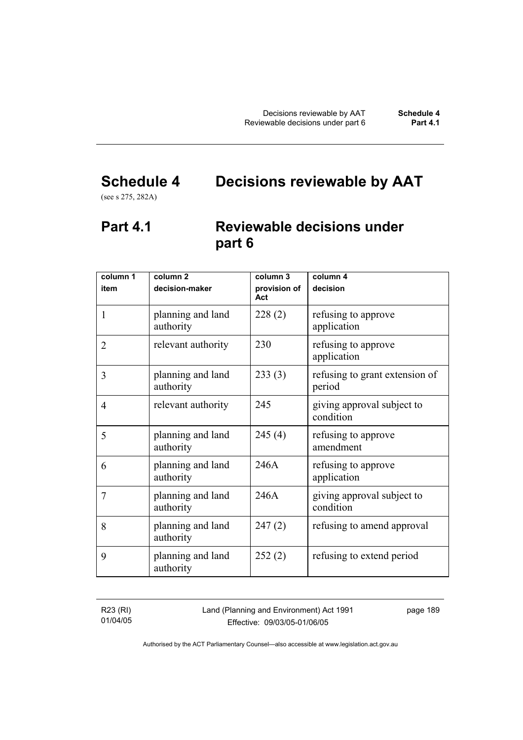# Schedule 4 Decisions reviewable by AAT

(see s 275, 282A)

## Part 4.1 Reviewable decisions under part 6

| column 1<br>item | column 2<br>decision-maker | column 3<br>provision of Act | column 4<br>decision |
|---|---|---|---|
| 1 | planning and land authority | 228 (2) | refusing to approve application |
| 2 | relevant authority | 230 | refusing to approve application |
| 3 | planning and land authority | 233 (3) | refusing to grant extension of period |
| 4 | relevant authority | 245 | giving approval subject to condition |
| 5 | planning and land authority | 245 (4) | refusing to approve amendment |
| 6 | planning and land authority | 246A | refusing to approve application |
| 7 | planning and land authority | 246A | giving approval subject to condition |
| 8 | planning and land authority | 247 (2) | refusing to amend approval |
| 9 | planning and land authority | 252 (2) | refusing to extend period |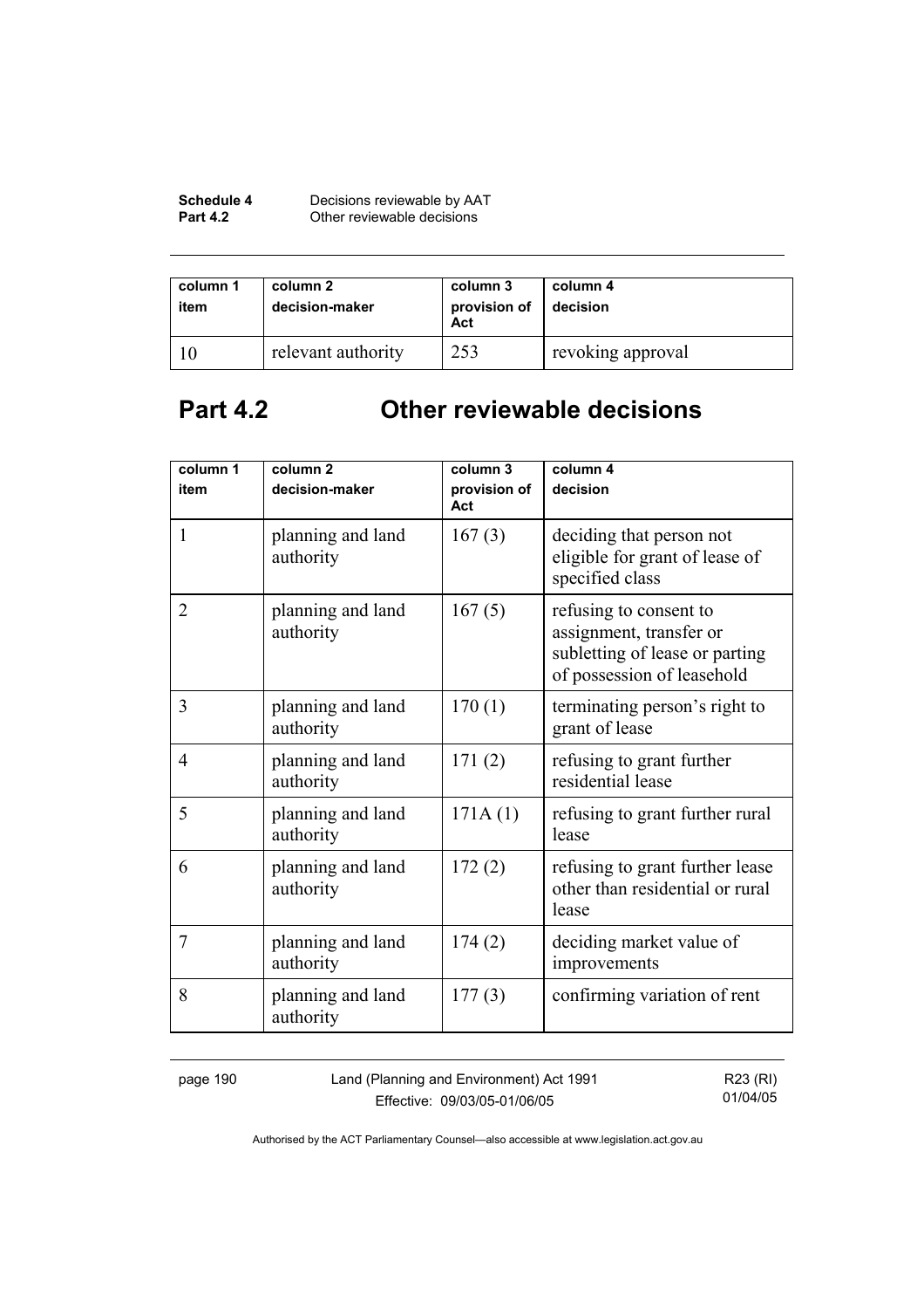| column 1<br>item | column 2<br>decision-maker | column 3<br>provision of Act | column 4<br>decision |
|---|---|---|---|
| 10 | relevant authority | 253 | revoking approval |

## Part 4.2 Other reviewable decisions

| column 1<br>item | column 2<br>decision-maker | column 3<br>provision of Act | column 4<br>decision |
|---|---|---|---|
| 1 | planning and land authority | 167 (3) | deciding that person not eligible for grant of lease of specified class |
| 2 | planning and land authority | 167 (5) | refusing to consent to assignment, transfer or subletting of lease or parting of possession of leasehold |
| 3 | planning and land authority | 170 (1) | terminating person's right to grant of lease |
| 4 | planning and land authority | 171 (2) | refusing to grant further residential lease |
| 5 | planning and land authority | 171A (1) | refusing to grant further rural lease |
| 6 | planning and land authority | 172 (2) | refusing to grant further lease other than residential or rural lease |
| 7 | planning and land authority | 174 (2) | deciding market value of improvements |
| 8 | planning and land authority | 177 (3) | confirming variation of rent |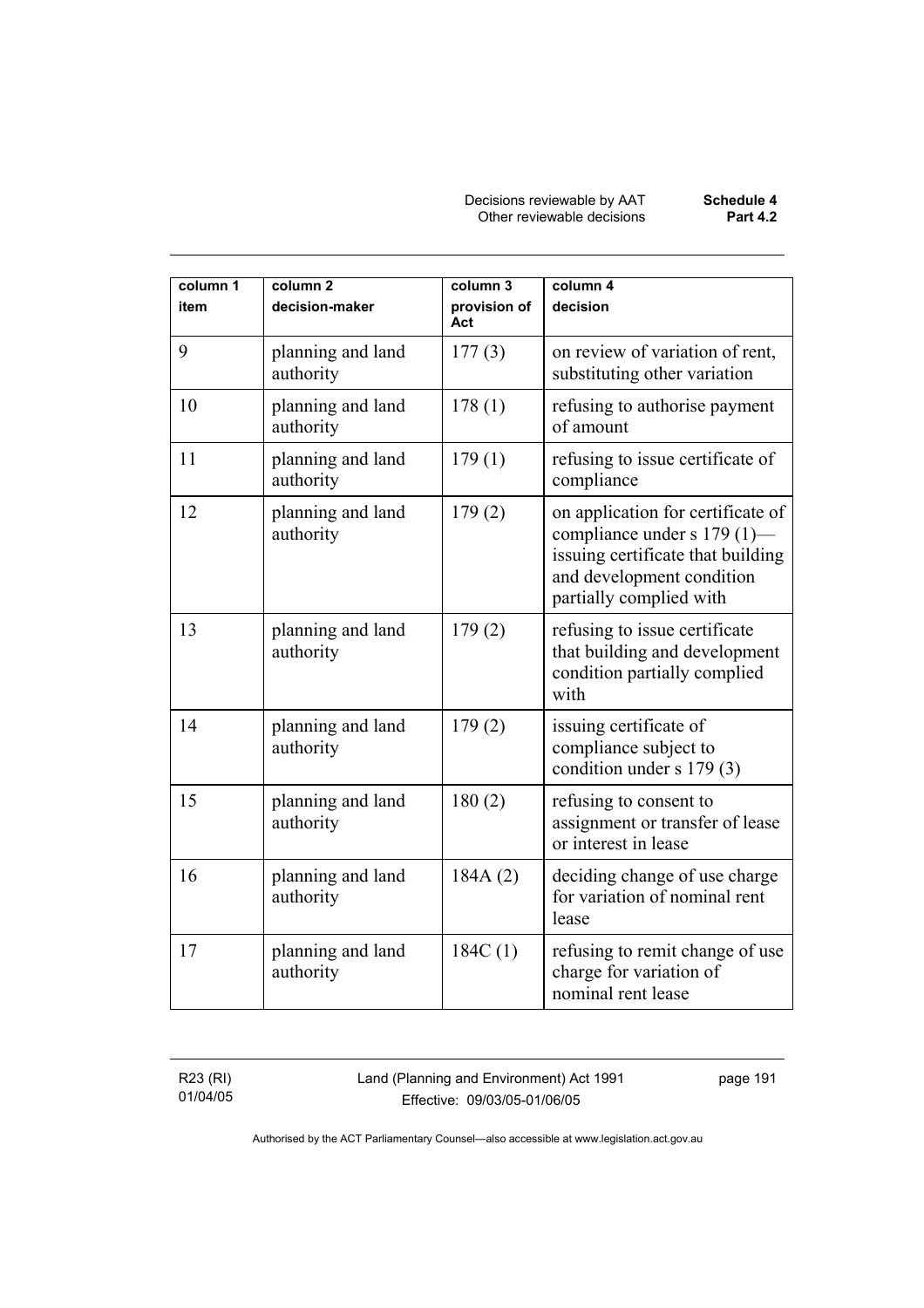| column 1 item | column 2 decision-maker | column 3 provision of Act | column 4 decision |
|---|---|---|---|
| 9 | planning and land authority | 177 (3) | on review of variation of rent, substituting other variation |
| 10 | planning and land authority | 178 (1) | refusing to authorise payment of amount |
| 11 | planning and land authority | 179 (1) | refusing to issue certificate of compliance |
| 12 | planning and land authority | 179 (2) | on application for certificate of compliance under s 179 (1)—issuing certificate that building and development condition partially complied with |
| 13 | planning and land authority | 179 (2) | refusing to issue certificate that building and development condition partially complied with |
| 14 | planning and land authority | 179 (2) | issuing certificate of compliance subject to condition under s 179 (3) |
| 15 | planning and land authority | 180 (2) | refusing to consent to assignment or transfer of lease or interest in lease |
| 16 | planning and land authority | 184A (2) | deciding change of use charge for variation of nominal rent lease |
| 17 | planning and land authority | 184C (1) | refusing to remit change of use charge for variation of nominal rent lease |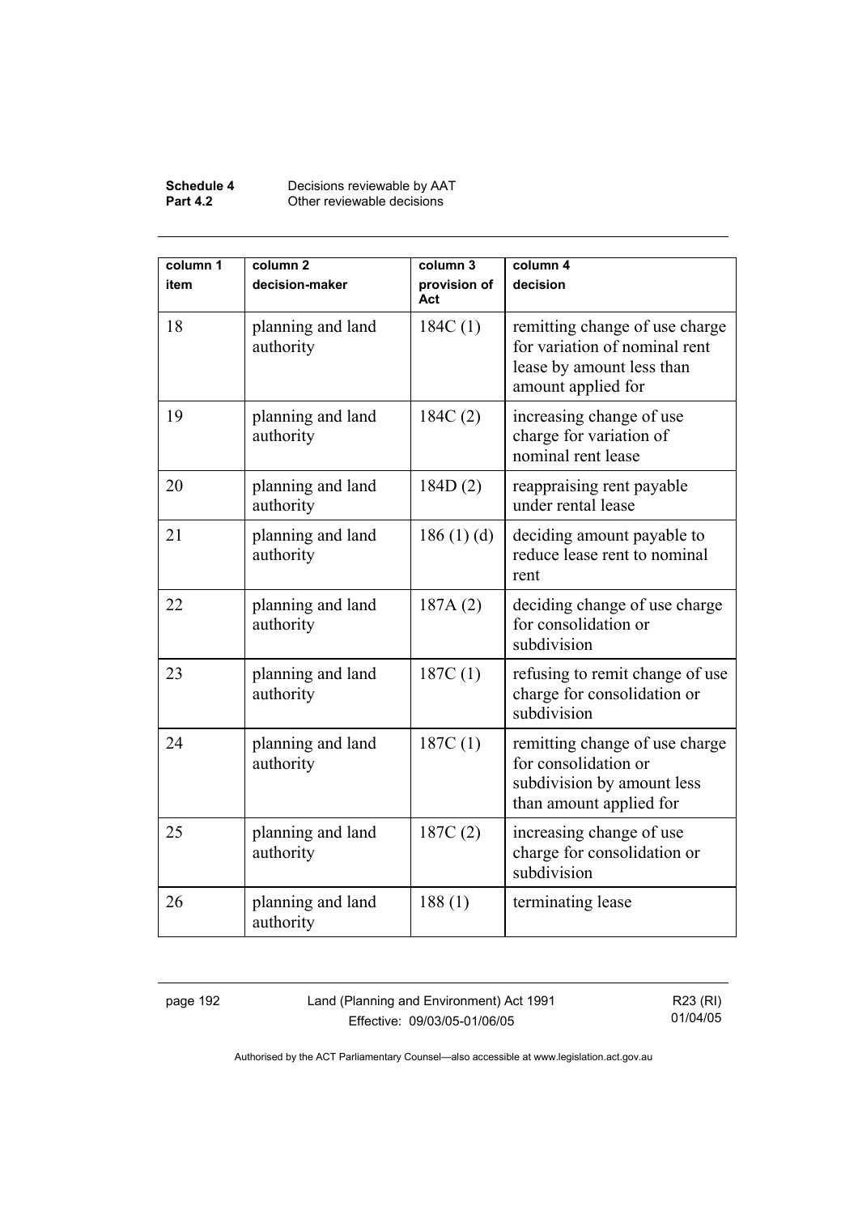| column 1 item | column 2 decision-maker | column 3 provision of Act | column 4 decision |
|---|---|---|---|
| 18 | planning and land authority | 184C (1) | remitting change of use charge for variation of nominal rent lease by amount less than amount applied for |
| 19 | planning and land authority | 184C (2) | increasing change of use charge for variation of nominal rent lease |
| 20 | planning and land authority | 184D (2) | reappraising rent payable under rental lease |
| 21 | planning and land authority | 186 (1) (d) | deciding amount payable to reduce lease rent to nominal rent |
| 22 | planning and land authority | 187A (2) | deciding change of use charge for consolidation or subdivision |
| 23 | planning and land authority | 187C (1) | refusing to remit change of use charge for consolidation or subdivision |
| 24 | planning and land authority | 187C (1) | remitting change of use charge for consolidation or subdivision by amount less than amount applied for |
| 25 | planning and land authority | 187C (2) | increasing change of use charge for consolidation or subdivision |
| 26 | planning and land authority | 188 (1) | terminating lease |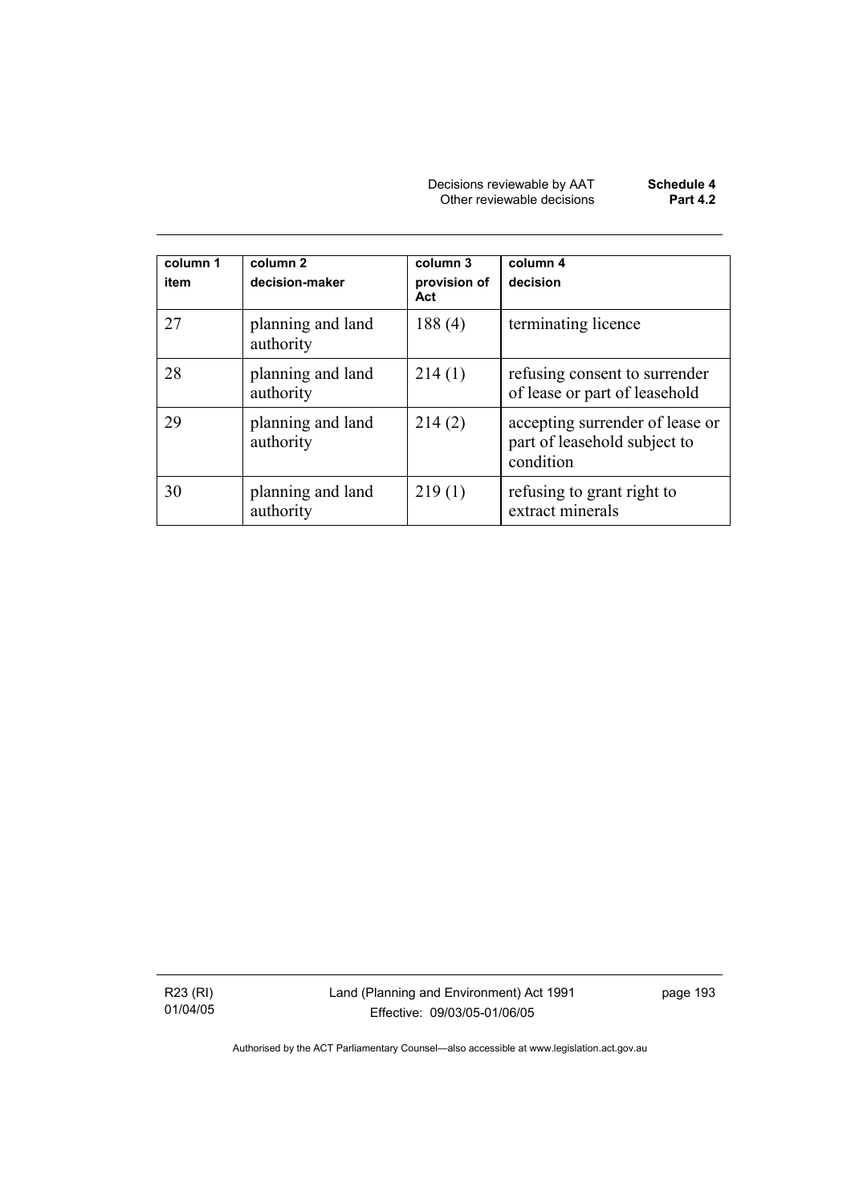| column 1 item | column 2 decision-maker | column 3 provision of Act | column 4 decision |
|---|---|---|---|
| 27 | planning and land authority | 188 (4) | terminating licence |
| 28 | planning and land authority | 214 (1) | refusing consent to surrender of lease or part of leasehold |
| 29 | planning and land authority | 214 (2) | accepting surrender of lease or part of leasehold subject to condition |
| 30 | planning and land authority | 219 (1) | refusing to grant right to extract minerals |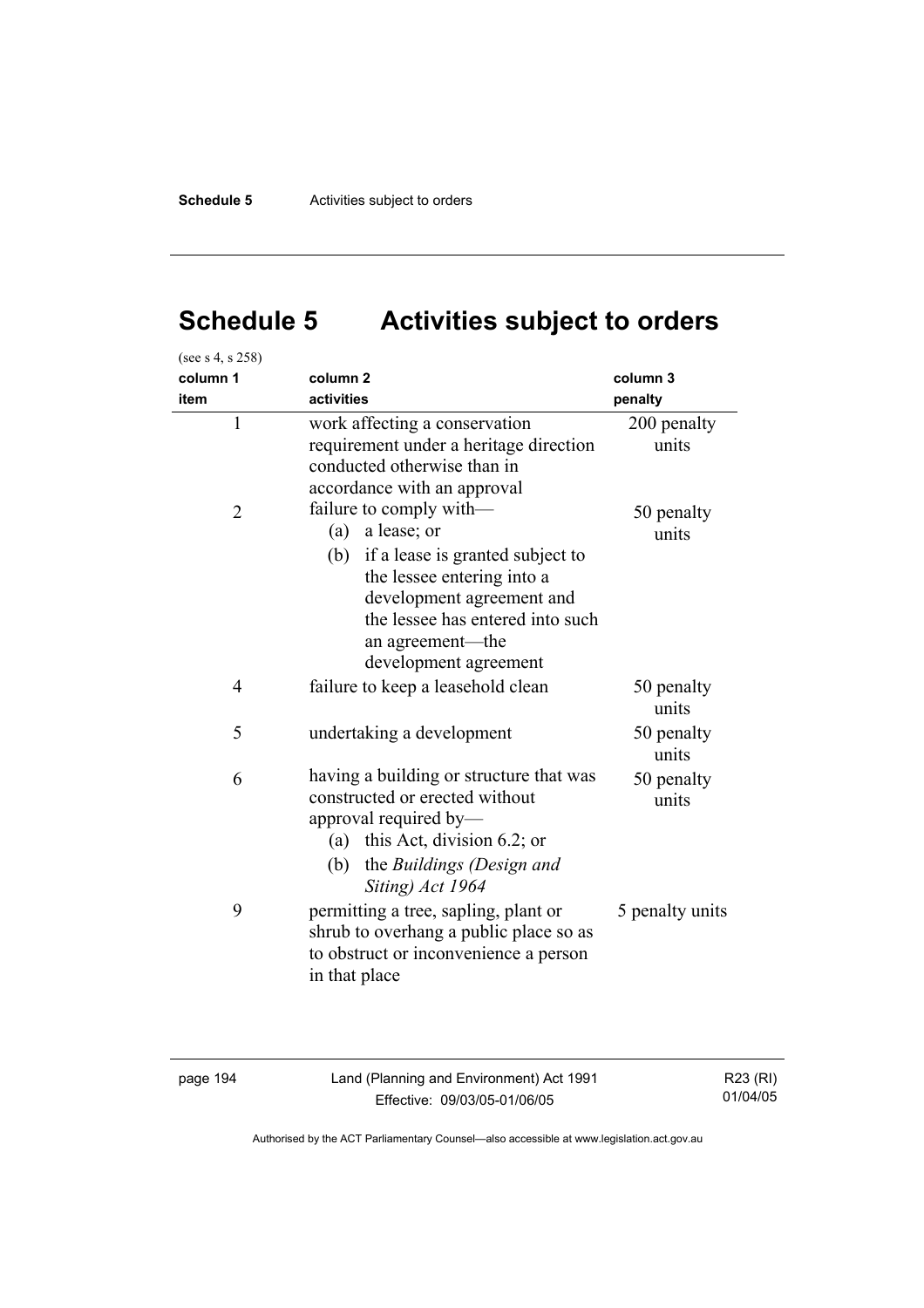# Schedule 5 Activities subject to orders

(see s 4, s 258)

| column 1<br>item | column 2<br>activities | column 3<br>penalty |
|---|---|---|
| 1 | work affecting a conservation requirement under a heritage direction conducted otherwise than in accordance with an approval | 200 penalty units |
| 2 | failure to comply with—<br>(a) a lease; or<br>(b) if a lease is granted subject to the lessee entering into a development agreement and the lessee has entered into such an agreement—the development agreement | 50 penalty units |
| 4 | failure to keep a leasehold clean | 50 penalty units |
| 5 | undertaking a development | 50 penalty units |
| 6 | having a building or structure that was constructed or erected without approval required by—<br>(a) this Act, division 6.2; or<br>(b) the *Buildings (Design and Siting) Act 1964* | 50 penalty units |
| 9 | permitting a tree, sapling, plant or shrub to overhang a public place so as to obstruct or inconvenience a person in that place | 5 penalty units |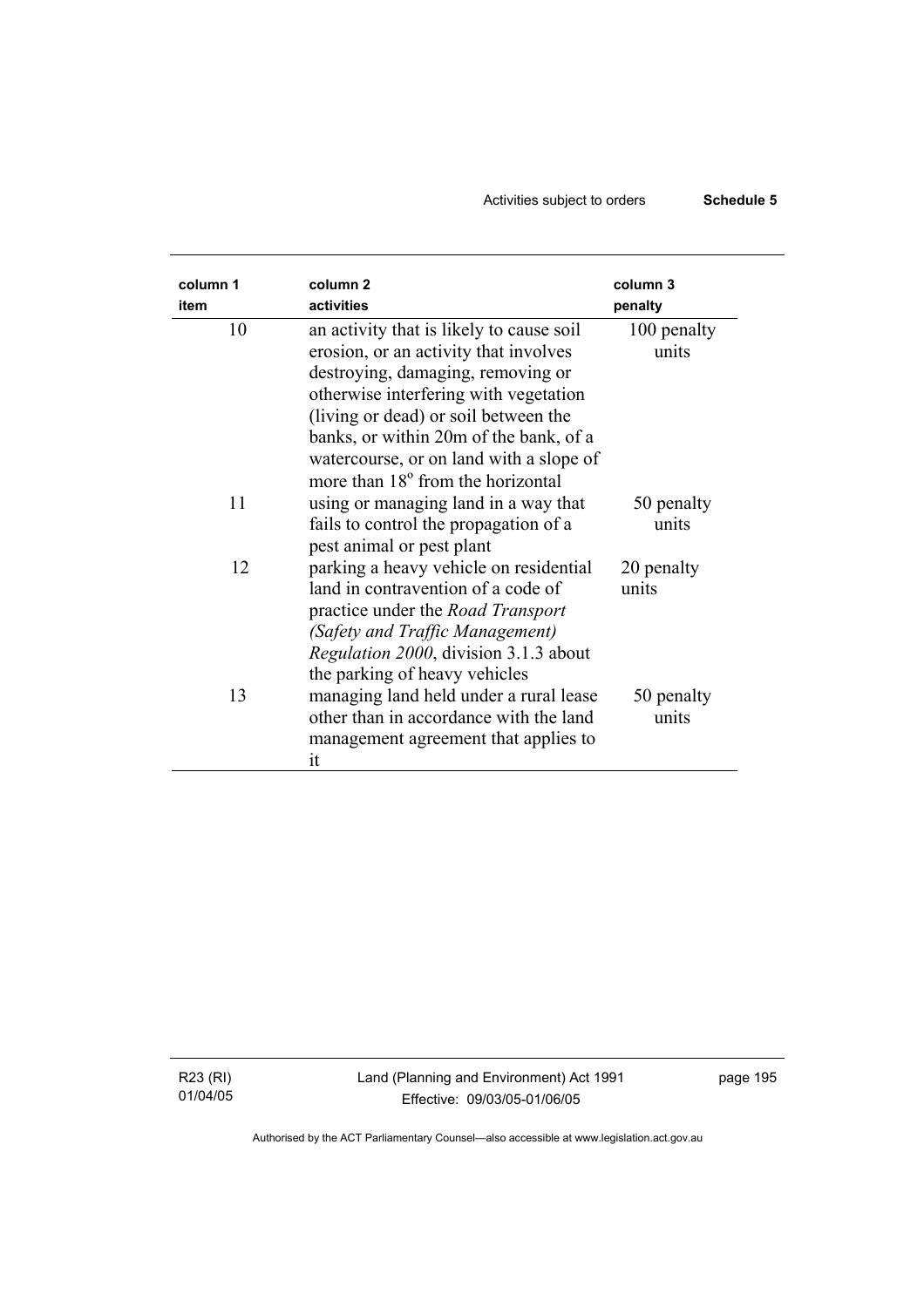| column 1 item | column 2 activities | column 3 penalty |
|---|---|---|
| 10 | an activity that is likely to cause soil erosion, or an activity that involves destroying, damaging, removing or otherwise interfering with vegetation (living or dead) or soil between the banks, or within 20m of the bank, of a watercourse, or on land with a slope of more than 18° from the horizontal | 100 penalty units |
| 11 | using or managing land in a way that fails to control the propagation of a pest animal or pest plant | 50 penalty units |
| 12 | parking a heavy vehicle on residential land in contravention of a code of practice under the *Road Transport (Safety and Traffic Management) Regulation 2000*, division 3.1.3 about the parking of heavy vehicles | 20 penalty units |
| 13 | managing land held under a rural lease other than in accordance with the land management agreement that applies to it | 50 penalty units |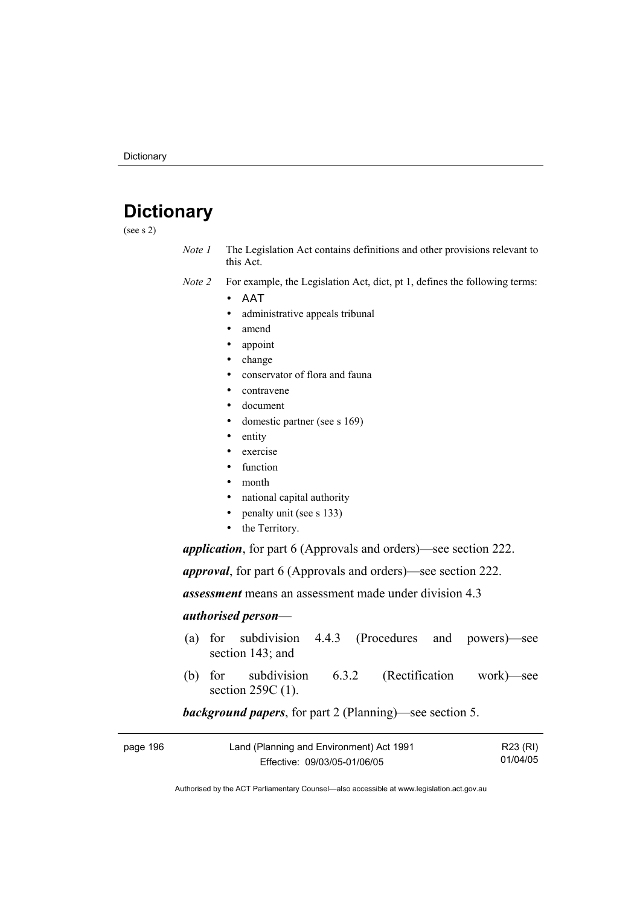# Dictionary

(see s 2)

*Note 1* The Legislation Act contains definitions and other provisions relevant to this Act.

*Note 2* For example, the Legislation Act, dict, pt 1, defines the following terms:

- AAT
- administrative appeals tribunal
- amend
- appoint
- change
- conservator of flora and fauna
- contravene
- document
- domestic partner (see s 169)
- entity
- exercise
- function
- month
- national capital authority
- penalty unit (see s 133)
- the Territory.

***application***, for part 6 (Approvals and orders)—see section 222.

***approval***, for part 6 (Approvals and orders)—see section 222.

***assessment*** means an assessment made under division 4.3

***authorised person***—

(a) for subdivision 4.4.3 (Procedures and powers)—see section 143; and

(b) for subdivision 6.3.2 (Rectification work)—see section 259C (1).

***background papers***, for part 2 (Planning)—see section 5.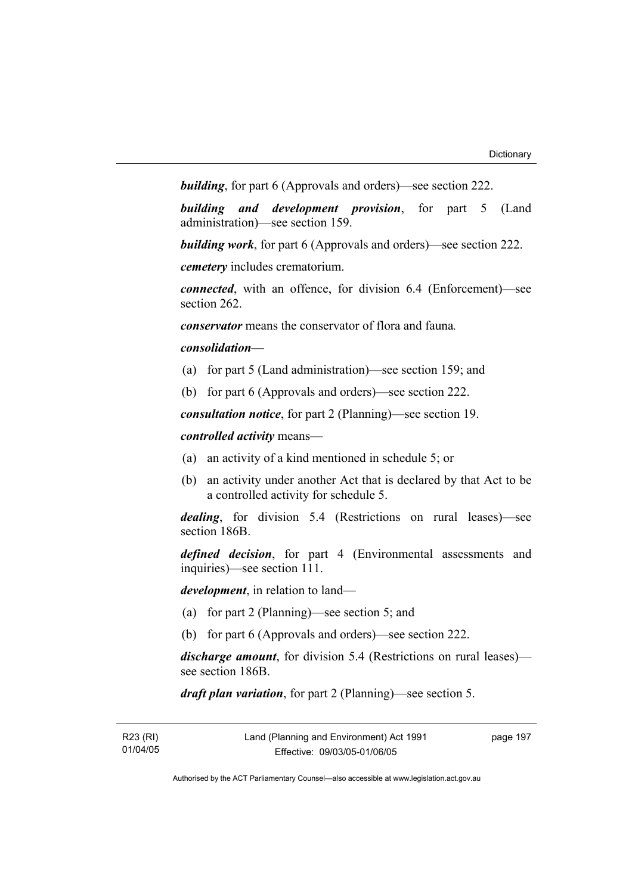***building***, for part 6 (Approvals and orders)—see section 222.

***building and development provision***, for part 5 (Land administration)—see section 159.

***building work***, for part 6 (Approvals and orders)—see section 222.

***cemetery*** includes crematorium.

***connected***, with an offence, for division 6.4 (Enforcement)—see section 262.

***conservator*** means the conservator of flora and fauna*.*

***consolidation—***

(a) for part 5 (Land administration)—see section 159; and

(b) for part 6 (Approvals and orders)—see section 222.

***consultation notice***, for part 2 (Planning)—see section 19.

***controlled activity*** means—

(a) an activity of a kind mentioned in schedule 5; or

(b) an activity under another Act that is declared by that Act to be a controlled activity for schedule 5.

***dealing***, for division 5.4 (Restrictions on rural leases)—see section 186B.

***defined decision***, for part 4 (Environmental assessments and inquiries)—see section 111.

***development***, in relation to land—

(a) for part 2 (Planning)—see section 5; and

(b) for part 6 (Approvals and orders)—see section 222.

***discharge amount***, for division 5.4 (Restrictions on rural leases)—see section 186B.

***draft plan variation***, for part 2 (Planning)—see section 5.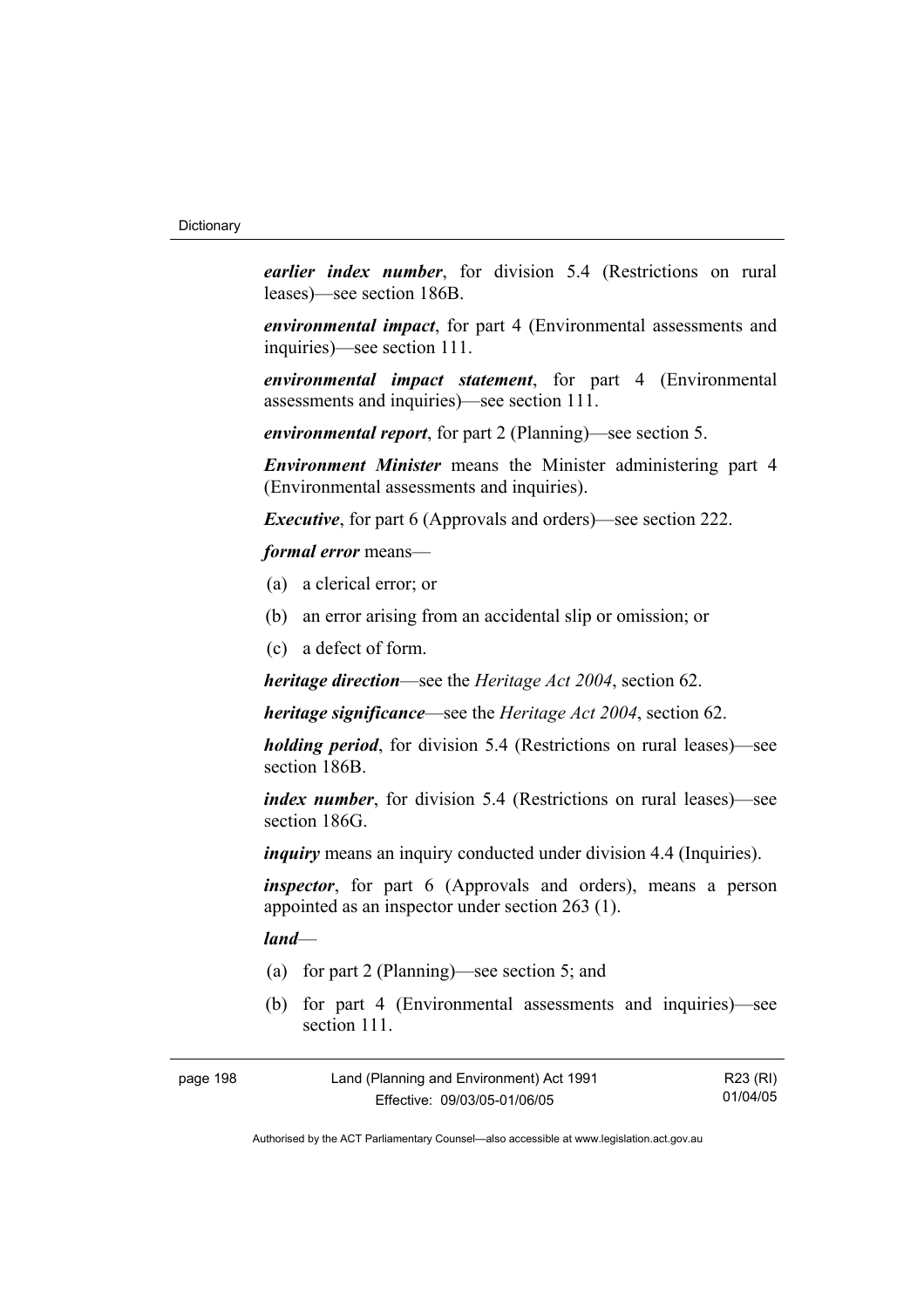***earlier index number***, for division 5.4 (Restrictions on rural leases)—see section 186B.

***environmental impact***, for part 4 (Environmental assessments and inquiries)—see section 111.

***environmental impact statement***, for part 4 (Environmental assessments and inquiries)—see section 111.

***environmental report***, for part 2 (Planning)—see section 5.

***Environment Minister*** means the Minister administering part 4 (Environmental assessments and inquiries).

***Executive***, for part 6 (Approvals and orders)—see section 222.

***formal error*** means—

(a) a clerical error; or

(b) an error arising from an accidental slip or omission; or

(c) a defect of form.

***heritage direction***—see the *Heritage Act 2004*, section 62.

***heritage significance***—see the *Heritage Act 2004*, section 62.

***holding period***, for division 5.4 (Restrictions on rural leases)—see section 186B.

***index number***, for division 5.4 (Restrictions on rural leases)—see section 186G.

***inquiry*** means an inquiry conducted under division 4.4 (Inquiries).

***inspector***, for part 6 (Approvals and orders), means a person appointed as an inspector under section 263 (1).

***land***—

(a) for part 2 (Planning)—see section 5; and

(b) for part 4 (Environmental assessments and inquiries)—see section 111.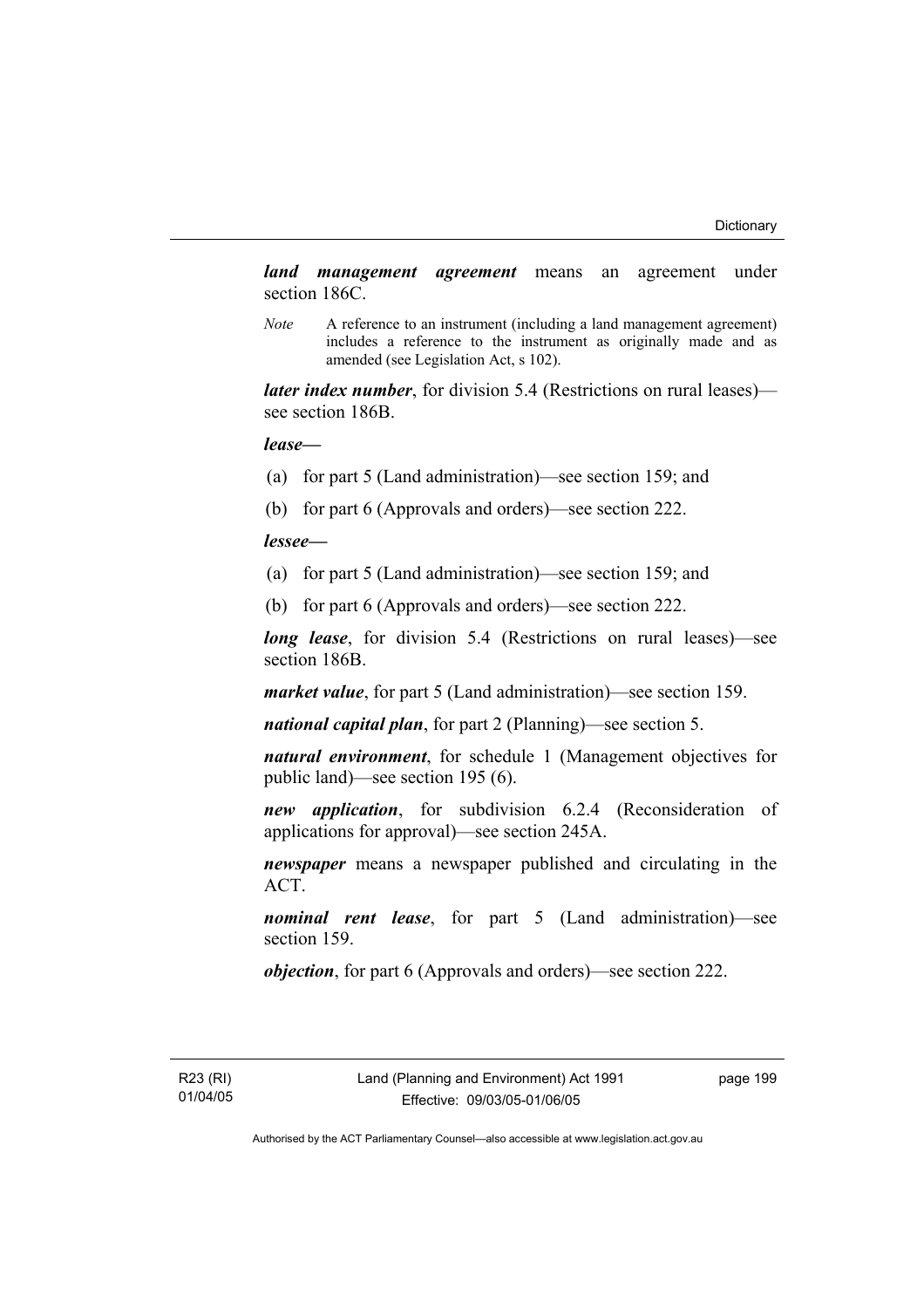***land management agreement*** means an agreement under section 186C.

*Note* A reference to an instrument (including a land management agreement) includes a reference to the instrument as originally made and as amended (see Legislation Act, s 102).

***later index number***, for division 5.4 (Restrictions on rural leases)—see section 186B.

***lease***—

(a) for part 5 (Land administration)—see section 159; and

(b) for part 6 (Approvals and orders)—see section 222.

***lessee***—

(a) for part 5 (Land administration)—see section 159; and

(b) for part 6 (Approvals and orders)—see section 222.

***long lease***, for division 5.4 (Restrictions on rural leases)—see section 186B.

***market value***, for part 5 (Land administration)—see section 159.

***national capital plan***, for part 2 (Planning)—see section 5.

***natural environment***, for schedule 1 (Management objectives for public land)—see section 195 (6).

***new application***, for subdivision 6.2.4 (Reconsideration of applications for approval)—see section 245A.

***newspaper*** means a newspaper published and circulating in the ACT.

***nominal rent lease***, for part 5 (Land administration)—see section 159.

***objection***, for part 6 (Approvals and orders)—see section 222.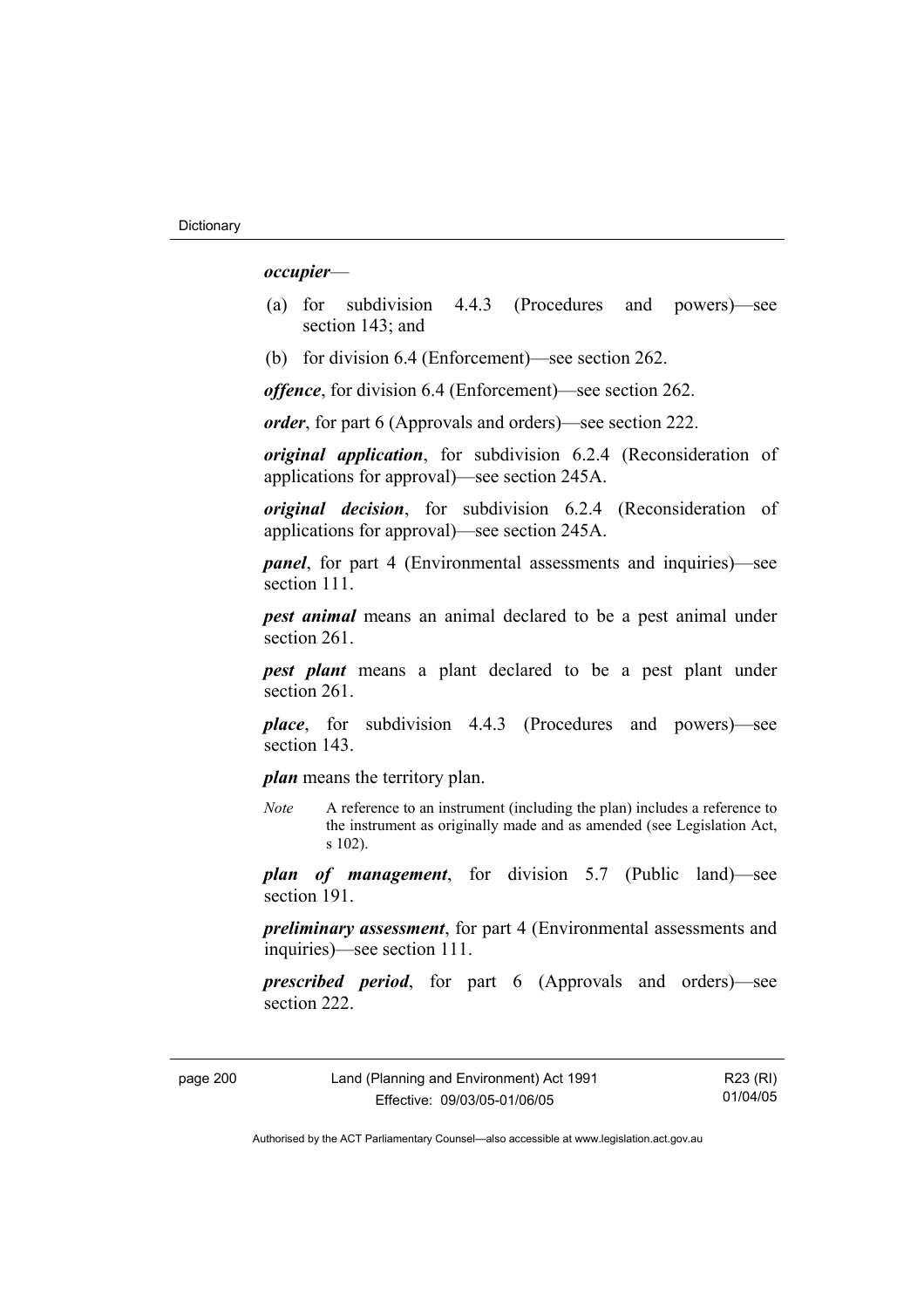***occupier***—

(a) for subdivision 4.4.3 (Procedures and powers)—see section 143; and

(b) for division 6.4 (Enforcement)—see section 262.

***offence***, for division 6.4 (Enforcement)—see section 262.

***order***, for part 6 (Approvals and orders)—see section 222.

***original application***, for subdivision 6.2.4 (Reconsideration of applications for approval)—see section 245A.

***original decision***, for subdivision 6.2.4 (Reconsideration of applications for approval)—see section 245A.

***panel***, for part 4 (Environmental assessments and inquiries)—see section 111.

***pest animal*** means an animal declared to be a pest animal under section 261.

***pest plant*** means a plant declared to be a pest plant under section 261.

***place***, for subdivision 4.4.3 (Procedures and powers)—see section 143.

***plan*** means the territory plan.

*Note* A reference to an instrument (including the plan) includes a reference to the instrument as originally made and as amended (see Legislation Act, s 102).

***plan of management***, for division 5.7 (Public land)—see section 191.

***preliminary assessment***, for part 4 (Environmental assessments and inquiries)—see section 111.

***prescribed period***, for part 6 (Approvals and orders)—see section 222.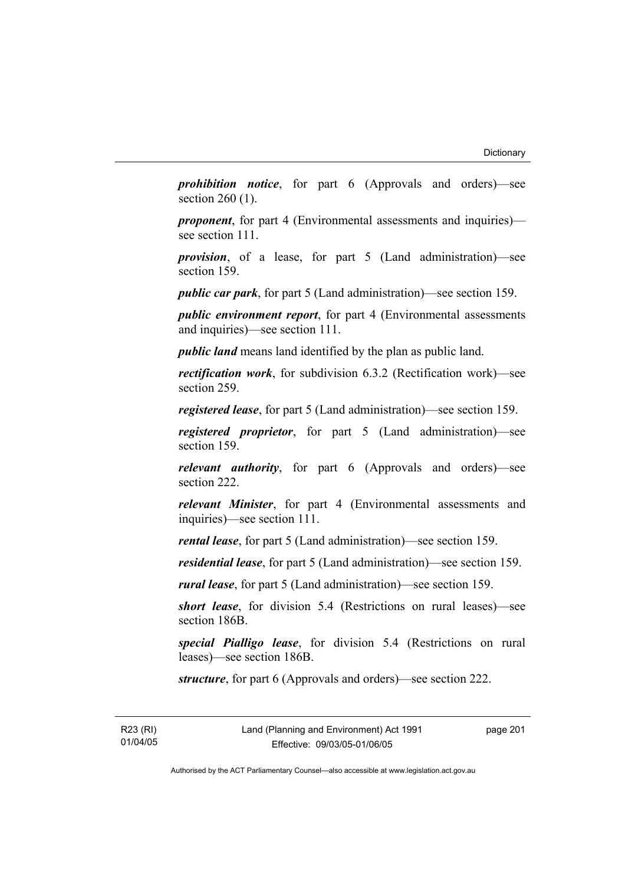***prohibition notice***, for part 6 (Approvals and orders)—see section 260 (1).

***proponent***, for part 4 (Environmental assessments and inquiries)—see section 111.

***provision***, of a lease, for part 5 (Land administration)—see section 159.

***public car park***, for part 5 (Land administration)—see section 159.

***public environment report***, for part 4 (Environmental assessments and inquiries)—see section 111.

***public land*** means land identified by the plan as public land.

***rectification work***, for subdivision 6.3.2 (Rectification work)—see section 259.

***registered lease***, for part 5 (Land administration)—see section 159.

***registered proprietor***, for part 5 (Land administration)—see section 159.

***relevant authority***, for part 6 (Approvals and orders)—see section 222.

***relevant Minister***, for part 4 (Environmental assessments and inquiries)—see section 111.

***rental lease***, for part 5 (Land administration)—see section 159.

***residential lease***, for part 5 (Land administration)—see section 159.

***rural lease***, for part 5 (Land administration)—see section 159.

***short lease***, for division 5.4 (Restrictions on rural leases)—see section 186B.

***special Pialligo lease***, for division 5.4 (Restrictions on rural leases)—see section 186B.

***structure***, for part 6 (Approvals and orders)—see section 222.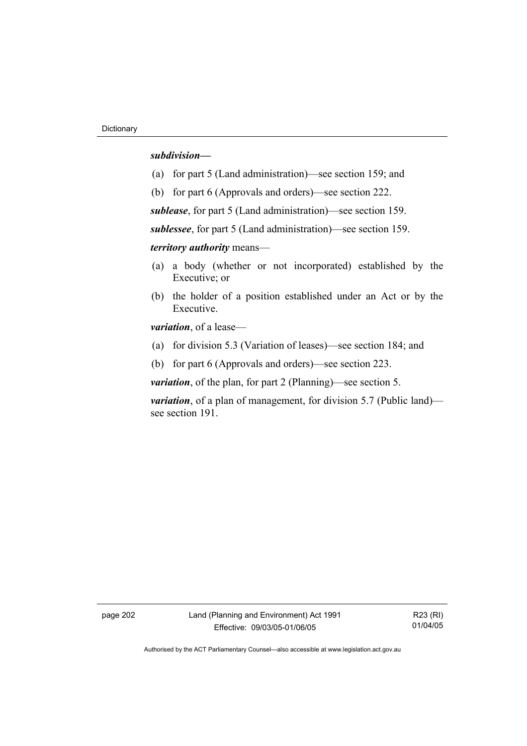***subdivision—***

(a) for part 5 (Land administration)—see section 159; and

(b) for part 6 (Approvals and orders)—see section 222.

***sublease***, for part 5 (Land administration)—see section 159.

***sublessee***, for part 5 (Land administration)—see section 159.

***territory authority*** means—

(a) a body (whether or not incorporated) established by the Executive; or

(b) the holder of a position established under an Act or by the Executive.

***variation***, of a lease—

(a) for division 5.3 (Variation of leases)—see section 184; and

(b) for part 6 (Approvals and orders)—see section 223.

***variation***, of the plan, for part 2 (Planning)—see section 5.

***variation***, of a plan of management, for division 5.7 (Public land)—see section 191.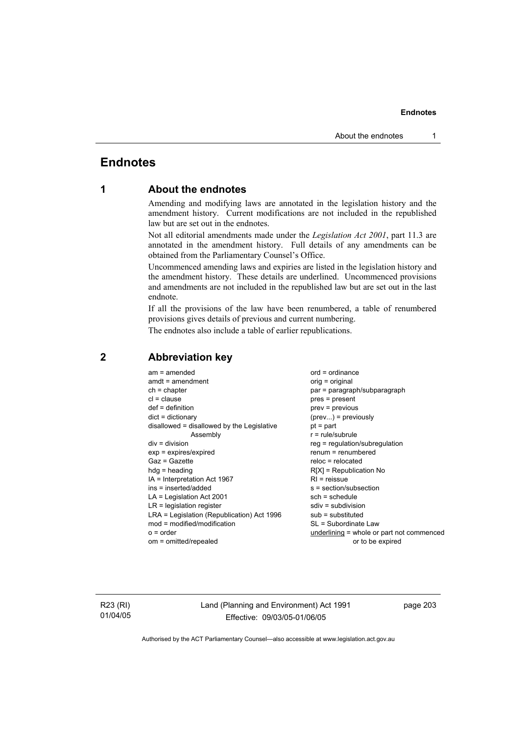# Endnotes

## 1 About the endnotes

Amending and modifying laws are annotated in the legislation history and the amendment history. Current modifications are not included in the republished law but are set out in the endnotes.

Not all editorial amendments made under the *Legislation Act 2001*, part 11.3 are annotated in the amendment history. Full details of any amendments can be obtained from the Parliamentary Counsel's Office.

Uncommenced amending laws and expiries are listed in the legislation history and the amendment history. These details are underlined. Uncommenced provisions and amendments are not included in the republished law but are set out in the last endnote.

If all the provisions of the law have been renumbered, a table of renumbered provisions gives details of previous and current numbering.

The endnotes also include a table of earlier republications.

## 2 Abbreviation key

am = amended
amdt = amendment
ch = chapter
cl = clause
def = definition
dict = dictionary
disallowed = disallowed by the Legislative Assembly
div = division
exp = expires/expired
Gaz = Gazette
hdg = heading
IA = Interpretation Act 1967
ins = inserted/added
LA = Legislation Act 2001
LR = legislation register
LRA = Legislation (Republication) Act 1996
mod = modified/modification
o = order
om = omitted/repealed
ord = ordinance
orig = original
par = paragraph/subparagraph
pres = present
prev = previous
(prev...) = previously
pt = part
r = rule/subrule
reg = regulation/subregulation
renum = renumbered
reloc = relocated
R[X] = Republication No
RI = reissue
s = section/subsection
sch = schedule
sdiv = subdivision
sub = substituted
SL = Subordinate Law
<u>underlining</u> = whole or part not commenced or to be expired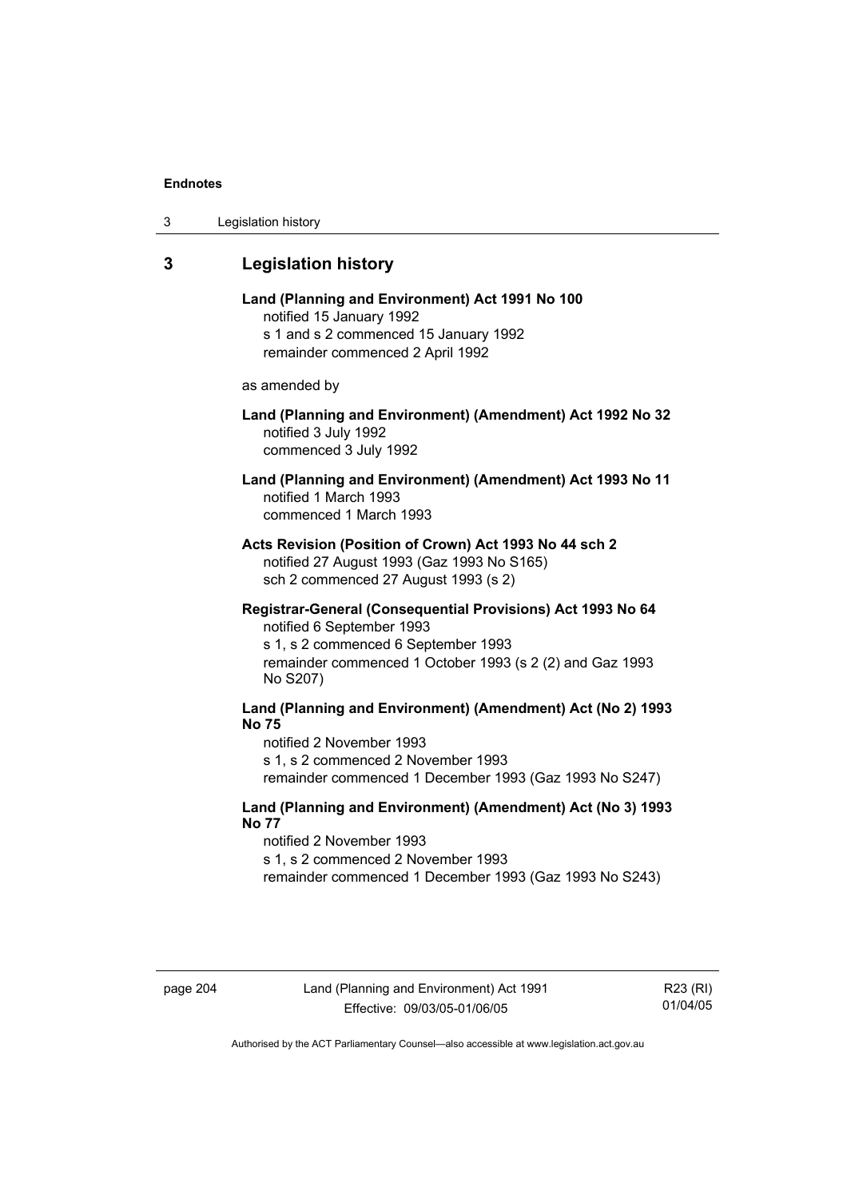## 3 Legislation history

**Land (Planning and Environment) Act 1991 No 100**
notified 15 January 1992
s 1 and s 2 commenced 15 January 1992
remainder commenced 2 April 1992

as amended by

**Land (Planning and Environment) (Amendment) Act 1992 No 32**
notified 3 July 1992
commenced 3 July 1992

**Land (Planning and Environment) (Amendment) Act 1993 No 11**
notified 1 March 1993
commenced 1 March 1993

**Acts Revision (Position of Crown) Act 1993 No 44 sch 2**
notified 27 August 1993 (Gaz 1993 No S165)
sch 2 commenced 27 August 1993 (s 2)

**Registrar-General (Consequential Provisions) Act 1993 No 64**
notified 6 September 1993
s 1, s 2 commenced 6 September 1993
remainder commenced 1 October 1993 (s 2 (2) and Gaz 1993 No S207)

**Land (Planning and Environment) (Amendment) Act (No 2) 1993 No 75**
notified 2 November 1993
s 1, s 2 commenced 2 November 1993
remainder commenced 1 December 1993 (Gaz 1993 No S247)

**Land (Planning and Environment) (Amendment) Act (No 3) 1993 No 77**
notified 2 November 1993
s 1, s 2 commenced 2 November 1993
remainder commenced 1 December 1993 (Gaz 1993 No S243)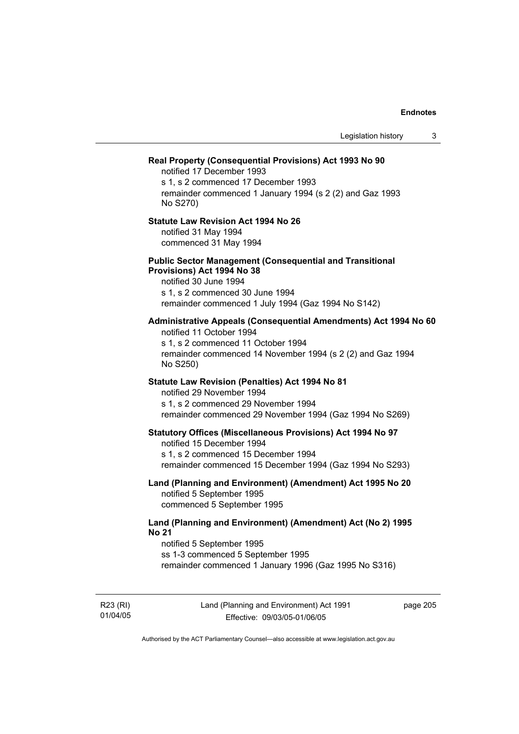**Real Property (Consequential Provisions) Act 1993 No 90**

notified 17 December 1993
s 1, s 2 commenced 17 December 1993
remainder commenced 1 January 1994 (s 2 (2) and Gaz 1993 No S270)

**Statute Law Revision Act 1994 No 26**

notified 31 May 1994
commenced 31 May 1994

**Public Sector Management (Consequential and Transitional Provisions) Act 1994 No 38**

notified 30 June 1994
s 1, s 2 commenced 30 June 1994
remainder commenced 1 July 1994 (Gaz 1994 No S142)

**Administrative Appeals (Consequential Amendments) Act 1994 No 60**

notified 11 October 1994
s 1, s 2 commenced 11 October 1994
remainder commenced 14 November 1994 (s 2 (2) and Gaz 1994 No S250)

**Statute Law Revision (Penalties) Act 1994 No 81**

notified 29 November 1994
s 1, s 2 commenced 29 November 1994
remainder commenced 29 November 1994 (Gaz 1994 No S269)

**Statutory Offices (Miscellaneous Provisions) Act 1994 No 97**

notified 15 December 1994
s 1, s 2 commenced 15 December 1994
remainder commenced 15 December 1994 (Gaz 1994 No S293)

**Land (Planning and Environment) (Amendment) Act 1995 No 20**

notified 5 September 1995
commenced 5 September 1995

**Land (Planning and Environment) (Amendment) Act (No 2) 1995 No 21**

notified 5 September 1995
ss 1-3 commenced 5 September 1995
remainder commenced 1 January 1996 (Gaz 1995 No S316)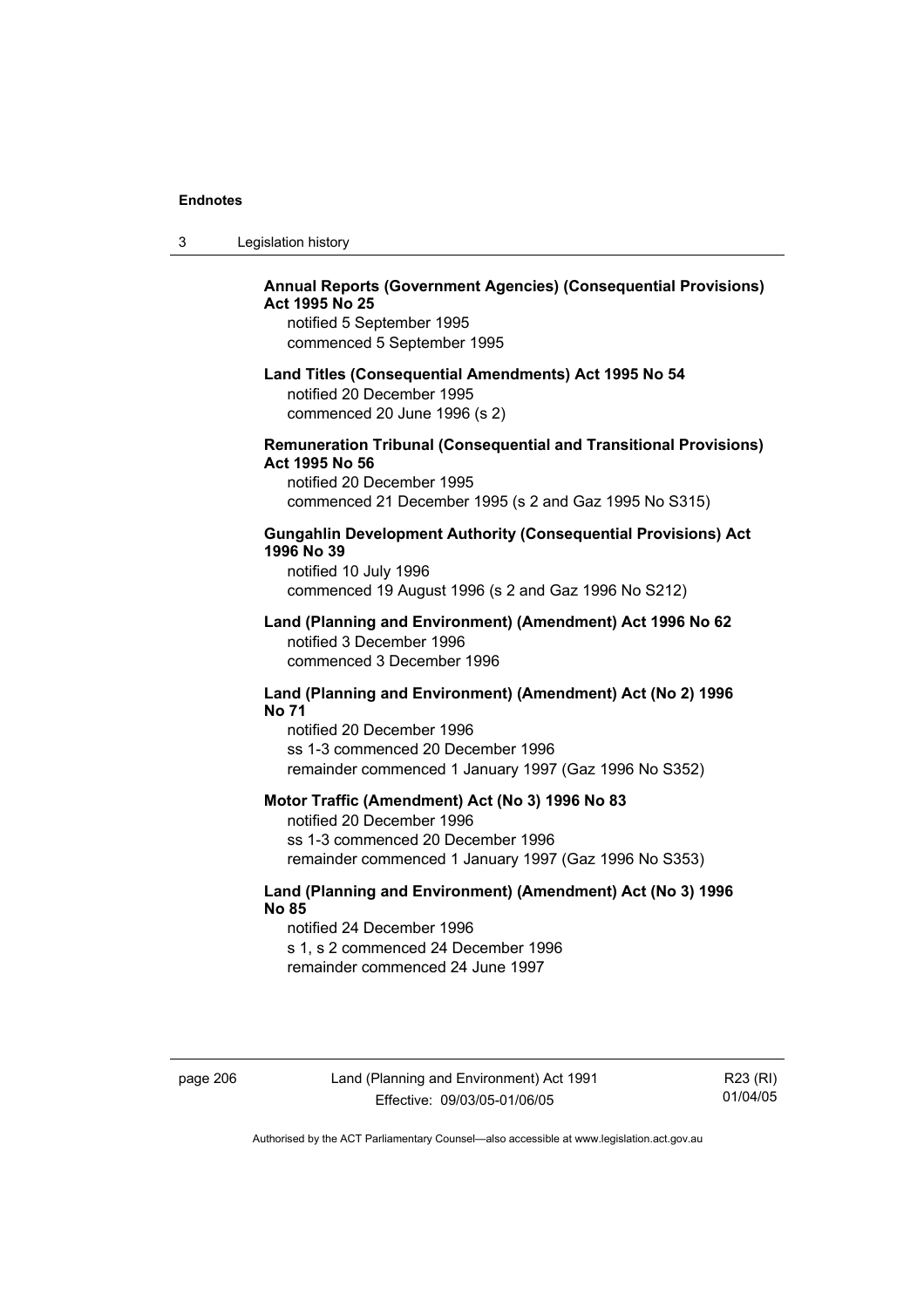**Annual Reports (Government Agencies) (Consequential Provisions) Act 1995 No 25**

notified 5 September 1995
commenced 5 September 1995

**Land Titles (Consequential Amendments) Act 1995 No 54**

notified 20 December 1995
commenced 20 June 1996 (s 2)

**Remuneration Tribunal (Consequential and Transitional Provisions) Act 1995 No 56**

notified 20 December 1995
commenced 21 December 1995 (s 2 and Gaz 1995 No S315)

**Gungahlin Development Authority (Consequential Provisions) Act 1996 No 39**

notified 10 July 1996
commenced 19 August 1996 (s 2 and Gaz 1996 No S212)

**Land (Planning and Environment) (Amendment) Act 1996 No 62**

notified 3 December 1996
commenced 3 December 1996

**Land (Planning and Environment) (Amendment) Act (No 2) 1996 No 71**

notified 20 December 1996
ss 1-3 commenced 20 December 1996
remainder commenced 1 January 1997 (Gaz 1996 No S352)

**Motor Traffic (Amendment) Act (No 3) 1996 No 83**

notified 20 December 1996
ss 1-3 commenced 20 December 1996
remainder commenced 1 January 1997 (Gaz 1996 No S353)

**Land (Planning and Environment) (Amendment) Act (No 3) 1996 No 85**

notified 24 December 1996
s 1, s 2 commenced 24 December 1996
remainder commenced 24 June 1997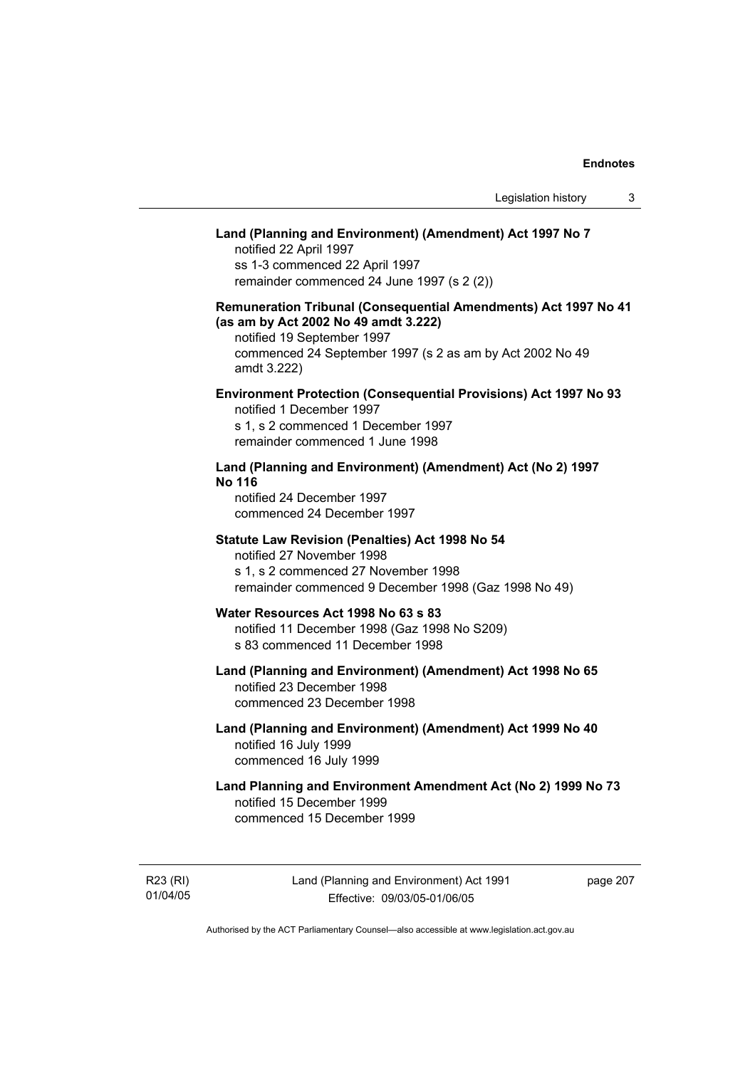**Land (Planning and Environment) (Amendment) Act 1997 No 7**
notified 22 April 1997
ss 1-3 commenced 22 April 1997
remainder commenced 24 June 1997 (s 2 (2))

**Remuneration Tribunal (Consequential Amendments) Act 1997 No 41 (as am by Act 2002 No 49 amdt 3.222)**
notified 19 September 1997
commenced 24 September 1997 (s 2 as am by Act 2002 No 49 amdt 3.222)

**Environment Protection (Consequential Provisions) Act 1997 No 93**
notified 1 December 1997
s 1, s 2 commenced 1 December 1997
remainder commenced 1 June 1998

**Land (Planning and Environment) (Amendment) Act (No 2) 1997 No 116**
notified 24 December 1997
commenced 24 December 1997

**Statute Law Revision (Penalties) Act 1998 No 54**
notified 27 November 1998
s 1, s 2 commenced 27 November 1998
remainder commenced 9 December 1998 (Gaz 1998 No 49)

**Water Resources Act 1998 No 63 s 83**
notified 11 December 1998 (Gaz 1998 No S209)
s 83 commenced 11 December 1998

**Land (Planning and Environment) (Amendment) Act 1998 No 65**
notified 23 December 1998
commenced 23 December 1998

**Land (Planning and Environment) (Amendment) Act 1999 No 40**
notified 16 July 1999
commenced 16 July 1999

**Land Planning and Environment Amendment Act (No 2) 1999 No 73**
notified 15 December 1999
commenced 15 December 1999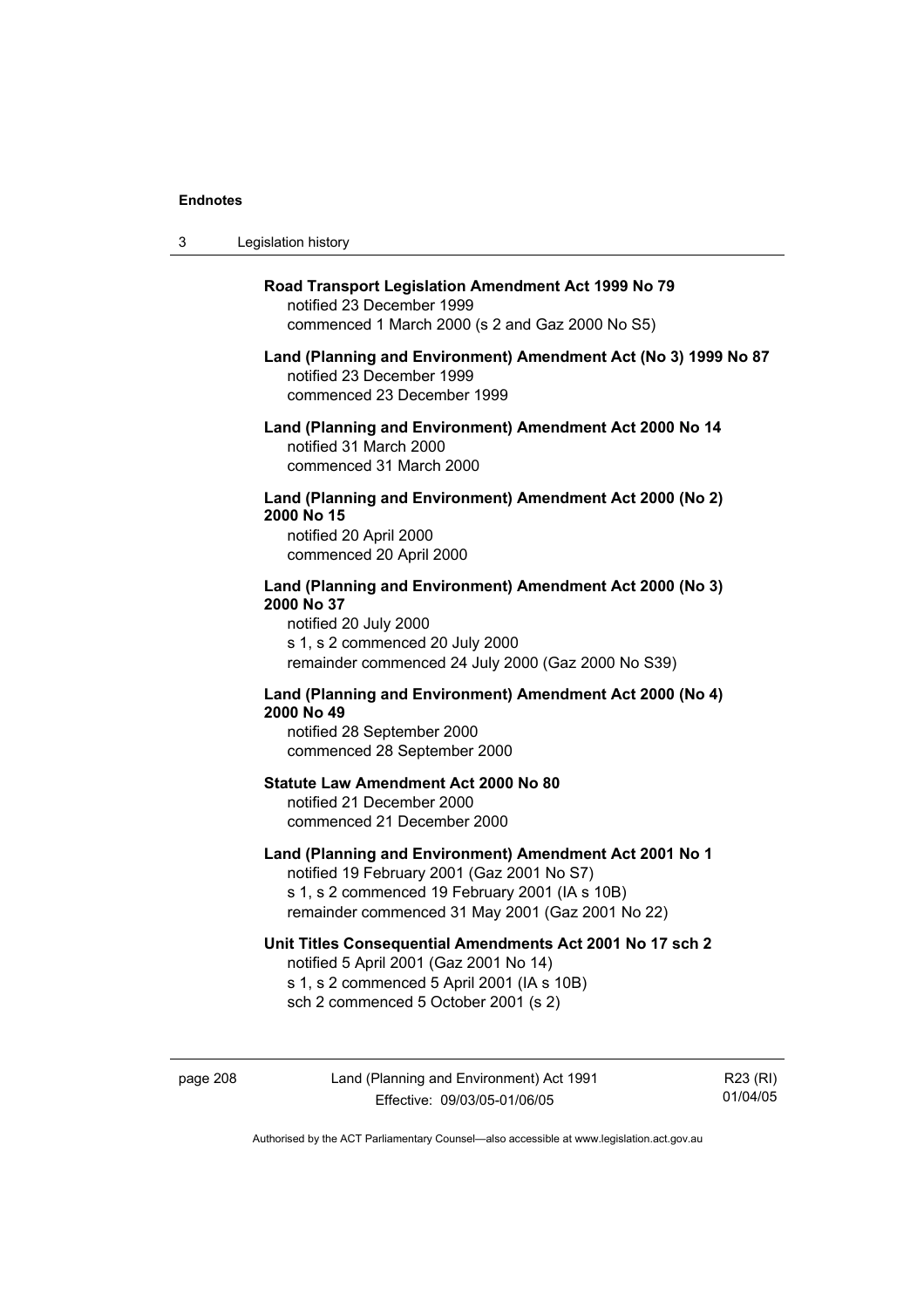**Road Transport Legislation Amendment Act 1999 No 79**
notified 23 December 1999
commenced 1 March 2000 (s 2 and Gaz 2000 No S5)

**Land (Planning and Environment) Amendment Act (No 3) 1999 No 87**
notified 23 December 1999
commenced 23 December 1999

**Land (Planning and Environment) Amendment Act 2000 No 14**
notified 31 March 2000
commenced 31 March 2000

**Land (Planning and Environment) Amendment Act 2000 (No 2) 2000 No 15**
notified 20 April 2000
commenced 20 April 2000

**Land (Planning and Environment) Amendment Act 2000 (No 3) 2000 No 37**
notified 20 July 2000
s 1, s 2 commenced 20 July 2000
remainder commenced 24 July 2000 (Gaz 2000 No S39)

**Land (Planning and Environment) Amendment Act 2000 (No 4) 2000 No 49**
notified 28 September 2000
commenced 28 September 2000

**Statute Law Amendment Act 2000 No 80**
notified 21 December 2000
commenced 21 December 2000

**Land (Planning and Environment) Amendment Act 2001 No 1**
notified 19 February 2001 (Gaz 2001 No S7)
s 1, s 2 commenced 19 February 2001 (IA s 10B)
remainder commenced 31 May 2001 (Gaz 2001 No 22)

**Unit Titles Consequential Amendments Act 2001 No 17 sch 2**
notified 5 April 2001 (Gaz 2001 No 14)
s 1, s 2 commenced 5 April 2001 (IA s 10B)
sch 2 commenced 5 October 2001 (s 2)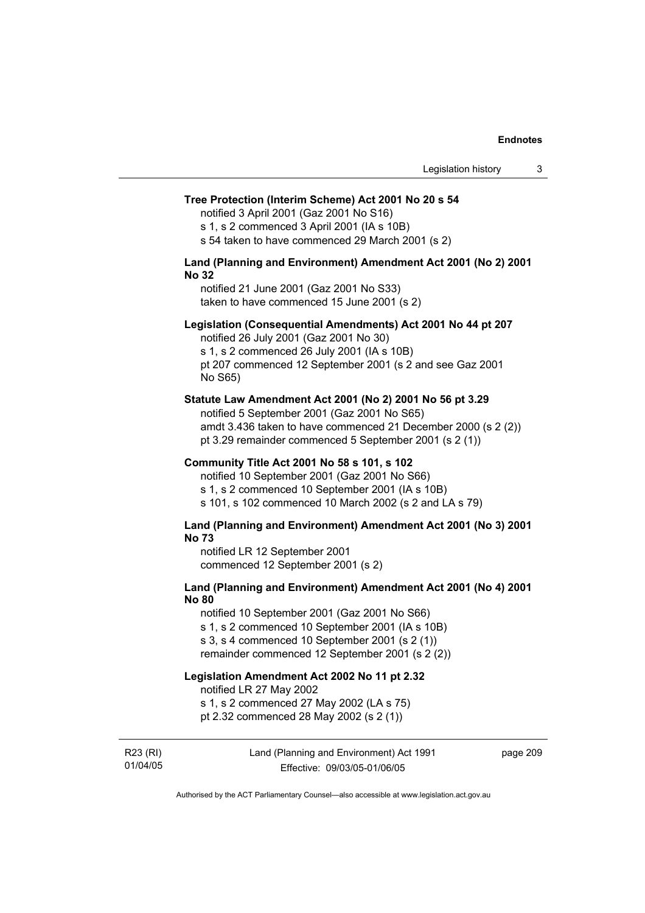**Tree Protection (Interim Scheme) Act 2001 No 20 s 54**

notified 3 April 2001 (Gaz 2001 No S16)
s 1, s 2 commenced 3 April 2001 (IA s 10B)
s 54 taken to have commenced 29 March 2001 (s 2)

**Land (Planning and Environment) Amendment Act 2001 (No 2) 2001 No 32**

notified 21 June 2001 (Gaz 2001 No S33)
taken to have commenced 15 June 2001 (s 2)

**Legislation (Consequential Amendments) Act 2001 No 44 pt 207**

notified 26 July 2001 (Gaz 2001 No 30)
s 1, s 2 commenced 26 July 2001 (IA s 10B)
pt 207 commenced 12 September 2001 (s 2 and see Gaz 2001 No S65)

**Statute Law Amendment Act 2001 (No 2) 2001 No 56 pt 3.29**

notified 5 September 2001 (Gaz 2001 No S65)
amdt 3.436 taken to have commenced 21 December 2000 (s 2 (2))
pt 3.29 remainder commenced 5 September 2001 (s 2 (1))

**Community Title Act 2001 No 58 s 101, s 102**

notified 10 September 2001 (Gaz 2001 No S66)
s 1, s 2 commenced 10 September 2001 (IA s 10B)
s 101, s 102 commenced 10 March 2002 (s 2 and LA s 79)

**Land (Planning and Environment) Amendment Act 2001 (No 3) 2001 No 73**

notified LR 12 September 2001
commenced 12 September 2001 (s 2)

**Land (Planning and Environment) Amendment Act 2001 (No 4) 2001 No 80**

notified 10 September 2001 (Gaz 2001 No S66)
s 1, s 2 commenced 10 September 2001 (IA s 10B)
s 3, s 4 commenced 10 September 2001 (s 2 (1))
remainder commenced 12 September 2001 (s 2 (2))

**Legislation Amendment Act 2002 No 11 pt 2.32**

notified LR 27 May 2002
s 1, s 2 commenced 27 May 2002 (LA s 75)
pt 2.32 commenced 28 May 2002 (s 2 (1))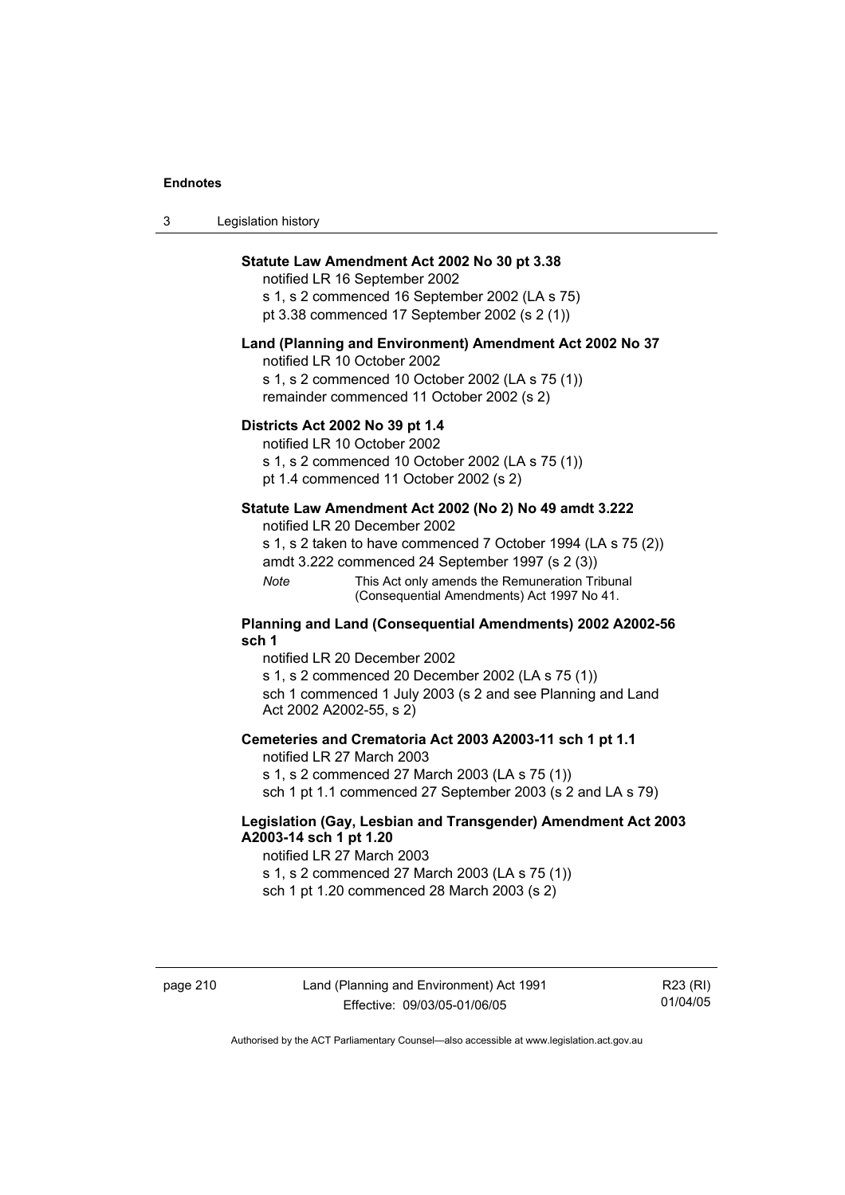**Statute Law Amendment Act 2002 No 30 pt 3.38**

notified LR 16 September 2002
s 1, s 2 commenced 16 September 2002 (LA s 75)
pt 3.38 commenced 17 September 2002 (s 2 (1))

**Land (Planning and Environment) Amendment Act 2002 No 37**

notified LR 10 October 2002
s 1, s 2 commenced 10 October 2002 (LA s 75 (1))
remainder commenced 11 October 2002 (s 2)

**Districts Act 2002 No 39 pt 1.4**

notified LR 10 October 2002
s 1, s 2 commenced 10 October 2002 (LA s 75 (1))
pt 1.4 commenced 11 October 2002 (s 2)

**Statute Law Amendment Act 2002 (No 2) No 49 amdt 3.222**

notified LR 20 December 2002
s 1, s 2 taken to have commenced 7 October 1994 (LA s 75 (2))
amdt 3.222 commenced 24 September 1997 (s 2 (3))

*Note* This Act only amends the Remuneration Tribunal (Consequential Amendments) Act 1997 No 41.

**Planning and Land (Consequential Amendments) 2002 A2002-56 sch 1**

notified LR 20 December 2002
s 1, s 2 commenced 20 December 2002 (LA s 75 (1))
sch 1 commenced 1 July 2003 (s 2 and see Planning and Land Act 2002 A2002-55, s 2)

**Cemeteries and Crematoria Act 2003 A2003-11 sch 1 pt 1.1**

notified LR 27 March 2003
s 1, s 2 commenced 27 March 2003 (LA s 75 (1))
sch 1 pt 1.1 commenced 27 September 2003 (s 2 and LA s 79)

**Legislation (Gay, Lesbian and Transgender) Amendment Act 2003 A2003-14 sch 1 pt 1.20**

notified LR 27 March 2003
s 1, s 2 commenced 27 March 2003 (LA s 75 (1))
sch 1 pt 1.20 commenced 28 March 2003 (s 2)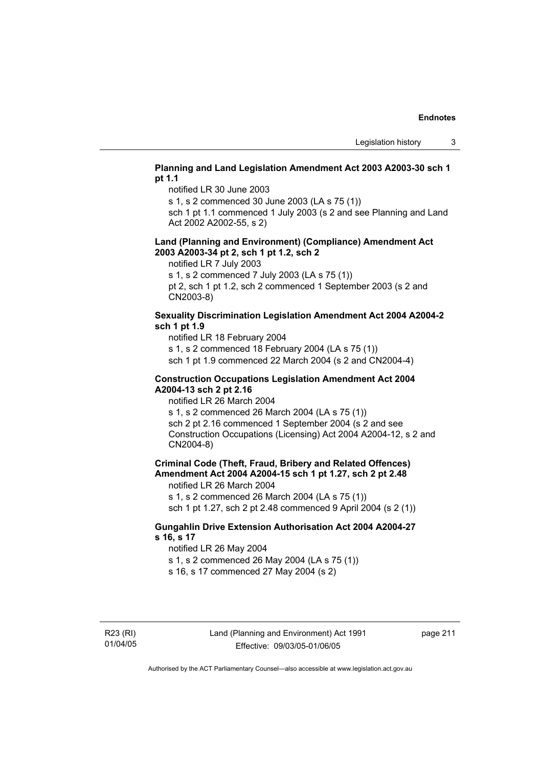**Planning and Land Legislation Amendment Act 2003 A2003-30 sch 1 pt 1.1**

notified LR 30 June 2003

s 1, s 2 commenced 30 June 2003 (LA s 75 (1))

sch 1 pt 1.1 commenced 1 July 2003 (s 2 and see Planning and Land Act 2002 A2002-55, s 2)

**Land (Planning and Environment) (Compliance) Amendment Act 2003 A2003-34 pt 2, sch 1 pt 1.2, sch 2**

notified LR 7 July 2003

s 1, s 2 commenced 7 July 2003 (LA s 75 (1))

pt 2, sch 1 pt 1.2, sch 2 commenced 1 September 2003 (s 2 and CN2003-8)

**Sexuality Discrimination Legislation Amendment Act 2004 A2004-2 sch 1 pt 1.9**

notified LR 18 February 2004

s 1, s 2 commenced 18 February 2004 (LA s 75 (1))

sch 1 pt 1.9 commenced 22 March 2004 (s 2 and CN2004-4)

**Construction Occupations Legislation Amendment Act 2004 A2004-13 sch 2 pt 2.16**

notified LR 26 March 2004

s 1, s 2 commenced 26 March 2004 (LA s 75 (1))

sch 2 pt 2.16 commenced 1 September 2004 (s 2 and see Construction Occupations (Licensing) Act 2004 A2004-12, s 2 and CN2004-8)

**Criminal Code (Theft, Fraud, Bribery and Related Offences) Amendment Act 2004 A2004-15 sch 1 pt 1.27, sch 2 pt 2.48**

notified LR 26 March 2004

s 1, s 2 commenced 26 March 2004 (LA s 75 (1))

sch 1 pt 1.27, sch 2 pt 2.48 commenced 9 April 2004 (s 2 (1))

**Gungahlin Drive Extension Authorisation Act 2004 A2004-27 s 16, s 17**

notified LR 26 May 2004

s 1, s 2 commenced 26 May 2004 (LA s 75 (1))

s 16, s 17 commenced 27 May 2004 (s 2)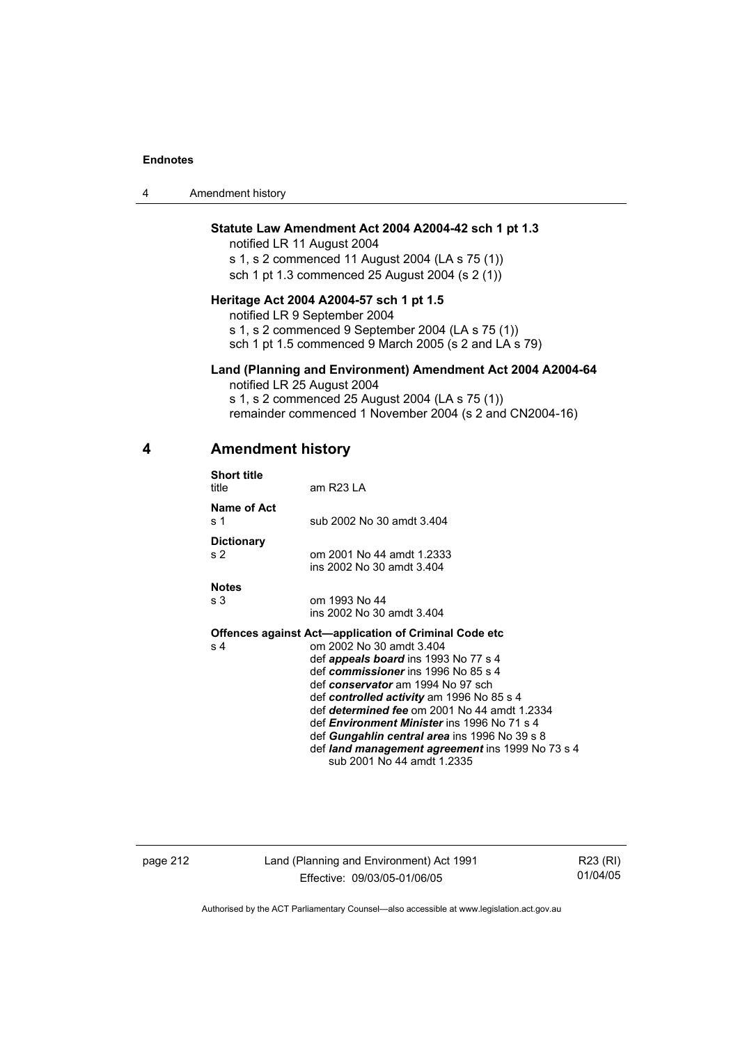**Statute Law Amendment Act 2004 A2004-42 sch 1 pt 1.3**

notified LR 11 August 2004

s 1, s 2 commenced 11 August 2004 (LA s 75 (1))

sch 1 pt 1.3 commenced 25 August 2004 (s 2 (1))

**Heritage Act 2004 A2004-57 sch 1 pt 1.5**

notified LR 9 September 2004

s 1, s 2 commenced 9 September 2004 (LA s 75 (1))

sch 1 pt 1.5 commenced 9 March 2005 (s 2 and LA s 79)

**Land (Planning and Environment) Amendment Act 2004 A2004-64**

notified LR 25 August 2004

s 1, s 2 commenced 25 August 2004 (LA s 75 (1))

remainder commenced 1 November 2004 (s 2 and CN2004-16)

## 4 Amendment history

**Short title**

title — am R23 LA

**Name of Act**

s 1 — sub 2002 No 30 amdt 3.404

**Dictionary**

s 2 — om 2001 No 44 amdt 1.2333
ins 2002 No 30 amdt 3.404

**Notes**

s 3 — om 1993 No 44
ins 2002 No 30 amdt 3.404

**Offences against Act—application of Criminal Code etc**

s 4 — om 2002 No 30 amdt 3.404
def ***appeals board*** ins 1993 No 77 s 4
def ***commissioner*** ins 1996 No 85 s 4
def ***conservator*** am 1994 No 97 sch
def ***controlled activity*** am 1996 No 85 s 4
def ***determined fee*** om 2001 No 44 amdt 1.2334
def ***Environment Minister*** ins 1996 No 71 s 4
def ***Gungahlin central area*** ins 1996 No 39 s 8
def ***land management agreement*** ins 1999 No 73 s 4
sub 2001 No 44 amdt 1.2335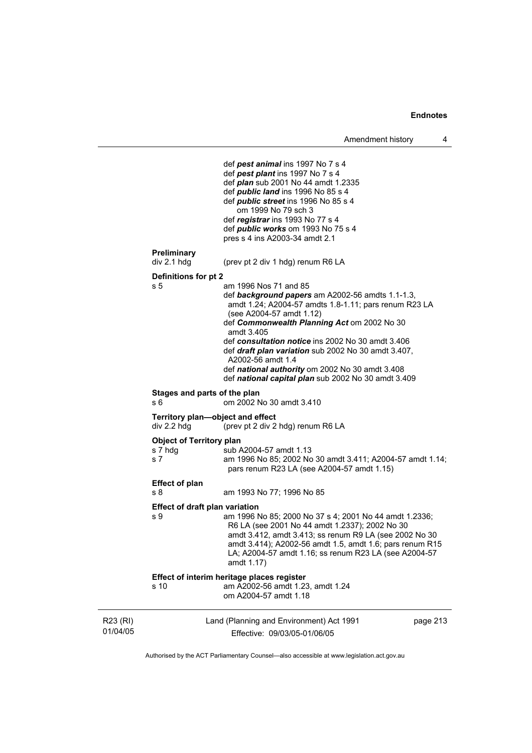def ***pest animal*** ins 1997 No 7 s 4
def ***pest plant*** ins 1997 No 7 s 4
def ***plan*** sub 2001 No 44 amdt 1.2335
def ***public land*** ins 1996 No 85 s 4
def ***public street*** ins 1996 No 85 s 4
om 1999 No 79 sch 3
def ***registrar*** ins 1993 No 77 s 4
def ***public works*** om 1993 No 75 s 4
pres s 4 ins A2003-34 amdt 2.1

**Preliminary**
div 2.1 hdg (prev pt 2 div 1 hdg) renum R6 LA

**Definitions for pt 2**
s 5 am 1996 Nos 71 and 85
def ***background papers*** am A2002-56 amdts 1.1-1.3, amdt 1.24; A2004-57 amdts 1.8-1.11; pars renum R23 LA (see A2004-57 amdt 1.12)
def ***Commonwealth Planning Act*** om 2002 No 30 amdt 3.405
def ***consultation notice*** ins 2002 No 30 amdt 3.406
def ***draft plan variation*** sub 2002 No 30 amdt 3.407, A2002-56 amdt 1.4
def ***national authority*** om 2002 No 30 amdt 3.408
def ***national capital plan*** sub 2002 No 30 amdt 3.409

**Stages and parts of the plan**
s 6 om 2002 No 30 amdt 3.410

**Territory plan—object and effect**
div 2.2 hdg (prev pt 2 div 2 hdg) renum R6 LA

**Object of Territory plan**
s 7 hdg sub A2004-57 amdt 1.13
s 7 am 1996 No 85; 2002 No 30 amdt 3.411; A2004-57 amdt 1.14; pars renum R23 LA (see A2004-57 amdt 1.15)

**Effect of plan**
s 8 am 1993 No 77; 1996 No 85

**Effect of draft plan variation**
s 9 am 1996 No 85; 2000 No 37 s 4; 2001 No 44 amdt 1.2336; R6 LA (see 2001 No 44 amdt 1.2337); 2002 No 30 amdt 3.412, amdt 3.413; ss renum R9 LA (see 2002 No 30 amdt 3.414); A2002-56 amdt 1.5, amdt 1.6; pars renum R15 LA; A2004-57 amdt 1.16; ss renum R23 LA (see A2004-57 amdt 1.17)

**Effect of interim heritage places register**
s 10 am A2002-56 amdt 1.23, amdt 1.24
om A2004-57 amdt 1.18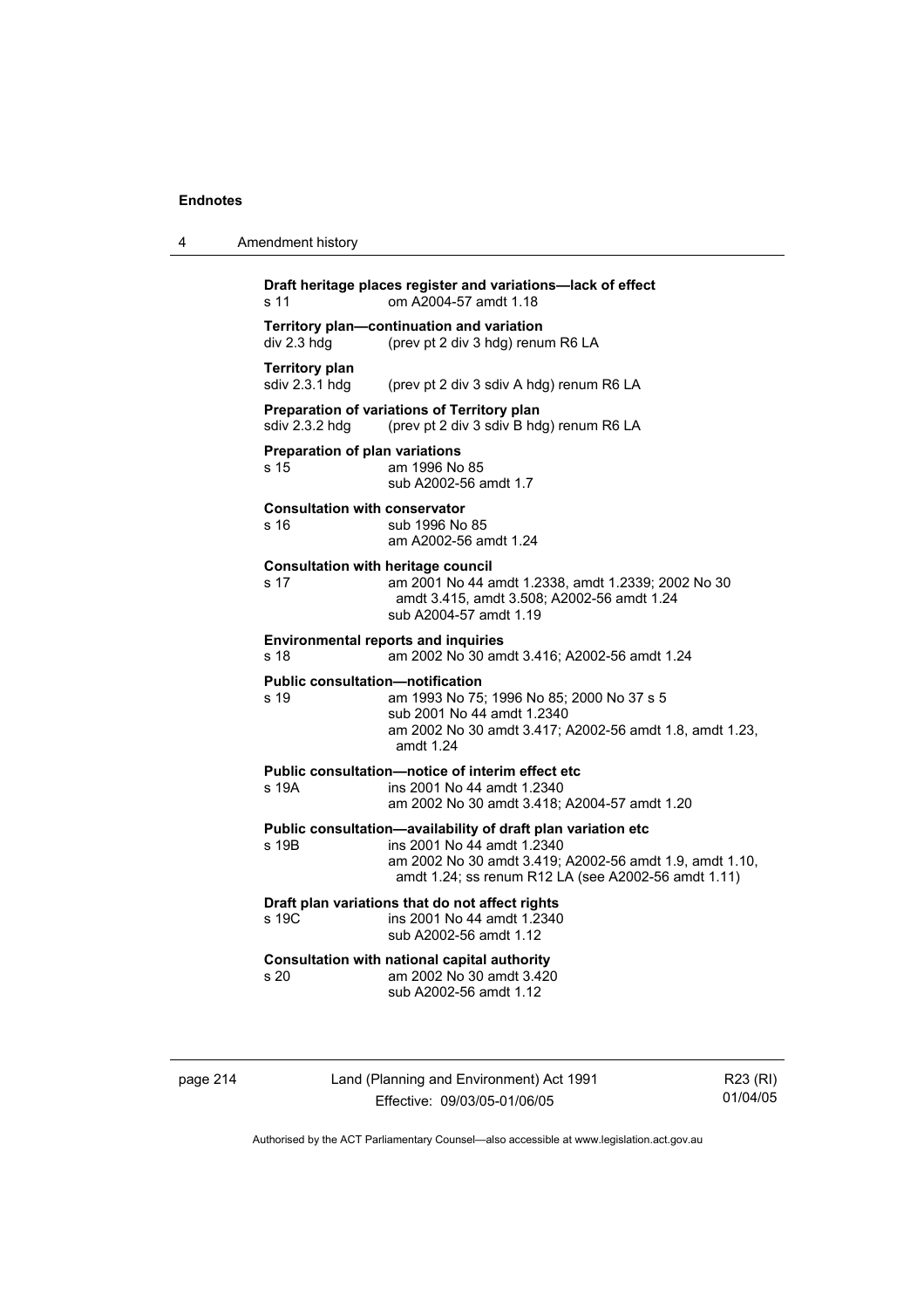**Draft heritage places register and variations—lack of effect**
s 11 om A2004-57 amdt 1.18

**Territory plan—continuation and variation**
div 2.3 hdg (prev pt 2 div 3 hdg) renum R6 LA

**Territory plan**
sdiv 2.3.1 hdg (prev pt 2 div 3 sdiv A hdg) renum R6 LA

**Preparation of variations of Territory plan**
sdiv 2.3.2 hdg (prev pt 2 div 3 sdiv B hdg) renum R6 LA

**Preparation of plan variations**
s 15 am 1996 No 85
sub A2002-56 amdt 1.7

**Consultation with conservator**
s 16 sub 1996 No 85
am A2002-56 amdt 1.24

**Consultation with heritage council**
s 17 am 2001 No 44 amdt 1.2338, amdt 1.2339; 2002 No 30 amdt 3.415, amdt 3.508; A2002-56 amdt 1.24
sub A2004-57 amdt 1.19

**Environmental reports and inquiries**
s 18 am 2002 No 30 amdt 3.416; A2002-56 amdt 1.24

**Public consultation—notification**
s 19 am 1993 No 75; 1996 No 85; 2000 No 37 s 5
sub 2001 No 44 amdt 1.2340
am 2002 No 30 amdt 3.417; A2002-56 amdt 1.8, amdt 1.23, amdt 1.24

**Public consultation—notice of interim effect etc**
s 19A ins 2001 No 44 amdt 1.2340
am 2002 No 30 amdt 3.418; A2004-57 amdt 1.20

**Public consultation—availability of draft plan variation etc**
s 19B ins 2001 No 44 amdt 1.2340
am 2002 No 30 amdt 3.419; A2002-56 amdt 1.9, amdt 1.10, amdt 1.24; ss renum R12 LA (see A2002-56 amdt 1.11)

**Draft plan variations that do not affect rights**
s 19C ins 2001 No 44 amdt 1.2340
sub A2002-56 amdt 1.12

**Consultation with national capital authority**
s 20 am 2002 No 30 amdt 3.420
sub A2002-56 amdt 1.12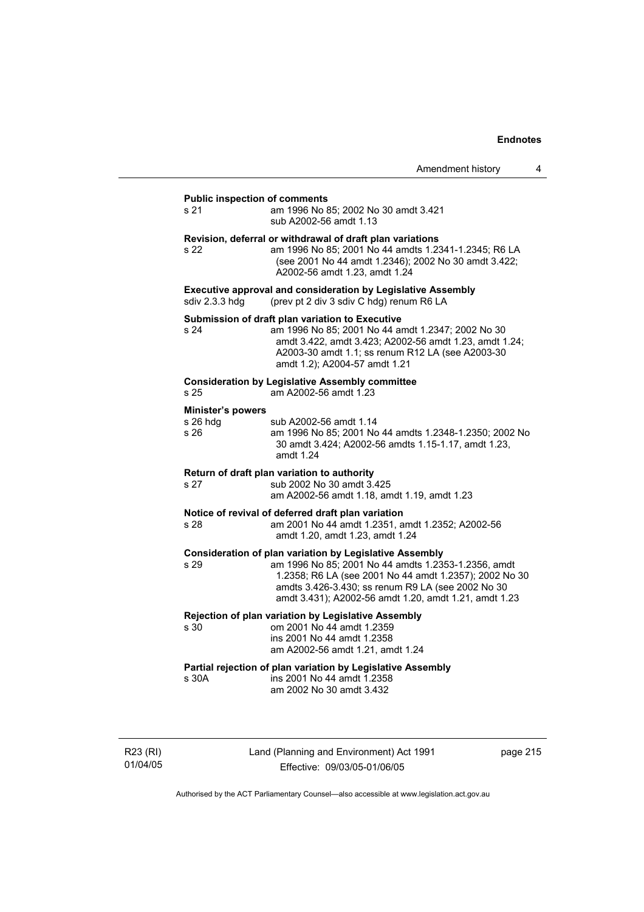**Public inspection of comments**

s 21 am 1996 No 85; 2002 No 30 amdt 3.421
sub A2002-56 amdt 1.13

**Revision, deferral or withdrawal of draft plan variations**

s 22 am 1996 No 85; 2001 No 44 amdts 1.2341-1.2345; R6 LA (see 2001 No 44 amdt 1.2346); 2002 No 30 amdt 3.422; A2002-56 amdt 1.23, amdt 1.24

**Executive approval and consideration by Legislative Assembly**

sdiv 2.3.3 hdg (prev pt 2 div 3 sdiv C hdg) renum R6 LA

**Submission of draft plan variation to Executive**

s 24 am 1996 No 85; 2001 No 44 amdt 1.2347; 2002 No 30 amdt 3.422, amdt 3.423; A2002-56 amdt 1.23, amdt 1.24; A2003-30 amdt 1.1; ss renum R12 LA (see A2003-30 amdt 1.2); A2004-57 amdt 1.21

**Consideration by Legislative Assembly committee**

s 25 am A2002-56 amdt 1.23

**Minister's powers**

s 26 hdg sub A2002-56 amdt 1.14
s 26 am 1996 No 85; 2001 No 44 amdts 1.2348-1.2350; 2002 No 30 amdt 3.424; A2002-56 amdts 1.15-1.17, amdt 1.23, amdt 1.24

**Return of draft plan variation to authority**

s 27 sub 2002 No 30 amdt 3.425
am A2002-56 amdt 1.18, amdt 1.19, amdt 1.23

**Notice of revival of deferred draft plan variation**

s 28 am 2001 No 44 amdt 1.2351, amdt 1.2352; A2002-56 amdt 1.20, amdt 1.23, amdt 1.24

**Consideration of plan variation by Legislative Assembly**

s 29 am 1996 No 85; 2001 No 44 amdts 1.2353-1.2356, amdt 1.2358; R6 LA (see 2001 No 44 amdt 1.2357); 2002 No 30 amdts 3.426-3.430; ss renum R9 LA (see 2002 No 30 amdt 3.431); A2002-56 amdt 1.20, amdt 1.21, amdt 1.23

**Rejection of plan variation by Legislative Assembly**

s 30 om 2001 No 44 amdt 1.2359
ins 2001 No 44 amdt 1.2358
am A2002-56 amdt 1.21, amdt 1.24

**Partial rejection of plan variation by Legislative Assembly**

s 30A ins 2001 No 44 amdt 1.2358
am 2002 No 30 amdt 3.432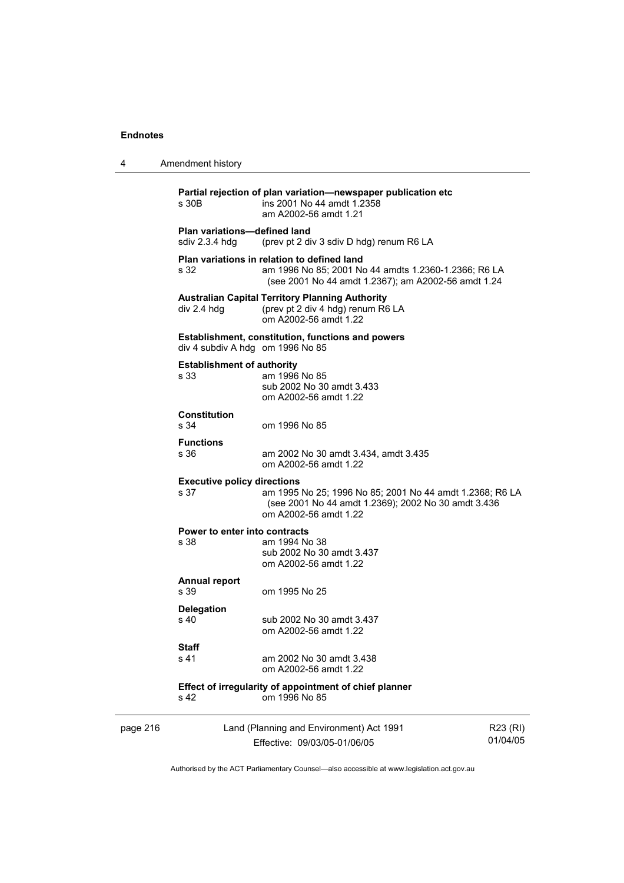**Partial rejection of plan variation—newspaper publication etc**

s 30B ins 2001 No 44 amdt 1.2358
am A2002-56 amdt 1.21

**Plan variations—defined land**

sdiv 2.3.4 hdg (prev pt 2 div 3 sdiv D hdg) renum R6 LA

**Plan variations in relation to defined land**

s 32 am 1996 No 85; 2001 No 44 amdts 1.2360-1.2366; R6 LA (see 2001 No 44 amdt 1.2367); am A2002-56 amdt 1.24

**Australian Capital Territory Planning Authority**

div 2.4 hdg (prev pt 2 div 4 hdg) renum R6 LA
om A2002-56 amdt 1.22

**Establishment, constitution, functions and powers**

div 4 subdiv A hdg om 1996 No 85

**Establishment of authority**

s 33 am 1996 No 85
sub 2002 No 30 amdt 3.433
om A2002-56 amdt 1.22

**Constitution**

s 34 om 1996 No 85

**Functions**

s 36 am 2002 No 30 amdt 3.434, amdt 3.435
om A2002-56 amdt 1.22

**Executive policy directions**

s 37 am 1995 No 25; 1996 No 85; 2001 No 44 amdt 1.2368; R6 LA (see 2001 No 44 amdt 1.2369); 2002 No 30 amdt 3.436
om A2002-56 amdt 1.22

**Power to enter into contracts**

s 38 am 1994 No 38
sub 2002 No 30 amdt 3.437
om A2002-56 amdt 1.22

**Annual report**

s 39 om 1995 No 25

**Delegation**

s 40 sub 2002 No 30 amdt 3.437
om A2002-56 amdt 1.22

**Staff**

s 41 am 2002 No 30 amdt 3.438
om A2002-56 amdt 1.22

**Effect of irregularity of appointment of chief planner**

s 42 om 1996 No 85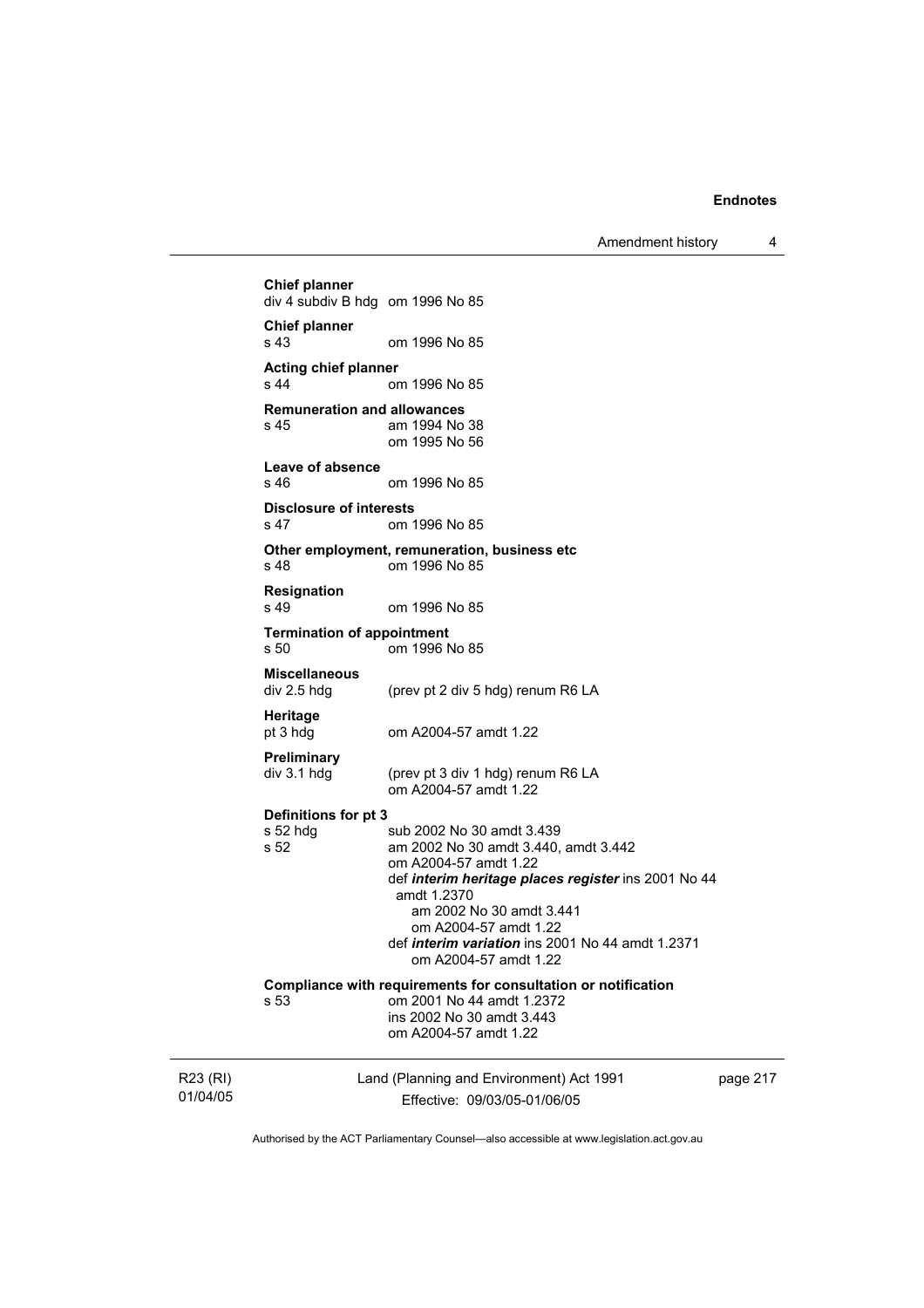**Chief planner**
div 4 subdiv B hdg om 1996 No 85

**Chief planner**
s 43 om 1996 No 85

**Acting chief planner**
s 44 om 1996 No 85

**Remuneration and allowances**
s 45 am 1994 No 38
om 1995 No 56

**Leave of absence**
s 46 om 1996 No 85

**Disclosure of interests**
s 47 om 1996 No 85

**Other employment, remuneration, business etc**
s 48 om 1996 No 85

**Resignation**
s 49 om 1996 No 85

**Termination of appointment**
s 50 om 1996 No 85

**Miscellaneous**
div 2.5 hdg (prev pt 2 div 5 hdg) renum R6 LA

**Heritage**
pt 3 hdg om A2004-57 amdt 1.22

**Preliminary**
div 3.1 hdg (prev pt 3 div 1 hdg) renum R6 LA
om A2004-57 amdt 1.22

**Definitions for pt 3**
s 52 hdg sub 2002 No 30 amdt 3.439
s 52 am 2002 No 30 amdt 3.440, amdt 3.442
om A2004-57 amdt 1.22
def ***interim heritage places register*** ins 2001 No 44 amdt 1.2370
am 2002 No 30 amdt 3.441
om A2004-57 amdt 1.22
def ***interim variation*** ins 2001 No 44 amdt 1.2371
om A2004-57 amdt 1.22

**Compliance with requirements for consultation or notification**
s 53 om 2001 No 44 amdt 1.2372
ins 2002 No 30 amdt 3.443
om A2004-57 amdt 1.22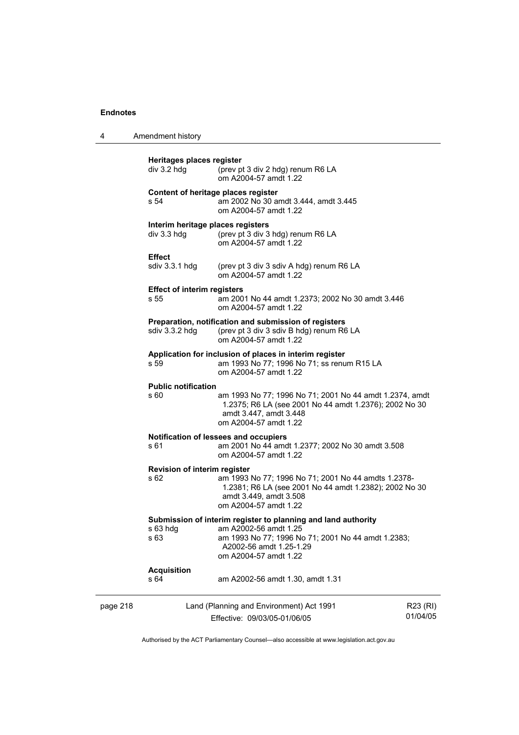**Heritages places register**

| | |
|---|---|
| div 3.2 hdg | (prev pt 3 div 2 hdg) renum R6 LA<br>om A2004-57 amdt 1.22 |

**Content of heritage places register**

| | |
|---|---|
| s 54 | am 2002 No 30 amdt 3.444, amdt 3.445<br>om A2004-57 amdt 1.22 |

**Interim heritage places registers**

| | |
|---|---|
| div 3.3 hdg | (prev pt 3 div 3 hdg) renum R6 LA<br>om A2004-57 amdt 1.22 |

**Effect**

| | |
|---|---|
| sdiv 3.3.1 hdg | (prev pt 3 div 3 sdiv A hdg) renum R6 LA<br>om A2004-57 amdt 1.22 |

**Effect of interim registers**

| | |
|---|---|
| s 55 | am 2001 No 44 amdt 1.2373; 2002 No 30 amdt 3.446<br>om A2004-57 amdt 1.22 |

**Preparation, notification and submission of registers**

| | |
|---|---|
| sdiv 3.3.2 hdg | (prev pt 3 div 3 sdiv B hdg) renum R6 LA<br>om A2004-57 amdt 1.22 |

**Application for inclusion of places in interim register**

| | |
|---|---|
| s 59 | am 1993 No 77; 1996 No 71; ss renum R15 LA<br>om A2004-57 amdt 1.22 |

**Public notification**

| | |
|---|---|
| s 60 | am 1993 No 77; 1996 No 71; 2001 No 44 amdt 1.2374, amdt 1.2375; R6 LA (see 2001 No 44 amdt 1.2376); 2002 No 30 amdt 3.447, amdt 3.448<br>om A2004-57 amdt 1.22 |

**Notification of lessees and occupiers**

| | |
|---|---|
| s 61 | am 2001 No 44 amdt 1.2377; 2002 No 30 amdt 3.508<br>om A2004-57 amdt 1.22 |

**Revision of interim register**

| | |
|---|---|
| s 62 | am 1993 No 77; 1996 No 71; 2001 No 44 amdts 1.2378-1.2381; R6 LA (see 2001 No 44 amdt 1.2382); 2002 No 30 amdt 3.449, amdt 3.508<br>om A2004-57 amdt 1.22 |

**Submission of interim register to planning and land authority**

| | |
|---|---|
| s 63 hdg | am A2002-56 amdt 1.25 |
| s 63 | am 1993 No 77; 1996 No 71; 2001 No 44 amdt 1.2383; A2002-56 amdt 1.25-1.29<br>om A2004-57 amdt 1.22 |

**Acquisition**

| | |
|---|---|
| s 64 | am A2002-56 amdt 1.30, amdt 1.31 |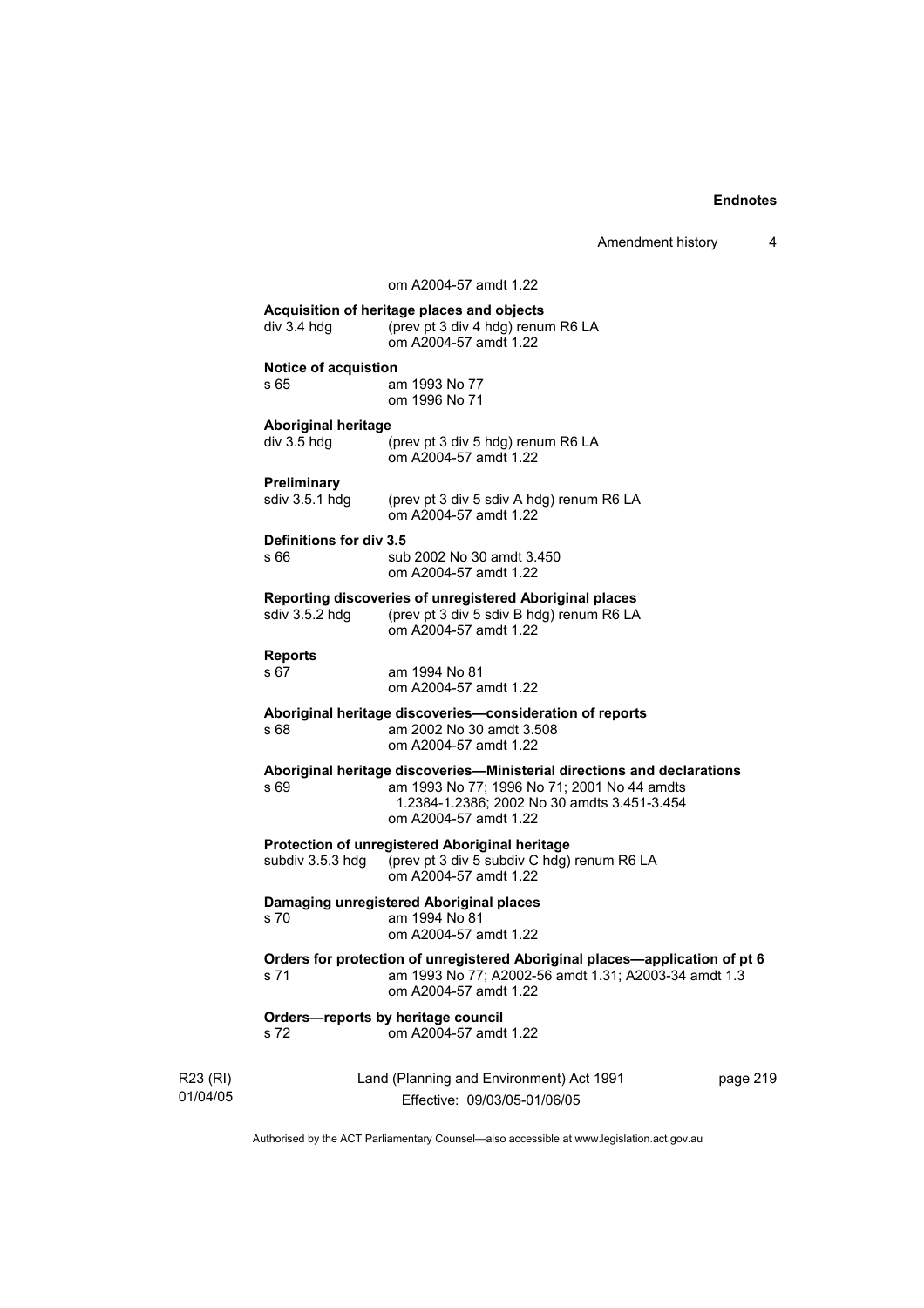om A2004-57 amdt 1.22

**Acquisition of heritage places and objects**
div 3.4 hdg (prev pt 3 div 4 hdg) renum R6 LA
om A2004-57 amdt 1.22

**Notice of acquistion**
s 65 am 1993 No 77
om 1996 No 71

**Aboriginal heritage**
div 3.5 hdg (prev pt 3 div 5 hdg) renum R6 LA
om A2004-57 amdt 1.22

**Preliminary**
sdiv 3.5.1 hdg (prev pt 3 div 5 sdiv A hdg) renum R6 LA
om A2004-57 amdt 1.22

**Definitions for div 3.5**
s 66 sub 2002 No 30 amdt 3.450
om A2004-57 amdt 1.22

**Reporting discoveries of unregistered Aboriginal places**
sdiv 3.5.2 hdg (prev pt 3 div 5 sdiv B hdg) renum R6 LA
om A2004-57 amdt 1.22

**Reports**
s 67 am 1994 No 81
om A2004-57 amdt 1.22

**Aboriginal heritage discoveries—consideration of reports**
s 68 am 2002 No 30 amdt 3.508
om A2004-57 amdt 1.22

**Aboriginal heritage discoveries—Ministerial directions and declarations**
s 69 am 1993 No 77; 1996 No 71; 2001 No 44 amdts 1.2384-1.2386; 2002 No 30 amdts 3.451-3.454
om A2004-57 amdt 1.22

**Protection of unregistered Aboriginal heritage**
subdiv 3.5.3 hdg (prev pt 3 div 5 subdiv C hdg) renum R6 LA
om A2004-57 amdt 1.22

**Damaging unregistered Aboriginal places**
s 70 am 1994 No 81
om A2004-57 amdt 1.22

**Orders for protection of unregistered Aboriginal places—application of pt 6**
s 71 am 1993 No 77; A2002-56 amdt 1.31; A2003-34 amdt 1.3
om A2004-57 amdt 1.22

**Orders—reports by heritage council**
s 72 om A2004-57 amdt 1.22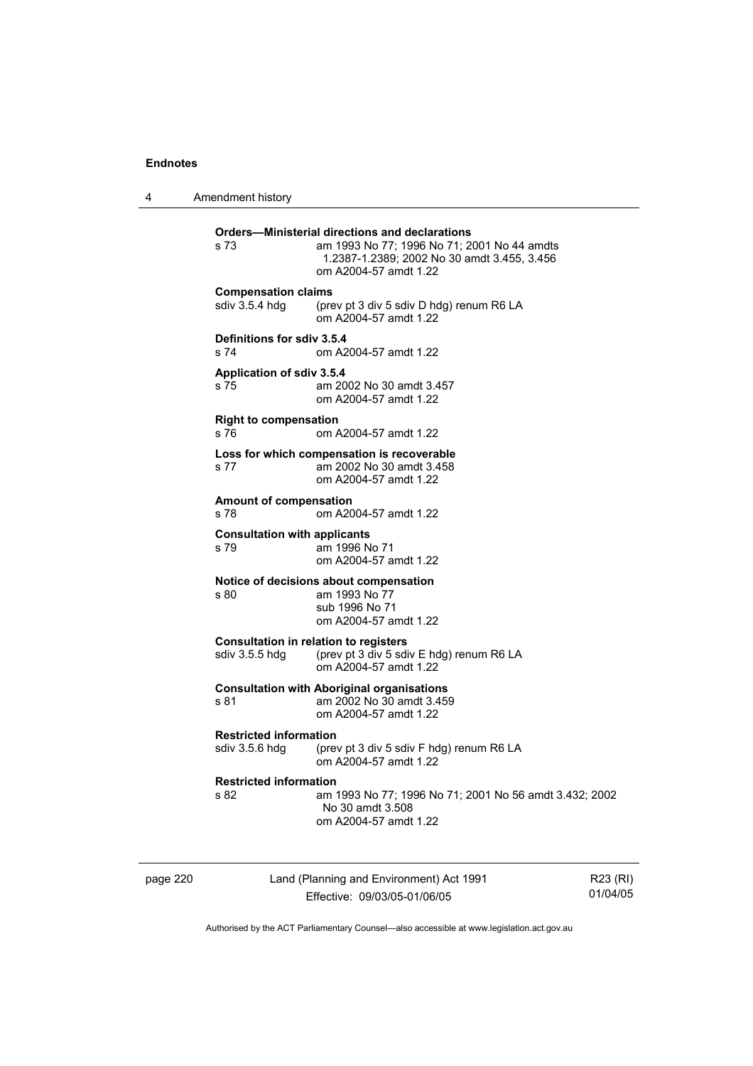**Orders—Ministerial directions and declarations**
s 73 am 1993 No 77; 1996 No 71; 2001 No 44 amdts 1.2387-1.2389; 2002 No 30 amdt 3.455, 3.456
om A2004-57 amdt 1.22

**Compensation claims**
sdiv 3.5.4 hdg (prev pt 3 div 5 sdiv D hdg) renum R6 LA
om A2004-57 amdt 1.22

**Definitions for sdiv 3.5.4**
s 74 om A2004-57 amdt 1.22

**Application of sdiv 3.5.4**
s 75 am 2002 No 30 amdt 3.457
om A2004-57 amdt 1.22

**Right to compensation**
s 76 om A2004-57 amdt 1.22

**Loss for which compensation is recoverable**
s 77 am 2002 No 30 amdt 3.458
om A2004-57 amdt 1.22

**Amount of compensation**
s 78 om A2004-57 amdt 1.22

**Consultation with applicants**
s 79 am 1996 No 71
om A2004-57 amdt 1.22

**Notice of decisions about compensation**
s 80 am 1993 No 77
sub 1996 No 71
om A2004-57 amdt 1.22

**Consultation in relation to registers**
sdiv 3.5.5 hdg (prev pt 3 div 5 sdiv E hdg) renum R6 LA
om A2004-57 amdt 1.22

**Consultation with Aboriginal organisations**
s 81 am 2002 No 30 amdt 3.459
om A2004-57 amdt 1.22

**Restricted information**
sdiv 3.5.6 hdg (prev pt 3 div 5 sdiv F hdg) renum R6 LA
om A2004-57 amdt 1.22

**Restricted information**
s 82 am 1993 No 77; 1996 No 71; 2001 No 56 amdt 3.432; 2002 No 30 amdt 3.508
om A2004-57 amdt 1.22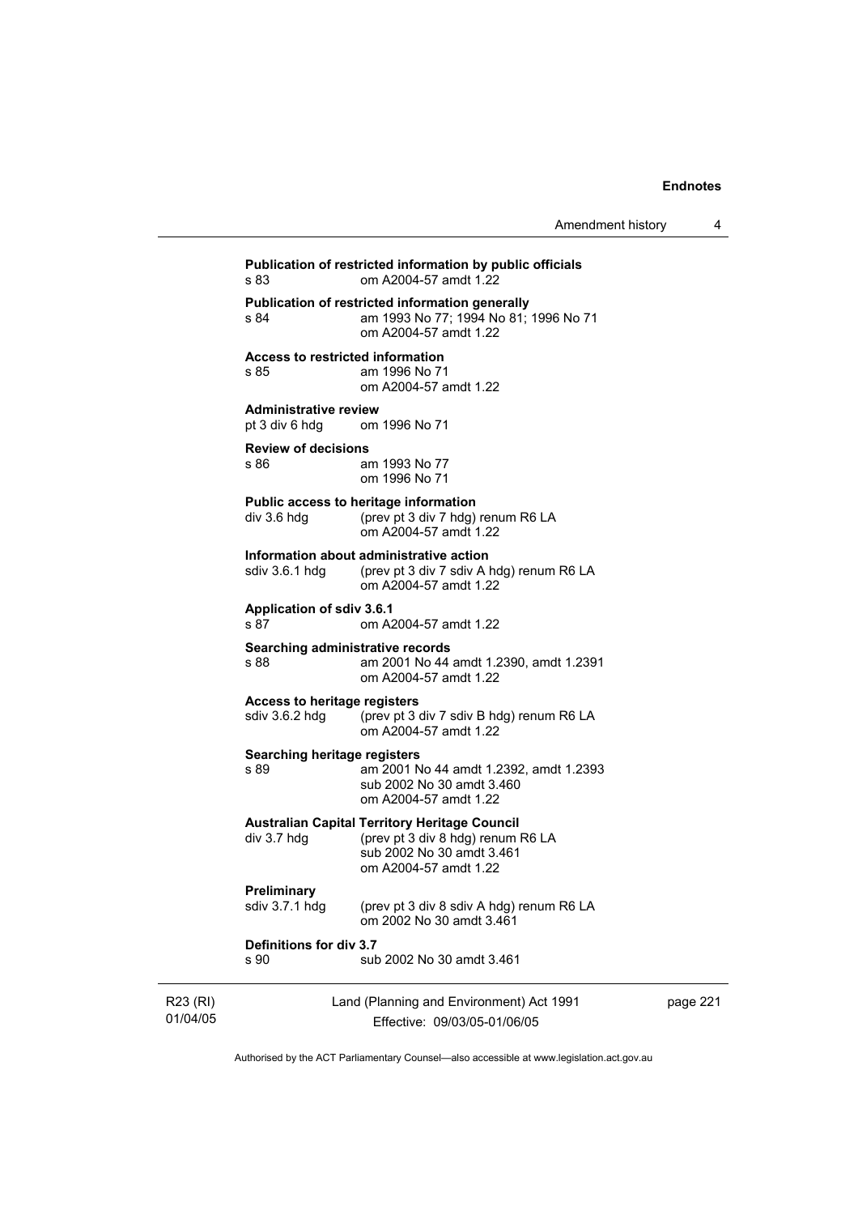**Publication of restricted information by public officials**
s 83 om A2004-57 amdt 1.22

**Publication of restricted information generally**
s 84 am 1993 No 77; 1994 No 81; 1996 No 71
om A2004-57 amdt 1.22

**Access to restricted information**
s 85 am 1996 No 71
om A2004-57 amdt 1.22

**Administrative review**
pt 3 div 6 hdg om 1996 No 71

**Review of decisions**
s 86 am 1993 No 77
om 1996 No 71

**Public access to heritage information**
div 3.6 hdg (prev pt 3 div 7 hdg) renum R6 LA
om A2004-57 amdt 1.22

**Information about administrative action**
sdiv 3.6.1 hdg (prev pt 3 div 7 sdiv A hdg) renum R6 LA
om A2004-57 amdt 1.22

**Application of sdiv 3.6.1**
s 87 om A2004-57 amdt 1.22

**Searching administrative records**
s 88 am 2001 No 44 amdt 1.2390, amdt 1.2391
om A2004-57 amdt 1.22

**Access to heritage registers**
sdiv 3.6.2 hdg (prev pt 3 div 7 sdiv B hdg) renum R6 LA
om A2004-57 amdt 1.22

**Searching heritage registers**
s 89 am 2001 No 44 amdt 1.2392, amdt 1.2393
sub 2002 No 30 amdt 3.460
om A2004-57 amdt 1.22

**Australian Capital Territory Heritage Council**
div 3.7 hdg (prev pt 3 div 8 hdg) renum R6 LA
sub 2002 No 30 amdt 3.461
om A2004-57 amdt 1.22

**Preliminary**
sdiv 3.7.1 hdg (prev pt 3 div 8 sdiv A hdg) renum R6 LA
om 2002 No 30 amdt 3.461

**Definitions for div 3.7**
s 90 sub 2002 No 30 amdt 3.461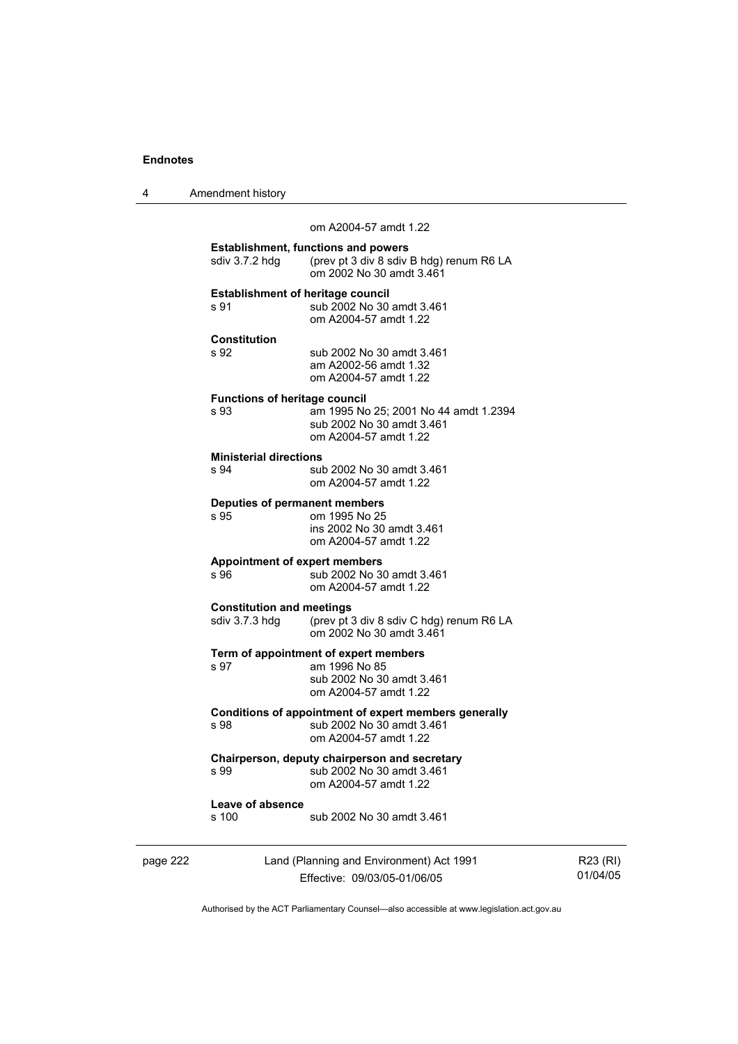om A2004-57 amdt 1.22

**Establishment, functions and powers**
sdiv 3.7.2 hdg (prev pt 3 div 8 sdiv B hdg) renum R6 LA
om 2002 No 30 amdt 3.461

**Establishment of heritage council**
s 91 sub 2002 No 30 amdt 3.461
om A2004-57 amdt 1.22

**Constitution**
s 92 sub 2002 No 30 amdt 3.461
am A2002-56 amdt 1.32
om A2004-57 amdt 1.22

**Functions of heritage council**
s 93 am 1995 No 25; 2001 No 44 amdt 1.2394
sub 2002 No 30 amdt 3.461
om A2004-57 amdt 1.22

**Ministerial directions**
s 94 sub 2002 No 30 amdt 3.461
om A2004-57 amdt 1.22

**Deputies of permanent members**
s 95 om 1995 No 25
ins 2002 No 30 amdt 3.461
om A2004-57 amdt 1.22

**Appointment of expert members**
s 96 sub 2002 No 30 amdt 3.461
om A2004-57 amdt 1.22

**Constitution and meetings**
sdiv 3.7.3 hdg (prev pt 3 div 8 sdiv C hdg) renum R6 LA
om 2002 No 30 amdt 3.461

**Term of appointment of expert members**
s 97 am 1996 No 85
sub 2002 No 30 amdt 3.461
om A2004-57 amdt 1.22

**Conditions of appointment of expert members generally**
s 98 sub 2002 No 30 amdt 3.461
om A2004-57 amdt 1.22

**Chairperson, deputy chairperson and secretary**
s 99 sub 2002 No 30 amdt 3.461
om A2004-57 amdt 1.22

**Leave of absence**
s 100 sub 2002 No 30 amdt 3.461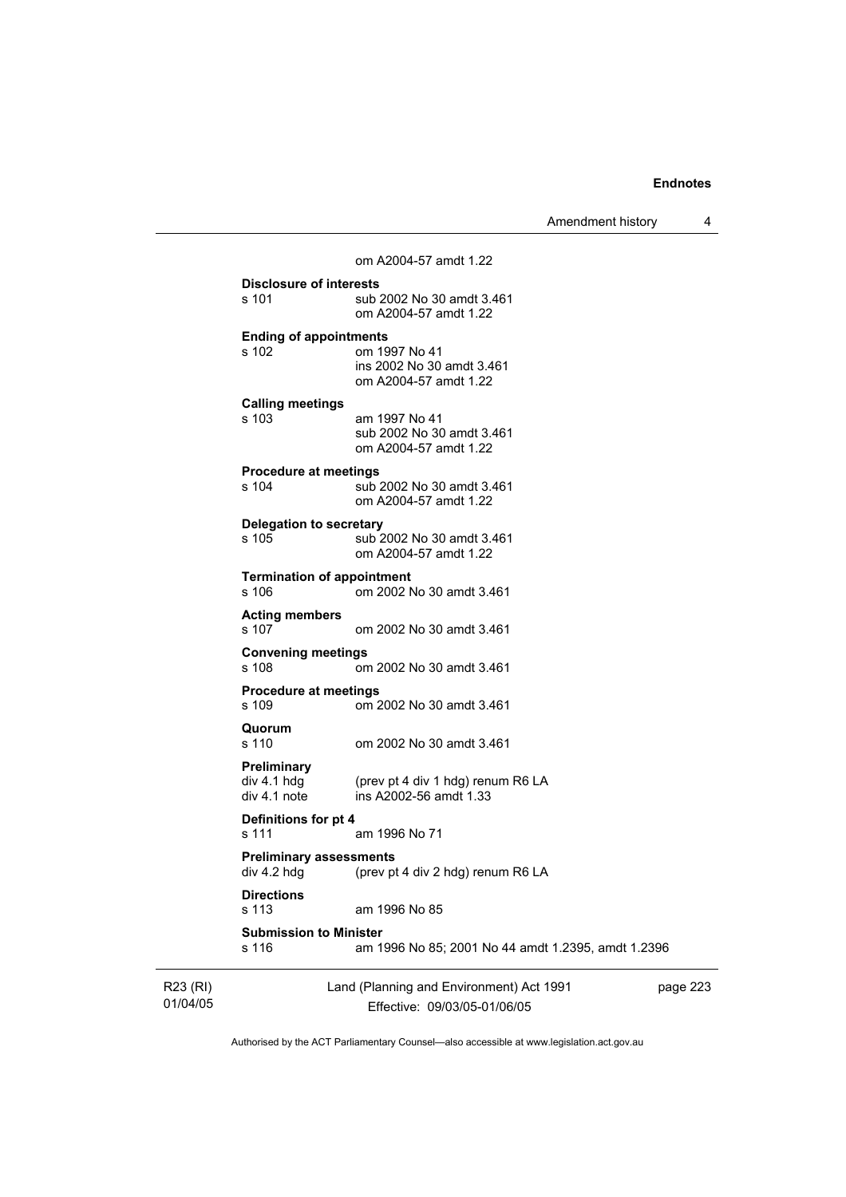om A2004-57 amdt 1.22

**Disclosure of interests**
s 101 sub 2002 No 30 amdt 3.461
om A2004-57 amdt 1.22

**Ending of appointments**
s 102 om 1997 No 41
ins 2002 No 30 amdt 3.461
om A2004-57 amdt 1.22

**Calling meetings**
s 103 am 1997 No 41
sub 2002 No 30 amdt 3.461
om A2004-57 amdt 1.22

**Procedure at meetings**
s 104 sub 2002 No 30 amdt 3.461
om A2004-57 amdt 1.22

**Delegation to secretary**
s 105 sub 2002 No 30 amdt 3.461
om A2004-57 amdt 1.22

**Termination of appointment**
s 106 om 2002 No 30 amdt 3.461

**Acting members**
s 107 om 2002 No 30 amdt 3.461

**Convening meetings**
s 108 om 2002 No 30 amdt 3.461

**Procedure at meetings**
s 109 om 2002 No 30 amdt 3.461

**Quorum**
s 110 om 2002 No 30 amdt 3.461

**Preliminary**
div 4.1 hdg (prev pt 4 div 1 hdg) renum R6 LA
div 4.1 note ins A2002-56 amdt 1.33

**Definitions for pt 4**
s 111 am 1996 No 71

**Preliminary assessments**
div 4.2 hdg (prev pt 4 div 2 hdg) renum R6 LA

**Directions**
s 113 am 1996 No 85

**Submission to Minister**
s 116 am 1996 No 85; 2001 No 44 amdt 1.2395, amdt 1.2396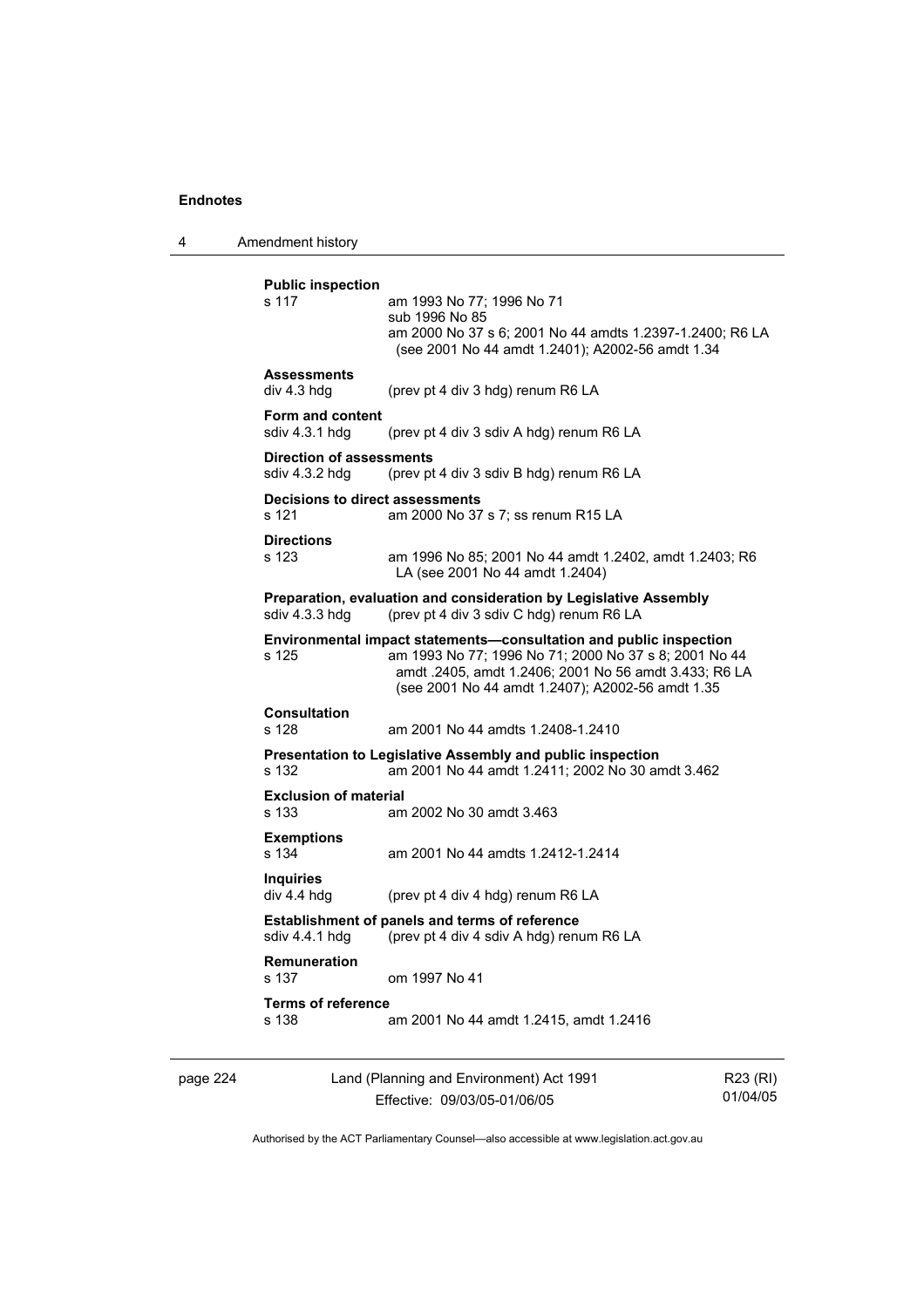**Public inspection**

s 117 am 1993 No 77; 1996 No 71
sub 1996 No 85
am 2000 No 37 s 6; 2001 No 44 amdts 1.2397-1.2400; R6 LA (see 2001 No 44 amdt 1.2401); A2002-56 amdt 1.34

**Assessments**

div 4.3 hdg (prev pt 4 div 3 hdg) renum R6 LA

**Form and content**

sdiv 4.3.1 hdg (prev pt 4 div 3 sdiv A hdg) renum R6 LA

**Direction of assessments**

sdiv 4.3.2 hdg (prev pt 4 div 3 sdiv B hdg) renum R6 LA

**Decisions to direct assessments**

s 121 am 2000 No 37 s 7; ss renum R15 LA

**Directions**

s 123 am 1996 No 85; 2001 No 44 amdt 1.2402, amdt 1.2403; R6 LA (see 2001 No 44 amdt 1.2404)

**Preparation, evaluation and consideration by Legislative Assembly**

sdiv 4.3.3 hdg (prev pt 4 div 3 sdiv C hdg) renum R6 LA

**Environmental impact statements—consultation and public inspection**

s 125 am 1993 No 77; 1996 No 71; 2000 No 37 s 8; 2001 No 44 amdt .2405, amdt 1.2406; 2001 No 56 amdt 3.433; R6 LA (see 2001 No 44 amdt 1.2407); A2002-56 amdt 1.35

**Consultation**

s 128 am 2001 No 44 amdts 1.2408-1.2410

**Presentation to Legislative Assembly and public inspection**

s 132 am 2001 No 44 amdt 1.2411; 2002 No 30 amdt 3.462

**Exclusion of material**

s 133 am 2002 No 30 amdt 3.463

**Exemptions**

s 134 am 2001 No 44 amdts 1.2412-1.2414

**Inquiries**

div 4.4 hdg (prev pt 4 div 4 hdg) renum R6 LA

**Establishment of panels and terms of reference**

sdiv 4.4.1 hdg (prev pt 4 div 4 sdiv A hdg) renum R6 LA

**Remuneration**

s 137 om 1997 No 41

**Terms of reference**

s 138 am 2001 No 44 amdt 1.2415, amdt 1.2416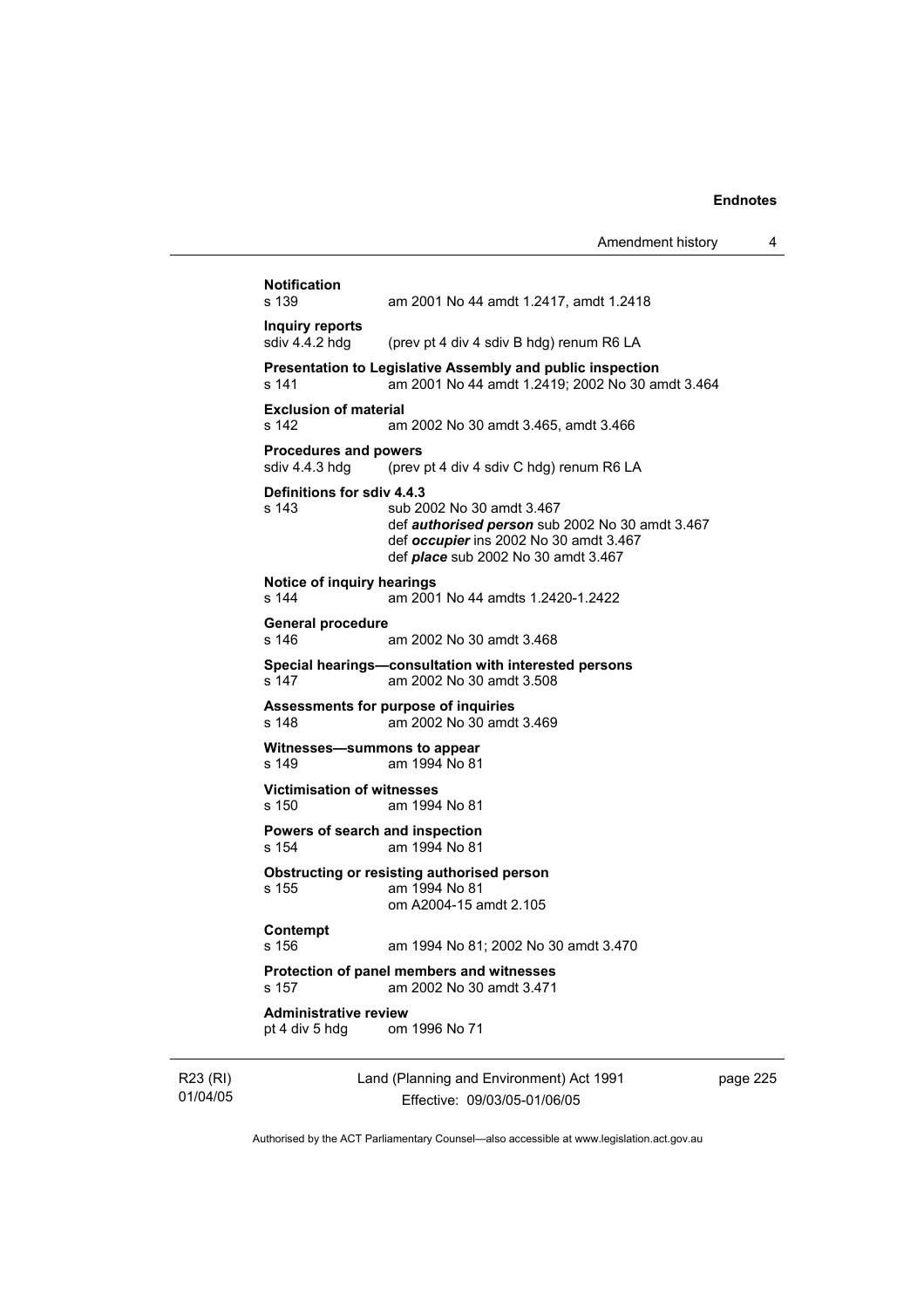**Notification**
s 139 am 2001 No 44 amdt 1.2417, amdt 1.2418

**Inquiry reports**
sdiv 4.4.2 hdg (prev pt 4 div 4 sdiv B hdg) renum R6 LA

**Presentation to Legislative Assembly and public inspection**
s 141 am 2001 No 44 amdt 1.2419; 2002 No 30 amdt 3.464

**Exclusion of material**
s 142 am 2002 No 30 amdt 3.465, amdt 3.466

**Procedures and powers**
sdiv 4.4.3 hdg (prev pt 4 div 4 sdiv C hdg) renum R6 LA

**Definitions for sdiv 4.4.3**
s 143 sub 2002 No 30 amdt 3.467
def ***authorised person*** sub 2002 No 30 amdt 3.467
def ***occupier*** ins 2002 No 30 amdt 3.467
def ***place*** sub 2002 No 30 amdt 3.467

**Notice of inquiry hearings**
s 144 am 2001 No 44 amdts 1.2420-1.2422

**General procedure**
s 146 am 2002 No 30 amdt 3.468

**Special hearings—consultation with interested persons**
s 147 am 2002 No 30 amdt 3.508

**Assessments for purpose of inquiries**
s 148 am 2002 No 30 amdt 3.469

**Witnesses—summons to appear**
s 149 am 1994 No 81

**Victimisation of witnesses**
s 150 am 1994 No 81

**Powers of search and inspection**
s 154 am 1994 No 81

**Obstructing or resisting authorised person**
s 155 am 1994 No 81
om A2004-15 amdt 2.105

**Contempt**
s 156 am 1994 No 81; 2002 No 30 amdt 3.470

**Protection of panel members and witnesses**
s 157 am 2002 No 30 amdt 3.471

**Administrative review**
pt 4 div 5 hdg om 1996 No 71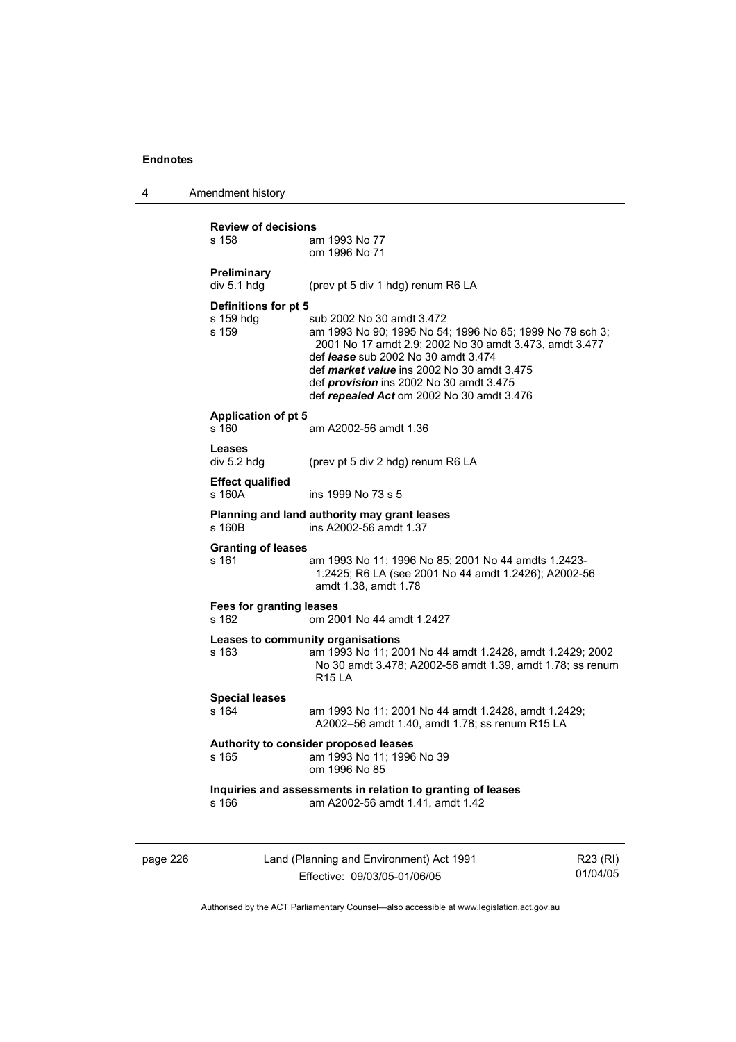**Review of decisions**

s 158 — am 1993 No 77; om 1996 No 71

**Preliminary**

div 5.1 hdg — (prev pt 5 div 1 hdg) renum R6 LA

**Definitions for pt 5**

s 159 hdg — sub 2002 No 30 amdt 3.472

s 159 — am 1993 No 90; 1995 No 54; 1996 No 85; 1999 No 79 sch 3; 2001 No 17 amdt 2.9; 2002 No 30 amdt 3.473, amdt 3.477
def ***lease*** sub 2002 No 30 amdt 3.474
def ***market value*** ins 2002 No 30 amdt 3.475
def ***provision*** ins 2002 No 30 amdt 3.475
def ***repealed Act*** om 2002 No 30 amdt 3.476

**Application of pt 5**

s 160 — am A2002-56 amdt 1.36

**Leases**

div 5.2 hdg — (prev pt 5 div 2 hdg) renum R6 LA

**Effect qualified**

s 160A — ins 1999 No 73 s 5

**Planning and land authority may grant leases**

s 160B — ins A2002-56 amdt 1.37

**Granting of leases**

s 161 — am 1993 No 11; 1996 No 85; 2001 No 44 amdts 1.2423-1.2425; R6 LA (see 2001 No 44 amdt 1.2426); A2002-56 amdt 1.38, amdt 1.78

**Fees for granting leases**

s 162 — om 2001 No 44 amdt 1.2427

**Leases to community organisations**

s 163 — am 1993 No 11; 2001 No 44 amdt 1.2428, amdt 1.2429; 2002 No 30 amdt 3.478; A2002-56 amdt 1.39, amdt 1.78; ss renum R15 LA

**Special leases**

s 164 — am 1993 No 11; 2001 No 44 amdt 1.2428, amdt 1.2429; A2002–56 amdt 1.40, amdt 1.78; ss renum R15 LA

**Authority to consider proposed leases**

s 165 — am 1993 No 11; 1996 No 39; om 1996 No 85

**Inquiries and assessments in relation to granting of leases**

s 166 — am A2002-56 amdt 1.41, amdt 1.42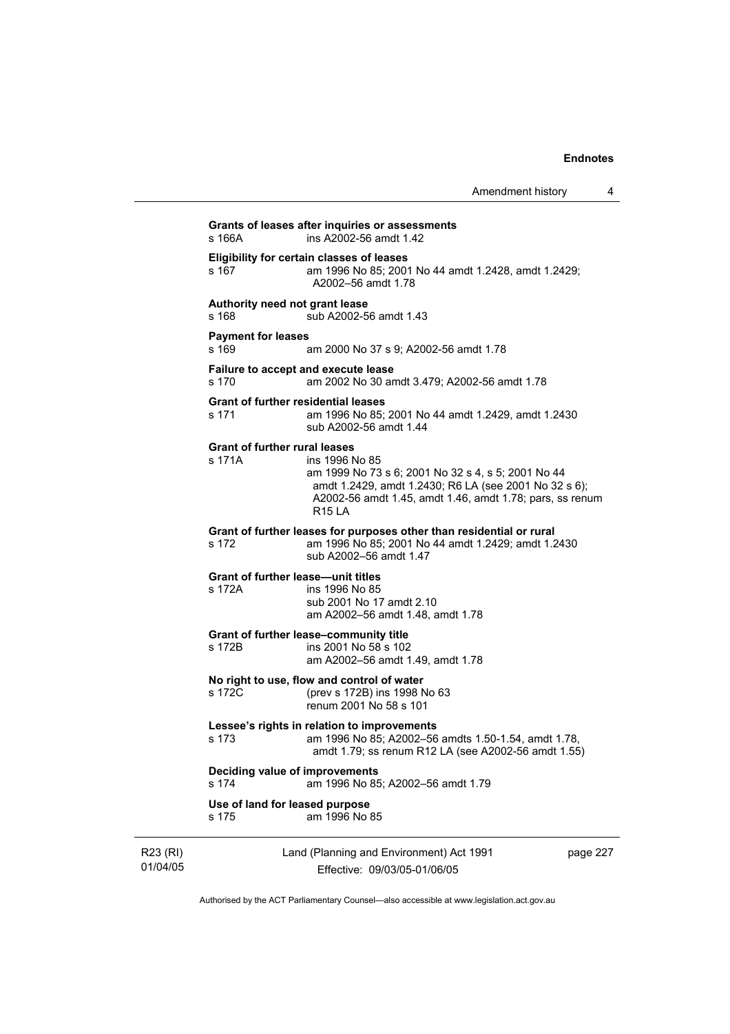**Grants of leases after inquiries or assessments**
s 166A ins A2002-56 amdt 1.42

**Eligibility for certain classes of leases**
s 167 am 1996 No 85; 2001 No 44 amdt 1.2428, amdt 1.2429; A2002–56 amdt 1.78

**Authority need not grant lease**
s 168 sub A2002-56 amdt 1.43

**Payment for leases**
s 169 am 2000 No 37 s 9; A2002-56 amdt 1.78

**Failure to accept and execute lease**
s 170 am 2002 No 30 amdt 3.479; A2002-56 amdt 1.78

**Grant of further residential leases**
s 171 am 1996 No 85; 2001 No 44 amdt 1.2429, amdt 1.2430 sub A2002-56 amdt 1.44

**Grant of further rural leases**
s 171A ins 1996 No 85
am 1999 No 73 s 6; 2001 No 32 s 4, s 5; 2001 No 44 amdt 1.2429, amdt 1.2430; R6 LA (see 2001 No 32 s 6); A2002-56 amdt 1.45, amdt 1.46, amdt 1.78; pars, ss renum R15 LA

**Grant of further leases for purposes other than residential or rural**
s 172 am 1996 No 85; 2001 No 44 amdt 1.2429; amdt 1.2430 sub A2002–56 amdt 1.47

**Grant of further lease—unit titles**
s 172A ins 1996 No 85
sub 2001 No 17 amdt 2.10
am A2002–56 amdt 1.48, amdt 1.78

**Grant of further lease–community title**
s 172B ins 2001 No 58 s 102
am A2002–56 amdt 1.49, amdt 1.78

**No right to use, flow and control of water**
s 172C (prev s 172B) ins 1998 No 63
renum 2001 No 58 s 101

**Lessee's rights in relation to improvements**
s 173 am 1996 No 85; A2002–56 amdts 1.50-1.54, amdt 1.78, amdt 1.79; ss renum R12 LA (see A2002-56 amdt 1.55)

**Deciding value of improvements**
s 174 am 1996 No 85; A2002–56 amdt 1.79

**Use of land for leased purpose**
s 175 am 1996 No 85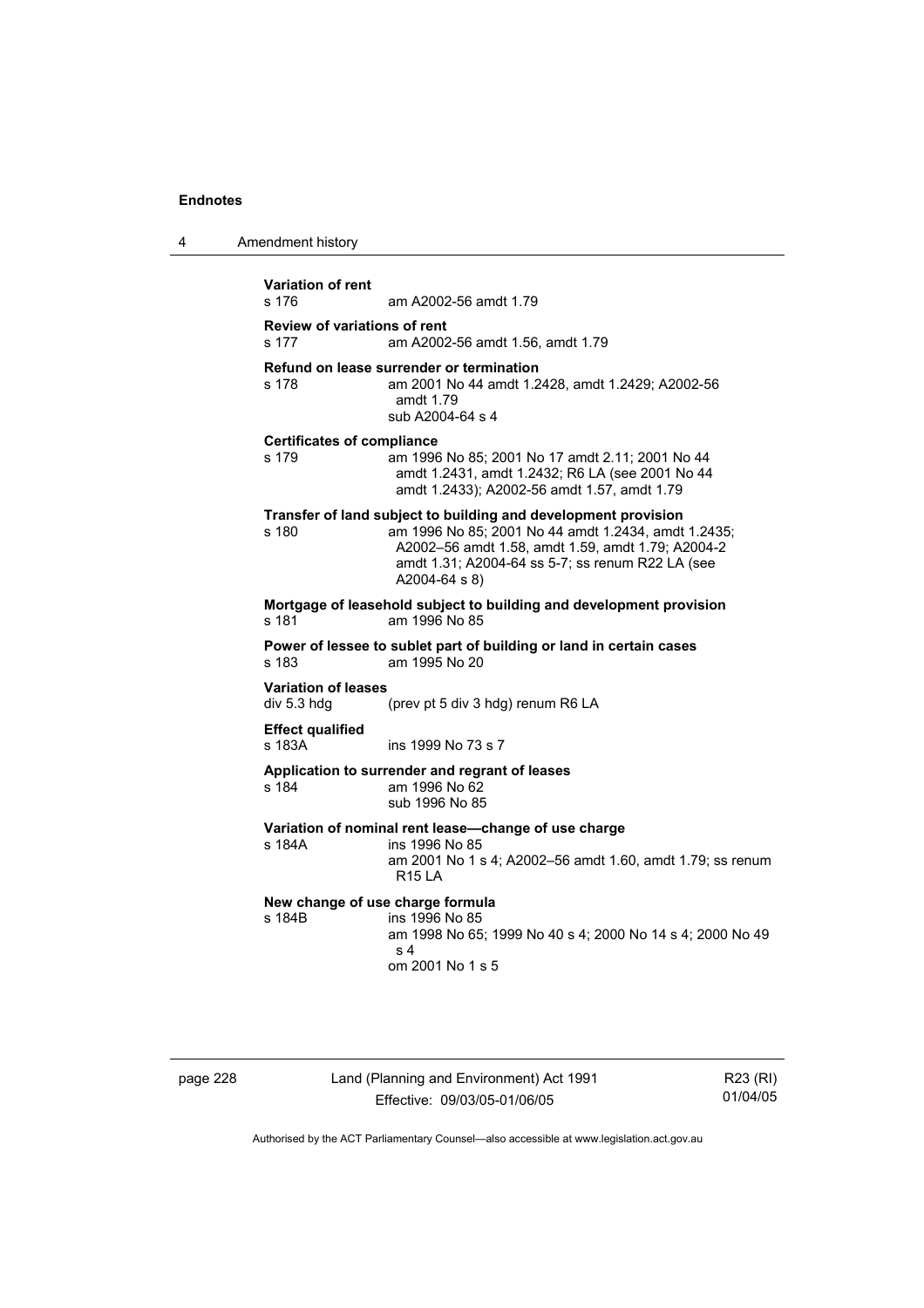**Variation of rent**
s 176 am A2002-56 amdt 1.79

**Review of variations of rent**
s 177 am A2002-56 amdt 1.56, amdt 1.79

**Refund on lease surrender or termination**
s 178 am 2001 No 44 amdt 1.2428, amdt 1.2429; A2002-56 amdt 1.79
sub A2004-64 s 4

**Certificates of compliance**
s 179 am 1996 No 85; 2001 No 17 amdt 2.11; 2001 No 44 amdt 1.2431, amdt 1.2432; R6 LA (see 2001 No 44 amdt 1.2433); A2002-56 amdt 1.57, amdt 1.79

**Transfer of land subject to building and development provision**
s 180 am 1996 No 85; 2001 No 44 amdt 1.2434, amdt 1.2435; A2002–56 amdt 1.58, amdt 1.59, amdt 1.79; A2004-2 amdt 1.31; A2004-64 ss 5-7; ss renum R22 LA (see A2004-64 s 8)

**Mortgage of leasehold subject to building and development provision**
s 181 am 1996 No 85

**Power of lessee to sublet part of building or land in certain cases**
s 183 am 1995 No 20

**Variation of leases**
div 5.3 hdg (prev pt 5 div 3 hdg) renum R6 LA

**Effect qualified**
s 183A ins 1999 No 73 s 7

**Application to surrender and regrant of leases**
s 184 am 1996 No 62
sub 1996 No 85

**Variation of nominal rent lease—change of use charge**
s 184A ins 1996 No 85
am 2001 No 1 s 4; A2002–56 amdt 1.60, amdt 1.79; ss renum R15 LA

**New change of use charge formula**
s 184B ins 1996 No 85
am 1998 No 65; 1999 No 40 s 4; 2000 No 14 s 4; 2000 No 49 s 4
om 2001 No 1 s 5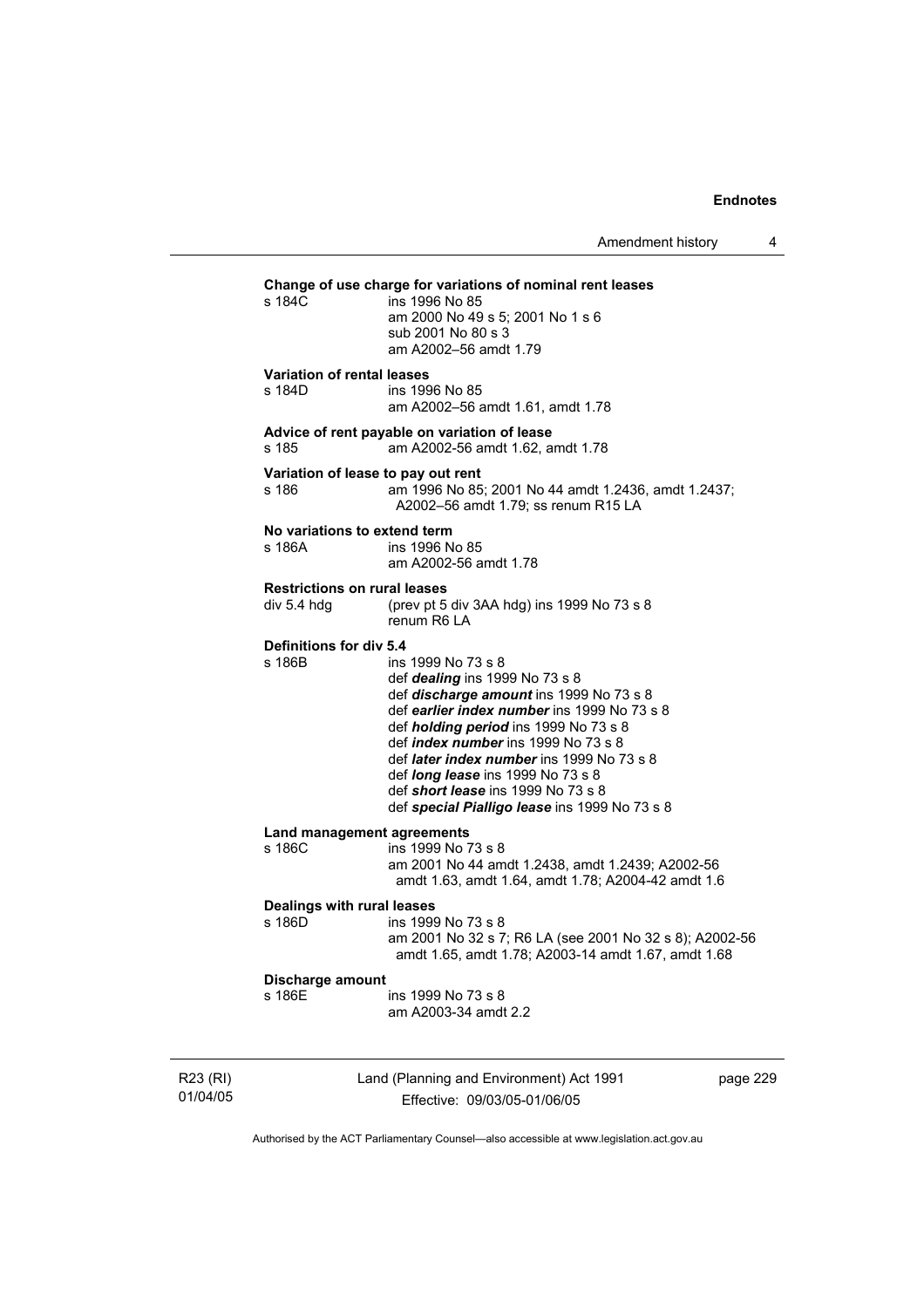**Change of use charge for variations of nominal rent leases**

s 184C ins 1996 No 85
am 2000 No 49 s 5; 2001 No 1 s 6
sub 2001 No 80 s 3
am A2002–56 amdt 1.79

**Variation of rental leases**

s 184D ins 1996 No 85
am A2002–56 amdt 1.61, amdt 1.78

**Advice of rent payable on variation of lease**

s 185 am A2002-56 amdt 1.62, amdt 1.78

**Variation of lease to pay out rent**

s 186 am 1996 No 85; 2001 No 44 amdt 1.2436, amdt 1.2437; A2002–56 amdt 1.79; ss renum R15 LA

**No variations to extend term**

s 186A ins 1996 No 85
am A2002-56 amdt 1.78

**Restrictions on rural leases**

div 5.4 hdg (prev pt 5 div 3AA hdg) ins 1999 No 73 s 8
renum R6 LA

**Definitions for div 5.4**

s 186B ins 1999 No 73 s 8
def ***dealing*** ins 1999 No 73 s 8
def ***discharge amount*** ins 1999 No 73 s 8
def ***earlier index number*** ins 1999 No 73 s 8
def ***holding period*** ins 1999 No 73 s 8
def ***index number*** ins 1999 No 73 s 8
def ***later index number*** ins 1999 No 73 s 8
def ***long lease*** ins 1999 No 73 s 8
def ***short lease*** ins 1999 No 73 s 8
def ***special Pialligo lease*** ins 1999 No 73 s 8

**Land management agreements**

s 186C ins 1999 No 73 s 8
am 2001 No 44 amdt 1.2438, amdt 1.2439; A2002-56 amdt 1.63, amdt 1.64, amdt 1.78; A2004-42 amdt 1.6

**Dealings with rural leases**

s 186D ins 1999 No 73 s 8
am 2001 No 32 s 7; R6 LA (see 2001 No 32 s 8); A2002-56 amdt 1.65, amdt 1.78; A2003-14 amdt 1.67, amdt 1.68

**Discharge amount**

s 186E ins 1999 No 73 s 8
am A2003-34 amdt 2.2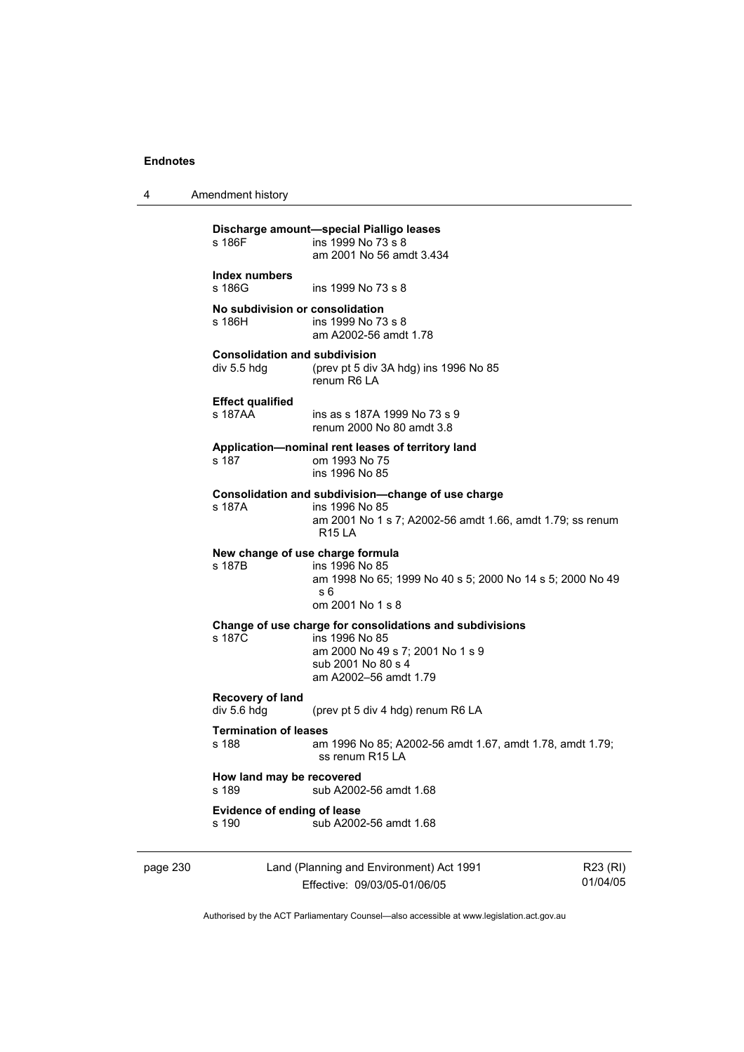**Discharge amount—special Pialligo leases**
s 186F ins 1999 No 73 s 8
am 2001 No 56 amdt 3.434

**Index numbers**
s 186G ins 1999 No 73 s 8

**No subdivision or consolidation**
s 186H ins 1999 No 73 s 8
am A2002-56 amdt 1.78

**Consolidation and subdivision**
div 5.5 hdg (prev pt 5 div 3A hdg) ins 1996 No 85
renum R6 LA

**Effect qualified**
s 187AA ins as s 187A 1999 No 73 s 9
renum 2000 No 80 amdt 3.8

**Application—nominal rent leases of territory land**
s 187 om 1993 No 75
ins 1996 No 85

**Consolidation and subdivision—change of use charge**
s 187A ins 1996 No 85
am 2001 No 1 s 7; A2002-56 amdt 1.66, amdt 1.79; ss renum R15 LA

**New change of use charge formula**
s 187B ins 1996 No 85
am 1998 No 65; 1999 No 40 s 5; 2000 No 14 s 5; 2000 No 49 s 6
om 2001 No 1 s 8

**Change of use charge for consolidations and subdivisions**
s 187C ins 1996 No 85
am 2000 No 49 s 7; 2001 No 1 s 9
sub 2001 No 80 s 4
am A2002–56 amdt 1.79

**Recovery of land**
div 5.6 hdg (prev pt 5 div 4 hdg) renum R6 LA

**Termination of leases**
s 188 am 1996 No 85; A2002-56 amdt 1.67, amdt 1.78, amdt 1.79; ss renum R15 LA

**How land may be recovered**
s 189 sub A2002-56 amdt 1.68

**Evidence of ending of lease**
s 190 sub A2002-56 amdt 1.68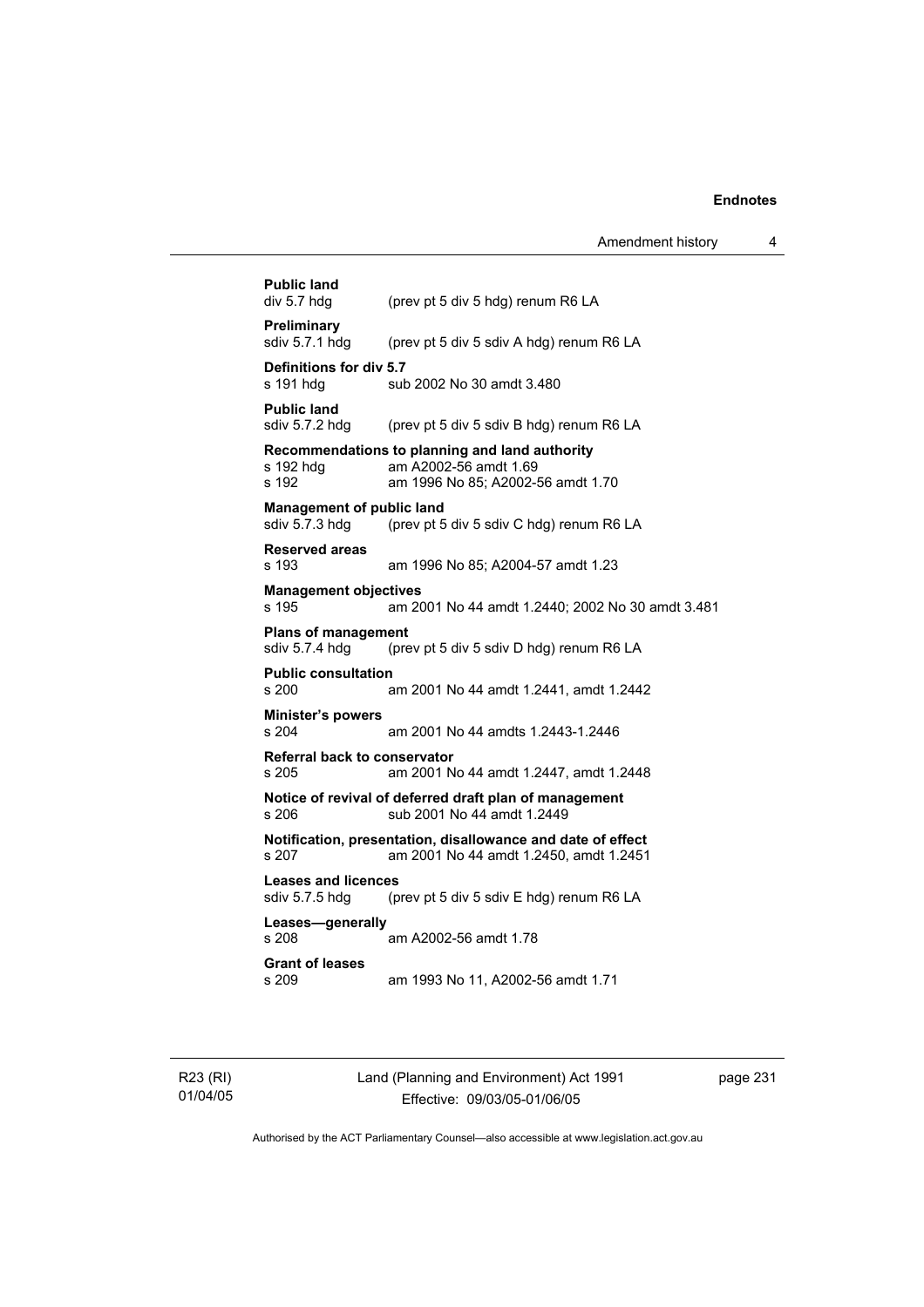**Public land**
div 5.7 hdg (prev pt 5 div 5 hdg) renum R6 LA

**Preliminary**
sdiv 5.7.1 hdg (prev pt 5 div 5 sdiv A hdg) renum R6 LA

**Definitions for div 5.7**
s 191 hdg sub 2002 No 30 amdt 3.480

**Public land**
sdiv 5.7.2 hdg (prev pt 5 div 5 sdiv B hdg) renum R6 LA

**Recommendations to planning and land authority**
s 192 hdg am A2002-56 amdt 1.69
s 192 am 1996 No 85; A2002-56 amdt 1.70

**Management of public land**
sdiv 5.7.3 hdg (prev pt 5 div 5 sdiv C hdg) renum R6 LA

**Reserved areas**
s 193 am 1996 No 85; A2004-57 amdt 1.23

**Management objectives**
s 195 am 2001 No 44 amdt 1.2440; 2002 No 30 amdt 3.481

**Plans of management**
sdiv 5.7.4 hdg (prev pt 5 div 5 sdiv D hdg) renum R6 LA

**Public consultation**
s 200 am 2001 No 44 amdt 1.2441, amdt 1.2442

**Minister's powers**
s 204 am 2001 No 44 amdts 1.2443-1.2446

**Referral back to conservator**
s 205 am 2001 No 44 amdt 1.2447, amdt 1.2448

**Notice of revival of deferred draft plan of management**
s 206 sub 2001 No 44 amdt 1.2449

**Notification, presentation, disallowance and date of effect**
s 207 am 2001 No 44 amdt 1.2450, amdt 1.2451

**Leases and licences**
sdiv 5.7.5 hdg (prev pt 5 div 5 sdiv E hdg) renum R6 LA

**Leases—generally**
s 208 am A2002-56 amdt 1.78

**Grant of leases**
s 209 am 1993 No 11, A2002-56 amdt 1.71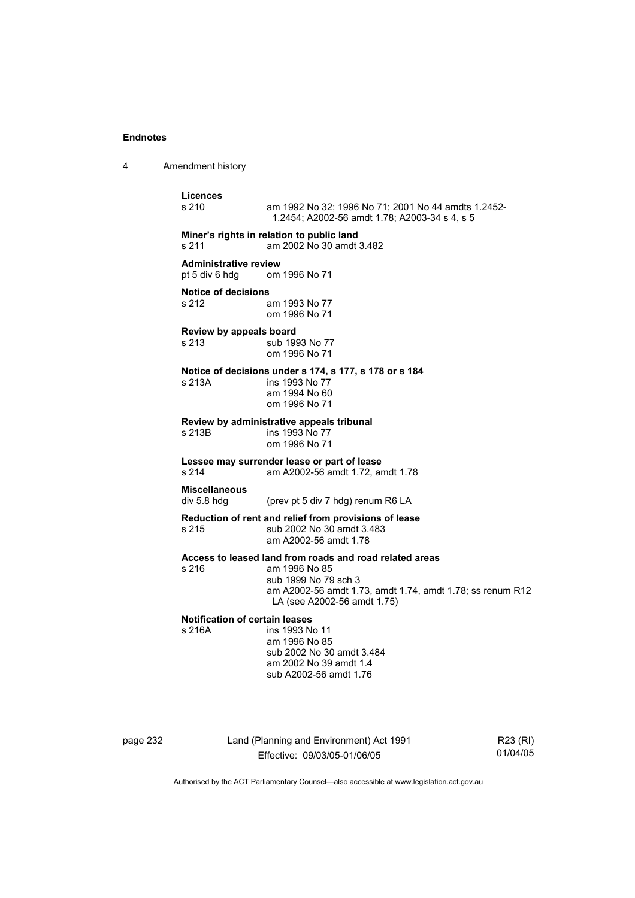**Licences**

s 210 am 1992 No 32; 1996 No 71; 2001 No 44 amdts 1.2452-1.2454; A2002-56 amdt 1.78; A2003-34 s 4, s 5

**Miner's rights in relation to public land**

s 211 am 2002 No 30 amdt 3.482

**Administrative review**

pt 5 div 6 hdg om 1996 No 71

**Notice of decisions**

s 212 am 1993 No 77
om 1996 No 71

**Review by appeals board**

s 213 sub 1993 No 77
om 1996 No 71

**Notice of decisions under s 174, s 177, s 178 or s 184**

s 213A ins 1993 No 77
am 1994 No 60
om 1996 No 71

**Review by administrative appeals tribunal**

s 213B ins 1993 No 77
om 1996 No 71

**Lessee may surrender lease or part of lease**

s 214 am A2002-56 amdt 1.72, amdt 1.78

**Miscellaneous**

div 5.8 hdg (prev pt 5 div 7 hdg) renum R6 LA

**Reduction of rent and relief from provisions of lease**

s 215 sub 2002 No 30 amdt 3.483
am A2002-56 amdt 1.78

**Access to leased land from roads and road related areas**

s 216 am 1996 No 85
sub 1999 No 79 sch 3
am A2002-56 amdt 1.73, amdt 1.74, amdt 1.78; ss renum R12 LA (see A2002-56 amdt 1.75)

**Notification of certain leases**

s 216A ins 1993 No 11
am 1996 No 85
sub 2002 No 30 amdt 3.484
am 2002 No 39 amdt 1.4
sub A2002-56 amdt 1.76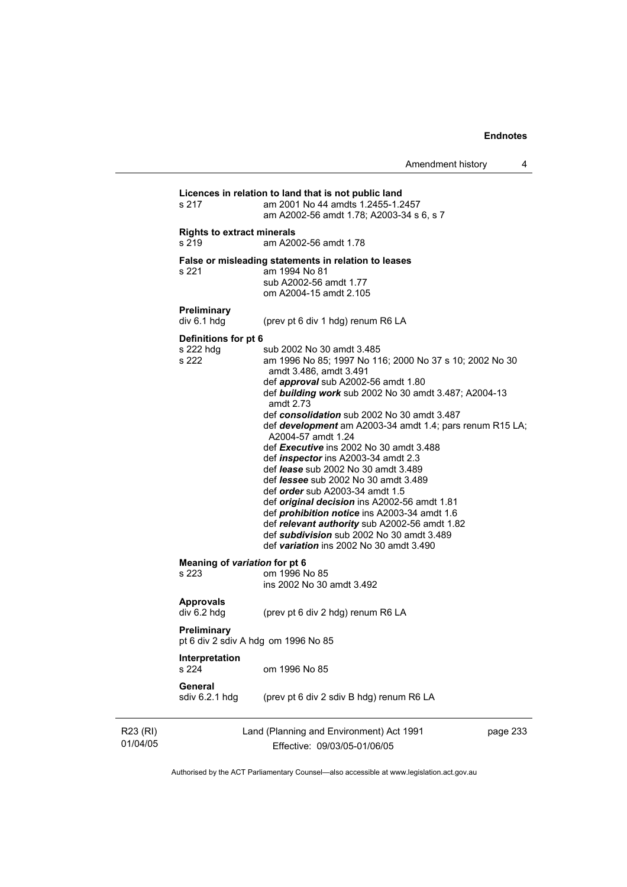**Licences in relation to land that is not public land**

s 217 — am 2001 No 44 amdts 1.2455-1.2457
am A2002-56 amdt 1.78; A2003-34 s 6, s 7

**Rights to extract minerals**

s 219 — am A2002-56 amdt 1.78

**False or misleading statements in relation to leases**

s 221 — am 1994 No 81
sub A2002-56 amdt 1.77
om A2004-15 amdt 2.105

**Preliminary**

div 6.1 hdg — (prev pt 6 div 1 hdg) renum R6 LA

**Definitions for pt 6**

s 222 hdg — sub 2002 No 30 amdt 3.485

s 222 — am 1996 No 85; 1997 No 116; 2000 No 37 s 10; 2002 No 30 amdt 3.486, amdt 3.491
def ***approval*** sub A2002-56 amdt 1.80
def ***building work*** sub 2002 No 30 amdt 3.487; A2004-13 amdt 2.73
def ***consolidation*** sub 2002 No 30 amdt 3.487
def ***development*** am A2003-34 amdt 1.4; pars renum R15 LA; A2004-57 amdt 1.24
def ***Executive*** ins 2002 No 30 amdt 3.488
def ***inspector*** ins A2003-34 amdt 2.3
def ***lease*** sub 2002 No 30 amdt 3.489
def ***lessee*** sub 2002 No 30 amdt 3.489
def ***order*** sub A2003-34 amdt 1.5
def ***original decision*** ins A2002-56 amdt 1.81
def ***prohibition notice*** ins A2003-34 amdt 1.6
def ***relevant authority*** sub A2002-56 amdt 1.82
def ***subdivision*** sub 2002 No 30 amdt 3.489
def ***variation*** ins 2002 No 30 amdt 3.490

**Meaning of *variation* for pt 6**

s 223 — om 1996 No 85
ins 2002 No 30 amdt 3.492

**Approvals**

div 6.2 hdg — (prev pt 6 div 2 hdg) renum R6 LA

**Preliminary**

pt 6 div 2 sdiv A hdg — om 1996 No 85

**Interpretation**

s 224 — om 1996 No 85

**General**

sdiv 6.2.1 hdg — (prev pt 6 div 2 sdiv B hdg) renum R6 LA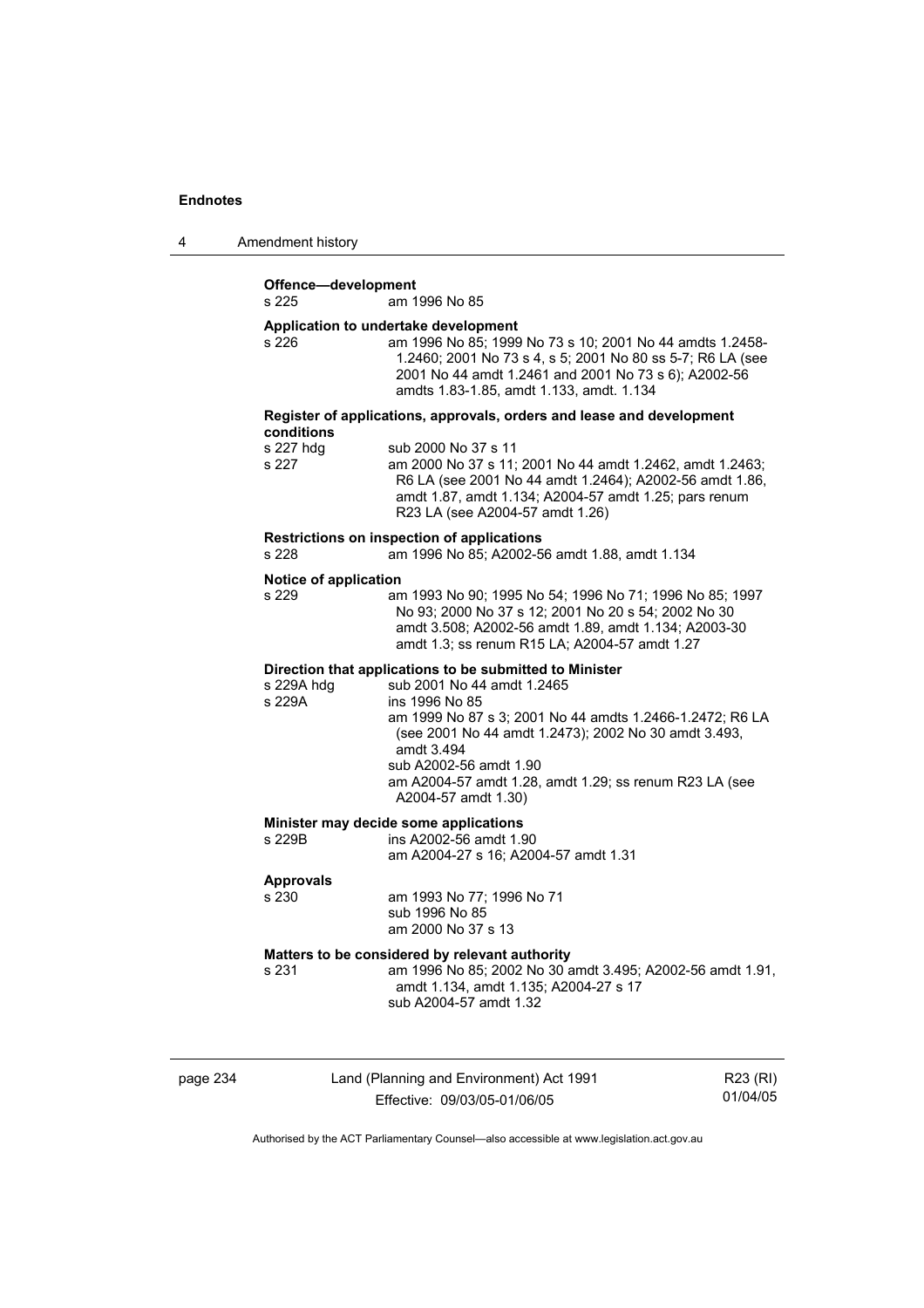**Offence—development**

s 225 — am 1996 No 85

**Application to undertake development**

s 226 — am 1996 No 85; 1999 No 73 s 10; 2001 No 44 amdts 1.2458-1.2460; 2001 No 73 s 4, s 5; 2001 No 80 ss 5-7; R6 LA (see 2001 No 44 amdt 1.2461 and 2001 No 73 s 6); A2002-56 amdts 1.83-1.85, amdt 1.133, amdt. 1.134

**Register of applications, approvals, orders and lease and development conditions**

s 227 hdg — sub 2000 No 37 s 11

s 227 — am 2000 No 37 s 11; 2001 No 44 amdt 1.2462, amdt 1.2463; R6 LA (see 2001 No 44 amdt 1.2464); A2002-56 amdt 1.86, amdt 1.87, amdt 1.134; A2004-57 amdt 1.25; pars renum R23 LA (see A2004-57 amdt 1.26)

**Restrictions on inspection of applications**

s 228 — am 1996 No 85; A2002-56 amdt 1.88, amdt 1.134

**Notice of application**

s 229 — am 1993 No 90; 1995 No 54; 1996 No 71; 1996 No 85; 1997 No 93; 2000 No 37 s 12; 2001 No 20 s 54; 2002 No 30 amdt 3.508; A2002-56 amdt 1.89, amdt 1.134; A2003-30 amdt 1.3; ss renum R15 LA; A2004-57 amdt 1.27

**Direction that applications to be submitted to Minister**

s 229A hdg — sub 2001 No 44 amdt 1.2465

s 229A — ins 1996 No 85
am 1999 No 87 s 3; 2001 No 44 amdts 1.2466-1.2472; R6 LA (see 2001 No 44 amdt 1.2473); 2002 No 30 amdt 3.493, amdt 3.494
sub A2002-56 amdt 1.90
am A2004-57 amdt 1.28, amdt 1.29; ss renum R23 LA (see A2004-57 amdt 1.30)

**Minister may decide some applications**

s 229B — ins A2002-56 amdt 1.90
am A2004-27 s 16; A2004-57 amdt 1.31

**Approvals**

s 230 — am 1993 No 77; 1996 No 71
sub 1996 No 85
am 2000 No 37 s 13

**Matters to be considered by relevant authority**

s 231 — am 1996 No 85; 2002 No 30 amdt 3.495; A2002-56 amdt 1.91, amdt 1.134, amdt 1.135; A2004-27 s 17
sub A2004-57 amdt 1.32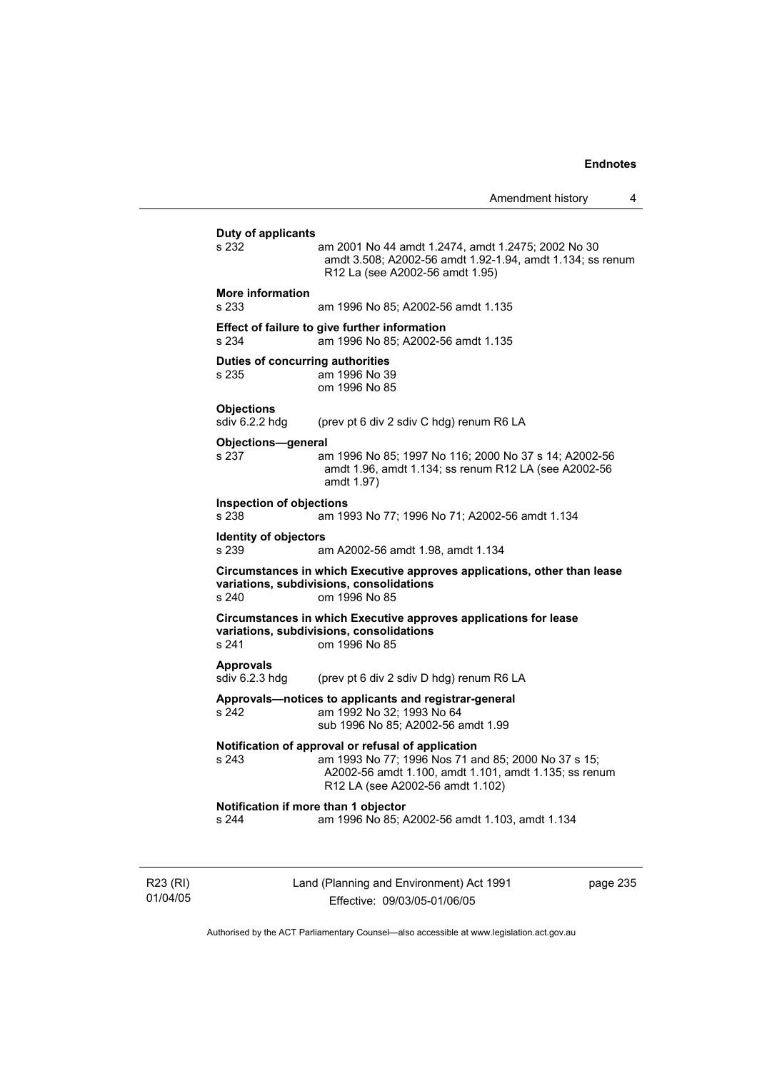**Duty of applicants**

s 232 am 2001 No 44 amdt 1.2474, amdt 1.2475; 2002 No 30 amdt 3.508; A2002-56 amdt 1.92-1.94, amdt 1.134; ss renum R12 La (see A2002-56 amdt 1.95)

**More information**

s 233 am 1996 No 85; A2002-56 amdt 1.135

**Effect of failure to give further information**

s 234 am 1996 No 85; A2002-56 amdt 1.135

**Duties of concurring authorities**

s 235 am 1996 No 39
om 1996 No 85

**Objections**

sdiv 6.2.2 hdg (prev pt 6 div 2 sdiv C hdg) renum R6 LA

**Objections—general**

s 237 am 1996 No 85; 1997 No 116; 2000 No 37 s 14; A2002-56 amdt 1.96, amdt 1.134; ss renum R12 LA (see A2002-56 amdt 1.97)

**Inspection of objections**

s 238 am 1993 No 77; 1996 No 71; A2002-56 amdt 1.134

**Identity of objectors**

s 239 am A2002-56 amdt 1.98, amdt 1.134

**Circumstances in which Executive approves applications, other than lease variations, subdivisions, consolidations**

s 240 om 1996 No 85

**Circumstances in which Executive approves applications for lease variations, subdivisions, consolidations**

s 241 om 1996 No 85

**Approvals**

sdiv 6.2.3 hdg (prev pt 6 div 2 sdiv D hdg) renum R6 LA

**Approvals—notices to applicants and registrar-general**

s 242 am 1992 No 32; 1993 No 64
sub 1996 No 85; A2002-56 amdt 1.99

**Notification of approval or refusal of application**

s 243 am 1993 No 77; 1996 Nos 71 and 85; 2000 No 37 s 15; A2002-56 amdt 1.100, amdt 1.101, amdt 1.135; ss renum R12 LA (see A2002-56 amdt 1.102)

**Notification if more than 1 objector**

s 244 am 1996 No 85; A2002-56 amdt 1.103, amdt 1.134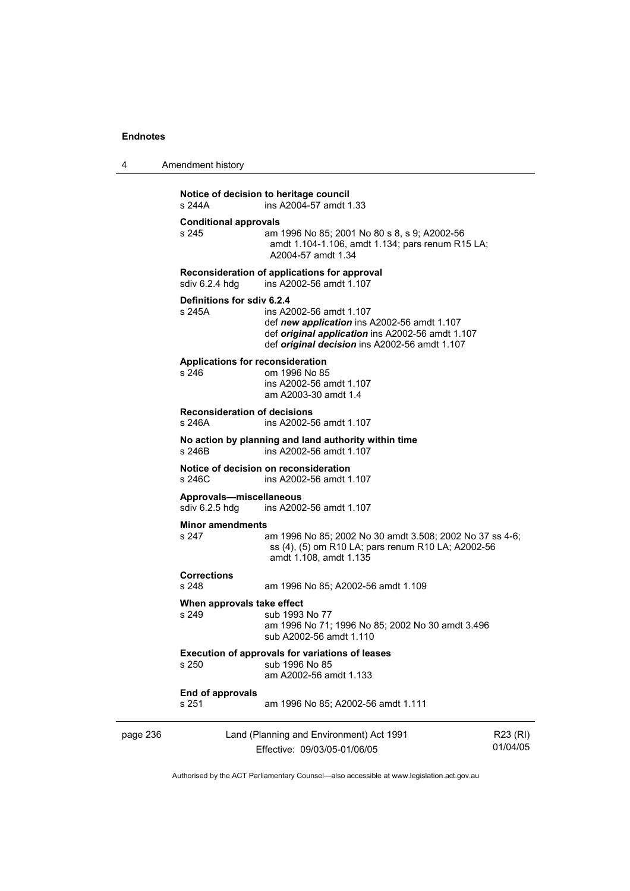**Notice of decision to heritage council**
s 244A ins A2004-57 amdt 1.33

**Conditional approvals**
s 245 am 1996 No 85; 2001 No 80 s 8, s 9; A2002-56 amdt 1.104-1.106, amdt 1.134; pars renum R15 LA; A2004-57 amdt 1.34

**Reconsideration of applications for approval**
sdiv 6.2.4 hdg ins A2002-56 amdt 1.107

**Definitions for sdiv 6.2.4**
s 245A ins A2002-56 amdt 1.107
def ***new application*** ins A2002-56 amdt 1.107
def ***original application*** ins A2002-56 amdt 1.107
def ***original decision*** ins A2002-56 amdt 1.107

**Applications for reconsideration**
s 246 om 1996 No 85
ins A2002-56 amdt 1.107
am A2003-30 amdt 1.4

**Reconsideration of decisions**
s 246A ins A2002-56 amdt 1.107

**No action by planning and land authority within time**
s 246B ins A2002-56 amdt 1.107

**Notice of decision on reconsideration**
s 246C ins A2002-56 amdt 1.107

**Approvals—miscellaneous**
sdiv 6.2.5 hdg ins A2002-56 amdt 1.107

**Minor amendments**
s 247 am 1996 No 85; 2002 No 30 amdt 3.508; 2002 No 37 ss 4-6; ss (4), (5) om R10 LA; pars renum R10 LA; A2002-56 amdt 1.108, amdt 1.135

**Corrections**
s 248 am 1996 No 85; A2002-56 amdt 1.109

**When approvals take effect**
s 249 sub 1993 No 77
am 1996 No 71; 1996 No 85; 2002 No 30 amdt 3.496
sub A2002-56 amdt 1.110

**Execution of approvals for variations of leases**
s 250 sub 1996 No 85
am A2002-56 amdt 1.133

**End of approvals**
s 251 am 1996 No 85; A2002-56 amdt 1.111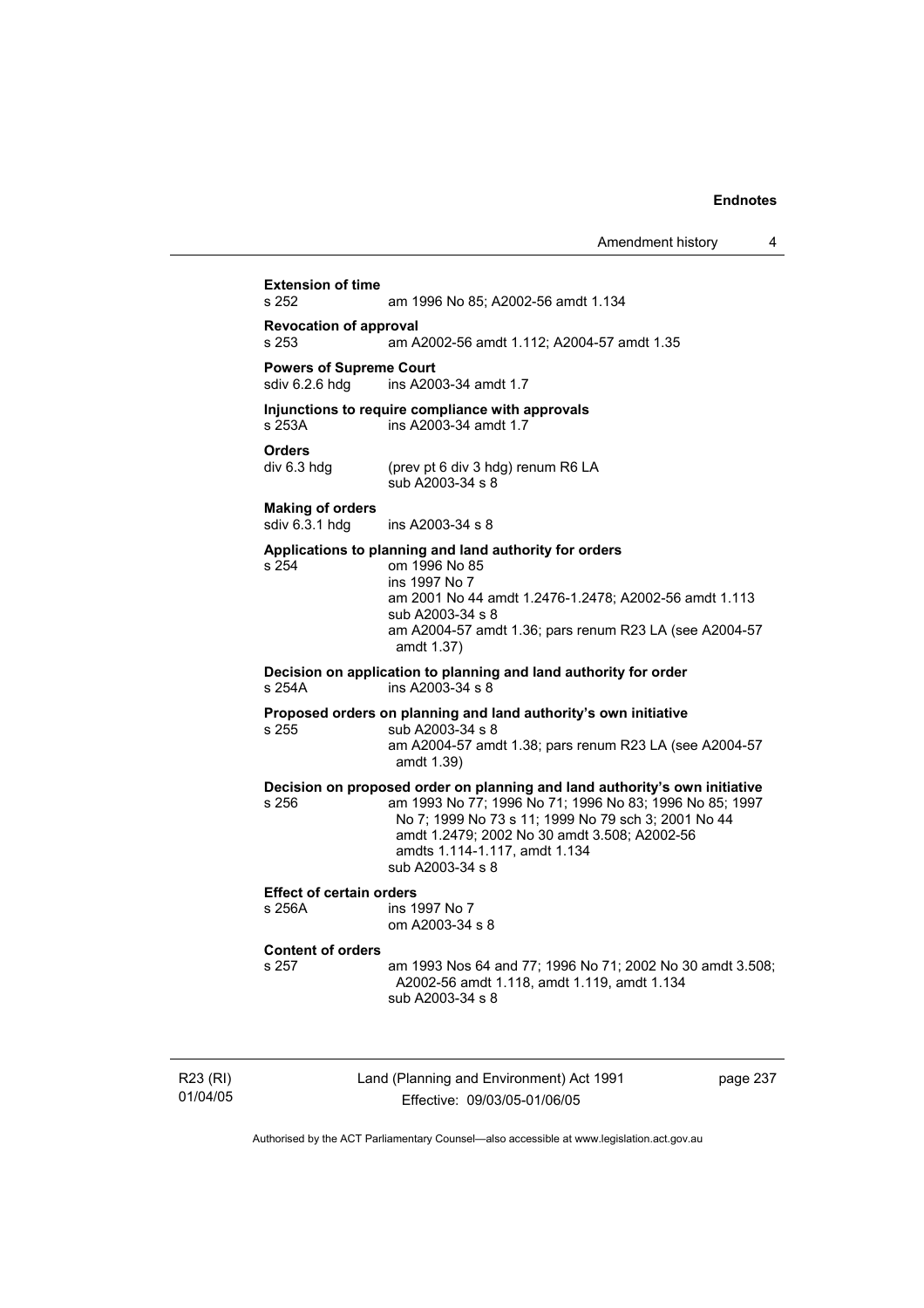**Extension of time**
s 252 am 1996 No 85; A2002-56 amdt 1.134

**Revocation of approval**
s 253 am A2002-56 amdt 1.112; A2004-57 amdt 1.35

**Powers of Supreme Court**
sdiv 6.2.6 hdg ins A2003-34 amdt 1.7

**Injunctions to require compliance with approvals**
s 253A ins A2003-34 amdt 1.7

**Orders**
div 6.3 hdg (prev pt 6 div 3 hdg) renum R6 LA
sub A2003-34 s 8

**Making of orders**
sdiv 6.3.1 hdg ins A2003-34 s 8

**Applications to planning and land authority for orders**
s 254 om 1996 No 85
ins 1997 No 7
am 2001 No 44 amdt 1.2476-1.2478; A2002-56 amdt 1.113
sub A2003-34 s 8
am A2004-57 amdt 1.36; pars renum R23 LA (see A2004-57 amdt 1.37)

**Decision on application to planning and land authority for order**
s 254A ins A2003-34 s 8

**Proposed orders on planning and land authority's own initiative**
s 255 sub A2003-34 s 8
am A2004-57 amdt 1.38; pars renum R23 LA (see A2004-57 amdt 1.39)

**Decision on proposed order on planning and land authority's own initiative**
s 256 am 1993 No 77; 1996 No 71; 1996 No 83; 1996 No 85; 1997 No 7; 1999 No 73 s 11; 1999 No 79 sch 3; 2001 No 44 amdt 1.2479; 2002 No 30 amdt 3.508; A2002-56 amdts 1.114-1.117, amdt 1.134
sub A2003-34 s 8

**Effect of certain orders**
s 256A ins 1997 No 7
om A2003-34 s 8

**Content of orders**
s 257 am 1993 Nos 64 and 77; 1996 No 71; 2002 No 30 amdt 3.508; A2002-56 amdt 1.118, amdt 1.119, amdt 1.134
sub A2003-34 s 8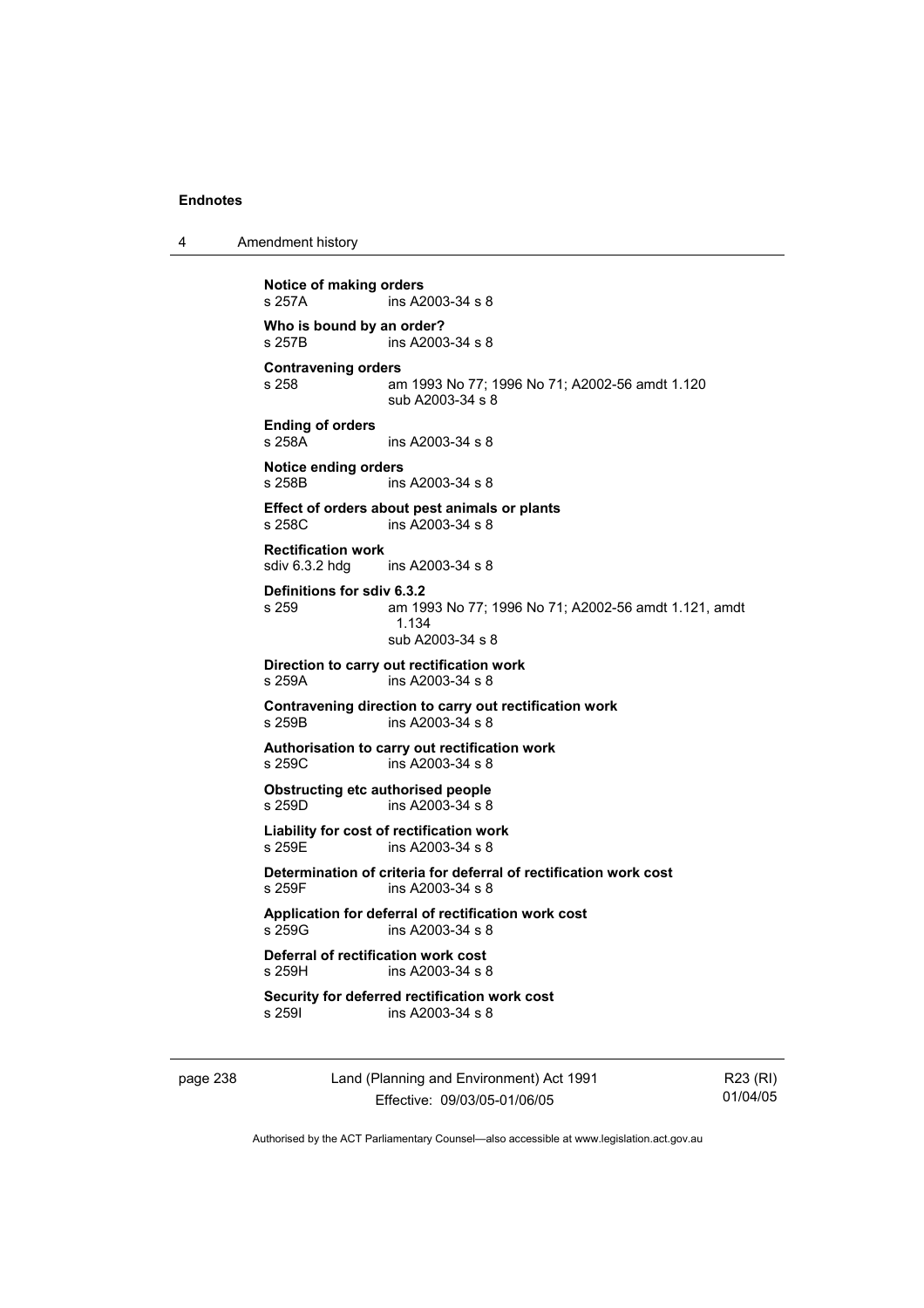**Notice of making orders**
s 257A ins A2003-34 s 8

**Who is bound by an order?**
s 257B ins A2003-34 s 8

**Contravening orders**
s 258 am 1993 No 77; 1996 No 71; A2002-56 amdt 1.120
sub A2003-34 s 8

**Ending of orders**
s 258A ins A2003-34 s 8

**Notice ending orders**
s 258B ins A2003-34 s 8

**Effect of orders about pest animals or plants**
s 258C ins A2003-34 s 8

**Rectification work**
sdiv 6.3.2 hdg ins A2003-34 s 8

**Definitions for sdiv 6.3.2**
s 259 am 1993 No 77; 1996 No 71; A2002-56 amdt 1.121, amdt 1.134
sub A2003-34 s 8

**Direction to carry out rectification work**
s 259A ins A2003-34 s 8

**Contravening direction to carry out rectification work**
s 259B ins A2003-34 s 8

**Authorisation to carry out rectification work**
s 259C ins A2003-34 s 8

**Obstructing etc authorised people**
s 259D ins A2003-34 s 8

**Liability for cost of rectification work**
s 259E ins A2003-34 s 8

**Determination of criteria for deferral of rectification work cost**
s 259F ins A2003-34 s 8

**Application for deferral of rectification work cost**
s 259G ins A2003-34 s 8

**Deferral of rectification work cost**
s 259H ins A2003-34 s 8

**Security for deferred rectification work cost**
s 259I ins A2003-34 s 8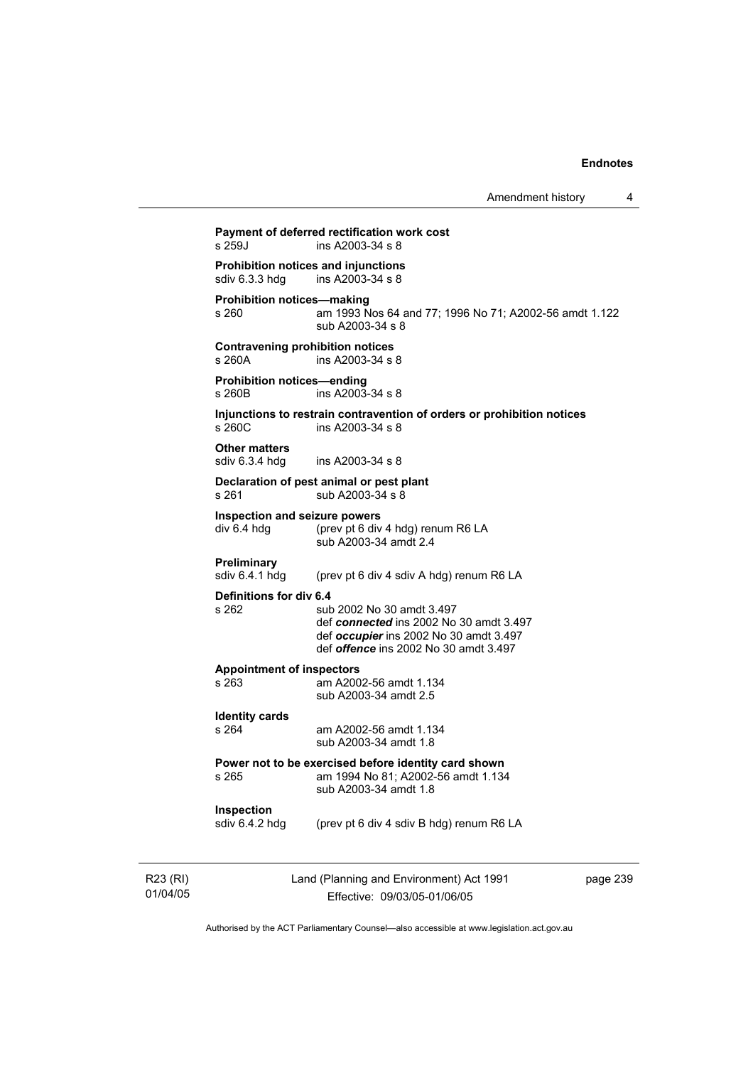**Payment of deferred rectification work cost**
s 259J ins A2003-34 s 8

**Prohibition notices and injunctions**
sdiv 6.3.3 hdg ins A2003-34 s 8

**Prohibition notices—making**
s 260 am 1993 Nos 64 and 77; 1996 No 71; A2002-56 amdt 1.122
sub A2003-34 s 8

**Contravening prohibition notices**
s 260A ins A2003-34 s 8

**Prohibition notices—ending**
s 260B ins A2003-34 s 8

**Injunctions to restrain contravention of orders or prohibition notices**
s 260C ins A2003-34 s 8

**Other matters**
sdiv 6.3.4 hdg ins A2003-34 s 8

**Declaration of pest animal or pest plant**
s 261 sub A2003-34 s 8

**Inspection and seizure powers**
div 6.4 hdg (prev pt 6 div 4 hdg) renum R6 LA
sub A2003-34 amdt 2.4

**Preliminary**
sdiv 6.4.1 hdg (prev pt 6 div 4 sdiv A hdg) renum R6 LA

**Definitions for div 6.4**
s 262 sub 2002 No 30 amdt 3.497
def ***connected*** ins 2002 No 30 amdt 3.497
def ***occupier*** ins 2002 No 30 amdt 3.497
def ***offence*** ins 2002 No 30 amdt 3.497

**Appointment of inspectors**
s 263 am A2002-56 amdt 1.134
sub A2003-34 amdt 2.5

**Identity cards**
s 264 am A2002-56 amdt 1.134
sub A2003-34 amdt 1.8

**Power not to be exercised before identity card shown**
s 265 am 1994 No 81; A2002-56 amdt 1.134
sub A2003-34 amdt 1.8

**Inspection**
sdiv 6.4.2 hdg (prev pt 6 div 4 sdiv B hdg) renum R6 LA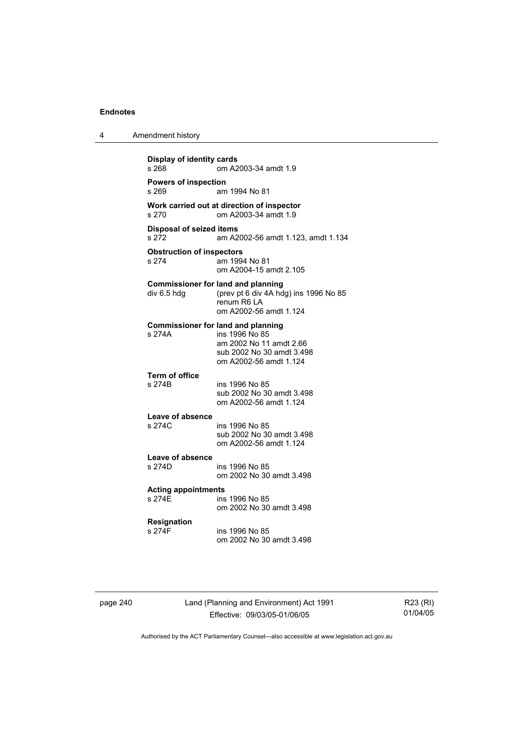**Display of identity cards**
s 268 om A2003-34 amdt 1.9

**Powers of inspection**
s 269 am 1994 No 81

**Work carried out at direction of inspector**
s 270 om A2003-34 amdt 1.9

**Disposal of seized items**
s 272 am A2002-56 amdt 1.123, amdt 1.134

**Obstruction of inspectors**
s 274 am 1994 No 81
om A2004-15 amdt 2.105

**Commissioner for land and planning**
div 6.5 hdg (prev pt 6 div 4A hdg) ins 1996 No 85
renum R6 LA
om A2002-56 amdt 1.124

**Commissioner for land and planning**
s 274A ins 1996 No 85
am 2002 No 11 amdt 2.66
sub 2002 No 30 amdt 3.498
om A2002-56 amdt 1.124

**Term of office**
s 274B ins 1996 No 85
sub 2002 No 30 amdt 3.498
om A2002-56 amdt 1.124

**Leave of absence**
s 274C ins 1996 No 85
sub 2002 No 30 amdt 3.498
om A2002-56 amdt 1.124

**Leave of absence**
s 274D ins 1996 No 85
om 2002 No 30 amdt 3.498

**Acting appointments**
s 274E ins 1996 No 85
om 2002 No 30 amdt 3.498

**Resignation**
s 274F ins 1996 No 85
om 2002 No 30 amdt 3.498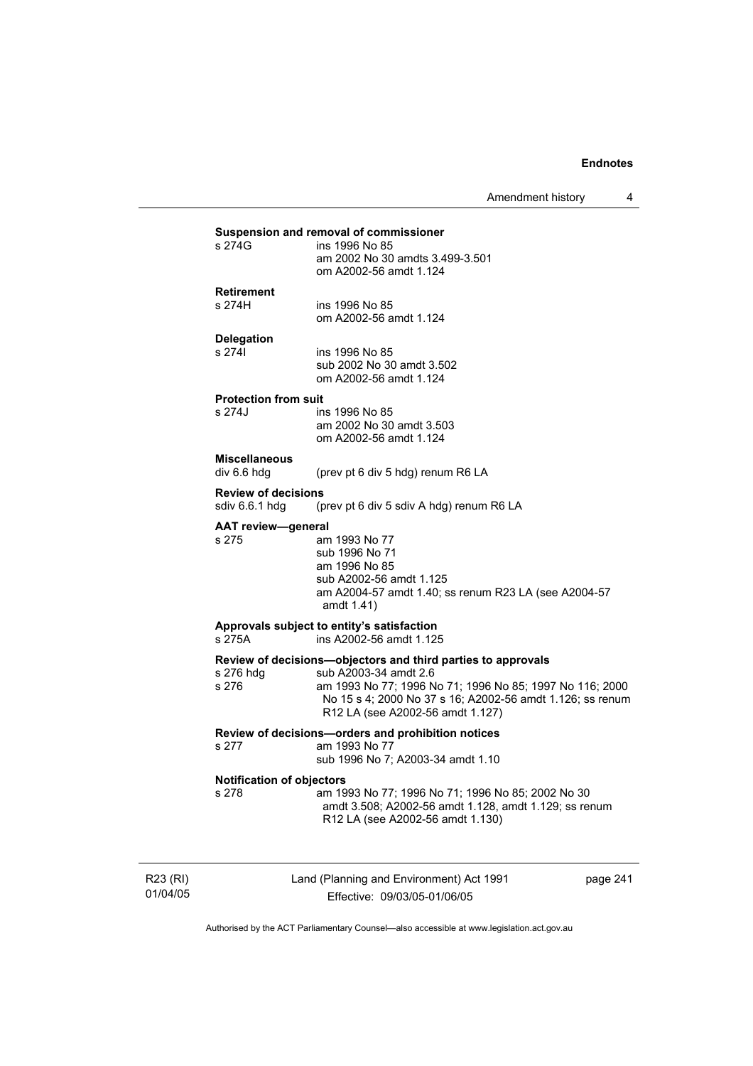**Suspension and removal of commissioner**

s 274G ins 1996 No 85
am 2002 No 30 amdts 3.499-3.501
om A2002-56 amdt 1.124

**Retirement**

s 274H ins 1996 No 85
om A2002-56 amdt 1.124

**Delegation**

s 274I ins 1996 No 85
sub 2002 No 30 amdt 3.502
om A2002-56 amdt 1.124

**Protection from suit**

s 274J ins 1996 No 85
am 2002 No 30 amdt 3.503
om A2002-56 amdt 1.124

**Miscellaneous**

div 6.6 hdg (prev pt 6 div 5 hdg) renum R6 LA

**Review of decisions**

sdiv 6.6.1 hdg (prev pt 6 div 5 sdiv A hdg) renum R6 LA

**AAT review—general**

s 275 am 1993 No 77
sub 1996 No 71
am 1996 No 85
sub A2002-56 amdt 1.125
am A2004-57 amdt 1.40; ss renum R23 LA (see A2004-57 amdt 1.41)

**Approvals subject to entity's satisfaction**

s 275A ins A2002-56 amdt 1.125

**Review of decisions—objectors and third parties to approvals**

s 276 hdg sub A2003-34 amdt 2.6
s 276 am 1993 No 77; 1996 No 71; 1996 No 85; 1997 No 116; 2000 No 15 s 4; 2000 No 37 s 16; A2002-56 amdt 1.126; ss renum R12 LA (see A2002-56 amdt 1.127)

**Review of decisions—orders and prohibition notices**

s 277 am 1993 No 77
sub 1996 No 7; A2003-34 amdt 1.10

**Notification of objectors**

s 278 am 1993 No 77; 1996 No 71; 1996 No 85; 2002 No 30 amdt 3.508; A2002-56 amdt 1.128, amdt 1.129; ss renum R12 LA (see A2002-56 amdt 1.130)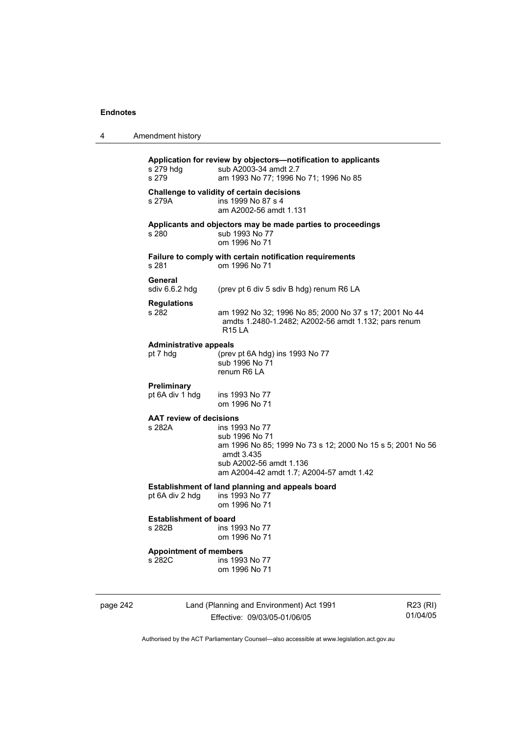**Application for review by objectors—notification to applicants**

s 279 hdg sub A2003-34 amdt 2.7

s 279 am 1993 No 77; 1996 No 71; 1996 No 85

**Challenge to validity of certain decisions**

s 279A ins 1999 No 87 s 4
am A2002-56 amdt 1.131

**Applicants and objectors may be made parties to proceedings**

s 280 sub 1993 No 77
om 1996 No 71

**Failure to comply with certain notification requirements**

s 281 om 1996 No 71

**General**

sdiv 6.6.2 hdg (prev pt 6 div 5 sdiv B hdg) renum R6 LA

**Regulations**

s 282 am 1992 No 32; 1996 No 85; 2000 No 37 s 17; 2001 No 44 amdts 1.2480-1.2482; A2002-56 amdt 1.132; pars renum R15 LA

**Administrative appeals**

pt 7 hdg (prev pt 6A hdg) ins 1993 No 77
sub 1996 No 71
renum R6 LA

**Preliminary**

pt 6A div 1 hdg ins 1993 No 77
om 1996 No 71

**AAT review of decisions**

s 282A ins 1993 No 77
sub 1996 No 71
am 1996 No 85; 1999 No 73 s 12; 2000 No 15 s 5; 2001 No 56 amdt 3.435
sub A2002-56 amdt 1.136
am A2004-42 amdt 1.7; A2004-57 amdt 1.42

**Establishment of land planning and appeals board**

pt 6A div 2 hdg ins 1993 No 77
om 1996 No 71

**Establishment of board**

s 282B ins 1993 No 77
om 1996 No 71

**Appointment of members**

s 282C ins 1993 No 77
om 1996 No 71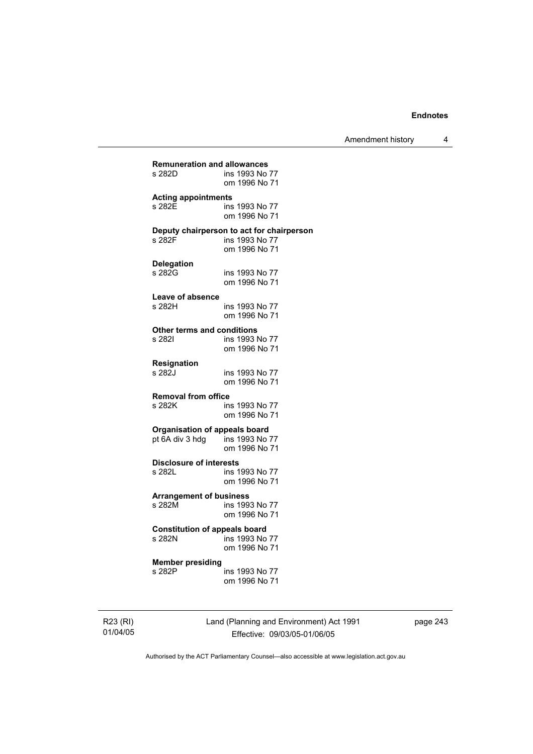**Remuneration and allowances**
s 282D ins 1993 No 77
om 1996 No 71

**Acting appointments**
s 282E ins 1993 No 77
om 1996 No 71

**Deputy chairperson to act for chairperson**
s 282F ins 1993 No 77
om 1996 No 71

**Delegation**
s 282G ins 1993 No 77
om 1996 No 71

**Leave of absence**
s 282H ins 1993 No 77
om 1996 No 71

**Other terms and conditions**
s 282I ins 1993 No 77
om 1996 No 71

**Resignation**
s 282J ins 1993 No 77
om 1996 No 71

**Removal from office**
s 282K ins 1993 No 77
om 1996 No 71

**Organisation of appeals board**
pt 6A div 3 hdg ins 1993 No 77
om 1996 No 71

**Disclosure of interests**
s 282L ins 1993 No 77
om 1996 No 71

**Arrangement of business**
s 282M ins 1993 No 77
om 1996 No 71

**Constitution of appeals board**
s 282N ins 1993 No 77
om 1996 No 71

**Member presiding**
s 282P ins 1993 No 77
om 1996 No 71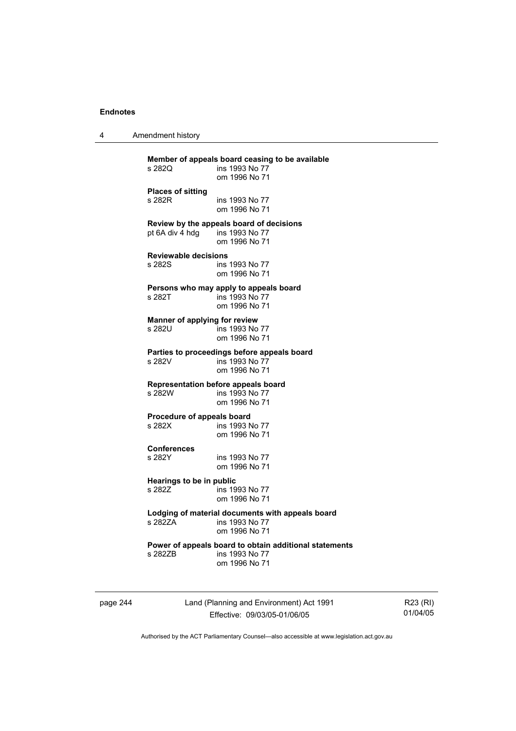**Member of appeals board ceasing to be available**
s 282Q ins 1993 No 77
om 1996 No 71

**Places of sitting**
s 282R ins 1993 No 77
om 1996 No 71

**Review by the appeals board of decisions**
pt 6A div 4 hdg ins 1993 No 77
om 1996 No 71

**Reviewable decisions**
s 282S ins 1993 No 77
om 1996 No 71

**Persons who may apply to appeals board**
s 282T ins 1993 No 77
om 1996 No 71

**Manner of applying for review**
s 282U ins 1993 No 77
om 1996 No 71

**Parties to proceedings before appeals board**
s 282V ins 1993 No 77
om 1996 No 71

**Representation before appeals board**
s 282W ins 1993 No 77
om 1996 No 71

**Procedure of appeals board**
s 282X ins 1993 No 77
om 1996 No 71

**Conferences**
s 282Y ins 1993 No 77
om 1996 No 71

**Hearings to be in public**
s 282Z ins 1993 No 77
om 1996 No 71

**Lodging of material documents with appeals board**
s 282ZA ins 1993 No 77
om 1996 No 71

**Power of appeals board to obtain additional statements**
s 282ZB ins 1993 No 77
om 1996 No 71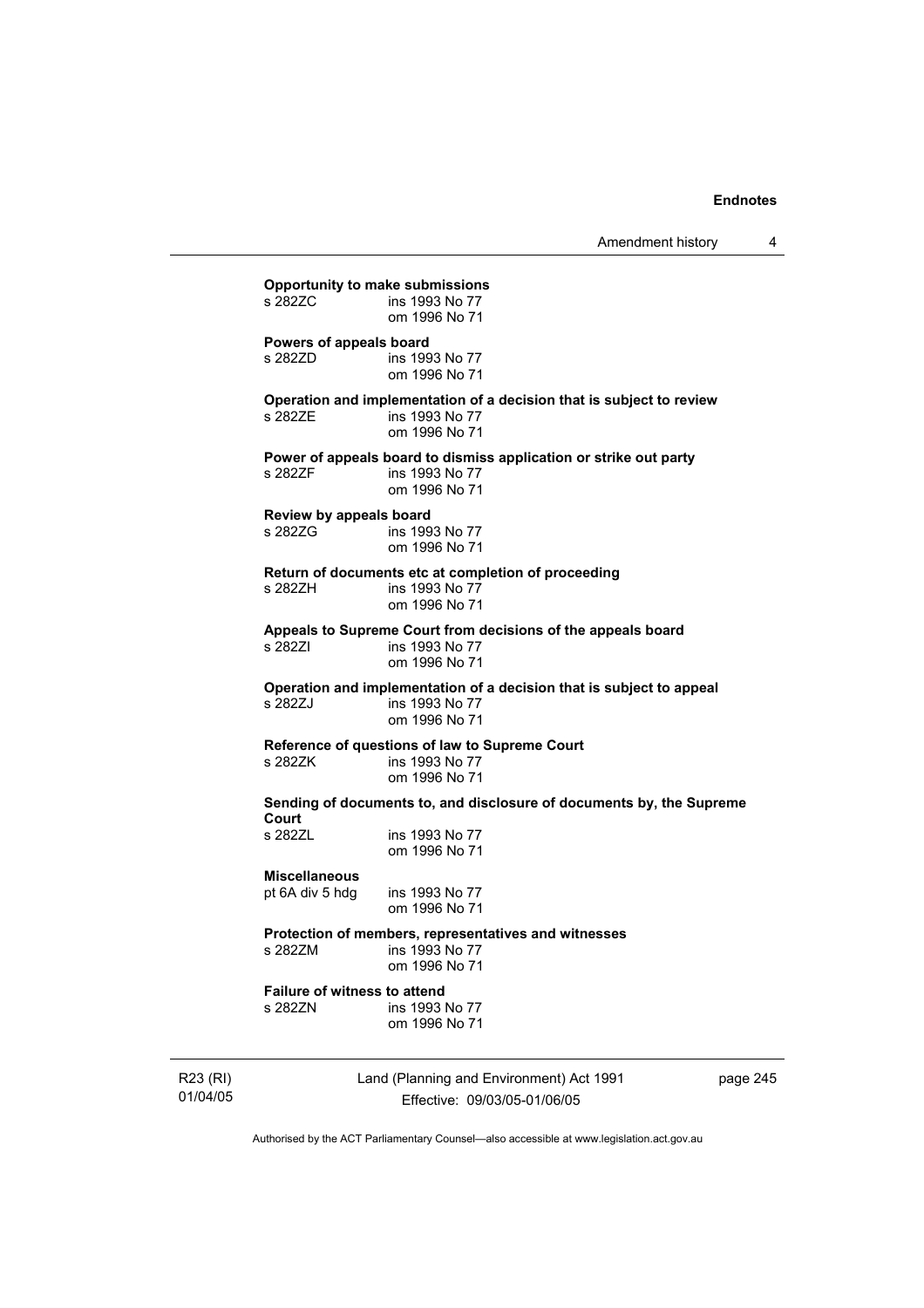**Opportunity to make submissions**
s 282ZC ins 1993 No 77
om 1996 No 71

**Powers of appeals board**
s 282ZD ins 1993 No 77
om 1996 No 71

**Operation and implementation of a decision that is subject to review**
s 282ZE ins 1993 No 77
om 1996 No 71

**Power of appeals board to dismiss application or strike out party**
s 282ZF ins 1993 No 77
om 1996 No 71

**Review by appeals board**
s 282ZG ins 1993 No 77
om 1996 No 71

**Return of documents etc at completion of proceeding**
s 282ZH ins 1993 No 77
om 1996 No 71

**Appeals to Supreme Court from decisions of the appeals board**
s 282ZI ins 1993 No 77
om 1996 No 71

**Operation and implementation of a decision that is subject to appeal**
s 282ZJ ins 1993 No 77
om 1996 No 71

**Reference of questions of law to Supreme Court**
s 282ZK ins 1993 No 77
om 1996 No 71

**Sending of documents to, and disclosure of documents by, the Supreme Court**
s 282ZL ins 1993 No 77
om 1996 No 71

**Miscellaneous**
pt 6A div 5 hdg ins 1993 No 77
om 1996 No 71

**Protection of members, representatives and witnesses**
s 282ZM ins 1993 No 77
om 1996 No 71

**Failure of witness to attend**
s 282ZN ins 1993 No 77
om 1996 No 71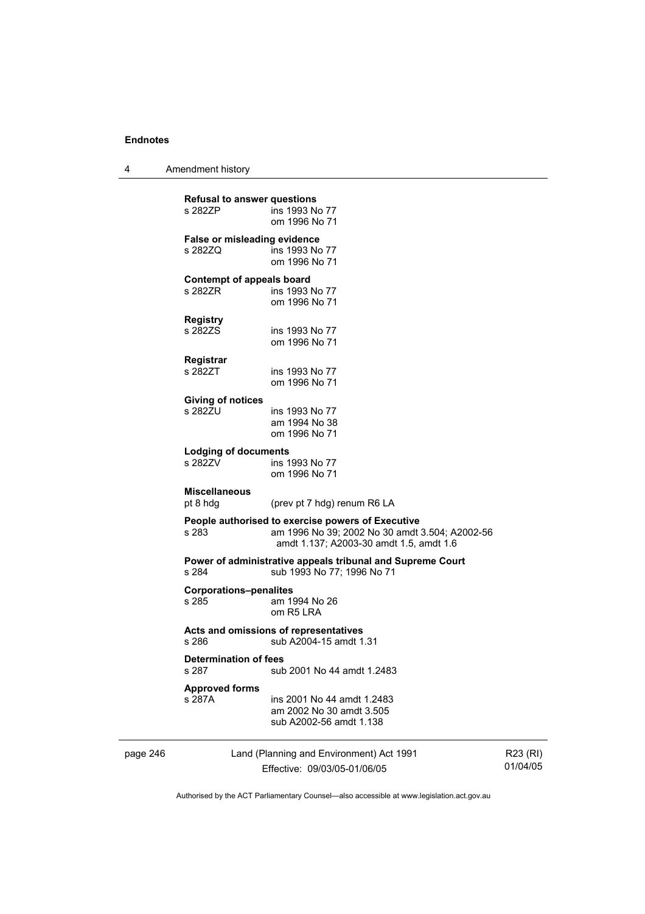**Refusal to answer questions**
s 282ZP ins 1993 No 77
om 1996 No 71

**False or misleading evidence**
s 282ZQ ins 1993 No 77
om 1996 No 71

**Contempt of appeals board**
s 282ZR ins 1993 No 77
om 1996 No 71

**Registry**
s 282ZS ins 1993 No 77
om 1996 No 71

**Registrar**
s 282ZT ins 1993 No 77
om 1996 No 71

**Giving of notices**
s 282ZU ins 1993 No 77
am 1994 No 38
om 1996 No 71

**Lodging of documents**
s 282ZV ins 1993 No 77
om 1996 No 71

**Miscellaneous**
pt 8 hdg (prev pt 7 hdg) renum R6 LA

**People authorised to exercise powers of Executive**
s 283 am 1996 No 39; 2002 No 30 amdt 3.504; A2002-56 amdt 1.137; A2003-30 amdt 1.5, amdt 1.6

**Power of administrative appeals tribunal and Supreme Court**
s 284 sub 1993 No 77; 1996 No 71

**Corporations–penalites**
s 285 am 1994 No 26
om R5 LRA

**Acts and omissions of representatives**
s 286 sub A2004-15 amdt 1.31

**Determination of fees**
s 287 sub 2001 No 44 amdt 1.2483

**Approved forms**
s 287A ins 2001 No 44 amdt 1.2483
am 2002 No 30 amdt 3.505
sub A2002-56 amdt 1.138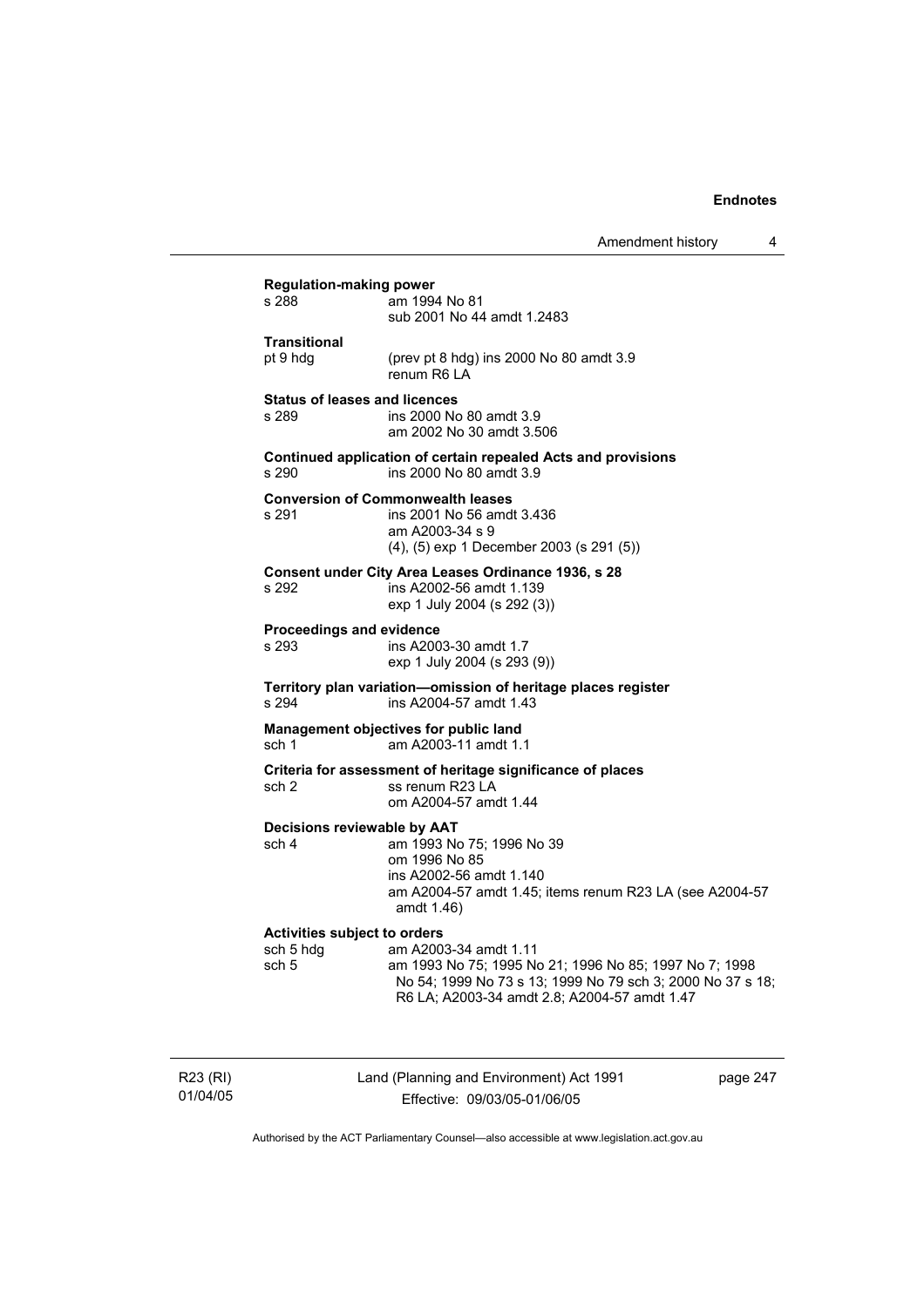**Regulation-making power**

| | |
|---|---|
| s 288 | am 1994 No 81<br>sub 2001 No 44 amdt 1.2483 |

**Transitional**

| | |
|---|---|
| pt 9 hdg | (prev pt 8 hdg) ins 2000 No 80 amdt 3.9<br>renum R6 LA |

**Status of leases and licences**

| | |
|---|---|
| s 289 | ins 2000 No 80 amdt 3.9<br>am 2002 No 30 amdt 3.506 |

**Continued application of certain repealed Acts and provisions**

| | |
|---|---|
| s 290 | ins 2000 No 80 amdt 3.9 |

**Conversion of Commonwealth leases**

| | |
|---|---|
| s 291 | ins 2001 No 56 amdt 3.436<br>am A2003-34 s 9<br>(4), (5) exp 1 December 2003 (s 291 (5)) |

**Consent under City Area Leases Ordinance 1936, s 28**

| | |
|---|---|
| s 292 | ins A2002-56 amdt 1.139<br>exp 1 July 2004 (s 292 (3)) |

**Proceedings and evidence**

| | |
|---|---|
| s 293 | ins A2003-30 amdt 1.7<br>exp 1 July 2004 (s 293 (9)) |

**Territory plan variation—omission of heritage places register**

| | |
|---|---|
| s 294 | ins A2004-57 amdt 1.43 |

**Management objectives for public land**

| | |
|---|---|
| sch 1 | am A2003-11 amdt 1.1 |

**Criteria for assessment of heritage significance of places**

| | |
|---|---|
| sch 2 | ss renum R23 LA<br>om A2004-57 amdt 1.44 |

**Decisions reviewable by AAT**

| | |
|---|---|
| sch 4 | am 1993 No 75; 1996 No 39<br>om 1996 No 85<br>ins A2002-56 amdt 1.140<br>am A2004-57 amdt 1.45; items renum R23 LA (see A2004-57 amdt 1.46) |

**Activities subject to orders**

| | |
|---|---|
| sch 5 hdg | am A2003-34 amdt 1.11 |
| sch 5 | am 1993 No 75; 1995 No 21; 1996 No 85; 1997 No 7; 1998 No 54; 1999 No 73 s 13; 1999 No 79 sch 3; 2000 No 37 s 18; R6 LA; A2003-34 amdt 2.8; A2004-57 amdt 1.47 |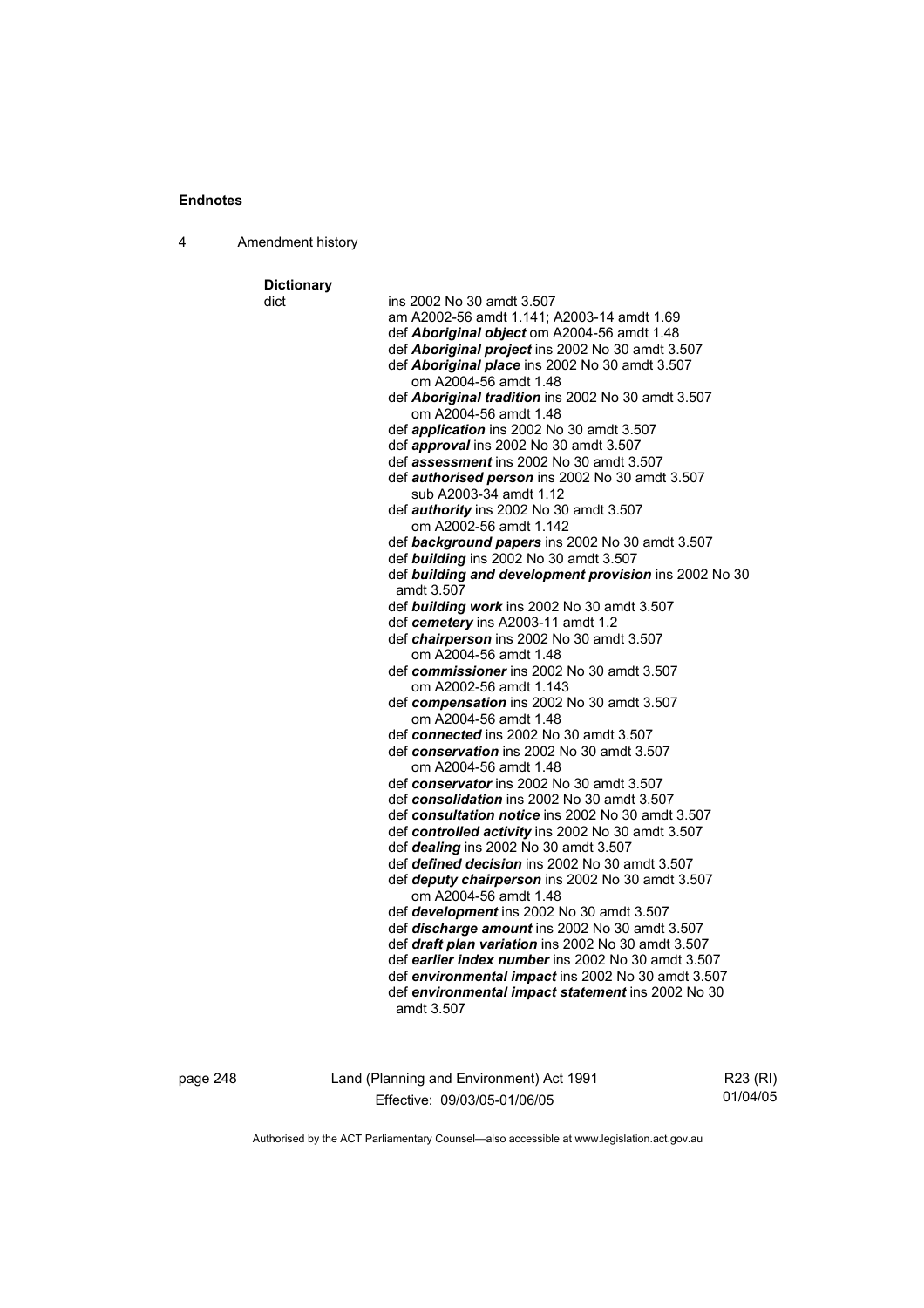**Dictionary**

dict ins 2002 No 30 amdt 3.507
am A2002-56 amdt 1.141; A2003-14 amdt 1.69
def ***Aboriginal object*** om A2004-56 amdt 1.48
def ***Aboriginal project*** ins 2002 No 30 amdt 3.507
def ***Aboriginal place*** ins 2002 No 30 amdt 3.507
om A2004-56 amdt 1.48
def ***Aboriginal tradition*** ins 2002 No 30 amdt 3.507
om A2004-56 amdt 1.48
def ***application*** ins 2002 No 30 amdt 3.507
def ***approval*** ins 2002 No 30 amdt 3.507
def ***assessment*** ins 2002 No 30 amdt 3.507
def ***authorised person*** ins 2002 No 30 amdt 3.507
sub A2003-34 amdt 1.12
def ***authority*** ins 2002 No 30 amdt 3.507
om A2002-56 amdt 1.142
def ***background papers*** ins 2002 No 30 amdt 3.507
def ***building*** ins 2002 No 30 amdt 3.507
def ***building and development provision*** ins 2002 No 30 amdt 3.507
def ***building work*** ins 2002 No 30 amdt 3.507
def ***cemetery*** ins A2003-11 amdt 1.2
def ***chairperson*** ins 2002 No 30 amdt 3.507
om A2004-56 amdt 1.48
def ***commissioner*** ins 2002 No 30 amdt 3.507
om A2002-56 amdt 1.143
def ***compensation*** ins 2002 No 30 amdt 3.507
om A2004-56 amdt 1.48
def ***connected*** ins 2002 No 30 amdt 3.507
def ***conservation*** ins 2002 No 30 amdt 3.507
om A2004-56 amdt 1.48
def ***conservator*** ins 2002 No 30 amdt 3.507
def ***consolidation*** ins 2002 No 30 amdt 3.507
def ***consultation notice*** ins 2002 No 30 amdt 3.507
def ***controlled activity*** ins 2002 No 30 amdt 3.507
def ***dealing*** ins 2002 No 30 amdt 3.507
def ***defined decision*** ins 2002 No 30 amdt 3.507
def ***deputy chairperson*** ins 2002 No 30 amdt 3.507
om A2004-56 amdt 1.48
def ***development*** ins 2002 No 30 amdt 3.507
def ***discharge amount*** ins 2002 No 30 amdt 3.507
def ***draft plan variation*** ins 2002 No 30 amdt 3.507
def ***earlier index number*** ins 2002 No 30 amdt 3.507
def ***environmental impact*** ins 2002 No 30 amdt 3.507
def ***environmental impact statement*** ins 2002 No 30 amdt 3.507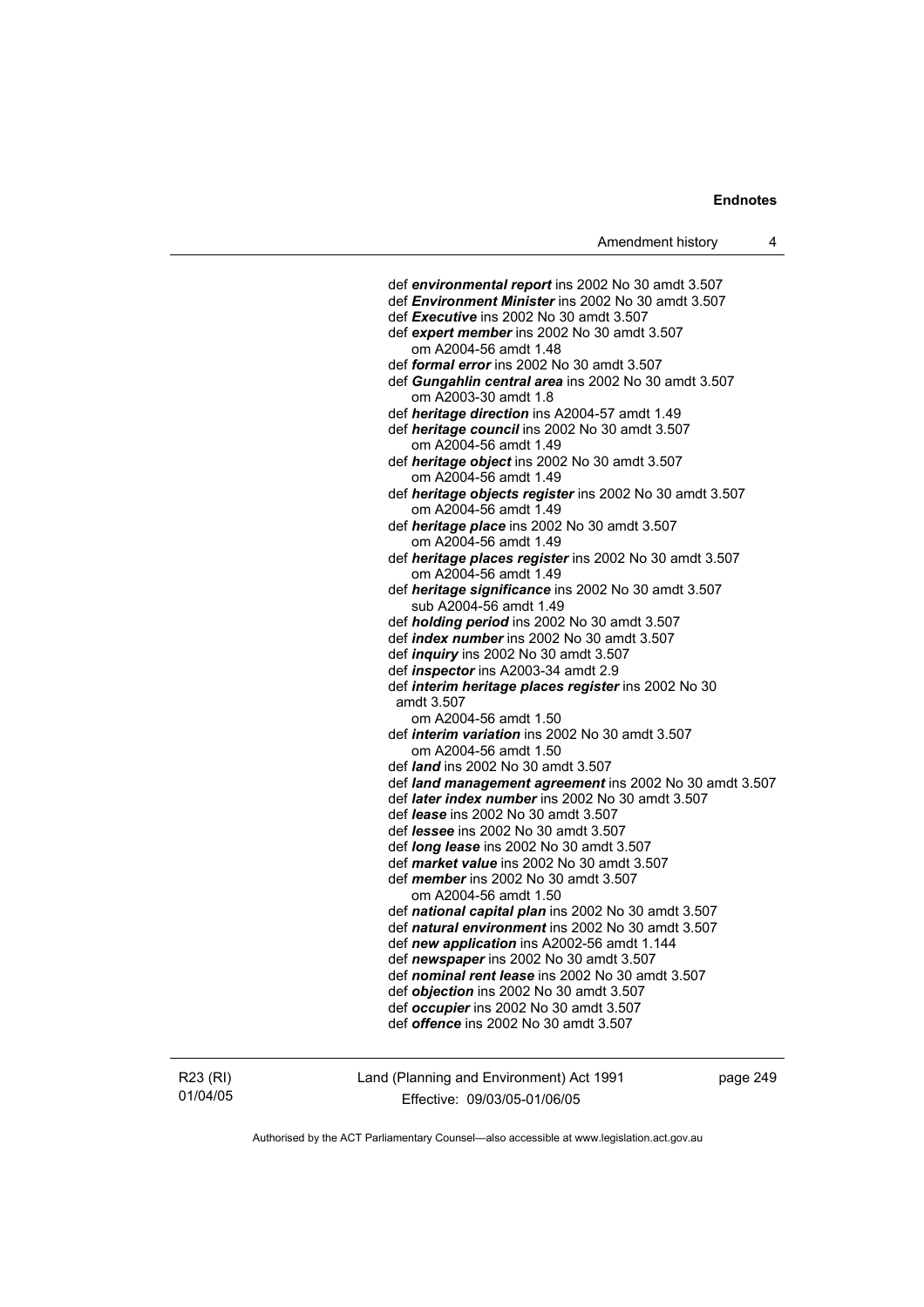def ***environmental report*** ins 2002 No 30 amdt 3.507
def ***Environment Minister*** ins 2002 No 30 amdt 3.507
def ***Executive*** ins 2002 No 30 amdt 3.507
def ***expert member*** ins 2002 No 30 amdt 3.507
   om A2004-56 amdt 1.48
def ***formal error*** ins 2002 No 30 amdt 3.507
def ***Gungahlin central area*** ins 2002 No 30 amdt 3.507
   om A2003-30 amdt 1.8
def ***heritage direction*** ins A2004-57 amdt 1.49
def ***heritage council*** ins 2002 No 30 amdt 3.507
   om A2004-56 amdt 1.49
def ***heritage object*** ins 2002 No 30 amdt 3.507
   om A2004-56 amdt 1.49
def ***heritage objects register*** ins 2002 No 30 amdt 3.507
   om A2004-56 amdt 1.49
def ***heritage place*** ins 2002 No 30 amdt 3.507
   om A2004-56 amdt 1.49
def ***heritage places register*** ins 2002 No 30 amdt 3.507
   om A2004-56 amdt 1.49
def ***heritage significance*** ins 2002 No 30 amdt 3.507
   sub A2004-56 amdt 1.49
def ***holding period*** ins 2002 No 30 amdt 3.507
def ***index number*** ins 2002 No 30 amdt 3.507
def ***inquiry*** ins 2002 No 30 amdt 3.507
def ***inspector*** ins A2003-34 amdt 2.9
def ***interim heritage places register*** ins 2002 No 30 amdt 3.507
   om A2004-56 amdt 1.50
def ***interim variation*** ins 2002 No 30 amdt 3.507
   om A2004-56 amdt 1.50
def ***land*** ins 2002 No 30 amdt 3.507
def ***land management agreement*** ins 2002 No 30 amdt 3.507
def ***later index number*** ins 2002 No 30 amdt 3.507
def ***lease*** ins 2002 No 30 amdt 3.507
def ***lessee*** ins 2002 No 30 amdt 3.507
def ***long lease*** ins 2002 No 30 amdt 3.507
def ***market value*** ins 2002 No 30 amdt 3.507
def ***member*** ins 2002 No 30 amdt 3.507
   om A2004-56 amdt 1.50
def ***national capital plan*** ins 2002 No 30 amdt 3.507
def ***natural environment*** ins 2002 No 30 amdt 3.507
def ***new application*** ins A2002-56 amdt 1.144
def ***newspaper*** ins 2002 No 30 amdt 3.507
def ***nominal rent lease*** ins 2002 No 30 amdt 3.507
def ***objection*** ins 2002 No 30 amdt 3.507
def ***occupier*** ins 2002 No 30 amdt 3.507
def ***offence*** ins 2002 No 30 amdt 3.507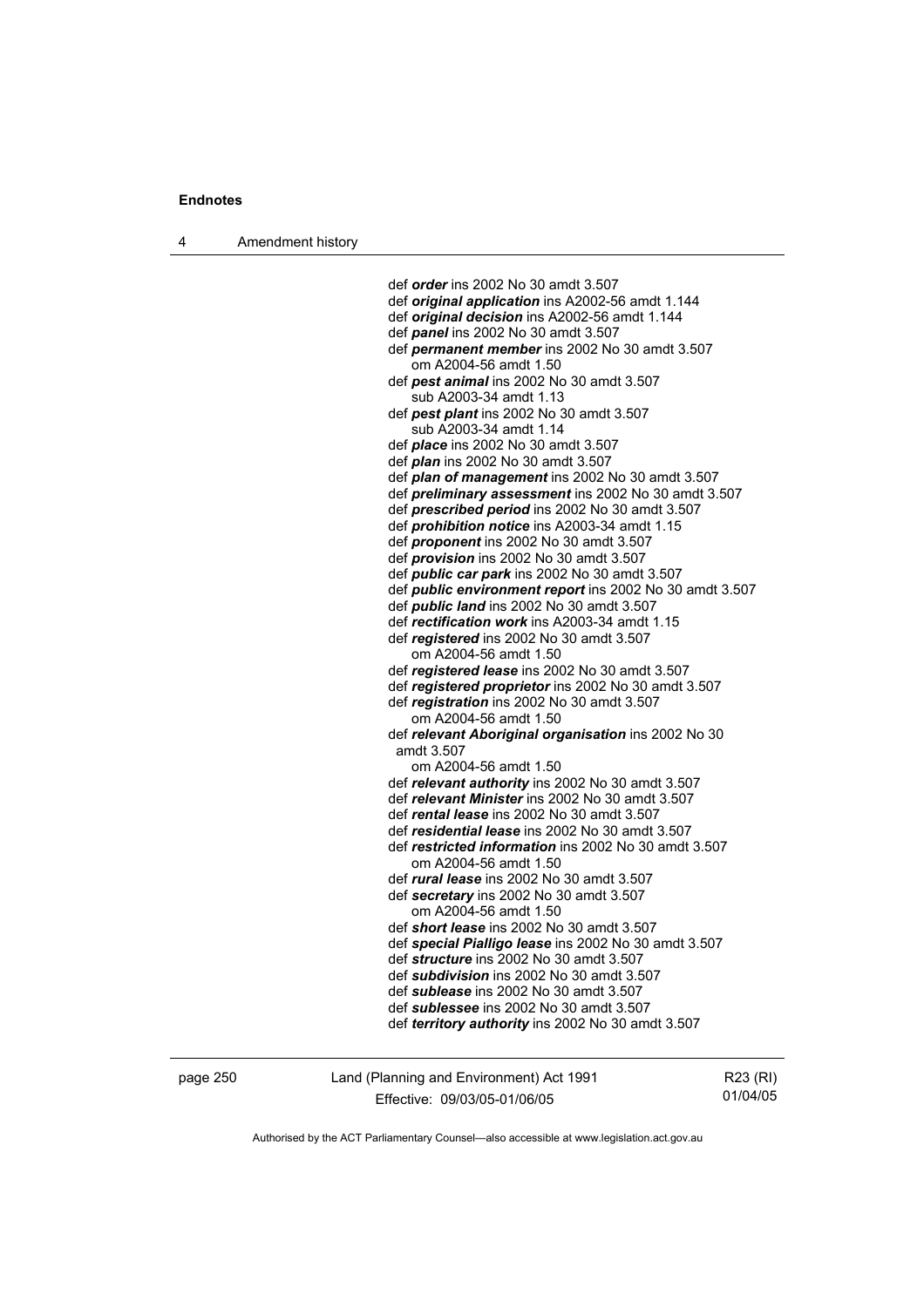def ***order*** ins 2002 No 30 amdt 3.507
def ***original application*** ins A2002-56 amdt 1.144
def ***original decision*** ins A2002-56 amdt 1.144
def ***panel*** ins 2002 No 30 amdt 3.507
def ***permanent member*** ins 2002 No 30 amdt 3.507
  om A2004-56 amdt 1.50
def ***pest animal*** ins 2002 No 30 amdt 3.507
  sub A2003-34 amdt 1.13
def ***pest plant*** ins 2002 No 30 amdt 3.507
  sub A2003-34 amdt 1.14
def ***place*** ins 2002 No 30 amdt 3.507
def ***plan*** ins 2002 No 30 amdt 3.507
def ***plan of management*** ins 2002 No 30 amdt 3.507
def ***preliminary assessment*** ins 2002 No 30 amdt 3.507
def ***prescribed period*** ins 2002 No 30 amdt 3.507
def ***prohibition notice*** ins A2003-34 amdt 1.15
def ***proponent*** ins 2002 No 30 amdt 3.507
def ***provision*** ins 2002 No 30 amdt 3.507
def ***public car park*** ins 2002 No 30 amdt 3.507
def ***public environment report*** ins 2002 No 30 amdt 3.507
def ***public land*** ins 2002 No 30 amdt 3.507
def ***rectification work*** ins A2003-34 amdt 1.15
def ***registered*** ins 2002 No 30 amdt 3.507
  om A2004-56 amdt 1.50
def ***registered lease*** ins 2002 No 30 amdt 3.507
def ***registered proprietor*** ins 2002 No 30 amdt 3.507
def ***registration*** ins 2002 No 30 amdt 3.507
  om A2004-56 amdt 1.50
def ***relevant Aboriginal organisation*** ins 2002 No 30 amdt 3.507
  om A2004-56 amdt 1.50
def ***relevant authority*** ins 2002 No 30 amdt 3.507
def ***relevant Minister*** ins 2002 No 30 amdt 3.507
def ***rental lease*** ins 2002 No 30 amdt 3.507
def ***residential lease*** ins 2002 No 30 amdt 3.507
def ***restricted information*** ins 2002 No 30 amdt 3.507
  om A2004-56 amdt 1.50
def ***rural lease*** ins 2002 No 30 amdt 3.507
def ***secretary*** ins 2002 No 30 amdt 3.507
  om A2004-56 amdt 1.50
def ***short lease*** ins 2002 No 30 amdt 3.507
def ***special Pialligo lease*** ins 2002 No 30 amdt 3.507
def ***structure*** ins 2002 No 30 amdt 3.507
def ***subdivision*** ins 2002 No 30 amdt 3.507
def ***sublease*** ins 2002 No 30 amdt 3.507
def ***sublessee*** ins 2002 No 30 amdt 3.507
def ***territory authority*** ins 2002 No 30 amdt 3.507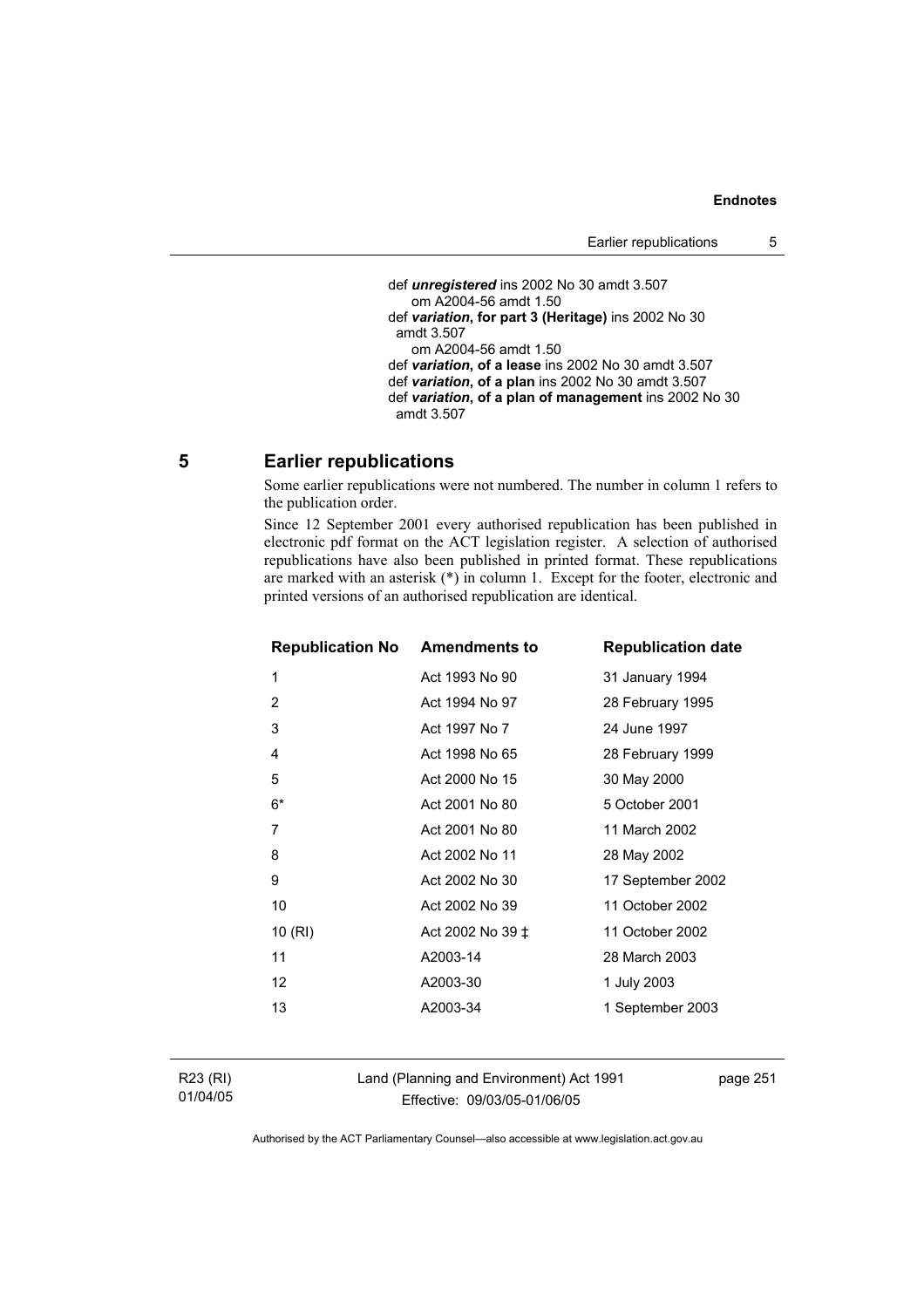def ***unregistered*** ins 2002 No 30 amdt 3.507
om A2004-56 amdt 1.50
def ***variation*, for part 3 (Heritage)** ins 2002 No 30 amdt 3.507
om A2004-56 amdt 1.50
def ***variation*, of a lease** ins 2002 No 30 amdt 3.507
def ***variation*, of a plan** ins 2002 No 30 amdt 3.507
def ***variation*, of a plan of management** ins 2002 No 30 amdt 3.507

## 5 Earlier republications

Some earlier republications were not numbered. The number in column 1 refers to the publication order.

Since 12 September 2001 every authorised republication has been published in electronic pdf format on the ACT legislation register. A selection of authorised republications have also been published in printed format. These republications are marked with an asterisk (*) in column 1. Except for the footer, electronic and printed versions of an authorised republication are identical.

| Republication No | Amendments to | Republication date |
|---|---|---|
| 1 | Act 1993 No 90 | 31 January 1994 |
| 2 | Act 1994 No 97 | 28 February 1995 |
| 3 | Act 1997 No 7 | 24 June 1997 |
| 4 | Act 1998 No 65 | 28 February 1999 |
| 5 | Act 2000 No 15 | 30 May 2000 |
| 6* | Act 2001 No 80 | 5 October 2001 |
| 7 | Act 2001 No 80 | 11 March 2002 |
| 8 | Act 2002 No 11 | 28 May 2002 |
| 9 | Act 2002 No 30 | 17 September 2002 |
| 10 | Act 2002 No 39 | 11 October 2002 |
| 10 (RI) | Act 2002 No 39 ‡ | 11 October 2002 |
| 11 | A2003-14 | 28 March 2003 |
| 12 | A2003-30 | 1 July 2003 |
| 13 | A2003-34 | 1 September 2003 |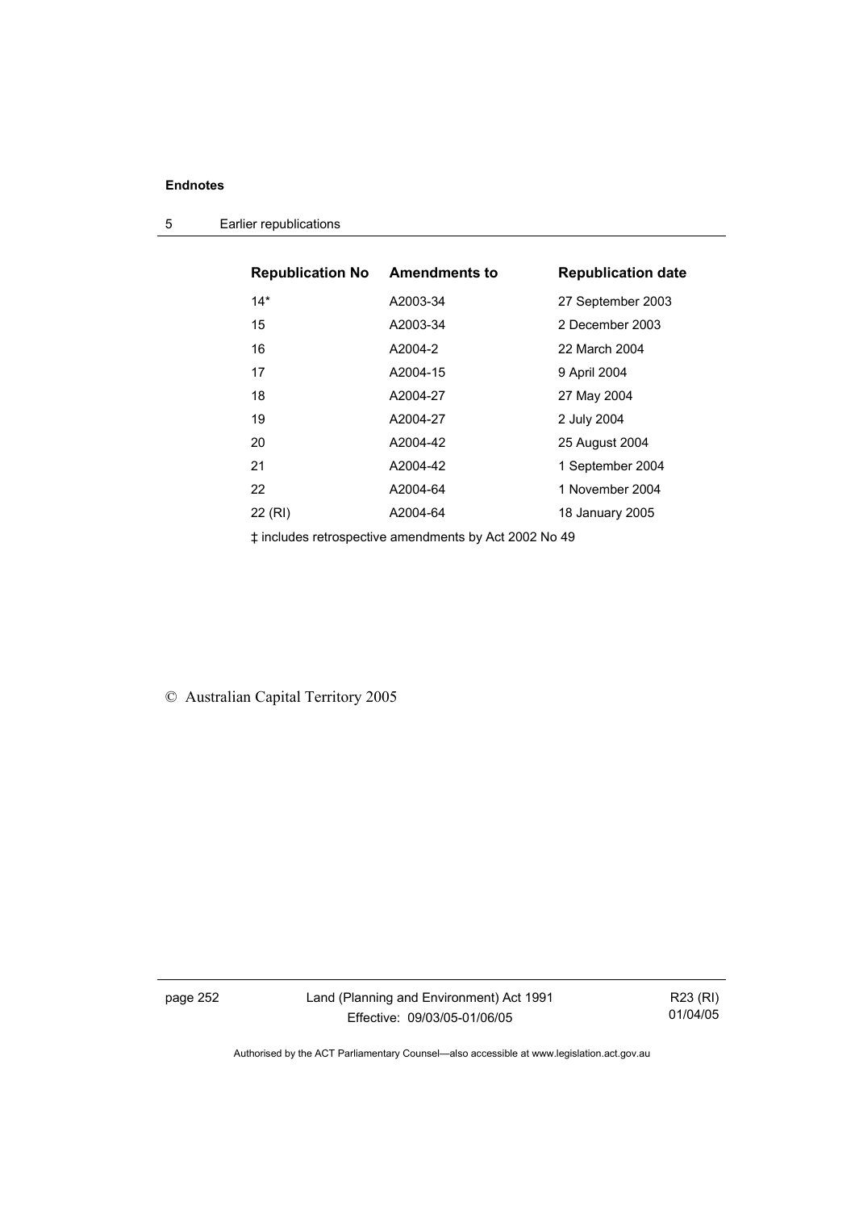| Republication No | Amendments to | Republication date |
|---|---|---|
| 14* | A2003-34 | 27 September 2003 |
| 15 | A2003-34 | 2 December 2003 |
| 16 | A2004-2 | 22 March 2004 |
| 17 | A2004-15 | 9 April 2004 |
| 18 | A2004-27 | 27 May 2004 |
| 19 | A2004-27 | 2 July 2004 |
| 20 | A2004-42 | 25 August 2004 |
| 21 | A2004-42 | 1 September 2004 |
| 22 | A2004-64 | 1 November 2004 |
| 22 (RI) | A2004-64 | 18 January 2005 |

‡ includes retrospective amendments by Act 2002 No 49

© Australian Capital Territory 2005